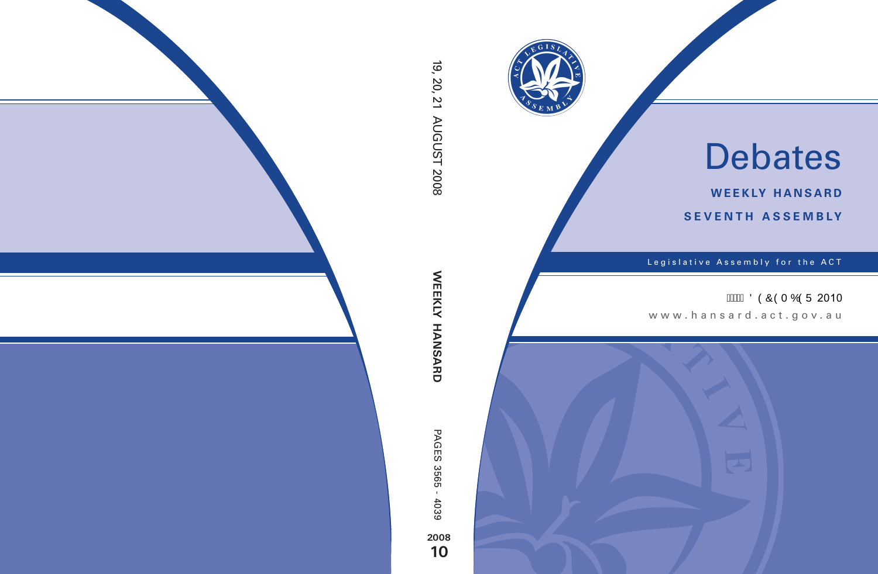# Debates

**WEEKLY HANSARD**

**SEVENTH ASSEMBLY**

Legislative Assembly for the ACT

' (&( 0 %( 5 2010

www.hansard.act.gov.au

19, 20, 21 AUGUST 2008

**WEEKLY HANSARD**

PAGES 3565 - 4039

**2008**

**10**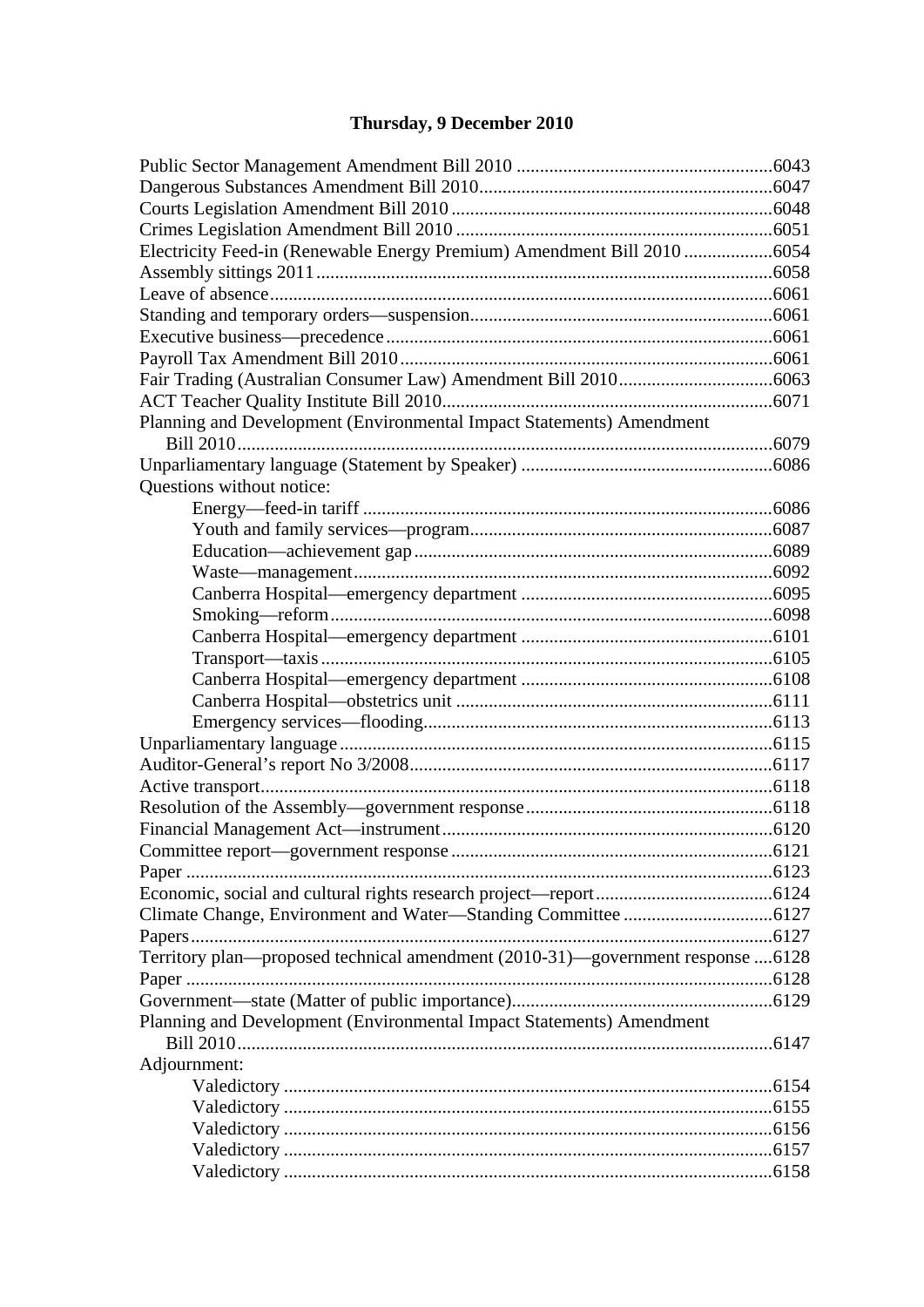# Thursday, 9 December 2010

Public Sector Management Amendment Bill 2010 .......................................................6043
Dangerous Substances Amendment Bill 2010..............................................................6047
Courts Legislation Amendment Bill 2010 ....................................................................6048
Crimes Legislation Amendment Bill 2010 ...................................................................6051
Electricity Feed-in (Renewable Energy Premium) Amendment Bill 2010 ...................6054
Assembly sittings 2011 .................................................................................................6058
Leave of absence ..........................................................................................................6061
Standing and temporary orders—suspension................................................................6061
Executive business—precedence ..................................................................................6061
Payroll Tax Amendment Bill 2010 ...............................................................................6061
Fair Trading (Australian Consumer Law) Amendment Bill 2010.................................6063
ACT Teacher Quality Institute Bill 2010......................................................................6071
Planning and Development (Environmental Impact Statements) Amendment
    Bill 2010 ..................................................................................................................6079
Unparliamentary language (Statement by Speaker) .....................................................6086
Questions without notice:
        Energy—feed-in tariff .......................................................................................6086
        Youth and family services—program................................................................6087
        Education—achievement gap ............................................................................6089
        Waste—management .........................................................................................6092
        Canberra Hospital—emergency department .....................................................6095
        Smoking—reform ..............................................................................................6098
        Canberra Hospital—emergency department .....................................................6101
        Transport—taxis ................................................................................................6105
        Canberra Hospital—emergency department .....................................................6108
        Canberra Hospital—obstetrics unit ...................................................................6111
        Emergency services—flooding..........................................................................6113
Unparliamentary language ............................................................................................6115
Auditor-General's report No 3/2008.............................................................................6117
Active transport.............................................................................................................6118
Resolution of the Assembly—government response ....................................................6118
Financial Management Act—instrument ......................................................................6120
Committee report—government response ....................................................................6121
Paper .............................................................................................................................6123
Economic, social and cultural rights research project—report......................................6124
Climate Change, Environment and Water—Standing Committee ...............................6127
Papers............................................................................................................................6127
Territory plan—proposed technical amendment (2010-31)—government response ....6128
Paper .............................................................................................................................6128
Government—state (Matter of public importance).......................................................6129
Planning and Development (Environmental Impact Statements) Amendment
    Bill 2010 ..................................................................................................................6147
Adjournment:
        Valedictory ........................................................................................................6154
        Valedictory ........................................................................................................6155
        Valedictory ........................................................................................................6156
        Valedictory ........................................................................................................6157
        Valedictory ........................................................................................................6158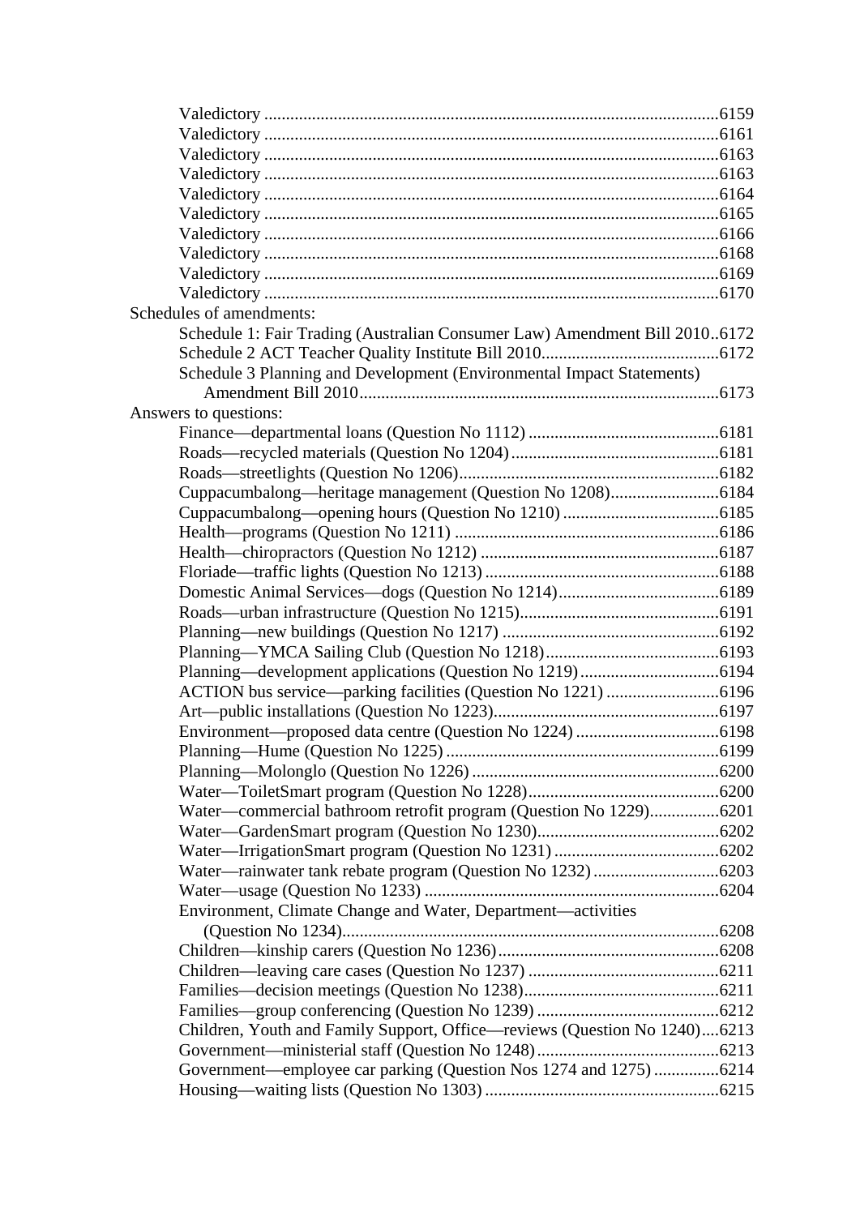Valedictory ........................................................................................................6159
Valedictory ........................................................................................................6161
Valedictory ........................................................................................................6163
Valedictory ........................................................................................................6163
Valedictory ........................................................................................................6164
Valedictory ........................................................................................................6165
Valedictory ........................................................................................................6166
Valedictory ........................................................................................................6168
Valedictory ........................................................................................................6169
Valedictory ........................................................................................................6170

Schedules of amendments:

- Schedule 1: Fair Trading (Australian Consumer Law) Amendment Bill 2010..6172
- Schedule 2 ACT Teacher Quality Institute Bill 2010.........................................6172
- Schedule 3 Planning and Development (Environmental Impact Statements) Amendment Bill 2010...................................................................................6173

Answers to questions:

- Finance—departmental loans (Question No 1112) ............................................6181
- Roads—recycled materials (Question No 1204)................................................6181
- Roads—streetlights (Question No 1206)............................................................6182
- Cuppacumbalong—heritage management (Question No 1208).........................6184
- Cuppacumbalong—opening hours (Question No 1210) ....................................6185
- Health—programs (Question No 1211) .............................................................6186
- Health—chiropractors (Question No 1212) .......................................................6187
- Floriade—traffic lights (Question No 1213) ......................................................6188
- Domestic Animal Services—dogs (Question No 1214).....................................6189
- Roads—urban infrastructure (Question No 1215)..............................................6191
- Planning—new buildings (Question No 1217) ..................................................6192
- Planning—YMCA Sailing Club (Question No 1218)........................................6193
- Planning—development applications (Question No 1219)................................6194
- ACTION bus service—parking facilities (Question No 1221) ..........................6196
- Art—public installations (Question No 1223)....................................................6197
- Environment—proposed data centre (Question No 1224) .................................6198
- Planning—Hume (Question No 1225) ...............................................................6199
- Planning—Molonglo (Question No 1226) .........................................................6200
- Water—ToiletSmart program (Question No 1228)............................................6200
- Water—commercial bathroom retrofit program (Question No 1229)................6201
- Water—GardenSmart program (Question No 1230)..........................................6202
- Water—IrrigationSmart program (Question No 1231) ......................................6202
- Water—rainwater tank rebate program (Question No 1232).............................6203
- Water—usage (Question No 1233) ....................................................................6204
- Environment, Climate Change and Water, Department—activities (Question No 1234).......................................................................................6208
- Children—kinship carers (Question No 1236)...................................................6208
- Children—leaving care cases (Question No 1237) ............................................6211
- Families—decision meetings (Question No 1238).............................................6211
- Families—group conferencing (Question No 1239) ..........................................6212
- Children, Youth and Family Support, Office—reviews (Question No 1240)....6213
- Government—ministerial staff (Question No 1248)..........................................6213
- Government—employee car parking (Question Nos 1274 and 1275) ...............6214
- Housing—waiting lists (Question No 1303) ......................................................6215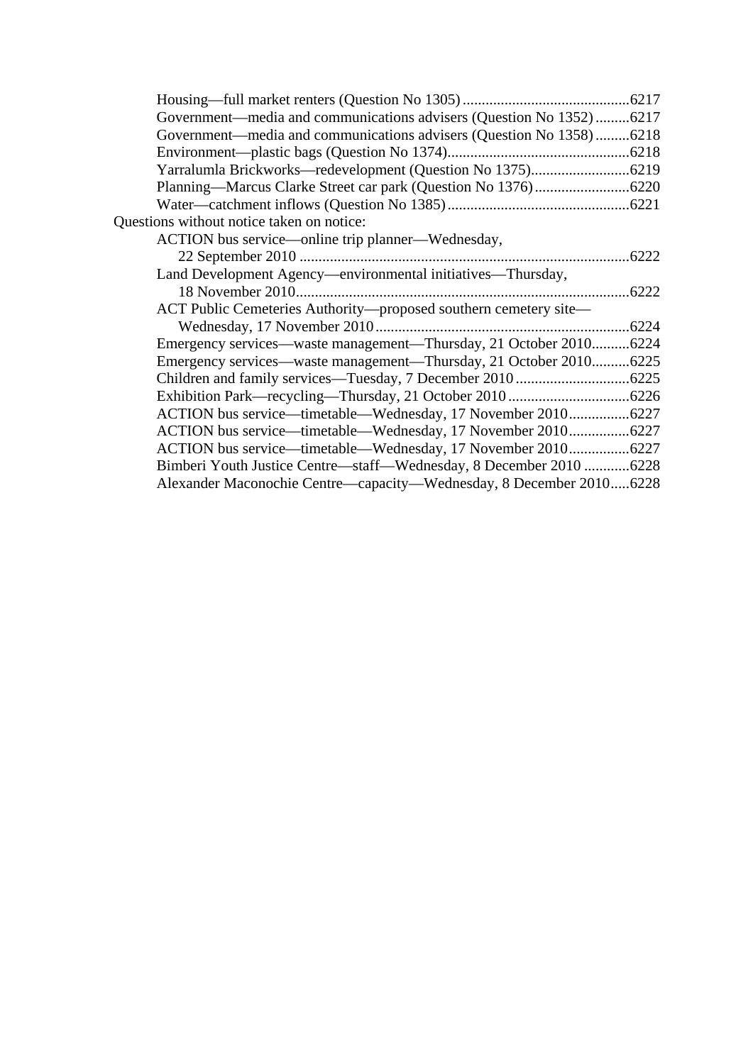Housing—full market renters (Question No 1305) ............................................6217
Government—media and communications advisers (Question No 1352) .........6217
Government—media and communications advisers (Question No 1358) .........6218
Environment—plastic bags (Question No 1374)................................................6218
Yarralumla Brickworks—redevelopment (Question No 1375)..........................6219
Planning—Marcus Clarke Street car park (Question No 1376).........................6220
Water—catchment inflows (Question No 1385)................................................6221

Questions without notice taken on notice:

ACTION bus service—online trip planner—Wednesday, 22 September 2010 .......................................................................................6222
Land Development Agency—environmental initiatives—Thursday, 18 November 2010........................................................................................6222
ACT Public Cemeteries Authority—proposed southern cemetery site—Wednesday, 17 November 2010...................................................................6224
Emergency services—waste management—Thursday, 21 October 2010..........6224
Emergency services—waste management—Thursday, 21 October 2010..........6225
Children and family services—Tuesday, 7 December 2010..............................6225
Exhibition Park—recycling—Thursday, 21 October 2010................................6226
ACTION bus service—timetable—Wednesday, 17 November 2010................6227
ACTION bus service—timetable—Wednesday, 17 November 2010................6227
ACTION bus service—timetable—Wednesday, 17 November 2010................6227
Bimberi Youth Justice Centre—staff—Wednesday, 8 December 2010 ............6228
Alexander Maconochie Centre—capacity—Wednesday, 8 December 2010.....6228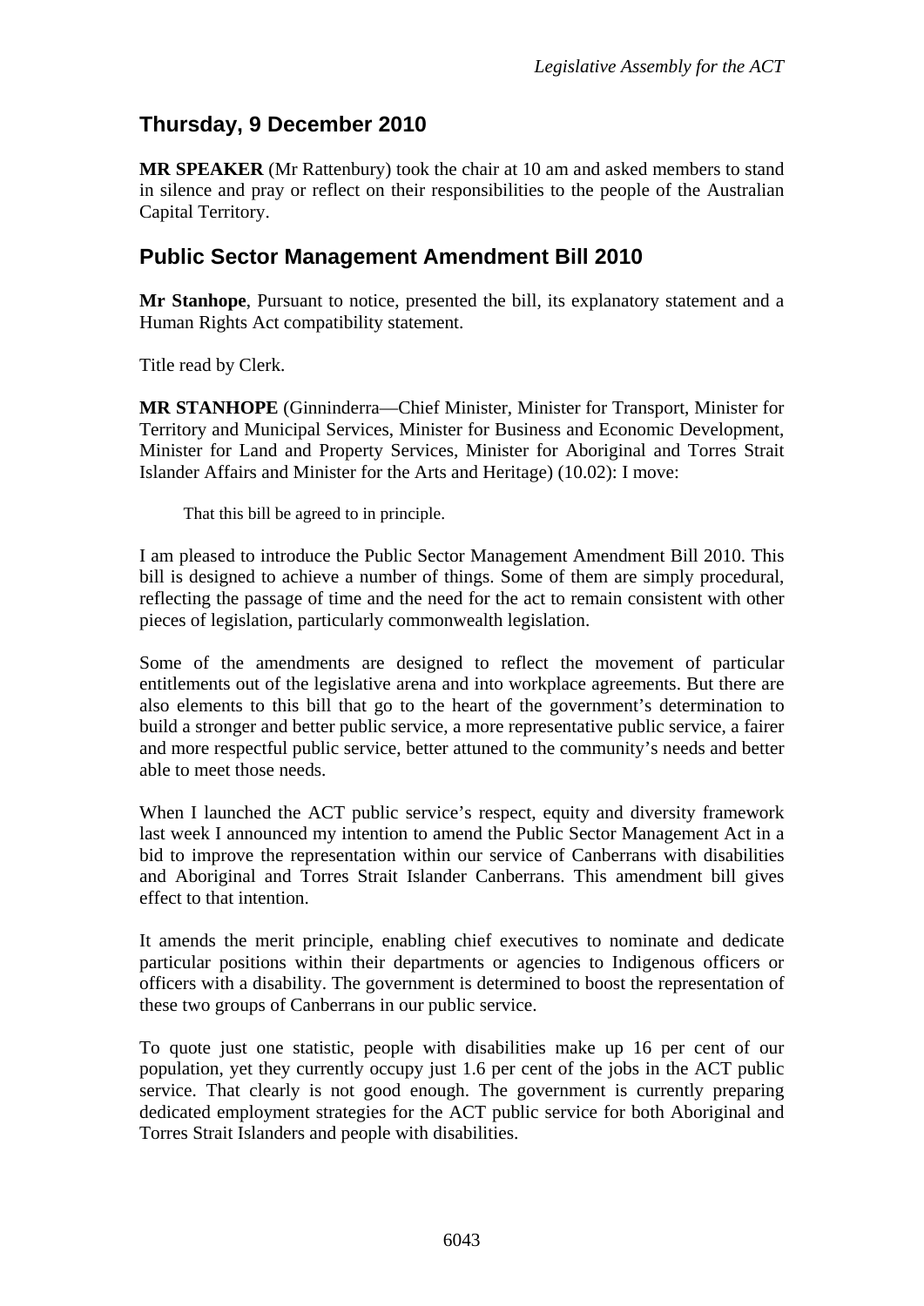## Thursday, 9 December 2010

**MR SPEAKER** (Mr Rattenbury) took the chair at 10 am and asked members to stand in silence and pray or reflect on their responsibilities to the people of the Australian Capital Territory.

## Public Sector Management Amendment Bill 2010

**Mr Stanhope**, Pursuant to notice, presented the bill, its explanatory statement and a Human Rights Act compatibility statement.

Title read by Clerk.

**MR STANHOPE** (Ginninderra—Chief Minister, Minister for Transport, Minister for Territory and Municipal Services, Minister for Business and Economic Development, Minister for Land and Property Services, Minister for Aboriginal and Torres Strait Islander Affairs and Minister for the Arts and Heritage) (10.02): I move:

> That this bill be agreed to in principle.

I am pleased to introduce the Public Sector Management Amendment Bill 2010. This bill is designed to achieve a number of things. Some of them are simply procedural, reflecting the passage of time and the need for the act to remain consistent with other pieces of legislation, particularly commonwealth legislation.

Some of the amendments are designed to reflect the movement of particular entitlements out of the legislative arena and into workplace agreements. But there are also elements to this bill that go to the heart of the government's determination to build a stronger and better public service, a more representative public service, a fairer and more respectful public service, better attuned to the community's needs and better able to meet those needs.

When I launched the ACT public service's respect, equity and diversity framework last week I announced my intention to amend the Public Sector Management Act in a bid to improve the representation within our service of Canberrans with disabilities and Aboriginal and Torres Strait Islander Canberrans. This amendment bill gives effect to that intention.

It amends the merit principle, enabling chief executives to nominate and dedicate particular positions within their departments or agencies to Indigenous officers or officers with a disability. The government is determined to boost the representation of these two groups of Canberrans in our public service.

To quote just one statistic, people with disabilities make up 16 per cent of our population, yet they currently occupy just 1.6 per cent of the jobs in the ACT public service. That clearly is not good enough. The government is currently preparing dedicated employment strategies for the ACT public service for both Aboriginal and Torres Strait Islanders and people with disabilities.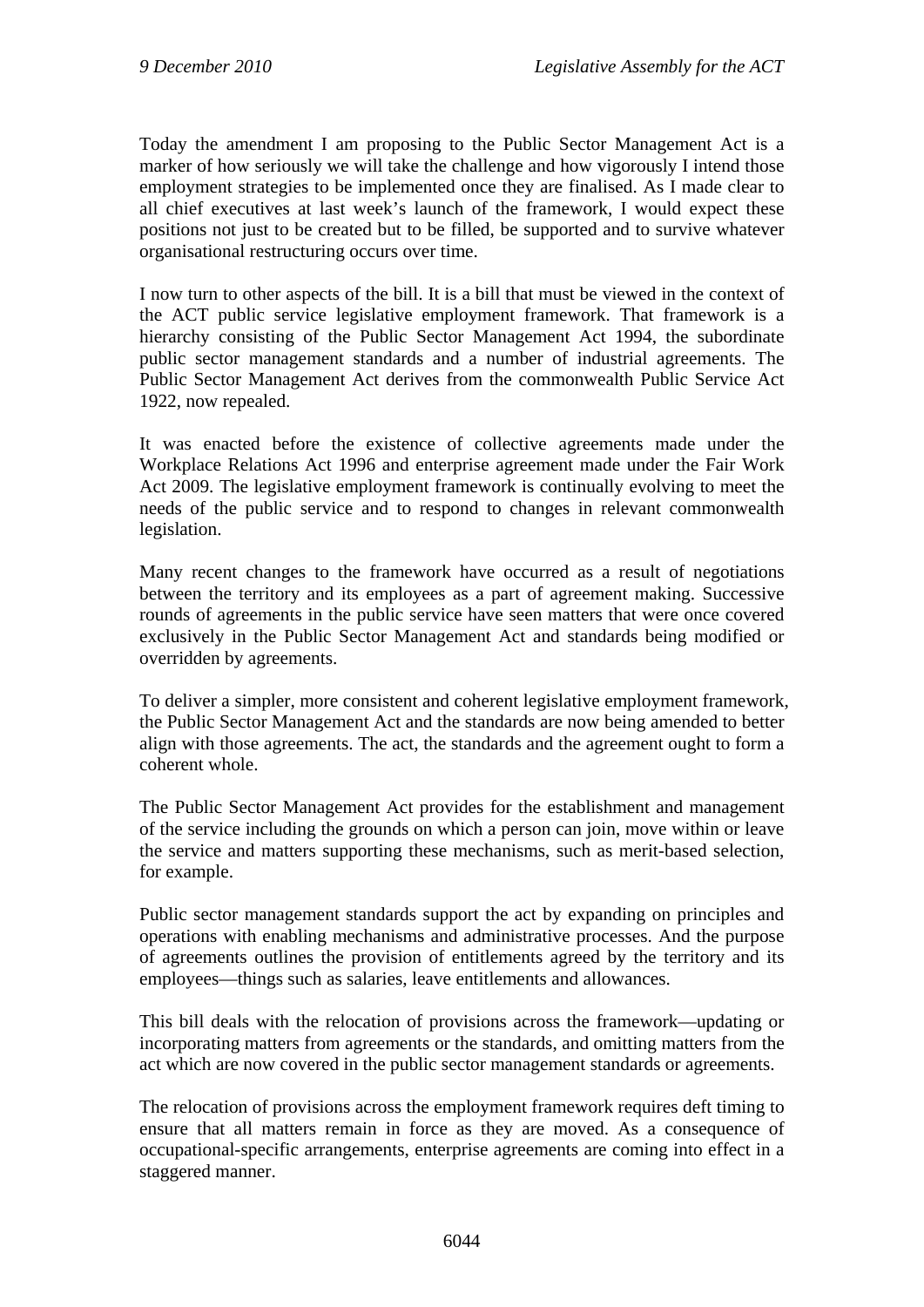Today the amendment I am proposing to the Public Sector Management Act is a marker of how seriously we will take the challenge and how vigorously I intend those employment strategies to be implemented once they are finalised. As I made clear to all chief executives at last week's launch of the framework, I would expect these positions not just to be created but to be filled, be supported and to survive whatever organisational restructuring occurs over time.

I now turn to other aspects of the bill. It is a bill that must be viewed in the context of the ACT public service legislative employment framework. That framework is a hierarchy consisting of the Public Sector Management Act 1994, the subordinate public sector management standards and a number of industrial agreements. The Public Sector Management Act derives from the commonwealth Public Service Act 1922, now repealed.

It was enacted before the existence of collective agreements made under the Workplace Relations Act 1996 and enterprise agreement made under the Fair Work Act 2009. The legislative employment framework is continually evolving to meet the needs of the public service and to respond to changes in relevant commonwealth legislation.

Many recent changes to the framework have occurred as a result of negotiations between the territory and its employees as a part of agreement making. Successive rounds of agreements in the public service have seen matters that were once covered exclusively in the Public Sector Management Act and standards being modified or overridden by agreements.

To deliver a simpler, more consistent and coherent legislative employment framework, the Public Sector Management Act and the standards are now being amended to better align with those agreements. The act, the standards and the agreement ought to form a coherent whole.

The Public Sector Management Act provides for the establishment and management of the service including the grounds on which a person can join, move within or leave the service and matters supporting these mechanisms, such as merit-based selection, for example.

Public sector management standards support the act by expanding on principles and operations with enabling mechanisms and administrative processes. And the purpose of agreements outlines the provision of entitlements agreed by the territory and its employees—things such as salaries, leave entitlements and allowances.

This bill deals with the relocation of provisions across the framework—updating or incorporating matters from agreements or the standards, and omitting matters from the act which are now covered in the public sector management standards or agreements.

The relocation of provisions across the employment framework requires deft timing to ensure that all matters remain in force as they are moved. As a consequence of occupational-specific arrangements, enterprise agreements are coming into effect in a staggered manner.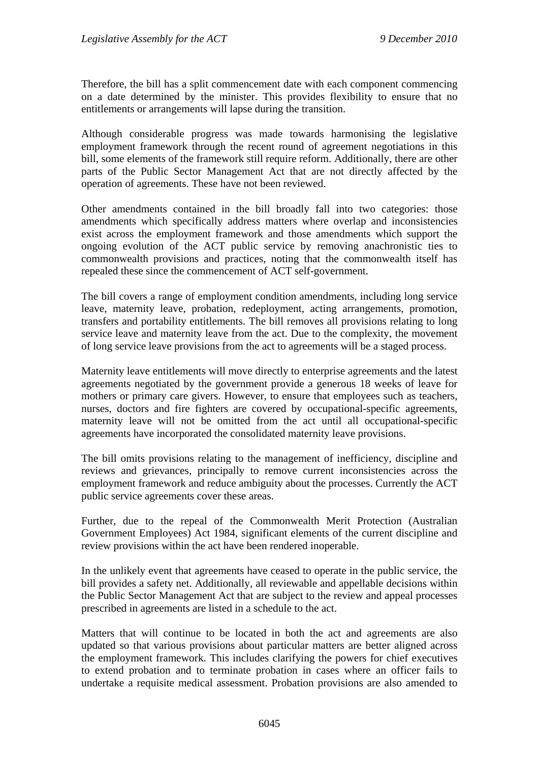Therefore, the bill has a split commencement date with each component commencing on a date determined by the minister. This provides flexibility to ensure that no entitlements or arrangements will lapse during the transition.

Although considerable progress was made towards harmonising the legislative employment framework through the recent round of agreement negotiations in this bill, some elements of the framework still require reform. Additionally, there are other parts of the Public Sector Management Act that are not directly affected by the operation of agreements. These have not been reviewed.

Other amendments contained in the bill broadly fall into two categories: those amendments which specifically address matters where overlap and inconsistencies exist across the employment framework and those amendments which support the ongoing evolution of the ACT public service by removing anachronistic ties to commonwealth provisions and practices, noting that the commonwealth itself has repealed these since the commencement of ACT self-government.

The bill covers a range of employment condition amendments, including long service leave, maternity leave, probation, redeployment, acting arrangements, promotion, transfers and portability entitlements. The bill removes all provisions relating to long service leave and maternity leave from the act. Due to the complexity, the movement of long service leave provisions from the act to agreements will be a staged process.

Maternity leave entitlements will move directly to enterprise agreements and the latest agreements negotiated by the government provide a generous 18 weeks of leave for mothers or primary care givers. However, to ensure that employees such as teachers, nurses, doctors and fire fighters are covered by occupational-specific agreements, maternity leave will not be omitted from the act until all occupational-specific agreements have incorporated the consolidated maternity leave provisions.

The bill omits provisions relating to the management of inefficiency, discipline and reviews and grievances, principally to remove current inconsistencies across the employment framework and reduce ambiguity about the processes. Currently the ACT public service agreements cover these areas.

Further, due to the repeal of the Commonwealth Merit Protection (Australian Government Employees) Act 1984, significant elements of the current discipline and review provisions within the act have been rendered inoperable.

In the unlikely event that agreements have ceased to operate in the public service, the bill provides a safety net. Additionally, all reviewable and appellable decisions within the Public Sector Management Act that are subject to the review and appeal processes prescribed in agreements are listed in a schedule to the act.

Matters that will continue to be located in both the act and agreements are also updated so that various provisions about particular matters are better aligned across the employment framework. This includes clarifying the powers for chief executives to extend probation and to terminate probation in cases where an officer fails to undertake a requisite medical assessment. Probation provisions are also amended to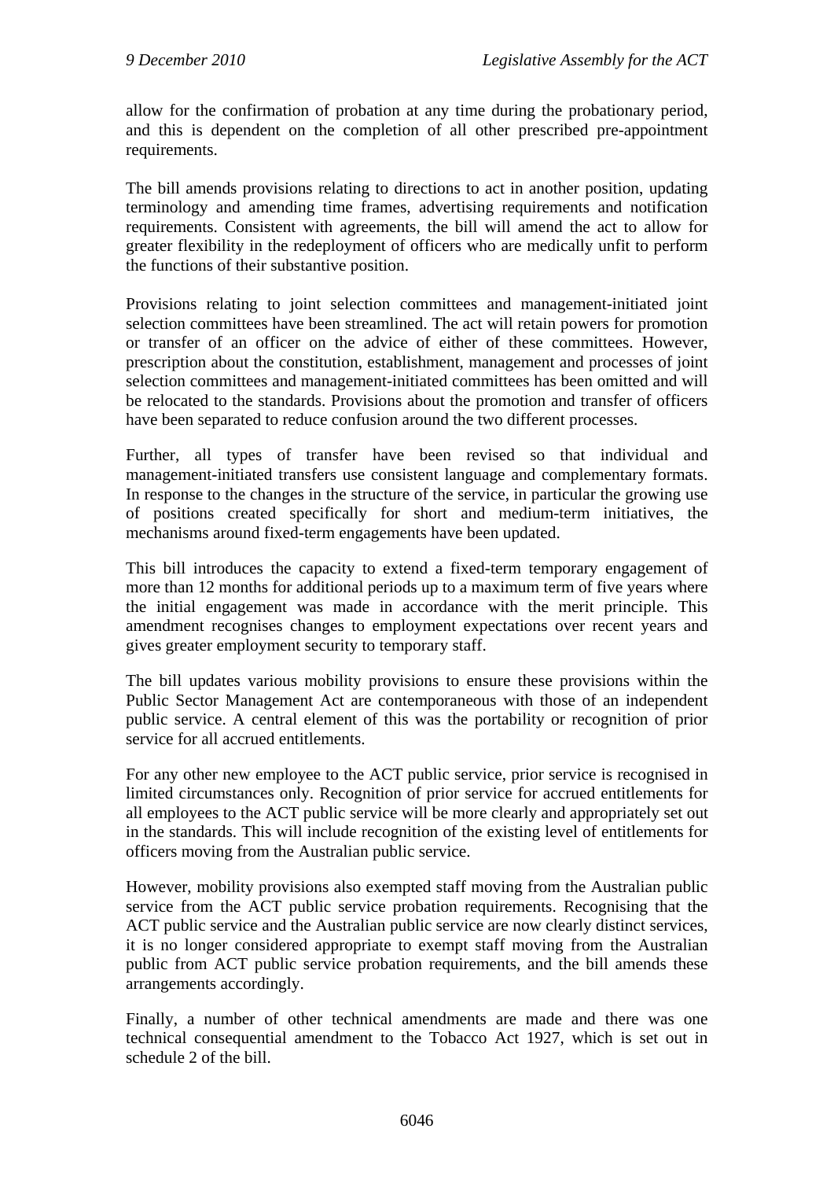allow for the confirmation of probation at any time during the probationary period, and this is dependent on the completion of all other prescribed pre-appointment requirements.

The bill amends provisions relating to directions to act in another position, updating terminology and amending time frames, advertising requirements and notification requirements. Consistent with agreements, the bill will amend the act to allow for greater flexibility in the redeployment of officers who are medically unfit to perform the functions of their substantive position.

Provisions relating to joint selection committees and management-initiated joint selection committees have been streamlined. The act will retain powers for promotion or transfer of an officer on the advice of either of these committees. However, prescription about the constitution, establishment, management and processes of joint selection committees and management-initiated committees has been omitted and will be relocated to the standards. Provisions about the promotion and transfer of officers have been separated to reduce confusion around the two different processes.

Further, all types of transfer have been revised so that individual and management-initiated transfers use consistent language and complementary formats. In response to the changes in the structure of the service, in particular the growing use of positions created specifically for short and medium-term initiatives, the mechanisms around fixed-term engagements have been updated.

This bill introduces the capacity to extend a fixed-term temporary engagement of more than 12 months for additional periods up to a maximum term of five years where the initial engagement was made in accordance with the merit principle. This amendment recognises changes to employment expectations over recent years and gives greater employment security to temporary staff.

The bill updates various mobility provisions to ensure these provisions within the Public Sector Management Act are contemporaneous with those of an independent public service. A central element of this was the portability or recognition of prior service for all accrued entitlements.

For any other new employee to the ACT public service, prior service is recognised in limited circumstances only. Recognition of prior service for accrued entitlements for all employees to the ACT public service will be more clearly and appropriately set out in the standards. This will include recognition of the existing level of entitlements for officers moving from the Australian public service.

However, mobility provisions also exempted staff moving from the Australian public service from the ACT public service probation requirements. Recognising that the ACT public service and the Australian public service are now clearly distinct services, it is no longer considered appropriate to exempt staff moving from the Australian public from ACT public service probation requirements, and the bill amends these arrangements accordingly.

Finally, a number of other technical amendments are made and there was one technical consequential amendment to the Tobacco Act 1927, which is set out in schedule 2 of the bill.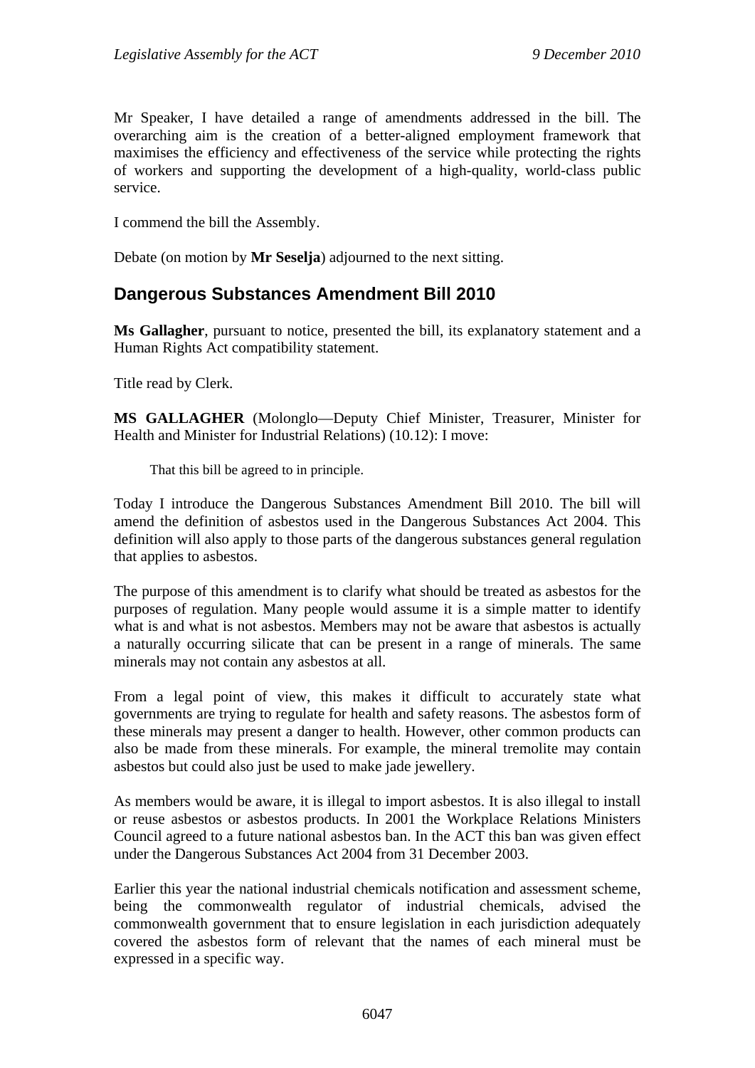Mr Speaker, I have detailed a range of amendments addressed in the bill. The overarching aim is the creation of a better-aligned employment framework that maximises the efficiency and effectiveness of the service while protecting the rights of workers and supporting the development of a high-quality, world-class public service.

I commend the bill the Assembly.

Debate (on motion by **Mr Seselja**) adjourned to the next sitting.

## Dangerous Substances Amendment Bill 2010

**Ms Gallagher**, pursuant to notice, presented the bill, its explanatory statement and a Human Rights Act compatibility statement.

Title read by Clerk.

**MS GALLAGHER** (Molonglo—Deputy Chief Minister, Treasurer, Minister for Health and Minister for Industrial Relations) (10.12): I move:

> That this bill be agreed to in principle.

Today I introduce the Dangerous Substances Amendment Bill 2010. The bill will amend the definition of asbestos used in the Dangerous Substances Act 2004. This definition will also apply to those parts of the dangerous substances general regulation that applies to asbestos.

The purpose of this amendment is to clarify what should be treated as asbestos for the purposes of regulation. Many people would assume it is a simple matter to identify what is and what is not asbestos. Members may not be aware that asbestos is actually a naturally occurring silicate that can be present in a range of minerals. The same minerals may not contain any asbestos at all.

From a legal point of view, this makes it difficult to accurately state what governments are trying to regulate for health and safety reasons. The asbestos form of these minerals may present a danger to health. However, other common products can also be made from these minerals. For example, the mineral tremolite may contain asbestos but could also just be used to make jade jewellery.

As members would be aware, it is illegal to import asbestos. It is also illegal to install or reuse asbestos or asbestos products. In 2001 the Workplace Relations Ministers Council agreed to a future national asbestos ban. In the ACT this ban was given effect under the Dangerous Substances Act 2004 from 31 December 2003.

Earlier this year the national industrial chemicals notification and assessment scheme, being the commonwealth regulator of industrial chemicals, advised the commonwealth government that to ensure legislation in each jurisdiction adequately covered the asbestos form of relevant that the names of each mineral must be expressed in a specific way.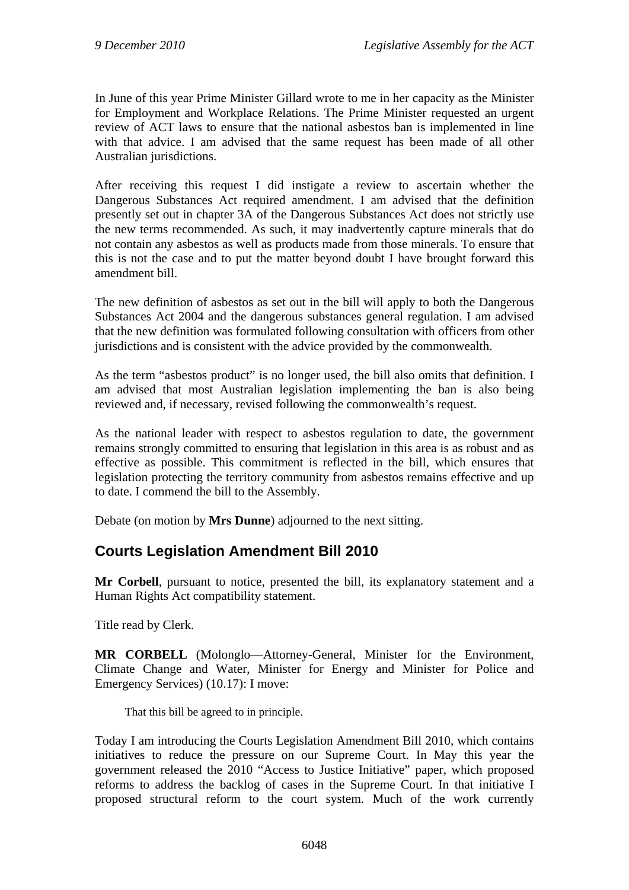In June of this year Prime Minister Gillard wrote to me in her capacity as the Minister for Employment and Workplace Relations. The Prime Minister requested an urgent review of ACT laws to ensure that the national asbestos ban is implemented in line with that advice. I am advised that the same request has been made of all other Australian jurisdictions.

After receiving this request I did instigate a review to ascertain whether the Dangerous Substances Act required amendment. I am advised that the definition presently set out in chapter 3A of the Dangerous Substances Act does not strictly use the new terms recommended. As such, it may inadvertently capture minerals that do not contain any asbestos as well as products made from those minerals. To ensure that this is not the case and to put the matter beyond doubt I have brought forward this amendment bill.

The new definition of asbestos as set out in the bill will apply to both the Dangerous Substances Act 2004 and the dangerous substances general regulation. I am advised that the new definition was formulated following consultation with officers from other jurisdictions and is consistent with the advice provided by the commonwealth.

As the term "asbestos product" is no longer used, the bill also omits that definition. I am advised that most Australian legislation implementing the ban is also being reviewed and, if necessary, revised following the commonwealth's request.

As the national leader with respect to asbestos regulation to date, the government remains strongly committed to ensuring that legislation in this area is as robust and as effective as possible. This commitment is reflected in the bill, which ensures that legislation protecting the territory community from asbestos remains effective and up to date. I commend the bill to the Assembly.

Debate (on motion by **Mrs Dunne**) adjourned to the next sitting.

## Courts Legislation Amendment Bill 2010

**Mr Corbell**, pursuant to notice, presented the bill, its explanatory statement and a Human Rights Act compatibility statement.

Title read by Clerk.

**MR CORBELL** (Molonglo—Attorney-General, Minister for the Environment, Climate Change and Water, Minister for Energy and Minister for Police and Emergency Services) (10.17): I move:

> That this bill be agreed to in principle.

Today I am introducing the Courts Legislation Amendment Bill 2010, which contains initiatives to reduce the pressure on our Supreme Court. In May this year the government released the 2010 "Access to Justice Initiative" paper, which proposed reforms to address the backlog of cases in the Supreme Court. In that initiative I proposed structural reform to the court system. Much of the work currently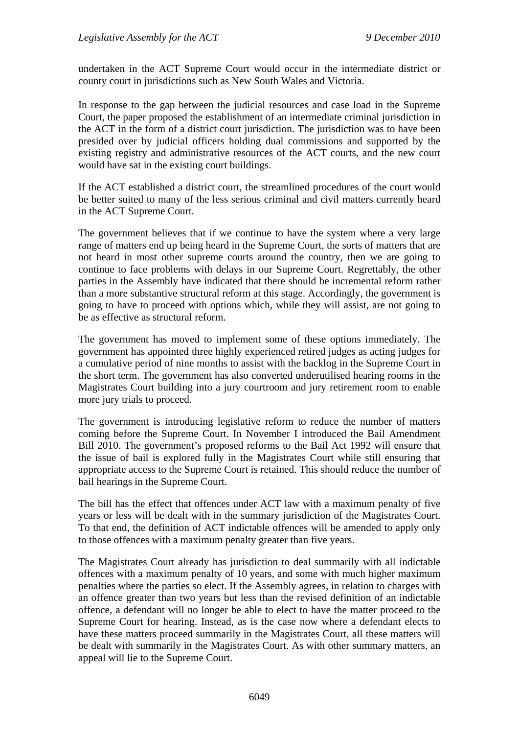undertaken in the ACT Supreme Court would occur in the intermediate district or county court in jurisdictions such as New South Wales and Victoria.

In response to the gap between the judicial resources and case load in the Supreme Court, the paper proposed the establishment of an intermediate criminal jurisdiction in the ACT in the form of a district court jurisdiction. The jurisdiction was to have been presided over by judicial officers holding dual commissions and supported by the existing registry and administrative resources of the ACT courts, and the new court would have sat in the existing court buildings.

If the ACT established a district court, the streamlined procedures of the court would be better suited to many of the less serious criminal and civil matters currently heard in the ACT Supreme Court.

The government believes that if we continue to have the system where a very large range of matters end up being heard in the Supreme Court, the sorts of matters that are not heard in most other supreme courts around the country, then we are going to continue to face problems with delays in our Supreme Court. Regrettably, the other parties in the Assembly have indicated that there should be incremental reform rather than a more substantive structural reform at this stage. Accordingly, the government is going to have to proceed with options which, while they will assist, are not going to be as effective as structural reform.

The government has moved to implement some of these options immediately. The government has appointed three highly experienced retired judges as acting judges for a cumulative period of nine months to assist with the backlog in the Supreme Court in the short term. The government has also converted underutilised hearing rooms in the Magistrates Court building into a jury courtroom and jury retirement room to enable more jury trials to proceed.

The government is introducing legislative reform to reduce the number of matters coming before the Supreme Court. In November I introduced the Bail Amendment Bill 2010. The government's proposed reforms to the Bail Act 1992 will ensure that the issue of bail is explored fully in the Magistrates Court while still ensuring that appropriate access to the Supreme Court is retained. This should reduce the number of bail hearings in the Supreme Court.

The bill has the effect that offences under ACT law with a maximum penalty of five years or less will be dealt with in the summary jurisdiction of the Magistrates Court. To that end, the definition of ACT indictable offences will be amended to apply only to those offences with a maximum penalty greater than five years.

The Magistrates Court already has jurisdiction to deal summarily with all indictable offences with a maximum penalty of 10 years, and some with much higher maximum penalties where the parties so elect. If the Assembly agrees, in relation to charges with an offence greater than two years but less than the revised definition of an indictable offence, a defendant will no longer be able to elect to have the matter proceed to the Supreme Court for hearing. Instead, as is the case now where a defendant elects to have these matters proceed summarily in the Magistrates Court, all these matters will be dealt with summarily in the Magistrates Court. As with other summary matters, an appeal will lie to the Supreme Court.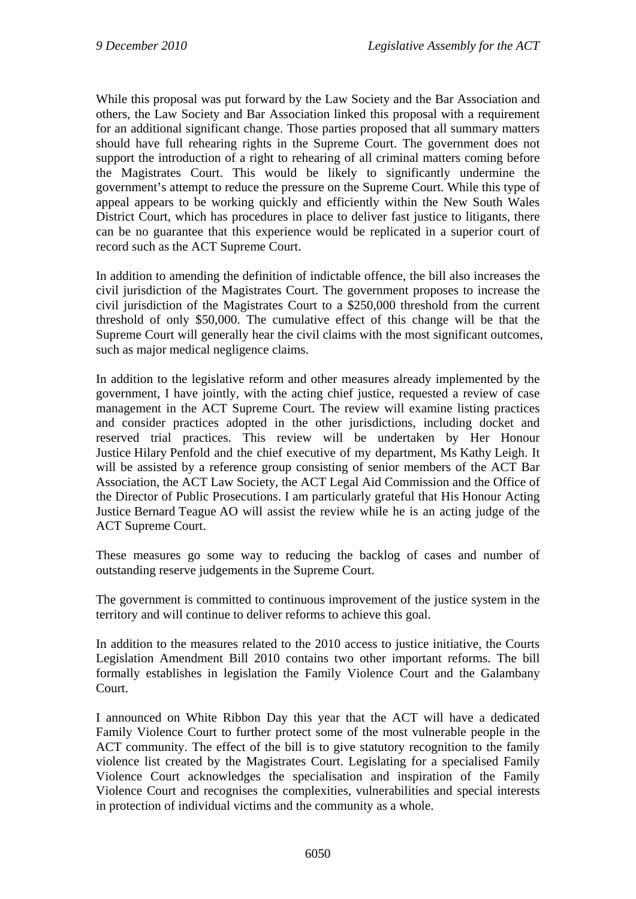While this proposal was put forward by the Law Society and the Bar Association and others, the Law Society and Bar Association linked this proposal with a requirement for an additional significant change. Those parties proposed that all summary matters should have full rehearing rights in the Supreme Court. The government does not support the introduction of a right to rehearing of all criminal matters coming before the Magistrates Court. This would be likely to significantly undermine the government's attempt to reduce the pressure on the Supreme Court. While this type of appeal appears to be working quickly and efficiently within the New South Wales District Court, which has procedures in place to deliver fast justice to litigants, there can be no guarantee that this experience would be replicated in a superior court of record such as the ACT Supreme Court.

In addition to amending the definition of indictable offence, the bill also increases the civil jurisdiction of the Magistrates Court. The government proposes to increase the civil jurisdiction of the Magistrates Court to a $250,000 threshold from the current threshold of only $50,000. The cumulative effect of this change will be that the Supreme Court will generally hear the civil claims with the most significant outcomes, such as major medical negligence claims.

In addition to the legislative reform and other measures already implemented by the government, I have jointly, with the acting chief justice, requested a review of case management in the ACT Supreme Court. The review will examine listing practices and consider practices adopted in the other jurisdictions, including docket and reserved trial practices. This review will be undertaken by Her Honour Justice Hilary Penfold and the chief executive of my department, Ms Kathy Leigh. It will be assisted by a reference group consisting of senior members of the ACT Bar Association, the ACT Law Society, the ACT Legal Aid Commission and the Office of the Director of Public Prosecutions. I am particularly grateful that His Honour Acting Justice Bernard Teague AO will assist the review while he is an acting judge of the ACT Supreme Court.

These measures go some way to reducing the backlog of cases and number of outstanding reserve judgements in the Supreme Court.

The government is committed to continuous improvement of the justice system in the territory and will continue to deliver reforms to achieve this goal.

In addition to the measures related to the 2010 access to justice initiative, the Courts Legislation Amendment Bill 2010 contains two other important reforms. The bill formally establishes in legislation the Family Violence Court and the Galambany Court.

I announced on White Ribbon Day this year that the ACT will have a dedicated Family Violence Court to further protect some of the most vulnerable people in the ACT community. The effect of the bill is to give statutory recognition to the family violence list created by the Magistrates Court. Legislating for a specialised Family Violence Court acknowledges the specialisation and inspiration of the Family Violence Court and recognises the complexities, vulnerabilities and special interests in protection of individual victims and the community as a whole.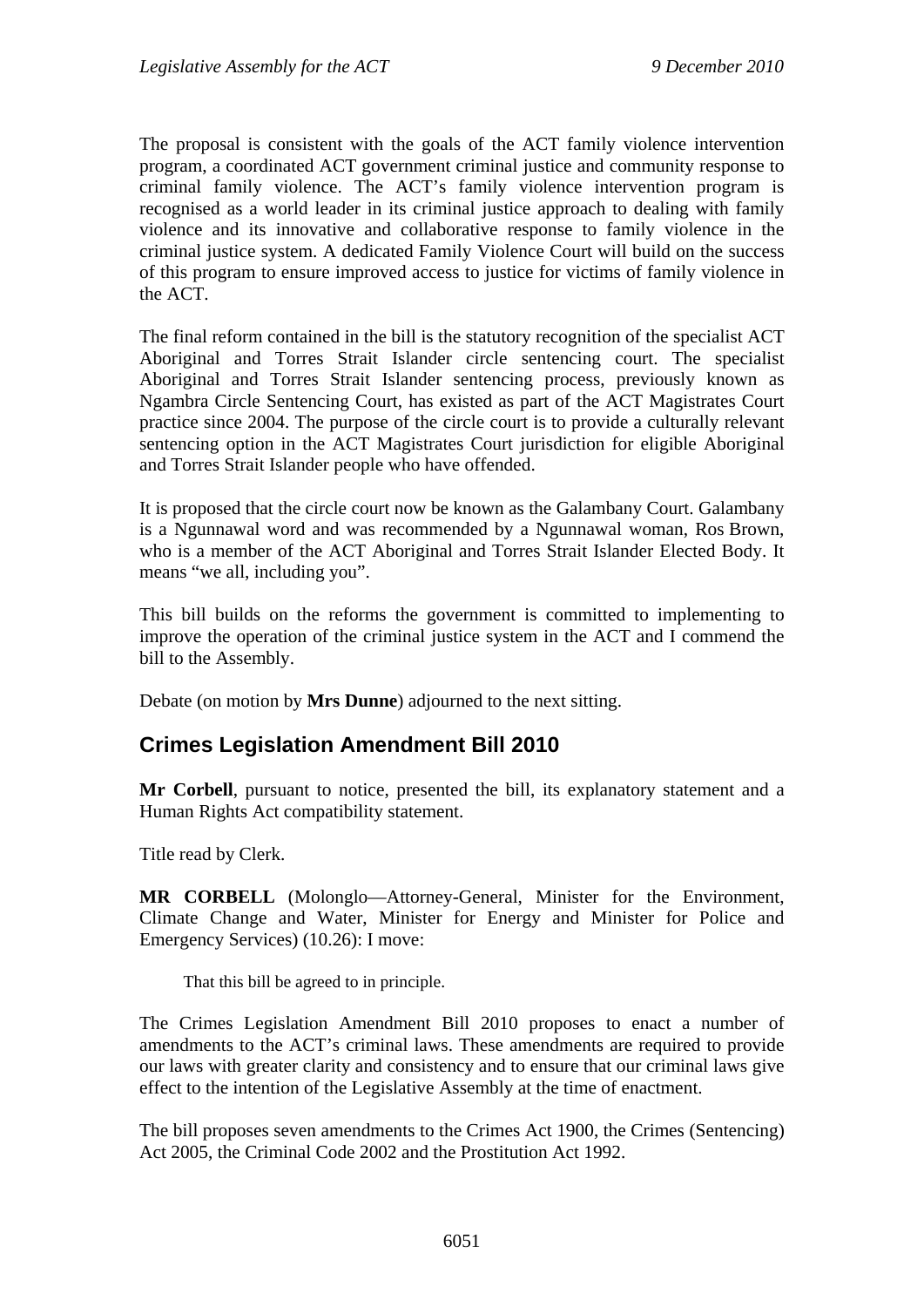The proposal is consistent with the goals of the ACT family violence intervention program, a coordinated ACT government criminal justice and community response to criminal family violence. The ACT's family violence intervention program is recognised as a world leader in its criminal justice approach to dealing with family violence and its innovative and collaborative response to family violence in the criminal justice system. A dedicated Family Violence Court will build on the success of this program to ensure improved access to justice for victims of family violence in the ACT.

The final reform contained in the bill is the statutory recognition of the specialist ACT Aboriginal and Torres Strait Islander circle sentencing court. The specialist Aboriginal and Torres Strait Islander sentencing process, previously known as Ngambra Circle Sentencing Court, has existed as part of the ACT Magistrates Court practice since 2004. The purpose of the circle court is to provide a culturally relevant sentencing option in the ACT Magistrates Court jurisdiction for eligible Aboriginal and Torres Strait Islander people who have offended.

It is proposed that the circle court now be known as the Galambany Court. Galambany is a Ngunnawal word and was recommended by a Ngunnawal woman, Ros Brown, who is a member of the ACT Aboriginal and Torres Strait Islander Elected Body. It means "we all, including you".

This bill builds on the reforms the government is committed to implementing to improve the operation of the criminal justice system in the ACT and I commend the bill to the Assembly.

Debate (on motion by **Mrs Dunne**) adjourned to the next sitting.

## Crimes Legislation Amendment Bill 2010

**Mr Corbell**, pursuant to notice, presented the bill, its explanatory statement and a Human Rights Act compatibility statement.

Title read by Clerk.

**MR CORBELL** (Molonglo—Attorney-General, Minister for the Environment, Climate Change and Water, Minister for Energy and Minister for Police and Emergency Services) (10.26): I move:

> That this bill be agreed to in principle.

The Crimes Legislation Amendment Bill 2010 proposes to enact a number of amendments to the ACT's criminal laws. These amendments are required to provide our laws with greater clarity and consistency and to ensure that our criminal laws give effect to the intention of the Legislative Assembly at the time of enactment.

The bill proposes seven amendments to the Crimes Act 1900, the Crimes (Sentencing) Act 2005, the Criminal Code 2002 and the Prostitution Act 1992.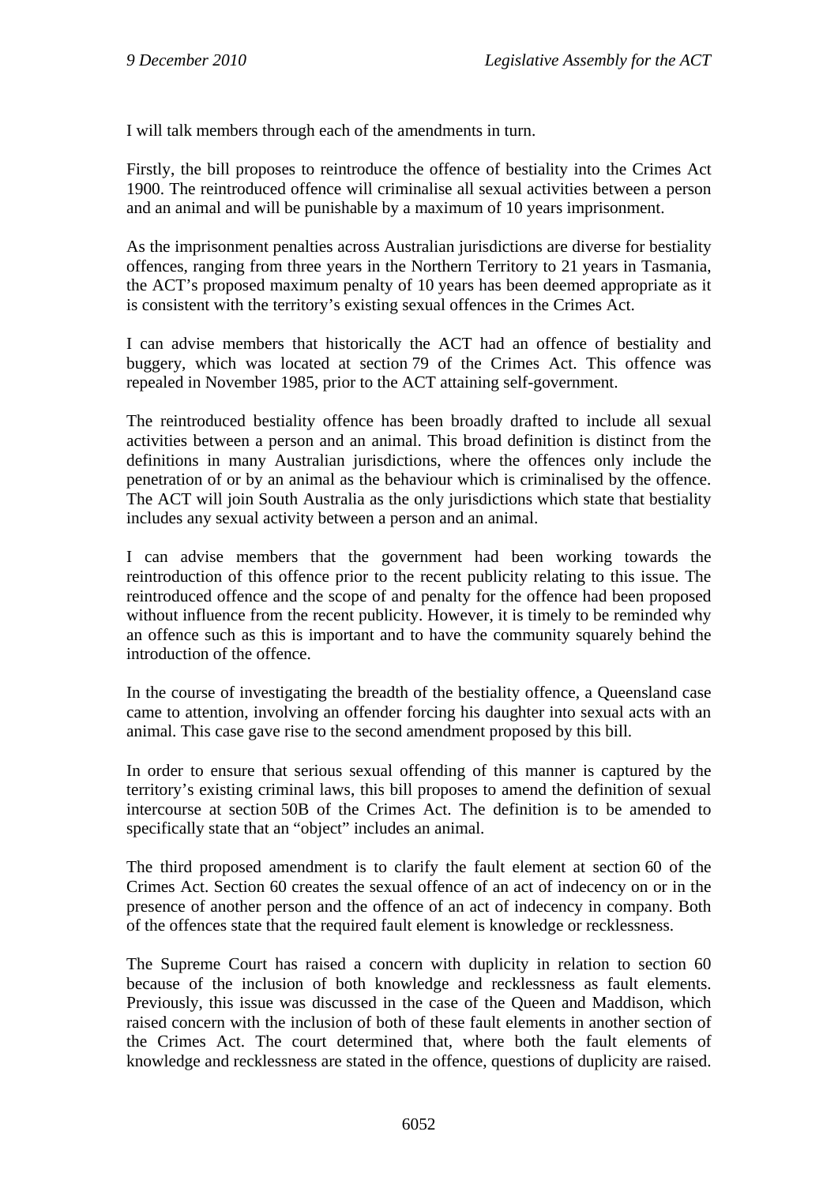I will talk members through each of the amendments in turn.

Firstly, the bill proposes to reintroduce the offence of bestiality into the Crimes Act 1900. The reintroduced offence will criminalise all sexual activities between a person and an animal and will be punishable by a maximum of 10 years imprisonment.

As the imprisonment penalties across Australian jurisdictions are diverse for bestiality offences, ranging from three years in the Northern Territory to 21 years in Tasmania, the ACT's proposed maximum penalty of 10 years has been deemed appropriate as it is consistent with the territory's existing sexual offences in the Crimes Act.

I can advise members that historically the ACT had an offence of bestiality and buggery, which was located at section 79 of the Crimes Act. This offence was repealed in November 1985, prior to the ACT attaining self-government.

The reintroduced bestiality offence has been broadly drafted to include all sexual activities between a person and an animal. This broad definition is distinct from the definitions in many Australian jurisdictions, where the offences only include the penetration of or by an animal as the behaviour which is criminalised by the offence. The ACT will join South Australia as the only jurisdictions which state that bestiality includes any sexual activity between a person and an animal.

I can advise members that the government had been working towards the reintroduction of this offence prior to the recent publicity relating to this issue. The reintroduced offence and the scope of and penalty for the offence had been proposed without influence from the recent publicity. However, it is timely to be reminded why an offence such as this is important and to have the community squarely behind the introduction of the offence.

In the course of investigating the breadth of the bestiality offence, a Queensland case came to attention, involving an offender forcing his daughter into sexual acts with an animal. This case gave rise to the second amendment proposed by this bill.

In order to ensure that serious sexual offending of this manner is captured by the territory's existing criminal laws, this bill proposes to amend the definition of sexual intercourse at section 50B of the Crimes Act. The definition is to be amended to specifically state that an "object" includes an animal.

The third proposed amendment is to clarify the fault element at section 60 of the Crimes Act. Section 60 creates the sexual offence of an act of indecency on or in the presence of another person and the offence of an act of indecency in company. Both of the offences state that the required fault element is knowledge or recklessness.

The Supreme Court has raised a concern with duplicity in relation to section 60 because of the inclusion of both knowledge and recklessness as fault elements. Previously, this issue was discussed in the case of the Queen and Maddison, which raised concern with the inclusion of both of these fault elements in another section of the Crimes Act. The court determined that, where both the fault elements of knowledge and recklessness are stated in the offence, questions of duplicity are raised.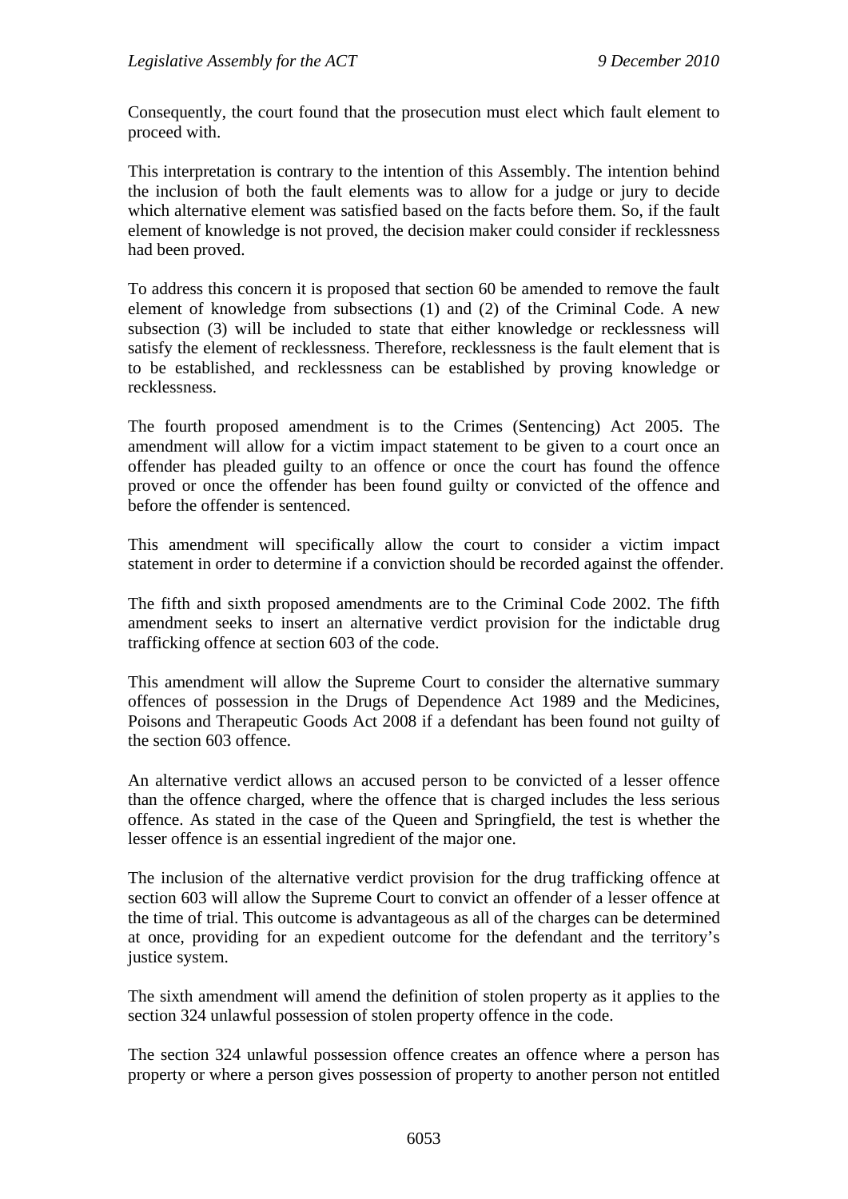Consequently, the court found that the prosecution must elect which fault element to proceed with.

This interpretation is contrary to the intention of this Assembly. The intention behind the inclusion of both the fault elements was to allow for a judge or jury to decide which alternative element was satisfied based on the facts before them. So, if the fault element of knowledge is not proved, the decision maker could consider if recklessness had been proved.

To address this concern it is proposed that section 60 be amended to remove the fault element of knowledge from subsections (1) and (2) of the Criminal Code. A new subsection (3) will be included to state that either knowledge or recklessness will satisfy the element of recklessness. Therefore, recklessness is the fault element that is to be established, and recklessness can be established by proving knowledge or recklessness.

The fourth proposed amendment is to the Crimes (Sentencing) Act 2005. The amendment will allow for a victim impact statement to be given to a court once an offender has pleaded guilty to an offence or once the court has found the offence proved or once the offender has been found guilty or convicted of the offence and before the offender is sentenced.

This amendment will specifically allow the court to consider a victim impact statement in order to determine if a conviction should be recorded against the offender.

The fifth and sixth proposed amendments are to the Criminal Code 2002. The fifth amendment seeks to insert an alternative verdict provision for the indictable drug trafficking offence at section 603 of the code.

This amendment will allow the Supreme Court to consider the alternative summary offences of possession in the Drugs of Dependence Act 1989 and the Medicines, Poisons and Therapeutic Goods Act 2008 if a defendant has been found not guilty of the section 603 offence.

An alternative verdict allows an accused person to be convicted of a lesser offence than the offence charged, where the offence that is charged includes the less serious offence. As stated in the case of the Queen and Springfield, the test is whether the lesser offence is an essential ingredient of the major one.

The inclusion of the alternative verdict provision for the drug trafficking offence at section 603 will allow the Supreme Court to convict an offender of a lesser offence at the time of trial. This outcome is advantageous as all of the charges can be determined at once, providing for an expedient outcome for the defendant and the territory's justice system.

The sixth amendment will amend the definition of stolen property as it applies to the section 324 unlawful possession of stolen property offence in the code.

The section 324 unlawful possession offence creates an offence where a person has property or where a person gives possession of property to another person not entitled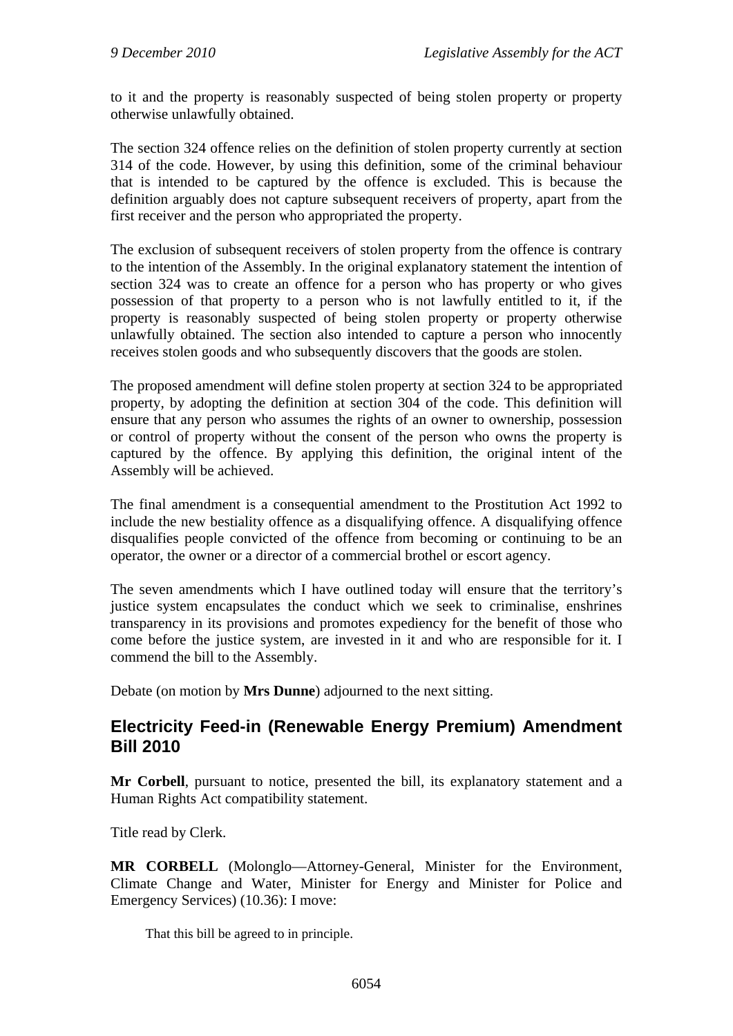to it and the property is reasonably suspected of being stolen property or property otherwise unlawfully obtained.

The section 324 offence relies on the definition of stolen property currently at section 314 of the code. However, by using this definition, some of the criminal behaviour that is intended to be captured by the offence is excluded. This is because the definition arguably does not capture subsequent receivers of property, apart from the first receiver and the person who appropriated the property.

The exclusion of subsequent receivers of stolen property from the offence is contrary to the intention of the Assembly. In the original explanatory statement the intention of section 324 was to create an offence for a person who has property or who gives possession of that property to a person who is not lawfully entitled to it, if the property is reasonably suspected of being stolen property or property otherwise unlawfully obtained. The section also intended to capture a person who innocently receives stolen goods and who subsequently discovers that the goods are stolen.

The proposed amendment will define stolen property at section 324 to be appropriated property, by adopting the definition at section 304 of the code. This definition will ensure that any person who assumes the rights of an owner to ownership, possession or control of property without the consent of the person who owns the property is captured by the offence. By applying this definition, the original intent of the Assembly will be achieved.

The final amendment is a consequential amendment to the Prostitution Act 1992 to include the new bestiality offence as a disqualifying offence. A disqualifying offence disqualifies people convicted of the offence from becoming or continuing to be an operator, the owner or a director of a commercial brothel or escort agency.

The seven amendments which I have outlined today will ensure that the territory's justice system encapsulates the conduct which we seek to criminalise, enshrines transparency in its provisions and promotes expediency for the benefit of those who come before the justice system, are invested in it and who are responsible for it. I commend the bill to the Assembly.

Debate (on motion by **Mrs Dunne**) adjourned to the next sitting.

## Electricity Feed-in (Renewable Energy Premium) Amendment Bill 2010

**Mr Corbell**, pursuant to notice, presented the bill, its explanatory statement and a Human Rights Act compatibility statement.

Title read by Clerk.

**MR CORBELL** (Molonglo—Attorney-General, Minister for the Environment, Climate Change and Water, Minister for Energy and Minister for Police and Emergency Services) (10.36): I move:

> That this bill be agreed to in principle.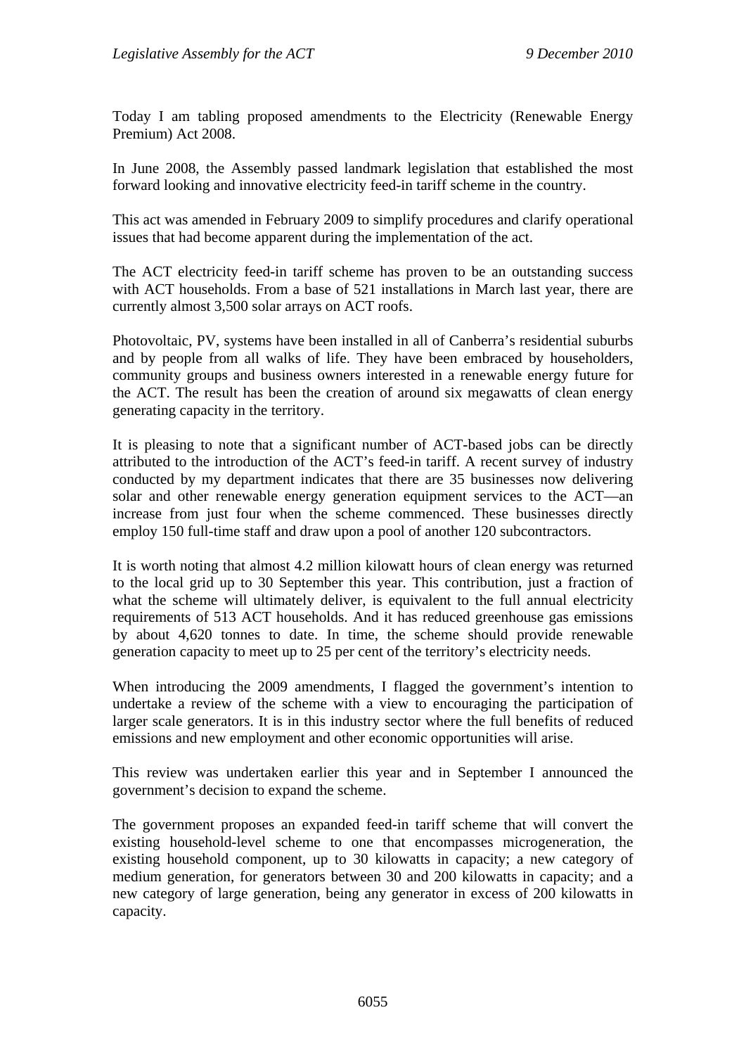Today I am tabling proposed amendments to the Electricity (Renewable Energy Premium) Act 2008.

In June 2008, the Assembly passed landmark legislation that established the most forward looking and innovative electricity feed-in tariff scheme in the country.

This act was amended in February 2009 to simplify procedures and clarify operational issues that had become apparent during the implementation of the act.

The ACT electricity feed-in tariff scheme has proven to be an outstanding success with ACT households. From a base of 521 installations in March last year, there are currently almost 3,500 solar arrays on ACT roofs.

Photovoltaic, PV, systems have been installed in all of Canberra's residential suburbs and by people from all walks of life. They have been embraced by householders, community groups and business owners interested in a renewable energy future for the ACT. The result has been the creation of around six megawatts of clean energy generating capacity in the territory.

It is pleasing to note that a significant number of ACT-based jobs can be directly attributed to the introduction of the ACT's feed-in tariff. A recent survey of industry conducted by my department indicates that there are 35 businesses now delivering solar and other renewable energy generation equipment services to the ACT—an increase from just four when the scheme commenced. These businesses directly employ 150 full-time staff and draw upon a pool of another 120 subcontractors.

It is worth noting that almost 4.2 million kilowatt hours of clean energy was returned to the local grid up to 30 September this year. This contribution, just a fraction of what the scheme will ultimately deliver, is equivalent to the full annual electricity requirements of 513 ACT households. And it has reduced greenhouse gas emissions by about 4,620 tonnes to date. In time, the scheme should provide renewable generation capacity to meet up to 25 per cent of the territory's electricity needs.

When introducing the 2009 amendments, I flagged the government's intention to undertake a review of the scheme with a view to encouraging the participation of larger scale generators. It is in this industry sector where the full benefits of reduced emissions and new employment and other economic opportunities will arise.

This review was undertaken earlier this year and in September I announced the government's decision to expand the scheme.

The government proposes an expanded feed-in tariff scheme that will convert the existing household-level scheme to one that encompasses microgeneration, the existing household component, up to 30 kilowatts in capacity; a new category of medium generation, for generators between 30 and 200 kilowatts in capacity; and a new category of large generation, being any generator in excess of 200 kilowatts in capacity.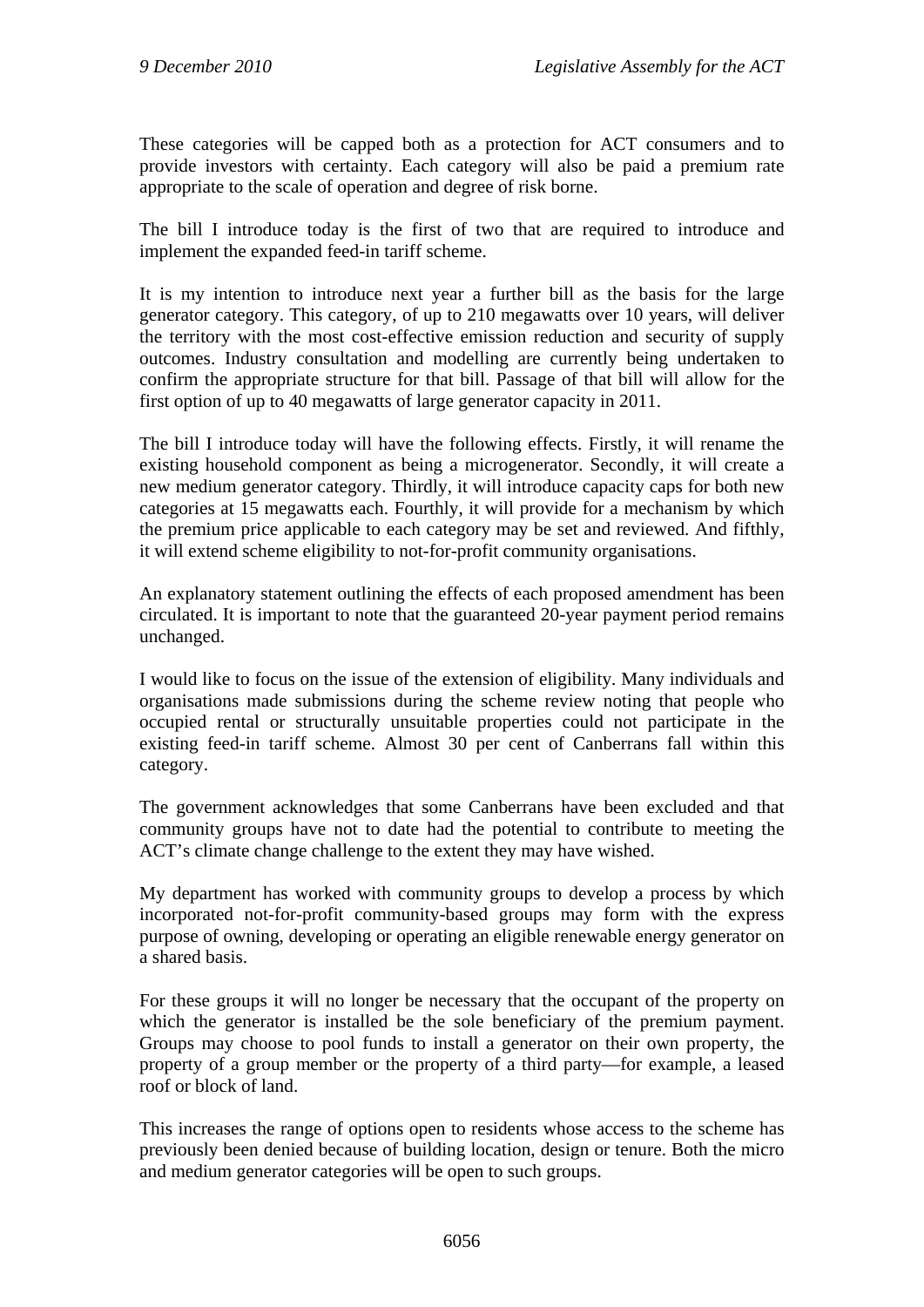These categories will be capped both as a protection for ACT consumers and to provide investors with certainty. Each category will also be paid a premium rate appropriate to the scale of operation and degree of risk borne.

The bill I introduce today is the first of two that are required to introduce and implement the expanded feed-in tariff scheme.

It is my intention to introduce next year a further bill as the basis for the large generator category. This category, of up to 210 megawatts over 10 years, will deliver the territory with the most cost-effective emission reduction and security of supply outcomes. Industry consultation and modelling are currently being undertaken to confirm the appropriate structure for that bill. Passage of that bill will allow for the first option of up to 40 megawatts of large generator capacity in 2011.

The bill I introduce today will have the following effects. Firstly, it will rename the existing household component as being a microgenerator. Secondly, it will create a new medium generator category. Thirdly, it will introduce capacity caps for both new categories at 15 megawatts each. Fourthly, it will provide for a mechanism by which the premium price applicable to each category may be set and reviewed. And fifthly, it will extend scheme eligibility to not-for-profit community organisations.

An explanatory statement outlining the effects of each proposed amendment has been circulated. It is important to note that the guaranteed 20-year payment period remains unchanged.

I would like to focus on the issue of the extension of eligibility. Many individuals and organisations made submissions during the scheme review noting that people who occupied rental or structurally unsuitable properties could not participate in the existing feed-in tariff scheme. Almost 30 per cent of Canberrans fall within this category.

The government acknowledges that some Canberrans have been excluded and that community groups have not to date had the potential to contribute to meeting the ACT's climate change challenge to the extent they may have wished.

My department has worked with community groups to develop a process by which incorporated not-for-profit community-based groups may form with the express purpose of owning, developing or operating an eligible renewable energy generator on a shared basis.

For these groups it will no longer be necessary that the occupant of the property on which the generator is installed be the sole beneficiary of the premium payment. Groups may choose to pool funds to install a generator on their own property, the property of a group member or the property of a third party—for example, a leased roof or block of land.

This increases the range of options open to residents whose access to the scheme has previously been denied because of building location, design or tenure. Both the micro and medium generator categories will be open to such groups.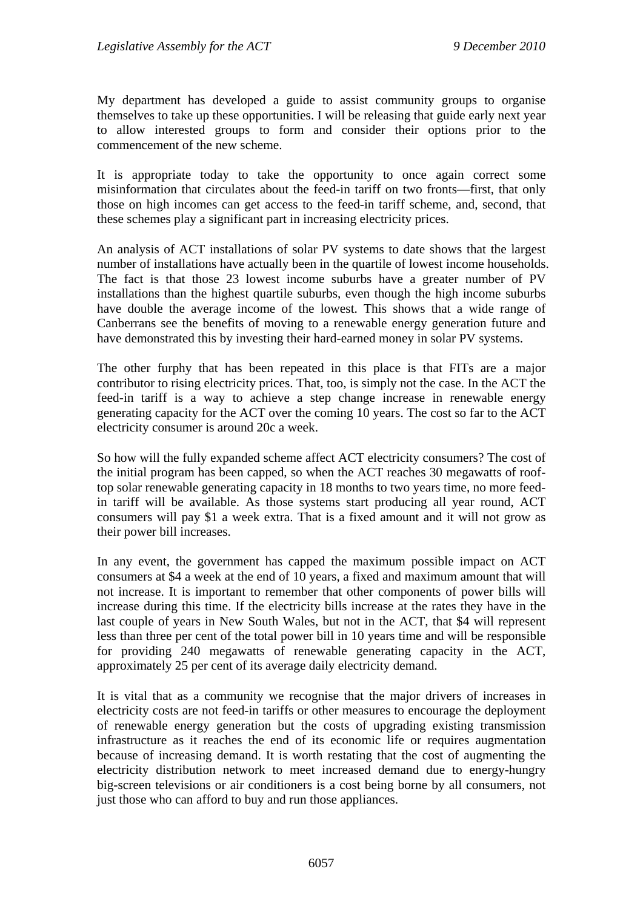My department has developed a guide to assist community groups to organise themselves to take up these opportunities. I will be releasing that guide early next year to allow interested groups to form and consider their options prior to the commencement of the new scheme.

It is appropriate today to take the opportunity to once again correct some misinformation that circulates about the feed-in tariff on two fronts—first, that only those on high incomes can get access to the feed-in tariff scheme, and, second, that these schemes play a significant part in increasing electricity prices.

An analysis of ACT installations of solar PV systems to date shows that the largest number of installations have actually been in the quartile of lowest income households. The fact is that those 23 lowest income suburbs have a greater number of PV installations than the highest quartile suburbs, even though the high income suburbs have double the average income of the lowest. This shows that a wide range of Canberrans see the benefits of moving to a renewable energy generation future and have demonstrated this by investing their hard-earned money in solar PV systems.

The other furphy that has been repeated in this place is that FITs are a major contributor to rising electricity prices. That, too, is simply not the case. In the ACT the feed-in tariff is a way to achieve a step change increase in renewable energy generating capacity for the ACT over the coming 10 years. The cost so far to the ACT electricity consumer is around 20c a week.

So how will the fully expanded scheme affect ACT electricity consumers? The cost of the initial program has been capped, so when the ACT reaches 30 megawatts of roof-top solar renewable generating capacity in 18 months to two years time, no more feed-in tariff will be available. As those systems start producing all year round, ACT consumers will pay $1 a week extra. That is a fixed amount and it will not grow as their power bill increases.

In any event, the government has capped the maximum possible impact on ACT consumers at $4 a week at the end of 10 years, a fixed and maximum amount that will not increase. It is important to remember that other components of power bills will increase during this time. If the electricity bills increase at the rates they have in the last couple of years in New South Wales, but not in the ACT, that $4 will represent less than three per cent of the total power bill in 10 years time and will be responsible for providing 240 megawatts of renewable generating capacity in the ACT, approximately 25 per cent of its average daily electricity demand.

It is vital that as a community we recognise that the major drivers of increases in electricity costs are not feed-in tariffs or other measures to encourage the deployment of renewable energy generation but the costs of upgrading existing transmission infrastructure as it reaches the end of its economic life or requires augmentation because of increasing demand. It is worth restating that the cost of augmenting the electricity distribution network to meet increased demand due to energy-hungry big-screen televisions or air conditioners is a cost being borne by all consumers, not just those who can afford to buy and run those appliances.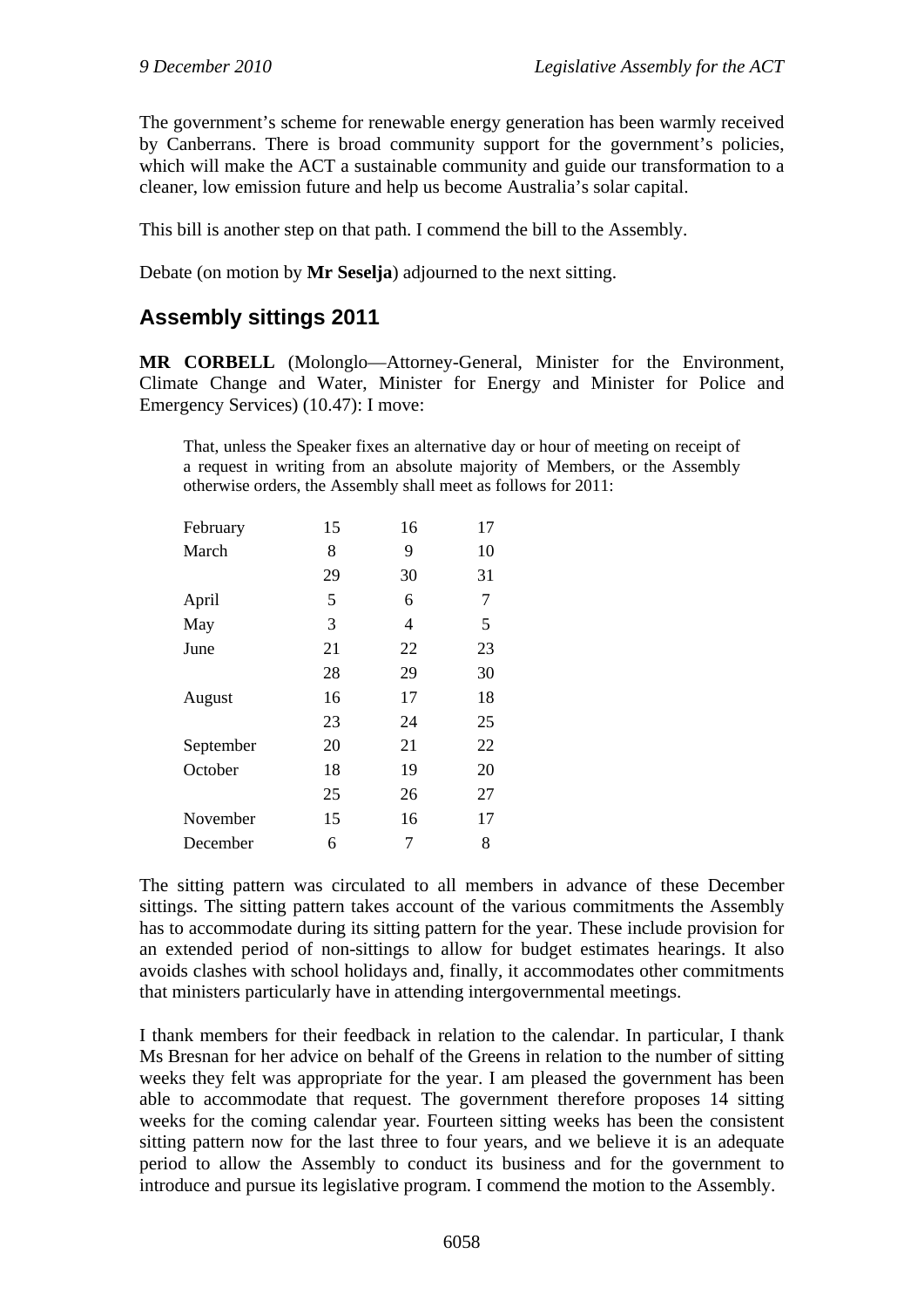The government's scheme for renewable energy generation has been warmly received by Canberrans. There is broad community support for the government's policies, which will make the ACT a sustainable community and guide our transformation to a cleaner, low emission future and help us become Australia's solar capital.

This bill is another step on that path. I commend the bill to the Assembly.

Debate (on motion by **Mr Seselja**) adjourned to the next sitting.

## Assembly sittings 2011

**MR CORBELL** (Molonglo—Attorney-General, Minister for the Environment, Climate Change and Water, Minister for Energy and Minister for Police and Emergency Services) (10.47): I move:

> That, unless the Speaker fixes an alternative day or hour of meeting on receipt of a request in writing from an absolute majority of Members, or the Assembly otherwise orders, the Assembly shall meet as follows for 2011:

| | | | |
|---|---|---|---|
| February | 15 | 16 | 17 |
| March | 8 | 9 | 10 |
| | 29 | 30 | 31 |
| April | 5 | 6 | 7 |
| May | 3 | 4 | 5 |
| June | 21 | 22 | 23 |
| | 28 | 29 | 30 |
| August | 16 | 17 | 18 |
| | 23 | 24 | 25 |
| September | 20 | 21 | 22 |
| October | 18 | 19 | 20 |
| | 25 | 26 | 27 |
| November | 15 | 16 | 17 |
| December | 6 | 7 | 8 |

The sitting pattern was circulated to all members in advance of these December sittings. The sitting pattern takes account of the various commitments the Assembly has to accommodate during its sitting pattern for the year. These include provision for an extended period of non-sittings to allow for budget estimates hearings. It also avoids clashes with school holidays and, finally, it accommodates other commitments that ministers particularly have in attending intergovernmental meetings.

I thank members for their feedback in relation to the calendar. In particular, I thank Ms Bresnan for her advice on behalf of the Greens in relation to the number of sitting weeks they felt was appropriate for the year. I am pleased the government has been able to accommodate that request. The government therefore proposes 14 sitting weeks for the coming calendar year. Fourteen sitting weeks has been the consistent sitting pattern now for the last three to four years, and we believe it is an adequate period to allow the Assembly to conduct its business and for the government to introduce and pursue its legislative program. I commend the motion to the Assembly.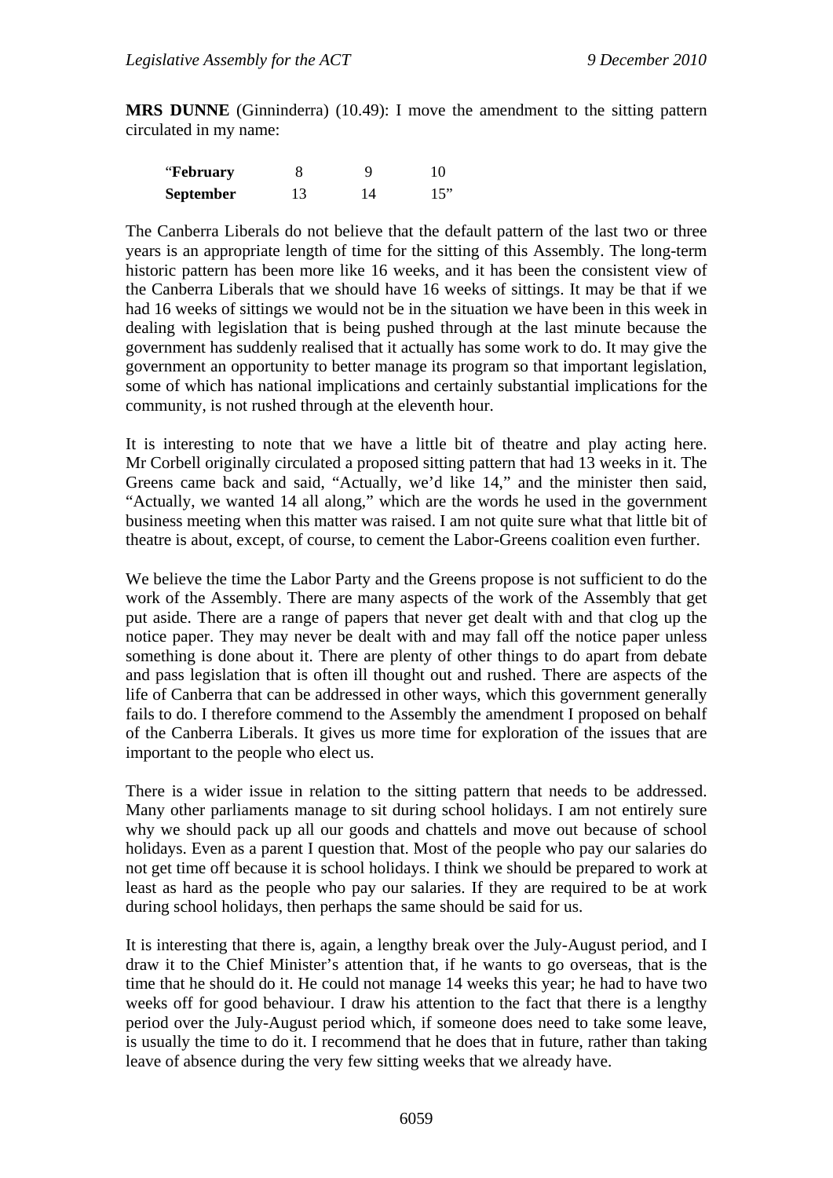**MRS DUNNE** (Ginninderra) (10.49): I move the amendment to the sitting pattern circulated in my name:

| "**February** | 8 | 9 | 10 |
|---|---|---|---|
| **September** | 13 | 14 | 15" |

The Canberra Liberals do not believe that the default pattern of the last two or three years is an appropriate length of time for the sitting of this Assembly. The long-term historic pattern has been more like 16 weeks, and it has been the consistent view of the Canberra Liberals that we should have 16 weeks of sittings. It may be that if we had 16 weeks of sittings we would not be in the situation we have been in this week in dealing with legislation that is being pushed through at the last minute because the government has suddenly realised that it actually has some work to do. It may give the government an opportunity to better manage its program so that important legislation, some of which has national implications and certainly substantial implications for the community, is not rushed through at the eleventh hour.

It is interesting to note that we have a little bit of theatre and play acting here. Mr Corbell originally circulated a proposed sitting pattern that had 13 weeks in it. The Greens came back and said, "Actually, we'd like 14," and the minister then said, "Actually, we wanted 14 all along," which are the words he used in the government business meeting when this matter was raised. I am not quite sure what that little bit of theatre is about, except, of course, to cement the Labor-Greens coalition even further.

We believe the time the Labor Party and the Greens propose is not sufficient to do the work of the Assembly. There are many aspects of the work of the Assembly that get put aside. There are a range of papers that never get dealt with and that clog up the notice paper. They may never be dealt with and may fall off the notice paper unless something is done about it. There are plenty of other things to do apart from debate and pass legislation that is often ill thought out and rushed. There are aspects of the life of Canberra that can be addressed in other ways, which this government generally fails to do. I therefore commend to the Assembly the amendment I proposed on behalf of the Canberra Liberals. It gives us more time for exploration of the issues that are important to the people who elect us.

There is a wider issue in relation to the sitting pattern that needs to be addressed. Many other parliaments manage to sit during school holidays. I am not entirely sure why we should pack up all our goods and chattels and move out because of school holidays. Even as a parent I question that. Most of the people who pay our salaries do not get time off because it is school holidays. I think we should be prepared to work at least as hard as the people who pay our salaries. If they are required to be at work during school holidays, then perhaps the same should be said for us.

It is interesting that there is, again, a lengthy break over the July-August period, and I draw it to the Chief Minister's attention that, if he wants to go overseas, that is the time that he should do it. He could not manage 14 weeks this year; he had to have two weeks off for good behaviour. I draw his attention to the fact that there is a lengthy period over the July-August period which, if someone does need to take some leave, is usually the time to do it. I recommend that he does that in future, rather than taking leave of absence during the very few sitting weeks that we already have.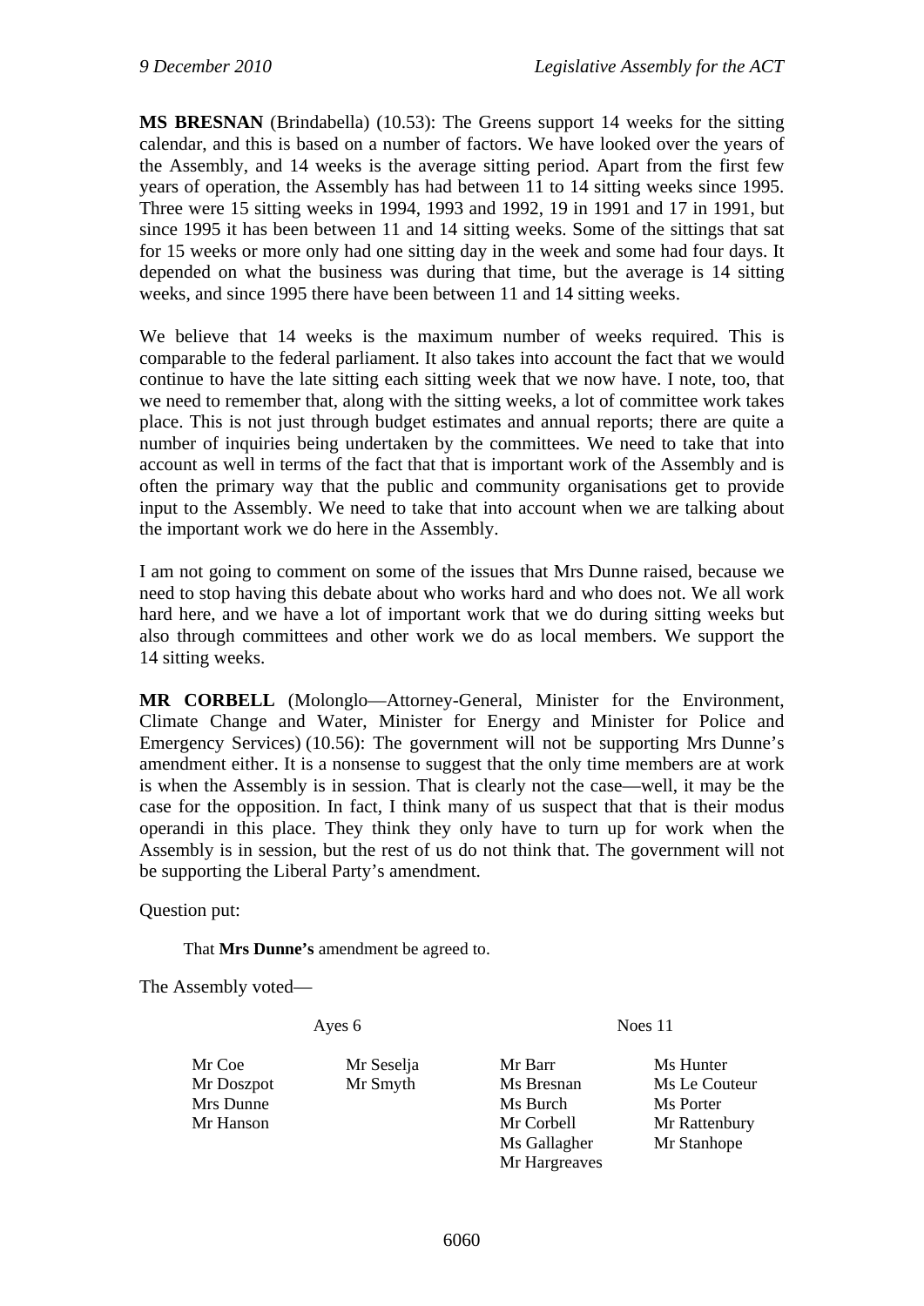**MS BRESNAN** (Brindabella) (10.53): The Greens support 14 weeks for the sitting calendar, and this is based on a number of factors. We have looked over the years of the Assembly, and 14 weeks is the average sitting period. Apart from the first few years of operation, the Assembly has had between 11 to 14 sitting weeks since 1995. Three were 15 sitting weeks in 1994, 1993 and 1992, 19 in 1991 and 17 in 1991, but since 1995 it has been between 11 and 14 sitting weeks. Some of the sittings that sat for 15 weeks or more only had one sitting day in the week and some had four days. It depended on what the business was during that time, but the average is 14 sitting weeks, and since 1995 there have been between 11 and 14 sitting weeks.

We believe that 14 weeks is the maximum number of weeks required. This is comparable to the federal parliament. It also takes into account the fact that we would continue to have the late sitting each sitting week that we now have. I note, too, that we need to remember that, along with the sitting weeks, a lot of committee work takes place. This is not just through budget estimates and annual reports; there are quite a number of inquiries being undertaken by the committees. We need to take that into account as well in terms of the fact that that is important work of the Assembly and is often the primary way that the public and community organisations get to provide input to the Assembly. We need to take that into account when we are talking about the important work we do here in the Assembly.

I am not going to comment on some of the issues that Mrs Dunne raised, because we need to stop having this debate about who works hard and who does not. We all work hard here, and we have a lot of important work that we do during sitting weeks but also through committees and other work we do as local members. We support the 14 sitting weeks.

**MR CORBELL** (Molonglo—Attorney-General, Minister for the Environment, Climate Change and Water, Minister for Energy and Minister for Police and Emergency Services) (10.56): The government will not be supporting Mrs Dunne's amendment either. It is a nonsense to suggest that the only time members are at work is when the Assembly is in session. That is clearly not the case—well, it may be the case for the opposition. In fact, I think many of us suspect that that is their modus operandi in this place. They think they only have to turn up for work when the Assembly is in session, but the rest of us do not think that. The government will not be supporting the Liberal Party's amendment.

Question put:

That **Mrs Dunne's** amendment be agreed to.

The Assembly voted—

| Ayes 6 | | Noes 11 | |
|---|---|---|---|
| Mr Coe | Mr Seselja | Mr Barr | Ms Hunter |
| Mr Doszpot | Mr Smyth | Ms Bresnan | Ms Le Couteur |
| Mrs Dunne | | Ms Burch | Ms Porter |
| Mr Hanson | | Mr Corbell | Mr Rattenbury |
| | | Ms Gallagher | Mr Stanhope |
| | | Mr Hargreaves | |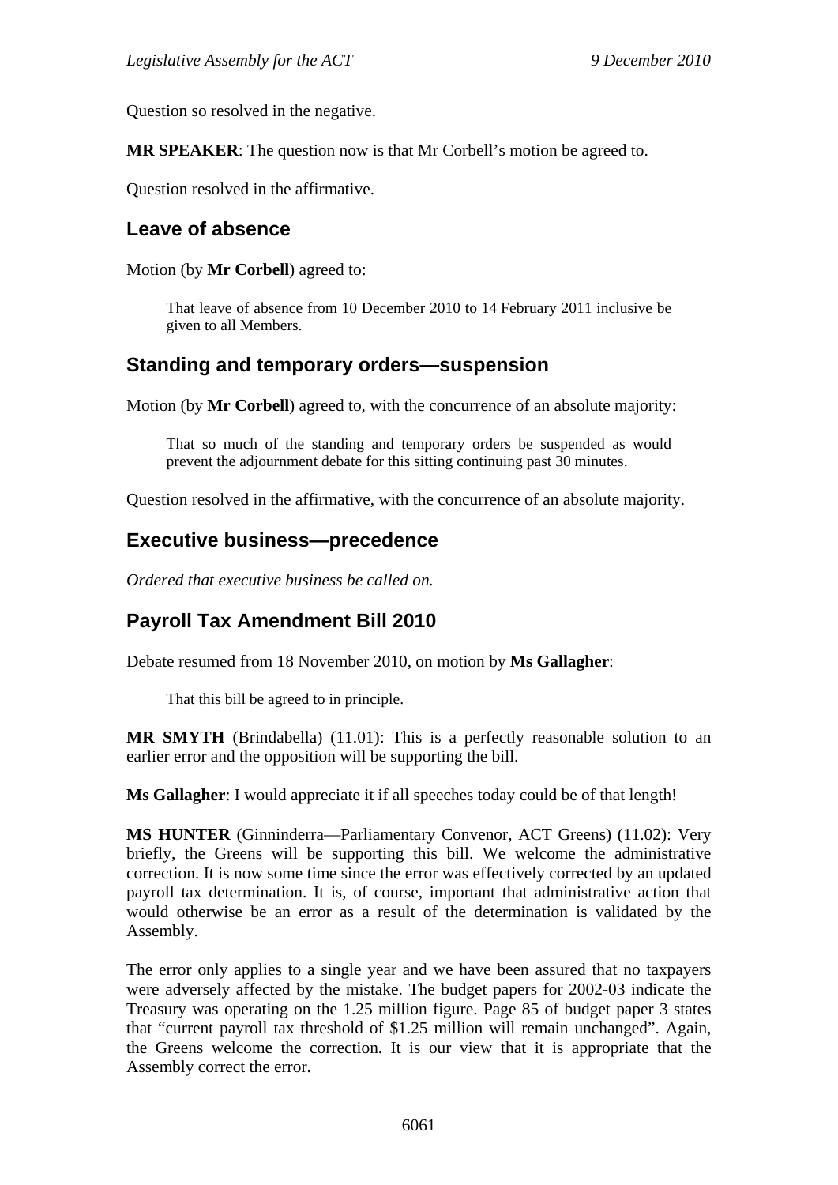Question so resolved in the negative.

**MR SPEAKER**: The question now is that Mr Corbell's motion be agreed to.

Question resolved in the affirmative.

## Leave of absence

Motion (by **Mr Corbell**) agreed to:

> That leave of absence from 10 December 2010 to 14 February 2011 inclusive be given to all Members.

## Standing and temporary orders—suspension

Motion (by **Mr Corbell**) agreed to, with the concurrence of an absolute majority:

> That so much of the standing and temporary orders be suspended as would prevent the adjournment debate for this sitting continuing past 30 minutes.

Question resolved in the affirmative, with the concurrence of an absolute majority.

## Executive business—precedence

*Ordered that executive business be called on.*

## Payroll Tax Amendment Bill 2010

Debate resumed from 18 November 2010, on motion by **Ms Gallagher**:

> That this bill be agreed to in principle.

**MR SMYTH** (Brindabella) (11.01): This is a perfectly reasonable solution to an earlier error and the opposition will be supporting the bill.

**Ms Gallagher**: I would appreciate it if all speeches today could be of that length!

**MS HUNTER** (Ginninderra—Parliamentary Convenor, ACT Greens) (11.02): Very briefly, the Greens will be supporting this bill. We welcome the administrative correction. It is now some time since the error was effectively corrected by an updated payroll tax determination. It is, of course, important that administrative action that would otherwise be an error as a result of the determination is validated by the Assembly.

The error only applies to a single year and we have been assured that no taxpayers were adversely affected by the mistake. The budget papers for 2002-03 indicate the Treasury was operating on the 1.25 million figure. Page 85 of budget paper 3 states that "current payroll tax threshold of $1.25 million will remain unchanged". Again, the Greens welcome the correction. It is our view that it is appropriate that the Assembly correct the error.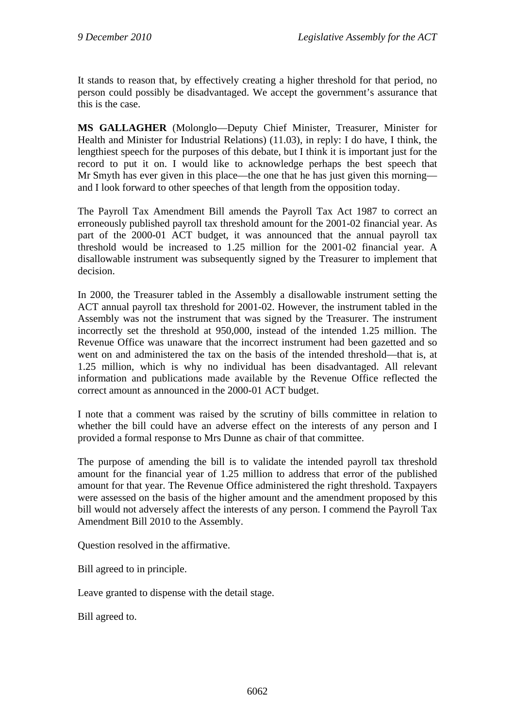It stands to reason that, by effectively creating a higher threshold for that period, no person could possibly be disadvantaged. We accept the government's assurance that this is the case.

**MS GALLAGHER** (Molonglo—Deputy Chief Minister, Treasurer, Minister for Health and Minister for Industrial Relations) (11.03), in reply: I do have, I think, the lengthiest speech for the purposes of this debate, but I think it is important just for the record to put it on. I would like to acknowledge perhaps the best speech that Mr Smyth has ever given in this place—the one that he has just given this morning—and I look forward to other speeches of that length from the opposition today.

The Payroll Tax Amendment Bill amends the Payroll Tax Act 1987 to correct an erroneously published payroll tax threshold amount for the 2001-02 financial year. As part of the 2000-01 ACT budget, it was announced that the annual payroll tax threshold would be increased to 1.25 million for the 2001-02 financial year. A disallowable instrument was subsequently signed by the Treasurer to implement that decision.

In 2000, the Treasurer tabled in the Assembly a disallowable instrument setting the ACT annual payroll tax threshold for 2001-02. However, the instrument tabled in the Assembly was not the instrument that was signed by the Treasurer. The instrument incorrectly set the threshold at 950,000, instead of the intended 1.25 million. The Revenue Office was unaware that the incorrect instrument had been gazetted and so went on and administered the tax on the basis of the intended threshold—that is, at 1.25 million, which is why no individual has been disadvantaged. All relevant information and publications made available by the Revenue Office reflected the correct amount as announced in the 2000-01 ACT budget.

I note that a comment was raised by the scrutiny of bills committee in relation to whether the bill could have an adverse effect on the interests of any person and I provided a formal response to Mrs Dunne as chair of that committee.

The purpose of amending the bill is to validate the intended payroll tax threshold amount for the financial year of 1.25 million to address that error of the published amount for that year. The Revenue Office administered the right threshold. Taxpayers were assessed on the basis of the higher amount and the amendment proposed by this bill would not adversely affect the interests of any person. I commend the Payroll Tax Amendment Bill 2010 to the Assembly.

Question resolved in the affirmative.

Bill agreed to in principle.

Leave granted to dispense with the detail stage.

Bill agreed to.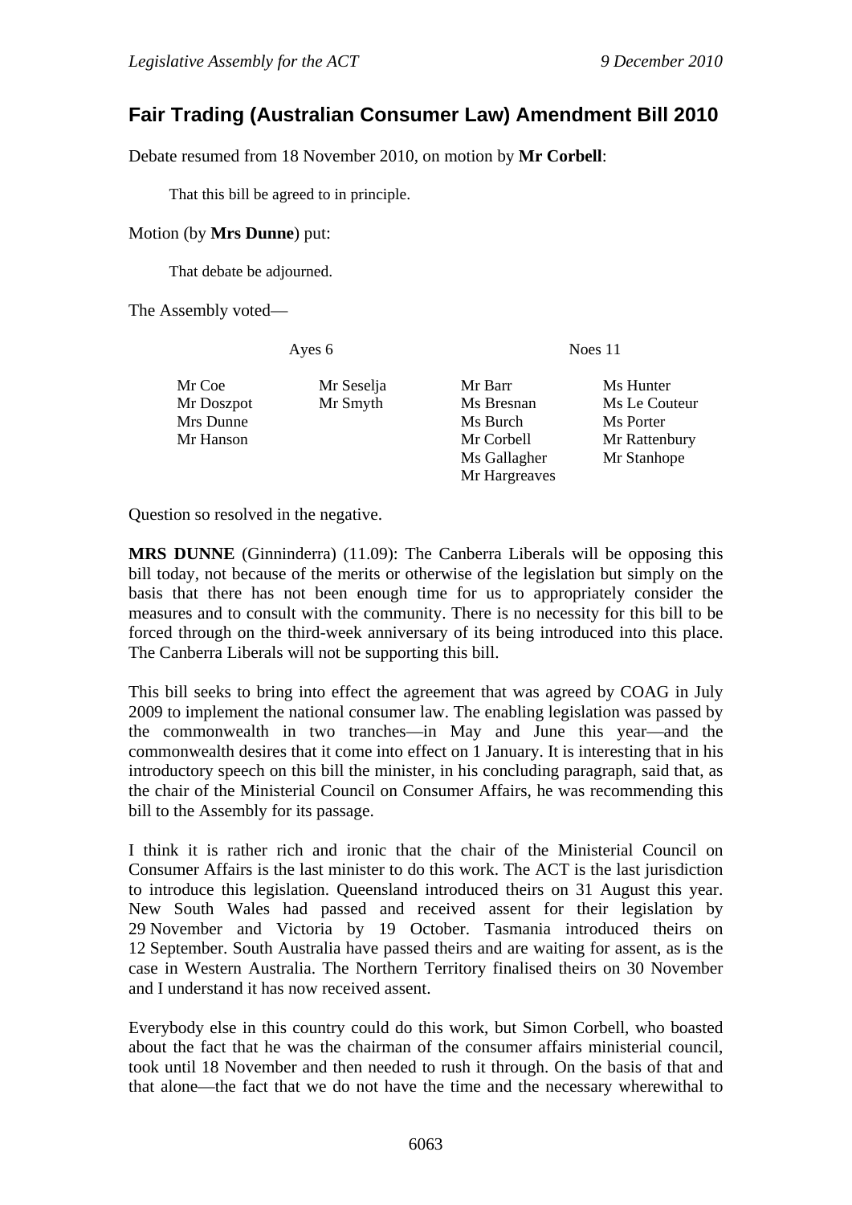## Fair Trading (Australian Consumer Law) Amendment Bill 2010

Debate resumed from 18 November 2010, on motion by **Mr Corbell**:

> That this bill be agreed to in principle.

Motion (by **Mrs Dunne**) put:

> That debate be adjourned.

The Assembly voted—

| Ayes 6 | | Noes 11 | |
|---|---|---|---|
| Mr Coe | Mr Seselja | Mr Barr | Ms Hunter |
| Mr Doszpot | Mr Smyth | Ms Bresnan | Ms Le Couteur |
| Mrs Dunne | | Ms Burch | Ms Porter |
| Mr Hanson | | Mr Corbell | Mr Rattenbury |
| | | Ms Gallagher | Mr Stanhope |
| | | Mr Hargreaves | |

Question so resolved in the negative.

**MRS DUNNE** (Ginninderra) (11.09): The Canberra Liberals will be opposing this bill today, not because of the merits or otherwise of the legislation but simply on the basis that there has not been enough time for us to appropriately consider the measures and to consult with the community. There is no necessity for this bill to be forced through on the third-week anniversary of its being introduced into this place. The Canberra Liberals will not be supporting this bill.

This bill seeks to bring into effect the agreement that was agreed by COAG in July 2009 to implement the national consumer law. The enabling legislation was passed by the commonwealth in two tranches—in May and June this year—and the commonwealth desires that it come into effect on 1 January. It is interesting that in his introductory speech on this bill the minister, in his concluding paragraph, said that, as the chair of the Ministerial Council on Consumer Affairs, he was recommending this bill to the Assembly for its passage.

I think it is rather rich and ironic that the chair of the Ministerial Council on Consumer Affairs is the last minister to do this work. The ACT is the last jurisdiction to introduce this legislation. Queensland introduced theirs on 31 August this year. New South Wales had passed and received assent for their legislation by 29 November and Victoria by 19 October. Tasmania introduced theirs on 12 September. South Australia have passed theirs and are waiting for assent, as is the case in Western Australia. The Northern Territory finalised theirs on 30 November and I understand it has now received assent.

Everybody else in this country could do this work, but Simon Corbell, who boasted about the fact that he was the chairman of the consumer affairs ministerial council, took until 18 November and then needed to rush it through. On the basis of that and that alone—the fact that we do not have the time and the necessary wherewithal to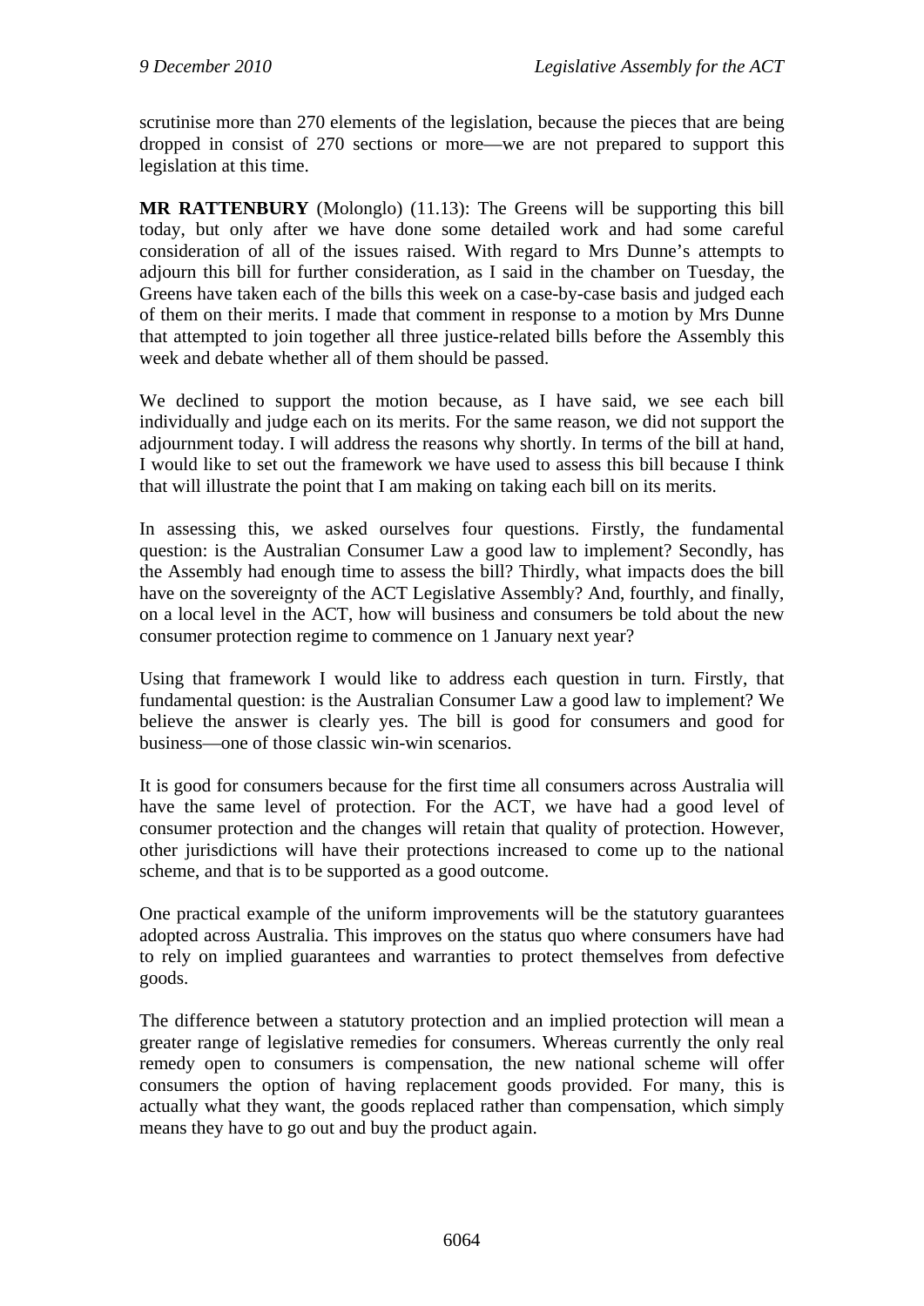scrutinise more than 270 elements of the legislation, because the pieces that are being dropped in consist of 270 sections or more—we are not prepared to support this legislation at this time.

**MR RATTENBURY** (Molonglo) (11.13): The Greens will be supporting this bill today, but only after we have done some detailed work and had some careful consideration of all of the issues raised. With regard to Mrs Dunne's attempts to adjourn this bill for further consideration, as I said in the chamber on Tuesday, the Greens have taken each of the bills this week on a case-by-case basis and judged each of them on their merits. I made that comment in response to a motion by Mrs Dunne that attempted to join together all three justice-related bills before the Assembly this week and debate whether all of them should be passed.

We declined to support the motion because, as I have said, we see each bill individually and judge each on its merits. For the same reason, we did not support the adjournment today. I will address the reasons why shortly. In terms of the bill at hand, I would like to set out the framework we have used to assess this bill because I think that will illustrate the point that I am making on taking each bill on its merits.

In assessing this, we asked ourselves four questions. Firstly, the fundamental question: is the Australian Consumer Law a good law to implement? Secondly, has the Assembly had enough time to assess the bill? Thirdly, what impacts does the bill have on the sovereignty of the ACT Legislative Assembly? And, fourthly, and finally, on a local level in the ACT, how will business and consumers be told about the new consumer protection regime to commence on 1 January next year?

Using that framework I would like to address each question in turn. Firstly, that fundamental question: is the Australian Consumer Law a good law to implement? We believe the answer is clearly yes. The bill is good for consumers and good for business—one of those classic win-win scenarios.

It is good for consumers because for the first time all consumers across Australia will have the same level of protection. For the ACT, we have had a good level of consumer protection and the changes will retain that quality of protection. However, other jurisdictions will have their protections increased to come up to the national scheme, and that is to be supported as a good outcome.

One practical example of the uniform improvements will be the statutory guarantees adopted across Australia. This improves on the status quo where consumers have had to rely on implied guarantees and warranties to protect themselves from defective goods.

The difference between a statutory protection and an implied protection will mean a greater range of legislative remedies for consumers. Whereas currently the only real remedy open to consumers is compensation, the new national scheme will offer consumers the option of having replacement goods provided. For many, this is actually what they want, the goods replaced rather than compensation, which simply means they have to go out and buy the product again.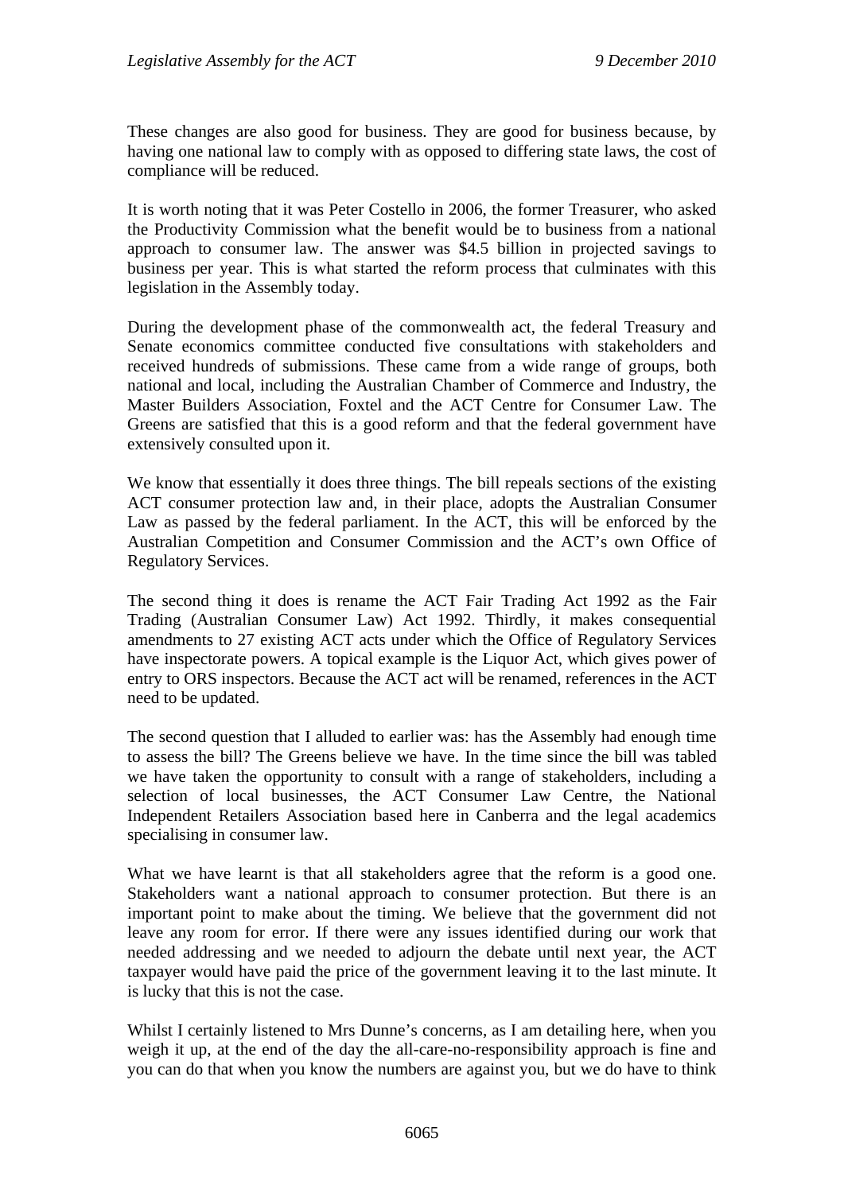These changes are also good for business. They are good for business because, by having one national law to comply with as opposed to differing state laws, the cost of compliance will be reduced.

It is worth noting that it was Peter Costello in 2006, the former Treasurer, who asked the Productivity Commission what the benefit would be to business from a national approach to consumer law. The answer was $4.5 billion in projected savings to business per year. This is what started the reform process that culminates with this legislation in the Assembly today.

During the development phase of the commonwealth act, the federal Treasury and Senate economics committee conducted five consultations with stakeholders and received hundreds of submissions. These came from a wide range of groups, both national and local, including the Australian Chamber of Commerce and Industry, the Master Builders Association, Foxtel and the ACT Centre for Consumer Law. The Greens are satisfied that this is a good reform and that the federal government have extensively consulted upon it.

We know that essentially it does three things. The bill repeals sections of the existing ACT consumer protection law and, in their place, adopts the Australian Consumer Law as passed by the federal parliament. In the ACT, this will be enforced by the Australian Competition and Consumer Commission and the ACT's own Office of Regulatory Services.

The second thing it does is rename the ACT Fair Trading Act 1992 as the Fair Trading (Australian Consumer Law) Act 1992. Thirdly, it makes consequential amendments to 27 existing ACT acts under which the Office of Regulatory Services have inspectorate powers. A topical example is the Liquor Act, which gives power of entry to ORS inspectors. Because the ACT act will be renamed, references in the ACT need to be updated.

The second question that I alluded to earlier was: has the Assembly had enough time to assess the bill? The Greens believe we have. In the time since the bill was tabled we have taken the opportunity to consult with a range of stakeholders, including a selection of local businesses, the ACT Consumer Law Centre, the National Independent Retailers Association based here in Canberra and the legal academics specialising in consumer law.

What we have learnt is that all stakeholders agree that the reform is a good one. Stakeholders want a national approach to consumer protection. But there is an important point to make about the timing. We believe that the government did not leave any room for error. If there were any issues identified during our work that needed addressing and we needed to adjourn the debate until next year, the ACT taxpayer would have paid the price of the government leaving it to the last minute. It is lucky that this is not the case.

Whilst I certainly listened to Mrs Dunne's concerns, as I am detailing here, when you weigh it up, at the end of the day the all-care-no-responsibility approach is fine and you can do that when you know the numbers are against you, but we do have to think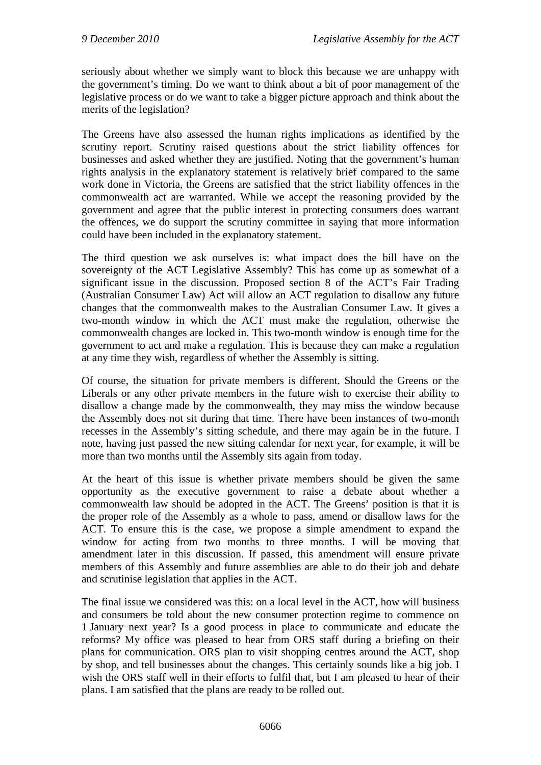seriously about whether we simply want to block this because we are unhappy with the government's timing. Do we want to think about a bit of poor management of the legislative process or do we want to take a bigger picture approach and think about the merits of the legislation?

The Greens have also assessed the human rights implications as identified by the scrutiny report. Scrutiny raised questions about the strict liability offences for businesses and asked whether they are justified. Noting that the government's human rights analysis in the explanatory statement is relatively brief compared to the same work done in Victoria, the Greens are satisfied that the strict liability offences in the commonwealth act are warranted. While we accept the reasoning provided by the government and agree that the public interest in protecting consumers does warrant the offences, we do support the scrutiny committee in saying that more information could have been included in the explanatory statement.

The third question we ask ourselves is: what impact does the bill have on the sovereignty of the ACT Legislative Assembly? This has come up as somewhat of a significant issue in the discussion. Proposed section 8 of the ACT's Fair Trading (Australian Consumer Law) Act will allow an ACT regulation to disallow any future changes that the commonwealth makes to the Australian Consumer Law. It gives a two-month window in which the ACT must make the regulation, otherwise the commonwealth changes are locked in. This two-month window is enough time for the government to act and make a regulation. This is because they can make a regulation at any time they wish, regardless of whether the Assembly is sitting.

Of course, the situation for private members is different. Should the Greens or the Liberals or any other private members in the future wish to exercise their ability to disallow a change made by the commonwealth, they may miss the window because the Assembly does not sit during that time. There have been instances of two-month recesses in the Assembly's sitting schedule, and there may again be in the future. I note, having just passed the new sitting calendar for next year, for example, it will be more than two months until the Assembly sits again from today.

At the heart of this issue is whether private members should be given the same opportunity as the executive government to raise a debate about whether a commonwealth law should be adopted in the ACT. The Greens' position is that it is the proper role of the Assembly as a whole to pass, amend or disallow laws for the ACT. To ensure this is the case, we propose a simple amendment to expand the window for acting from two months to three months. I will be moving that amendment later in this discussion. If passed, this amendment will ensure private members of this Assembly and future assemblies are able to do their job and debate and scrutinise legislation that applies in the ACT.

The final issue we considered was this: on a local level in the ACT, how will business and consumers be told about the new consumer protection regime to commence on 1 January next year? Is a good process in place to communicate and educate the reforms? My office was pleased to hear from ORS staff during a briefing on their plans for communication. ORS plan to visit shopping centres around the ACT, shop by shop, and tell businesses about the changes. This certainly sounds like a big job. I wish the ORS staff well in their efforts to fulfil that, but I am pleased to hear of their plans. I am satisfied that the plans are ready to be rolled out.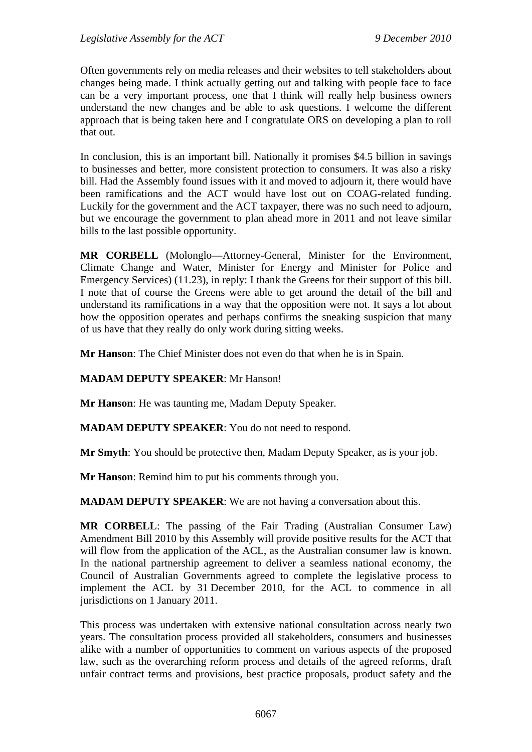Often governments rely on media releases and their websites to tell stakeholders about changes being made. I think actually getting out and talking with people face to face can be a very important process, one that I think will really help business owners understand the new changes and be able to ask questions. I welcome the different approach that is being taken here and I congratulate ORS on developing a plan to roll that out.

In conclusion, this is an important bill. Nationally it promises $4.5 billion in savings to businesses and better, more consistent protection to consumers. It was also a risky bill. Had the Assembly found issues with it and moved to adjourn it, there would have been ramifications and the ACT would have lost out on COAG-related funding. Luckily for the government and the ACT taxpayer, there was no such need to adjourn, but we encourage the government to plan ahead more in 2011 and not leave similar bills to the last possible opportunity.

**MR CORBELL** (Molonglo—Attorney-General, Minister for the Environment, Climate Change and Water, Minister for Energy and Minister for Police and Emergency Services) (11.23), in reply: I thank the Greens for their support of this bill. I note that of course the Greens were able to get around the detail of the bill and understand its ramifications in a way that the opposition were not. It says a lot about how the opposition operates and perhaps confirms the sneaking suspicion that many of us have that they really do only work during sitting weeks.

**Mr Hanson**: The Chief Minister does not even do that when he is in Spain.

**MADAM DEPUTY SPEAKER**: Mr Hanson!

**Mr Hanson**: He was taunting me, Madam Deputy Speaker.

**MADAM DEPUTY SPEAKER**: You do not need to respond.

**Mr Smyth**: You should be protective then, Madam Deputy Speaker, as is your job.

**Mr Hanson**: Remind him to put his comments through you.

**MADAM DEPUTY SPEAKER**: We are not having a conversation about this.

**MR CORBELL**: The passing of the Fair Trading (Australian Consumer Law) Amendment Bill 2010 by this Assembly will provide positive results for the ACT that will flow from the application of the ACL, as the Australian consumer law is known. In the national partnership agreement to deliver a seamless national economy, the Council of Australian Governments agreed to complete the legislative process to implement the ACL by 31 December 2010, for the ACL to commence in all jurisdictions on 1 January 2011.

This process was undertaken with extensive national consultation across nearly two years. The consultation process provided all stakeholders, consumers and businesses alike with a number of opportunities to comment on various aspects of the proposed law, such as the overarching reform process and details of the agreed reforms, draft unfair contract terms and provisions, best practice proposals, product safety and the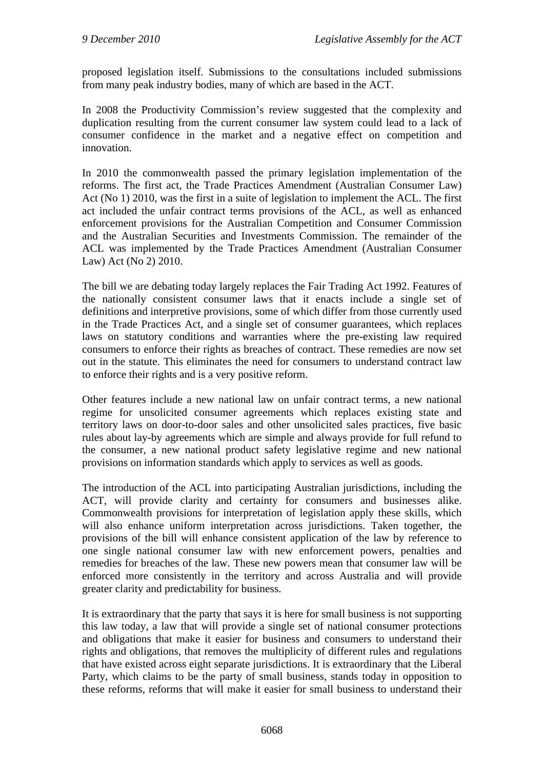proposed legislation itself. Submissions to the consultations included submissions from many peak industry bodies, many of which are based in the ACT.

In 2008 the Productivity Commission's review suggested that the complexity and duplication resulting from the current consumer law system could lead to a lack of consumer confidence in the market and a negative effect on competition and innovation.

In 2010 the commonwealth passed the primary legislation implementation of the reforms. The first act, the Trade Practices Amendment (Australian Consumer Law) Act (No 1) 2010, was the first in a suite of legislation to implement the ACL. The first act included the unfair contract terms provisions of the ACL, as well as enhanced enforcement provisions for the Australian Competition and Consumer Commission and the Australian Securities and Investments Commission. The remainder of the ACL was implemented by the Trade Practices Amendment (Australian Consumer Law) Act (No 2) 2010.

The bill we are debating today largely replaces the Fair Trading Act 1992. Features of the nationally consistent consumer laws that it enacts include a single set of definitions and interpretive provisions, some of which differ from those currently used in the Trade Practices Act, and a single set of consumer guarantees, which replaces laws on statutory conditions and warranties where the pre-existing law required consumers to enforce their rights as breaches of contract. These remedies are now set out in the statute. This eliminates the need for consumers to understand contract law to enforce their rights and is a very positive reform.

Other features include a new national law on unfair contract terms, a new national regime for unsolicited consumer agreements which replaces existing state and territory laws on door-to-door sales and other unsolicited sales practices, five basic rules about lay-by agreements which are simple and always provide for full refund to the consumer, a new national product safety legislative regime and new national provisions on information standards which apply to services as well as goods.

The introduction of the ACL into participating Australian jurisdictions, including the ACT, will provide clarity and certainty for consumers and businesses alike. Commonwealth provisions for interpretation of legislation apply these skills, which will also enhance uniform interpretation across jurisdictions. Taken together, the provisions of the bill will enhance consistent application of the law by reference to one single national consumer law with new enforcement powers, penalties and remedies for breaches of the law. These new powers mean that consumer law will be enforced more consistently in the territory and across Australia and will provide greater clarity and predictability for business.

It is extraordinary that the party that says it is here for small business is not supporting this law today, a law that will provide a single set of national consumer protections and obligations that make it easier for business and consumers to understand their rights and obligations, that removes the multiplicity of different rules and regulations that have existed across eight separate jurisdictions. It is extraordinary that the Liberal Party, which claims to be the party of small business, stands today in opposition to these reforms, reforms that will make it easier for small business to understand their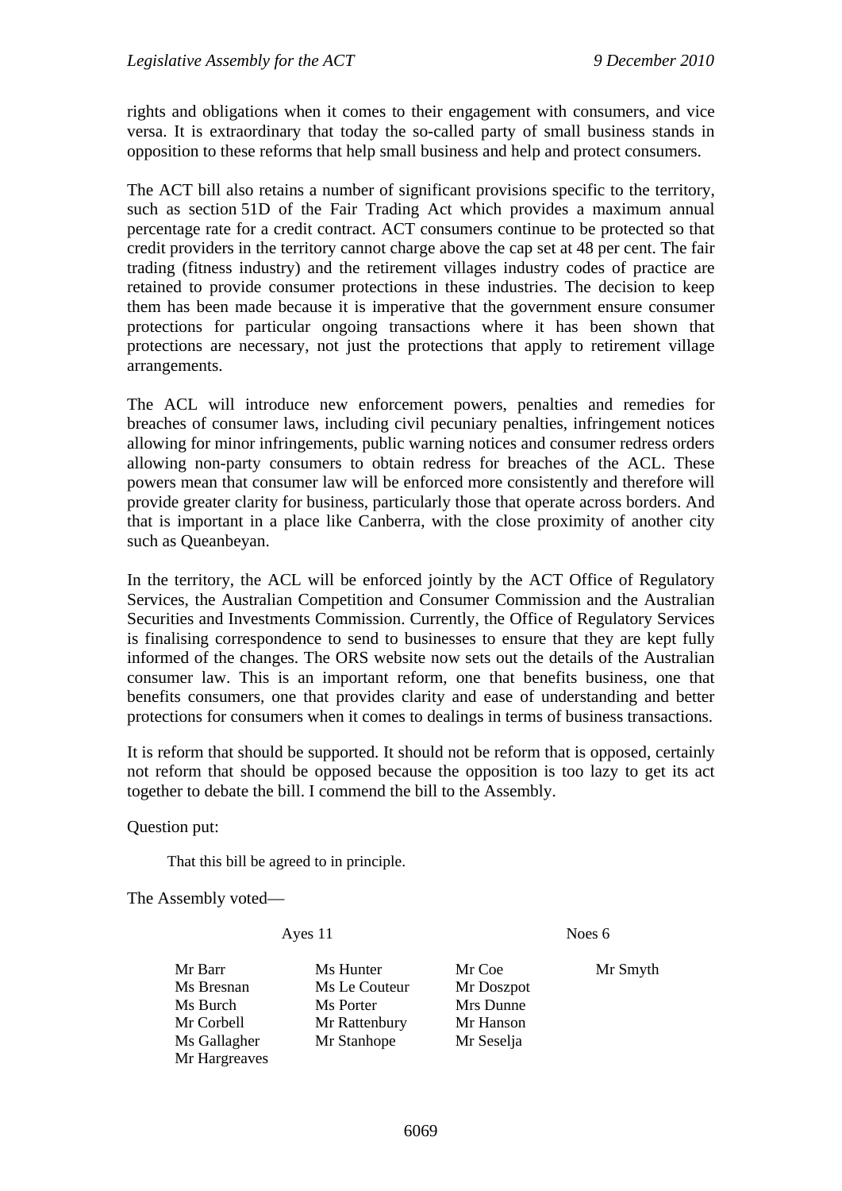rights and obligations when it comes to their engagement with consumers, and vice versa. It is extraordinary that today the so-called party of small business stands in opposition to these reforms that help small business and help and protect consumers.

The ACT bill also retains a number of significant provisions specific to the territory, such as section 51D of the Fair Trading Act which provides a maximum annual percentage rate for a credit contract. ACT consumers continue to be protected so that credit providers in the territory cannot charge above the cap set at 48 per cent. The fair trading (fitness industry) and the retirement villages industry codes of practice are retained to provide consumer protections in these industries. The decision to keep them has been made because it is imperative that the government ensure consumer protections for particular ongoing transactions where it has been shown that protections are necessary, not just the protections that apply to retirement village arrangements.

The ACL will introduce new enforcement powers, penalties and remedies for breaches of consumer laws, including civil pecuniary penalties, infringement notices allowing for minor infringements, public warning notices and consumer redress orders allowing non-party consumers to obtain redress for breaches of the ACL. These powers mean that consumer law will be enforced more consistently and therefore will provide greater clarity for business, particularly those that operate across borders. And that is important in a place like Canberra, with the close proximity of another city such as Queanbeyan.

In the territory, the ACL will be enforced jointly by the ACT Office of Regulatory Services, the Australian Competition and Consumer Commission and the Australian Securities and Investments Commission. Currently, the Office of Regulatory Services is finalising correspondence to send to businesses to ensure that they are kept fully informed of the changes. The ORS website now sets out the details of the Australian consumer law. This is an important reform, one that benefits business, one that benefits consumers, one that provides clarity and ease of understanding and better protections for consumers when it comes to dealings in terms of business transactions.

It is reform that should be supported. It should not be reform that is opposed, certainly not reform that should be opposed because the opposition is too lazy to get its act together to debate the bill. I commend the bill to the Assembly.

Question put:

> That this bill be agreed to in principle.

The Assembly voted—

| Ayes 11 | | Noes 6 | |
|---|---|---|---|
| Mr Barr | Ms Hunter | Mr Coe | Mr Smyth |
| Ms Bresnan | Ms Le Couteur | Mr Doszpot | |
| Ms Burch | Ms Porter | Mrs Dunne | |
| Mr Corbell | Mr Rattenbury | Mr Hanson | |
| Ms Gallagher | Mr Stanhope | Mr Seselja | |
| Mr Hargreaves | | | |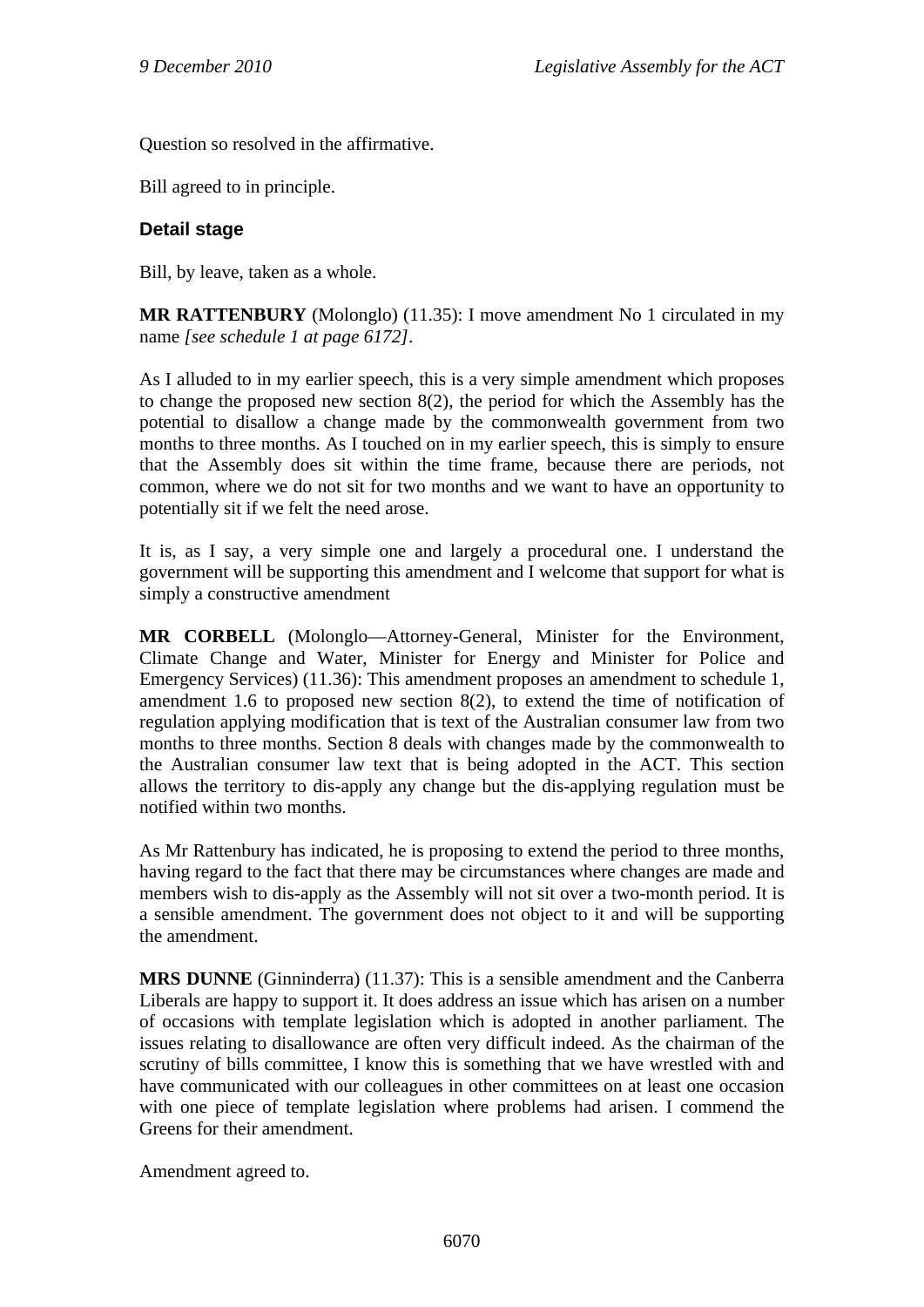Question so resolved in the affirmative.

Bill agreed to in principle.

### Detail stage

Bill, by leave, taken as a whole.

**MR RATTENBURY** (Molonglo) (11.35): I move amendment No 1 circulated in my name *[see schedule 1 at page 6172]*.

As I alluded to in my earlier speech, this is a very simple amendment which proposes to change the proposed new section 8(2), the period for which the Assembly has the potential to disallow a change made by the commonwealth government from two months to three months. As I touched on in my earlier speech, this is simply to ensure that the Assembly does sit within the time frame, because there are periods, not common, where we do not sit for two months and we want to have an opportunity to potentially sit if we felt the need arose.

It is, as I say, a very simple one and largely a procedural one. I understand the government will be supporting this amendment and I welcome that support for what is simply a constructive amendment

**MR CORBELL** (Molonglo—Attorney-General, Minister for the Environment, Climate Change and Water, Minister for Energy and Minister for Police and Emergency Services) (11.36): This amendment proposes an amendment to schedule 1, amendment 1.6 to proposed new section 8(2), to extend the time of notification of regulation applying modification that is text of the Australian consumer law from two months to three months. Section 8 deals with changes made by the commonwealth to the Australian consumer law text that is being adopted in the ACT. This section allows the territory to dis-apply any change but the dis-applying regulation must be notified within two months.

As Mr Rattenbury has indicated, he is proposing to extend the period to three months, having regard to the fact that there may be circumstances where changes are made and members wish to dis-apply as the Assembly will not sit over a two-month period. It is a sensible amendment. The government does not object to it and will be supporting the amendment.

**MRS DUNNE** (Ginninderra) (11.37): This is a sensible amendment and the Canberra Liberals are happy to support it. It does address an issue which has arisen on a number of occasions with template legislation which is adopted in another parliament. The issues relating to disallowance are often very difficult indeed. As the chairman of the scrutiny of bills committee, I know this is something that we have wrestled with and have communicated with our colleagues in other committees on at least one occasion with one piece of template legislation where problems had arisen. I commend the Greens for their amendment.

Amendment agreed to.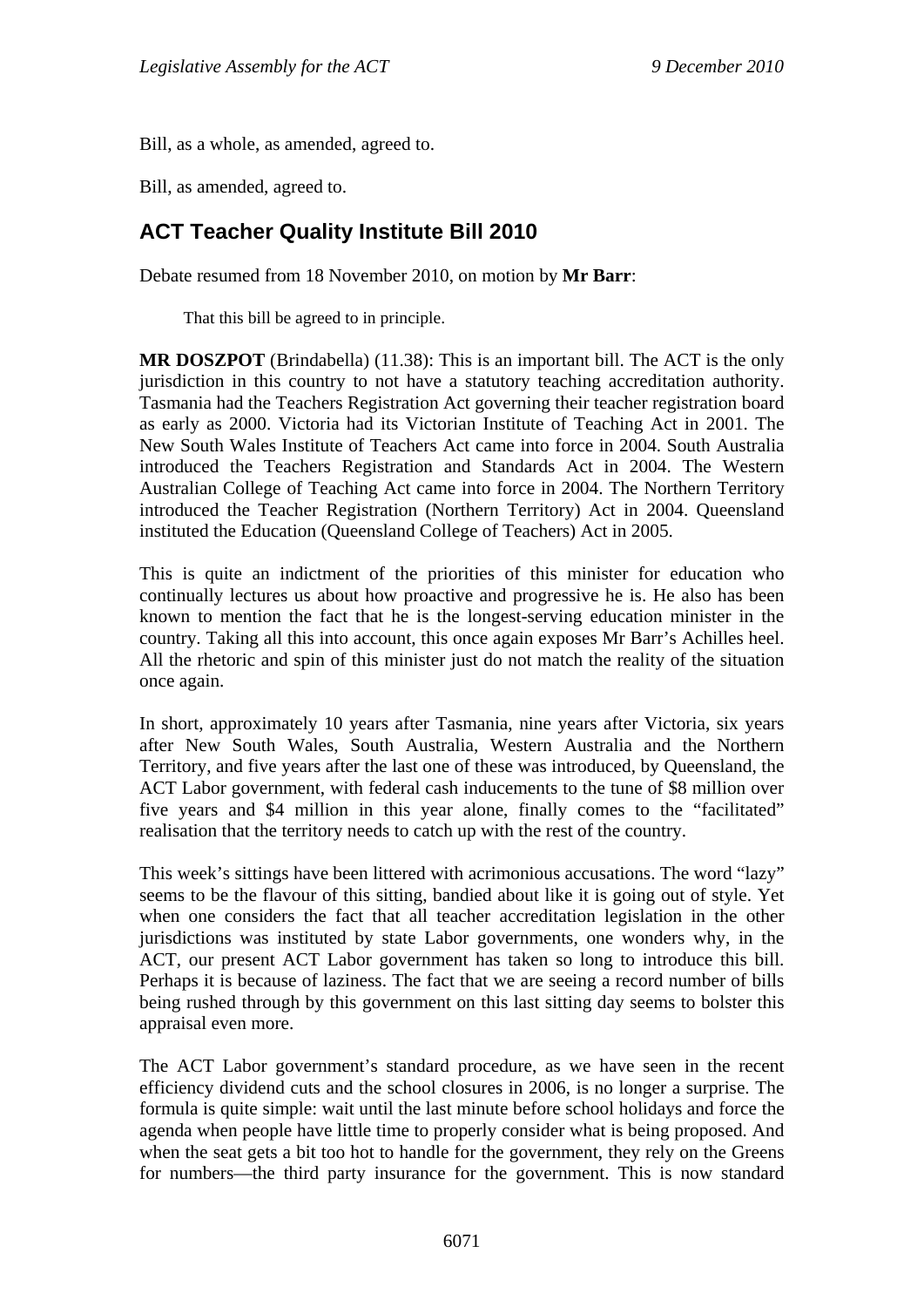Bill, as a whole, as amended, agreed to.

Bill, as amended, agreed to.

## ACT Teacher Quality Institute Bill 2010

Debate resumed from 18 November 2010, on motion by **Mr Barr**:

> That this bill be agreed to in principle.

**MR DOSZPOT** (Brindabella) (11.38): This is an important bill. The ACT is the only jurisdiction in this country to not have a statutory teaching accreditation authority. Tasmania had the Teachers Registration Act governing their teacher registration board as early as 2000. Victoria had its Victorian Institute of Teaching Act in 2001. The New South Wales Institute of Teachers Act came into force in 2004. South Australia introduced the Teachers Registration and Standards Act in 2004. The Western Australian College of Teaching Act came into force in 2004. The Northern Territory introduced the Teacher Registration (Northern Territory) Act in 2004. Queensland instituted the Education (Queensland College of Teachers) Act in 2005.

This is quite an indictment of the priorities of this minister for education who continually lectures us about how proactive and progressive he is. He also has been known to mention the fact that he is the longest-serving education minister in the country. Taking all this into account, this once again exposes Mr Barr's Achilles heel. All the rhetoric and spin of this minister just do not match the reality of the situation once again.

In short, approximately 10 years after Tasmania, nine years after Victoria, six years after New South Wales, South Australia, Western Australia and the Northern Territory, and five years after the last one of these was introduced, by Queensland, the ACT Labor government, with federal cash inducements to the tune of $8 million over five years and $4 million in this year alone, finally comes to the "facilitated" realisation that the territory needs to catch up with the rest of the country.

This week's sittings have been littered with acrimonious accusations. The word "lazy" seems to be the flavour of this sitting, bandied about like it is going out of style. Yet when one considers the fact that all teacher accreditation legislation in the other jurisdictions was instituted by state Labor governments, one wonders why, in the ACT, our present ACT Labor government has taken so long to introduce this bill. Perhaps it is because of laziness. The fact that we are seeing a record number of bills being rushed through by this government on this last sitting day seems to bolster this appraisal even more.

The ACT Labor government's standard procedure, as we have seen in the recent efficiency dividend cuts and the school closures in 2006, is no longer a surprise. The formula is quite simple: wait until the last minute before school holidays and force the agenda when people have little time to properly consider what is being proposed. And when the seat gets a bit too hot to handle for the government, they rely on the Greens for numbers—the third party insurance for the government. This is now standard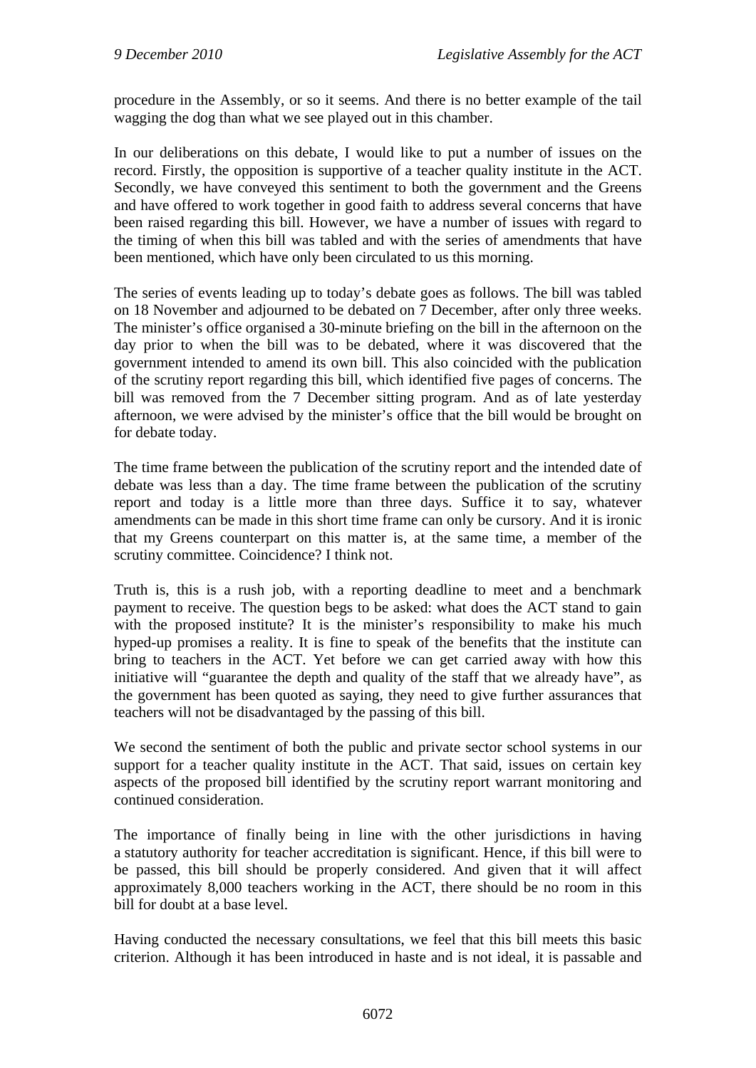procedure in the Assembly, or so it seems. And there is no better example of the tail wagging the dog than what we see played out in this chamber.

In our deliberations on this debate, I would like to put a number of issues on the record. Firstly, the opposition is supportive of a teacher quality institute in the ACT. Secondly, we have conveyed this sentiment to both the government and the Greens and have offered to work together in good faith to address several concerns that have been raised regarding this bill. However, we have a number of issues with regard to the timing of when this bill was tabled and with the series of amendments that have been mentioned, which have only been circulated to us this morning.

The series of events leading up to today's debate goes as follows. The bill was tabled on 18 November and adjourned to be debated on 7 December, after only three weeks. The minister's office organised a 30-minute briefing on the bill in the afternoon on the day prior to when the bill was to be debated, where it was discovered that the government intended to amend its own bill. This also coincided with the publication of the scrutiny report regarding this bill, which identified five pages of concerns. The bill was removed from the 7 December sitting program. And as of late yesterday afternoon, we were advised by the minister's office that the bill would be brought on for debate today.

The time frame between the publication of the scrutiny report and the intended date of debate was less than a day. The time frame between the publication of the scrutiny report and today is a little more than three days. Suffice it to say, whatever amendments can be made in this short time frame can only be cursory. And it is ironic that my Greens counterpart on this matter is, at the same time, a member of the scrutiny committee. Coincidence? I think not.

Truth is, this is a rush job, with a reporting deadline to meet and a benchmark payment to receive. The question begs to be asked: what does the ACT stand to gain with the proposed institute? It is the minister's responsibility to make his much hyped-up promises a reality. It is fine to speak of the benefits that the institute can bring to teachers in the ACT. Yet before we can get carried away with how this initiative will "guarantee the depth and quality of the staff that we already have", as the government has been quoted as saying, they need to give further assurances that teachers will not be disadvantaged by the passing of this bill.

We second the sentiment of both the public and private sector school systems in our support for a teacher quality institute in the ACT. That said, issues on certain key aspects of the proposed bill identified by the scrutiny report warrant monitoring and continued consideration.

The importance of finally being in line with the other jurisdictions in having a statutory authority for teacher accreditation is significant. Hence, if this bill were to be passed, this bill should be properly considered. And given that it will affect approximately 8,000 teachers working in the ACT, there should be no room in this bill for doubt at a base level.

Having conducted the necessary consultations, we feel that this bill meets this basic criterion. Although it has been introduced in haste and is not ideal, it is passable and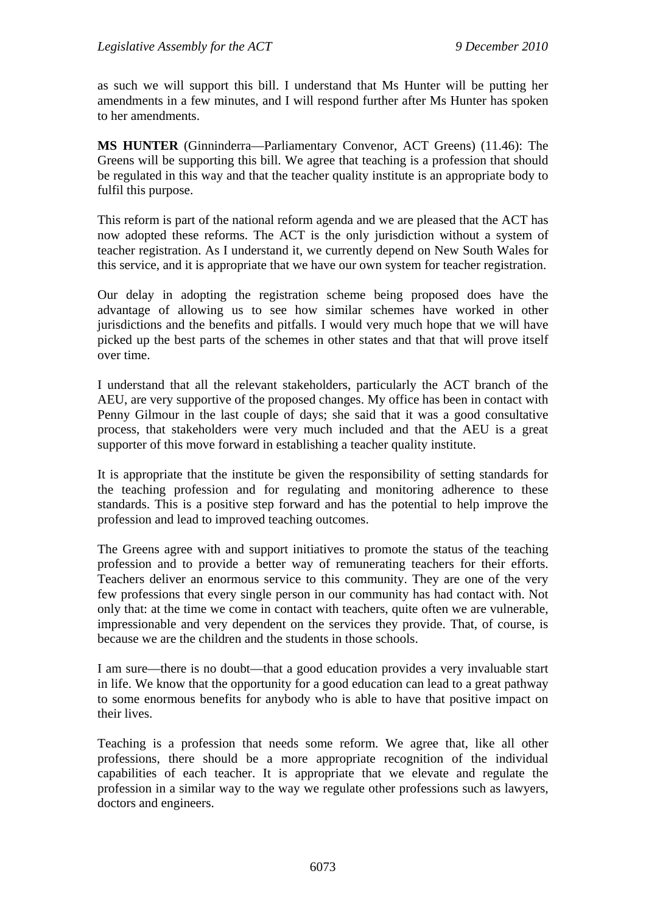as such we will support this bill. I understand that Ms Hunter will be putting her amendments in a few minutes, and I will respond further after Ms Hunter has spoken to her amendments.

**MS HUNTER** (Ginninderra—Parliamentary Convenor, ACT Greens) (11.46): The Greens will be supporting this bill. We agree that teaching is a profession that should be regulated in this way and that the teacher quality institute is an appropriate body to fulfil this purpose.

This reform is part of the national reform agenda and we are pleased that the ACT has now adopted these reforms. The ACT is the only jurisdiction without a system of teacher registration. As I understand it, we currently depend on New South Wales for this service, and it is appropriate that we have our own system for teacher registration.

Our delay in adopting the registration scheme being proposed does have the advantage of allowing us to see how similar schemes have worked in other jurisdictions and the benefits and pitfalls. I would very much hope that we will have picked up the best parts of the schemes in other states and that that will prove itself over time.

I understand that all the relevant stakeholders, particularly the ACT branch of the AEU, are very supportive of the proposed changes. My office has been in contact with Penny Gilmour in the last couple of days; she said that it was a good consultative process, that stakeholders were very much included and that the AEU is a great supporter of this move forward in establishing a teacher quality institute.

It is appropriate that the institute be given the responsibility of setting standards for the teaching profession and for regulating and monitoring adherence to these standards. This is a positive step forward and has the potential to help improve the profession and lead to improved teaching outcomes.

The Greens agree with and support initiatives to promote the status of the teaching profession and to provide a better way of remunerating teachers for their efforts. Teachers deliver an enormous service to this community. They are one of the very few professions that every single person in our community has had contact with. Not only that: at the time we come in contact with teachers, quite often we are vulnerable, impressionable and very dependent on the services they provide. That, of course, is because we are the children and the students in those schools.

I am sure—there is no doubt—that a good education provides a very invaluable start in life. We know that the opportunity for a good education can lead to a great pathway to some enormous benefits for anybody who is able to have that positive impact on their lives.

Teaching is a profession that needs some reform. We agree that, like all other professions, there should be a more appropriate recognition of the individual capabilities of each teacher. It is appropriate that we elevate and regulate the profession in a similar way to the way we regulate other professions such as lawyers, doctors and engineers.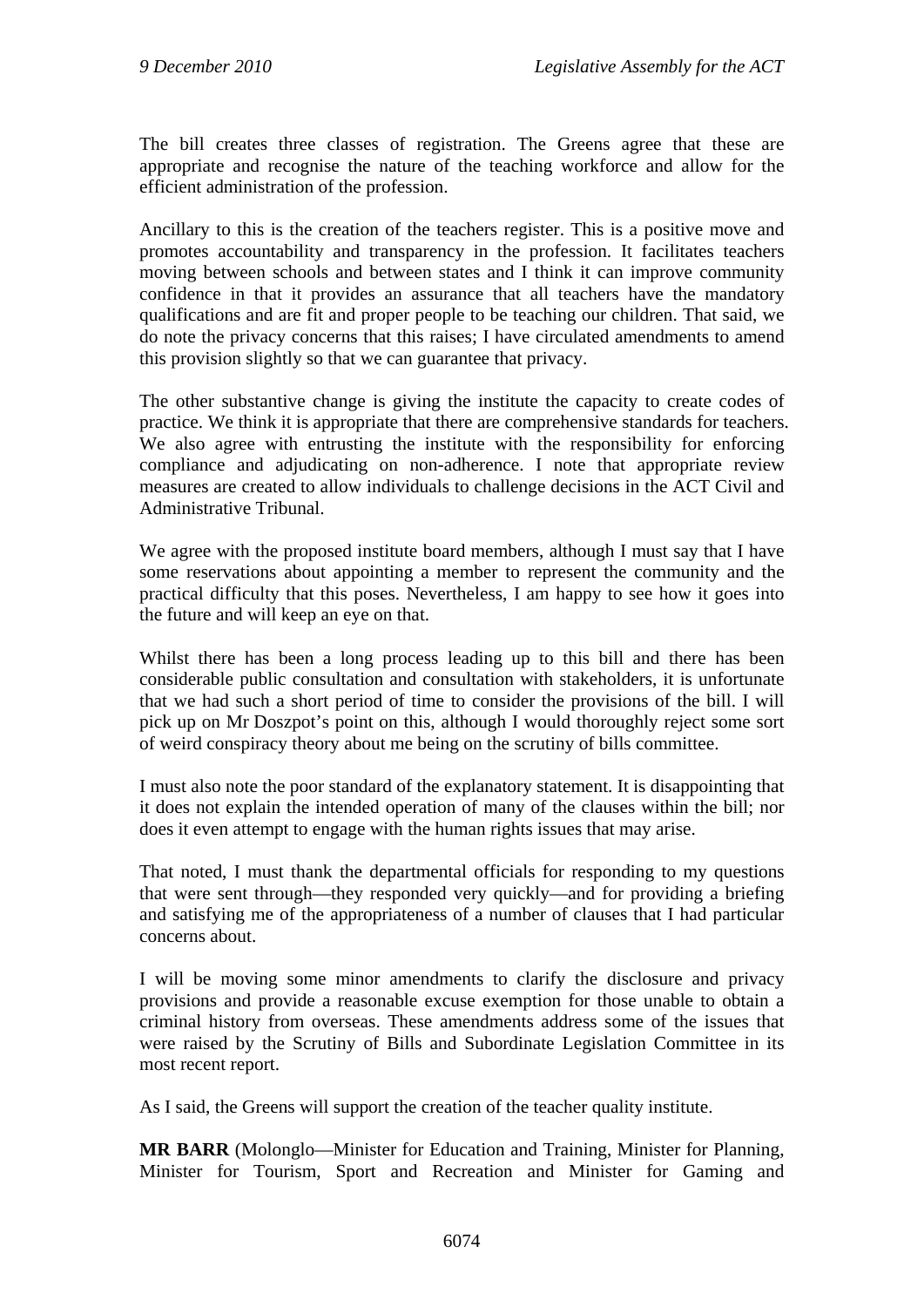The bill creates three classes of registration. The Greens agree that these are appropriate and recognise the nature of the teaching workforce and allow for the efficient administration of the profession.

Ancillary to this is the creation of the teachers register. This is a positive move and promotes accountability and transparency in the profession. It facilitates teachers moving between schools and between states and I think it can improve community confidence in that it provides an assurance that all teachers have the mandatory qualifications and are fit and proper people to be teaching our children. That said, we do note the privacy concerns that this raises; I have circulated amendments to amend this provision slightly so that we can guarantee that privacy.

The other substantive change is giving the institute the capacity to create codes of practice. We think it is appropriate that there are comprehensive standards for teachers. We also agree with entrusting the institute with the responsibility for enforcing compliance and adjudicating on non-adherence. I note that appropriate review measures are created to allow individuals to challenge decisions in the ACT Civil and Administrative Tribunal.

We agree with the proposed institute board members, although I must say that I have some reservations about appointing a member to represent the community and the practical difficulty that this poses. Nevertheless, I am happy to see how it goes into the future and will keep an eye on that.

Whilst there has been a long process leading up to this bill and there has been considerable public consultation and consultation with stakeholders, it is unfortunate that we had such a short period of time to consider the provisions of the bill. I will pick up on Mr Doszpot's point on this, although I would thoroughly reject some sort of weird conspiracy theory about me being on the scrutiny of bills committee.

I must also note the poor standard of the explanatory statement. It is disappointing that it does not explain the intended operation of many of the clauses within the bill; nor does it even attempt to engage with the human rights issues that may arise.

That noted, I must thank the departmental officials for responding to my questions that were sent through—they responded very quickly—and for providing a briefing and satisfying me of the appropriateness of a number of clauses that I had particular concerns about.

I will be moving some minor amendments to clarify the disclosure and privacy provisions and provide a reasonable excuse exemption for those unable to obtain a criminal history from overseas. These amendments address some of the issues that were raised by the Scrutiny of Bills and Subordinate Legislation Committee in its most recent report.

As I said, the Greens will support the creation of the teacher quality institute.

**MR BARR** (Molonglo—Minister for Education and Training, Minister for Planning, Minister for Tourism, Sport and Recreation and Minister for Gaming and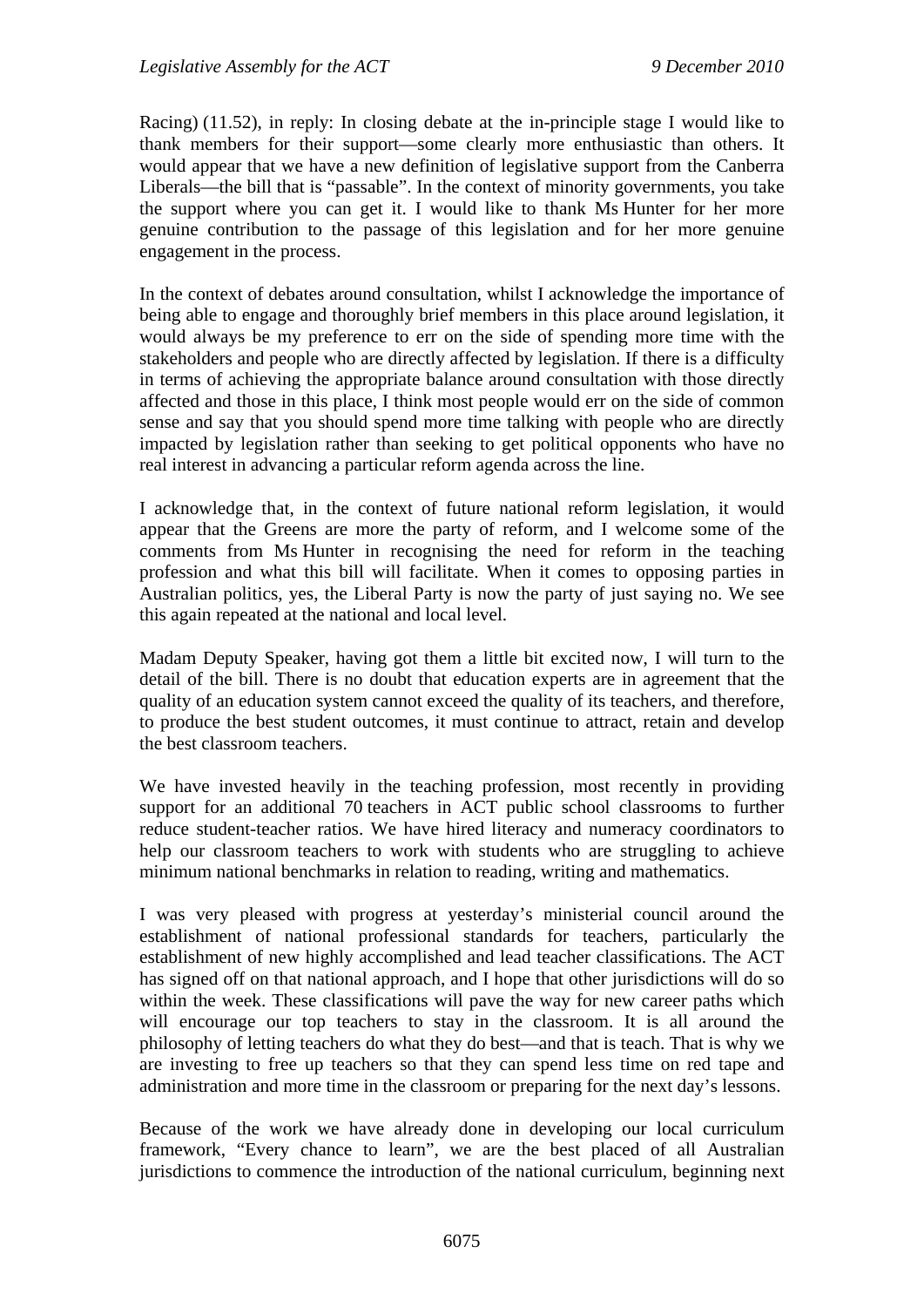Racing) (11.52), in reply: In closing debate at the in-principle stage I would like to thank members for their support—some clearly more enthusiastic than others. It would appear that we have a new definition of legislative support from the Canberra Liberals—the bill that is "passable". In the context of minority governments, you take the support where you can get it. I would like to thank Ms Hunter for her more genuine contribution to the passage of this legislation and for her more genuine engagement in the process.

In the context of debates around consultation, whilst I acknowledge the importance of being able to engage and thoroughly brief members in this place around legislation, it would always be my preference to err on the side of spending more time with the stakeholders and people who are directly affected by legislation. If there is a difficulty in terms of achieving the appropriate balance around consultation with those directly affected and those in this place, I think most people would err on the side of common sense and say that you should spend more time talking with people who are directly impacted by legislation rather than seeking to get political opponents who have no real interest in advancing a particular reform agenda across the line.

I acknowledge that, in the context of future national reform legislation, it would appear that the Greens are more the party of reform, and I welcome some of the comments from Ms Hunter in recognising the need for reform in the teaching profession and what this bill will facilitate. When it comes to opposing parties in Australian politics, yes, the Liberal Party is now the party of just saying no. We see this again repeated at the national and local level.

Madam Deputy Speaker, having got them a little bit excited now, I will turn to the detail of the bill. There is no doubt that education experts are in agreement that the quality of an education system cannot exceed the quality of its teachers, and therefore, to produce the best student outcomes, it must continue to attract, retain and develop the best classroom teachers.

We have invested heavily in the teaching profession, most recently in providing support for an additional 70 teachers in ACT public school classrooms to further reduce student-teacher ratios. We have hired literacy and numeracy coordinators to help our classroom teachers to work with students who are struggling to achieve minimum national benchmarks in relation to reading, writing and mathematics.

I was very pleased with progress at yesterday's ministerial council around the establishment of national professional standards for teachers, particularly the establishment of new highly accomplished and lead teacher classifications. The ACT has signed off on that national approach, and I hope that other jurisdictions will do so within the week. These classifications will pave the way for new career paths which will encourage our top teachers to stay in the classroom. It is all around the philosophy of letting teachers do what they do best—and that is teach. That is why we are investing to free up teachers so that they can spend less time on red tape and administration and more time in the classroom or preparing for the next day's lessons.

Because of the work we have already done in developing our local curriculum framework, "Every chance to learn", we are the best placed of all Australian jurisdictions to commence the introduction of the national curriculum, beginning next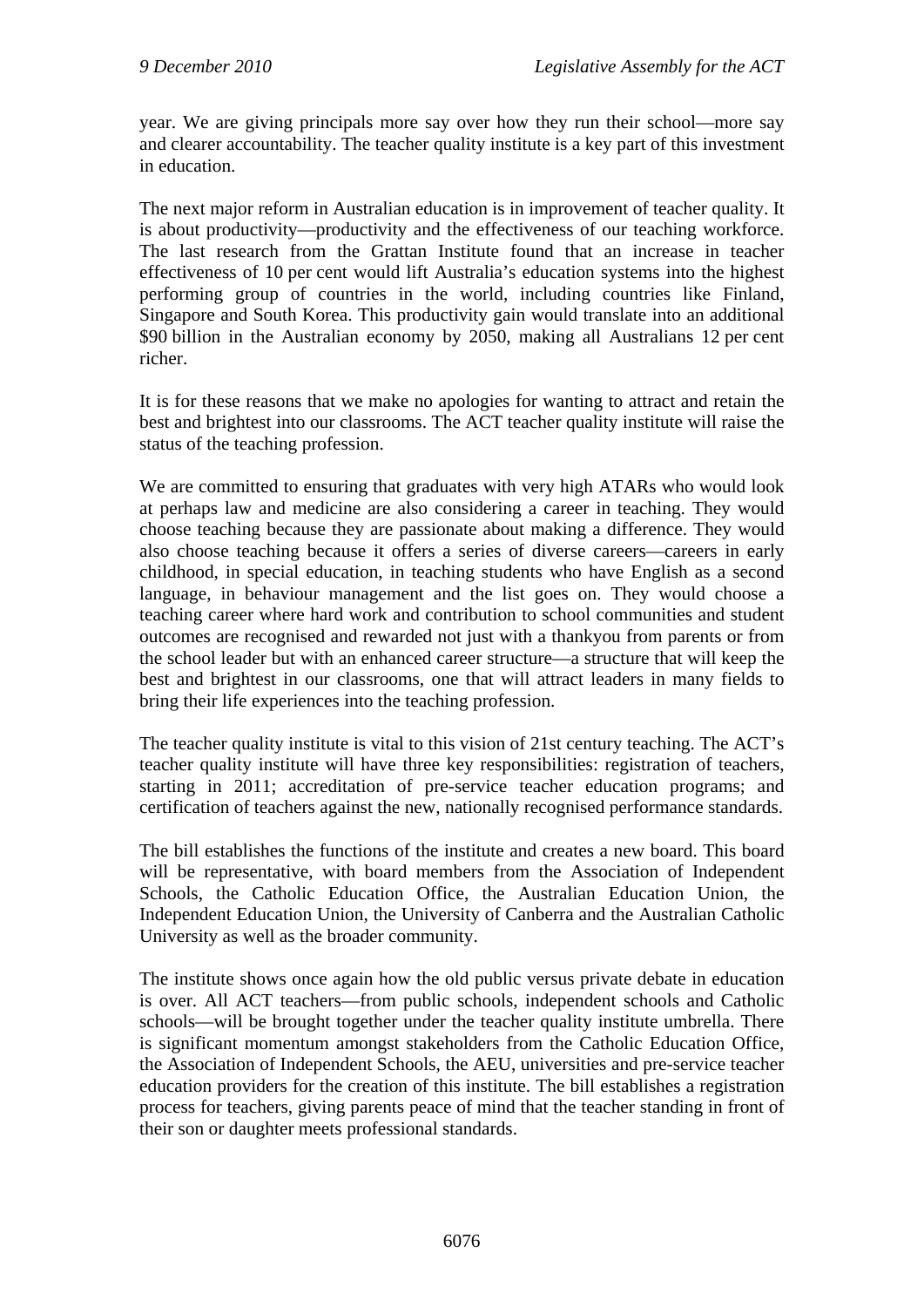year. We are giving principals more say over how they run their school—more say and clearer accountability. The teacher quality institute is a key part of this investment in education.

The next major reform in Australian education is in improvement of teacher quality. It is about productivity—productivity and the effectiveness of our teaching workforce. The last research from the Grattan Institute found that an increase in teacher effectiveness of 10 per cent would lift Australia's education systems into the highest performing group of countries in the world, including countries like Finland, Singapore and South Korea. This productivity gain would translate into an additional $90 billion in the Australian economy by 2050, making all Australians 12 per cent richer.

It is for these reasons that we make no apologies for wanting to attract and retain the best and brightest into our classrooms. The ACT teacher quality institute will raise the status of the teaching profession.

We are committed to ensuring that graduates with very high ATARs who would look at perhaps law and medicine are also considering a career in teaching. They would choose teaching because they are passionate about making a difference. They would also choose teaching because it offers a series of diverse careers—careers in early childhood, in special education, in teaching students who have English as a second language, in behaviour management and the list goes on. They would choose a teaching career where hard work and contribution to school communities and student outcomes are recognised and rewarded not just with a thankyou from parents or from the school leader but with an enhanced career structure—a structure that will keep the best and brightest in our classrooms, one that will attract leaders in many fields to bring their life experiences into the teaching profession.

The teacher quality institute is vital to this vision of 21st century teaching. The ACT's teacher quality institute will have three key responsibilities: registration of teachers, starting in 2011; accreditation of pre-service teacher education programs; and certification of teachers against the new, nationally recognised performance standards.

The bill establishes the functions of the institute and creates a new board. This board will be representative, with board members from the Association of Independent Schools, the Catholic Education Office, the Australian Education Union, the Independent Education Union, the University of Canberra and the Australian Catholic University as well as the broader community.

The institute shows once again how the old public versus private debate in education is over. All ACT teachers—from public schools, independent schools and Catholic schools—will be brought together under the teacher quality institute umbrella. There is significant momentum amongst stakeholders from the Catholic Education Office, the Association of Independent Schools, the AEU, universities and pre-service teacher education providers for the creation of this institute. The bill establishes a registration process for teachers, giving parents peace of mind that the teacher standing in front of their son or daughter meets professional standards.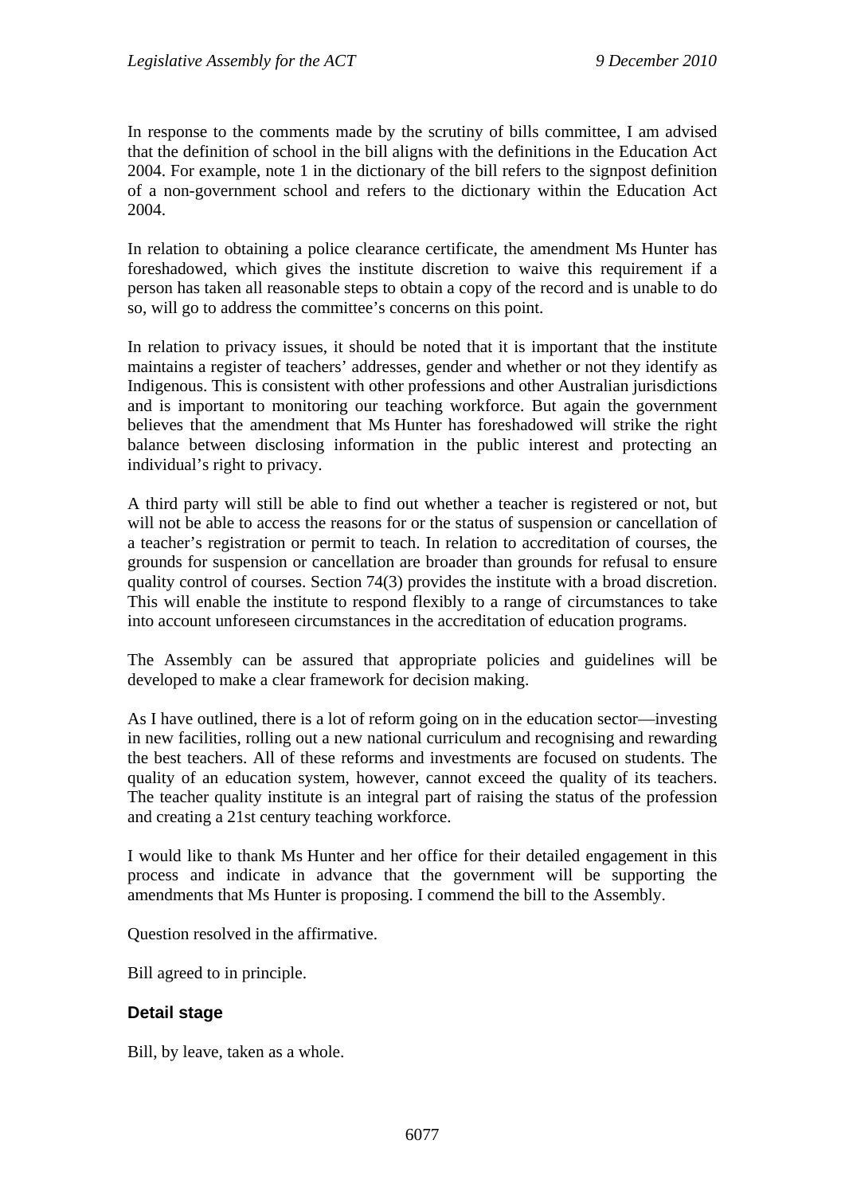In response to the comments made by the scrutiny of bills committee, I am advised that the definition of school in the bill aligns with the definitions in the Education Act 2004. For example, note 1 in the dictionary of the bill refers to the signpost definition of a non-government school and refers to the dictionary within the Education Act 2004.

In relation to obtaining a police clearance certificate, the amendment Ms Hunter has foreshadowed, which gives the institute discretion to waive this requirement if a person has taken all reasonable steps to obtain a copy of the record and is unable to do so, will go to address the committee's concerns on this point.

In relation to privacy issues, it should be noted that it is important that the institute maintains a register of teachers' addresses, gender and whether or not they identify as Indigenous. This is consistent with other professions and other Australian jurisdictions and is important to monitoring our teaching workforce. But again the government believes that the amendment that Ms Hunter has foreshadowed will strike the right balance between disclosing information in the public interest and protecting an individual's right to privacy.

A third party will still be able to find out whether a teacher is registered or not, but will not be able to access the reasons for or the status of suspension or cancellation of a teacher's registration or permit to teach. In relation to accreditation of courses, the grounds for suspension or cancellation are broader than grounds for refusal to ensure quality control of courses. Section 74(3) provides the institute with a broad discretion. This will enable the institute to respond flexibly to a range of circumstances to take into account unforeseen circumstances in the accreditation of education programs.

The Assembly can be assured that appropriate policies and guidelines will be developed to make a clear framework for decision making.

As I have outlined, there is a lot of reform going on in the education sector—investing in new facilities, rolling out a new national curriculum and recognising and rewarding the best teachers. All of these reforms and investments are focused on students. The quality of an education system, however, cannot exceed the quality of its teachers. The teacher quality institute is an integral part of raising the status of the profession and creating a 21st century teaching workforce.

I would like to thank Ms Hunter and her office for their detailed engagement in this process and indicate in advance that the government will be supporting the amendments that Ms Hunter is proposing. I commend the bill to the Assembly.

Question resolved in the affirmative.

Bill agreed to in principle.

### Detail stage

Bill, by leave, taken as a whole.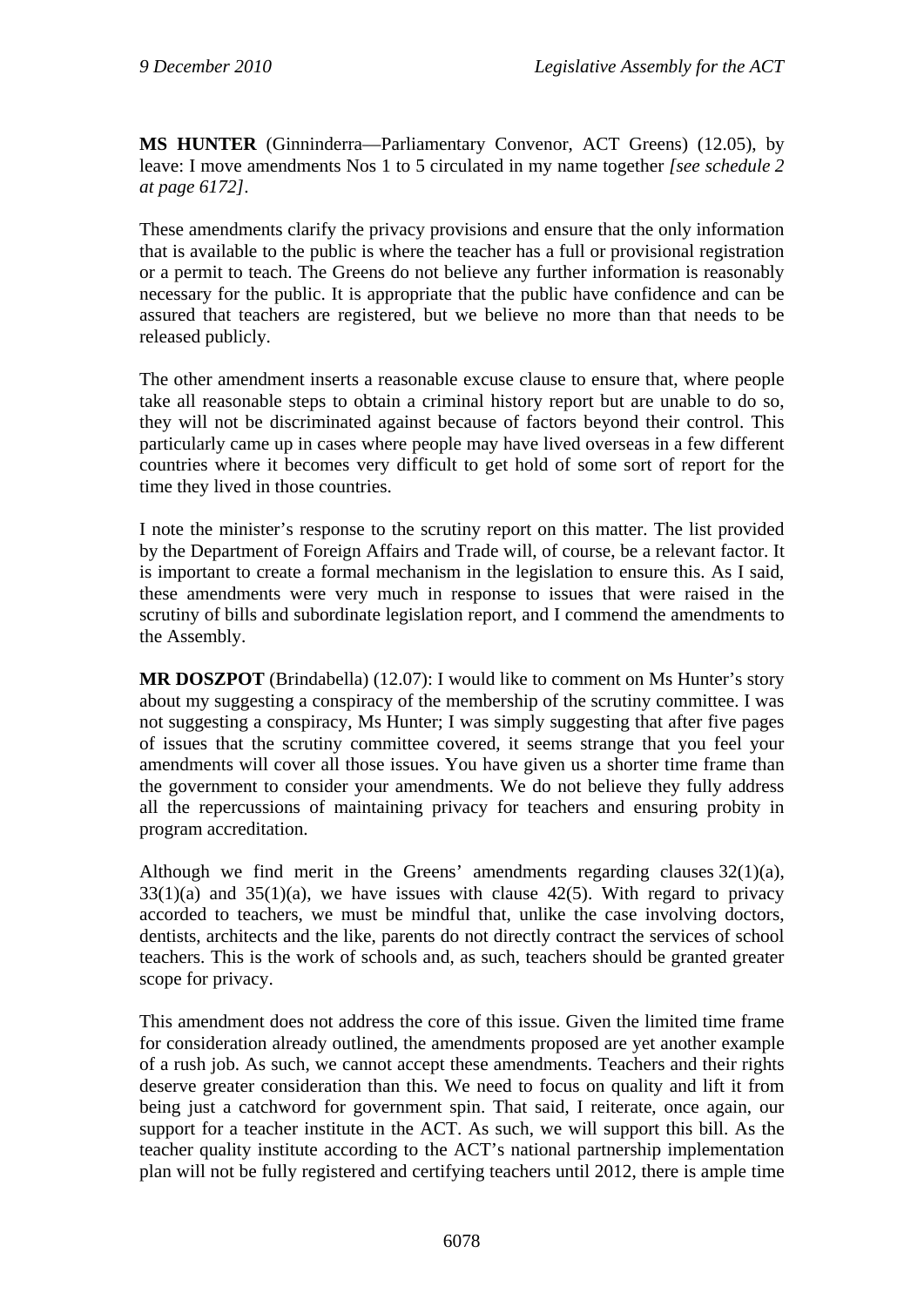**MS HUNTER** (Ginninderra—Parliamentary Convenor, ACT Greens) (12.05), by leave: I move amendments Nos 1 to 5 circulated in my name together *[see schedule 2 at page 6172]*.

These amendments clarify the privacy provisions and ensure that the only information that is available to the public is where the teacher has a full or provisional registration or a permit to teach. The Greens do not believe any further information is reasonably necessary for the public. It is appropriate that the public have confidence and can be assured that teachers are registered, but we believe no more than that needs to be released publicly.

The other amendment inserts a reasonable excuse clause to ensure that, where people take all reasonable steps to obtain a criminal history report but are unable to do so, they will not be discriminated against because of factors beyond their control. This particularly came up in cases where people may have lived overseas in a few different countries where it becomes very difficult to get hold of some sort of report for the time they lived in those countries.

I note the minister's response to the scrutiny report on this matter. The list provided by the Department of Foreign Affairs and Trade will, of course, be a relevant factor. It is important to create a formal mechanism in the legislation to ensure this. As I said, these amendments were very much in response to issues that were raised in the scrutiny of bills and subordinate legislation report, and I commend the amendments to the Assembly.

**MR DOSZPOT** (Brindabella) (12.07): I would like to comment on Ms Hunter's story about my suggesting a conspiracy of the membership of the scrutiny committee. I was not suggesting a conspiracy, Ms Hunter; I was simply suggesting that after five pages of issues that the scrutiny committee covered, it seems strange that you feel your amendments will cover all those issues. You have given us a shorter time frame than the government to consider your amendments. We do not believe they fully address all the repercussions of maintaining privacy for teachers and ensuring probity in program accreditation.

Although we find merit in the Greens' amendments regarding clauses 32(1)(a), 33(1)(a) and 35(1)(a), we have issues with clause 42(5). With regard to privacy accorded to teachers, we must be mindful that, unlike the case involving doctors, dentists, architects and the like, parents do not directly contract the services of school teachers. This is the work of schools and, as such, teachers should be granted greater scope for privacy.

This amendment does not address the core of this issue. Given the limited time frame for consideration already outlined, the amendments proposed are yet another example of a rush job. As such, we cannot accept these amendments. Teachers and their rights deserve greater consideration than this. We need to focus on quality and lift it from being just a catchword for government spin. That said, I reiterate, once again, our support for a teacher institute in the ACT. As such, we will support this bill. As the teacher quality institute according to the ACT's national partnership implementation plan will not be fully registered and certifying teachers until 2012, there is ample time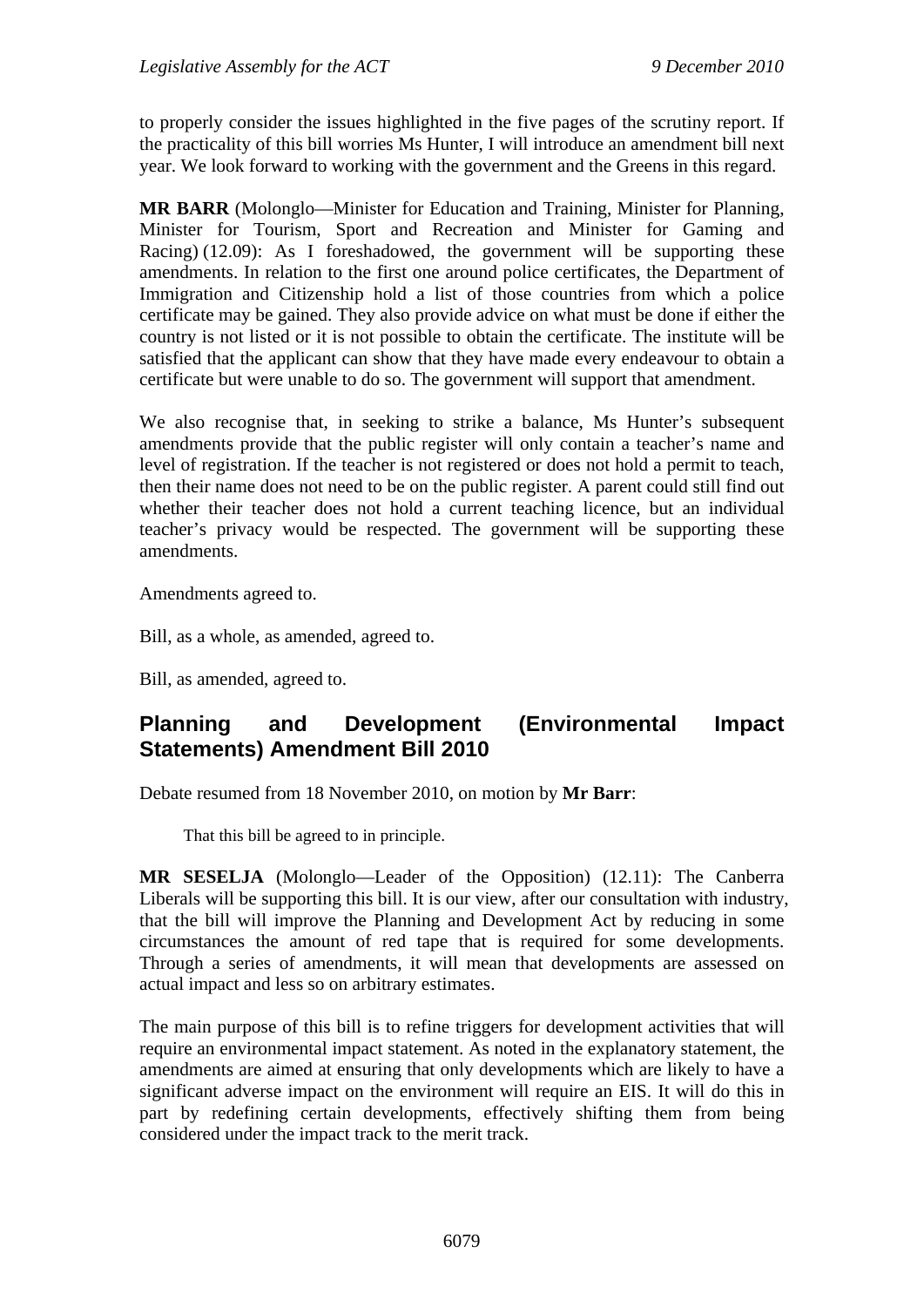to properly consider the issues highlighted in the five pages of the scrutiny report. If the practicality of this bill worries Ms Hunter, I will introduce an amendment bill next year. We look forward to working with the government and the Greens in this regard.

**MR BARR** (Molonglo—Minister for Education and Training, Minister for Planning, Minister for Tourism, Sport and Recreation and Minister for Gaming and Racing) (12.09): As I foreshadowed, the government will be supporting these amendments. In relation to the first one around police certificates, the Department of Immigration and Citizenship hold a list of those countries from which a police certificate may be gained. They also provide advice on what must be done if either the country is not listed or it is not possible to obtain the certificate. The institute will be satisfied that the applicant can show that they have made every endeavour to obtain a certificate but were unable to do so. The government will support that amendment.

We also recognise that, in seeking to strike a balance, Ms Hunter's subsequent amendments provide that the public register will only contain a teacher's name and level of registration. If the teacher is not registered or does not hold a permit to teach, then their name does not need to be on the public register. A parent could still find out whether their teacher does not hold a current teaching licence, but an individual teacher's privacy would be respected. The government will be supporting these amendments.

Amendments agreed to.

Bill, as a whole, as amended, agreed to.

Bill, as amended, agreed to.

## Planning and Development (Environmental Impact Statements) Amendment Bill 2010

Debate resumed from 18 November 2010, on motion by **Mr Barr**:

> That this bill be agreed to in principle.

**MR SESELJA** (Molonglo—Leader of the Opposition) (12.11): The Canberra Liberals will be supporting this bill. It is our view, after our consultation with industry, that the bill will improve the Planning and Development Act by reducing in some circumstances the amount of red tape that is required for some developments. Through a series of amendments, it will mean that developments are assessed on actual impact and less so on arbitrary estimates.

The main purpose of this bill is to refine triggers for development activities that will require an environmental impact statement. As noted in the explanatory statement, the amendments are aimed at ensuring that only developments which are likely to have a significant adverse impact on the environment will require an EIS. It will do this in part by redefining certain developments, effectively shifting them from being considered under the impact track to the merit track.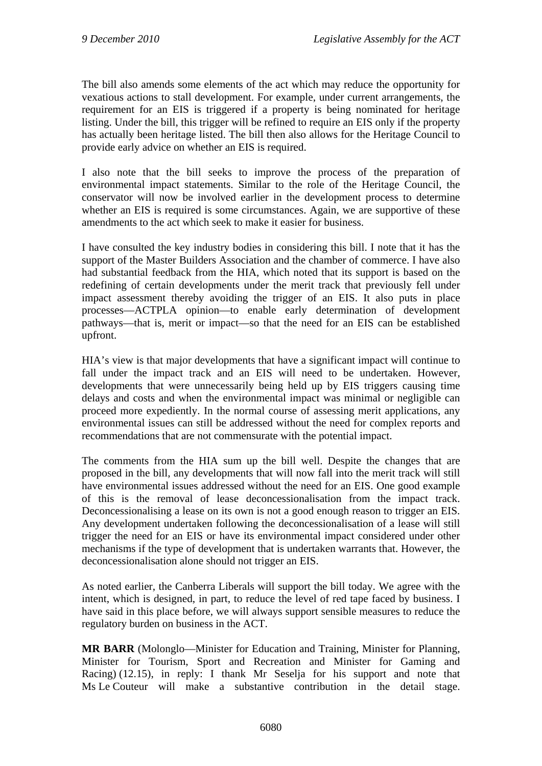The bill also amends some elements of the act which may reduce the opportunity for vexatious actions to stall development. For example, under current arrangements, the requirement for an EIS is triggered if a property is being nominated for heritage listing. Under the bill, this trigger will be refined to require an EIS only if the property has actually been heritage listed. The bill then also allows for the Heritage Council to provide early advice on whether an EIS is required.

I also note that the bill seeks to improve the process of the preparation of environmental impact statements. Similar to the role of the Heritage Council, the conservator will now be involved earlier in the development process to determine whether an EIS is required is some circumstances. Again, we are supportive of these amendments to the act which seek to make it easier for business.

I have consulted the key industry bodies in considering this bill. I note that it has the support of the Master Builders Association and the chamber of commerce. I have also had substantial feedback from the HIA, which noted that its support is based on the redefining of certain developments under the merit track that previously fell under impact assessment thereby avoiding the trigger of an EIS. It also puts in place processes—ACTPLA opinion—to enable early determination of development pathways—that is, merit or impact—so that the need for an EIS can be established upfront.

HIA's view is that major developments that have a significant impact will continue to fall under the impact track and an EIS will need to be undertaken. However, developments that were unnecessarily being held up by EIS triggers causing time delays and costs and when the environmental impact was minimal or negligible can proceed more expediently. In the normal course of assessing merit applications, any environmental issues can still be addressed without the need for complex reports and recommendations that are not commensurate with the potential impact.

The comments from the HIA sum up the bill well. Despite the changes that are proposed in the bill, any developments that will now fall into the merit track will still have environmental issues addressed without the need for an EIS. One good example of this is the removal of lease deconcessionalisation from the impact track. Deconcessionalising a lease on its own is not a good enough reason to trigger an EIS. Any development undertaken following the deconcessionalisation of a lease will still trigger the need for an EIS or have its environmental impact considered under other mechanisms if the type of development that is undertaken warrants that. However, the deconcessionalisation alone should not trigger an EIS.

As noted earlier, the Canberra Liberals will support the bill today. We agree with the intent, which is designed, in part, to reduce the level of red tape faced by business. I have said in this place before, we will always support sensible measures to reduce the regulatory burden on business in the ACT.

**MR BARR** (Molonglo—Minister for Education and Training, Minister for Planning, Minister for Tourism, Sport and Recreation and Minister for Gaming and Racing) (12.15), in reply: I thank Mr Seselja for his support and note that Ms Le Couteur will make a substantive contribution in the detail stage.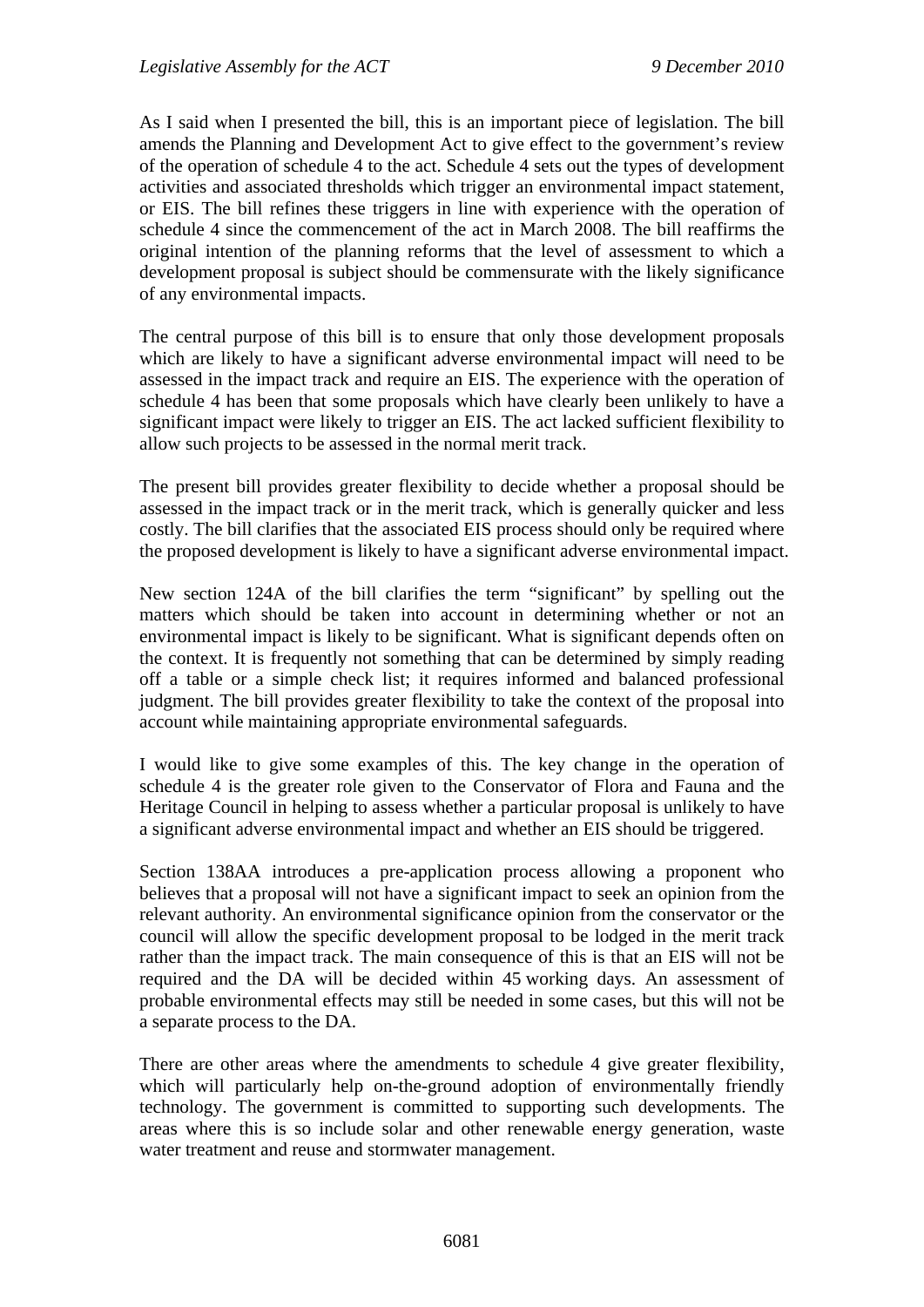As I said when I presented the bill, this is an important piece of legislation. The bill amends the Planning and Development Act to give effect to the government's review of the operation of schedule 4 to the act. Schedule 4 sets out the types of development activities and associated thresholds which trigger an environmental impact statement, or EIS. The bill refines these triggers in line with experience with the operation of schedule 4 since the commencement of the act in March 2008. The bill reaffirms the original intention of the planning reforms that the level of assessment to which a development proposal is subject should be commensurate with the likely significance of any environmental impacts.

The central purpose of this bill is to ensure that only those development proposals which are likely to have a significant adverse environmental impact will need to be assessed in the impact track and require an EIS. The experience with the operation of schedule 4 has been that some proposals which have clearly been unlikely to have a significant impact were likely to trigger an EIS. The act lacked sufficient flexibility to allow such projects to be assessed in the normal merit track.

The present bill provides greater flexibility to decide whether a proposal should be assessed in the impact track or in the merit track, which is generally quicker and less costly. The bill clarifies that the associated EIS process should only be required where the proposed development is likely to have a significant adverse environmental impact.

New section 124A of the bill clarifies the term "significant" by spelling out the matters which should be taken into account in determining whether or not an environmental impact is likely to be significant. What is significant depends often on the context. It is frequently not something that can be determined by simply reading off a table or a simple check list; it requires informed and balanced professional judgment. The bill provides greater flexibility to take the context of the proposal into account while maintaining appropriate environmental safeguards.

I would like to give some examples of this. The key change in the operation of schedule 4 is the greater role given to the Conservator of Flora and Fauna and the Heritage Council in helping to assess whether a particular proposal is unlikely to have a significant adverse environmental impact and whether an EIS should be triggered.

Section 138AA introduces a pre-application process allowing a proponent who believes that a proposal will not have a significant impact to seek an opinion from the relevant authority. An environmental significance opinion from the conservator or the council will allow the specific development proposal to be lodged in the merit track rather than the impact track. The main consequence of this is that an EIS will not be required and the DA will be decided within 45 working days. An assessment of probable environmental effects may still be needed in some cases, but this will not be a separate process to the DA.

There are other areas where the amendments to schedule 4 give greater flexibility, which will particularly help on-the-ground adoption of environmentally friendly technology. The government is committed to supporting such developments. The areas where this is so include solar and other renewable energy generation, waste water treatment and reuse and stormwater management.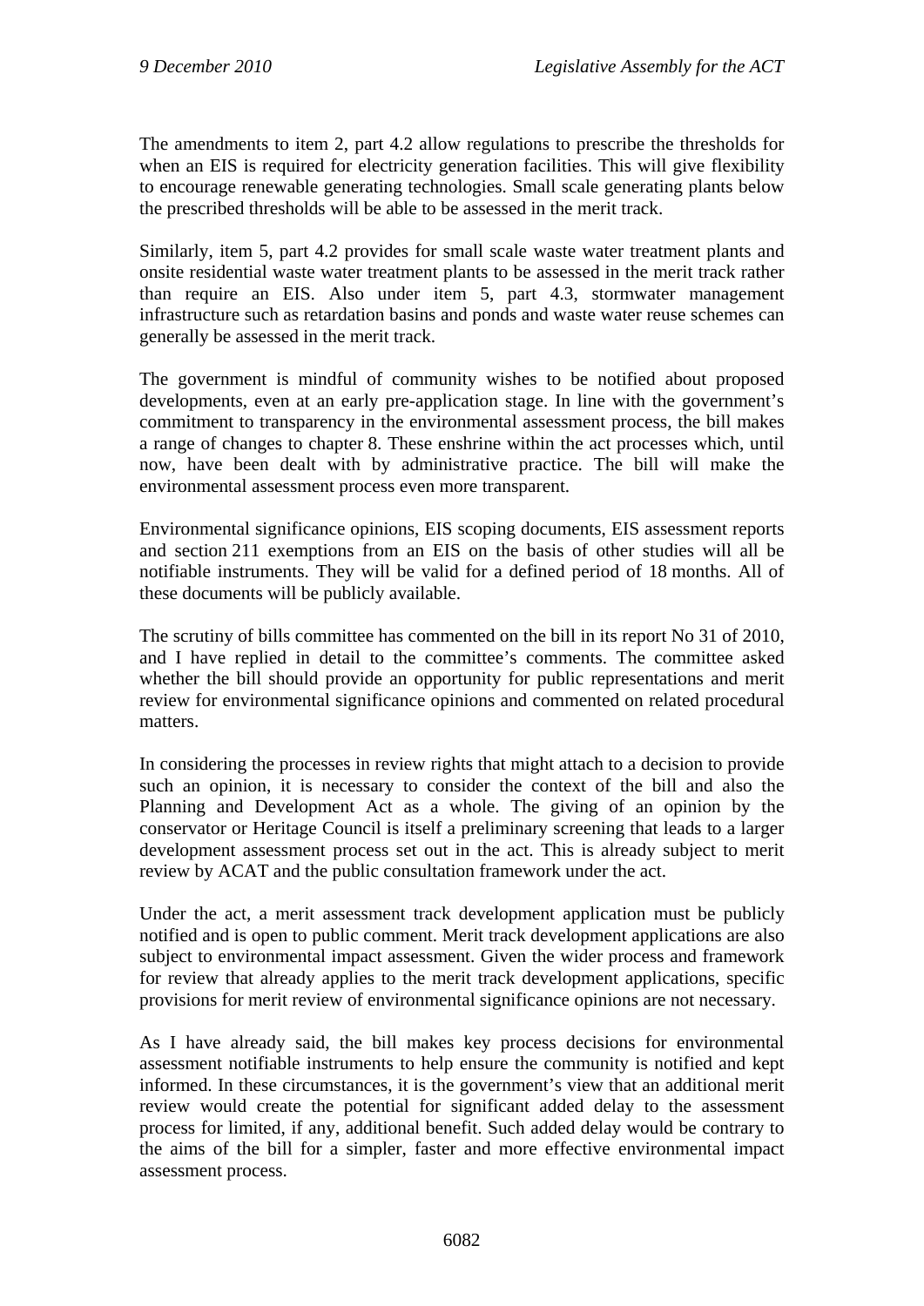The amendments to item 2, part 4.2 allow regulations to prescribe the thresholds for when an EIS is required for electricity generation facilities. This will give flexibility to encourage renewable generating technologies. Small scale generating plants below the prescribed thresholds will be able to be assessed in the merit track.

Similarly, item 5, part 4.2 provides for small scale waste water treatment plants and onsite residential waste water treatment plants to be assessed in the merit track rather than require an EIS. Also under item 5, part 4.3, stormwater management infrastructure such as retardation basins and ponds and waste water reuse schemes can generally be assessed in the merit track.

The government is mindful of community wishes to be notified about proposed developments, even at an early pre-application stage. In line with the government's commitment to transparency in the environmental assessment process, the bill makes a range of changes to chapter 8. These enshrine within the act processes which, until now, have been dealt with by administrative practice. The bill will make the environmental assessment process even more transparent.

Environmental significance opinions, EIS scoping documents, EIS assessment reports and section 211 exemptions from an EIS on the basis of other studies will all be notifiable instruments. They will be valid for a defined period of 18 months. All of these documents will be publicly available.

The scrutiny of bills committee has commented on the bill in its report No 31 of 2010, and I have replied in detail to the committee's comments. The committee asked whether the bill should provide an opportunity for public representations and merit review for environmental significance opinions and commented on related procedural matters.

In considering the processes in review rights that might attach to a decision to provide such an opinion, it is necessary to consider the context of the bill and also the Planning and Development Act as a whole. The giving of an opinion by the conservator or Heritage Council is itself a preliminary screening that leads to a larger development assessment process set out in the act. This is already subject to merit review by ACAT and the public consultation framework under the act.

Under the act, a merit assessment track development application must be publicly notified and is open to public comment. Merit track development applications are also subject to environmental impact assessment. Given the wider process and framework for review that already applies to the merit track development applications, specific provisions for merit review of environmental significance opinions are not necessary.

As I have already said, the bill makes key process decisions for environmental assessment notifiable instruments to help ensure the community is notified and kept informed. In these circumstances, it is the government's view that an additional merit review would create the potential for significant added delay to the assessment process for limited, if any, additional benefit. Such added delay would be contrary to the aims of the bill for a simpler, faster and more effective environmental impact assessment process.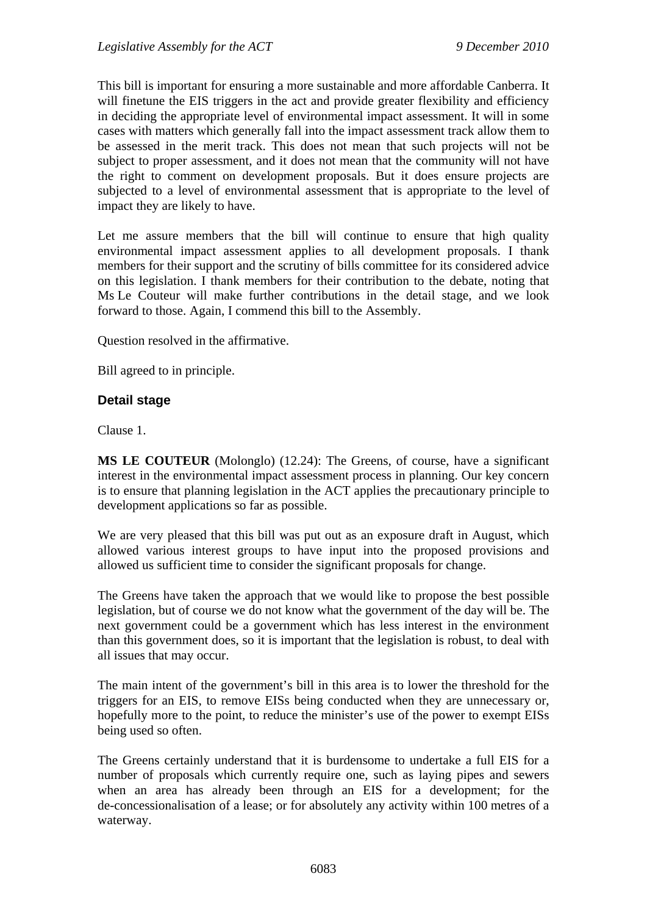This bill is important for ensuring a more sustainable and more affordable Canberra. It will finetune the EIS triggers in the act and provide greater flexibility and efficiency in deciding the appropriate level of environmental impact assessment. It will in some cases with matters which generally fall into the impact assessment track allow them to be assessed in the merit track. This does not mean that such projects will not be subject to proper assessment, and it does not mean that the community will not have the right to comment on development proposals. But it does ensure projects are subjected to a level of environmental assessment that is appropriate to the level of impact they are likely to have.

Let me assure members that the bill will continue to ensure that high quality environmental impact assessment applies to all development proposals. I thank members for their support and the scrutiny of bills committee for its considered advice on this legislation. I thank members for their contribution to the debate, noting that Ms Le Couteur will make further contributions in the detail stage, and we look forward to those. Again, I commend this bill to the Assembly.

Question resolved in the affirmative.

Bill agreed to in principle.

### Detail stage

Clause 1.

**MS LE COUTEUR** (Molonglo) (12.24): The Greens, of course, have a significant interest in the environmental impact assessment process in planning. Our key concern is to ensure that planning legislation in the ACT applies the precautionary principle to development applications so far as possible.

We are very pleased that this bill was put out as an exposure draft in August, which allowed various interest groups to have input into the proposed provisions and allowed us sufficient time to consider the significant proposals for change.

The Greens have taken the approach that we would like to propose the best possible legislation, but of course we do not know what the government of the day will be. The next government could be a government which has less interest in the environment than this government does, so it is important that the legislation is robust, to deal with all issues that may occur.

The main intent of the government's bill in this area is to lower the threshold for the triggers for an EIS, to remove EISs being conducted when they are unnecessary or, hopefully more to the point, to reduce the minister's use of the power to exempt EISs being used so often.

The Greens certainly understand that it is burdensome to undertake a full EIS for a number of proposals which currently require one, such as laying pipes and sewers when an area has already been through an EIS for a development; for the de-concessionalisation of a lease; or for absolutely any activity within 100 metres of a waterway.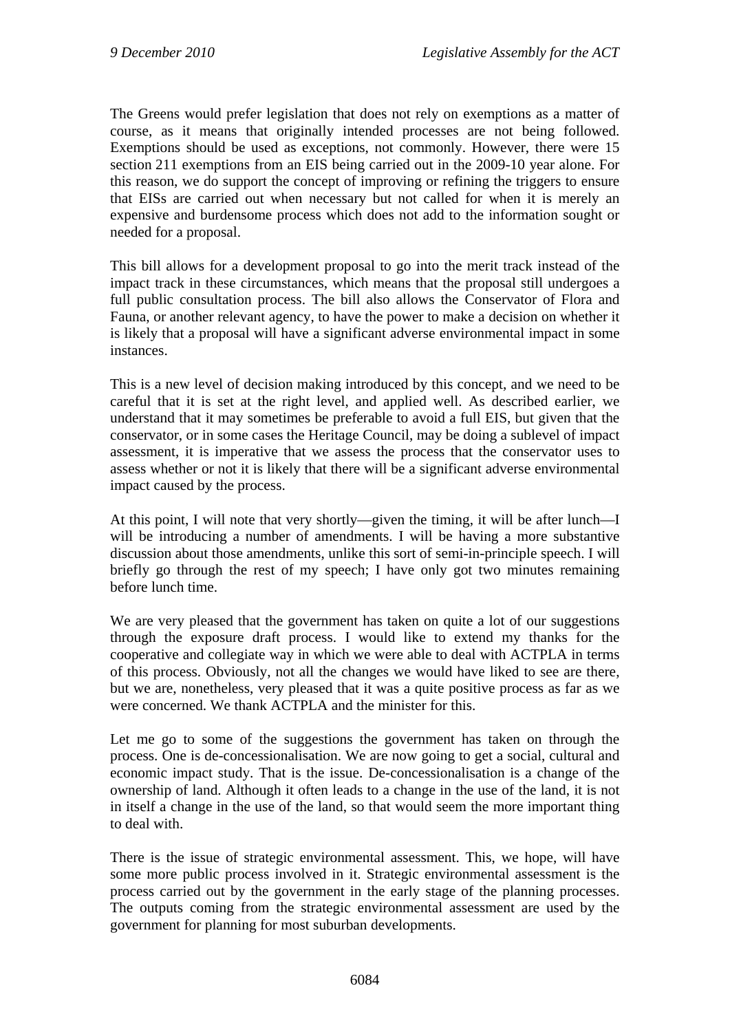The Greens would prefer legislation that does not rely on exemptions as a matter of course, as it means that originally intended processes are not being followed. Exemptions should be used as exceptions, not commonly. However, there were 15 section 211 exemptions from an EIS being carried out in the 2009-10 year alone. For this reason, we do support the concept of improving or refining the triggers to ensure that EISs are carried out when necessary but not called for when it is merely an expensive and burdensome process which does not add to the information sought or needed for a proposal.

This bill allows for a development proposal to go into the merit track instead of the impact track in these circumstances, which means that the proposal still undergoes a full public consultation process. The bill also allows the Conservator of Flora and Fauna, or another relevant agency, to have the power to make a decision on whether it is likely that a proposal will have a significant adverse environmental impact in some instances.

This is a new level of decision making introduced by this concept, and we need to be careful that it is set at the right level, and applied well. As described earlier, we understand that it may sometimes be preferable to avoid a full EIS, but given that the conservator, or in some cases the Heritage Council, may be doing a sublevel of impact assessment, it is imperative that we assess the process that the conservator uses to assess whether or not it is likely that there will be a significant adverse environmental impact caused by the process.

At this point, I will note that very shortly—given the timing, it will be after lunch—I will be introducing a number of amendments. I will be having a more substantive discussion about those amendments, unlike this sort of semi-in-principle speech. I will briefly go through the rest of my speech; I have only got two minutes remaining before lunch time.

We are very pleased that the government has taken on quite a lot of our suggestions through the exposure draft process. I would like to extend my thanks for the cooperative and collegiate way in which we were able to deal with ACTPLA in terms of this process. Obviously, not all the changes we would have liked to see are there, but we are, nonetheless, very pleased that it was a quite positive process as far as we were concerned. We thank ACTPLA and the minister for this.

Let me go to some of the suggestions the government has taken on through the process. One is de-concessionalisation. We are now going to get a social, cultural and economic impact study. That is the issue. De-concessionalisation is a change of the ownership of land. Although it often leads to a change in the use of the land, it is not in itself a change in the use of the land, so that would seem the more important thing to deal with.

There is the issue of strategic environmental assessment. This, we hope, will have some more public process involved in it. Strategic environmental assessment is the process carried out by the government in the early stage of the planning processes. The outputs coming from the strategic environmental assessment are used by the government for planning for most suburban developments.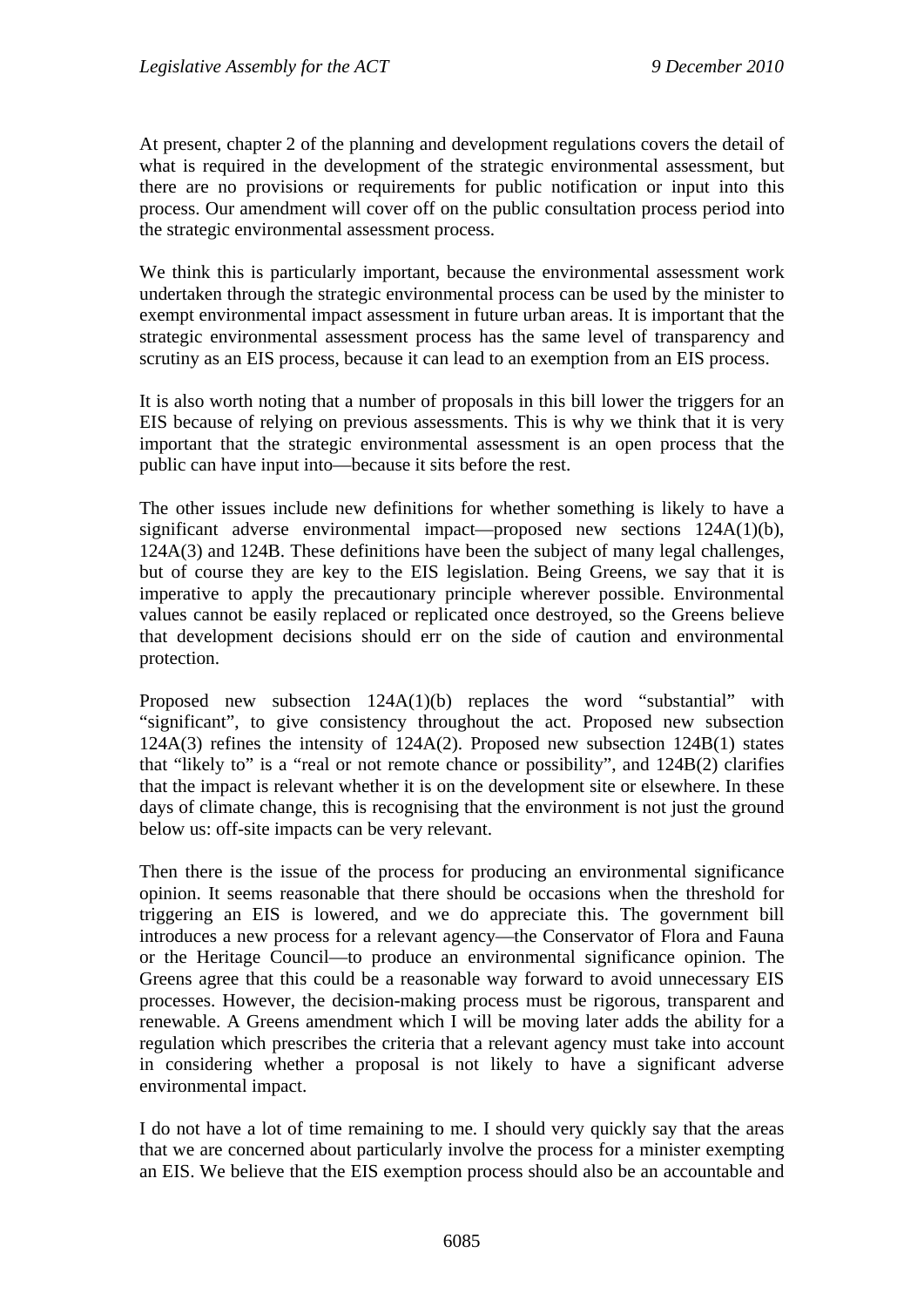At present, chapter 2 of the planning and development regulations covers the detail of what is required in the development of the strategic environmental assessment, but there are no provisions or requirements for public notification or input into this process. Our amendment will cover off on the public consultation process period into the strategic environmental assessment process.

We think this is particularly important, because the environmental assessment work undertaken through the strategic environmental process can be used by the minister to exempt environmental impact assessment in future urban areas. It is important that the strategic environmental assessment process has the same level of transparency and scrutiny as an EIS process, because it can lead to an exemption from an EIS process.

It is also worth noting that a number of proposals in this bill lower the triggers for an EIS because of relying on previous assessments. This is why we think that it is very important that the strategic environmental assessment is an open process that the public can have input into—because it sits before the rest.

The other issues include new definitions for whether something is likely to have a significant adverse environmental impact—proposed new sections 124A(1)(b), 124A(3) and 124B. These definitions have been the subject of many legal challenges, but of course they are key to the EIS legislation. Being Greens, we say that it is imperative to apply the precautionary principle wherever possible. Environmental values cannot be easily replaced or replicated once destroyed, so the Greens believe that development decisions should err on the side of caution and environmental protection.

Proposed new subsection 124A(1)(b) replaces the word "substantial" with "significant", to give consistency throughout the act. Proposed new subsection 124A(3) refines the intensity of 124A(2). Proposed new subsection 124B(1) states that "likely to" is a "real or not remote chance or possibility", and 124B(2) clarifies that the impact is relevant whether it is on the development site or elsewhere. In these days of climate change, this is recognising that the environment is not just the ground below us: off-site impacts can be very relevant.

Then there is the issue of the process for producing an environmental significance opinion. It seems reasonable that there should be occasions when the threshold for triggering an EIS is lowered, and we do appreciate this. The government bill introduces a new process for a relevant agency—the Conservator of Flora and Fauna or the Heritage Council—to produce an environmental significance opinion. The Greens agree that this could be a reasonable way forward to avoid unnecessary EIS processes. However, the decision-making process must be rigorous, transparent and renewable. A Greens amendment which I will be moving later adds the ability for a regulation which prescribes the criteria that a relevant agency must take into account in considering whether a proposal is not likely to have a significant adverse environmental impact.

I do not have a lot of time remaining to me. I should very quickly say that the areas that we are concerned about particularly involve the process for a minister exempting an EIS. We believe that the EIS exemption process should also be an accountable and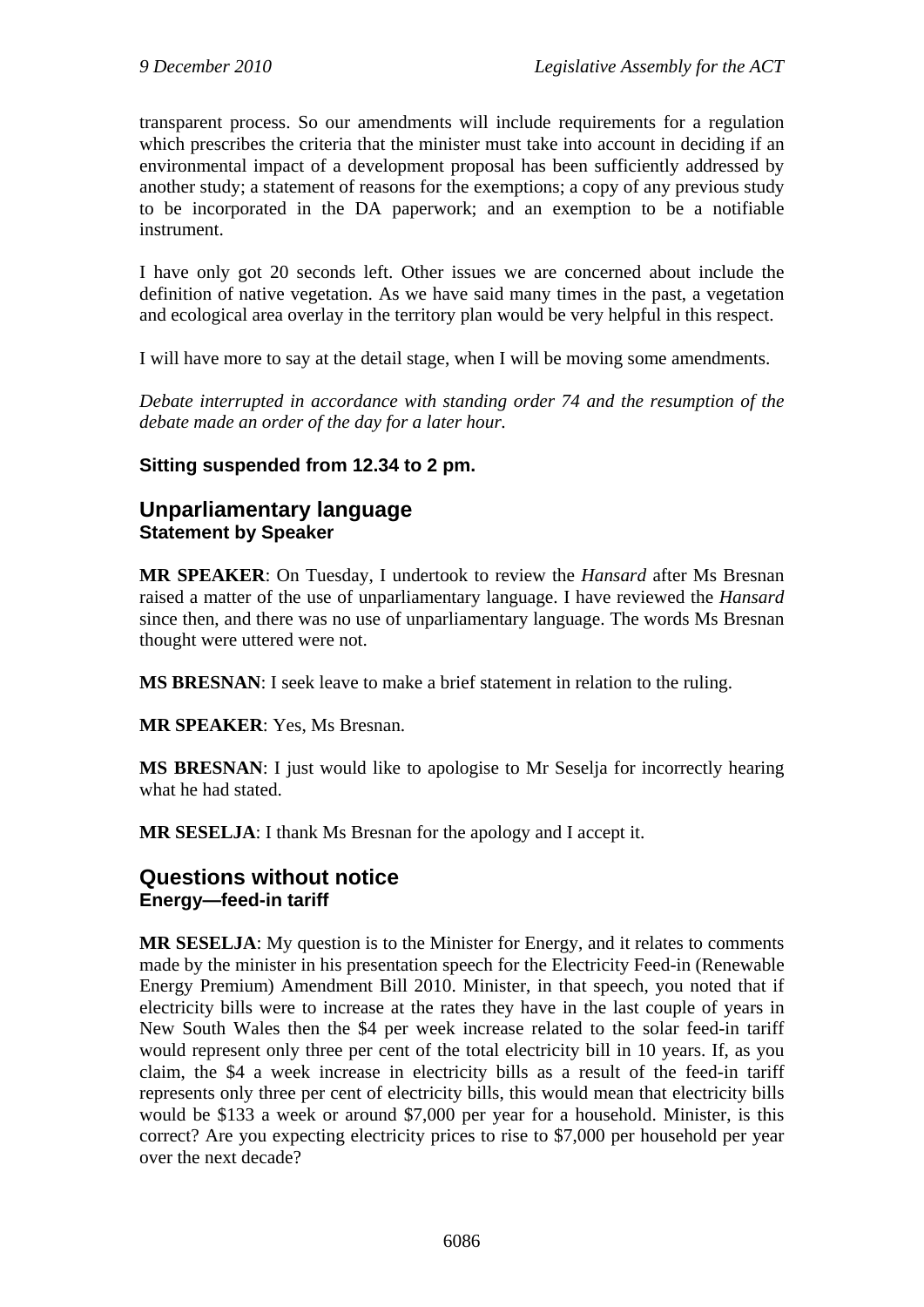transparent process. So our amendments will include requirements for a regulation which prescribes the criteria that the minister must take into account in deciding if an environmental impact of a development proposal has been sufficiently addressed by another study; a statement of reasons for the exemptions; a copy of any previous study to be incorporated in the DA paperwork; and an exemption to be a notifiable instrument.

I have only got 20 seconds left. Other issues we are concerned about include the definition of native vegetation. As we have said many times in the past, a vegetation and ecological area overlay in the territory plan would be very helpful in this respect.

I will have more to say at the detail stage, when I will be moving some amendments.

*Debate interrupted in accordance with standing order 74 and the resumption of the debate made an order of the day for a later hour.*

**Sitting suspended from 12.34 to 2 pm.**

## Unparliamentary language
### Statement by Speaker

**MR SPEAKER**: On Tuesday, I undertook to review the *Hansard* after Ms Bresnan raised a matter of the use of unparliamentary language. I have reviewed the *Hansard* since then, and there was no use of unparliamentary language. The words Ms Bresnan thought were uttered were not.

**MS BRESNAN**: I seek leave to make a brief statement in relation to the ruling.

**MR SPEAKER**: Yes, Ms Bresnan.

**MS BRESNAN**: I just would like to apologise to Mr Seselja for incorrectly hearing what he had stated.

**MR SESELJA**: I thank Ms Bresnan for the apology and I accept it.

## Questions without notice
### Energy—feed-in tariff

**MR SESELJA**: My question is to the Minister for Energy, and it relates to comments made by the minister in his presentation speech for the Electricity Feed-in (Renewable Energy Premium) Amendment Bill 2010. Minister, in that speech, you noted that if electricity bills were to increase at the rates they have in the last couple of years in New South Wales then the $4 per week increase related to the solar feed-in tariff would represent only three per cent of the total electricity bill in 10 years. If, as you claim, the $4 a week increase in electricity bills as a result of the feed-in tariff represents only three per cent of electricity bills, this would mean that electricity bills would be $133 a week or around $7,000 per year for a household. Minister, is this correct? Are you expecting electricity prices to rise to $7,000 per household per year over the next decade?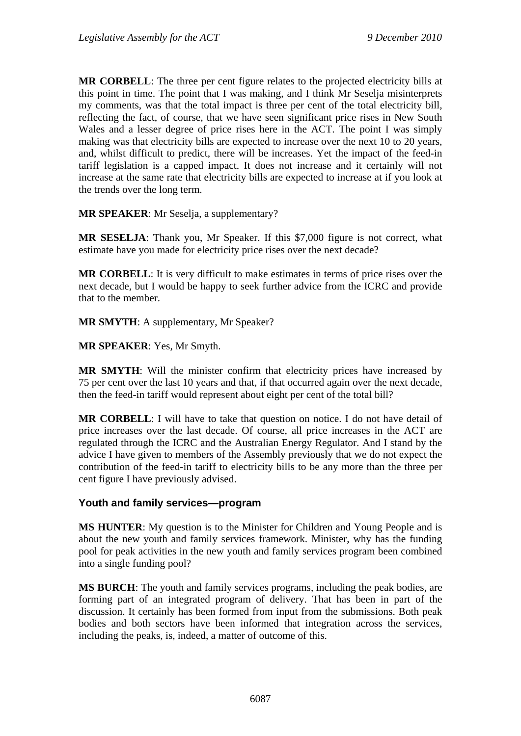**MR CORBELL**: The three per cent figure relates to the projected electricity bills at this point in time. The point that I was making, and I think Mr Seselja misinterprets my comments, was that the total impact is three per cent of the total electricity bill, reflecting the fact, of course, that we have seen significant price rises in New South Wales and a lesser degree of price rises here in the ACT. The point I was simply making was that electricity bills are expected to increase over the next 10 to 20 years, and, whilst difficult to predict, there will be increases. Yet the impact of the feed-in tariff legislation is a capped impact. It does not increase and it certainly will not increase at the same rate that electricity bills are expected to increase at if you look at the trends over the long term.

**MR SPEAKER**: Mr Seselja, a supplementary?

**MR SESELJA**: Thank you, Mr Speaker. If this $7,000 figure is not correct, what estimate have you made for electricity price rises over the next decade?

**MR CORBELL**: It is very difficult to make estimates in terms of price rises over the next decade, but I would be happy to seek further advice from the ICRC and provide that to the member.

**MR SMYTH**: A supplementary, Mr Speaker?

**MR SPEAKER**: Yes, Mr Smyth.

**MR SMYTH**: Will the minister confirm that electricity prices have increased by 75 per cent over the last 10 years and that, if that occurred again over the next decade, then the feed-in tariff would represent about eight per cent of the total bill?

**MR CORBELL**: I will have to take that question on notice. I do not have detail of price increases over the last decade. Of course, all price increases in the ACT are regulated through the ICRC and the Australian Energy Regulator. And I stand by the advice I have given to members of the Assembly previously that we do not expect the contribution of the feed-in tariff to electricity bills to be any more than the three per cent figure I have previously advised.

## Youth and family services—program

**MS HUNTER**: My question is to the Minister for Children and Young People and is about the new youth and family services framework. Minister, why has the funding pool for peak activities in the new youth and family services program been combined into a single funding pool?

**MS BURCH**: The youth and family services programs, including the peak bodies, are forming part of an integrated program of delivery. That has been in part of the discussion. It certainly has been formed from input from the submissions. Both peak bodies and both sectors have been informed that integration across the services, including the peaks, is, indeed, a matter of outcome of this.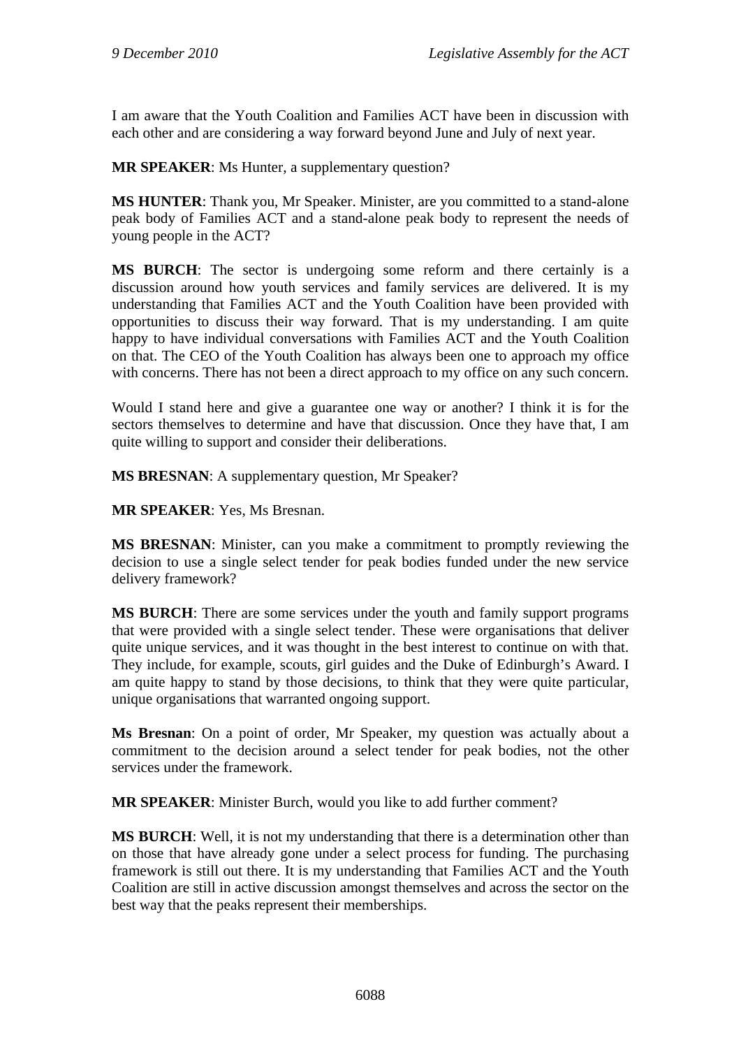I am aware that the Youth Coalition and Families ACT have been in discussion with each other and are considering a way forward beyond June and July of next year.

**MR SPEAKER**: Ms Hunter, a supplementary question?

**MS HUNTER**: Thank you, Mr Speaker. Minister, are you committed to a stand-alone peak body of Families ACT and a stand-alone peak body to represent the needs of young people in the ACT?

**MS BURCH**: The sector is undergoing some reform and there certainly is a discussion around how youth services and family services are delivered. It is my understanding that Families ACT and the Youth Coalition have been provided with opportunities to discuss their way forward. That is my understanding. I am quite happy to have individual conversations with Families ACT and the Youth Coalition on that. The CEO of the Youth Coalition has always been one to approach my office with concerns. There has not been a direct approach to my office on any such concern.

Would I stand here and give a guarantee one way or another? I think it is for the sectors themselves to determine and have that discussion. Once they have that, I am quite willing to support and consider their deliberations.

**MS BRESNAN**: A supplementary question, Mr Speaker?

**MR SPEAKER**: Yes, Ms Bresnan.

**MS BRESNAN**: Minister, can you make a commitment to promptly reviewing the decision to use a single select tender for peak bodies funded under the new service delivery framework?

**MS BURCH**: There are some services under the youth and family support programs that were provided with a single select tender. These were organisations that deliver quite unique services, and it was thought in the best interest to continue on with that. They include, for example, scouts, girl guides and the Duke of Edinburgh's Award. I am quite happy to stand by those decisions, to think that they were quite particular, unique organisations that warranted ongoing support.

**Ms Bresnan**: On a point of order, Mr Speaker, my question was actually about a commitment to the decision around a select tender for peak bodies, not the other services under the framework.

**MR SPEAKER**: Minister Burch, would you like to add further comment?

**MS BURCH**: Well, it is not my understanding that there is a determination other than on those that have already gone under a select process for funding. The purchasing framework is still out there. It is my understanding that Families ACT and the Youth Coalition are still in active discussion amongst themselves and across the sector on the best way that the peaks represent their memberships.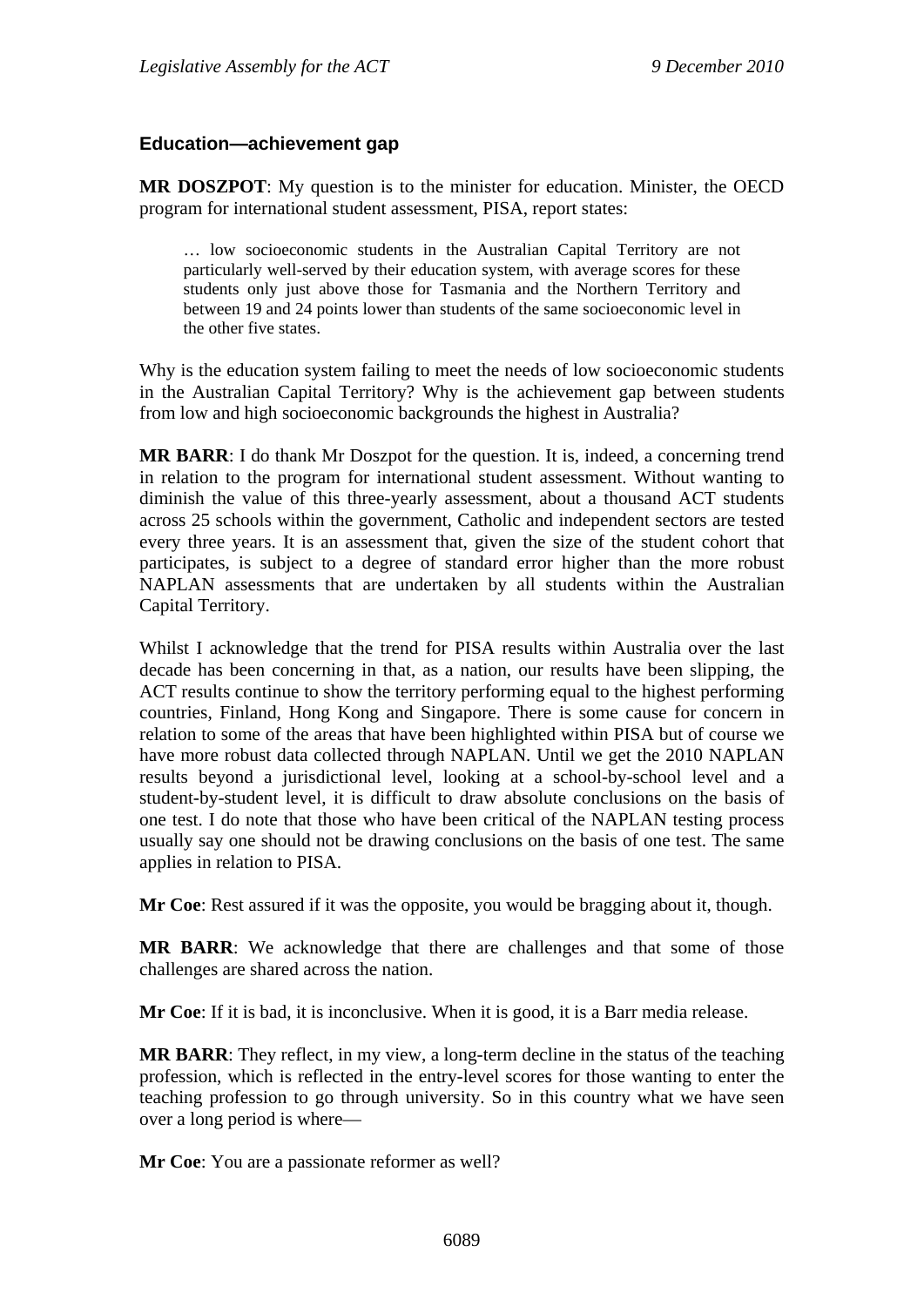### Education—achievement gap

**MR DOSZPOT**: My question is to the minister for education. Minister, the OECD program for international student assessment, PISA, report states:

> … low socioeconomic students in the Australian Capital Territory are not particularly well-served by their education system, with average scores for these students only just above those for Tasmania and the Northern Territory and between 19 and 24 points lower than students of the same socioeconomic level in the other five states.

Why is the education system failing to meet the needs of low socioeconomic students in the Australian Capital Territory? Why is the achievement gap between students from low and high socioeconomic backgrounds the highest in Australia?

**MR BARR**: I do thank Mr Doszpot for the question. It is, indeed, a concerning trend in relation to the program for international student assessment. Without wanting to diminish the value of this three-yearly assessment, about a thousand ACT students across 25 schools within the government, Catholic and independent sectors are tested every three years. It is an assessment that, given the size of the student cohort that participates, is subject to a degree of standard error higher than the more robust NAPLAN assessments that are undertaken by all students within the Australian Capital Territory.

Whilst I acknowledge that the trend for PISA results within Australia over the last decade has been concerning in that, as a nation, our results have been slipping, the ACT results continue to show the territory performing equal to the highest performing countries, Finland, Hong Kong and Singapore. There is some cause for concern in relation to some of the areas that have been highlighted within PISA but of course we have more robust data collected through NAPLAN. Until we get the 2010 NAPLAN results beyond a jurisdictional level, looking at a school-by-school level and a student-by-student level, it is difficult to draw absolute conclusions on the basis of one test. I do note that those who have been critical of the NAPLAN testing process usually say one should not be drawing conclusions on the basis of one test. The same applies in relation to PISA.

**Mr Coe**: Rest assured if it was the opposite, you would be bragging about it, though.

**MR BARR**: We acknowledge that there are challenges and that some of those challenges are shared across the nation.

**Mr Coe**: If it is bad, it is inconclusive. When it is good, it is a Barr media release.

**MR BARR**: They reflect, in my view, a long-term decline in the status of the teaching profession, which is reflected in the entry-level scores for those wanting to enter the teaching profession to go through university. So in this country what we have seen over a long period is where—

**Mr Coe**: You are a passionate reformer as well?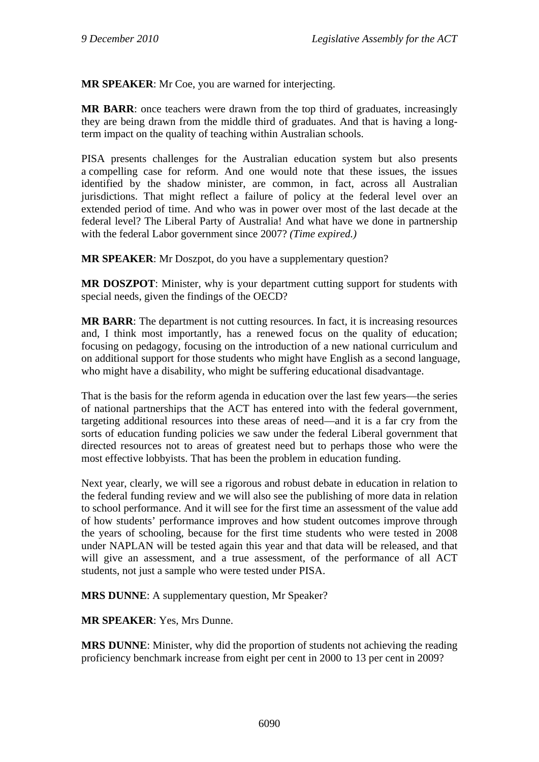**MR SPEAKER**: Mr Coe, you are warned for interjecting.

**MR BARR**: once teachers were drawn from the top third of graduates, increasingly they are being drawn from the middle third of graduates. And that is having a long-term impact on the quality of teaching within Australian schools.

PISA presents challenges for the Australian education system but also presents a compelling case for reform. And one would note that these issues, the issues identified by the shadow minister, are common, in fact, across all Australian jurisdictions. That might reflect a failure of policy at the federal level over an extended period of time. And who was in power over most of the last decade at the federal level? The Liberal Party of Australia! And what have we done in partnership with the federal Labor government since 2007? *(Time expired.)*

**MR SPEAKER**: Mr Doszpot, do you have a supplementary question?

**MR DOSZPOT**: Minister, why is your department cutting support for students with special needs, given the findings of the OECD?

**MR BARR**: The department is not cutting resources. In fact, it is increasing resources and, I think most importantly, has a renewed focus on the quality of education; focusing on pedagogy, focusing on the introduction of a new national curriculum and on additional support for those students who might have English as a second language, who might have a disability, who might be suffering educational disadvantage.

That is the basis for the reform agenda in education over the last few years—the series of national partnerships that the ACT has entered into with the federal government, targeting additional resources into these areas of need—and it is a far cry from the sorts of education funding policies we saw under the federal Liberal government that directed resources not to areas of greatest need but to perhaps those who were the most effective lobbyists. That has been the problem in education funding.

Next year, clearly, we will see a rigorous and robust debate in education in relation to the federal funding review and we will also see the publishing of more data in relation to school performance. And it will see for the first time an assessment of the value add of how students' performance improves and how student outcomes improve through the years of schooling, because for the first time students who were tested in 2008 under NAPLAN will be tested again this year and that data will be released, and that will give an assessment, and a true assessment, of the performance of all ACT students, not just a sample who were tested under PISA.

**MRS DUNNE**: A supplementary question, Mr Speaker?

**MR SPEAKER**: Yes, Mrs Dunne.

**MRS DUNNE**: Minister, why did the proportion of students not achieving the reading proficiency benchmark increase from eight per cent in 2000 to 13 per cent in 2009?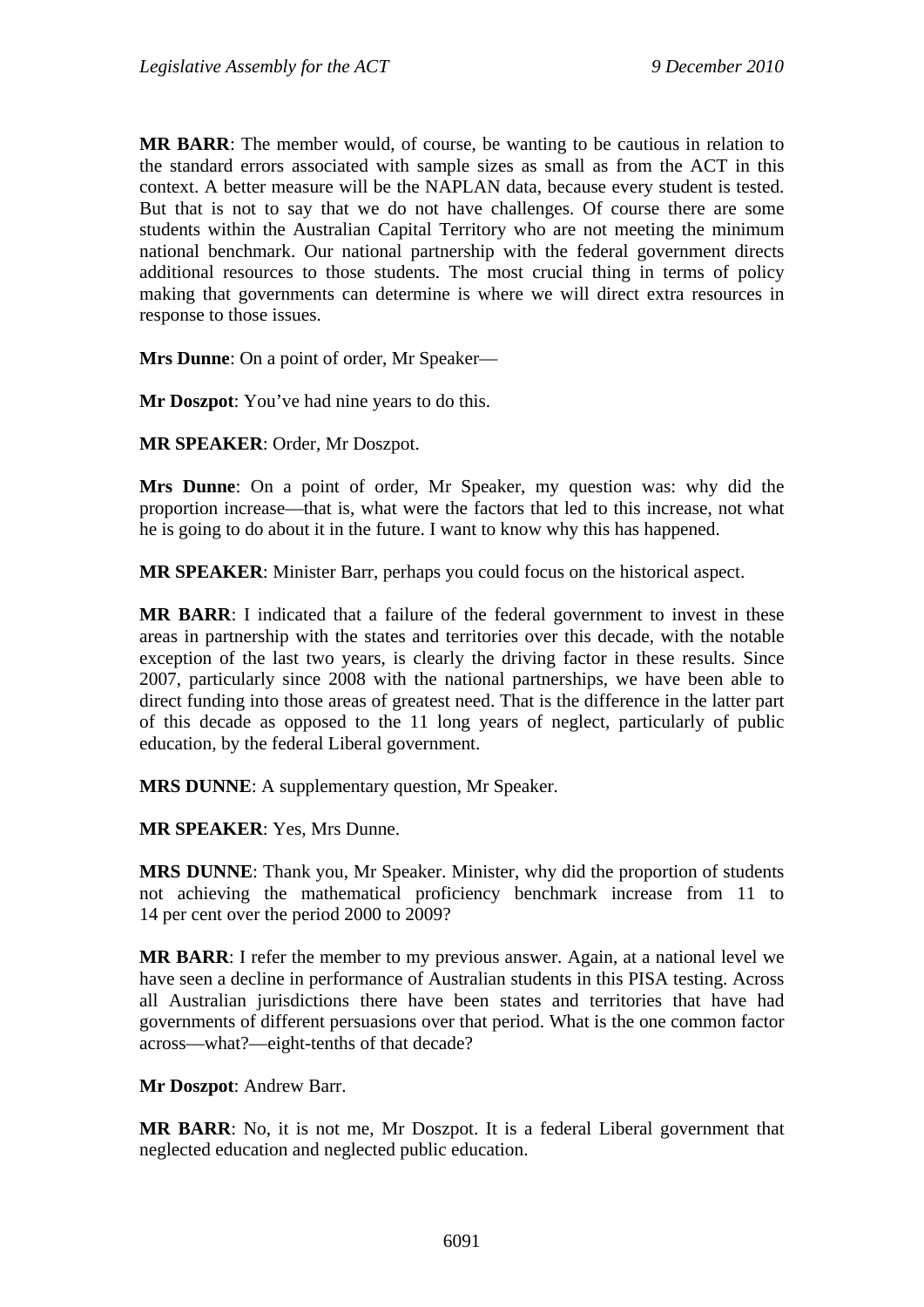**MR BARR**: The member would, of course, be wanting to be cautious in relation to the standard errors associated with sample sizes as small as from the ACT in this context. A better measure will be the NAPLAN data, because every student is tested. But that is not to say that we do not have challenges. Of course there are some students within the Australian Capital Territory who are not meeting the minimum national benchmark. Our national partnership with the federal government directs additional resources to those students. The most crucial thing in terms of policy making that governments can determine is where we will direct extra resources in response to those issues.

**Mrs Dunne**: On a point of order, Mr Speaker—

**Mr Doszpot**: You've had nine years to do this.

**MR SPEAKER**: Order, Mr Doszpot.

**Mrs Dunne**: On a point of order, Mr Speaker, my question was: why did the proportion increase—that is, what were the factors that led to this increase, not what he is going to do about it in the future. I want to know why this has happened.

**MR SPEAKER**: Minister Barr, perhaps you could focus on the historical aspect.

**MR BARR**: I indicated that a failure of the federal government to invest in these areas in partnership with the states and territories over this decade, with the notable exception of the last two years, is clearly the driving factor in these results. Since 2007, particularly since 2008 with the national partnerships, we have been able to direct funding into those areas of greatest need. That is the difference in the latter part of this decade as opposed to the 11 long years of neglect, particularly of public education, by the federal Liberal government.

**MRS DUNNE**: A supplementary question, Mr Speaker.

**MR SPEAKER**: Yes, Mrs Dunne.

**MRS DUNNE**: Thank you, Mr Speaker. Minister, why did the proportion of students not achieving the mathematical proficiency benchmark increase from 11 to 14 per cent over the period 2000 to 2009?

**MR BARR**: I refer the member to my previous answer. Again, at a national level we have seen a decline in performance of Australian students in this PISA testing. Across all Australian jurisdictions there have been states and territories that have had governments of different persuasions over that period. What is the one common factor across—what?—eight-tenths of that decade?

**Mr Doszpot**: Andrew Barr.

**MR BARR**: No, it is not me, Mr Doszpot. It is a federal Liberal government that neglected education and neglected public education.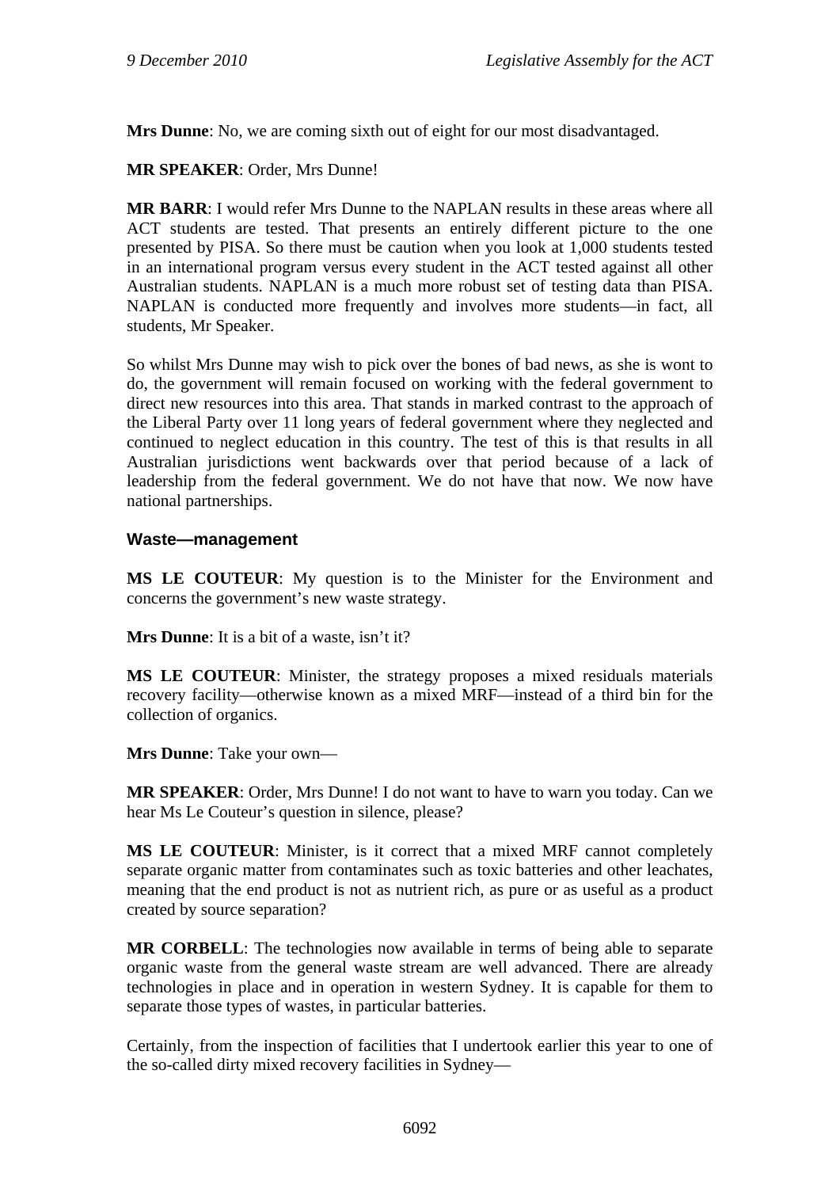**Mrs Dunne**: No, we are coming sixth out of eight for our most disadvantaged.

**MR SPEAKER**: Order, Mrs Dunne!

**MR BARR**: I would refer Mrs Dunne to the NAPLAN results in these areas where all ACT students are tested. That presents an entirely different picture to the one presented by PISA. So there must be caution when you look at 1,000 students tested in an international program versus every student in the ACT tested against all other Australian students. NAPLAN is a much more robust set of testing data than PISA. NAPLAN is conducted more frequently and involves more students—in fact, all students, Mr Speaker.

So whilst Mrs Dunne may wish to pick over the bones of bad news, as she is wont to do, the government will remain focused on working with the federal government to direct new resources into this area. That stands in marked contrast to the approach of the Liberal Party over 11 long years of federal government where they neglected and continued to neglect education in this country. The test of this is that results in all Australian jurisdictions went backwards over that period because of a lack of leadership from the federal government. We do not have that now. We now have national partnerships.

### Waste—management

**MS LE COUTEUR**: My question is to the Minister for the Environment and concerns the government's new waste strategy.

**Mrs Dunne**: It is a bit of a waste, isn't it?

**MS LE COUTEUR**: Minister, the strategy proposes a mixed residuals materials recovery facility—otherwise known as a mixed MRF—instead of a third bin for the collection of organics.

**Mrs Dunne**: Take your own—

**MR SPEAKER**: Order, Mrs Dunne! I do not want to have to warn you today. Can we hear Ms Le Couteur's question in silence, please?

**MS LE COUTEUR**: Minister, is it correct that a mixed MRF cannot completely separate organic matter from contaminates such as toxic batteries and other leachates, meaning that the end product is not as nutrient rich, as pure or as useful as a product created by source separation?

**MR CORBELL**: The technologies now available in terms of being able to separate organic waste from the general waste stream are well advanced. There are already technologies in place and in operation in western Sydney. It is capable for them to separate those types of wastes, in particular batteries.

Certainly, from the inspection of facilities that I undertook earlier this year to one of the so-called dirty mixed recovery facilities in Sydney—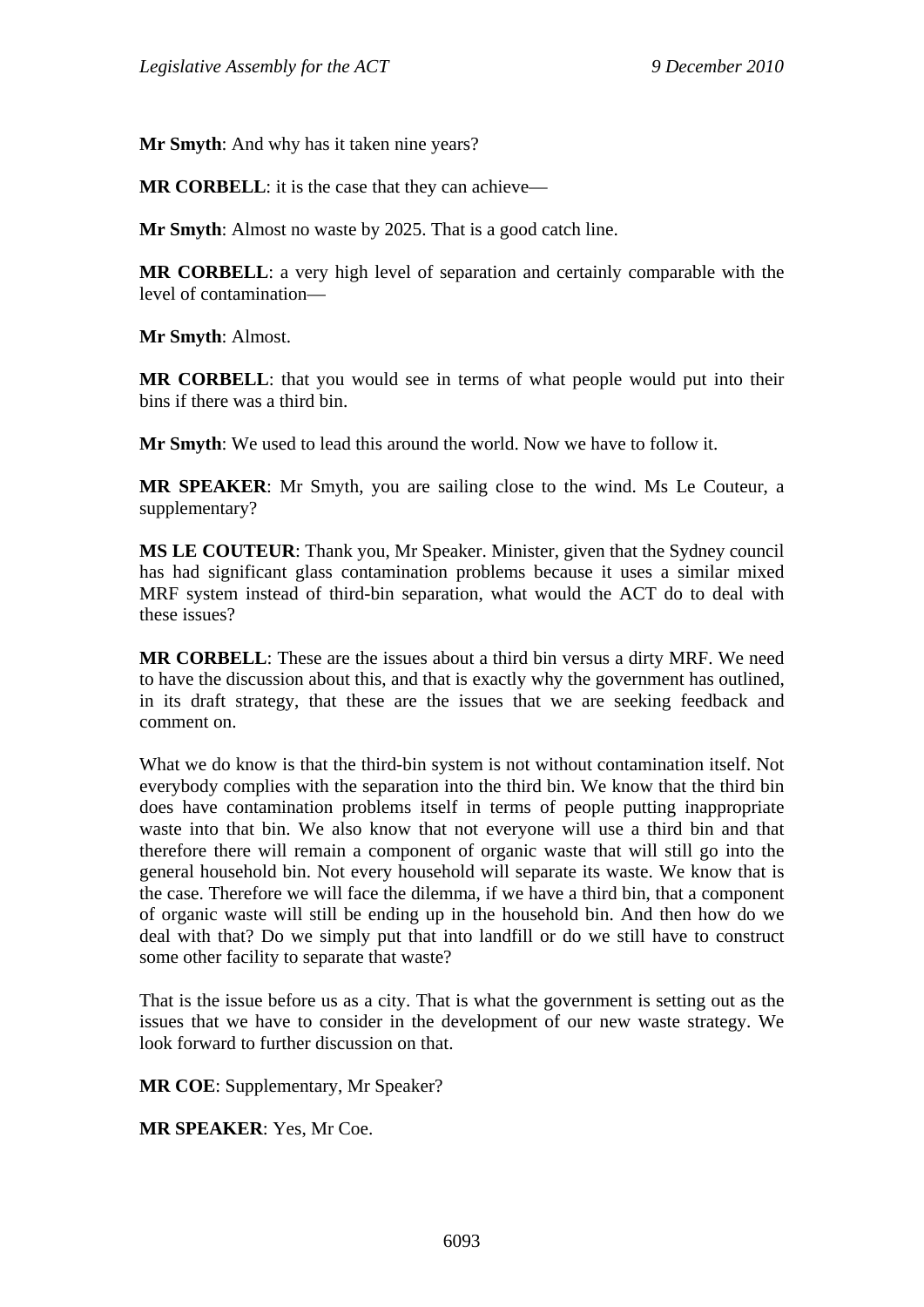**Mr Smyth**: And why has it taken nine years?

**MR CORBELL**: it is the case that they can achieve—

**Mr Smyth**: Almost no waste by 2025. That is a good catch line.

**MR CORBELL**: a very high level of separation and certainly comparable with the level of contamination—

**Mr Smyth**: Almost.

**MR CORBELL**: that you would see in terms of what people would put into their bins if there was a third bin.

**Mr Smyth**: We used to lead this around the world. Now we have to follow it.

**MR SPEAKER**: Mr Smyth, you are sailing close to the wind. Ms Le Couteur, a supplementary?

**MS LE COUTEUR**: Thank you, Mr Speaker. Minister, given that the Sydney council has had significant glass contamination problems because it uses a similar mixed MRF system instead of third-bin separation, what would the ACT do to deal with these issues?

**MR CORBELL**: These are the issues about a third bin versus a dirty MRF. We need to have the discussion about this, and that is exactly why the government has outlined, in its draft strategy, that these are the issues that we are seeking feedback and comment on.

What we do know is that the third-bin system is not without contamination itself. Not everybody complies with the separation into the third bin. We know that the third bin does have contamination problems itself in terms of people putting inappropriate waste into that bin. We also know that not everyone will use a third bin and that therefore there will remain a component of organic waste that will still go into the general household bin. Not every household will separate its waste. We know that is the case. Therefore we will face the dilemma, if we have a third bin, that a component of organic waste will still be ending up in the household bin. And then how do we deal with that? Do we simply put that into landfill or do we still have to construct some other facility to separate that waste?

That is the issue before us as a city. That is what the government is setting out as the issues that we have to consider in the development of our new waste strategy. We look forward to further discussion on that.

**MR COE**: Supplementary, Mr Speaker?

**MR SPEAKER**: Yes, Mr Coe.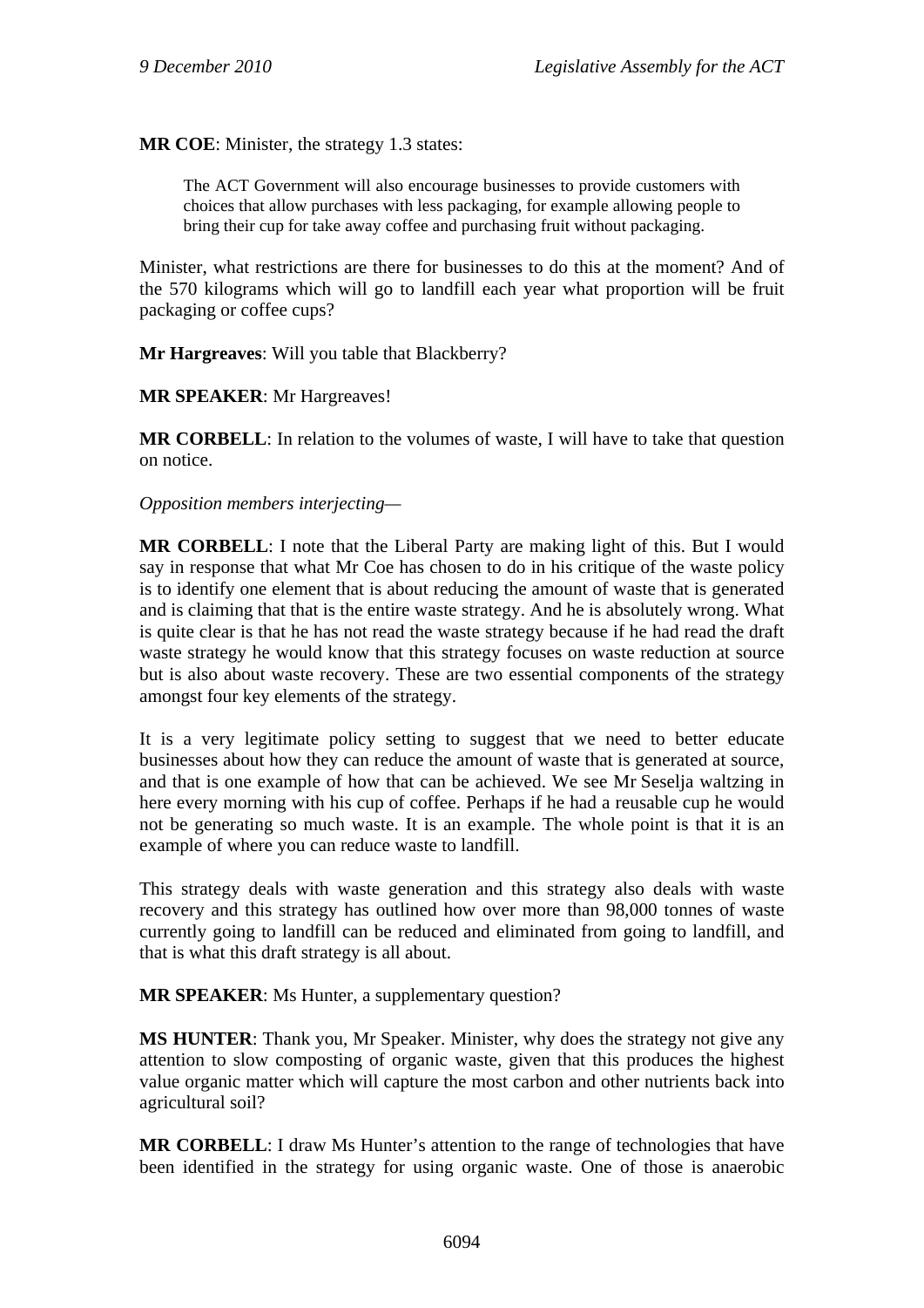**MR COE**: Minister, the strategy 1.3 states:

> The ACT Government will also encourage businesses to provide customers with choices that allow purchases with less packaging, for example allowing people to bring their cup for take away coffee and purchasing fruit without packaging.

Minister, what restrictions are there for businesses to do this at the moment? And of the 570 kilograms which will go to landfill each year what proportion will be fruit packaging or coffee cups?

**Mr Hargreaves**: Will you table that Blackberry?

**MR SPEAKER**: Mr Hargreaves!

**MR CORBELL**: In relation to the volumes of waste, I will have to take that question on notice.

*Opposition members interjecting—*

**MR CORBELL**: I note that the Liberal Party are making light of this. But I would say in response that what Mr Coe has chosen to do in his critique of the waste policy is to identify one element that is about reducing the amount of waste that is generated and is claiming that that is the entire waste strategy. And he is absolutely wrong. What is quite clear is that he has not read the waste strategy because if he had read the draft waste strategy he would know that this strategy focuses on waste reduction at source but is also about waste recovery. These are two essential components of the strategy amongst four key elements of the strategy.

It is a very legitimate policy setting to suggest that we need to better educate businesses about how they can reduce the amount of waste that is generated at source, and that is one example of how that can be achieved. We see Mr Seselja waltzing in here every morning with his cup of coffee. Perhaps if he had a reusable cup he would not be generating so much waste. It is an example. The whole point is that it is an example of where you can reduce waste to landfill.

This strategy deals with waste generation and this strategy also deals with waste recovery and this strategy has outlined how over more than 98,000 tonnes of waste currently going to landfill can be reduced and eliminated from going to landfill, and that is what this draft strategy is all about.

**MR SPEAKER**: Ms Hunter, a supplementary question?

**MS HUNTER**: Thank you, Mr Speaker. Minister, why does the strategy not give any attention to slow composting of organic waste, given that this produces the highest value organic matter which will capture the most carbon and other nutrients back into agricultural soil?

**MR CORBELL**: I draw Ms Hunter's attention to the range of technologies that have been identified in the strategy for using organic waste. One of those is anaerobic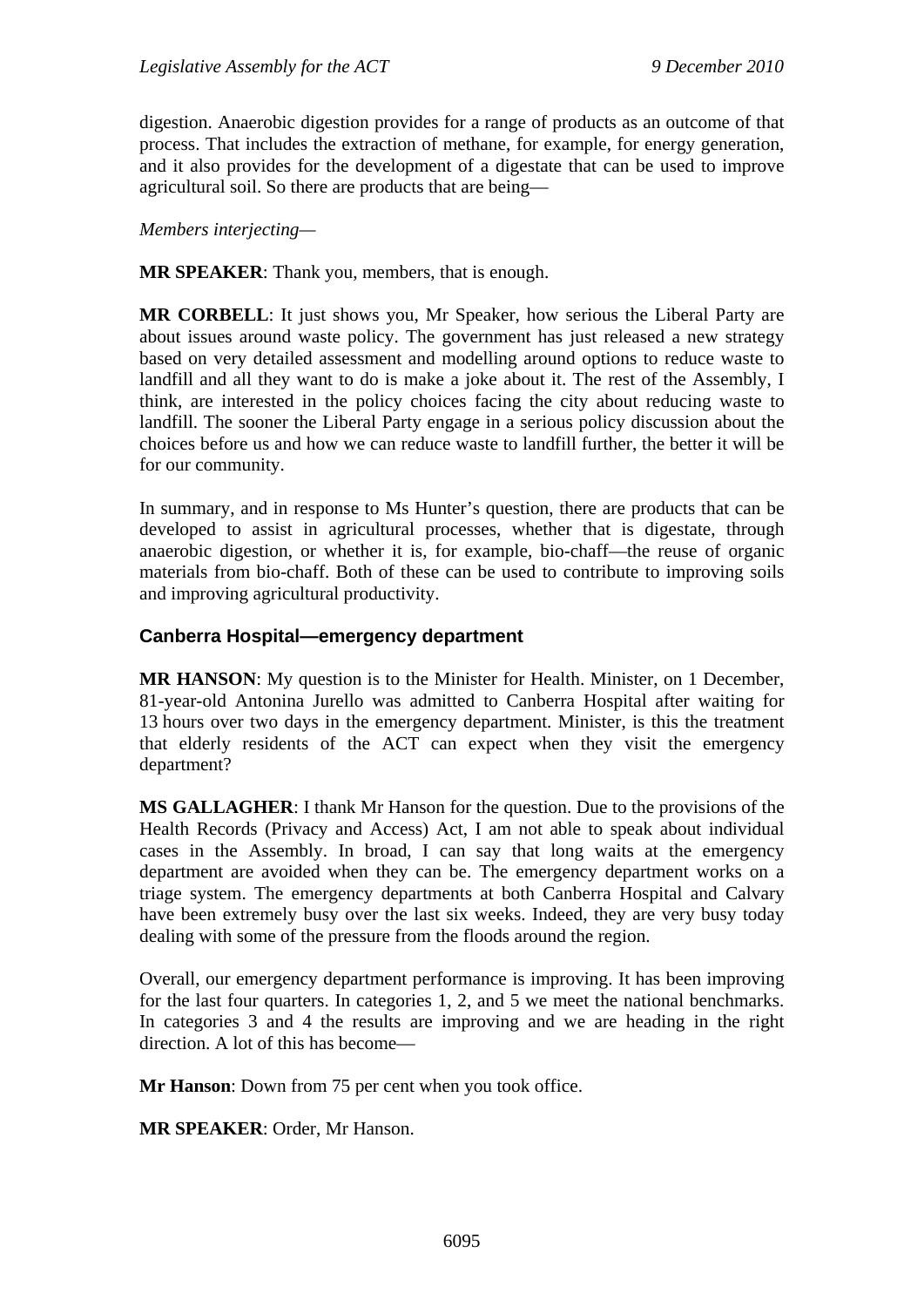digestion. Anaerobic digestion provides for a range of products as an outcome of that process. That includes the extraction of methane, for example, for energy generation, and it also provides for the development of a digestate that can be used to improve agricultural soil. So there are products that are being—

*Members interjecting*—

**MR SPEAKER**: Thank you, members, that is enough.

**MR CORBELL**: It just shows you, Mr Speaker, how serious the Liberal Party are about issues around waste policy. The government has just released a new strategy based on very detailed assessment and modelling around options to reduce waste to landfill and all they want to do is make a joke about it. The rest of the Assembly, I think, are interested in the policy choices facing the city about reducing waste to landfill. The sooner the Liberal Party engage in a serious policy discussion about the choices before us and how we can reduce waste to landfill further, the better it will be for our community.

In summary, and in response to Ms Hunter's question, there are products that can be developed to assist in agricultural processes, whether that is digestate, through anaerobic digestion, or whether it is, for example, bio-chaff—the reuse of organic materials from bio-chaff. Both of these can be used to contribute to improving soils and improving agricultural productivity.

### Canberra Hospital—emergency department

**MR HANSON**: My question is to the Minister for Health. Minister, on 1 December, 81-year-old Antonina Jurello was admitted to Canberra Hospital after waiting for 13 hours over two days in the emergency department. Minister, is this the treatment that elderly residents of the ACT can expect when they visit the emergency department?

**MS GALLAGHER**: I thank Mr Hanson for the question. Due to the provisions of the Health Records (Privacy and Access) Act, I am not able to speak about individual cases in the Assembly. In broad, I can say that long waits at the emergency department are avoided when they can be. The emergency department works on a triage system. The emergency departments at both Canberra Hospital and Calvary have been extremely busy over the last six weeks. Indeed, they are very busy today dealing with some of the pressure from the floods around the region.

Overall, our emergency department performance is improving. It has been improving for the last four quarters. In categories 1, 2, and 5 we meet the national benchmarks. In categories 3 and 4 the results are improving and we are heading in the right direction. A lot of this has become—

**Mr Hanson**: Down from 75 per cent when you took office.

**MR SPEAKER**: Order, Mr Hanson.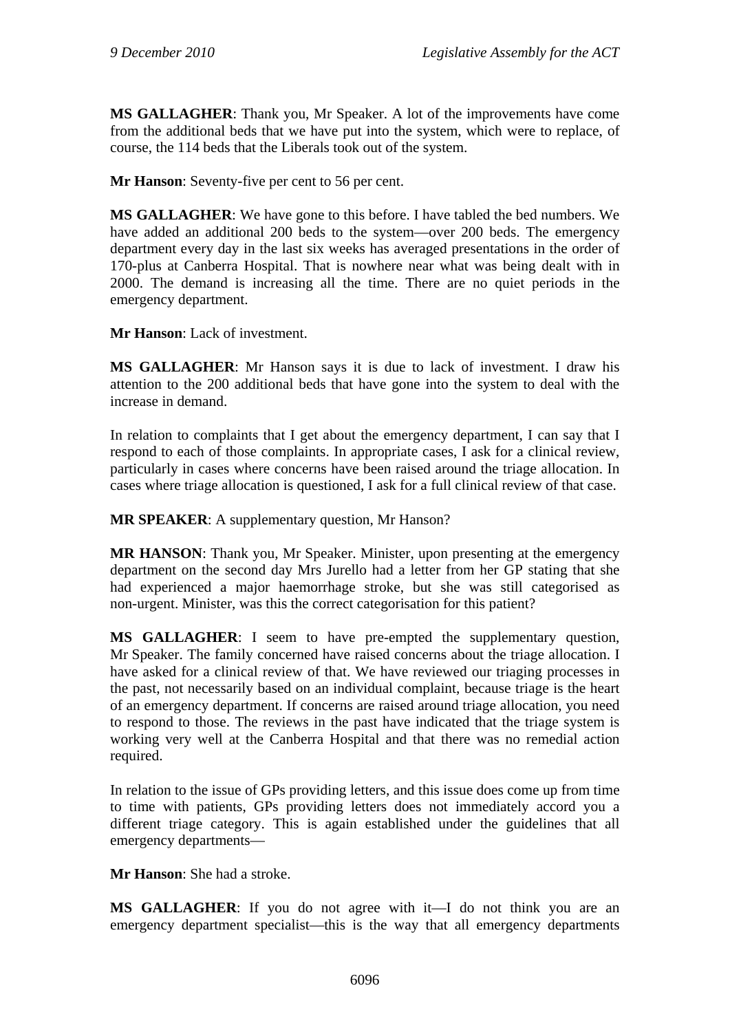**MS GALLAGHER**: Thank you, Mr Speaker. A lot of the improvements have come from the additional beds that we have put into the system, which were to replace, of course, the 114 beds that the Liberals took out of the system.

**Mr Hanson**: Seventy-five per cent to 56 per cent.

**MS GALLAGHER**: We have gone to this before. I have tabled the bed numbers. We have added an additional 200 beds to the system—over 200 beds. The emergency department every day in the last six weeks has averaged presentations in the order of 170-plus at Canberra Hospital. That is nowhere near what was being dealt with in 2000. The demand is increasing all the time. There are no quiet periods in the emergency department.

**Mr Hanson**: Lack of investment.

**MS GALLAGHER**: Mr Hanson says it is due to lack of investment. I draw his attention to the 200 additional beds that have gone into the system to deal with the increase in demand.

In relation to complaints that I get about the emergency department, I can say that I respond to each of those complaints. In appropriate cases, I ask for a clinical review, particularly in cases where concerns have been raised around the triage allocation. In cases where triage allocation is questioned, I ask for a full clinical review of that case.

**MR SPEAKER**: A supplementary question, Mr Hanson?

**MR HANSON**: Thank you, Mr Speaker. Minister, upon presenting at the emergency department on the second day Mrs Jurello had a letter from her GP stating that she had experienced a major haemorrhage stroke, but she was still categorised as non-urgent. Minister, was this the correct categorisation for this patient?

**MS GALLAGHER**: I seem to have pre-empted the supplementary question, Mr Speaker. The family concerned have raised concerns about the triage allocation. I have asked for a clinical review of that. We have reviewed our triaging processes in the past, not necessarily based on an individual complaint, because triage is the heart of an emergency department. If concerns are raised around triage allocation, you need to respond to those. The reviews in the past have indicated that the triage system is working very well at the Canberra Hospital and that there was no remedial action required.

In relation to the issue of GPs providing letters, and this issue does come up from time to time with patients, GPs providing letters does not immediately accord you a different triage category. This is again established under the guidelines that all emergency departments—

**Mr Hanson**: She had a stroke.

**MS GALLAGHER**: If you do not agree with it—I do not think you are an emergency department specialist—this is the way that all emergency departments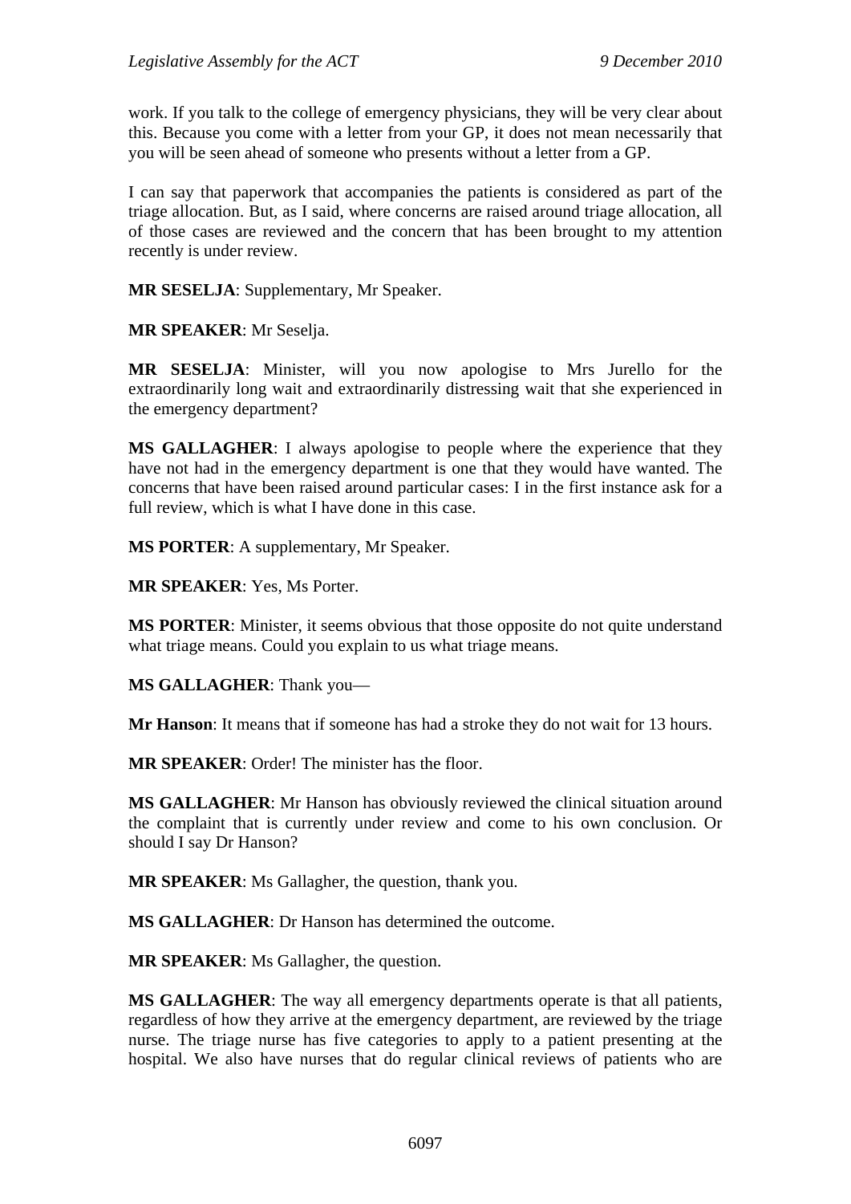work. If you talk to the college of emergency physicians, they will be very clear about this. Because you come with a letter from your GP, it does not mean necessarily that you will be seen ahead of someone who presents without a letter from a GP.

I can say that paperwork that accompanies the patients is considered as part of the triage allocation. But, as I said, where concerns are raised around triage allocation, all of those cases are reviewed and the concern that has been brought to my attention recently is under review.

**MR SESELJA**: Supplementary, Mr Speaker.

**MR SPEAKER**: Mr Seselja.

**MR SESELJA**: Minister, will you now apologise to Mrs Jurello for the extraordinarily long wait and extraordinarily distressing wait that she experienced in the emergency department?

**MS GALLAGHER**: I always apologise to people where the experience that they have not had in the emergency department is one that they would have wanted. The concerns that have been raised around particular cases: I in the first instance ask for a full review, which is what I have done in this case.

**MS PORTER**: A supplementary, Mr Speaker.

**MR SPEAKER**: Yes, Ms Porter.

**MS PORTER**: Minister, it seems obvious that those opposite do not quite understand what triage means. Could you explain to us what triage means.

**MS GALLAGHER**: Thank you—

**Mr Hanson**: It means that if someone has had a stroke they do not wait for 13 hours.

**MR SPEAKER**: Order! The minister has the floor.

**MS GALLAGHER**: Mr Hanson has obviously reviewed the clinical situation around the complaint that is currently under review and come to his own conclusion. Or should I say Dr Hanson?

**MR SPEAKER**: Ms Gallagher, the question, thank you.

**MS GALLAGHER**: Dr Hanson has determined the outcome.

**MR SPEAKER**: Ms Gallagher, the question.

**MS GALLAGHER**: The way all emergency departments operate is that all patients, regardless of how they arrive at the emergency department, are reviewed by the triage nurse. The triage nurse has five categories to apply to a patient presenting at the hospital. We also have nurses that do regular clinical reviews of patients who are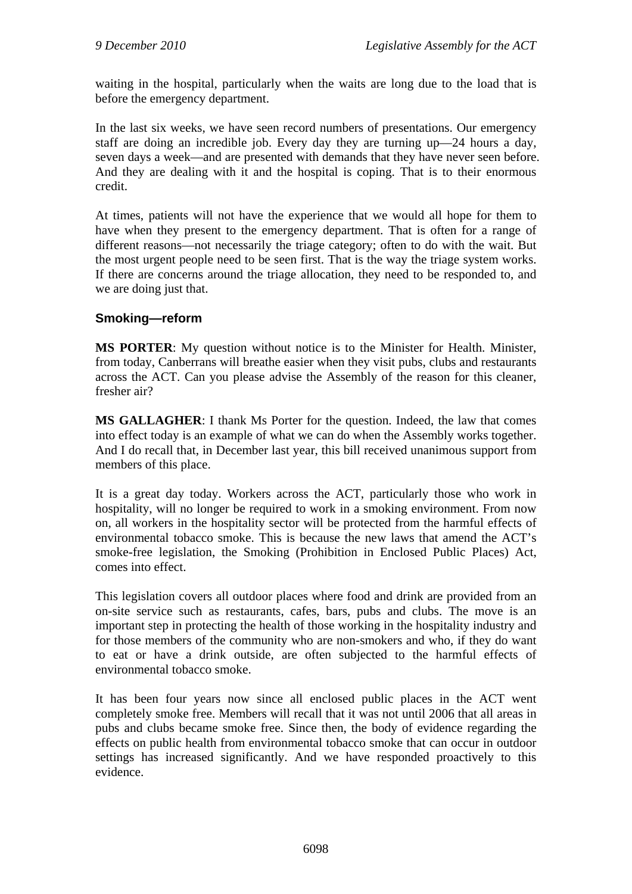waiting in the hospital, particularly when the waits are long due to the load that is before the emergency department.

In the last six weeks, we have seen record numbers of presentations. Our emergency staff are doing an incredible job. Every day they are turning up—24 hours a day, seven days a week—and are presented with demands that they have never seen before. And they are dealing with it and the hospital is coping. That is to their enormous credit.

At times, patients will not have the experience that we would all hope for them to have when they present to the emergency department. That is often for a range of different reasons—not necessarily the triage category; often to do with the wait. But the most urgent people need to be seen first. That is the way the triage system works. If there are concerns around the triage allocation, they need to be responded to, and we are doing just that.

### Smoking—reform

**MS PORTER**: My question without notice is to the Minister for Health. Minister, from today, Canberrans will breathe easier when they visit pubs, clubs and restaurants across the ACT. Can you please advise the Assembly of the reason for this cleaner, fresher air?

**MS GALLAGHER**: I thank Ms Porter for the question. Indeed, the law that comes into effect today is an example of what we can do when the Assembly works together. And I do recall that, in December last year, this bill received unanimous support from members of this place.

It is a great day today. Workers across the ACT, particularly those who work in hospitality, will no longer be required to work in a smoking environment. From now on, all workers in the hospitality sector will be protected from the harmful effects of environmental tobacco smoke. This is because the new laws that amend the ACT's smoke-free legislation, the Smoking (Prohibition in Enclosed Public Places) Act, comes into effect.

This legislation covers all outdoor places where food and drink are provided from an on-site service such as restaurants, cafes, bars, pubs and clubs. The move is an important step in protecting the health of those working in the hospitality industry and for those members of the community who are non-smokers and who, if they do want to eat or have a drink outside, are often subjected to the harmful effects of environmental tobacco smoke.

It has been four years now since all enclosed public places in the ACT went completely smoke free. Members will recall that it was not until 2006 that all areas in pubs and clubs became smoke free. Since then, the body of evidence regarding the effects on public health from environmental tobacco smoke that can occur in outdoor settings has increased significantly. And we have responded proactively to this evidence.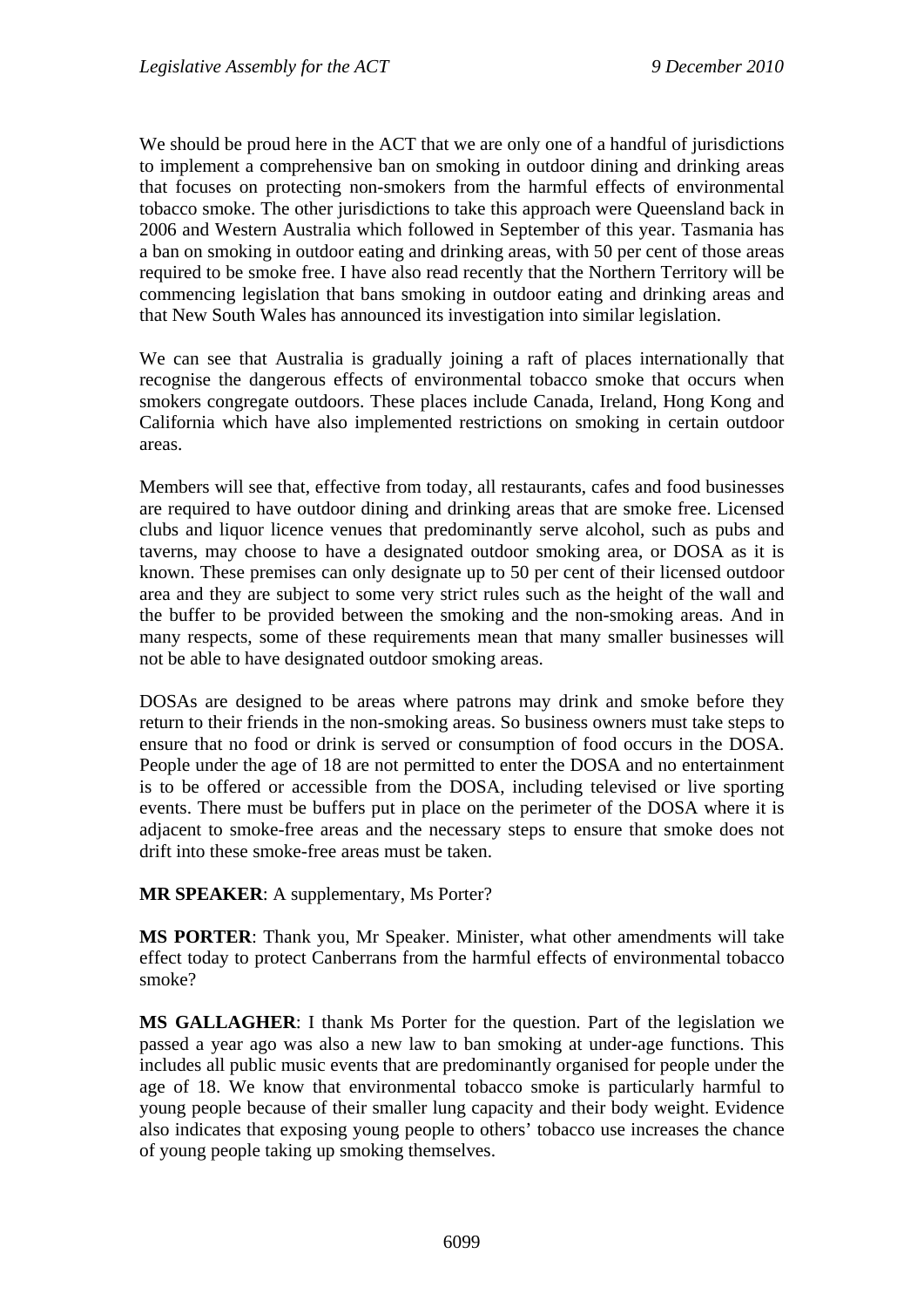We should be proud here in the ACT that we are only one of a handful of jurisdictions to implement a comprehensive ban on smoking in outdoor dining and drinking areas that focuses on protecting non-smokers from the harmful effects of environmental tobacco smoke. The other jurisdictions to take this approach were Queensland back in 2006 and Western Australia which followed in September of this year. Tasmania has a ban on smoking in outdoor eating and drinking areas, with 50 per cent of those areas required to be smoke free. I have also read recently that the Northern Territory will be commencing legislation that bans smoking in outdoor eating and drinking areas and that New South Wales has announced its investigation into similar legislation.

We can see that Australia is gradually joining a raft of places internationally that recognise the dangerous effects of environmental tobacco smoke that occurs when smokers congregate outdoors. These places include Canada, Ireland, Hong Kong and California which have also implemented restrictions on smoking in certain outdoor areas.

Members will see that, effective from today, all restaurants, cafes and food businesses are required to have outdoor dining and drinking areas that are smoke free. Licensed clubs and liquor licence venues that predominantly serve alcohol, such as pubs and taverns, may choose to have a designated outdoor smoking area, or DOSA as it is known. These premises can only designate up to 50 per cent of their licensed outdoor area and they are subject to some very strict rules such as the height of the wall and the buffer to be provided between the smoking and the non-smoking areas. And in many respects, some of these requirements mean that many smaller businesses will not be able to have designated outdoor smoking areas.

DOSAs are designed to be areas where patrons may drink and smoke before they return to their friends in the non-smoking areas. So business owners must take steps to ensure that no food or drink is served or consumption of food occurs in the DOSA. People under the age of 18 are not permitted to enter the DOSA and no entertainment is to be offered or accessible from the DOSA, including televised or live sporting events. There must be buffers put in place on the perimeter of the DOSA where it is adjacent to smoke-free areas and the necessary steps to ensure that smoke does not drift into these smoke-free areas must be taken.

**MR SPEAKER**: A supplementary, Ms Porter?

**MS PORTER**: Thank you, Mr Speaker. Minister, what other amendments will take effect today to protect Canberrans from the harmful effects of environmental tobacco smoke?

**MS GALLAGHER**: I thank Ms Porter for the question. Part of the legislation we passed a year ago was also a new law to ban smoking at under-age functions. This includes all public music events that are predominantly organised for people under the age of 18. We know that environmental tobacco smoke is particularly harmful to young people because of their smaller lung capacity and their body weight. Evidence also indicates that exposing young people to others' tobacco use increases the chance of young people taking up smoking themselves.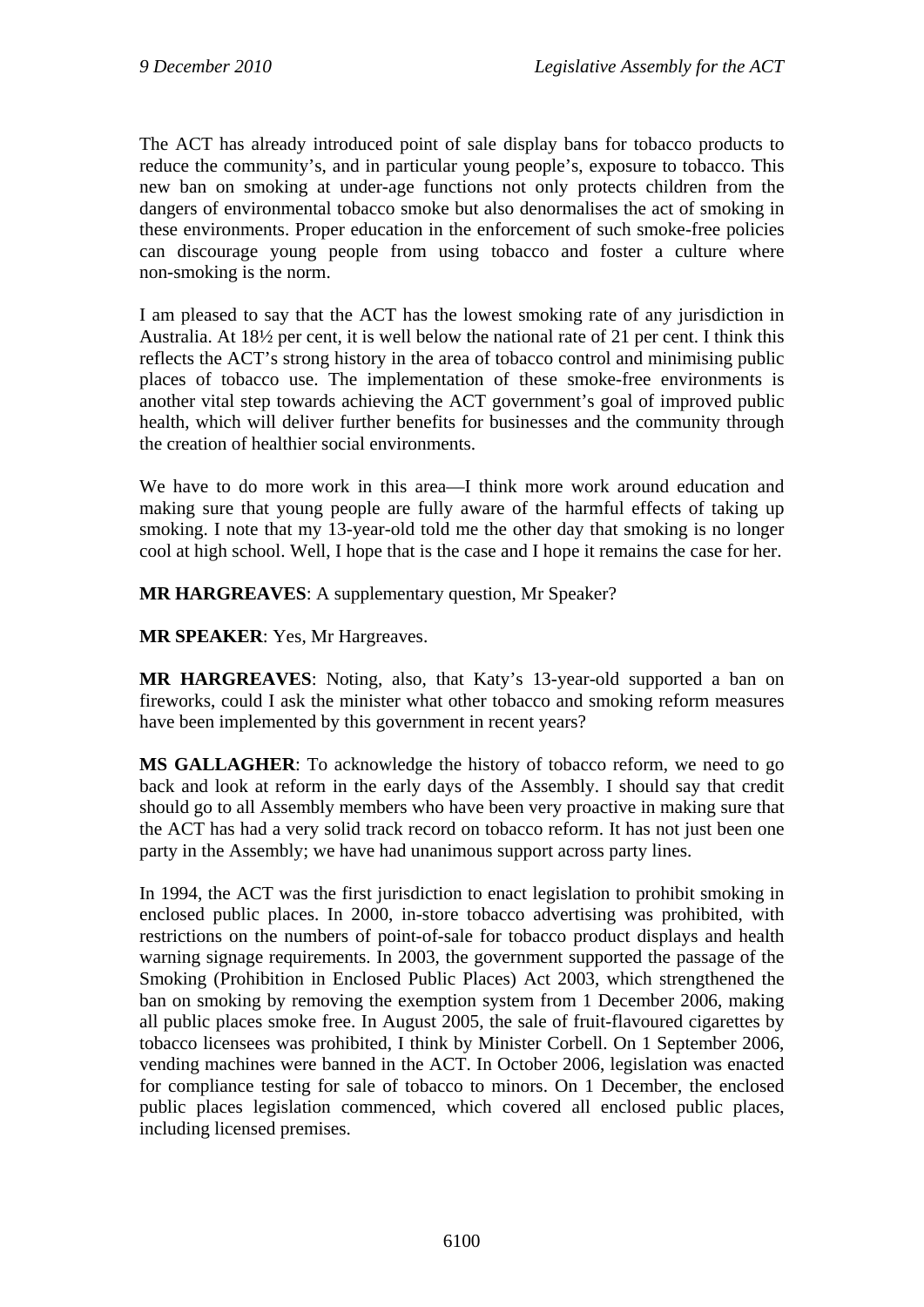The ACT has already introduced point of sale display bans for tobacco products to reduce the community's, and in particular young people's, exposure to tobacco. This new ban on smoking at under-age functions not only protects children from the dangers of environmental tobacco smoke but also denormalises the act of smoking in these environments. Proper education in the enforcement of such smoke-free policies can discourage young people from using tobacco and foster a culture where non-smoking is the norm.

I am pleased to say that the ACT has the lowest smoking rate of any jurisdiction in Australia. At 18½ per cent, it is well below the national rate of 21 per cent. I think this reflects the ACT's strong history in the area of tobacco control and minimising public places of tobacco use. The implementation of these smoke-free environments is another vital step towards achieving the ACT government's goal of improved public health, which will deliver further benefits for businesses and the community through the creation of healthier social environments.

We have to do more work in this area—I think more work around education and making sure that young people are fully aware of the harmful effects of taking up smoking. I note that my 13-year-old told me the other day that smoking is no longer cool at high school. Well, I hope that is the case and I hope it remains the case for her.

**MR HARGREAVES**: A supplementary question, Mr Speaker?

**MR SPEAKER**: Yes, Mr Hargreaves.

**MR HARGREAVES**: Noting, also, that Katy's 13-year-old supported a ban on fireworks, could I ask the minister what other tobacco and smoking reform measures have been implemented by this government in recent years?

**MS GALLAGHER**: To acknowledge the history of tobacco reform, we need to go back and look at reform in the early days of the Assembly. I should say that credit should go to all Assembly members who have been very proactive in making sure that the ACT has had a very solid track record on tobacco reform. It has not just been one party in the Assembly; we have had unanimous support across party lines.

In 1994, the ACT was the first jurisdiction to enact legislation to prohibit smoking in enclosed public places. In 2000, in-store tobacco advertising was prohibited, with restrictions on the numbers of point-of-sale for tobacco product displays and health warning signage requirements. In 2003, the government supported the passage of the Smoking (Prohibition in Enclosed Public Places) Act 2003, which strengthened the ban on smoking by removing the exemption system from 1 December 2006, making all public places smoke free. In August 2005, the sale of fruit-flavoured cigarettes by tobacco licensees was prohibited, I think by Minister Corbell. On 1 September 2006, vending machines were banned in the ACT. In October 2006, legislation was enacted for compliance testing for sale of tobacco to minors. On 1 December, the enclosed public places legislation commenced, which covered all enclosed public places, including licensed premises.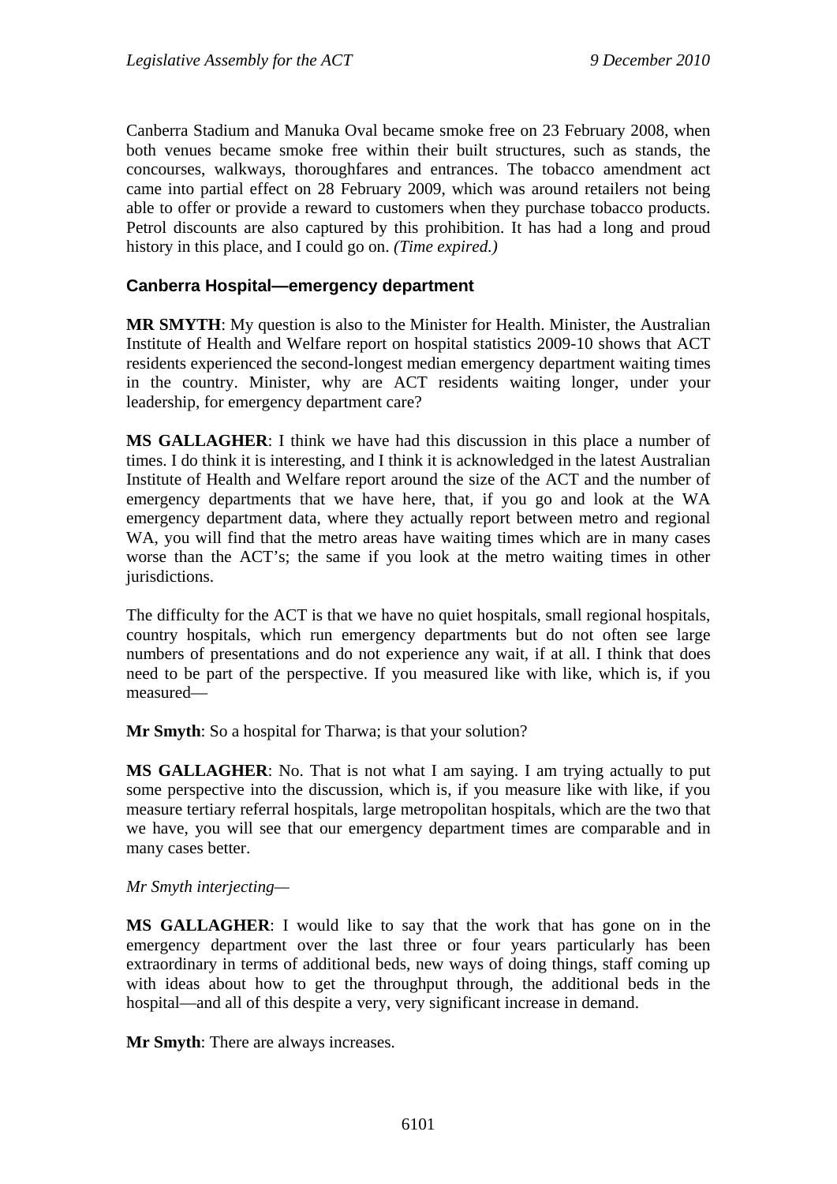Canberra Stadium and Manuka Oval became smoke free on 23 February 2008, when both venues became smoke free within their built structures, such as stands, the concourses, walkways, thoroughfares and entrances. The tobacco amendment act came into partial effect on 28 February 2009, which was around retailers not being able to offer or provide a reward to customers when they purchase tobacco products. Petrol discounts are also captured by this prohibition. It has had a long and proud history in this place, and I could go on. *(Time expired.)*

## Canberra Hospital—emergency department

**MR SMYTH**: My question is also to the Minister for Health. Minister, the Australian Institute of Health and Welfare report on hospital statistics 2009-10 shows that ACT residents experienced the second-longest median emergency department waiting times in the country. Minister, why are ACT residents waiting longer, under your leadership, for emergency department care?

**MS GALLAGHER**: I think we have had this discussion in this place a number of times. I do think it is interesting, and I think it is acknowledged in the latest Australian Institute of Health and Welfare report around the size of the ACT and the number of emergency departments that we have here, that, if you go and look at the WA emergency department data, where they actually report between metro and regional WA, you will find that the metro areas have waiting times which are in many cases worse than the ACT's; the same if you look at the metro waiting times in other jurisdictions.

The difficulty for the ACT is that we have no quiet hospitals, small regional hospitals, country hospitals, which run emergency departments but do not often see large numbers of presentations and do not experience any wait, if at all. I think that does need to be part of the perspective. If you measured like with like, which is, if you measured—

**Mr Smyth**: So a hospital for Tharwa; is that your solution?

**MS GALLAGHER**: No. That is not what I am saying. I am trying actually to put some perspective into the discussion, which is, if you measure like with like, if you measure tertiary referral hospitals, large metropolitan hospitals, which are the two that we have, you will see that our emergency department times are comparable and in many cases better.

*Mr Smyth interjecting—*

**MS GALLAGHER**: I would like to say that the work that has gone on in the emergency department over the last three or four years particularly has been extraordinary in terms of additional beds, new ways of doing things, staff coming up with ideas about how to get the throughput through, the additional beds in the hospital—and all of this despite a very, very significant increase in demand.

**Mr Smyth**: There are always increases.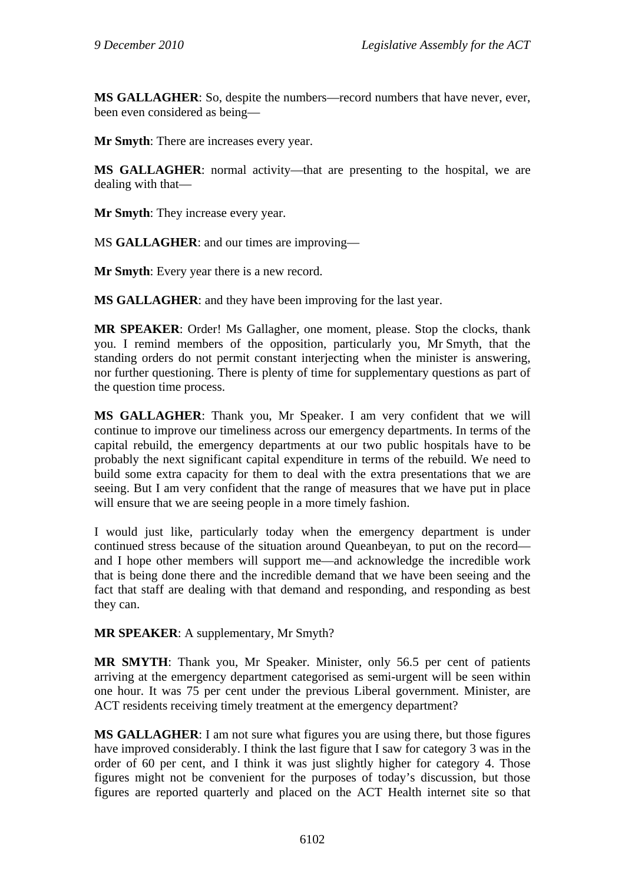**MS GALLAGHER**: So, despite the numbers—record numbers that have never, ever, been even considered as being—

**Mr Smyth**: There are increases every year.

**MS GALLAGHER**: normal activity—that are presenting to the hospital, we are dealing with that—

**Mr Smyth**: They increase every year.

MS **GALLAGHER**: and our times are improving—

**Mr Smyth**: Every year there is a new record.

**MS GALLAGHER**: and they have been improving for the last year.

**MR SPEAKER**: Order! Ms Gallagher, one moment, please. Stop the clocks, thank you. I remind members of the opposition, particularly you, Mr Smyth, that the standing orders do not permit constant interjecting when the minister is answering, nor further questioning. There is plenty of time for supplementary questions as part of the question time process.

**MS GALLAGHER**: Thank you, Mr Speaker. I am very confident that we will continue to improve our timeliness across our emergency departments. In terms of the capital rebuild, the emergency departments at our two public hospitals have to be probably the next significant capital expenditure in terms of the rebuild. We need to build some extra capacity for them to deal with the extra presentations that we are seeing. But I am very confident that the range of measures that we have put in place will ensure that we are seeing people in a more timely fashion.

I would just like, particularly today when the emergency department is under continued stress because of the situation around Queanbeyan, to put on the record—and I hope other members will support me—and acknowledge the incredible work that is being done there and the incredible demand that we have been seeing and the fact that staff are dealing with that demand and responding, and responding as best they can.

**MR SPEAKER**: A supplementary, Mr Smyth?

**MR SMYTH**: Thank you, Mr Speaker. Minister, only 56.5 per cent of patients arriving at the emergency department categorised as semi-urgent will be seen within one hour. It was 75 per cent under the previous Liberal government. Minister, are ACT residents receiving timely treatment at the emergency department?

**MS GALLAGHER**: I am not sure what figures you are using there, but those figures have improved considerably. I think the last figure that I saw for category 3 was in the order of 60 per cent, and I think it was just slightly higher for category 4. Those figures might not be convenient for the purposes of today's discussion, but those figures are reported quarterly and placed on the ACT Health internet site so that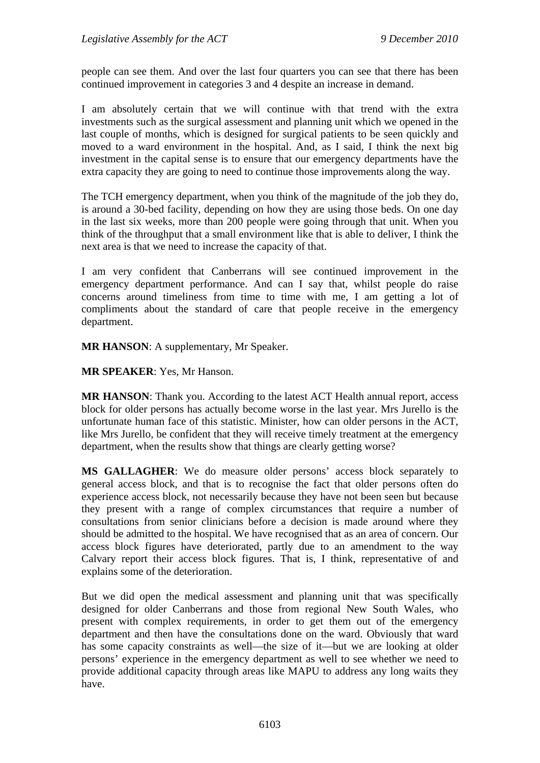people can see them. And over the last four quarters you can see that there has been continued improvement in categories 3 and 4 despite an increase in demand.

I am absolutely certain that we will continue with that trend with the extra investments such as the surgical assessment and planning unit which we opened in the last couple of months, which is designed for surgical patients to be seen quickly and moved to a ward environment in the hospital. And, as I said, I think the next big investment in the capital sense is to ensure that our emergency departments have the extra capacity they are going to need to continue those improvements along the way.

The TCH emergency department, when you think of the magnitude of the job they do, is around a 30-bed facility, depending on how they are using those beds. On one day in the last six weeks, more than 200 people were going through that unit. When you think of the throughput that a small environment like that is able to deliver, I think the next area is that we need to increase the capacity of that.

I am very confident that Canberrans will see continued improvement in the emergency department performance. And can I say that, whilst people do raise concerns around timeliness from time to time with me, I am getting a lot of compliments about the standard of care that people receive in the emergency department.

**MR HANSON**: A supplementary, Mr Speaker.

**MR SPEAKER**: Yes, Mr Hanson.

**MR HANSON**: Thank you. According to the latest ACT Health annual report, access block for older persons has actually become worse in the last year. Mrs Jurello is the unfortunate human face of this statistic. Minister, how can older persons in the ACT, like Mrs Jurello, be confident that they will receive timely treatment at the emergency department, when the results show that things are clearly getting worse?

**MS GALLAGHER**: We do measure older persons' access block separately to general access block, and that is to recognise the fact that older persons often do experience access block, not necessarily because they have not been seen but because they present with a range of complex circumstances that require a number of consultations from senior clinicians before a decision is made around where they should be admitted to the hospital. We have recognised that as an area of concern. Our access block figures have deteriorated, partly due to an amendment to the way Calvary report their access block figures. That is, I think, representative of and explains some of the deterioration.

But we did open the medical assessment and planning unit that was specifically designed for older Canberrans and those from regional New South Wales, who present with complex requirements, in order to get them out of the emergency department and then have the consultations done on the ward. Obviously that ward has some capacity constraints as well—the size of it—but we are looking at older persons' experience in the emergency department as well to see whether we need to provide additional capacity through areas like MAPU to address any long waits they have.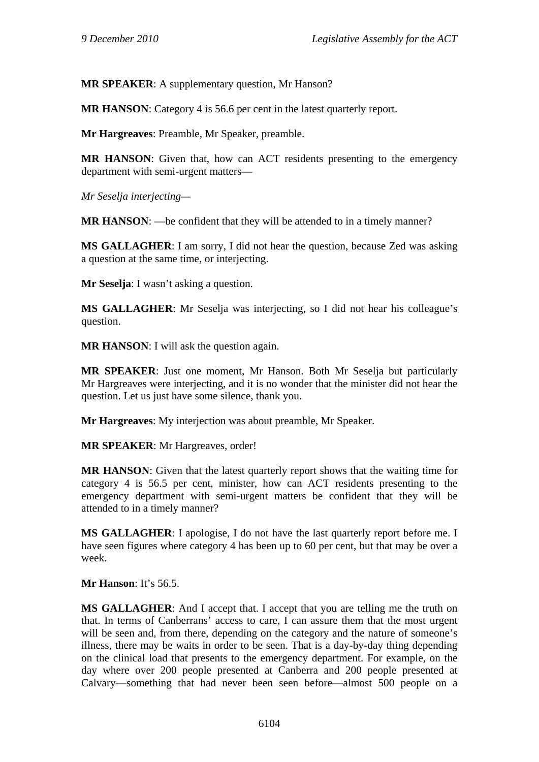**MR SPEAKER**: A supplementary question, Mr Hanson?

**MR HANSON**: Category 4 is 56.6 per cent in the latest quarterly report.

**Mr Hargreaves**: Preamble, Mr Speaker, preamble.

**MR HANSON**: Given that, how can ACT residents presenting to the emergency department with semi-urgent matters—

*Mr Seselja interjecting*—

**MR HANSON**: —be confident that they will be attended to in a timely manner?

**MS GALLAGHER**: I am sorry, I did not hear the question, because Zed was asking a question at the same time, or interjecting.

**Mr Seselja**: I wasn't asking a question.

**MS GALLAGHER**: Mr Seselja was interjecting, so I did not hear his colleague's question.

**MR HANSON**: I will ask the question again.

**MR SPEAKER**: Just one moment, Mr Hanson. Both Mr Seselja but particularly Mr Hargreaves were interjecting, and it is no wonder that the minister did not hear the question. Let us just have some silence, thank you.

**Mr Hargreaves**: My interjection was about preamble, Mr Speaker.

**MR SPEAKER**: Mr Hargreaves, order!

**MR HANSON**: Given that the latest quarterly report shows that the waiting time for category 4 is 56.5 per cent, minister, how can ACT residents presenting to the emergency department with semi-urgent matters be confident that they will be attended to in a timely manner?

**MS GALLAGHER**: I apologise, I do not have the last quarterly report before me. I have seen figures where category 4 has been up to 60 per cent, but that may be over a week.

**Mr Hanson**: It's 56.5.

**MS GALLAGHER**: And I accept that. I accept that you are telling me the truth on that. In terms of Canberrans' access to care, I can assure them that the most urgent will be seen and, from there, depending on the category and the nature of someone's illness, there may be waits in order to be seen. That is a day-by-day thing depending on the clinical load that presents to the emergency department. For example, on the day where over 200 people presented at Canberra and 200 people presented at Calvary—something that had never been seen before—almost 500 people on a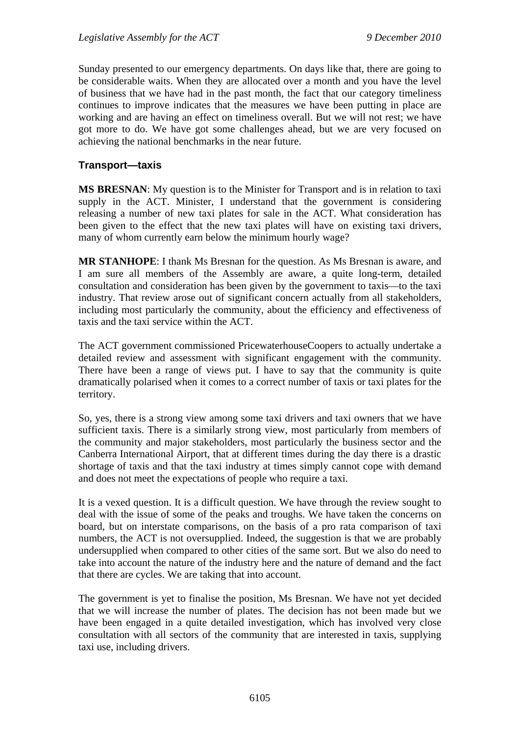Sunday presented to our emergency departments. On days like that, there are going to be considerable waits. When they are allocated over a month and you have the level of business that we have had in the past month, the fact that our category timeliness continues to improve indicates that the measures we have been putting in place are working and are having an effect on timeliness overall. But we will not rest; we have got more to do. We have got some challenges ahead, but we are very focused on achieving the national benchmarks in the near future.

### Transport—taxis

**MS BRESNAN**: My question is to the Minister for Transport and is in relation to taxi supply in the ACT. Minister, I understand that the government is considering releasing a number of new taxi plates for sale in the ACT. What consideration has been given to the effect that the new taxi plates will have on existing taxi drivers, many of whom currently earn below the minimum hourly wage?

**MR STANHOPE**: I thank Ms Bresnan for the question. As Ms Bresnan is aware, and I am sure all members of the Assembly are aware, a quite long-term, detailed consultation and consideration has been given by the government to taxis—to the taxi industry. That review arose out of significant concern actually from all stakeholders, including most particularly the community, about the efficiency and effectiveness of taxis and the taxi service within the ACT.

The ACT government commissioned PricewaterhouseCoopers to actually undertake a detailed review and assessment with significant engagement with the community. There have been a range of views put. I have to say that the community is quite dramatically polarised when it comes to a correct number of taxis or taxi plates for the territory.

So, yes, there is a strong view among some taxi drivers and taxi owners that we have sufficient taxis. There is a similarly strong view, most particularly from members of the community and major stakeholders, most particularly the business sector and the Canberra International Airport, that at different times during the day there is a drastic shortage of taxis and that the taxi industry at times simply cannot cope with demand and does not meet the expectations of people who require a taxi.

It is a vexed question. It is a difficult question. We have through the review sought to deal with the issue of some of the peaks and troughs. We have taken the concerns on board, but on interstate comparisons, on the basis of a pro rata comparison of taxi numbers, the ACT is not oversupplied. Indeed, the suggestion is that we are probably undersupplied when compared to other cities of the same sort. But we also do need to take into account the nature of the industry here and the nature of demand and the fact that there are cycles. We are taking that into account.

The government is yet to finalise the position, Ms Bresnan. We have not yet decided that we will increase the number of plates. The decision has not been made but we have been engaged in a quite detailed investigation, which has involved very close consultation with all sectors of the community that are interested in taxis, supplying taxi use, including drivers.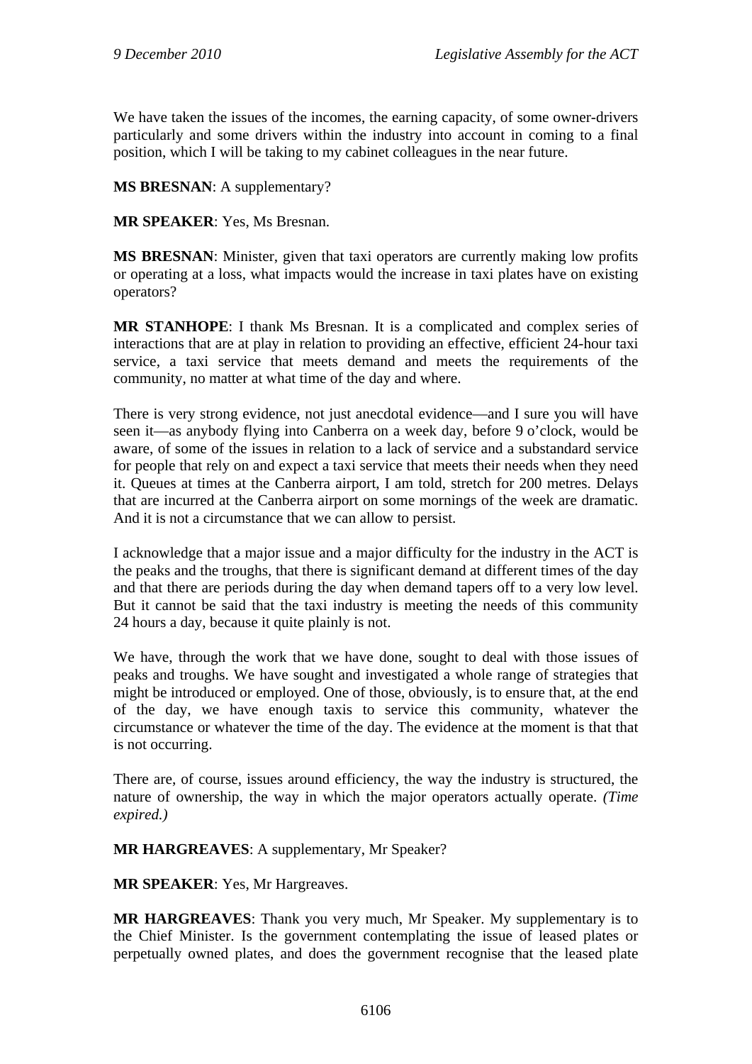We have taken the issues of the incomes, the earning capacity, of some owner-drivers particularly and some drivers within the industry into account in coming to a final position, which I will be taking to my cabinet colleagues in the near future.

**MS BRESNAN**: A supplementary?

**MR SPEAKER**: Yes, Ms Bresnan.

**MS BRESNAN**: Minister, given that taxi operators are currently making low profits or operating at a loss, what impacts would the increase in taxi plates have on existing operators?

**MR STANHOPE**: I thank Ms Bresnan. It is a complicated and complex series of interactions that are at play in relation to providing an effective, efficient 24-hour taxi service, a taxi service that meets demand and meets the requirements of the community, no matter at what time of the day and where.

There is very strong evidence, not just anecdotal evidence—and I sure you will have seen it—as anybody flying into Canberra on a week day, before 9 o'clock, would be aware, of some of the issues in relation to a lack of service and a substandard service for people that rely on and expect a taxi service that meets their needs when they need it. Queues at times at the Canberra airport, I am told, stretch for 200 metres. Delays that are incurred at the Canberra airport on some mornings of the week are dramatic. And it is not a circumstance that we can allow to persist.

I acknowledge that a major issue and a major difficulty for the industry in the ACT is the peaks and the troughs, that there is significant demand at different times of the day and that there are periods during the day when demand tapers off to a very low level. But it cannot be said that the taxi industry is meeting the needs of this community 24 hours a day, because it quite plainly is not.

We have, through the work that we have done, sought to deal with those issues of peaks and troughs. We have sought and investigated a whole range of strategies that might be introduced or employed. One of those, obviously, is to ensure that, at the end of the day, we have enough taxis to service this community, whatever the circumstance or whatever the time of the day. The evidence at the moment is that that is not occurring.

There are, of course, issues around efficiency, the way the industry is structured, the nature of ownership, the way in which the major operators actually operate. *(Time expired.)*

**MR HARGREAVES**: A supplementary, Mr Speaker?

**MR SPEAKER**: Yes, Mr Hargreaves.

**MR HARGREAVES**: Thank you very much, Mr Speaker. My supplementary is to the Chief Minister. Is the government contemplating the issue of leased plates or perpetually owned plates, and does the government recognise that the leased plate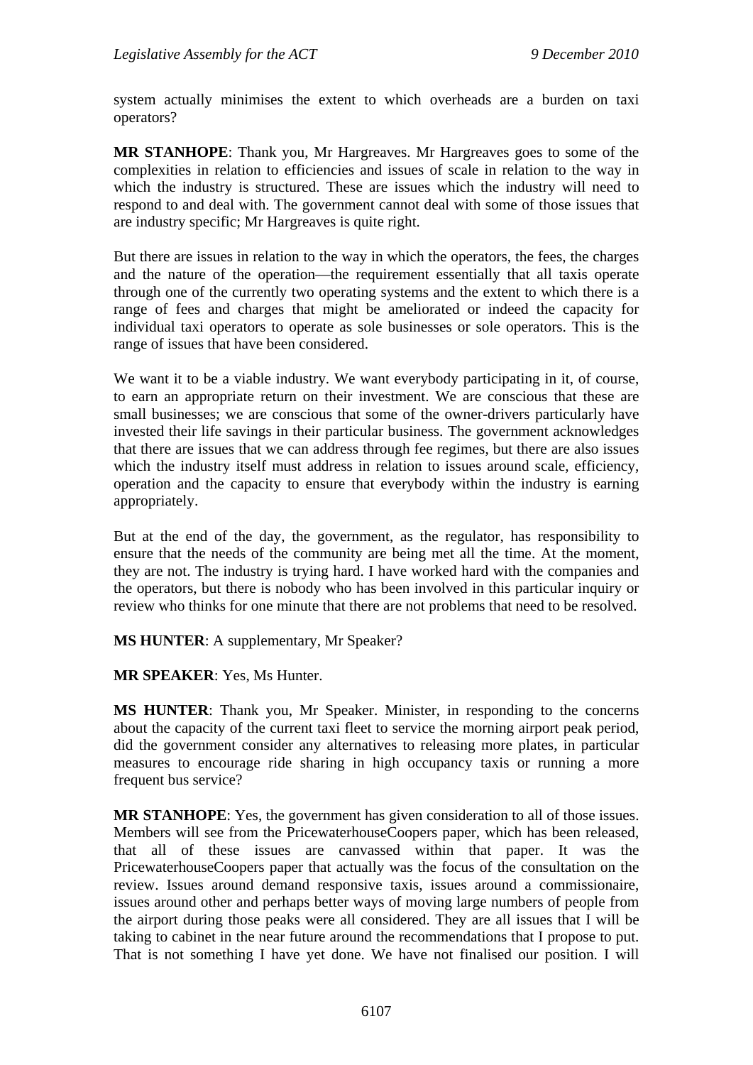system actually minimises the extent to which overheads are a burden on taxi operators?

**MR STANHOPE**: Thank you, Mr Hargreaves. Mr Hargreaves goes to some of the complexities in relation to efficiencies and issues of scale in relation to the way in which the industry is structured. These are issues which the industry will need to respond to and deal with. The government cannot deal with some of those issues that are industry specific; Mr Hargreaves is quite right.

But there are issues in relation to the way in which the operators, the fees, the charges and the nature of the operation—the requirement essentially that all taxis operate through one of the currently two operating systems and the extent to which there is a range of fees and charges that might be ameliorated or indeed the capacity for individual taxi operators to operate as sole businesses or sole operators. This is the range of issues that have been considered.

We want it to be a viable industry. We want everybody participating in it, of course, to earn an appropriate return on their investment. We are conscious that these are small businesses; we are conscious that some of the owner-drivers particularly have invested their life savings in their particular business. The government acknowledges that there are issues that we can address through fee regimes, but there are also issues which the industry itself must address in relation to issues around scale, efficiency, operation and the capacity to ensure that everybody within the industry is earning appropriately.

But at the end of the day, the government, as the regulator, has responsibility to ensure that the needs of the community are being met all the time. At the moment, they are not. The industry is trying hard. I have worked hard with the companies and the operators, but there is nobody who has been involved in this particular inquiry or review who thinks for one minute that there are not problems that need to be resolved.

**MS HUNTER**: A supplementary, Mr Speaker?

**MR SPEAKER**: Yes, Ms Hunter.

**MS HUNTER**: Thank you, Mr Speaker. Minister, in responding to the concerns about the capacity of the current taxi fleet to service the morning airport peak period, did the government consider any alternatives to releasing more plates, in particular measures to encourage ride sharing in high occupancy taxis or running a more frequent bus service?

**MR STANHOPE**: Yes, the government has given consideration to all of those issues. Members will see from the PricewaterhouseCoopers paper, which has been released, that all of these issues are canvassed within that paper. It was the PricewaterhouseCoopers paper that actually was the focus of the consultation on the review. Issues around demand responsive taxis, issues around a commissionaire, issues around other and perhaps better ways of moving large numbers of people from the airport during those peaks were all considered. They are all issues that I will be taking to cabinet in the near future around the recommendations that I propose to put. That is not something I have yet done. We have not finalised our position. I will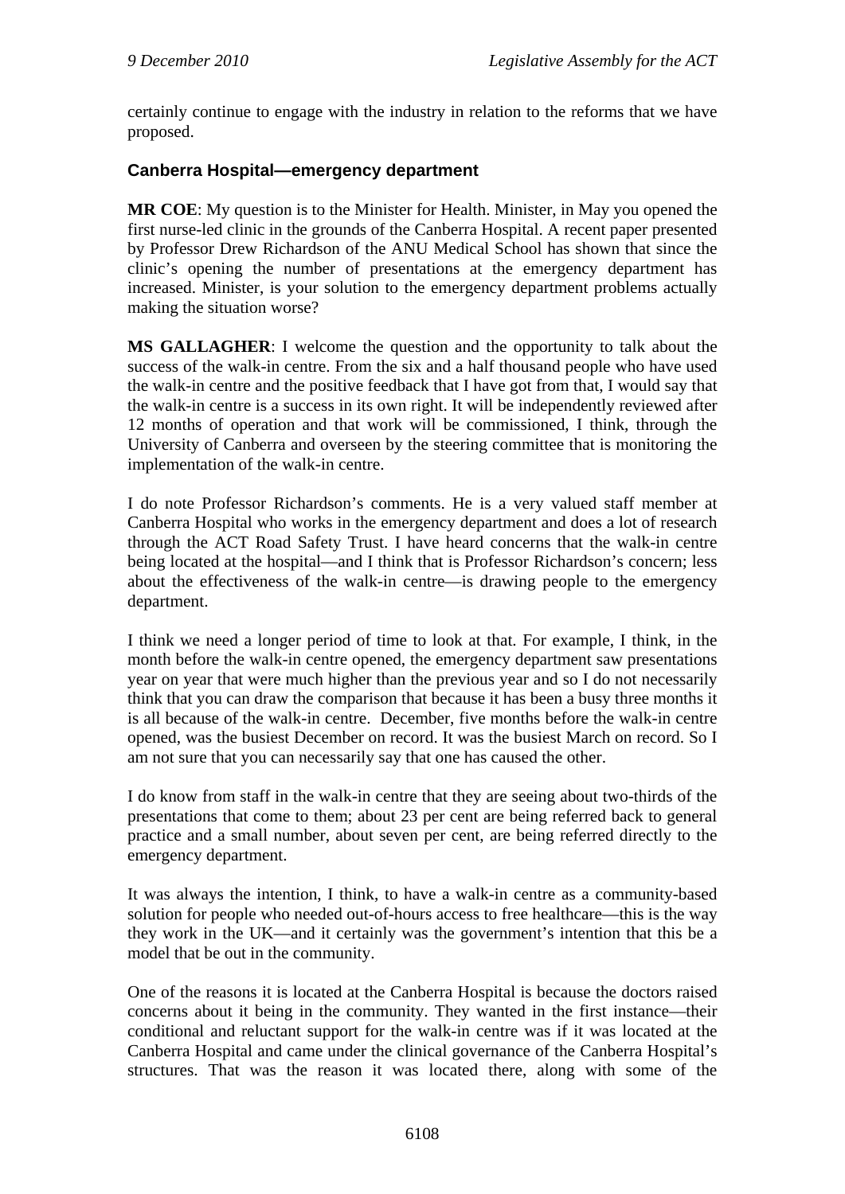certainly continue to engage with the industry in relation to the reforms that we have proposed.

### Canberra Hospital—emergency department

**MR COE**: My question is to the Minister for Health. Minister, in May you opened the first nurse-led clinic in the grounds of the Canberra Hospital. A recent paper presented by Professor Drew Richardson of the ANU Medical School has shown that since the clinic's opening the number of presentations at the emergency department has increased. Minister, is your solution to the emergency department problems actually making the situation worse?

**MS GALLAGHER**: I welcome the question and the opportunity to talk about the success of the walk-in centre. From the six and a half thousand people who have used the walk-in centre and the positive feedback that I have got from that, I would say that the walk-in centre is a success in its own right. It will be independently reviewed after 12 months of operation and that work will be commissioned, I think, through the University of Canberra and overseen by the steering committee that is monitoring the implementation of the walk-in centre.

I do note Professor Richardson's comments. He is a very valued staff member at Canberra Hospital who works in the emergency department and does a lot of research through the ACT Road Safety Trust. I have heard concerns that the walk-in centre being located at the hospital—and I think that is Professor Richardson's concern; less about the effectiveness of the walk-in centre—is drawing people to the emergency department.

I think we need a longer period of time to look at that. For example, I think, in the month before the walk-in centre opened, the emergency department saw presentations year on year that were much higher than the previous year and so I do not necessarily think that you can draw the comparison that because it has been a busy three months it is all because of the walk-in centre. December, five months before the walk-in centre opened, was the busiest December on record. It was the busiest March on record. So I am not sure that you can necessarily say that one has caused the other.

I do know from staff in the walk-in centre that they are seeing about two-thirds of the presentations that come to them; about 23 per cent are being referred back to general practice and a small number, about seven per cent, are being referred directly to the emergency department.

It was always the intention, I think, to have a walk-in centre as a community-based solution for people who needed out-of-hours access to free healthcare—this is the way they work in the UK—and it certainly was the government's intention that this be a model that be out in the community.

One of the reasons it is located at the Canberra Hospital is because the doctors raised concerns about it being in the community. They wanted in the first instance—their conditional and reluctant support for the walk-in centre was if it was located at the Canberra Hospital and came under the clinical governance of the Canberra Hospital's structures. That was the reason it was located there, along with some of the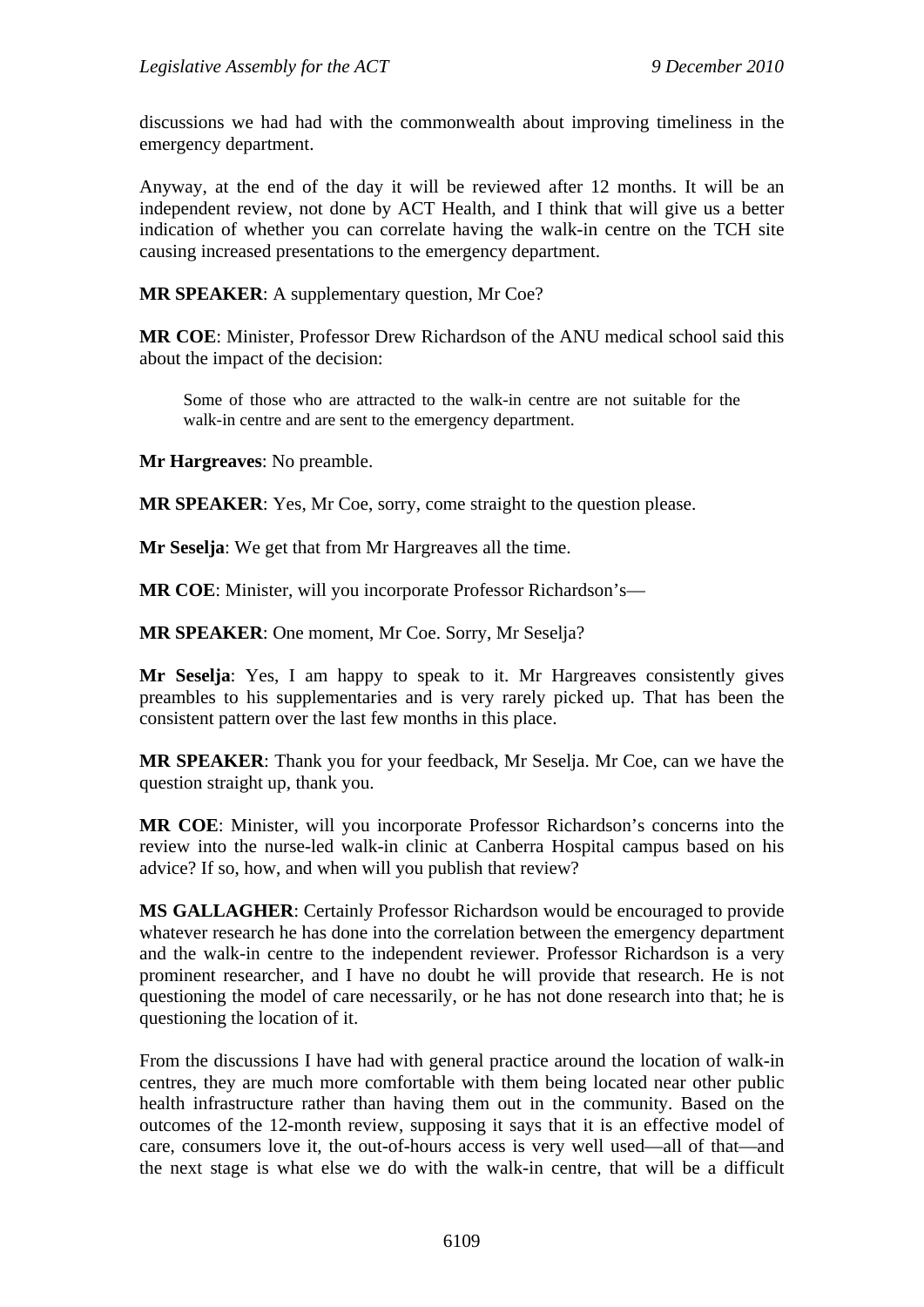discussions we had had with the commonwealth about improving timeliness in the emergency department.

Anyway, at the end of the day it will be reviewed after 12 months. It will be an independent review, not done by ACT Health, and I think that will give us a better indication of whether you can correlate having the walk-in centre on the TCH site causing increased presentations to the emergency department.

**MR SPEAKER**: A supplementary question, Mr Coe?

**MR COE**: Minister, Professor Drew Richardson of the ANU medical school said this about the impact of the decision:

> Some of those who are attracted to the walk-in centre are not suitable for the walk-in centre and are sent to the emergency department.

**Mr Hargreaves**: No preamble.

**MR SPEAKER**: Yes, Mr Coe, sorry, come straight to the question please.

**Mr Seselja**: We get that from Mr Hargreaves all the time.

**MR COE**: Minister, will you incorporate Professor Richardson's—

**MR SPEAKER**: One moment, Mr Coe. Sorry, Mr Seselja?

**Mr Seselja**: Yes, I am happy to speak to it. Mr Hargreaves consistently gives preambles to his supplementaries and is very rarely picked up. That has been the consistent pattern over the last few months in this place.

**MR SPEAKER**: Thank you for your feedback, Mr Seselja. Mr Coe, can we have the question straight up, thank you.

**MR COE**: Minister, will you incorporate Professor Richardson's concerns into the review into the nurse-led walk-in clinic at Canberra Hospital campus based on his advice? If so, how, and when will you publish that review?

**MS GALLAGHER**: Certainly Professor Richardson would be encouraged to provide whatever research he has done into the correlation between the emergency department and the walk-in centre to the independent reviewer. Professor Richardson is a very prominent researcher, and I have no doubt he will provide that research. He is not questioning the model of care necessarily, or he has not done research into that; he is questioning the location of it.

From the discussions I have had with general practice around the location of walk-in centres, they are much more comfortable with them being located near other public health infrastructure rather than having them out in the community. Based on the outcomes of the 12-month review, supposing it says that it is an effective model of care, consumers love it, the out-of-hours access is very well used—all of that—and the next stage is what else we do with the walk-in centre, that will be a difficult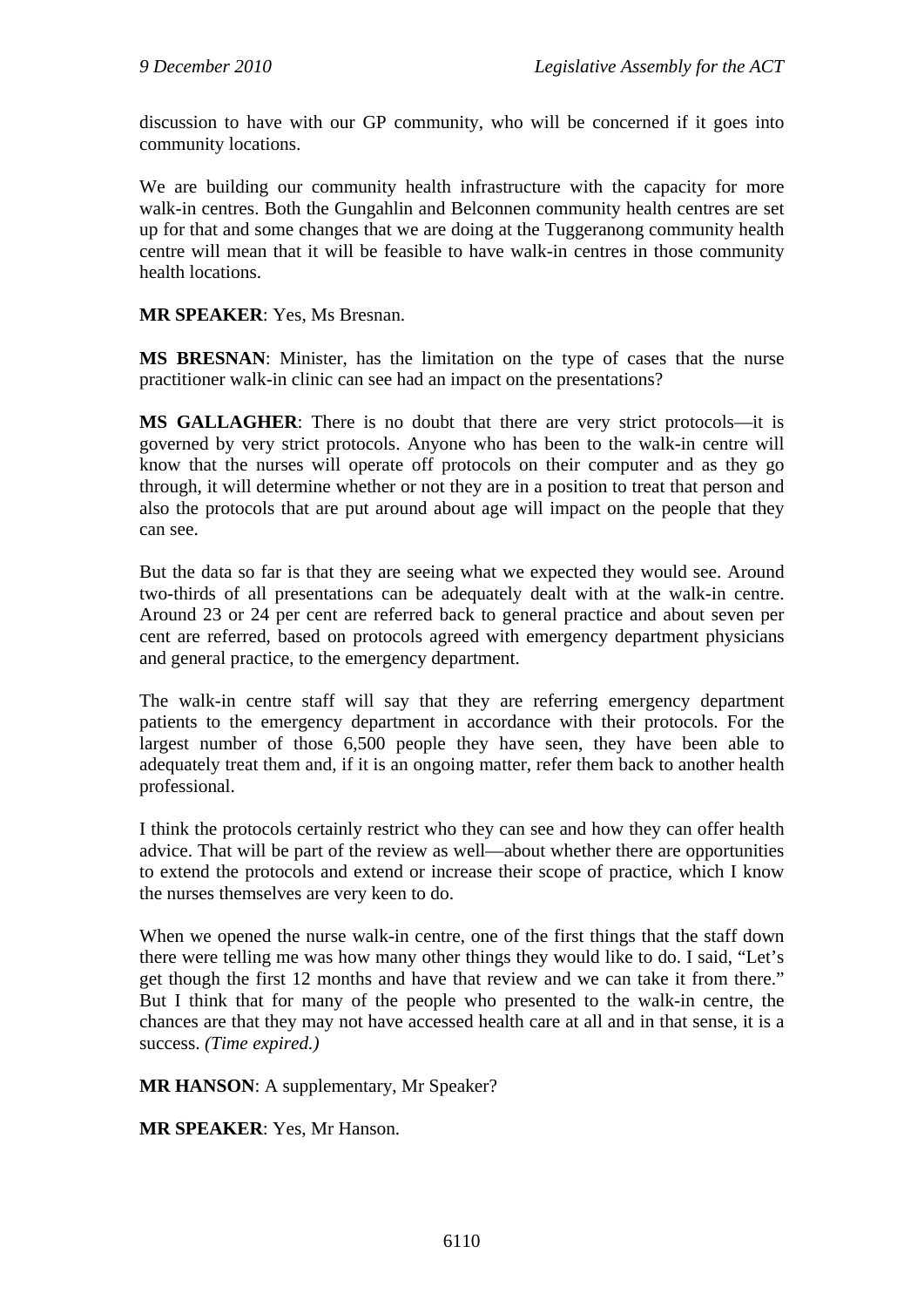discussion to have with our GP community, who will be concerned if it goes into community locations.

We are building our community health infrastructure with the capacity for more walk-in centres. Both the Gungahlin and Belconnen community health centres are set up for that and some changes that we are doing at the Tuggeranong community health centre will mean that it will be feasible to have walk-in centres in those community health locations.

**MR SPEAKER**: Yes, Ms Bresnan.

**MS BRESNAN**: Minister, has the limitation on the type of cases that the nurse practitioner walk-in clinic can see had an impact on the presentations?

**MS GALLAGHER**: There is no doubt that there are very strict protocols—it is governed by very strict protocols. Anyone who has been to the walk-in centre will know that the nurses will operate off protocols on their computer and as they go through, it will determine whether or not they are in a position to treat that person and also the protocols that are put around about age will impact on the people that they can see.

But the data so far is that they are seeing what we expected they would see. Around two-thirds of all presentations can be adequately dealt with at the walk-in centre. Around 23 or 24 per cent are referred back to general practice and about seven per cent are referred, based on protocols agreed with emergency department physicians and general practice, to the emergency department.

The walk-in centre staff will say that they are referring emergency department patients to the emergency department in accordance with their protocols. For the largest number of those 6,500 people they have seen, they have been able to adequately treat them and, if it is an ongoing matter, refer them back to another health professional.

I think the protocols certainly restrict who they can see and how they can offer health advice. That will be part of the review as well—about whether there are opportunities to extend the protocols and extend or increase their scope of practice, which I know the nurses themselves are very keen to do.

When we opened the nurse walk-in centre, one of the first things that the staff down there were telling me was how many other things they would like to do. I said, "Let's get though the first 12 months and have that review and we can take it from there." But I think that for many of the people who presented to the walk-in centre, the chances are that they may not have accessed health care at all and in that sense, it is a success. *(Time expired.)*

**MR HANSON**: A supplementary, Mr Speaker?

**MR SPEAKER**: Yes, Mr Hanson.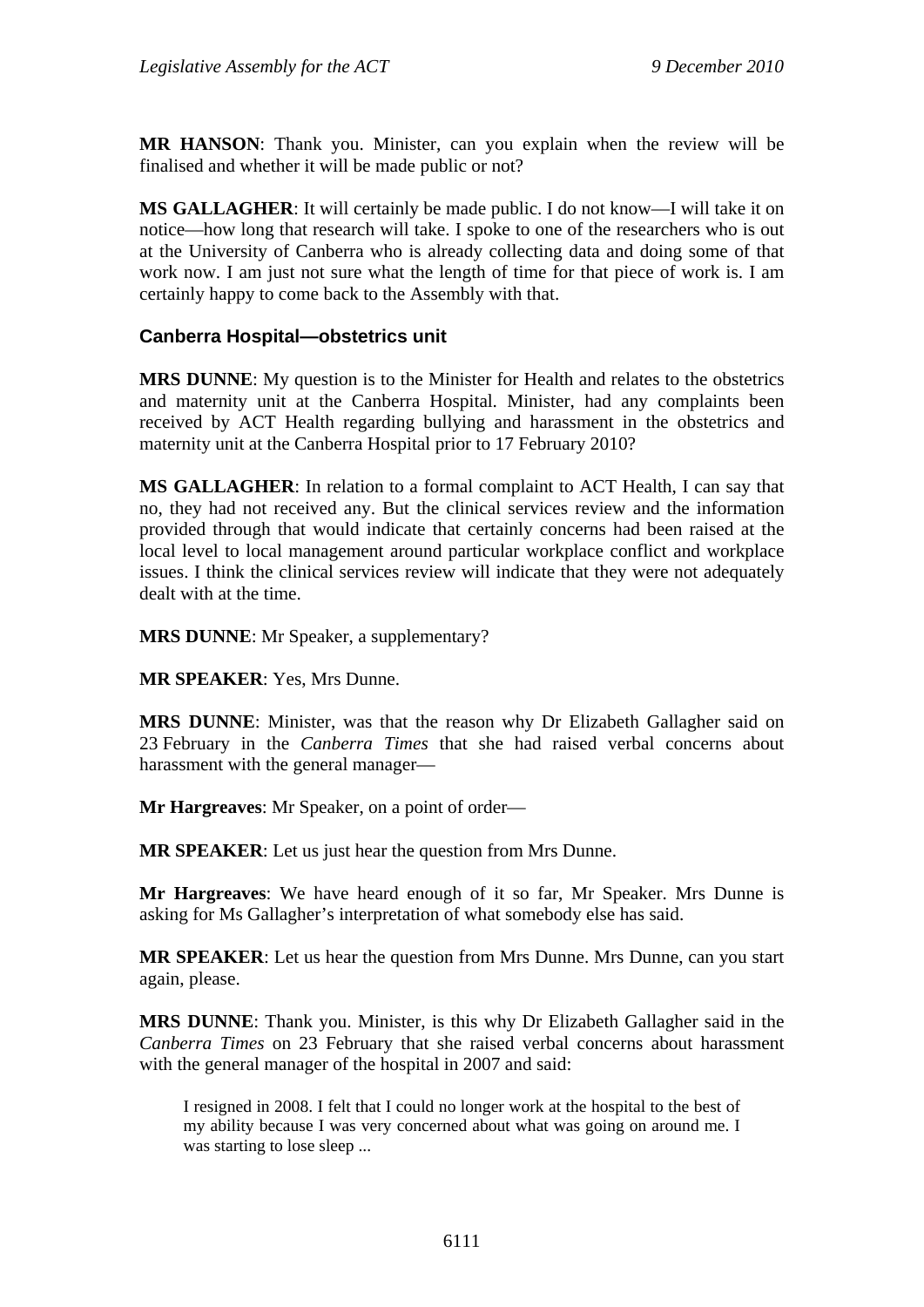**MR HANSON**: Thank you. Minister, can you explain when the review will be finalised and whether it will be made public or not?

**MS GALLAGHER**: It will certainly be made public. I do not know—I will take it on notice—how long that research will take. I spoke to one of the researchers who is out at the University of Canberra who is already collecting data and doing some of that work now. I am just not sure what the length of time for that piece of work is. I am certainly happy to come back to the Assembly with that.

### Canberra Hospital—obstetrics unit

**MRS DUNNE**: My question is to the Minister for Health and relates to the obstetrics and maternity unit at the Canberra Hospital. Minister, had any complaints been received by ACT Health regarding bullying and harassment in the obstetrics and maternity unit at the Canberra Hospital prior to 17 February 2010?

**MS GALLAGHER**: In relation to a formal complaint to ACT Health, I can say that no, they had not received any. But the clinical services review and the information provided through that would indicate that certainly concerns had been raised at the local level to local management around particular workplace conflict and workplace issues. I think the clinical services review will indicate that they were not adequately dealt with at the time.

**MRS DUNNE**: Mr Speaker, a supplementary?

**MR SPEAKER**: Yes, Mrs Dunne.

**MRS DUNNE**: Minister, was that the reason why Dr Elizabeth Gallagher said on 23 February in the *Canberra Times* that she had raised verbal concerns about harassment with the general manager—

**Mr Hargreaves**: Mr Speaker, on a point of order—

**MR SPEAKER**: Let us just hear the question from Mrs Dunne.

**Mr Hargreaves**: We have heard enough of it so far, Mr Speaker. Mrs Dunne is asking for Ms Gallagher's interpretation of what somebody else has said.

**MR SPEAKER**: Let us hear the question from Mrs Dunne. Mrs Dunne, can you start again, please.

**MRS DUNNE**: Thank you. Minister, is this why Dr Elizabeth Gallagher said in the *Canberra Times* on 23 February that she raised verbal concerns about harassment with the general manager of the hospital in 2007 and said:

> I resigned in 2008. I felt that I could no longer work at the hospital to the best of my ability because I was very concerned about what was going on around me. I was starting to lose sleep ...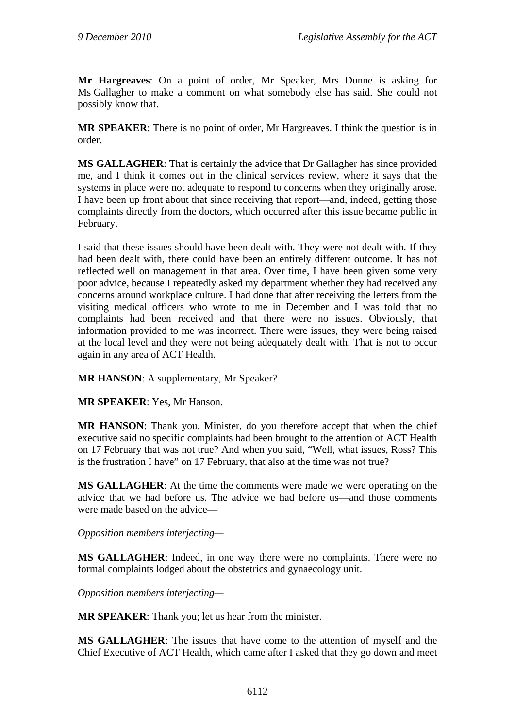**Mr Hargreaves**: On a point of order, Mr Speaker, Mrs Dunne is asking for Ms Gallagher to make a comment on what somebody else has said. She could not possibly know that.

**MR SPEAKER**: There is no point of order, Mr Hargreaves. I think the question is in order.

**MS GALLAGHER**: That is certainly the advice that Dr Gallagher has since provided me, and I think it comes out in the clinical services review, where it says that the systems in place were not adequate to respond to concerns when they originally arose. I have been up front about that since receiving that report—and, indeed, getting those complaints directly from the doctors, which occurred after this issue became public in February.

I said that these issues should have been dealt with. They were not dealt with. If they had been dealt with, there could have been an entirely different outcome. It has not reflected well on management in that area. Over time, I have been given some very poor advice, because I repeatedly asked my department whether they had received any concerns around workplace culture. I had done that after receiving the letters from the visiting medical officers who wrote to me in December and I was told that no complaints had been received and that there were no issues. Obviously, that information provided to me was incorrect. There were issues, they were being raised at the local level and they were not being adequately dealt with. That is not to occur again in any area of ACT Health.

**MR HANSON**: A supplementary, Mr Speaker?

**MR SPEAKER**: Yes, Mr Hanson.

**MR HANSON**: Thank you. Minister, do you therefore accept that when the chief executive said no specific complaints had been brought to the attention of ACT Health on 17 February that was not true? And when you said, "Well, what issues, Ross? This is the frustration I have" on 17 February, that also at the time was not true?

**MS GALLAGHER**: At the time the comments were made we were operating on the advice that we had before us. The advice we had before us—and those comments were made based on the advice—

*Opposition members interjecting*—

**MS GALLAGHER**: Indeed, in one way there were no complaints. There were no formal complaints lodged about the obstetrics and gynaecology unit.

*Opposition members interjecting*—

**MR SPEAKER**: Thank you; let us hear from the minister.

**MS GALLAGHER**: The issues that have come to the attention of myself and the Chief Executive of ACT Health, which came after I asked that they go down and meet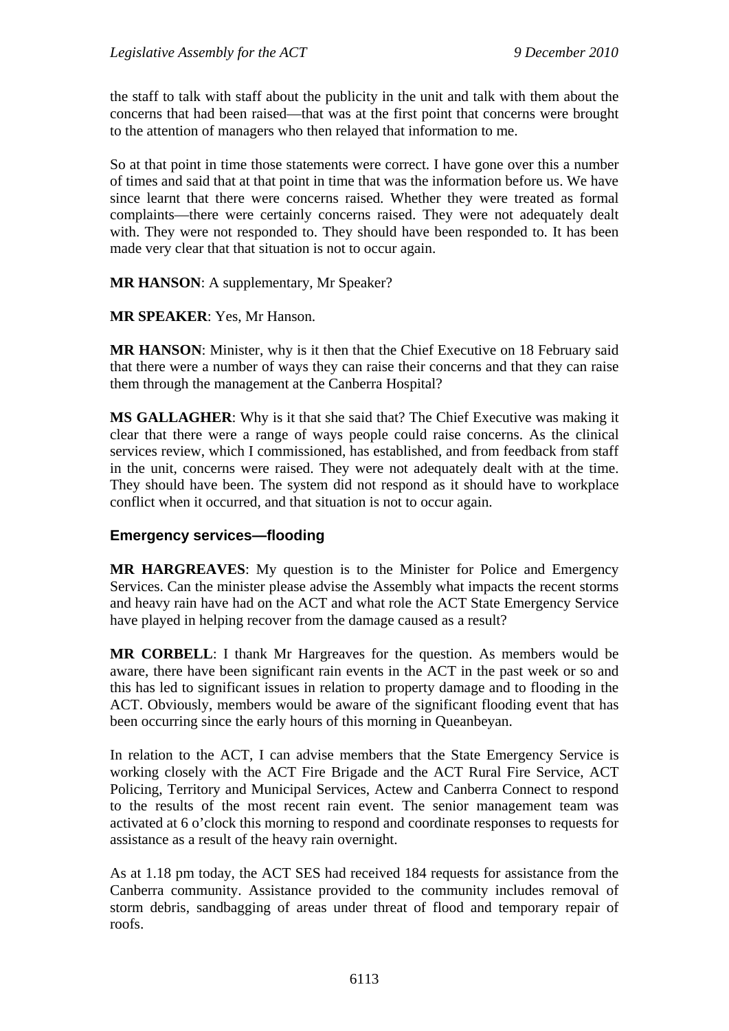the staff to talk with staff about the publicity in the unit and talk with them about the concerns that had been raised—that was at the first point that concerns were brought to the attention of managers who then relayed that information to me.

So at that point in time those statements were correct. I have gone over this a number of times and said that at that point in time that was the information before us. We have since learnt that there were concerns raised. Whether they were treated as formal complaints—there were certainly concerns raised. They were not adequately dealt with. They were not responded to. They should have been responded to. It has been made very clear that that situation is not to occur again.

**MR HANSON**: A supplementary, Mr Speaker?

**MR SPEAKER**: Yes, Mr Hanson.

**MR HANSON**: Minister, why is it then that the Chief Executive on 18 February said that there were a number of ways they can raise their concerns and that they can raise them through the management at the Canberra Hospital?

**MS GALLAGHER**: Why is it that she said that? The Chief Executive was making it clear that there were a range of ways people could raise concerns. As the clinical services review, which I commissioned, has established, and from feedback from staff in the unit, concerns were raised. They were not adequately dealt with at the time. They should have been. The system did not respond as it should have to workplace conflict when it occurred, and that situation is not to occur again.

### Emergency services—flooding

**MR HARGREAVES**: My question is to the Minister for Police and Emergency Services. Can the minister please advise the Assembly what impacts the recent storms and heavy rain have had on the ACT and what role the ACT State Emergency Service have played in helping recover from the damage caused as a result?

**MR CORBELL**: I thank Mr Hargreaves for the question. As members would be aware, there have been significant rain events in the ACT in the past week or so and this has led to significant issues in relation to property damage and to flooding in the ACT. Obviously, members would be aware of the significant flooding event that has been occurring since the early hours of this morning in Queanbeyan.

In relation to the ACT, I can advise members that the State Emergency Service is working closely with the ACT Fire Brigade and the ACT Rural Fire Service, ACT Policing, Territory and Municipal Services, Actew and Canberra Connect to respond to the results of the most recent rain event. The senior management team was activated at 6 o'clock this morning to respond and coordinate responses to requests for assistance as a result of the heavy rain overnight.

As at 1.18 pm today, the ACT SES had received 184 requests for assistance from the Canberra community. Assistance provided to the community includes removal of storm debris, sandbagging of areas under threat of flood and temporary repair of roofs.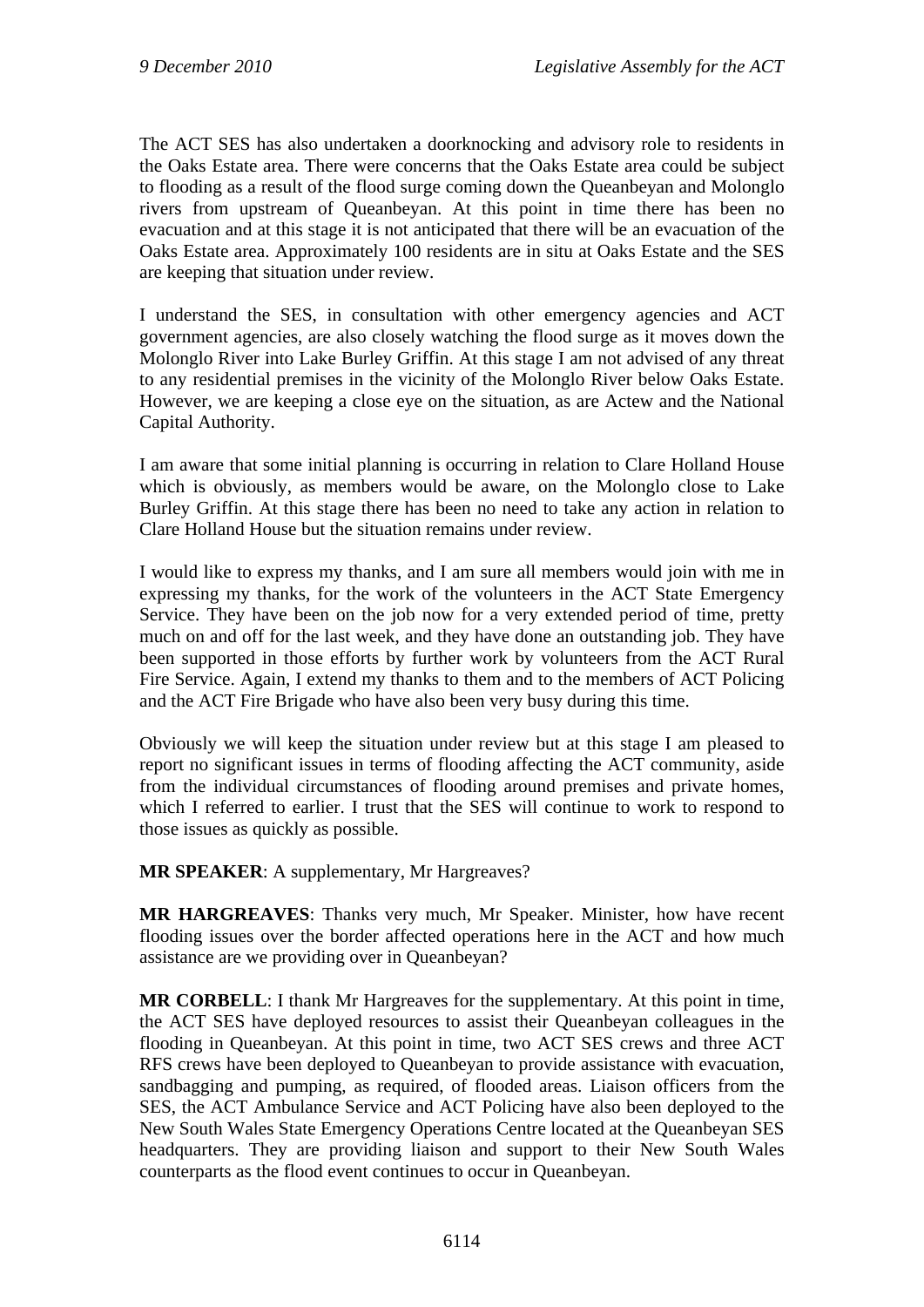The ACT SES has also undertaken a doorknocking and advisory role to residents in the Oaks Estate area. There were concerns that the Oaks Estate area could be subject to flooding as a result of the flood surge coming down the Queanbeyan and Molonglo rivers from upstream of Queanbeyan. At this point in time there has been no evacuation and at this stage it is not anticipated that there will be an evacuation of the Oaks Estate area. Approximately 100 residents are in situ at Oaks Estate and the SES are keeping that situation under review.

I understand the SES, in consultation with other emergency agencies and ACT government agencies, are also closely watching the flood surge as it moves down the Molonglo River into Lake Burley Griffin. At this stage I am not advised of any threat to any residential premises in the vicinity of the Molonglo River below Oaks Estate. However, we are keeping a close eye on the situation, as are Actew and the National Capital Authority.

I am aware that some initial planning is occurring in relation to Clare Holland House which is obviously, as members would be aware, on the Molonglo close to Lake Burley Griffin. At this stage there has been no need to take any action in relation to Clare Holland House but the situation remains under review.

I would like to express my thanks, and I am sure all members would join with me in expressing my thanks, for the work of the volunteers in the ACT State Emergency Service. They have been on the job now for a very extended period of time, pretty much on and off for the last week, and they have done an outstanding job. They have been supported in those efforts by further work by volunteers from the ACT Rural Fire Service. Again, I extend my thanks to them and to the members of ACT Policing and the ACT Fire Brigade who have also been very busy during this time.

Obviously we will keep the situation under review but at this stage I am pleased to report no significant issues in terms of flooding affecting the ACT community, aside from the individual circumstances of flooding around premises and private homes, which I referred to earlier. I trust that the SES will continue to work to respond to those issues as quickly as possible.

**MR SPEAKER**: A supplementary, Mr Hargreaves?

**MR HARGREAVES**: Thanks very much, Mr Speaker. Minister, how have recent flooding issues over the border affected operations here in the ACT and how much assistance are we providing over in Queanbeyan?

**MR CORBELL**: I thank Mr Hargreaves for the supplementary. At this point in time, the ACT SES have deployed resources to assist their Queanbeyan colleagues in the flooding in Queanbeyan. At this point in time, two ACT SES crews and three ACT RFS crews have been deployed to Queanbeyan to provide assistance with evacuation, sandbagging and pumping, as required, of flooded areas. Liaison officers from the SES, the ACT Ambulance Service and ACT Policing have also been deployed to the New South Wales State Emergency Operations Centre located at the Queanbeyan SES headquarters. They are providing liaison and support to their New South Wales counterparts as the flood event continues to occur in Queanbeyan.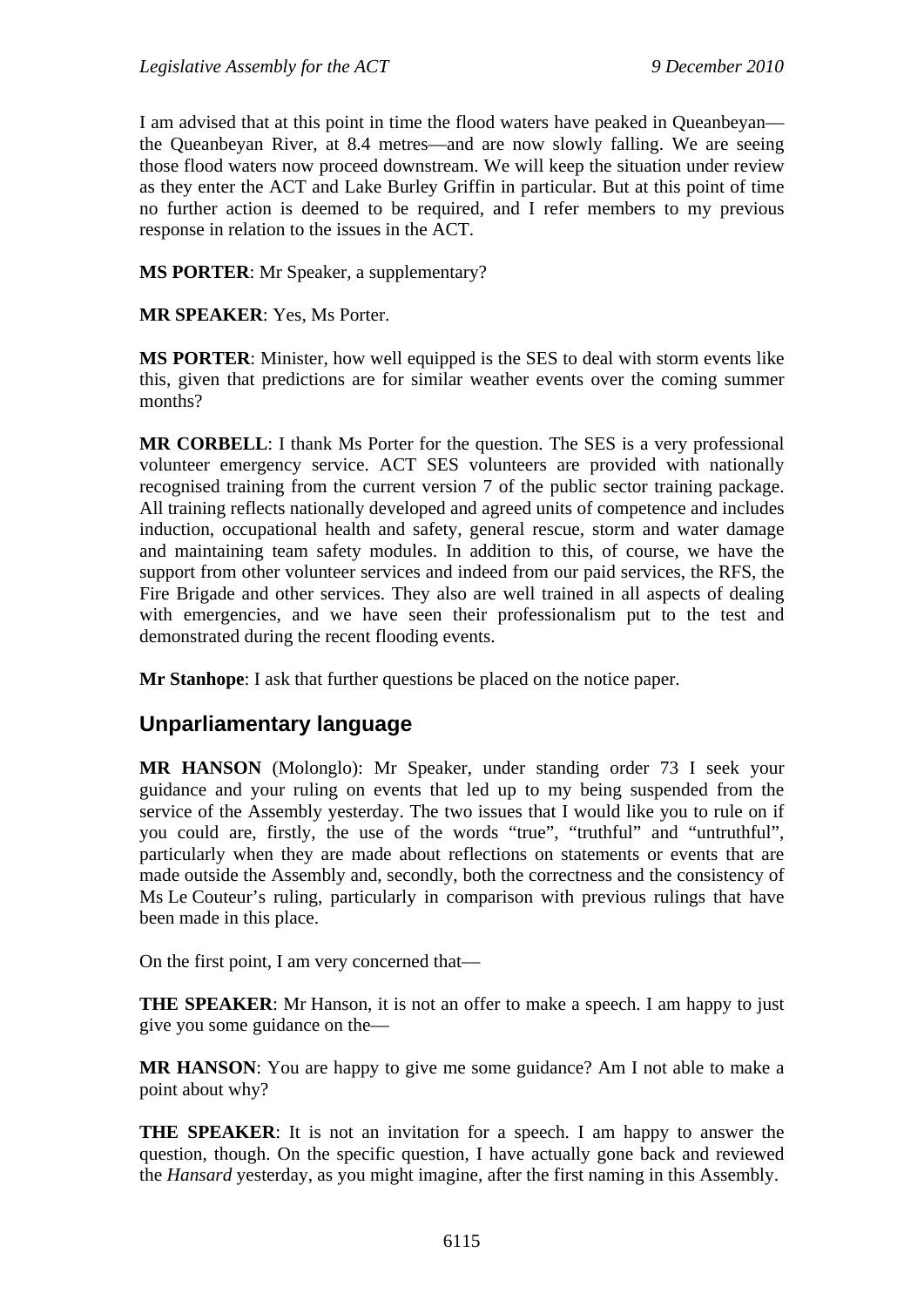I am advised that at this point in time the flood waters have peaked in Queanbeyan—the Queanbeyan River, at 8.4 metres—and are now slowly falling. We are seeing those flood waters now proceed downstream. We will keep the situation under review as they enter the ACT and Lake Burley Griffin in particular. But at this point of time no further action is deemed to be required, and I refer members to my previous response in relation to the issues in the ACT.

**MS PORTER**: Mr Speaker, a supplementary?

**MR SPEAKER**: Yes, Ms Porter.

**MS PORTER**: Minister, how well equipped is the SES to deal with storm events like this, given that predictions are for similar weather events over the coming summer months?

**MR CORBELL**: I thank Ms Porter for the question. The SES is a very professional volunteer emergency service. ACT SES volunteers are provided with nationally recognised training from the current version 7 of the public sector training package. All training reflects nationally developed and agreed units of competence and includes induction, occupational health and safety, general rescue, storm and water damage and maintaining team safety modules. In addition to this, of course, we have the support from other volunteer services and indeed from our paid services, the RFS, the Fire Brigade and other services. They also are well trained in all aspects of dealing with emergencies, and we have seen their professionalism put to the test and demonstrated during the recent flooding events.

**Mr Stanhope**: I ask that further questions be placed on the notice paper.

## Unparliamentary language

**MR HANSON** (Molonglo): Mr Speaker, under standing order 73 I seek your guidance and your ruling on events that led up to my being suspended from the service of the Assembly yesterday. The two issues that I would like you to rule on if you could are, firstly, the use of the words "true", "truthful" and "untruthful", particularly when they are made about reflections on statements or events that are made outside the Assembly and, secondly, both the correctness and the consistency of Ms Le Couteur's ruling, particularly in comparison with previous rulings that have been made in this place.

On the first point, I am very concerned that—

**THE SPEAKER**: Mr Hanson, it is not an offer to make a speech. I am happy to just give you some guidance on the—

**MR HANSON**: You are happy to give me some guidance? Am I not able to make a point about why?

**THE SPEAKER**: It is not an invitation for a speech. I am happy to answer the question, though. On the specific question, I have actually gone back and reviewed the *Hansard* yesterday, as you might imagine, after the first naming in this Assembly.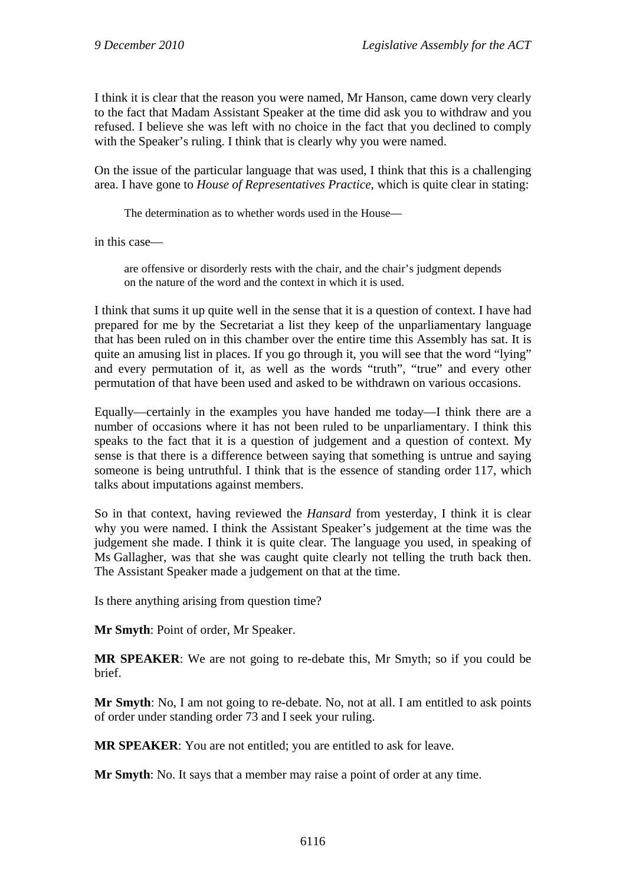I think it is clear that the reason you were named, Mr Hanson, came down very clearly to the fact that Madam Assistant Speaker at the time did ask you to withdraw and you refused. I believe she was left with no choice in the fact that you declined to comply with the Speaker's ruling. I think that is clearly why you were named.

On the issue of the particular language that was used, I think that this is a challenging area. I have gone to *House of Representatives Practice*, which is quite clear in stating:

> The determination as to whether words used in the House—

in this case—

> are offensive or disorderly rests with the chair, and the chair's judgment depends on the nature of the word and the context in which it is used.

I think that sums it up quite well in the sense that it is a question of context. I have had prepared for me by the Secretariat a list they keep of the unparliamentary language that has been ruled on in this chamber over the entire time this Assembly has sat. It is quite an amusing list in places. If you go through it, you will see that the word "lying" and every permutation of it, as well as the words "truth", "true" and every other permutation of that have been used and asked to be withdrawn on various occasions.

Equally—certainly in the examples you have handed me today—I think there are a number of occasions where it has not been ruled to be unparliamentary. I think this speaks to the fact that it is a question of judgement and a question of context. My sense is that there is a difference between saying that something is untrue and saying someone is being untruthful. I think that is the essence of standing order 117, which talks about imputations against members.

So in that context, having reviewed the *Hansard* from yesterday, I think it is clear why you were named. I think the Assistant Speaker's judgement at the time was the judgement she made. I think it is quite clear. The language you used, in speaking of Ms Gallagher, was that she was caught quite clearly not telling the truth back then. The Assistant Speaker made a judgement on that at the time.

Is there anything arising from question time?

**Mr Smyth**: Point of order, Mr Speaker.

**MR SPEAKER**: We are not going to re-debate this, Mr Smyth; so if you could be brief.

**Mr Smyth**: No, I am not going to re-debate. No, not at all. I am entitled to ask points of order under standing order 73 and I seek your ruling.

**MR SPEAKER**: You are not entitled; you are entitled to ask for leave.

**Mr Smyth**: No. It says that a member may raise a point of order at any time.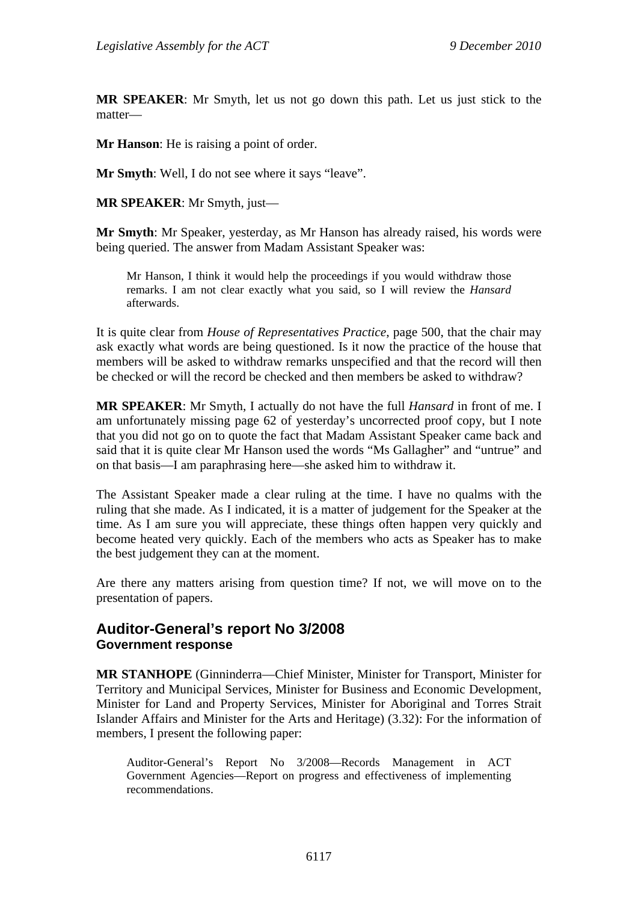**MR SPEAKER**: Mr Smyth, let us not go down this path. Let us just stick to the matter—

**Mr Hanson**: He is raising a point of order.

**Mr Smyth**: Well, I do not see where it says "leave".

**MR SPEAKER**: Mr Smyth, just—

**Mr Smyth**: Mr Speaker, yesterday, as Mr Hanson has already raised, his words were being queried. The answer from Madam Assistant Speaker was:

> Mr Hanson, I think it would help the proceedings if you would withdraw those remarks. I am not clear exactly what you said, so I will review the *Hansard* afterwards.

It is quite clear from *House of Representatives Practice*, page 500, that the chair may ask exactly what words are being questioned. Is it now the practice of the house that members will be asked to withdraw remarks unspecified and that the record will then be checked or will the record be checked and then members be asked to withdraw?

**MR SPEAKER**: Mr Smyth, I actually do not have the full *Hansard* in front of me. I am unfortunately missing page 62 of yesterday's uncorrected proof copy, but I note that you did not go on to quote the fact that Madam Assistant Speaker came back and said that it is quite clear Mr Hanson used the words "Ms Gallagher" and "untrue" and on that basis—I am paraphrasing here—she asked him to withdraw it.

The Assistant Speaker made a clear ruling at the time. I have no qualms with the ruling that she made. As I indicated, it is a matter of judgement for the Speaker at the time. As I am sure you will appreciate, these things often happen very quickly and become heated very quickly. Each of the members who acts as Speaker has to make the best judgement they can at the moment.

Are there any matters arising from question time? If not, we will move on to the presentation of papers.

## Auditor-General's report No 3/2008
### Government response

**MR STANHOPE** (Ginninderra—Chief Minister, Minister for Transport, Minister for Territory and Municipal Services, Minister for Business and Economic Development, Minister for Land and Property Services, Minister for Aboriginal and Torres Strait Islander Affairs and Minister for the Arts and Heritage) (3.32): For the information of members, I present the following paper:

> Auditor-General's Report No 3/2008—Records Management in ACT Government Agencies—Report on progress and effectiveness of implementing recommendations.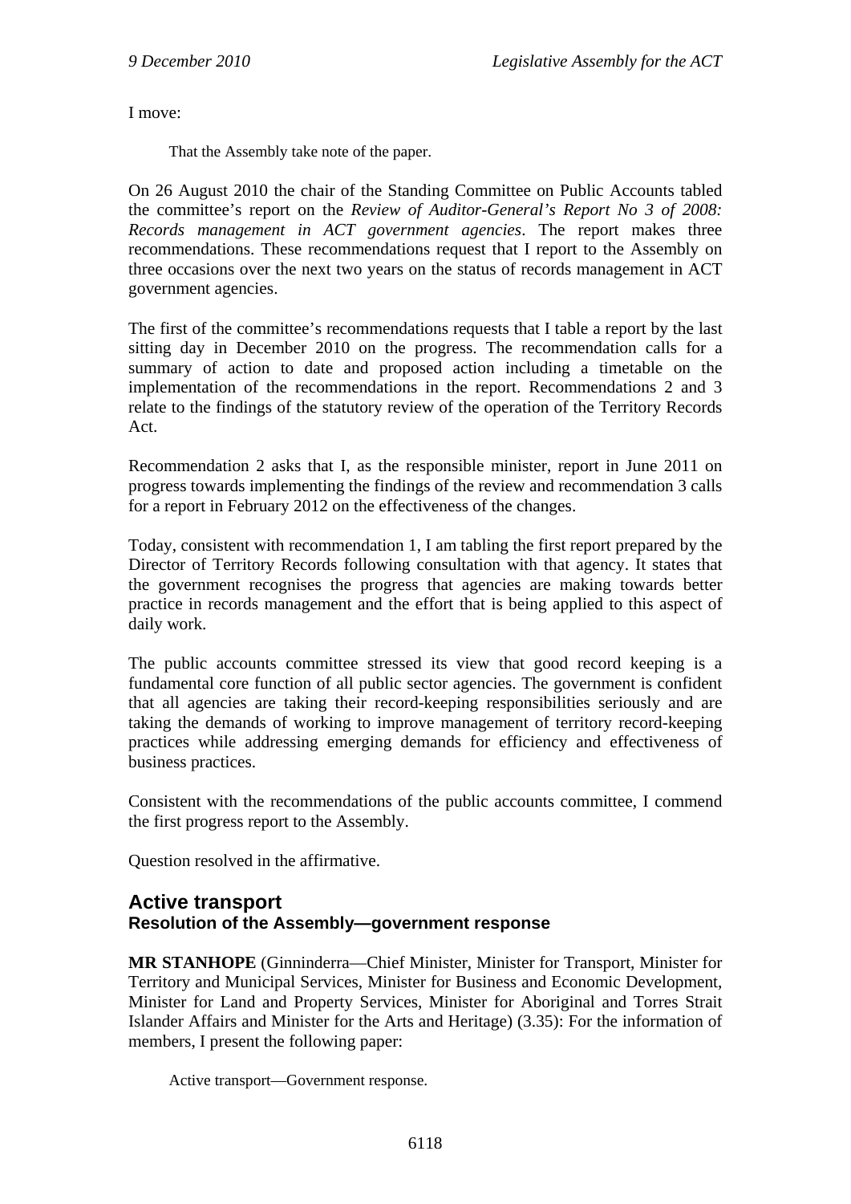I move:

> That the Assembly take note of the paper.

On 26 August 2010 the chair of the Standing Committee on Public Accounts tabled the committee's report on the *Review of Auditor-General's Report No 3 of 2008: Records management in ACT government agencies*. The report makes three recommendations. These recommendations request that I report to the Assembly on three occasions over the next two years on the status of records management in ACT government agencies.

The first of the committee's recommendations requests that I table a report by the last sitting day in December 2010 on the progress. The recommendation calls for a summary of action to date and proposed action including a timetable on the implementation of the recommendations in the report. Recommendations 2 and 3 relate to the findings of the statutory review of the operation of the Territory Records Act.

Recommendation 2 asks that I, as the responsible minister, report in June 2011 on progress towards implementing the findings of the review and recommendation 3 calls for a report in February 2012 on the effectiveness of the changes.

Today, consistent with recommendation 1, I am tabling the first report prepared by the Director of Territory Records following consultation with that agency. It states that the government recognises the progress that agencies are making towards better practice in records management and the effort that is being applied to this aspect of daily work.

The public accounts committee stressed its view that good record keeping is a fundamental core function of all public sector agencies. The government is confident that all agencies are taking their record-keeping responsibilities seriously and are taking the demands of working to improve management of territory record-keeping practices while addressing emerging demands for efficiency and effectiveness of business practices.

Consistent with the recommendations of the public accounts committee, I commend the first progress report to the Assembly.

Question resolved in the affirmative.

## Active transport

### Resolution of the Assembly—government response

**MR STANHOPE** (Ginninderra—Chief Minister, Minister for Transport, Minister for Territory and Municipal Services, Minister for Business and Economic Development, Minister for Land and Property Services, Minister for Aboriginal and Torres Strait Islander Affairs and Minister for the Arts and Heritage) (3.35): For the information of members, I present the following paper:

> Active transport—Government response.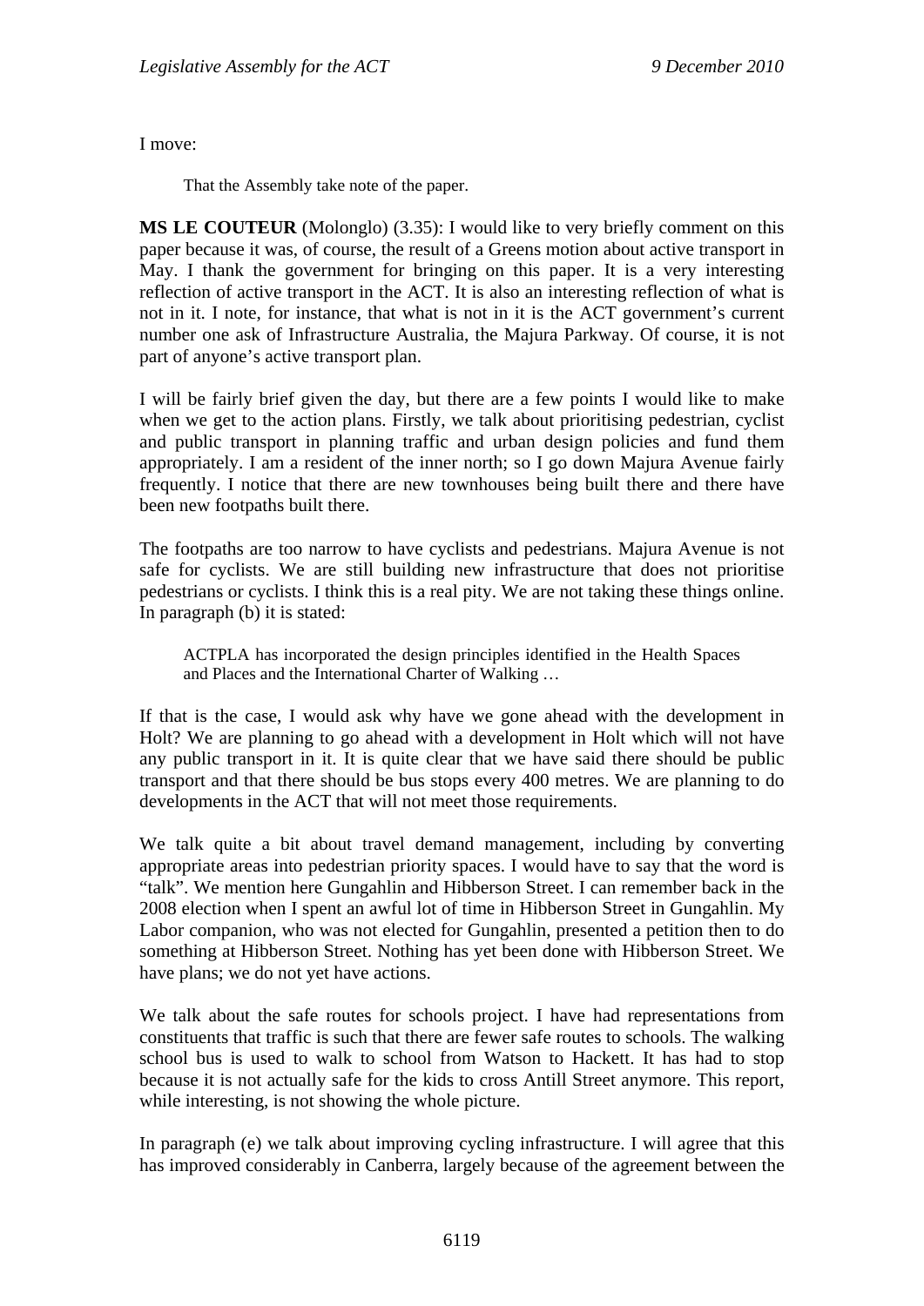I move:

> That the Assembly take note of the paper.

**MS LE COUTEUR** (Molonglo) (3.35): I would like to very briefly comment on this paper because it was, of course, the result of a Greens motion about active transport in May. I thank the government for bringing on this paper. It is a very interesting reflection of active transport in the ACT. It is also an interesting reflection of what is not in it. I note, for instance, that what is not in it is the ACT government's current number one ask of Infrastructure Australia, the Majura Parkway. Of course, it is not part of anyone's active transport plan.

I will be fairly brief given the day, but there are a few points I would like to make when we get to the action plans. Firstly, we talk about prioritising pedestrian, cyclist and public transport in planning traffic and urban design policies and fund them appropriately. I am a resident of the inner north; so I go down Majura Avenue fairly frequently. I notice that there are new townhouses being built there and there have been new footpaths built there.

The footpaths are too narrow to have cyclists and pedestrians. Majura Avenue is not safe for cyclists. We are still building new infrastructure that does not prioritise pedestrians or cyclists. I think this is a real pity. We are not taking these things online. In paragraph (b) it is stated:

> ACTPLA has incorporated the design principles identified in the Health Spaces and Places and the International Charter of Walking …

If that is the case, I would ask why have we gone ahead with the development in Holt? We are planning to go ahead with a development in Holt which will not have any public transport in it. It is quite clear that we have said there should be public transport and that there should be bus stops every 400 metres. We are planning to do developments in the ACT that will not meet those requirements.

We talk quite a bit about travel demand management, including by converting appropriate areas into pedestrian priority spaces. I would have to say that the word is "talk". We mention here Gungahlin and Hibberson Street. I can remember back in the 2008 election when I spent an awful lot of time in Hibberson Street in Gungahlin. My Labor companion, who was not elected for Gungahlin, presented a petition then to do something at Hibberson Street. Nothing has yet been done with Hibberson Street. We have plans; we do not yet have actions.

We talk about the safe routes for schools project. I have had representations from constituents that traffic is such that there are fewer safe routes to schools. The walking school bus is used to walk to school from Watson to Hackett. It has had to stop because it is not actually safe for the kids to cross Antill Street anymore. This report, while interesting, is not showing the whole picture.

In paragraph (e) we talk about improving cycling infrastructure. I will agree that this has improved considerably in Canberra, largely because of the agreement between the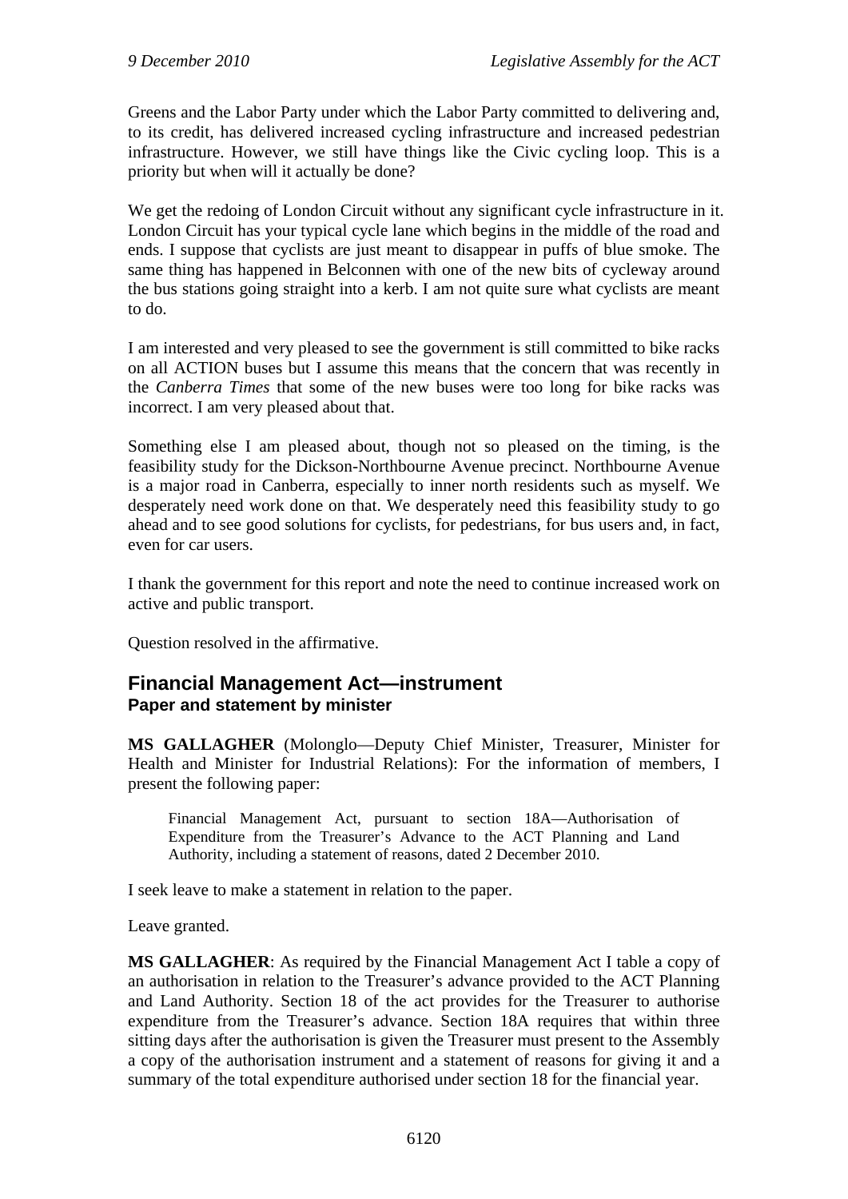Greens and the Labor Party under which the Labor Party committed to delivering and, to its credit, has delivered increased cycling infrastructure and increased pedestrian infrastructure. However, we still have things like the Civic cycling loop. This is a priority but when will it actually be done?

We get the redoing of London Circuit without any significant cycle infrastructure in it. London Circuit has your typical cycle lane which begins in the middle of the road and ends. I suppose that cyclists are just meant to disappear in puffs of blue smoke. The same thing has happened in Belconnen with one of the new bits of cycleway around the bus stations going straight into a kerb. I am not quite sure what cyclists are meant to do.

I am interested and very pleased to see the government is still committed to bike racks on all ACTION buses but I assume this means that the concern that was recently in the *Canberra Times* that some of the new buses were too long for bike racks was incorrect. I am very pleased about that.

Something else I am pleased about, though not so pleased on the timing, is the feasibility study for the Dickson-Northbourne Avenue precinct. Northbourne Avenue is a major road in Canberra, especially to inner north residents such as myself. We desperately need work done on that. We desperately need this feasibility study to go ahead and to see good solutions for cyclists, for pedestrians, for bus users and, in fact, even for car users.

I thank the government for this report and note the need to continue increased work on active and public transport.

Question resolved in the affirmative.

## Financial Management Act—instrument

### Paper and statement by minister

**MS GALLAGHER** (Molonglo—Deputy Chief Minister, Treasurer, Minister for Health and Minister for Industrial Relations): For the information of members, I present the following paper:

> Financial Management Act, pursuant to section 18A—Authorisation of Expenditure from the Treasurer's Advance to the ACT Planning and Land Authority, including a statement of reasons, dated 2 December 2010.

I seek leave to make a statement in relation to the paper.

Leave granted.

**MS GALLAGHER**: As required by the Financial Management Act I table a copy of an authorisation in relation to the Treasurer's advance provided to the ACT Planning and Land Authority. Section 18 of the act provides for the Treasurer to authorise expenditure from the Treasurer's advance. Section 18A requires that within three sitting days after the authorisation is given the Treasurer must present to the Assembly a copy of the authorisation instrument and a statement of reasons for giving it and a summary of the total expenditure authorised under section 18 for the financial year.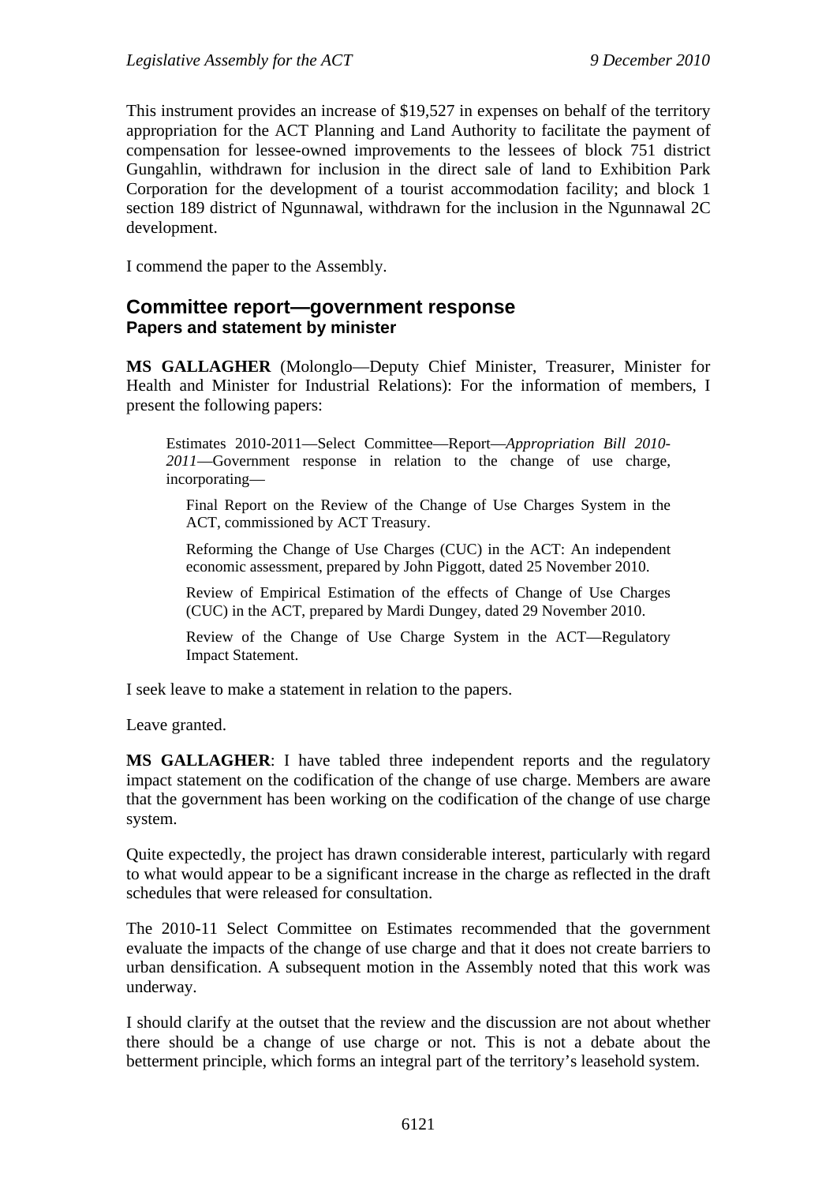This instrument provides an increase of $19,527 in expenses on behalf of the territory appropriation for the ACT Planning and Land Authority to facilitate the payment of compensation for lessee-owned improvements to the lessees of block 751 district Gungahlin, withdrawn for inclusion in the direct sale of land to Exhibition Park Corporation for the development of a tourist accommodation facility; and block 1 section 189 district of Ngunnawal, withdrawn for the inclusion in the Ngunnawal 2C development.

I commend the paper to the Assembly.

## Committee report—government response

### Papers and statement by minister

**MS GALLAGHER** (Molonglo—Deputy Chief Minister, Treasurer, Minister for Health and Minister for Industrial Relations): For the information of members, I present the following papers:

> Estimates 2010-2011—Select Committee—Report—*Appropriation Bill 2010-2011*—Government response in relation to the change of use charge, incorporating—
>
> > Final Report on the Review of the Change of Use Charges System in the ACT, commissioned by ACT Treasury.
> >
> > Reforming the Change of Use Charges (CUC) in the ACT: An independent economic assessment, prepared by John Piggott, dated 25 November 2010.
> >
> > Review of Empirical Estimation of the effects of Change of Use Charges (CUC) in the ACT, prepared by Mardi Dungey, dated 29 November 2010.
> >
> > Review of the Change of Use Charge System in the ACT—Regulatory Impact Statement.

I seek leave to make a statement in relation to the papers.

Leave granted.

**MS GALLAGHER**: I have tabled three independent reports and the regulatory impact statement on the codification of the change of use charge. Members are aware that the government has been working on the codification of the change of use charge system.

Quite expectedly, the project has drawn considerable interest, particularly with regard to what would appear to be a significant increase in the charge as reflected in the draft schedules that were released for consultation.

The 2010-11 Select Committee on Estimates recommended that the government evaluate the impacts of the change of use charge and that it does not create barriers to urban densification. A subsequent motion in the Assembly noted that this work was underway.

I should clarify at the outset that the review and the discussion are not about whether there should be a change of use charge or not. This is not a debate about the betterment principle, which forms an integral part of the territory's leasehold system.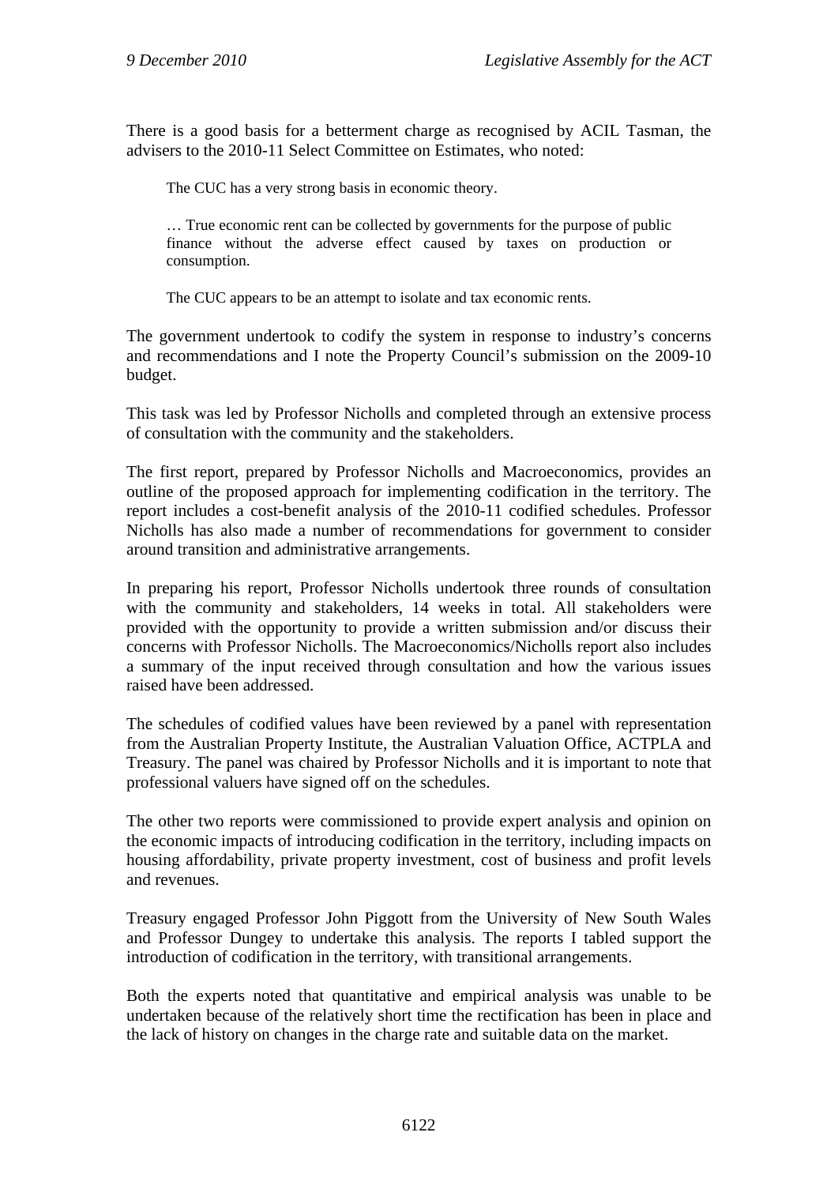There is a good basis for a betterment charge as recognised by ACIL Tasman, the advisers to the 2010-11 Select Committee on Estimates, who noted:

> The CUC has a very strong basis in economic theory.
>
> … True economic rent can be collected by governments for the purpose of public finance without the adverse effect caused by taxes on production or consumption.
>
> The CUC appears to be an attempt to isolate and tax economic rents.

The government undertook to codify the system in response to industry's concerns and recommendations and I note the Property Council's submission on the 2009-10 budget.

This task was led by Professor Nicholls and completed through an extensive process of consultation with the community and the stakeholders.

The first report, prepared by Professor Nicholls and Macroeconomics, provides an outline of the proposed approach for implementing codification in the territory. The report includes a cost-benefit analysis of the 2010-11 codified schedules. Professor Nicholls has also made a number of recommendations for government to consider around transition and administrative arrangements.

In preparing his report, Professor Nicholls undertook three rounds of consultation with the community and stakeholders, 14 weeks in total. All stakeholders were provided with the opportunity to provide a written submission and/or discuss their concerns with Professor Nicholls. The Macroeconomics/Nicholls report also includes a summary of the input received through consultation and how the various issues raised have been addressed.

The schedules of codified values have been reviewed by a panel with representation from the Australian Property Institute, the Australian Valuation Office, ACTPLA and Treasury. The panel was chaired by Professor Nicholls and it is important to note that professional valuers have signed off on the schedules.

The other two reports were commissioned to provide expert analysis and opinion on the economic impacts of introducing codification in the territory, including impacts on housing affordability, private property investment, cost of business and profit levels and revenues.

Treasury engaged Professor John Piggott from the University of New South Wales and Professor Dungey to undertake this analysis. The reports I tabled support the introduction of codification in the territory, with transitional arrangements.

Both the experts noted that quantitative and empirical analysis was unable to be undertaken because of the relatively short time the rectification has been in place and the lack of history on changes in the charge rate and suitable data on the market.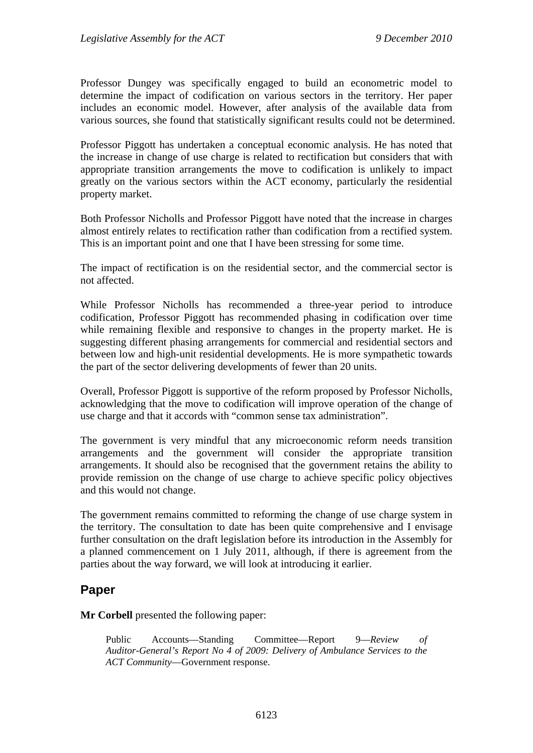Professor Dungey was specifically engaged to build an econometric model to determine the impact of codification on various sectors in the territory. Her paper includes an economic model. However, after analysis of the available data from various sources, she found that statistically significant results could not be determined.

Professor Piggott has undertaken a conceptual economic analysis. He has noted that the increase in change of use charge is related to rectification but considers that with appropriate transition arrangements the move to codification is unlikely to impact greatly on the various sectors within the ACT economy, particularly the residential property market.

Both Professor Nicholls and Professor Piggott have noted that the increase in charges almost entirely relates to rectification rather than codification from a rectified system. This is an important point and one that I have been stressing for some time.

The impact of rectification is on the residential sector, and the commercial sector is not affected.

While Professor Nicholls has recommended a three-year period to introduce codification, Professor Piggott has recommended phasing in codification over time while remaining flexible and responsive to changes in the property market. He is suggesting different phasing arrangements for commercial and residential sectors and between low and high-unit residential developments. He is more sympathetic towards the part of the sector delivering developments of fewer than 20 units.

Overall, Professor Piggott is supportive of the reform proposed by Professor Nicholls, acknowledging that the move to codification will improve operation of the change of use charge and that it accords with "common sense tax administration".

The government is very mindful that any microeconomic reform needs transition arrangements and the government will consider the appropriate transition arrangements. It should also be recognised that the government retains the ability to provide remission on the change of use charge to achieve specific policy objectives and this would not change.

The government remains committed to reforming the change of use charge system in the territory. The consultation to date has been quite comprehensive and I envisage further consultation on the draft legislation before its introduction in the Assembly for a planned commencement on 1 July 2011, although, if there is agreement from the parties about the way forward, we will look at introducing it earlier.

## Paper

**Mr Corbell** presented the following paper:

> Public Accounts—Standing Committee—Report 9—*Review of Auditor-General's Report No 4 of 2009: Delivery of Ambulance Services to the ACT Community*—Government response.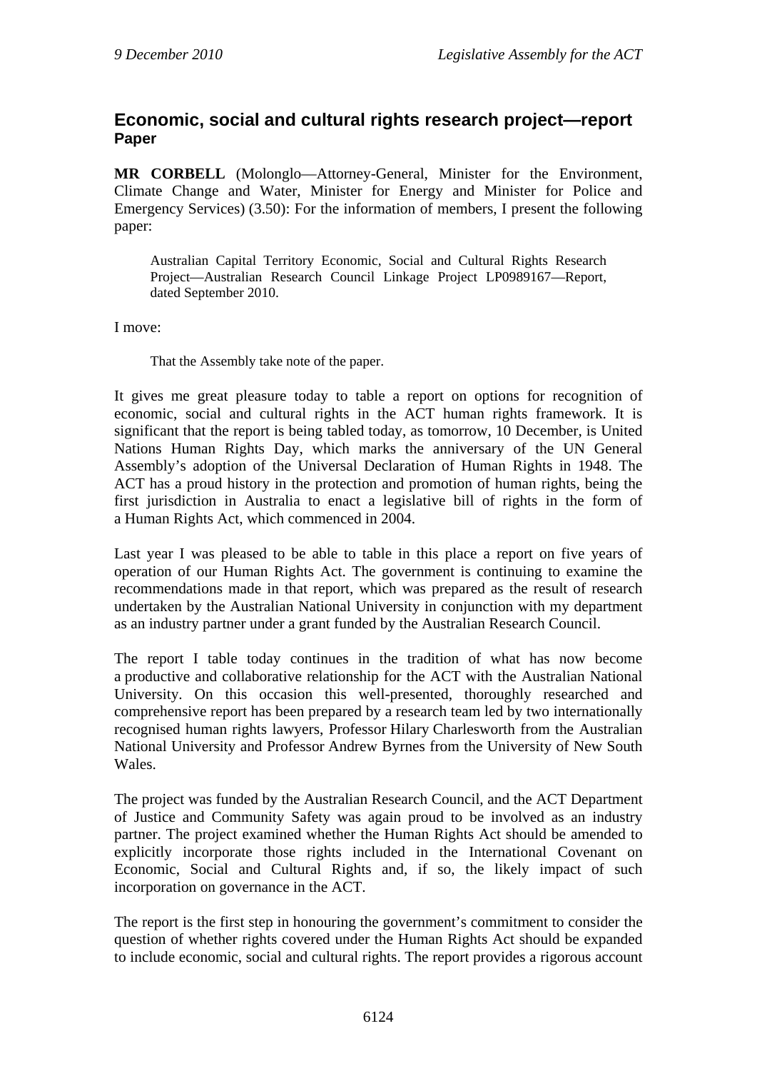## Economic, social and cultural rights research project—report
### Paper

**MR CORBELL** (Molonglo—Attorney-General, Minister for the Environment, Climate Change and Water, Minister for Energy and Minister for Police and Emergency Services) (3.50): For the information of members, I present the following paper:

> Australian Capital Territory Economic, Social and Cultural Rights Research Project—Australian Research Council Linkage Project LP0989167—Report, dated September 2010.

I move:

> That the Assembly take note of the paper.

It gives me great pleasure today to table a report on options for recognition of economic, social and cultural rights in the ACT human rights framework. It is significant that the report is being tabled today, as tomorrow, 10 December, is United Nations Human Rights Day, which marks the anniversary of the UN General Assembly's adoption of the Universal Declaration of Human Rights in 1948. The ACT has a proud history in the protection and promotion of human rights, being the first jurisdiction in Australia to enact a legislative bill of rights in the form of a Human Rights Act, which commenced in 2004.

Last year I was pleased to be able to table in this place a report on five years of operation of our Human Rights Act. The government is continuing to examine the recommendations made in that report, which was prepared as the result of research undertaken by the Australian National University in conjunction with my department as an industry partner under a grant funded by the Australian Research Council.

The report I table today continues in the tradition of what has now become a productive and collaborative relationship for the ACT with the Australian National University. On this occasion this well-presented, thoroughly researched and comprehensive report has been prepared by a research team led by two internationally recognised human rights lawyers, Professor Hilary Charlesworth from the Australian National University and Professor Andrew Byrnes from the University of New South Wales.

The project was funded by the Australian Research Council, and the ACT Department of Justice and Community Safety was again proud to be involved as an industry partner. The project examined whether the Human Rights Act should be amended to explicitly incorporate those rights included in the International Covenant on Economic, Social and Cultural Rights and, if so, the likely impact of such incorporation on governance in the ACT.

The report is the first step in honouring the government's commitment to consider the question of whether rights covered under the Human Rights Act should be expanded to include economic, social and cultural rights. The report provides a rigorous account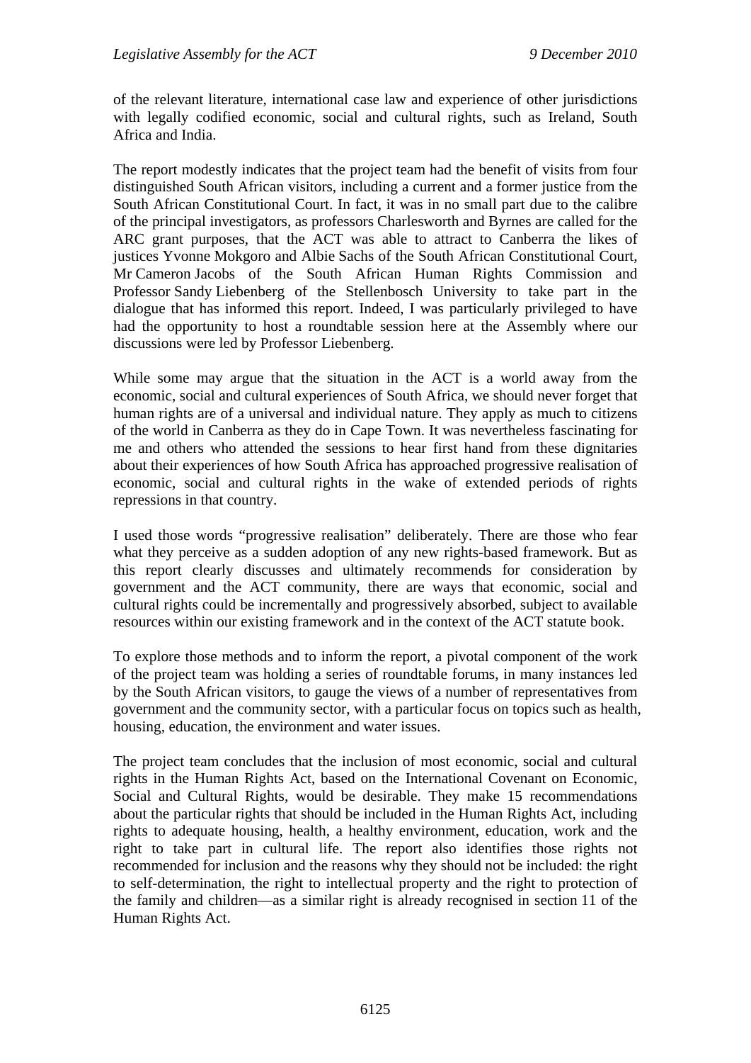of the relevant literature, international case law and experience of other jurisdictions with legally codified economic, social and cultural rights, such as Ireland, South Africa and India.

The report modestly indicates that the project team had the benefit of visits from four distinguished South African visitors, including a current and a former justice from the South African Constitutional Court. In fact, it was in no small part due to the calibre of the principal investigators, as professors Charlesworth and Byrnes are called for the ARC grant purposes, that the ACT was able to attract to Canberra the likes of justices Yvonne Mokgoro and Albie Sachs of the South African Constitutional Court, Mr Cameron Jacobs of the South African Human Rights Commission and Professor Sandy Liebenberg of the Stellenbosch University to take part in the dialogue that has informed this report. Indeed, I was particularly privileged to have had the opportunity to host a roundtable session here at the Assembly where our discussions were led by Professor Liebenberg.

While some may argue that the situation in the ACT is a world away from the economic, social and cultural experiences of South Africa, we should never forget that human rights are of a universal and individual nature. They apply as much to citizens of the world in Canberra as they do in Cape Town. It was nevertheless fascinating for me and others who attended the sessions to hear first hand from these dignitaries about their experiences of how South Africa has approached progressive realisation of economic, social and cultural rights in the wake of extended periods of rights repressions in that country.

I used those words "progressive realisation" deliberately. There are those who fear what they perceive as a sudden adoption of any new rights-based framework. But as this report clearly discusses and ultimately recommends for consideration by government and the ACT community, there are ways that economic, social and cultural rights could be incrementally and progressively absorbed, subject to available resources within our existing framework and in the context of the ACT statute book.

To explore those methods and to inform the report, a pivotal component of the work of the project team was holding a series of roundtable forums, in many instances led by the South African visitors, to gauge the views of a number of representatives from government and the community sector, with a particular focus on topics such as health, housing, education, the environment and water issues.

The project team concludes that the inclusion of most economic, social and cultural rights in the Human Rights Act, based on the International Covenant on Economic, Social and Cultural Rights, would be desirable. They make 15 recommendations about the particular rights that should be included in the Human Rights Act, including rights to adequate housing, health, a healthy environment, education, work and the right to take part in cultural life. The report also identifies those rights not recommended for inclusion and the reasons why they should not be included: the right to self-determination, the right to intellectual property and the right to protection of the family and children—as a similar right is already recognised in section 11 of the Human Rights Act.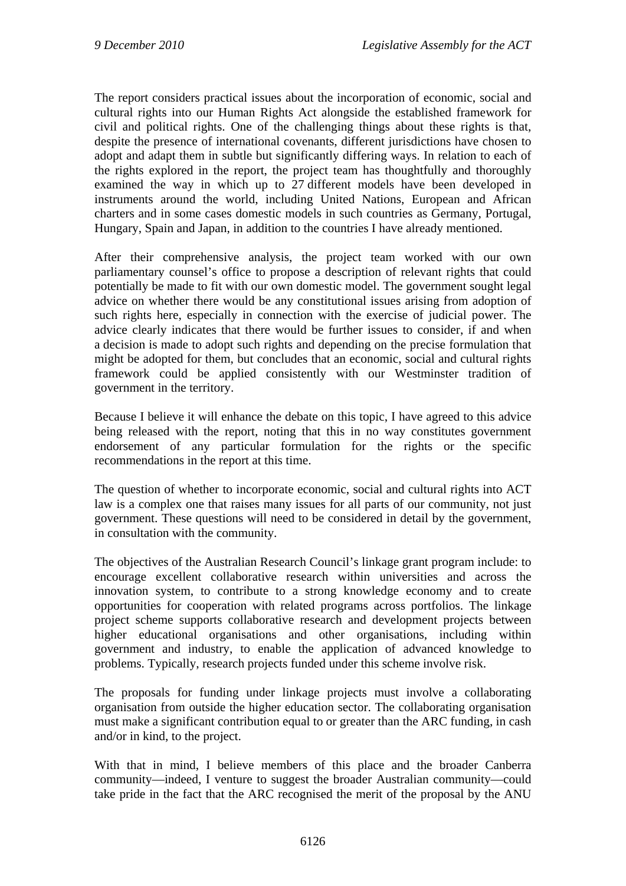The report considers practical issues about the incorporation of economic, social and cultural rights into our Human Rights Act alongside the established framework for civil and political rights. One of the challenging things about these rights is that, despite the presence of international covenants, different jurisdictions have chosen to adopt and adapt them in subtle but significantly differing ways. In relation to each of the rights explored in the report, the project team has thoughtfully and thoroughly examined the way in which up to 27 different models have been developed in instruments around the world, including United Nations, European and African charters and in some cases domestic models in such countries as Germany, Portugal, Hungary, Spain and Japan, in addition to the countries I have already mentioned.

After their comprehensive analysis, the project team worked with our own parliamentary counsel's office to propose a description of relevant rights that could potentially be made to fit with our own domestic model. The government sought legal advice on whether there would be any constitutional issues arising from adoption of such rights here, especially in connection with the exercise of judicial power. The advice clearly indicates that there would be further issues to consider, if and when a decision is made to adopt such rights and depending on the precise formulation that might be adopted for them, but concludes that an economic, social and cultural rights framework could be applied consistently with our Westminster tradition of government in the territory.

Because I believe it will enhance the debate on this topic, I have agreed to this advice being released with the report, noting that this in no way constitutes government endorsement of any particular formulation for the rights or the specific recommendations in the report at this time.

The question of whether to incorporate economic, social and cultural rights into ACT law is a complex one that raises many issues for all parts of our community, not just government. These questions will need to be considered in detail by the government, in consultation with the community.

The objectives of the Australian Research Council's linkage grant program include: to encourage excellent collaborative research within universities and across the innovation system, to contribute to a strong knowledge economy and to create opportunities for cooperation with related programs across portfolios. The linkage project scheme supports collaborative research and development projects between higher educational organisations and other organisations, including within government and industry, to enable the application of advanced knowledge to problems. Typically, research projects funded under this scheme involve risk.

The proposals for funding under linkage projects must involve a collaborating organisation from outside the higher education sector. The collaborating organisation must make a significant contribution equal to or greater than the ARC funding, in cash and/or in kind, to the project.

With that in mind, I believe members of this place and the broader Canberra community—indeed, I venture to suggest the broader Australian community—could take pride in the fact that the ARC recognised the merit of the proposal by the ANU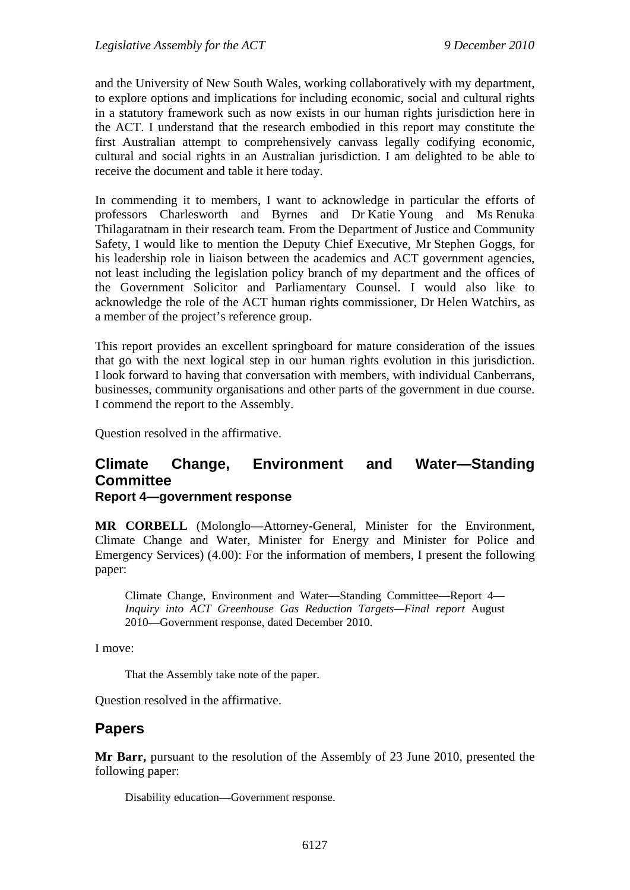and the University of New South Wales, working collaboratively with my department, to explore options and implications for including economic, social and cultural rights in a statutory framework such as now exists in our human rights jurisdiction here in the ACT. I understand that the research embodied in this report may constitute the first Australian attempt to comprehensively canvass legally codifying economic, cultural and social rights in an Australian jurisdiction. I am delighted to be able to receive the document and table it here today.

In commending it to members, I want to acknowledge in particular the efforts of professors Charlesworth and Byrnes and Dr Katie Young and Ms Renuka Thilagaratnam in their research team. From the Department of Justice and Community Safety, I would like to mention the Deputy Chief Executive, Mr Stephen Goggs, for his leadership role in liaison between the academics and ACT government agencies, not least including the legislation policy branch of my department and the offices of the Government Solicitor and Parliamentary Counsel. I would also like to acknowledge the role of the ACT human rights commissioner, Dr Helen Watchirs, as a member of the project's reference group.

This report provides an excellent springboard for mature consideration of the issues that go with the next logical step in our human rights evolution in this jurisdiction. I look forward to having that conversation with members, with individual Canberrans, businesses, community organisations and other parts of the government in due course. I commend the report to the Assembly.

Question resolved in the affirmative.

## Climate Change, Environment and Water—Standing Committee

### Report 4—government response

**MR CORBELL** (Molonglo—Attorney-General, Minister for the Environment, Climate Change and Water, Minister for Energy and Minister for Police and Emergency Services) (4.00): For the information of members, I present the following paper:

> Climate Change, Environment and Water—Standing Committee—Report 4—*Inquiry into ACT Greenhouse Gas Reduction Targets—Final report* August 2010—Government response, dated December 2010.

I move:

> That the Assembly take note of the paper.

Question resolved in the affirmative.

## Papers

**Mr Barr,** pursuant to the resolution of the Assembly of 23 June 2010, presented the following paper:

> Disability education—Government response.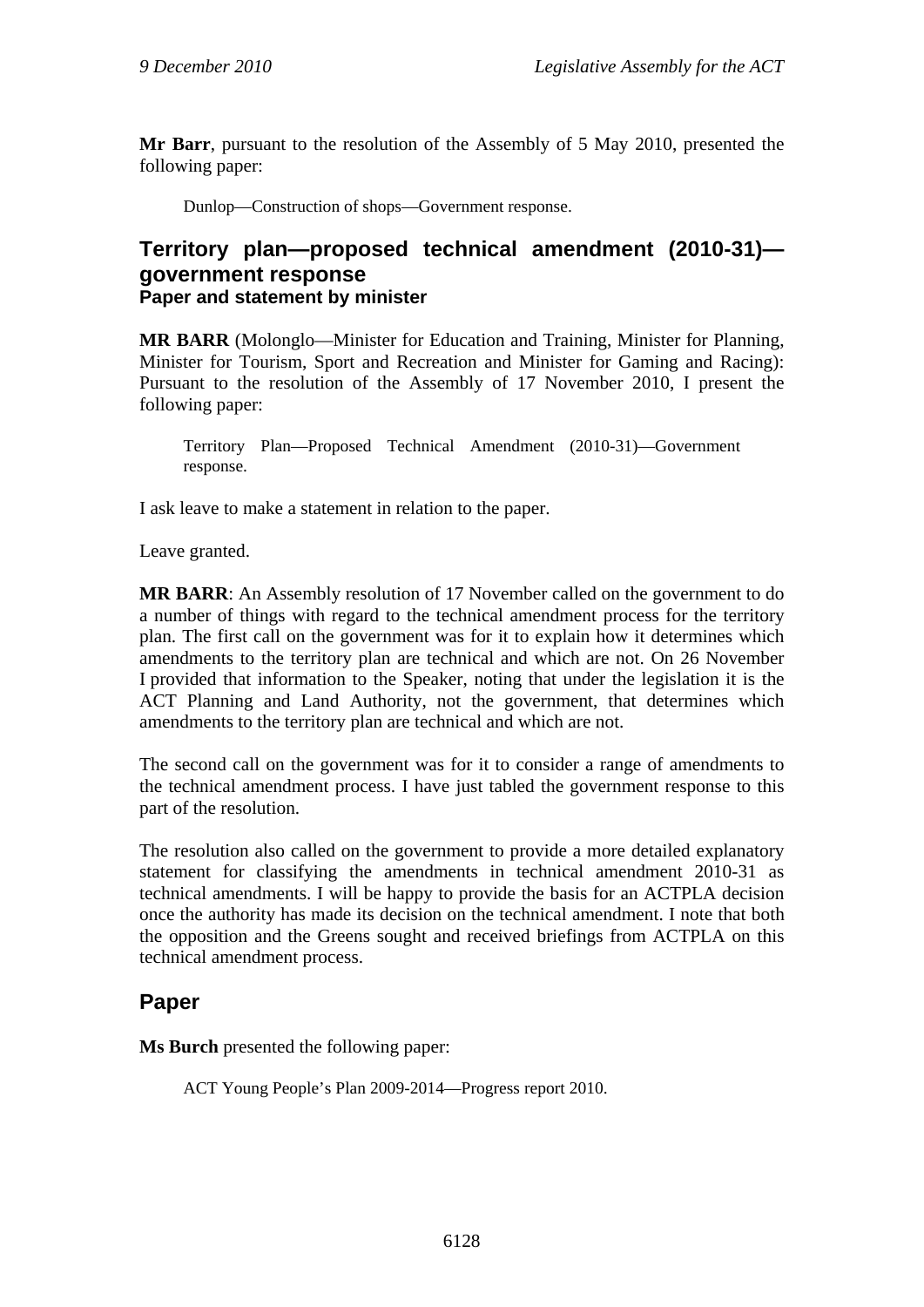**Mr Barr**, pursuant to the resolution of the Assembly of 5 May 2010, presented the following paper:

> Dunlop—Construction of shops—Government response.

## Territory plan—proposed technical amendment (2010-31)—government response

### Paper and statement by minister

**MR BARR** (Molonglo—Minister for Education and Training, Minister for Planning, Minister for Tourism, Sport and Recreation and Minister for Gaming and Racing): Pursuant to the resolution of the Assembly of 17 November 2010, I present the following paper:

> Territory Plan—Proposed Technical Amendment (2010-31)—Government response.

I ask leave to make a statement in relation to the paper.

Leave granted.

**MR BARR**: An Assembly resolution of 17 November called on the government to do a number of things with regard to the technical amendment process for the territory plan. The first call on the government was for it to explain how it determines which amendments to the territory plan are technical and which are not. On 26 November I provided that information to the Speaker, noting that under the legislation it is the ACT Planning and Land Authority, not the government, that determines which amendments to the territory plan are technical and which are not.

The second call on the government was for it to consider a range of amendments to the technical amendment process. I have just tabled the government response to this part of the resolution.

The resolution also called on the government to provide a more detailed explanatory statement for classifying the amendments in technical amendment 2010-31 as technical amendments. I will be happy to provide the basis for an ACTPLA decision once the authority has made its decision on the technical amendment. I note that both the opposition and the Greens sought and received briefings from ACTPLA on this technical amendment process.

## Paper

**Ms Burch** presented the following paper:

> ACT Young People's Plan 2009-2014—Progress report 2010.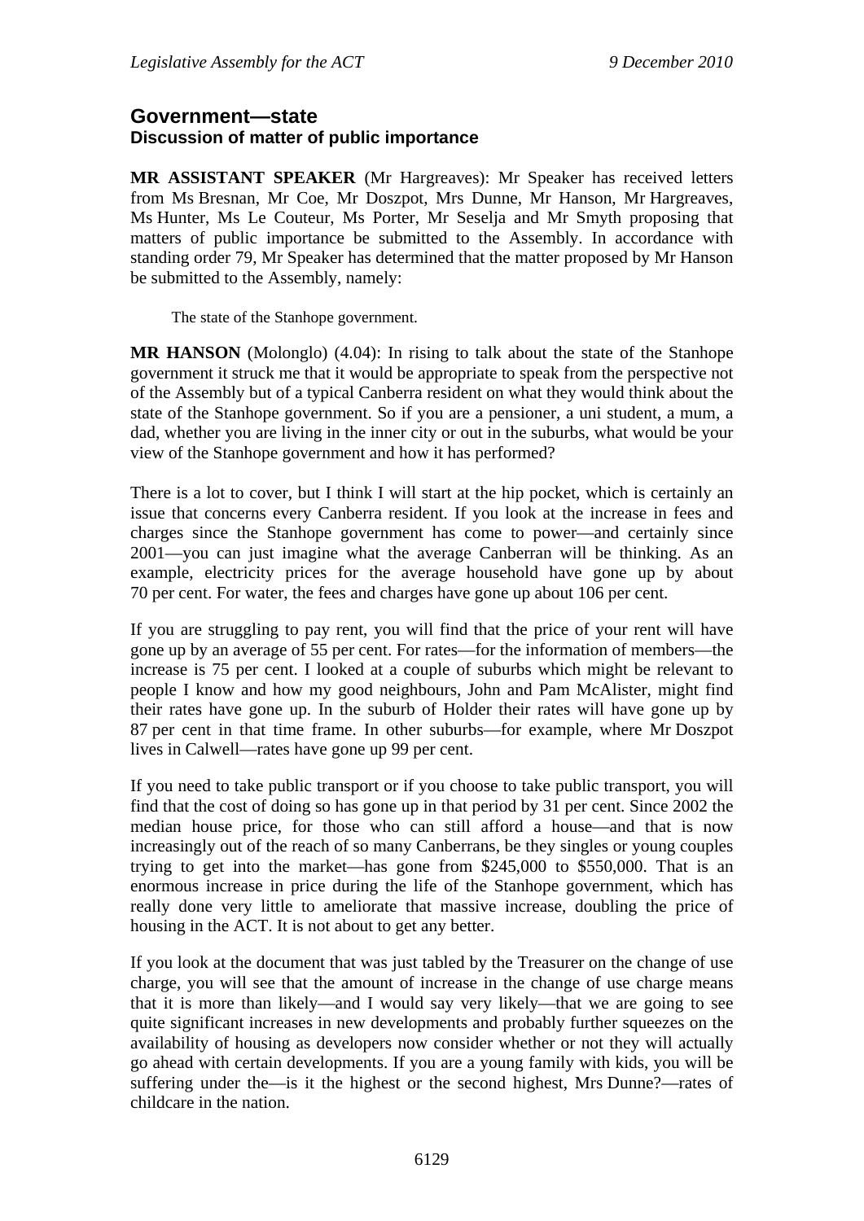## Government—state

### Discussion of matter of public importance

**MR ASSISTANT SPEAKER** (Mr Hargreaves): Mr Speaker has received letters from Ms Bresnan, Mr Coe, Mr Doszpot, Mrs Dunne, Mr Hanson, Mr Hargreaves, Ms Hunter, Ms Le Couteur, Ms Porter, Mr Seselja and Mr Smyth proposing that matters of public importance be submitted to the Assembly. In accordance with standing order 79, Mr Speaker has determined that the matter proposed by Mr Hanson be submitted to the Assembly, namely:

> The state of the Stanhope government.

**MR HANSON** (Molonglo) (4.04): In rising to talk about the state of the Stanhope government it struck me that it would be appropriate to speak from the perspective not of the Assembly but of a typical Canberra resident on what they would think about the state of the Stanhope government. So if you are a pensioner, a uni student, a mum, a dad, whether you are living in the inner city or out in the suburbs, what would be your view of the Stanhope government and how it has performed?

There is a lot to cover, but I think I will start at the hip pocket, which is certainly an issue that concerns every Canberra resident. If you look at the increase in fees and charges since the Stanhope government has come to power—and certainly since 2001—you can just imagine what the average Canberran will be thinking. As an example, electricity prices for the average household have gone up by about 70 per cent. For water, the fees and charges have gone up about 106 per cent.

If you are struggling to pay rent, you will find that the price of your rent will have gone up by an average of 55 per cent. For rates—for the information of members—the increase is 75 per cent. I looked at a couple of suburbs which might be relevant to people I know and how my good neighbours, John and Pam McAlister, might find their rates have gone up. In the suburb of Holder their rates will have gone up by 87 per cent in that time frame. In other suburbs—for example, where Mr Doszpot lives in Calwell—rates have gone up 99 per cent.

If you need to take public transport or if you choose to take public transport, you will find that the cost of doing so has gone up in that period by 31 per cent. Since 2002 the median house price, for those who can still afford a house—and that is now increasingly out of the reach of so many Canberrans, be they singles or young couples trying to get into the market—has gone from $245,000 to $550,000. That is an enormous increase in price during the life of the Stanhope government, which has really done very little to ameliorate that massive increase, doubling the price of housing in the ACT. It is not about to get any better.

If you look at the document that was just tabled by the Treasurer on the change of use charge, you will see that the amount of increase in the change of use charge means that it is more than likely—and I would say very likely—that we are going to see quite significant increases in new developments and probably further squeezes on the availability of housing as developers now consider whether or not they will actually go ahead with certain developments. If you are a young family with kids, you will be suffering under the—is it the highest or the second highest, Mrs Dunne?—rates of childcare in the nation.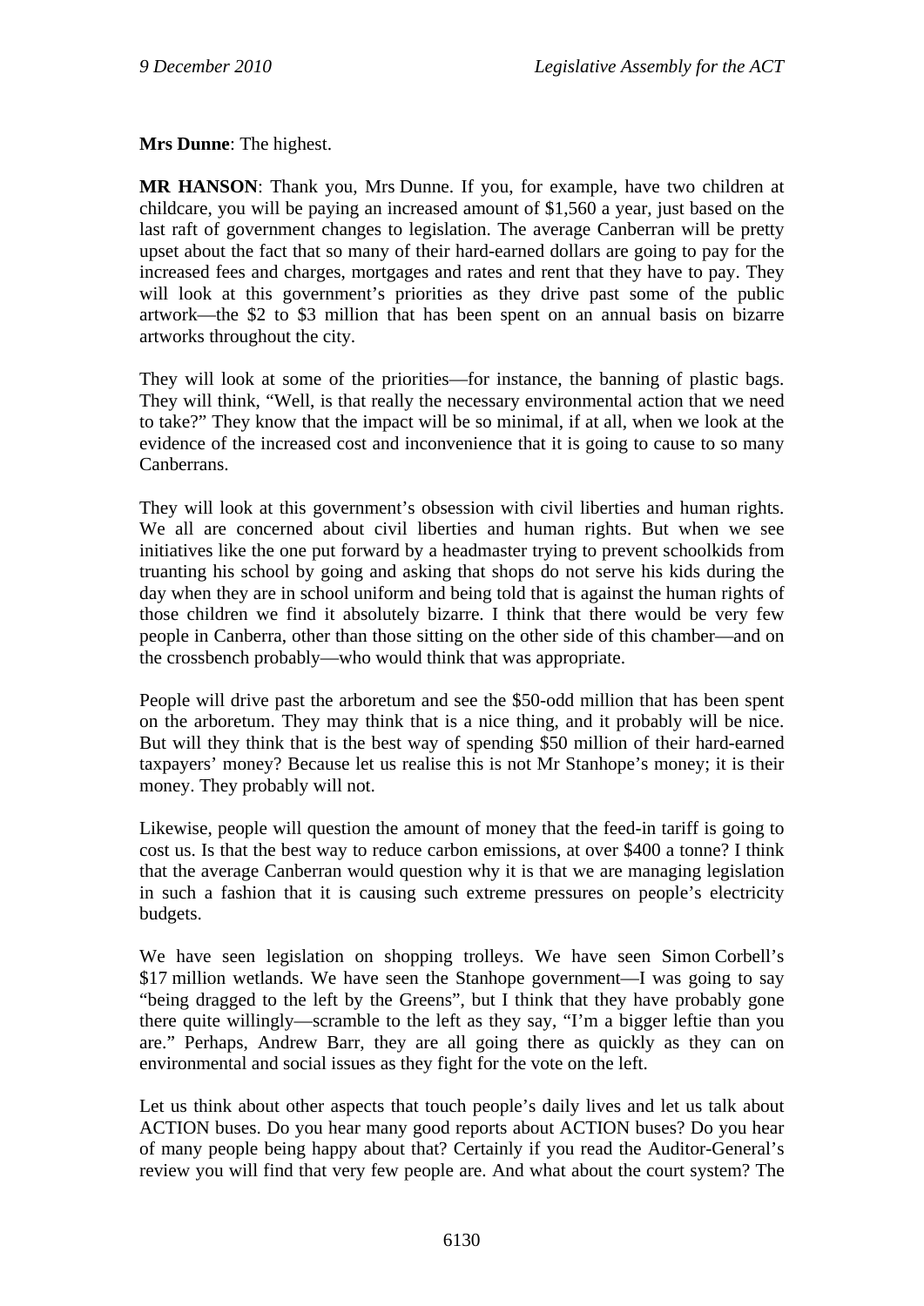**Mrs Dunne**: The highest.

**MR HANSON**: Thank you, Mrs Dunne. If you, for example, have two children at childcare, you will be paying an increased amount of $1,560 a year, just based on the last raft of government changes to legislation. The average Canberran will be pretty upset about the fact that so many of their hard-earned dollars are going to pay for the increased fees and charges, mortgages and rates and rent that they have to pay. They will look at this government's priorities as they drive past some of the public artwork—the $2 to $3 million that has been spent on an annual basis on bizarre artworks throughout the city.

They will look at some of the priorities—for instance, the banning of plastic bags. They will think, "Well, is that really the necessary environmental action that we need to take?" They know that the impact will be so minimal, if at all, when we look at the evidence of the increased cost and inconvenience that it is going to cause to so many Canberrans.

They will look at this government's obsession with civil liberties and human rights. We all are concerned about civil liberties and human rights. But when we see initiatives like the one put forward by a headmaster trying to prevent schoolkids from truanting his school by going and asking that shops do not serve his kids during the day when they are in school uniform and being told that is against the human rights of those children we find it absolutely bizarre. I think that there would be very few people in Canberra, other than those sitting on the other side of this chamber—and on the crossbench probably—who would think that was appropriate.

People will drive past the arboretum and see the $50-odd million that has been spent on the arboretum. They may think that is a nice thing, and it probably will be nice. But will they think that is the best way of spending $50 million of their hard-earned taxpayers' money? Because let us realise this is not Mr Stanhope's money; it is their money. They probably will not.

Likewise, people will question the amount of money that the feed-in tariff is going to cost us. Is that the best way to reduce carbon emissions, at over $400 a tonne? I think that the average Canberran would question why it is that we are managing legislation in such a fashion that it is causing such extreme pressures on people's electricity budgets.

We have seen legislation on shopping trolleys. We have seen Simon Corbell's $17 million wetlands. We have seen the Stanhope government—I was going to say "being dragged to the left by the Greens", but I think that they have probably gone there quite willingly—scramble to the left as they say, "I'm a bigger leftie than you are." Perhaps, Andrew Barr, they are all going there as quickly as they can on environmental and social issues as they fight for the vote on the left.

Let us think about other aspects that touch people's daily lives and let us talk about ACTION buses. Do you hear many good reports about ACTION buses? Do you hear of many people being happy about that? Certainly if you read the Auditor-General's review you will find that very few people are. And what about the court system? The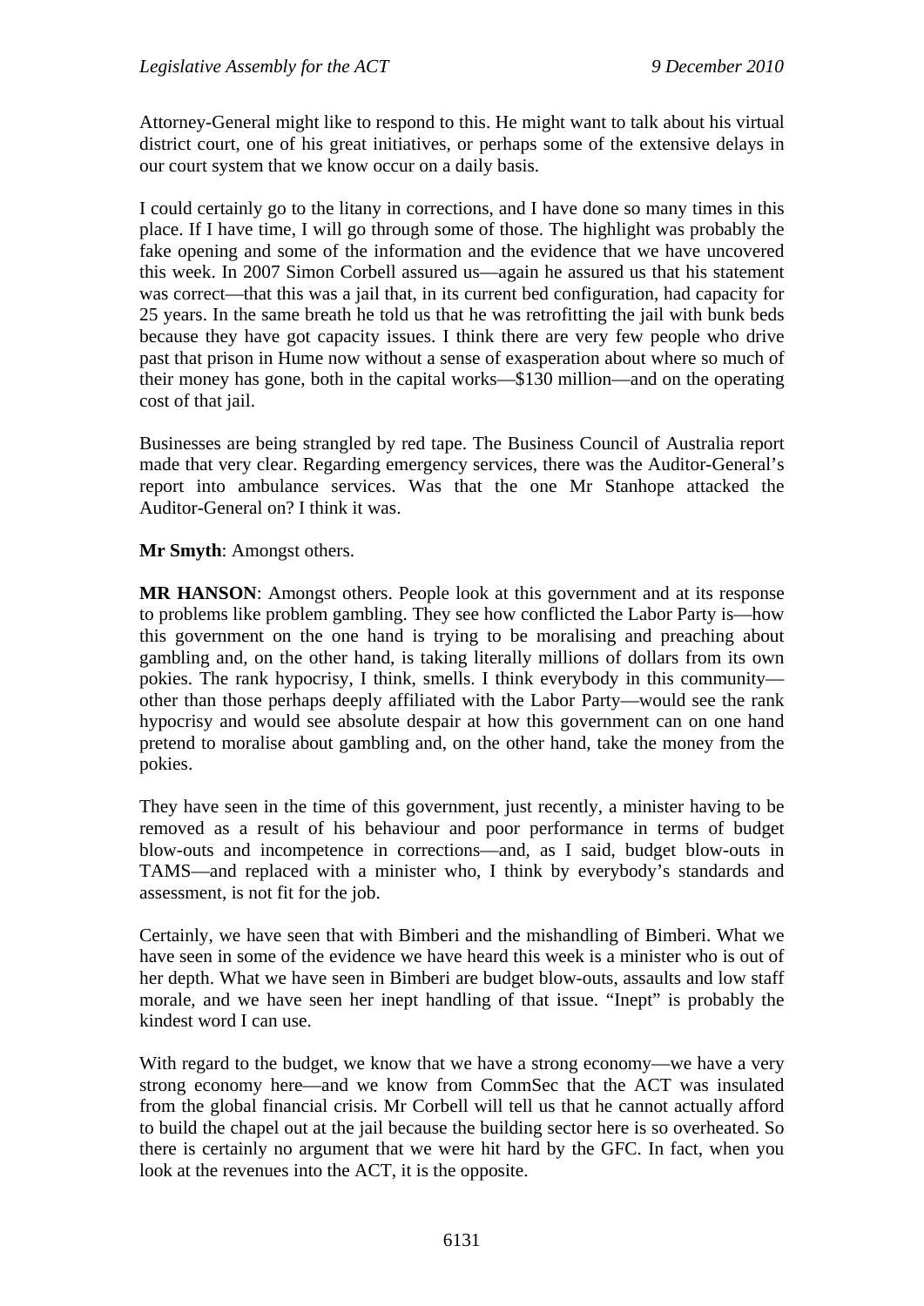Attorney-General might like to respond to this. He might want to talk about his virtual district court, one of his great initiatives, or perhaps some of the extensive delays in our court system that we know occur on a daily basis.

I could certainly go to the litany in corrections, and I have done so many times in this place. If I have time, I will go through some of those. The highlight was probably the fake opening and some of the information and the evidence that we have uncovered this week. In 2007 Simon Corbell assured us—again he assured us that his statement was correct—that this was a jail that, in its current bed configuration, had capacity for 25 years. In the same breath he told us that he was retrofitting the jail with bunk beds because they have got capacity issues. I think there are very few people who drive past that prison in Hume now without a sense of exasperation about where so much of their money has gone, both in the capital works—$130 million—and on the operating cost of that jail.

Businesses are being strangled by red tape. The Business Council of Australia report made that very clear. Regarding emergency services, there was the Auditor-General's report into ambulance services. Was that the one Mr Stanhope attacked the Auditor-General on? I think it was.

**Mr Smyth**: Amongst others.

**MR HANSON**: Amongst others. People look at this government and at its response to problems like problem gambling. They see how conflicted the Labor Party is—how this government on the one hand is trying to be moralising and preaching about gambling and, on the other hand, is taking literally millions of dollars from its own pokies. The rank hypocrisy, I think, smells. I think everybody in this community—other than those perhaps deeply affiliated with the Labor Party—would see the rank hypocrisy and would see absolute despair at how this government can on one hand pretend to moralise about gambling and, on the other hand, take the money from the pokies.

They have seen in the time of this government, just recently, a minister having to be removed as a result of his behaviour and poor performance in terms of budget blow-outs and incompetence in corrections—and, as I said, budget blow-outs in TAMS—and replaced with a minister who, I think by everybody's standards and assessment, is not fit for the job.

Certainly, we have seen that with Bimberi and the mishandling of Bimberi. What we have seen in some of the evidence we have heard this week is a minister who is out of her depth. What we have seen in Bimberi are budget blow-outs, assaults and low staff morale, and we have seen her inept handling of that issue. "Inept" is probably the kindest word I can use.

With regard to the budget, we know that we have a strong economy—we have a very strong economy here—and we know from CommSec that the ACT was insulated from the global financial crisis. Mr Corbell will tell us that he cannot actually afford to build the chapel out at the jail because the building sector here is so overheated. So there is certainly no argument that we were hit hard by the GFC. In fact, when you look at the revenues into the ACT, it is the opposite.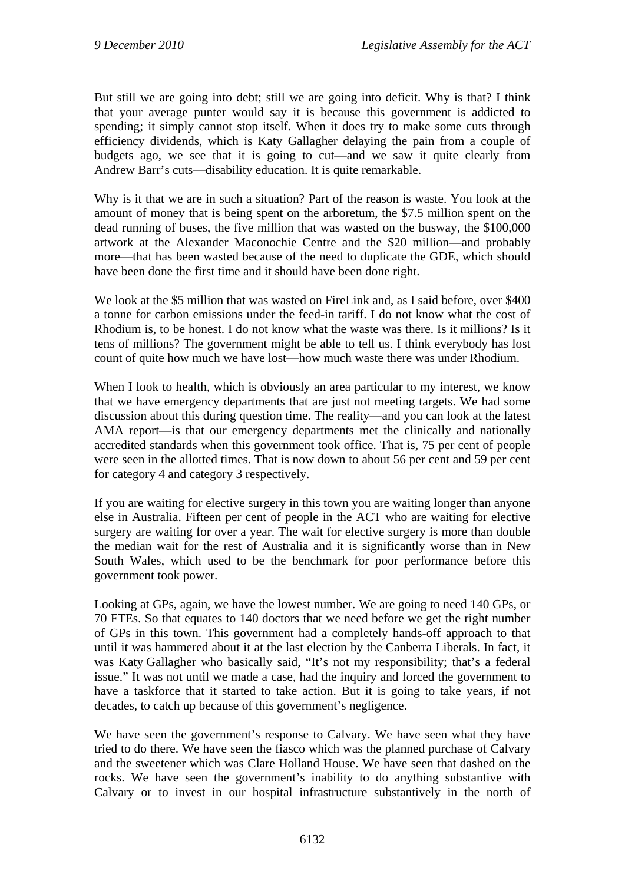But still we are going into debt; still we are going into deficit. Why is that? I think that your average punter would say it is because this government is addicted to spending; it simply cannot stop itself. When it does try to make some cuts through efficiency dividends, which is Katy Gallagher delaying the pain from a couple of budgets ago, we see that it is going to cut—and we saw it quite clearly from Andrew Barr's cuts—disability education. It is quite remarkable.

Why is it that we are in such a situation? Part of the reason is waste. You look at the amount of money that is being spent on the arboretum, the $7.5 million spent on the dead running of buses, the five million that was wasted on the busway, the $100,000 artwork at the Alexander Maconochie Centre and the $20 million—and probably more—that has been wasted because of the need to duplicate the GDE, which should have been done the first time and it should have been done right.

We look at the $5 million that was wasted on FireLink and, as I said before, over $400 a tonne for carbon emissions under the feed-in tariff. I do not know what the cost of Rhodium is, to be honest. I do not know what the waste was there. Is it millions? Is it tens of millions? The government might be able to tell us. I think everybody has lost count of quite how much we have lost—how much waste there was under Rhodium.

When I look to health, which is obviously an area particular to my interest, we know that we have emergency departments that are just not meeting targets. We had some discussion about this during question time. The reality—and you can look at the latest AMA report—is that our emergency departments met the clinically and nationally accredited standards when this government took office. That is, 75 per cent of people were seen in the allotted times. That is now down to about 56 per cent and 59 per cent for category 4 and category 3 respectively.

If you are waiting for elective surgery in this town you are waiting longer than anyone else in Australia. Fifteen per cent of people in the ACT who are waiting for elective surgery are waiting for over a year. The wait for elective surgery is more than double the median wait for the rest of Australia and it is significantly worse than in New South Wales, which used to be the benchmark for poor performance before this government took power.

Looking at GPs, again, we have the lowest number. We are going to need 140 GPs, or 70 FTEs. So that equates to 140 doctors that we need before we get the right number of GPs in this town. This government had a completely hands-off approach to that until it was hammered about it at the last election by the Canberra Liberals. In fact, it was Katy Gallagher who basically said, "It's not my responsibility; that's a federal issue." It was not until we made a case, had the inquiry and forced the government to have a taskforce that it started to take action. But it is going to take years, if not decades, to catch up because of this government's negligence.

We have seen the government's response to Calvary. We have seen what they have tried to do there. We have seen the fiasco which was the planned purchase of Calvary and the sweetener which was Clare Holland House. We have seen that dashed on the rocks. We have seen the government's inability to do anything substantive with Calvary or to invest in our hospital infrastructure substantively in the north of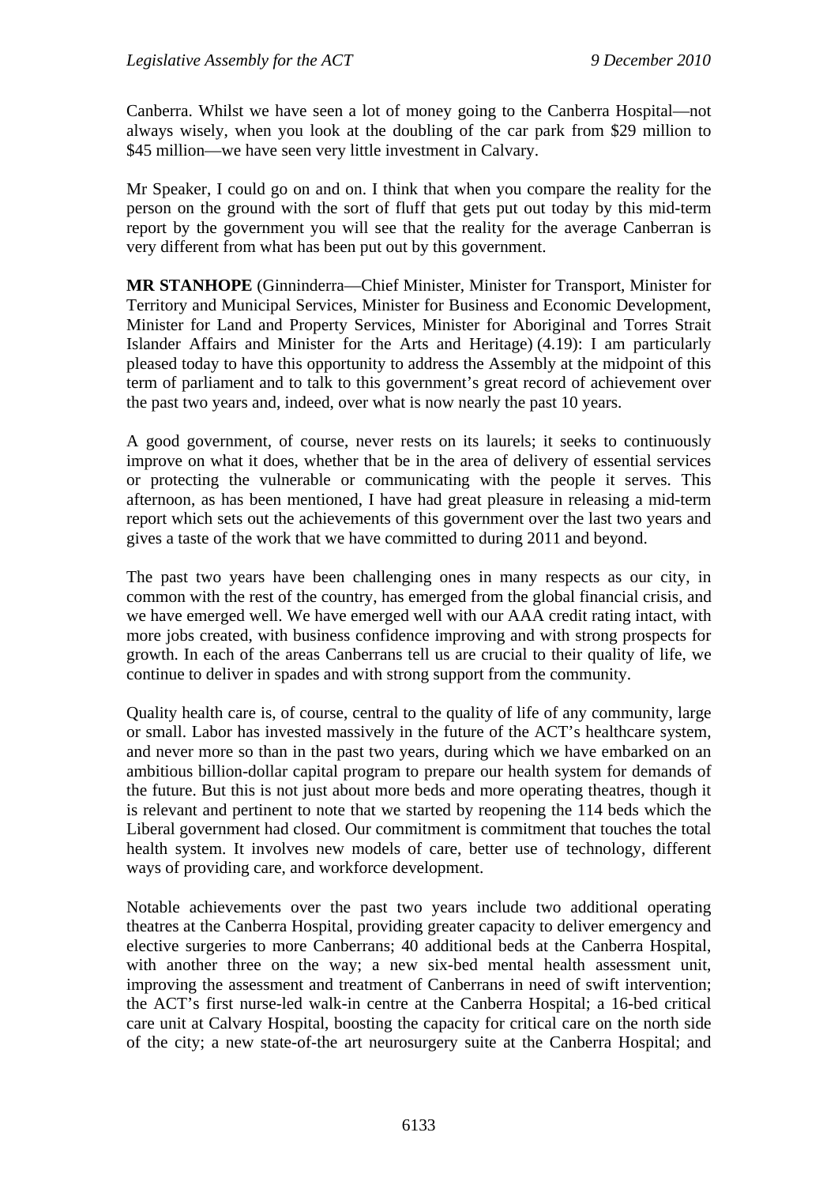Canberra. Whilst we have seen a lot of money going to the Canberra Hospital—not always wisely, when you look at the doubling of the car park from $29 million to $45 million—we have seen very little investment in Calvary.

Mr Speaker, I could go on and on. I think that when you compare the reality for the person on the ground with the sort of fluff that gets put out today by this mid-term report by the government you will see that the reality for the average Canberran is very different from what has been put out by this government.

**MR STANHOPE** (Ginninderra—Chief Minister, Minister for Transport, Minister for Territory and Municipal Services, Minister for Business and Economic Development, Minister for Land and Property Services, Minister for Aboriginal and Torres Strait Islander Affairs and Minister for the Arts and Heritage) (4.19): I am particularly pleased today to have this opportunity to address the Assembly at the midpoint of this term of parliament and to talk to this government's great record of achievement over the past two years and, indeed, over what is now nearly the past 10 years.

A good government, of course, never rests on its laurels; it seeks to continuously improve on what it does, whether that be in the area of delivery of essential services or protecting the vulnerable or communicating with the people it serves. This afternoon, as has been mentioned, I have had great pleasure in releasing a mid-term report which sets out the achievements of this government over the last two years and gives a taste of the work that we have committed to during 2011 and beyond.

The past two years have been challenging ones in many respects as our city, in common with the rest of the country, has emerged from the global financial crisis, and we have emerged well. We have emerged well with our AAA credit rating intact, with more jobs created, with business confidence improving and with strong prospects for growth. In each of the areas Canberrans tell us are crucial to their quality of life, we continue to deliver in spades and with strong support from the community.

Quality health care is, of course, central to the quality of life of any community, large or small. Labor has invested massively in the future of the ACT's healthcare system, and never more so than in the past two years, during which we have embarked on an ambitious billion-dollar capital program to prepare our health system for demands of the future. But this is not just about more beds and more operating theatres, though it is relevant and pertinent to note that we started by reopening the 114 beds which the Liberal government had closed. Our commitment is commitment that touches the total health system. It involves new models of care, better use of technology, different ways of providing care, and workforce development.

Notable achievements over the past two years include two additional operating theatres at the Canberra Hospital, providing greater capacity to deliver emergency and elective surgeries to more Canberrans; 40 additional beds at the Canberra Hospital, with another three on the way; a new six-bed mental health assessment unit, improving the assessment and treatment of Canberrans in need of swift intervention; the ACT's first nurse-led walk-in centre at the Canberra Hospital; a 16-bed critical care unit at Calvary Hospital, boosting the capacity for critical care on the north side of the city; a new state-of-the art neurosurgery suite at the Canberra Hospital; and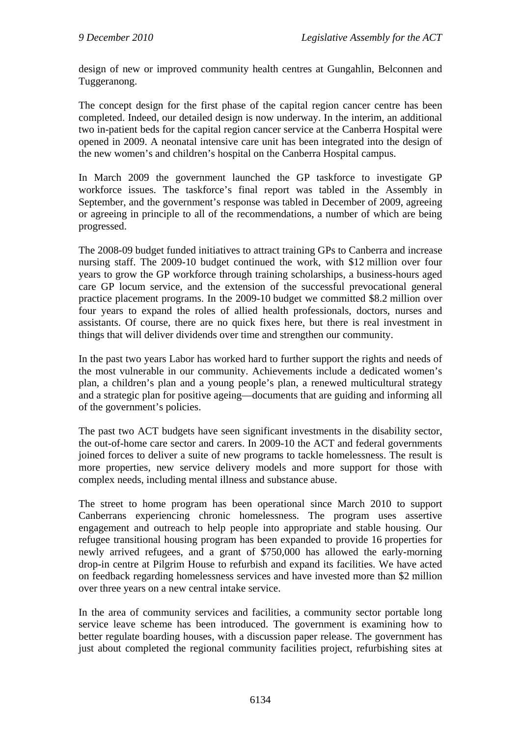design of new or improved community health centres at Gungahlin, Belconnen and Tuggeranong.

The concept design for the first phase of the capital region cancer centre has been completed. Indeed, our detailed design is now underway. In the interim, an additional two in-patient beds for the capital region cancer service at the Canberra Hospital were opened in 2009. A neonatal intensive care unit has been integrated into the design of the new women's and children's hospital on the Canberra Hospital campus.

In March 2009 the government launched the GP taskforce to investigate GP workforce issues. The taskforce's final report was tabled in the Assembly in September, and the government's response was tabled in December of 2009, agreeing or agreeing in principle to all of the recommendations, a number of which are being progressed.

The 2008-09 budget funded initiatives to attract training GPs to Canberra and increase nursing staff. The 2009-10 budget continued the work, with \$12 million over four years to grow the GP workforce through training scholarships, a business-hours aged care GP locum service, and the extension of the successful prevocational general practice placement programs. In the 2009-10 budget we committed \$8.2 million over four years to expand the roles of allied health professionals, doctors, nurses and assistants. Of course, there are no quick fixes here, but there is real investment in things that will deliver dividends over time and strengthen our community.

In the past two years Labor has worked hard to further support the rights and needs of the most vulnerable in our community. Achievements include a dedicated women's plan, a children's plan and a young people's plan, a renewed multicultural strategy and a strategic plan for positive ageing—documents that are guiding and informing all of the government's policies.

The past two ACT budgets have seen significant investments in the disability sector, the out-of-home care sector and carers. In 2009-10 the ACT and federal governments joined forces to deliver a suite of new programs to tackle homelessness. The result is more properties, new service delivery models and more support for those with complex needs, including mental illness and substance abuse.

The street to home program has been operational since March 2010 to support Canberrans experiencing chronic homelessness. The program uses assertive engagement and outreach to help people into appropriate and stable housing. Our refugee transitional housing program has been expanded to provide 16 properties for newly arrived refugees, and a grant of \$750,000 has allowed the early-morning drop-in centre at Pilgrim House to refurbish and expand its facilities. We have acted on feedback regarding homelessness services and have invested more than \$2 million over three years on a new central intake service.

In the area of community services and facilities, a community sector portable long service leave scheme has been introduced. The government is examining how to better regulate boarding houses, with a discussion paper release. The government has just about completed the regional community facilities project, refurbishing sites at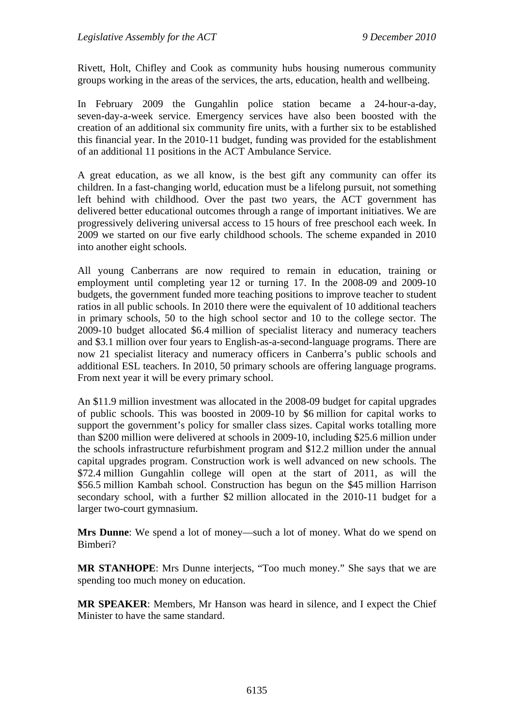Rivett, Holt, Chifley and Cook as community hubs housing numerous community groups working in the areas of the services, the arts, education, health and wellbeing.

In February 2009 the Gungahlin police station became a 24-hour-a-day, seven-day-a-week service. Emergency services have also been boosted with the creation of an additional six community fire units, with a further six to be established this financial year. In the 2010-11 budget, funding was provided for the establishment of an additional 11 positions in the ACT Ambulance Service.

A great education, as we all know, is the best gift any community can offer its children. In a fast-changing world, education must be a lifelong pursuit, not something left behind with childhood. Over the past two years, the ACT government has delivered better educational outcomes through a range of important initiatives. We are progressively delivering universal access to 15 hours of free preschool each week. In 2009 we started on our five early childhood schools. The scheme expanded in 2010 into another eight schools.

All young Canberrans are now required to remain in education, training or employment until completing year 12 or turning 17. In the 2008-09 and 2009-10 budgets, the government funded more teaching positions to improve teacher to student ratios in all public schools. In 2010 there were the equivalent of 10 additional teachers in primary schools, 50 to the high school sector and 10 to the college sector. The 2009-10 budget allocated $6.4 million of specialist literacy and numeracy teachers and $3.1 million over four years to English-as-a-second-language programs. There are now 21 specialist literacy and numeracy officers in Canberra's public schools and additional ESL teachers. In 2010, 50 primary schools are offering language programs. From next year it will be every primary school.

An $11.9 million investment was allocated in the 2008-09 budget for capital upgrades of public schools. This was boosted in 2009-10 by $6 million for capital works to support the government's policy for smaller class sizes. Capital works totalling more than $200 million were delivered at schools in 2009-10, including $25.6 million under the schools infrastructure refurbishment program and $12.2 million under the annual capital upgrades program. Construction work is well advanced on new schools. The $72.4 million Gungahlin college will open at the start of 2011, as will the $56.5 million Kambah school. Construction has begun on the $45 million Harrison secondary school, with a further $2 million allocated in the 2010-11 budget for a larger two-court gymnasium.

**Mrs Dunne**: We spend a lot of money—such a lot of money. What do we spend on Bimberi?

**MR STANHOPE**: Mrs Dunne interjects, "Too much money." She says that we are spending too much money on education.

**MR SPEAKER**: Members, Mr Hanson was heard in silence, and I expect the Chief Minister to have the same standard.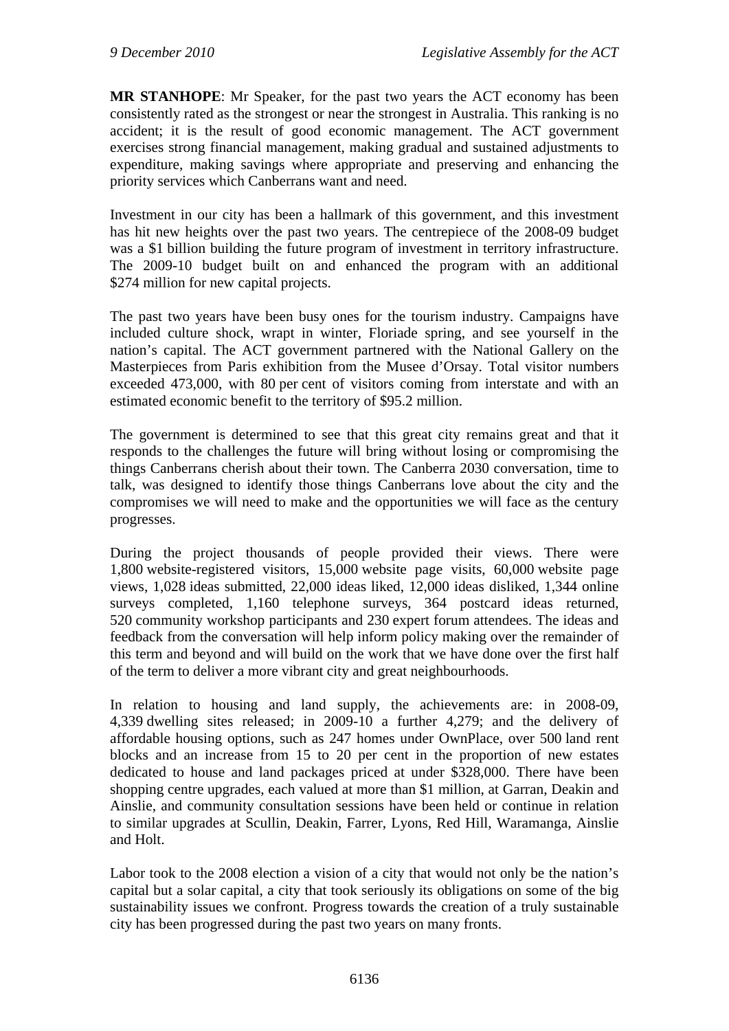**MR STANHOPE**: Mr Speaker, for the past two years the ACT economy has been consistently rated as the strongest or near the strongest in Australia. This ranking is no accident; it is the result of good economic management. The ACT government exercises strong financial management, making gradual and sustained adjustments to expenditure, making savings where appropriate and preserving and enhancing the priority services which Canberrans want and need.

Investment in our city has been a hallmark of this government, and this investment has hit new heights over the past two years. The centrepiece of the 2008-09 budget was a $1 billion building the future program of investment in territory infrastructure. The 2009-10 budget built on and enhanced the program with an additional $274 million for new capital projects.

The past two years have been busy ones for the tourism industry. Campaigns have included culture shock, wrapt in winter, Floriade spring, and see yourself in the nation's capital. The ACT government partnered with the National Gallery on the Masterpieces from Paris exhibition from the Musee d'Orsay. Total visitor numbers exceeded 473,000, with 80 per cent of visitors coming from interstate and with an estimated economic benefit to the territory of $95.2 million.

The government is determined to see that this great city remains great and that it responds to the challenges the future will bring without losing or compromising the things Canberrans cherish about their town. The Canberra 2030 conversation, time to talk, was designed to identify those things Canberrans love about the city and the compromises we will need to make and the opportunities we will face as the century progresses.

During the project thousands of people provided their views. There were 1,800 website-registered visitors, 15,000 website page visits, 60,000 website page views, 1,028 ideas submitted, 22,000 ideas liked, 12,000 ideas disliked, 1,344 online surveys completed, 1,160 telephone surveys, 364 postcard ideas returned, 520 community workshop participants and 230 expert forum attendees. The ideas and feedback from the conversation will help inform policy making over the remainder of this term and beyond and will build on the work that we have done over the first half of the term to deliver a more vibrant city and great neighbourhoods.

In relation to housing and land supply, the achievements are: in 2008-09, 4,339 dwelling sites released; in 2009-10 a further 4,279; and the delivery of affordable housing options, such as 247 homes under OwnPlace, over 500 land rent blocks and an increase from 15 to 20 per cent in the proportion of new estates dedicated to house and land packages priced at under $328,000. There have been shopping centre upgrades, each valued at more than $1 million, at Garran, Deakin and Ainslie, and community consultation sessions have been held or continue in relation to similar upgrades at Scullin, Deakin, Farrer, Lyons, Red Hill, Waramanga, Ainslie and Holt.

Labor took to the 2008 election a vision of a city that would not only be the nation's capital but a solar capital, a city that took seriously its obligations on some of the big sustainability issues we confront. Progress towards the creation of a truly sustainable city has been progressed during the past two years on many fronts.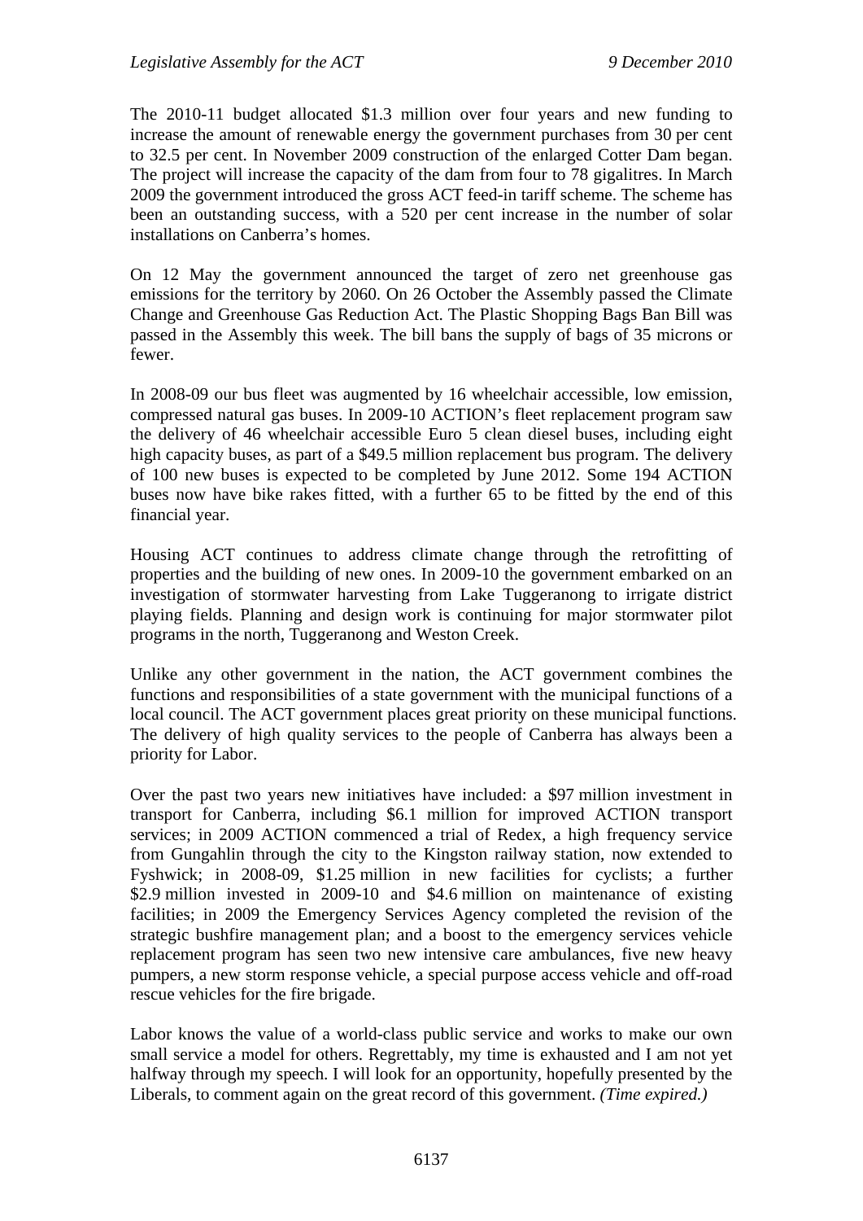The 2010-11 budget allocated $1.3 million over four years and new funding to increase the amount of renewable energy the government purchases from 30 per cent to 32.5 per cent. In November 2009 construction of the enlarged Cotter Dam began. The project will increase the capacity of the dam from four to 78 gigalitres. In March 2009 the government introduced the gross ACT feed-in tariff scheme. The scheme has been an outstanding success, with a 520 per cent increase in the number of solar installations on Canberra's homes.

On 12 May the government announced the target of zero net greenhouse gas emissions for the territory by 2060. On 26 October the Assembly passed the Climate Change and Greenhouse Gas Reduction Act. The Plastic Shopping Bags Ban Bill was passed in the Assembly this week. The bill bans the supply of bags of 35 microns or fewer.

In 2008-09 our bus fleet was augmented by 16 wheelchair accessible, low emission, compressed natural gas buses. In 2009-10 ACTION's fleet replacement program saw the delivery of 46 wheelchair accessible Euro 5 clean diesel buses, including eight high capacity buses, as part of a $49.5 million replacement bus program. The delivery of 100 new buses is expected to be completed by June 2012. Some 194 ACTION buses now have bike rakes fitted, with a further 65 to be fitted by the end of this financial year.

Housing ACT continues to address climate change through the retrofitting of properties and the building of new ones. In 2009-10 the government embarked on an investigation of stormwater harvesting from Lake Tuggeranong to irrigate district playing fields. Planning and design work is continuing for major stormwater pilot programs in the north, Tuggeranong and Weston Creek.

Unlike any other government in the nation, the ACT government combines the functions and responsibilities of a state government with the municipal functions of a local council. The ACT government places great priority on these municipal functions. The delivery of high quality services to the people of Canberra has always been a priority for Labor.

Over the past two years new initiatives have included: a $97 million investment in transport for Canberra, including $6.1 million for improved ACTION transport services; in 2009 ACTION commenced a trial of Redex, a high frequency service from Gungahlin through the city to the Kingston railway station, now extended to Fyshwick; in 2008-09, $1.25 million in new facilities for cyclists; a further $2.9 million invested in 2009-10 and $4.6 million on maintenance of existing facilities; in 2009 the Emergency Services Agency completed the revision of the strategic bushfire management plan; and a boost to the emergency services vehicle replacement program has seen two new intensive care ambulances, five new heavy pumpers, a new storm response vehicle, a special purpose access vehicle and off-road rescue vehicles for the fire brigade.

Labor knows the value of a world-class public service and works to make our own small service a model for others. Regrettably, my time is exhausted and I am not yet halfway through my speech. I will look for an opportunity, hopefully presented by the Liberals, to comment again on the great record of this government. *(Time expired.)*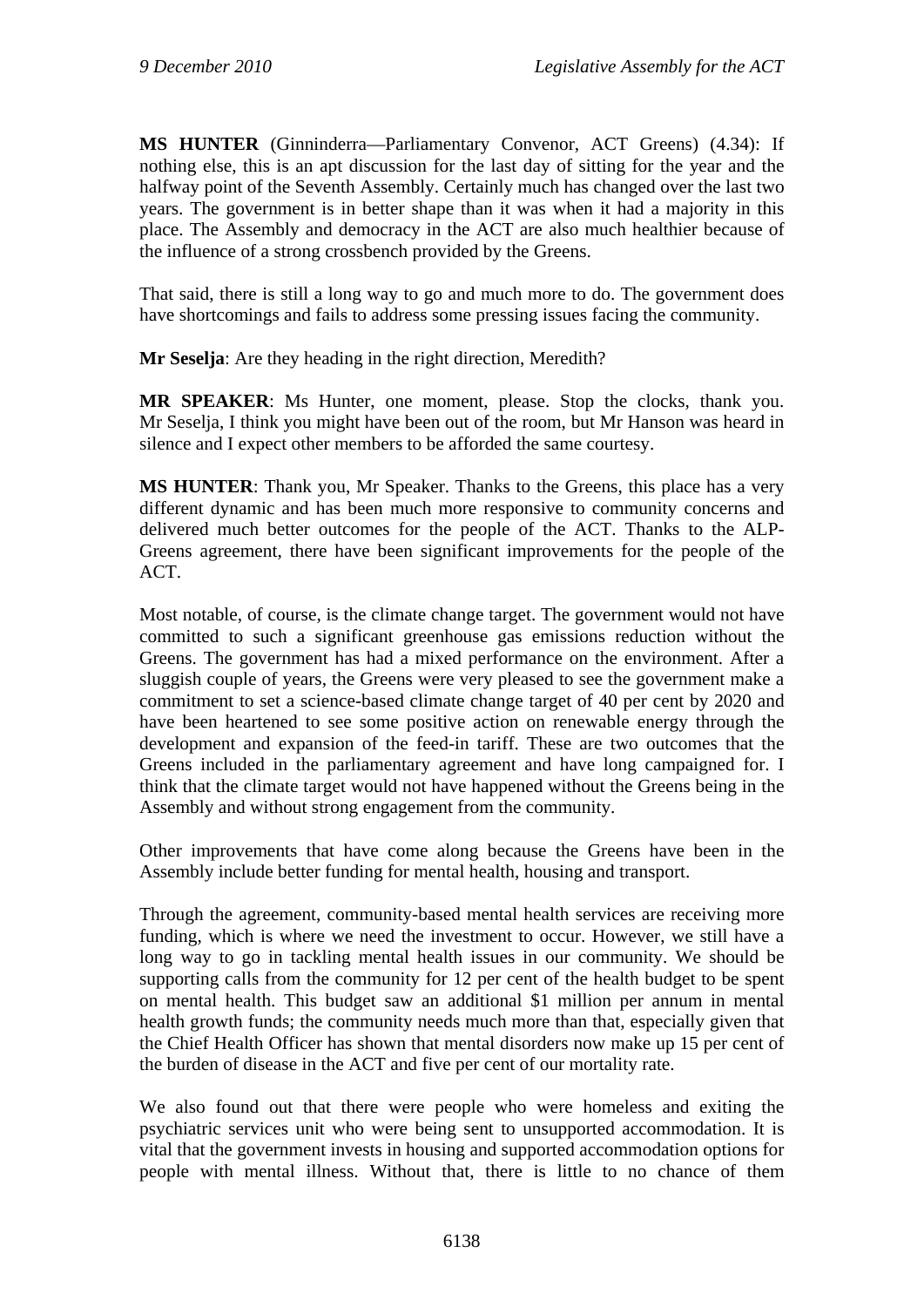**MS HUNTER** (Ginninderra—Parliamentary Convenor, ACT Greens) (4.34): If nothing else, this is an apt discussion for the last day of sitting for the year and the halfway point of the Seventh Assembly. Certainly much has changed over the last two years. The government is in better shape than it was when it had a majority in this place. The Assembly and democracy in the ACT are also much healthier because of the influence of a strong crossbench provided by the Greens.

That said, there is still a long way to go and much more to do. The government does have shortcomings and fails to address some pressing issues facing the community.

**Mr Seselja**: Are they heading in the right direction, Meredith?

**MR SPEAKER**: Ms Hunter, one moment, please. Stop the clocks, thank you. Mr Seselja, I think you might have been out of the room, but Mr Hanson was heard in silence and I expect other members to be afforded the same courtesy.

**MS HUNTER**: Thank you, Mr Speaker. Thanks to the Greens, this place has a very different dynamic and has been much more responsive to community concerns and delivered much better outcomes for the people of the ACT. Thanks to the ALP-Greens agreement, there have been significant improvements for the people of the ACT.

Most notable, of course, is the climate change target. The government would not have committed to such a significant greenhouse gas emissions reduction without the Greens. The government has had a mixed performance on the environment. After a sluggish couple of years, the Greens were very pleased to see the government make a commitment to set a science-based climate change target of 40 per cent by 2020 and have been heartened to see some positive action on renewable energy through the development and expansion of the feed-in tariff. These are two outcomes that the Greens included in the parliamentary agreement and have long campaigned for. I think that the climate target would not have happened without the Greens being in the Assembly and without strong engagement from the community.

Other improvements that have come along because the Greens have been in the Assembly include better funding for mental health, housing and transport.

Through the agreement, community-based mental health services are receiving more funding, which is where we need the investment to occur. However, we still have a long way to go in tackling mental health issues in our community. We should be supporting calls from the community for 12 per cent of the health budget to be spent on mental health. This budget saw an additional $1 million per annum in mental health growth funds; the community needs much more than that, especially given that the Chief Health Officer has shown that mental disorders now make up 15 per cent of the burden of disease in the ACT and five per cent of our mortality rate.

We also found out that there were people who were homeless and exiting the psychiatric services unit who were being sent to unsupported accommodation. It is vital that the government invests in housing and supported accommodation options for people with mental illness. Without that, there is little to no chance of them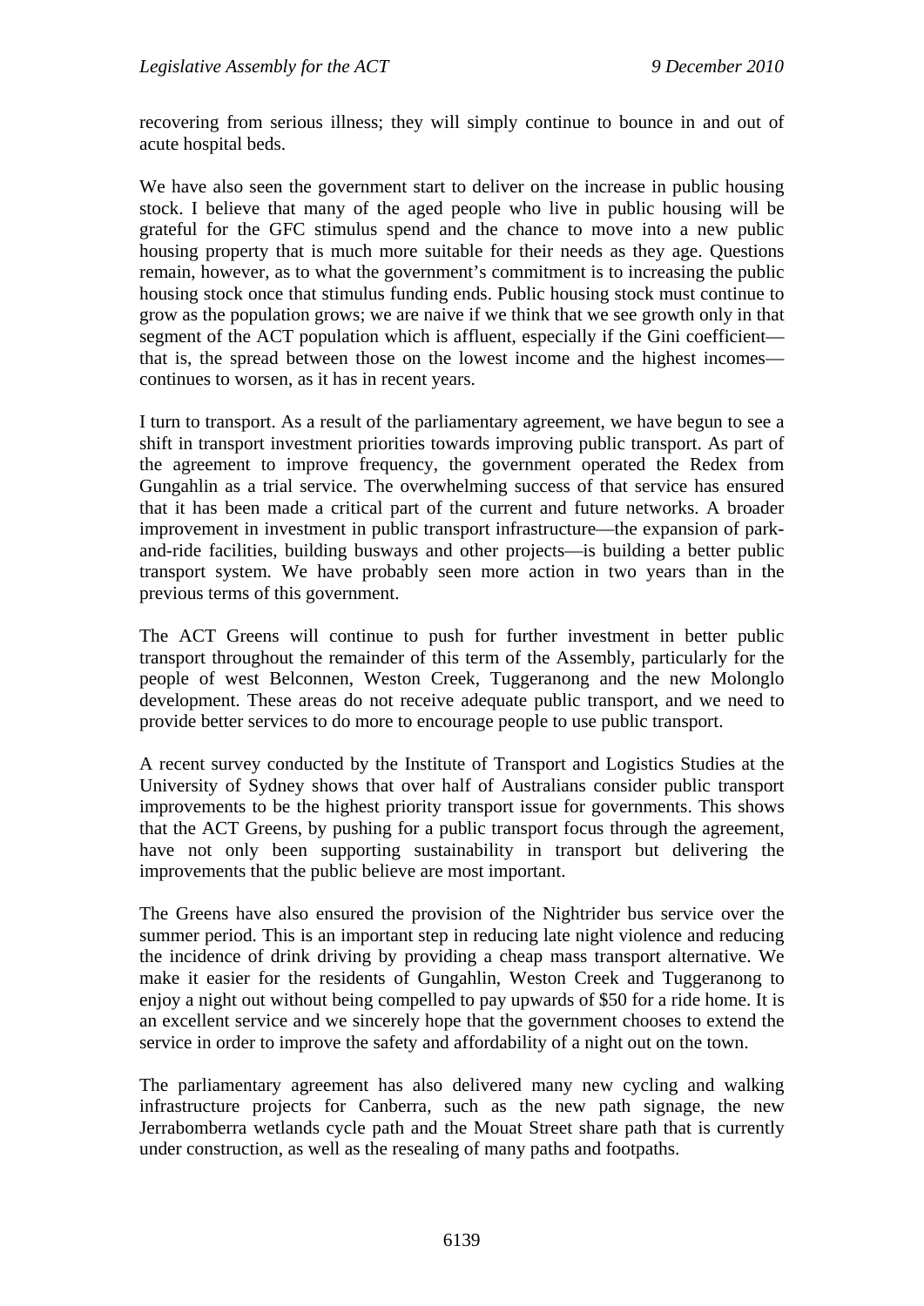recovering from serious illness; they will simply continue to bounce in and out of acute hospital beds.

We have also seen the government start to deliver on the increase in public housing stock. I believe that many of the aged people who live in public housing will be grateful for the GFC stimulus spend and the chance to move into a new public housing property that is much more suitable for their needs as they age. Questions remain, however, as to what the government's commitment is to increasing the public housing stock once that stimulus funding ends. Public housing stock must continue to grow as the population grows; we are naive if we think that we see growth only in that segment of the ACT population which is affluent, especially if the Gini coefficient—that is, the spread between those on the lowest income and the highest incomes—continues to worsen, as it has in recent years.

I turn to transport. As a result of the parliamentary agreement, we have begun to see a shift in transport investment priorities towards improving public transport. As part of the agreement to improve frequency, the government operated the Redex from Gungahlin as a trial service. The overwhelming success of that service has ensured that it has been made a critical part of the current and future networks. A broader improvement in investment in public transport infrastructure—the expansion of park-and-ride facilities, building busways and other projects—is building a better public transport system. We have probably seen more action in two years than in the previous terms of this government.

The ACT Greens will continue to push for further investment in better public transport throughout the remainder of this term of the Assembly, particularly for the people of west Belconnen, Weston Creek, Tuggeranong and the new Molonglo development. These areas do not receive adequate public transport, and we need to provide better services to do more to encourage people to use public transport.

A recent survey conducted by the Institute of Transport and Logistics Studies at the University of Sydney shows that over half of Australians consider public transport improvements to be the highest priority transport issue for governments. This shows that the ACT Greens, by pushing for a public transport focus through the agreement, have not only been supporting sustainability in transport but delivering the improvements that the public believe are most important.

The Greens have also ensured the provision of the Nightrider bus service over the summer period. This is an important step in reducing late night violence and reducing the incidence of drink driving by providing a cheap mass transport alternative. We make it easier for the residents of Gungahlin, Weston Creek and Tuggeranong to enjoy a night out without being compelled to pay upwards of $50 for a ride home. It is an excellent service and we sincerely hope that the government chooses to extend the service in order to improve the safety and affordability of a night out on the town.

The parliamentary agreement has also delivered many new cycling and walking infrastructure projects for Canberra, such as the new path signage, the new Jerrabomberra wetlands cycle path and the Mouat Street share path that is currently under construction, as well as the resealing of many paths and footpaths.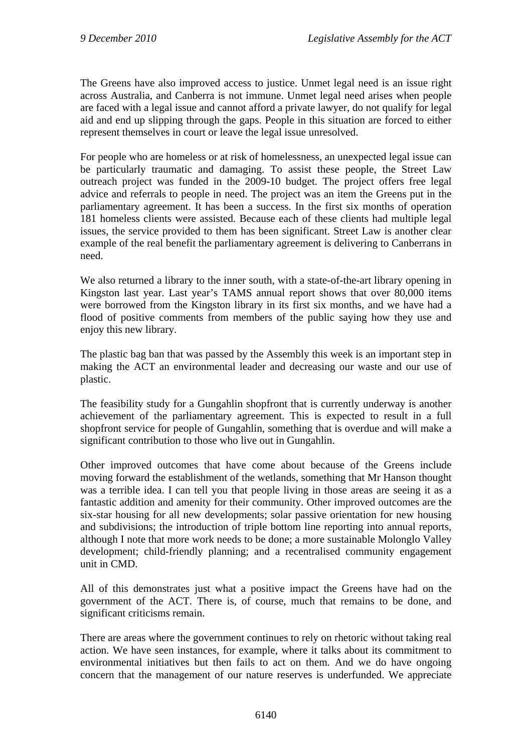The Greens have also improved access to justice. Unmet legal need is an issue right across Australia, and Canberra is not immune. Unmet legal need arises when people are faced with a legal issue and cannot afford a private lawyer, do not qualify for legal aid and end up slipping through the gaps. People in this situation are forced to either represent themselves in court or leave the legal issue unresolved.

For people who are homeless or at risk of homelessness, an unexpected legal issue can be particularly traumatic and damaging. To assist these people, the Street Law outreach project was funded in the 2009-10 budget. The project offers free legal advice and referrals to people in need. The project was an item the Greens put in the parliamentary agreement. It has been a success. In the first six months of operation 181 homeless clients were assisted. Because each of these clients had multiple legal issues, the service provided to them has been significant. Street Law is another clear example of the real benefit the parliamentary agreement is delivering to Canberrans in need.

We also returned a library to the inner south, with a state-of-the-art library opening in Kingston last year. Last year's TAMS annual report shows that over 80,000 items were borrowed from the Kingston library in its first six months, and we have had a flood of positive comments from members of the public saying how they use and enjoy this new library.

The plastic bag ban that was passed by the Assembly this week is an important step in making the ACT an environmental leader and decreasing our waste and our use of plastic.

The feasibility study for a Gungahlin shopfront that is currently underway is another achievement of the parliamentary agreement. This is expected to result in a full shopfront service for people of Gungahlin, something that is overdue and will make a significant contribution to those who live out in Gungahlin.

Other improved outcomes that have come about because of the Greens include moving forward the establishment of the wetlands, something that Mr Hanson thought was a terrible idea. I can tell you that people living in those areas are seeing it as a fantastic addition and amenity for their community. Other improved outcomes are the six-star housing for all new developments; solar passive orientation for new housing and subdivisions; the introduction of triple bottom line reporting into annual reports, although I note that more work needs to be done; a more sustainable Molonglo Valley development; child-friendly planning; and a recentralised community engagement unit in CMD.

All of this demonstrates just what a positive impact the Greens have had on the government of the ACT. There is, of course, much that remains to be done, and significant criticisms remain.

There are areas where the government continues to rely on rhetoric without taking real action. We have seen instances, for example, where it talks about its commitment to environmental initiatives but then fails to act on them. And we do have ongoing concern that the management of our nature reserves is underfunded. We appreciate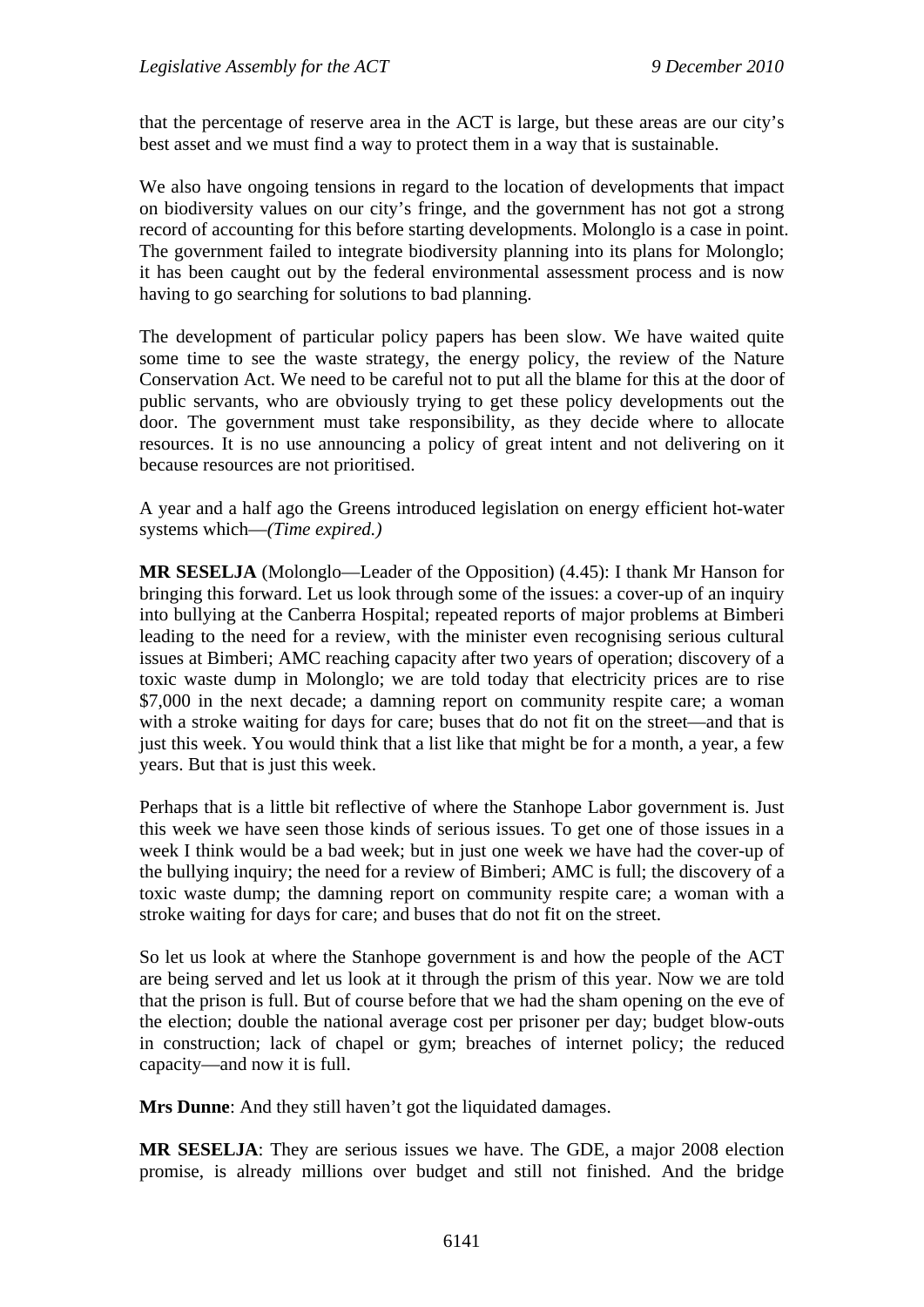that the percentage of reserve area in the ACT is large, but these areas are our city's best asset and we must find a way to protect them in a way that is sustainable.

We also have ongoing tensions in regard to the location of developments that impact on biodiversity values on our city's fringe, and the government has not got a strong record of accounting for this before starting developments. Molonglo is a case in point. The government failed to integrate biodiversity planning into its plans for Molonglo; it has been caught out by the federal environmental assessment process and is now having to go searching for solutions to bad planning.

The development of particular policy papers has been slow. We have waited quite some time to see the waste strategy, the energy policy, the review of the Nature Conservation Act. We need to be careful not to put all the blame for this at the door of public servants, who are obviously trying to get these policy developments out the door. The government must take responsibility, as they decide where to allocate resources. It is no use announcing a policy of great intent and not delivering on it because resources are not prioritised.

A year and a half ago the Greens introduced legislation on energy efficient hot-water systems which—*(Time expired.)*

**MR SESELJA** (Molonglo—Leader of the Opposition) (4.45): I thank Mr Hanson for bringing this forward. Let us look through some of the issues: a cover-up of an inquiry into bullying at the Canberra Hospital; repeated reports of major problems at Bimberi leading to the need for a review, with the minister even recognising serious cultural issues at Bimberi; AMC reaching capacity after two years of operation; discovery of a toxic waste dump in Molonglo; we are told today that electricity prices are to rise $7,000 in the next decade; a damning report on community respite care; a woman with a stroke waiting for days for care; buses that do not fit on the street—and that is just this week. You would think that a list like that might be for a month, a year, a few years. But that is just this week.

Perhaps that is a little bit reflective of where the Stanhope Labor government is. Just this week we have seen those kinds of serious issues. To get one of those issues in a week I think would be a bad week; but in just one week we have had the cover-up of the bullying inquiry; the need for a review of Bimberi; AMC is full; the discovery of a toxic waste dump; the damning report on community respite care; a woman with a stroke waiting for days for care; and buses that do not fit on the street.

So let us look at where the Stanhope government is and how the people of the ACT are being served and let us look at it through the prism of this year. Now we are told that the prison is full. But of course before that we had the sham opening on the eve of the election; double the national average cost per prisoner per day; budget blow-outs in construction; lack of chapel or gym; breaches of internet policy; the reduced capacity—and now it is full.

**Mrs Dunne**: And they still haven't got the liquidated damages.

**MR SESELJA**: They are serious issues we have. The GDE, a major 2008 election promise, is already millions over budget and still not finished. And the bridge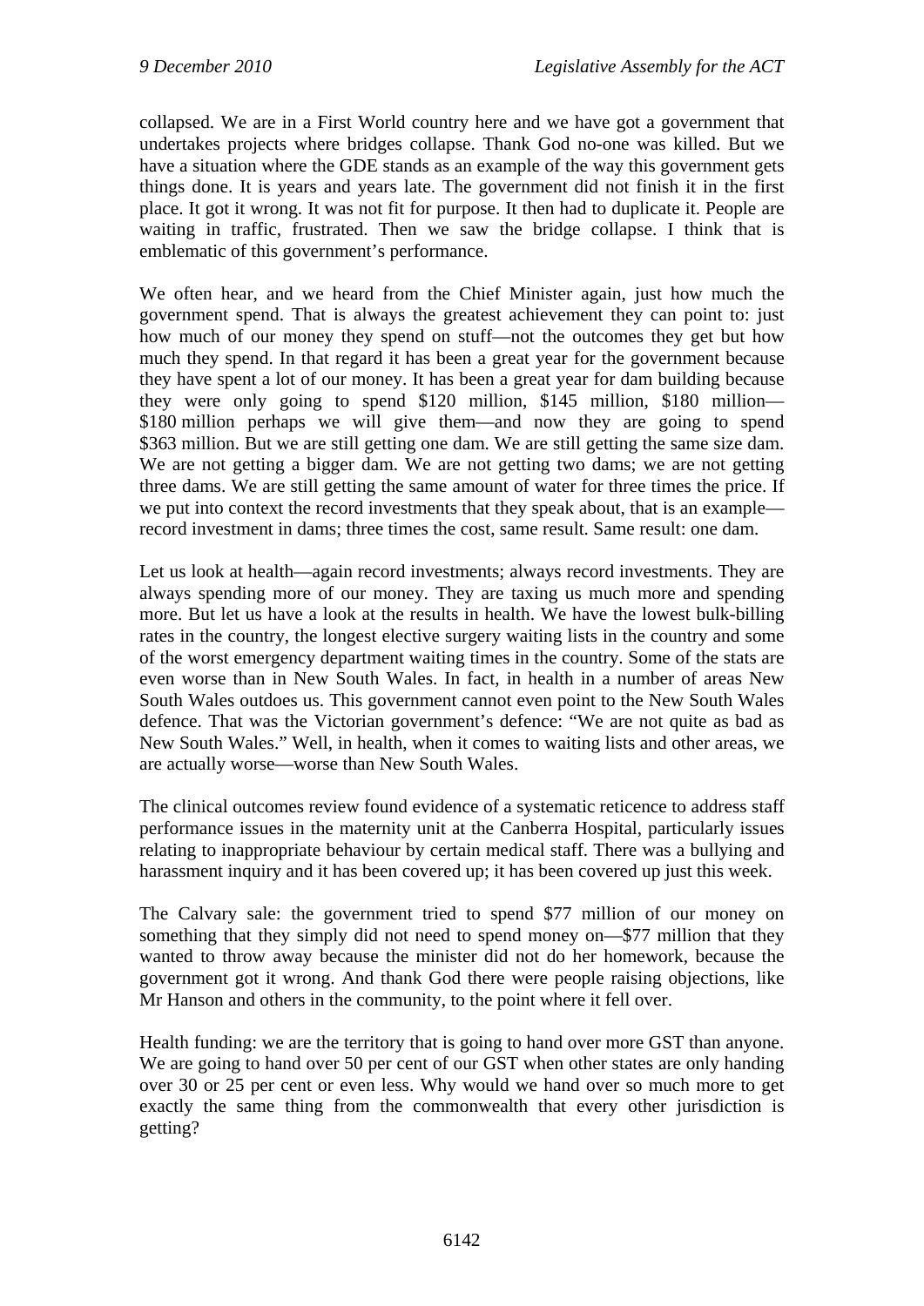collapsed. We are in a First World country here and we have got a government that undertakes projects where bridges collapse. Thank God no-one was killed. But we have a situation where the GDE stands as an example of the way this government gets things done. It is years and years late. The government did not finish it in the first place. It got it wrong. It was not fit for purpose. It then had to duplicate it. People are waiting in traffic, frustrated. Then we saw the bridge collapse. I think that is emblematic of this government's performance.

We often hear, and we heard from the Chief Minister again, just how much the government spend. That is always the greatest achievement they can point to: just how much of our money they spend on stuff—not the outcomes they get but how much they spend. In that regard it has been a great year for the government because they have spent a lot of our money. It has been a great year for dam building because they were only going to spend $120 million, $145 million, $180 million—$180 million perhaps we will give them—and now they are going to spend $363 million. But we are still getting one dam. We are still getting the same size dam. We are not getting a bigger dam. We are not getting two dams; we are not getting three dams. We are still getting the same amount of water for three times the price. If we put into context the record investments that they speak about, that is an example—record investment in dams; three times the cost, same result. Same result: one dam.

Let us look at health—again record investments; always record investments. They are always spending more of our money. They are taxing us much more and spending more. But let us have a look at the results in health. We have the lowest bulk-billing rates in the country, the longest elective surgery waiting lists in the country and some of the worst emergency department waiting times in the country. Some of the stats are even worse than in New South Wales. In fact, in health in a number of areas New South Wales outdoes us. This government cannot even point to the New South Wales defence. That was the Victorian government's defence: "We are not quite as bad as New South Wales." Well, in health, when it comes to waiting lists and other areas, we are actually worse—worse than New South Wales.

The clinical outcomes review found evidence of a systematic reticence to address staff performance issues in the maternity unit at the Canberra Hospital, particularly issues relating to inappropriate behaviour by certain medical staff. There was a bullying and harassment inquiry and it has been covered up; it has been covered up just this week.

The Calvary sale: the government tried to spend $77 million of our money on something that they simply did not need to spend money on—$77 million that they wanted to throw away because the minister did not do her homework, because the government got it wrong. And thank God there were people raising objections, like Mr Hanson and others in the community, to the point where it fell over.

Health funding: we are the territory that is going to hand over more GST than anyone. We are going to hand over 50 per cent of our GST when other states are only handing over 30 or 25 per cent or even less. Why would we hand over so much more to get exactly the same thing from the commonwealth that every other jurisdiction is getting?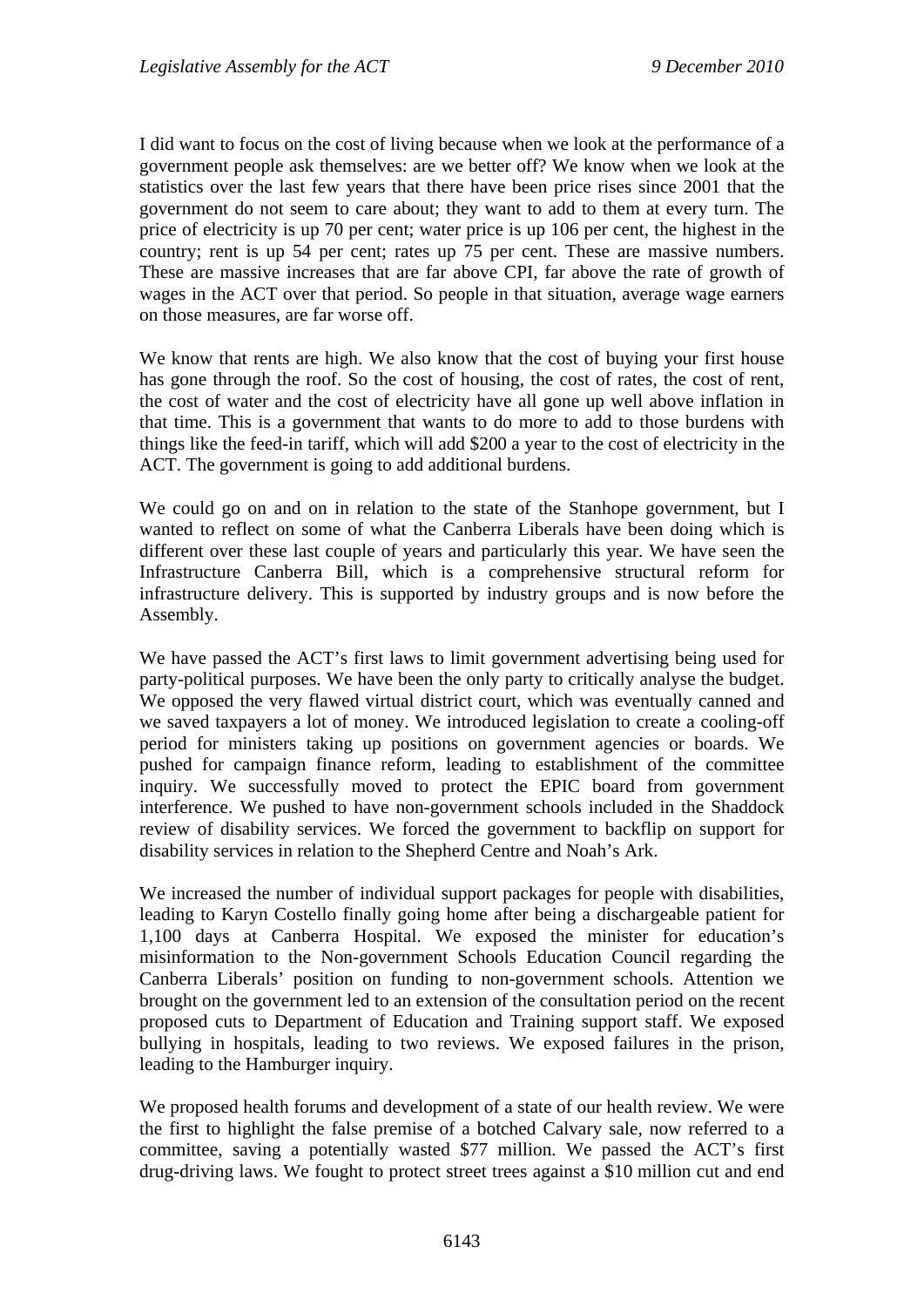I did want to focus on the cost of living because when we look at the performance of a government people ask themselves: are we better off? We know when we look at the statistics over the last few years that there have been price rises since 2001 that the government do not seem to care about; they want to add to them at every turn. The price of electricity is up 70 per cent; water price is up 106 per cent, the highest in the country; rent is up 54 per cent; rates up 75 per cent. These are massive numbers. These are massive increases that are far above CPI, far above the rate of growth of wages in the ACT over that period. So people in that situation, average wage earners on those measures, are far worse off.

We know that rents are high. We also know that the cost of buying your first house has gone through the roof. So the cost of housing, the cost of rates, the cost of rent, the cost of water and the cost of electricity have all gone up well above inflation in that time. This is a government that wants to do more to add to those burdens with things like the feed-in tariff, which will add $200 a year to the cost of electricity in the ACT. The government is going to add additional burdens.

We could go on and on in relation to the state of the Stanhope government, but I wanted to reflect on some of what the Canberra Liberals have been doing which is different over these last couple of years and particularly this year. We have seen the Infrastructure Canberra Bill, which is a comprehensive structural reform for infrastructure delivery. This is supported by industry groups and is now before the Assembly.

We have passed the ACT's first laws to limit government advertising being used for party-political purposes. We have been the only party to critically analyse the budget. We opposed the very flawed virtual district court, which was eventually canned and we saved taxpayers a lot of money. We introduced legislation to create a cooling-off period for ministers taking up positions on government agencies or boards. We pushed for campaign finance reform, leading to establishment of the committee inquiry. We successfully moved to protect the EPIC board from government interference. We pushed to have non-government schools included in the Shaddock review of disability services. We forced the government to backflip on support for disability services in relation to the Shepherd Centre and Noah's Ark.

We increased the number of individual support packages for people with disabilities, leading to Karyn Costello finally going home after being a dischargeable patient for 1,100 days at Canberra Hospital. We exposed the minister for education's misinformation to the Non-government Schools Education Council regarding the Canberra Liberals' position on funding to non-government schools. Attention we brought on the government led to an extension of the consultation period on the recent proposed cuts to Department of Education and Training support staff. We exposed bullying in hospitals, leading to two reviews. We exposed failures in the prison, leading to the Hamburger inquiry.

We proposed health forums and development of a state of our health review. We were the first to highlight the false premise of a botched Calvary sale, now referred to a committee, saving a potentially wasted $77 million. We passed the ACT's first drug-driving laws. We fought to protect street trees against a $10 million cut and end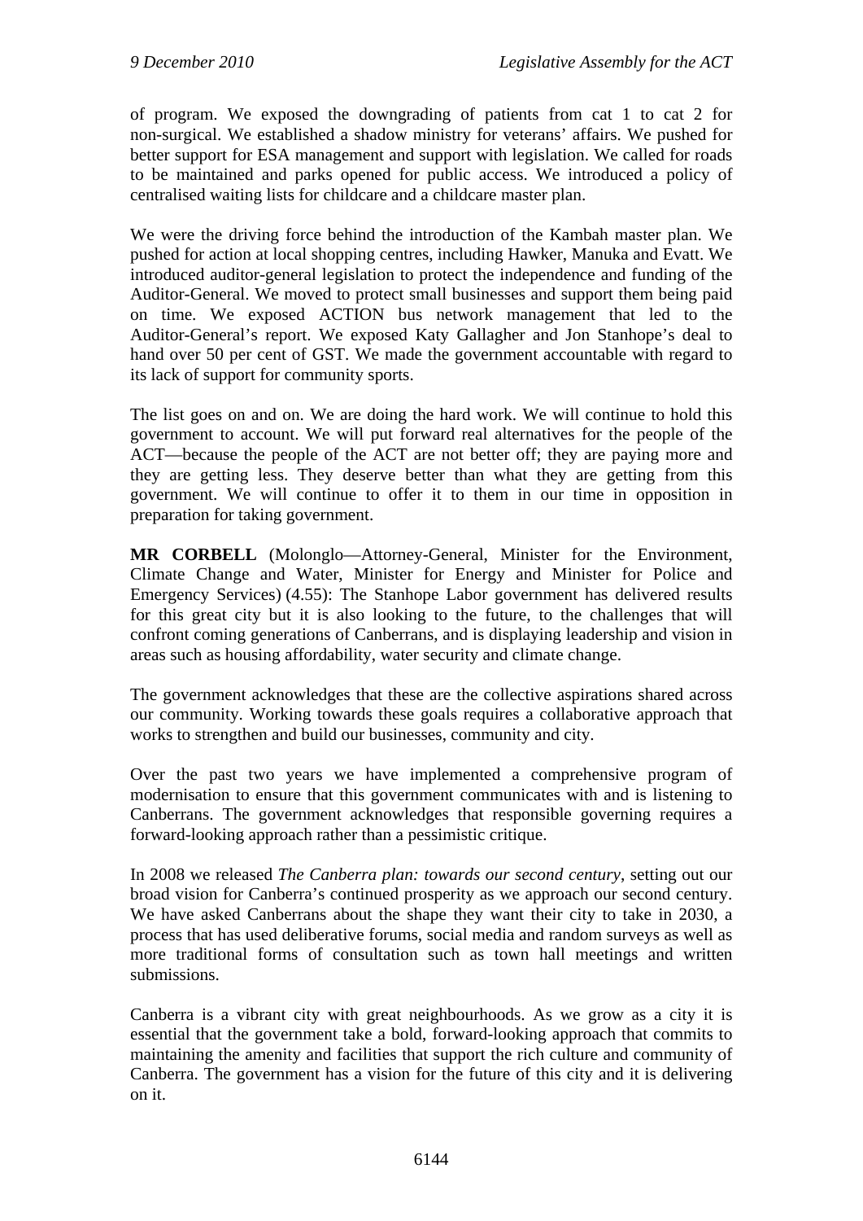of program. We exposed the downgrading of patients from cat 1 to cat 2 for non-surgical. We established a shadow ministry for veterans' affairs. We pushed for better support for ESA management and support with legislation. We called for roads to be maintained and parks opened for public access. We introduced a policy of centralised waiting lists for childcare and a childcare master plan.

We were the driving force behind the introduction of the Kambah master plan. We pushed for action at local shopping centres, including Hawker, Manuka and Evatt. We introduced auditor-general legislation to protect the independence and funding of the Auditor-General. We moved to protect small businesses and support them being paid on time. We exposed ACTION bus network management that led to the Auditor-General's report. We exposed Katy Gallagher and Jon Stanhope's deal to hand over 50 per cent of GST. We made the government accountable with regard to its lack of support for community sports.

The list goes on and on. We are doing the hard work. We will continue to hold this government to account. We will put forward real alternatives for the people of the ACT—because the people of the ACT are not better off; they are paying more and they are getting less. They deserve better than what they are getting from this government. We will continue to offer it to them in our time in opposition in preparation for taking government.

**MR CORBELL** (Molonglo—Attorney-General, Minister for the Environment, Climate Change and Water, Minister for Energy and Minister for Police and Emergency Services) (4.55): The Stanhope Labor government has delivered results for this great city but it is also looking to the future, to the challenges that will confront coming generations of Canberrans, and is displaying leadership and vision in areas such as housing affordability, water security and climate change.

The government acknowledges that these are the collective aspirations shared across our community. Working towards these goals requires a collaborative approach that works to strengthen and build our businesses, community and city.

Over the past two years we have implemented a comprehensive program of modernisation to ensure that this government communicates with and is listening to Canberrans. The government acknowledges that responsible governing requires a forward-looking approach rather than a pessimistic critique.

In 2008 we released *The Canberra plan: towards our second century*, setting out our broad vision for Canberra's continued prosperity as we approach our second century. We have asked Canberrans about the shape they want their city to take in 2030, a process that has used deliberative forums, social media and random surveys as well as more traditional forms of consultation such as town hall meetings and written submissions.

Canberra is a vibrant city with great neighbourhoods. As we grow as a city it is essential that the government take a bold, forward-looking approach that commits to maintaining the amenity and facilities that support the rich culture and community of Canberra. The government has a vision for the future of this city and it is delivering on it.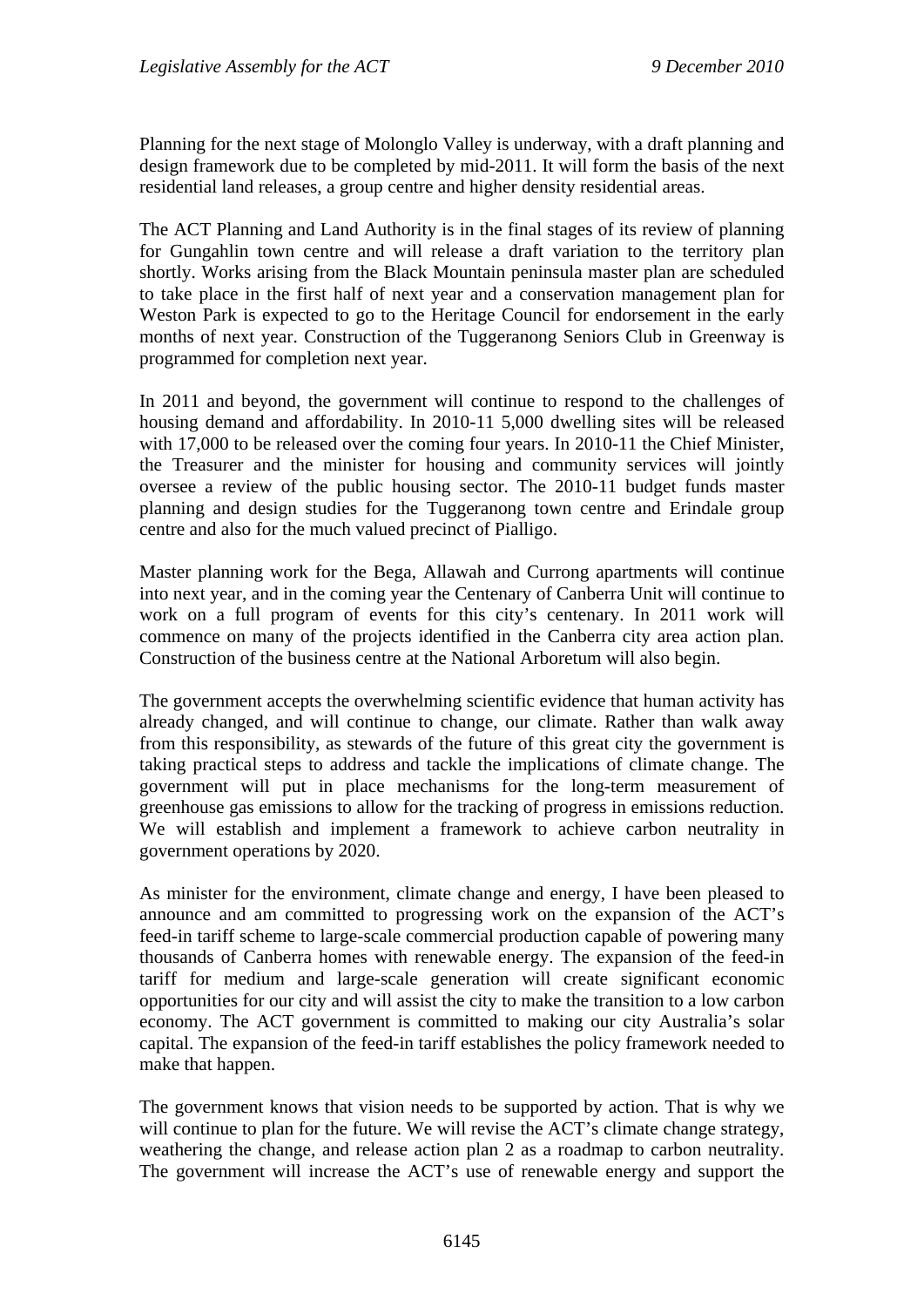Planning for the next stage of Molonglo Valley is underway, with a draft planning and design framework due to be completed by mid-2011. It will form the basis of the next residential land releases, a group centre and higher density residential areas.

The ACT Planning and Land Authority is in the final stages of its review of planning for Gungahlin town centre and will release a draft variation to the territory plan shortly. Works arising from the Black Mountain peninsula master plan are scheduled to take place in the first half of next year and a conservation management plan for Weston Park is expected to go to the Heritage Council for endorsement in the early months of next year. Construction of the Tuggeranong Seniors Club in Greenway is programmed for completion next year.

In 2011 and beyond, the government will continue to respond to the challenges of housing demand and affordability. In 2010-11 5,000 dwelling sites will be released with 17,000 to be released over the coming four years. In 2010-11 the Chief Minister, the Treasurer and the minister for housing and community services will jointly oversee a review of the public housing sector. The 2010-11 budget funds master planning and design studies for the Tuggeranong town centre and Erindale group centre and also for the much valued precinct of Pialligo.

Master planning work for the Bega, Allawah and Currong apartments will continue into next year, and in the coming year the Centenary of Canberra Unit will continue to work on a full program of events for this city's centenary. In 2011 work will commence on many of the projects identified in the Canberra city area action plan. Construction of the business centre at the National Arboretum will also begin.

The government accepts the overwhelming scientific evidence that human activity has already changed, and will continue to change, our climate. Rather than walk away from this responsibility, as stewards of the future of this great city the government is taking practical steps to address and tackle the implications of climate change. The government will put in place mechanisms for the long-term measurement of greenhouse gas emissions to allow for the tracking of progress in emissions reduction. We will establish and implement a framework to achieve carbon neutrality in government operations by 2020.

As minister for the environment, climate change and energy, I have been pleased to announce and am committed to progressing work on the expansion of the ACT's feed-in tariff scheme to large-scale commercial production capable of powering many thousands of Canberra homes with renewable energy. The expansion of the feed-in tariff for medium and large-scale generation will create significant economic opportunities for our city and will assist the city to make the transition to a low carbon economy. The ACT government is committed to making our city Australia's solar capital. The expansion of the feed-in tariff establishes the policy framework needed to make that happen.

The government knows that vision needs to be supported by action. That is why we will continue to plan for the future. We will revise the ACT's climate change strategy, weathering the change, and release action plan 2 as a roadmap to carbon neutrality. The government will increase the ACT's use of renewable energy and support the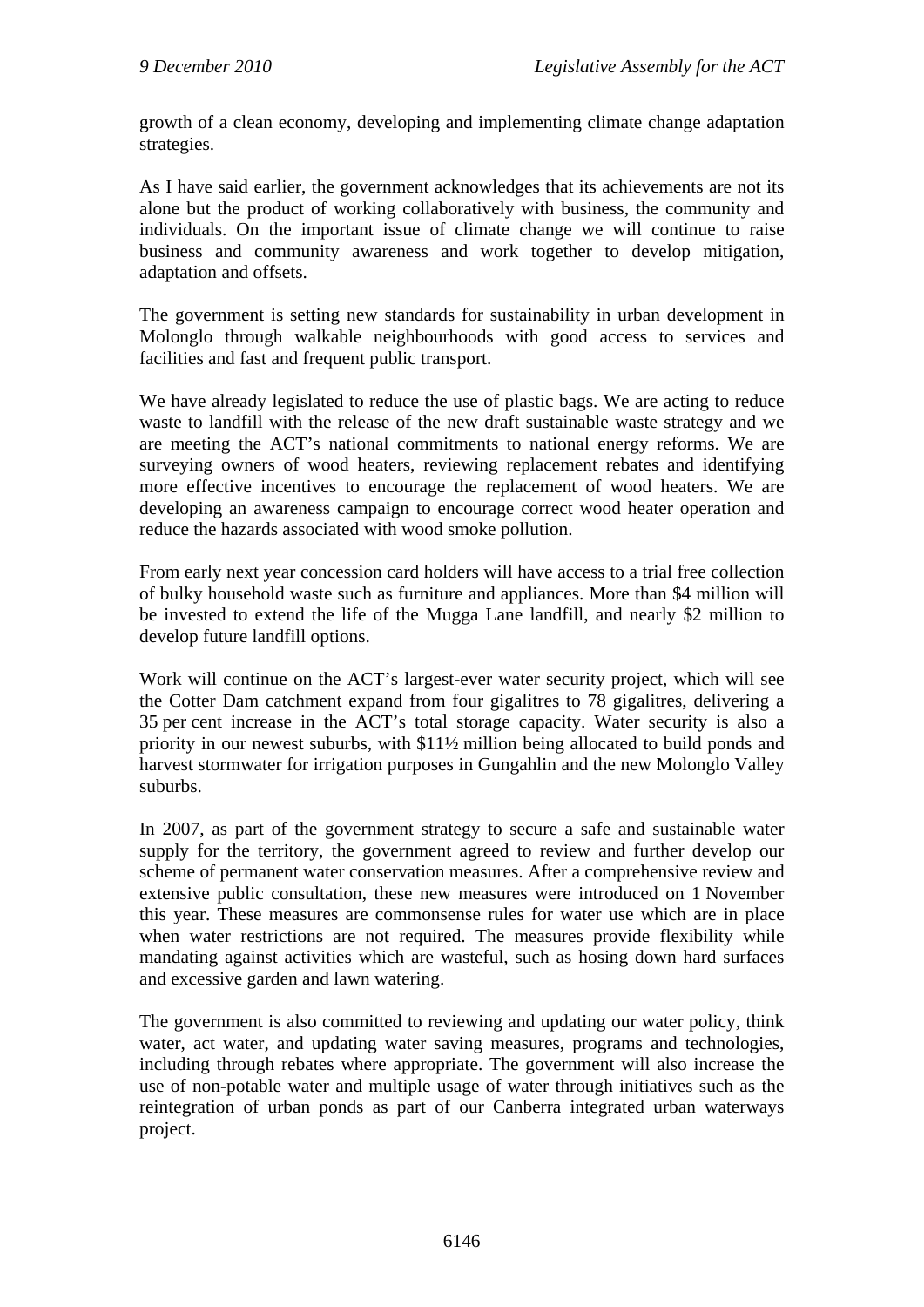growth of a clean economy, developing and implementing climate change adaptation strategies.

As I have said earlier, the government acknowledges that its achievements are not its alone but the product of working collaboratively with business, the community and individuals. On the important issue of climate change we will continue to raise business and community awareness and work together to develop mitigation, adaptation and offsets.

The government is setting new standards for sustainability in urban development in Molonglo through walkable neighbourhoods with good access to services and facilities and fast and frequent public transport.

We have already legislated to reduce the use of plastic bags. We are acting to reduce waste to landfill with the release of the new draft sustainable waste strategy and we are meeting the ACT's national commitments to national energy reforms. We are surveying owners of wood heaters, reviewing replacement rebates and identifying more effective incentives to encourage the replacement of wood heaters. We are developing an awareness campaign to encourage correct wood heater operation and reduce the hazards associated with wood smoke pollution.

From early next year concession card holders will have access to a trial free collection of bulky household waste such as furniture and appliances. More than $4 million will be invested to extend the life of the Mugga Lane landfill, and nearly $2 million to develop future landfill options.

Work will continue on the ACT's largest-ever water security project, which will see the Cotter Dam catchment expand from four gigalitres to 78 gigalitres, delivering a 35 per cent increase in the ACT's total storage capacity. Water security is also a priority in our newest suburbs, with $11½ million being allocated to build ponds and harvest stormwater for irrigation purposes in Gungahlin and the new Molonglo Valley suburbs.

In 2007, as part of the government strategy to secure a safe and sustainable water supply for the territory, the government agreed to review and further develop our scheme of permanent water conservation measures. After a comprehensive review and extensive public consultation, these new measures were introduced on 1 November this year. These measures are commonsense rules for water use which are in place when water restrictions are not required. The measures provide flexibility while mandating against activities which are wasteful, such as hosing down hard surfaces and excessive garden and lawn watering.

The government is also committed to reviewing and updating our water policy, think water, act water, and updating water saving measures, programs and technologies, including through rebates where appropriate. The government will also increase the use of non-potable water and multiple usage of water through initiatives such as the reintegration of urban ponds as part of our Canberra integrated urban waterways project.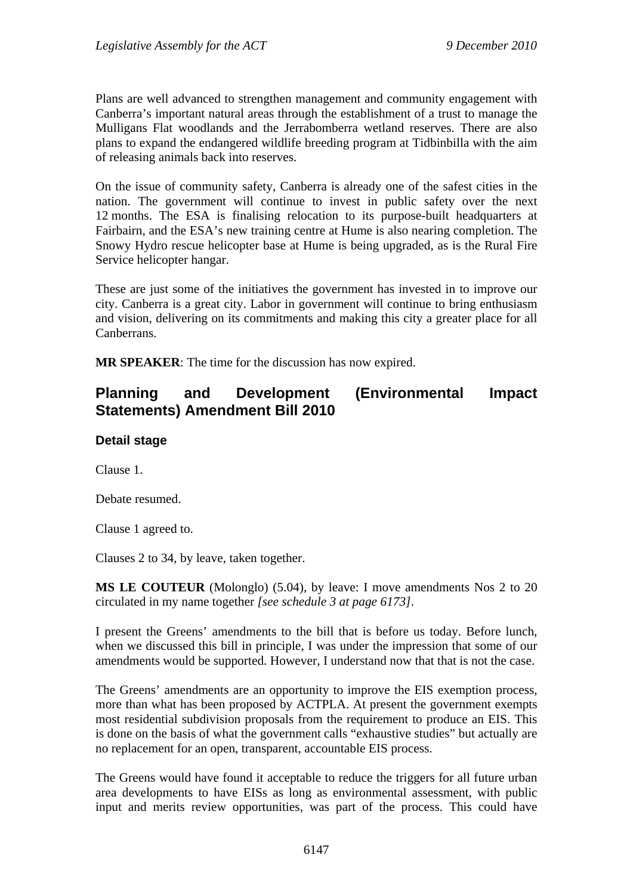Plans are well advanced to strengthen management and community engagement with Canberra's important natural areas through the establishment of a trust to manage the Mulligans Flat woodlands and the Jerrabomberra wetland reserves. There are also plans to expand the endangered wildlife breeding program at Tidbinbilla with the aim of releasing animals back into reserves.

On the issue of community safety, Canberra is already one of the safest cities in the nation. The government will continue to invest in public safety over the next 12 months. The ESA is finalising relocation to its purpose-built headquarters at Fairbairn, and the ESA's new training centre at Hume is also nearing completion. The Snowy Hydro rescue helicopter base at Hume is being upgraded, as is the Rural Fire Service helicopter hangar.

These are just some of the initiatives the government has invested in to improve our city. Canberra is a great city. Labor in government will continue to bring enthusiasm and vision, delivering on its commitments and making this city a greater place for all Canberrans.

**MR SPEAKER**: The time for the discussion has now expired.

## Planning and Development (Environmental Impact Statements) Amendment Bill 2010

### Detail stage

Clause 1.

Debate resumed.

Clause 1 agreed to.

Clauses 2 to 34, by leave, taken together.

**MS LE COUTEUR** (Molonglo) (5.04), by leave: I move amendments Nos 2 to 20 circulated in my name together *[see schedule 3 at page 6173]*.

I present the Greens' amendments to the bill that is before us today. Before lunch, when we discussed this bill in principle, I was under the impression that some of our amendments would be supported. However, I understand now that that is not the case.

The Greens' amendments are an opportunity to improve the EIS exemption process, more than what has been proposed by ACTPLA. At present the government exempts most residential subdivision proposals from the requirement to produce an EIS. This is done on the basis of what the government calls "exhaustive studies" but actually are no replacement for an open, transparent, accountable EIS process.

The Greens would have found it acceptable to reduce the triggers for all future urban area developments to have EISs as long as environmental assessment, with public input and merits review opportunities, was part of the process. This could have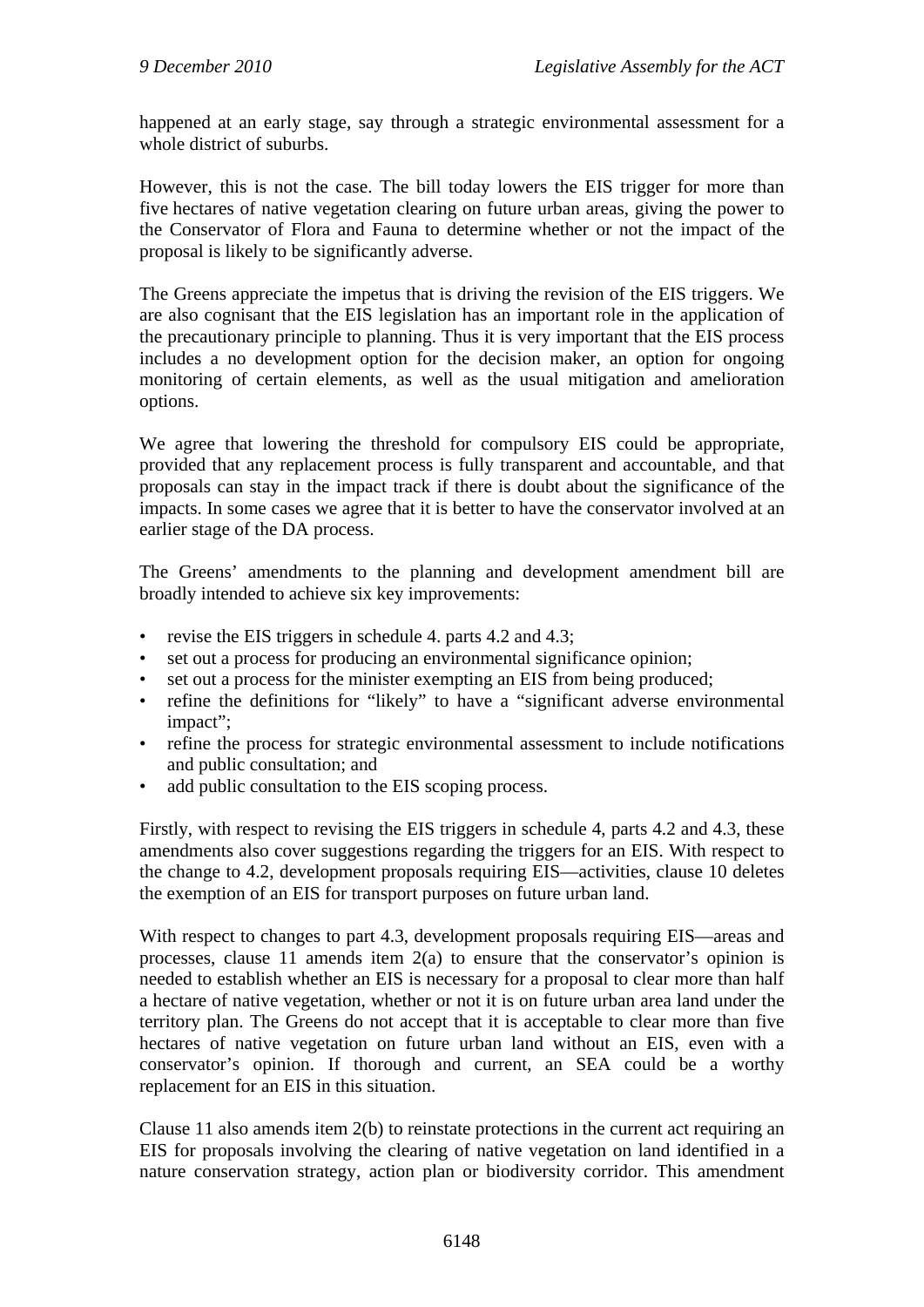happened at an early stage, say through a strategic environmental assessment for a whole district of suburbs.

However, this is not the case. The bill today lowers the EIS trigger for more than five hectares of native vegetation clearing on future urban areas, giving the power to the Conservator of Flora and Fauna to determine whether or not the impact of the proposal is likely to be significantly adverse.

The Greens appreciate the impetus that is driving the revision of the EIS triggers. We are also cognisant that the EIS legislation has an important role in the application of the precautionary principle to planning. Thus it is very important that the EIS process includes a no development option for the decision maker, an option for ongoing monitoring of certain elements, as well as the usual mitigation and amelioration options.

We agree that lowering the threshold for compulsory EIS could be appropriate, provided that any replacement process is fully transparent and accountable, and that proposals can stay in the impact track if there is doubt about the significance of the impacts. In some cases we agree that it is better to have the conservator involved at an earlier stage of the DA process.

The Greens' amendments to the planning and development amendment bill are broadly intended to achieve six key improvements:

- revise the EIS triggers in schedule 4. parts 4.2 and 4.3;
- set out a process for producing an environmental significance opinion;
- set out a process for the minister exempting an EIS from being produced;
- refine the definitions for "likely" to have a "significant adverse environmental impact";
- refine the process for strategic environmental assessment to include notifications and public consultation; and
- add public consultation to the EIS scoping process.

Firstly, with respect to revising the EIS triggers in schedule 4, parts 4.2 and 4.3, these amendments also cover suggestions regarding the triggers for an EIS. With respect to the change to 4.2, development proposals requiring EIS—activities, clause 10 deletes the exemption of an EIS for transport purposes on future urban land.

With respect to changes to part 4.3, development proposals requiring EIS—areas and processes, clause 11 amends item 2(a) to ensure that the conservator's opinion is needed to establish whether an EIS is necessary for a proposal to clear more than half a hectare of native vegetation, whether or not it is on future urban area land under the territory plan. The Greens do not accept that it is acceptable to clear more than five hectares of native vegetation on future urban land without an EIS, even with a conservator's opinion. If thorough and current, an SEA could be a worthy replacement for an EIS in this situation.

Clause 11 also amends item 2(b) to reinstate protections in the current act requiring an EIS for proposals involving the clearing of native vegetation on land identified in a nature conservation strategy, action plan or biodiversity corridor. This amendment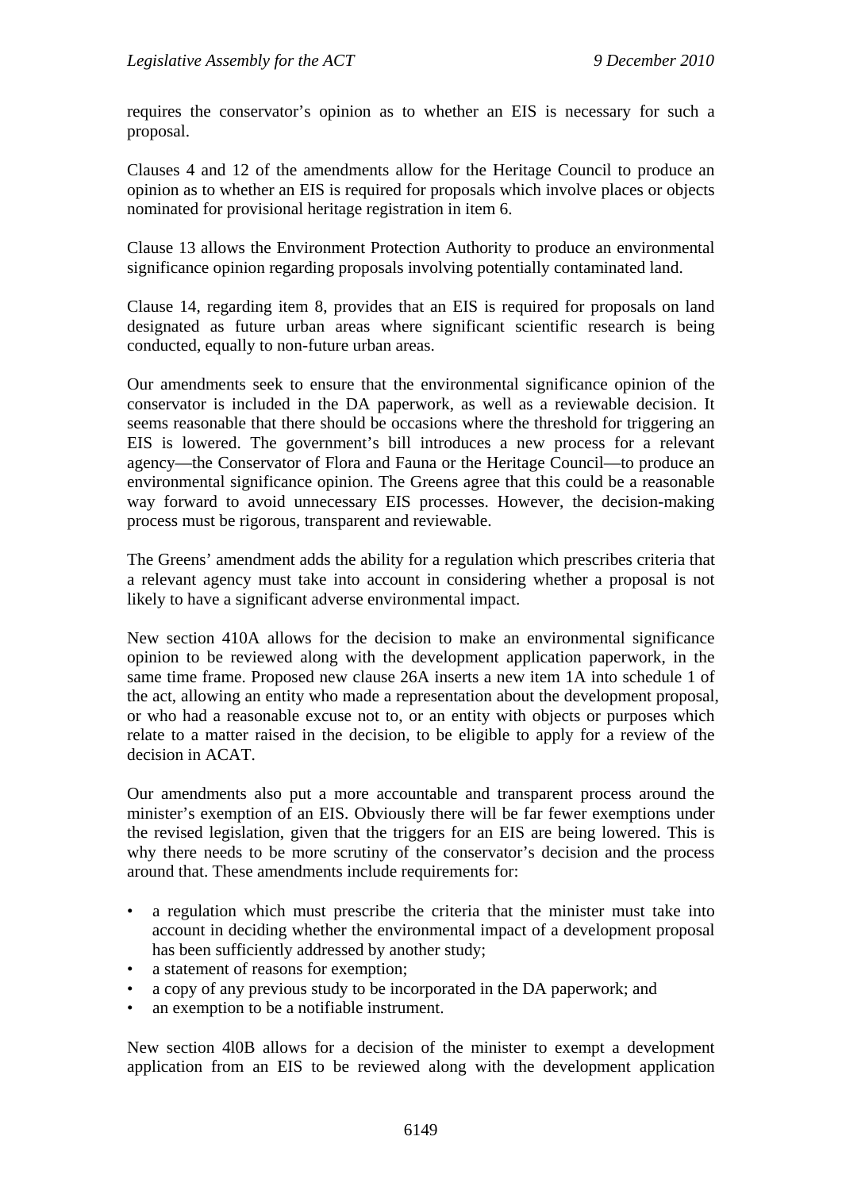requires the conservator's opinion as to whether an EIS is necessary for such a proposal.

Clauses 4 and 12 of the amendments allow for the Heritage Council to produce an opinion as to whether an EIS is required for proposals which involve places or objects nominated for provisional heritage registration in item 6.

Clause 13 allows the Environment Protection Authority to produce an environmental significance opinion regarding proposals involving potentially contaminated land.

Clause 14, regarding item 8, provides that an EIS is required for proposals on land designated as future urban areas where significant scientific research is being conducted, equally to non-future urban areas.

Our amendments seek to ensure that the environmental significance opinion of the conservator is included in the DA paperwork, as well as a reviewable decision. It seems reasonable that there should be occasions where the threshold for triggering an EIS is lowered. The government's bill introduces a new process for a relevant agency—the Conservator of Flora and Fauna or the Heritage Council—to produce an environmental significance opinion. The Greens agree that this could be a reasonable way forward to avoid unnecessary EIS processes. However, the decision-making process must be rigorous, transparent and reviewable.

The Greens' amendment adds the ability for a regulation which prescribes criteria that a relevant agency must take into account in considering whether a proposal is not likely to have a significant adverse environmental impact.

New section 410A allows for the decision to make an environmental significance opinion to be reviewed along with the development application paperwork, in the same time frame. Proposed new clause 26A inserts a new item 1A into schedule 1 of the act, allowing an entity who made a representation about the development proposal, or who had a reasonable excuse not to, or an entity with objects or purposes which relate to a matter raised in the decision, to be eligible to apply for a review of the decision in ACAT.

Our amendments also put a more accountable and transparent process around the minister's exemption of an EIS. Obviously there will be far fewer exemptions under the revised legislation, given that the triggers for an EIS are being lowered. This is why there needs to be more scrutiny of the conservator's decision and the process around that. These amendments include requirements for:

- a regulation which must prescribe the criteria that the minister must take into account in deciding whether the environmental impact of a development proposal has been sufficiently addressed by another study;
- a statement of reasons for exemption;
- a copy of any previous study to be incorporated in the DA paperwork; and
- an exemption to be a notifiable instrument.

New section 4l0B allows for a decision of the minister to exempt a development application from an EIS to be reviewed along with the development application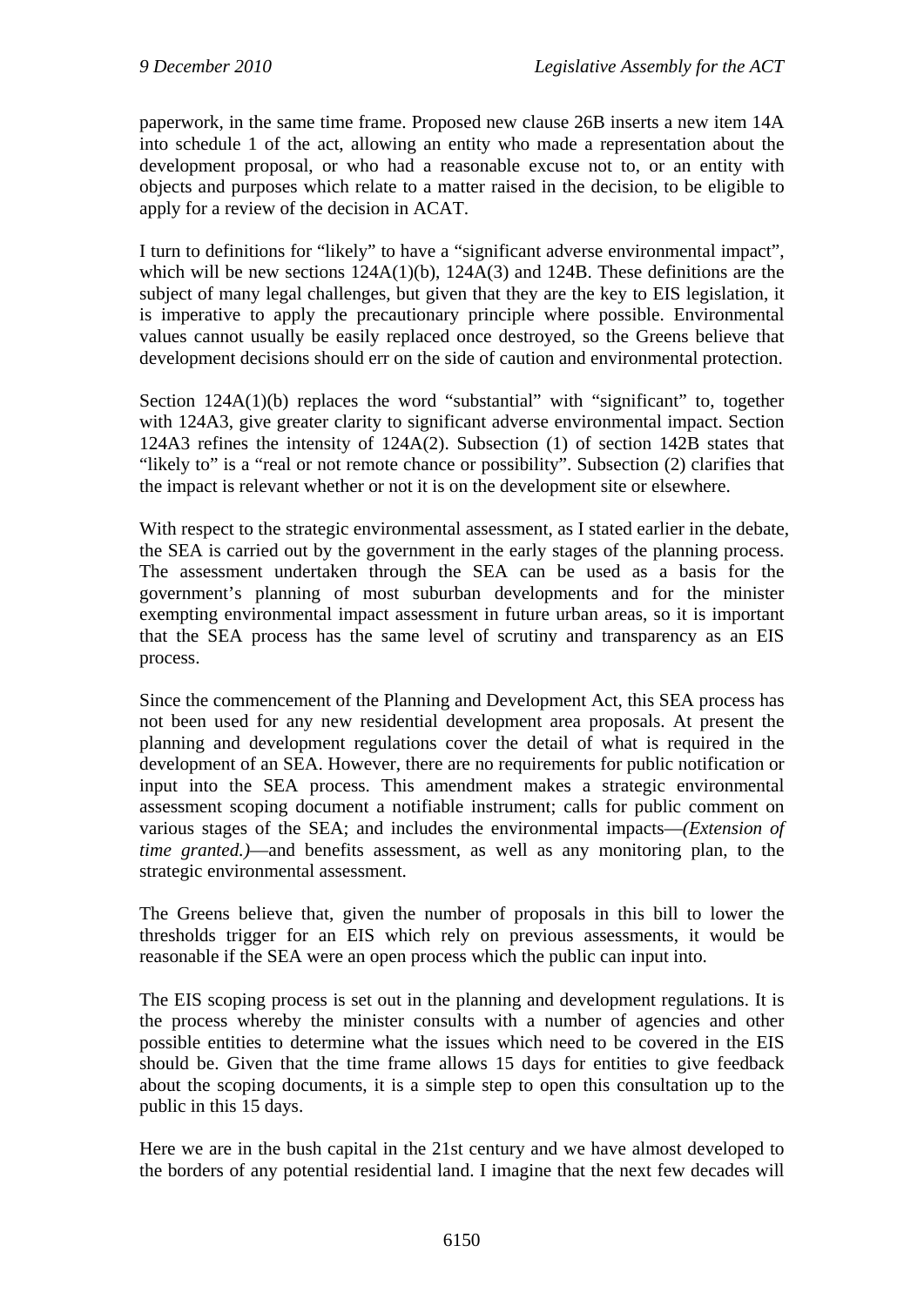paperwork, in the same time frame. Proposed new clause 26B inserts a new item 14A into schedule 1 of the act, allowing an entity who made a representation about the development proposal, or who had a reasonable excuse not to, or an entity with objects and purposes which relate to a matter raised in the decision, to be eligible to apply for a review of the decision in ACAT.

I turn to definitions for "likely" to have a "significant adverse environmental impact", which will be new sections 124A(1)(b), 124A(3) and 124B. These definitions are the subject of many legal challenges, but given that they are the key to EIS legislation, it is imperative to apply the precautionary principle where possible. Environmental values cannot usually be easily replaced once destroyed, so the Greens believe that development decisions should err on the side of caution and environmental protection.

Section 124A(1)(b) replaces the word "substantial" with "significant" to, together with 124A3, give greater clarity to significant adverse environmental impact. Section 124A3 refines the intensity of 124A(2). Subsection (1) of section 142B states that "likely to" is a "real or not remote chance or possibility". Subsection (2) clarifies that the impact is relevant whether or not it is on the development site or elsewhere.

With respect to the strategic environmental assessment, as I stated earlier in the debate, the SEA is carried out by the government in the early stages of the planning process. The assessment undertaken through the SEA can be used as a basis for the government's planning of most suburban developments and for the minister exempting environmental impact assessment in future urban areas, so it is important that the SEA process has the same level of scrutiny and transparency as an EIS process.

Since the commencement of the Planning and Development Act, this SEA process has not been used for any new residential development area proposals. At present the planning and development regulations cover the detail of what is required in the development of an SEA. However, there are no requirements for public notification or input into the SEA process. This amendment makes a strategic environmental assessment scoping document a notifiable instrument; calls for public comment on various stages of the SEA; and includes the environmental impacts—*(Extension of time granted.)*—and benefits assessment, as well as any monitoring plan, to the strategic environmental assessment.

The Greens believe that, given the number of proposals in this bill to lower the thresholds trigger for an EIS which rely on previous assessments, it would be reasonable if the SEA were an open process which the public can input into.

The EIS scoping process is set out in the planning and development regulations. It is the process whereby the minister consults with a number of agencies and other possible entities to determine what the issues which need to be covered in the EIS should be. Given that the time frame allows 15 days for entities to give feedback about the scoping documents, it is a simple step to open this consultation up to the public in this 15 days.

Here we are in the bush capital in the 21st century and we have almost developed to the borders of any potential residential land. I imagine that the next few decades will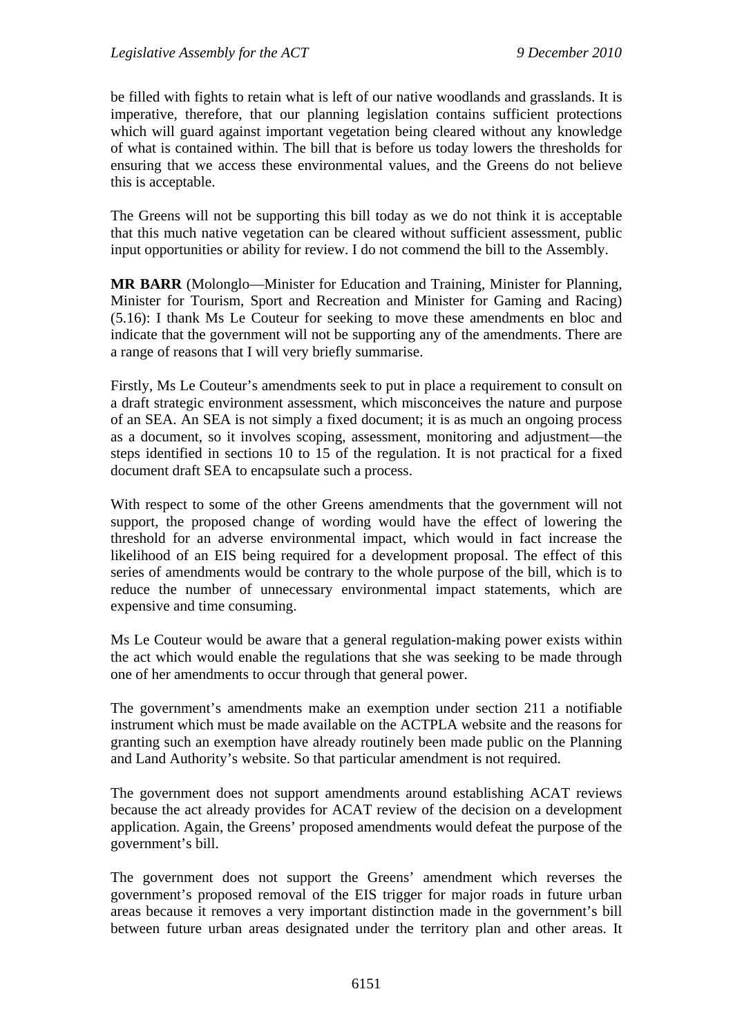be filled with fights to retain what is left of our native woodlands and grasslands. It is imperative, therefore, that our planning legislation contains sufficient protections which will guard against important vegetation being cleared without any knowledge of what is contained within. The bill that is before us today lowers the thresholds for ensuring that we access these environmental values, and the Greens do not believe this is acceptable.

The Greens will not be supporting this bill today as we do not think it is acceptable that this much native vegetation can be cleared without sufficient assessment, public input opportunities or ability for review. I do not commend the bill to the Assembly.

**MR BARR** (Molonglo—Minister for Education and Training, Minister for Planning, Minister for Tourism, Sport and Recreation and Minister for Gaming and Racing) (5.16): I thank Ms Le Couteur for seeking to move these amendments en bloc and indicate that the government will not be supporting any of the amendments. There are a range of reasons that I will very briefly summarise.

Firstly, Ms Le Couteur's amendments seek to put in place a requirement to consult on a draft strategic environment assessment, which misconceives the nature and purpose of an SEA. An SEA is not simply a fixed document; it is as much an ongoing process as a document, so it involves scoping, assessment, monitoring and adjustment—the steps identified in sections 10 to 15 of the regulation. It is not practical for a fixed document draft SEA to encapsulate such a process.

With respect to some of the other Greens amendments that the government will not support, the proposed change of wording would have the effect of lowering the threshold for an adverse environmental impact, which would in fact increase the likelihood of an EIS being required for a development proposal. The effect of this series of amendments would be contrary to the whole purpose of the bill, which is to reduce the number of unnecessary environmental impact statements, which are expensive and time consuming.

Ms Le Couteur would be aware that a general regulation-making power exists within the act which would enable the regulations that she was seeking to be made through one of her amendments to occur through that general power.

The government's amendments make an exemption under section 211 a notifiable instrument which must be made available on the ACTPLA website and the reasons for granting such an exemption have already routinely been made public on the Planning and Land Authority's website. So that particular amendment is not required.

The government does not support amendments around establishing ACAT reviews because the act already provides for ACAT review of the decision on a development application. Again, the Greens' proposed amendments would defeat the purpose of the government's bill.

The government does not support the Greens' amendment which reverses the government's proposed removal of the EIS trigger for major roads in future urban areas because it removes a very important distinction made in the government's bill between future urban areas designated under the territory plan and other areas. It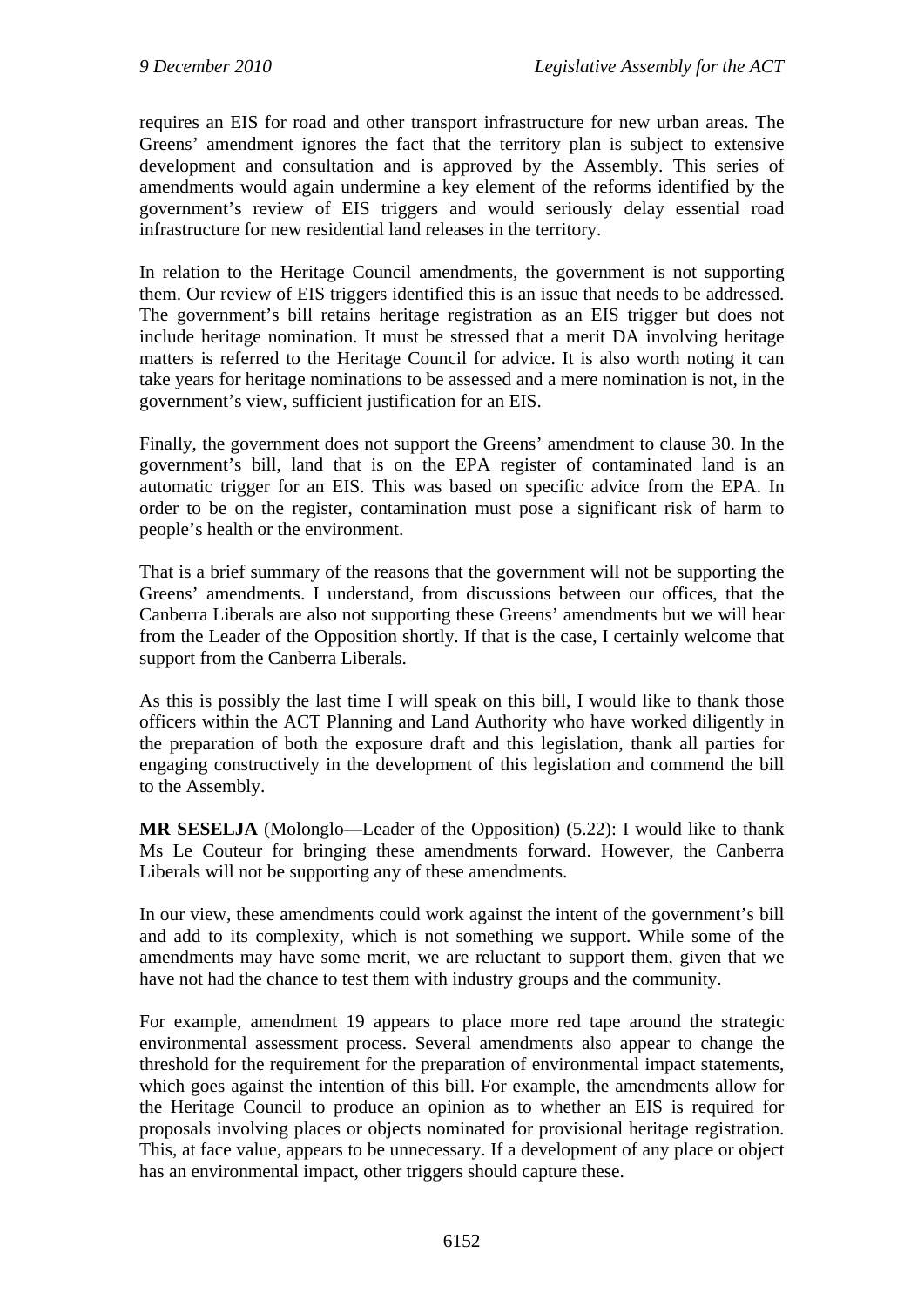requires an EIS for road and other transport infrastructure for new urban areas. The Greens' amendment ignores the fact that the territory plan is subject to extensive development and consultation and is approved by the Assembly. This series of amendments would again undermine a key element of the reforms identified by the government's review of EIS triggers and would seriously delay essential road infrastructure for new residential land releases in the territory.

In relation to the Heritage Council amendments, the government is not supporting them. Our review of EIS triggers identified this is an issue that needs to be addressed. The government's bill retains heritage registration as an EIS trigger but does not include heritage nomination. It must be stressed that a merit DA involving heritage matters is referred to the Heritage Council for advice. It is also worth noting it can take years for heritage nominations to be assessed and a mere nomination is not, in the government's view, sufficient justification for an EIS.

Finally, the government does not support the Greens' amendment to clause 30. In the government's bill, land that is on the EPA register of contaminated land is an automatic trigger for an EIS. This was based on specific advice from the EPA. In order to be on the register, contamination must pose a significant risk of harm to people's health or the environment.

That is a brief summary of the reasons that the government will not be supporting the Greens' amendments. I understand, from discussions between our offices, that the Canberra Liberals are also not supporting these Greens' amendments but we will hear from the Leader of the Opposition shortly. If that is the case, I certainly welcome that support from the Canberra Liberals.

As this is possibly the last time I will speak on this bill, I would like to thank those officers within the ACT Planning and Land Authority who have worked diligently in the preparation of both the exposure draft and this legislation, thank all parties for engaging constructively in the development of this legislation and commend the bill to the Assembly.

**MR SESELJA** (Molonglo—Leader of the Opposition) (5.22): I would like to thank Ms Le Couteur for bringing these amendments forward. However, the Canberra Liberals will not be supporting any of these amendments.

In our view, these amendments could work against the intent of the government's bill and add to its complexity, which is not something we support. While some of the amendments may have some merit, we are reluctant to support them, given that we have not had the chance to test them with industry groups and the community.

For example, amendment 19 appears to place more red tape around the strategic environmental assessment process. Several amendments also appear to change the threshold for the requirement for the preparation of environmental impact statements, which goes against the intention of this bill. For example, the amendments allow for the Heritage Council to produce an opinion as to whether an EIS is required for proposals involving places or objects nominated for provisional heritage registration. This, at face value, appears to be unnecessary. If a development of any place or object has an environmental impact, other triggers should capture these.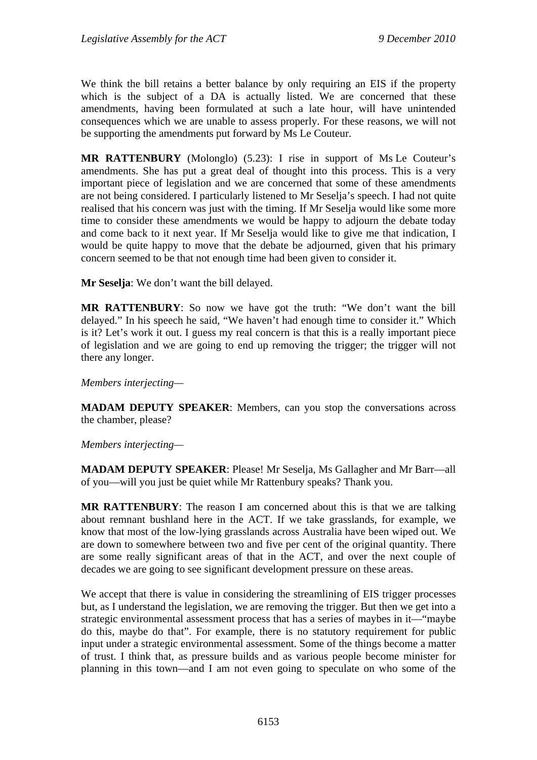We think the bill retains a better balance by only requiring an EIS if the property which is the subject of a DA is actually listed. We are concerned that these amendments, having been formulated at such a late hour, will have unintended consequences which we are unable to assess properly. For these reasons, we will not be supporting the amendments put forward by Ms Le Couteur.

**MR RATTENBURY** (Molonglo) (5.23): I rise in support of Ms Le Couteur's amendments. She has put a great deal of thought into this process. This is a very important piece of legislation and we are concerned that some of these amendments are not being considered. I particularly listened to Mr Seselja's speech. I had not quite realised that his concern was just with the timing. If Mr Seselja would like some more time to consider these amendments we would be happy to adjourn the debate today and come back to it next year. If Mr Seselja would like to give me that indication, I would be quite happy to move that the debate be adjourned, given that his primary concern seemed to be that not enough time had been given to consider it.

**Mr Seselja**: We don't want the bill delayed.

**MR RATTENBURY**: So now we have got the truth: "We don't want the bill delayed." In his speech he said, "We haven't had enough time to consider it." Which is it? Let's work it out. I guess my real concern is that this is a really important piece of legislation and we are going to end up removing the trigger; the trigger will not there any longer.

*Members interjecting*—

**MADAM DEPUTY SPEAKER**: Members, can you stop the conversations across the chamber, please?

*Members interjecting*—

**MADAM DEPUTY SPEAKER**: Please! Mr Seselja, Ms Gallagher and Mr Barr—all of you—will you just be quiet while Mr Rattenbury speaks? Thank you.

**MR RATTENBURY**: The reason I am concerned about this is that we are talking about remnant bushland here in the ACT. If we take grasslands, for example, we know that most of the low-lying grasslands across Australia have been wiped out. We are down to somewhere between two and five per cent of the original quantity. There are some really significant areas of that in the ACT, and over the next couple of decades we are going to see significant development pressure on these areas.

We accept that there is value in considering the streamlining of EIS trigger processes but, as I understand the legislation, we are removing the trigger. But then we get into a strategic environmental assessment process that has a series of maybes in it—"maybe do this, maybe do that". For example, there is no statutory requirement for public input under a strategic environmental assessment. Some of the things become a matter of trust. I think that, as pressure builds and as various people become minister for planning in this town—and I am not even going to speculate on who some of the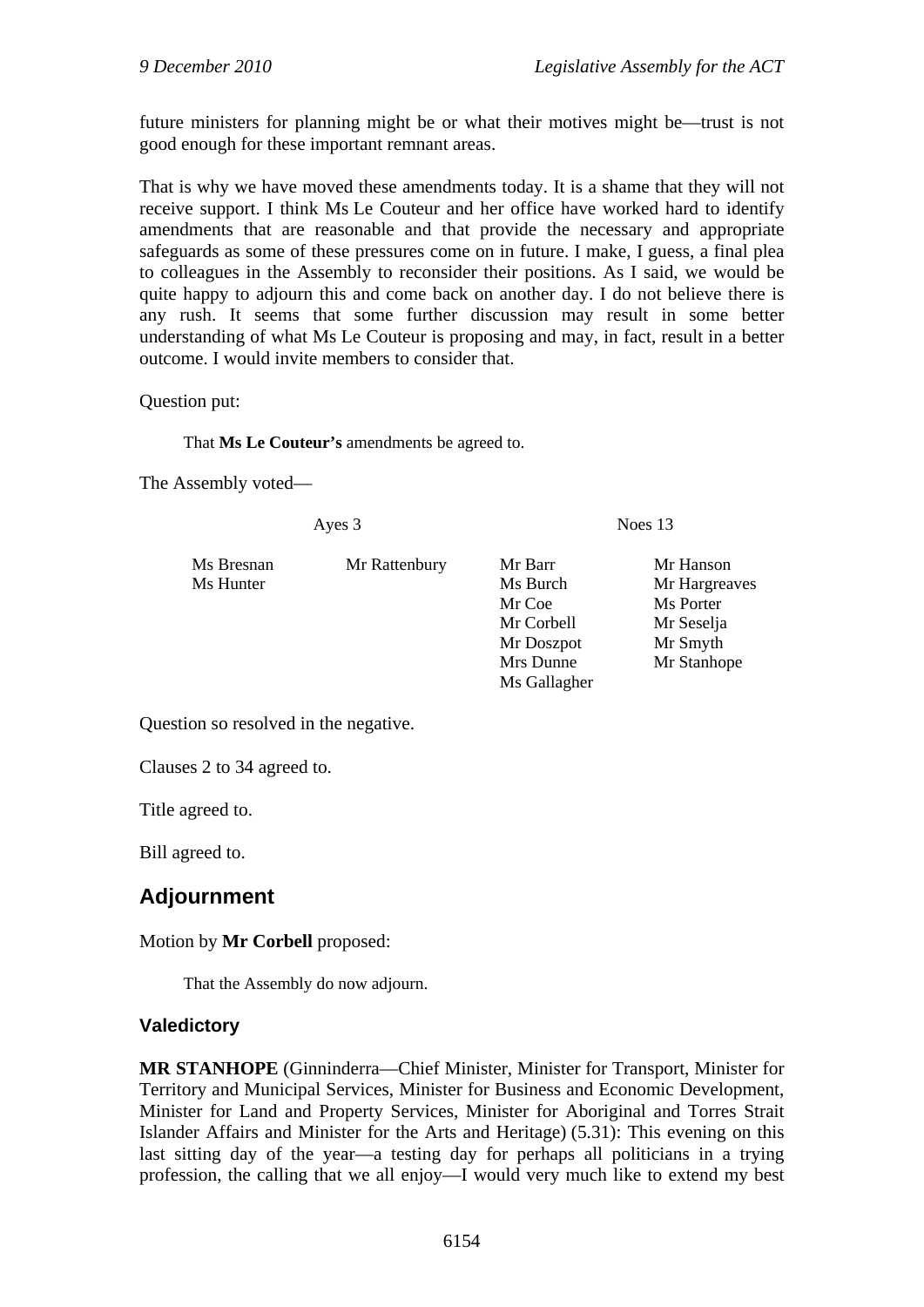future ministers for planning might be or what their motives might be—trust is not good enough for these important remnant areas.

That is why we have moved these amendments today. It is a shame that they will not receive support. I think Ms Le Couteur and her office have worked hard to identify amendments that are reasonable and that provide the necessary and appropriate safeguards as some of these pressures come on in future. I make, I guess, a final plea to colleagues in the Assembly to reconsider their positions. As I said, we would be quite happy to adjourn this and come back on another day. I do not believe there is any rush. It seems that some further discussion may result in some better understanding of what Ms Le Couteur is proposing and may, in fact, result in a better outcome. I would invite members to consider that.

Question put:

> That **Ms Le Couteur's** amendments be agreed to.

The Assembly voted—

| Ayes 3 | | Noes 13 | |
|---|---|---|---|
| Ms Bresnan | Mr Rattenbury | Mr Barr | Mr Hanson |
| Ms Hunter | | Ms Burch | Mr Hargreaves |
| | | Mr Coe | Ms Porter |
| | | Mr Corbell | Mr Seselja |
| | | Mr Doszpot | Mr Smyth |
| | | Mrs Dunne | Mr Stanhope |
| | | Ms Gallagher | |

Question so resolved in the negative.

Clauses 2 to 34 agreed to.

Title agreed to.

Bill agreed to.

## Adjournment

Motion by **Mr Corbell** proposed:

> That the Assembly do now adjourn.

### Valedictory

**MR STANHOPE** (Ginninderra—Chief Minister, Minister for Transport, Minister for Territory and Municipal Services, Minister for Business and Economic Development, Minister for Land and Property Services, Minister for Aboriginal and Torres Strait Islander Affairs and Minister for the Arts and Heritage) (5.31): This evening on this last sitting day of the year—a testing day for perhaps all politicians in a trying profession, the calling that we all enjoy—I would very much like to extend my best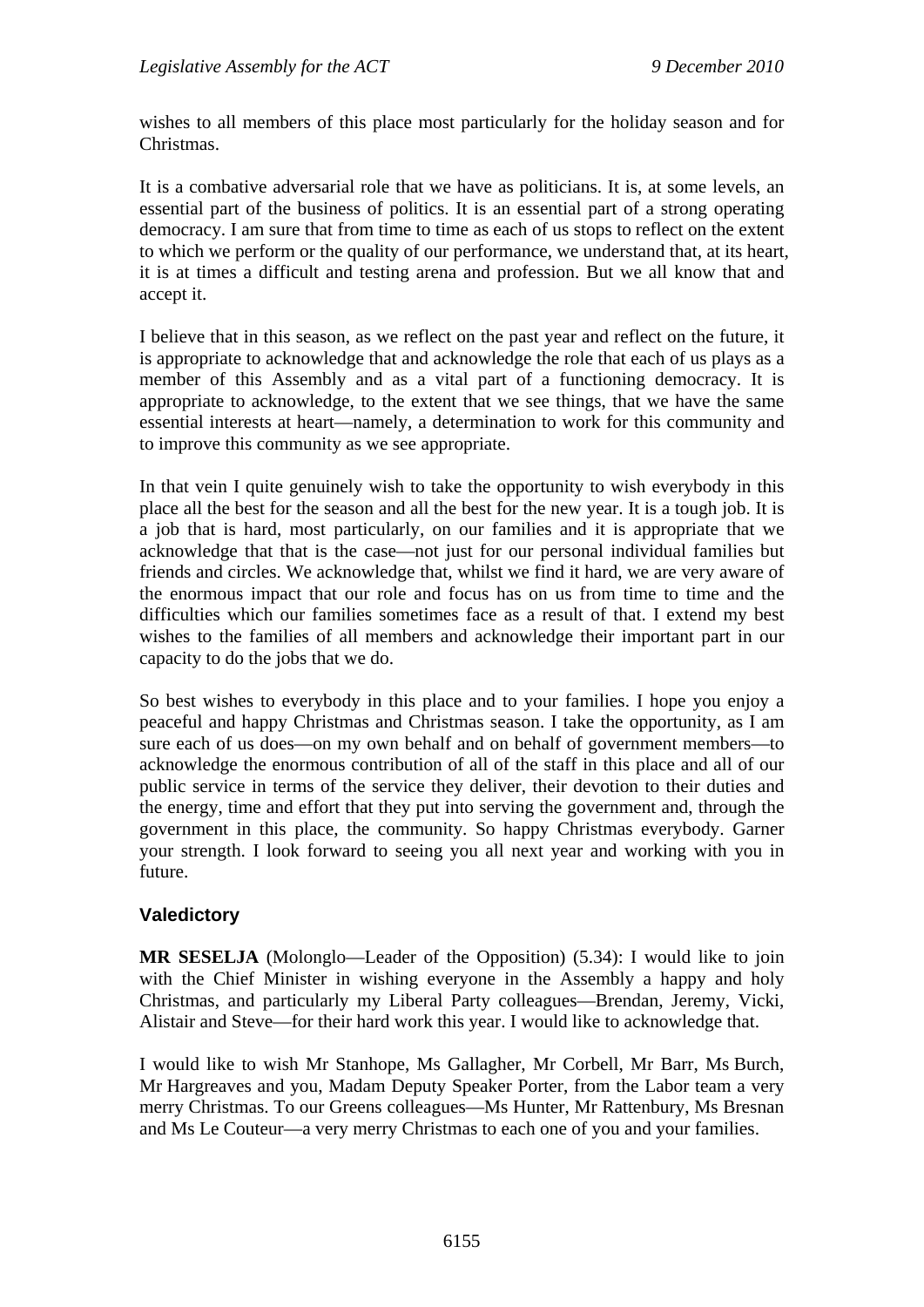wishes to all members of this place most particularly for the holiday season and for Christmas.

It is a combative adversarial role that we have as politicians. It is, at some levels, an essential part of the business of politics. It is an essential part of a strong operating democracy. I am sure that from time to time as each of us stops to reflect on the extent to which we perform or the quality of our performance, we understand that, at its heart, it is at times a difficult and testing arena and profession. But we all know that and accept it.

I believe that in this season, as we reflect on the past year and reflect on the future, it is appropriate to acknowledge that and acknowledge the role that each of us plays as a member of this Assembly and as a vital part of a functioning democracy. It is appropriate to acknowledge, to the extent that we see things, that we have the same essential interests at heart—namely, a determination to work for this community and to improve this community as we see appropriate.

In that vein I quite genuinely wish to take the opportunity to wish everybody in this place all the best for the season and all the best for the new year. It is a tough job. It is a job that is hard, most particularly, on our families and it is appropriate that we acknowledge that that is the case—not just for our personal individual families but friends and circles. We acknowledge that, whilst we find it hard, we are very aware of the enormous impact that our role and focus has on us from time to time and the difficulties which our families sometimes face as a result of that. I extend my best wishes to the families of all members and acknowledge their important part in our capacity to do the jobs that we do.

So best wishes to everybody in this place and to your families. I hope you enjoy a peaceful and happy Christmas and Christmas season. I take the opportunity, as I am sure each of us does—on my own behalf and on behalf of government members—to acknowledge the enormous contribution of all of the staff in this place and all of our public service in terms of the service they deliver, their devotion to their duties and the energy, time and effort that they put into serving the government and, through the government in this place, the community. So happy Christmas everybody. Garner your strength. I look forward to seeing you all next year and working with you in future.

## Valedictory

**MR SESELJA** (Molonglo—Leader of the Opposition) (5.34): I would like to join with the Chief Minister in wishing everyone in the Assembly a happy and holy Christmas, and particularly my Liberal Party colleagues—Brendan, Jeremy, Vicki, Alistair and Steve—for their hard work this year. I would like to acknowledge that.

I would like to wish Mr Stanhope, Ms Gallagher, Mr Corbell, Mr Barr, Ms Burch, Mr Hargreaves and you, Madam Deputy Speaker Porter, from the Labor team a very merry Christmas. To our Greens colleagues—Ms Hunter, Mr Rattenbury, Ms Bresnan and Ms Le Couteur—a very merry Christmas to each one of you and your families.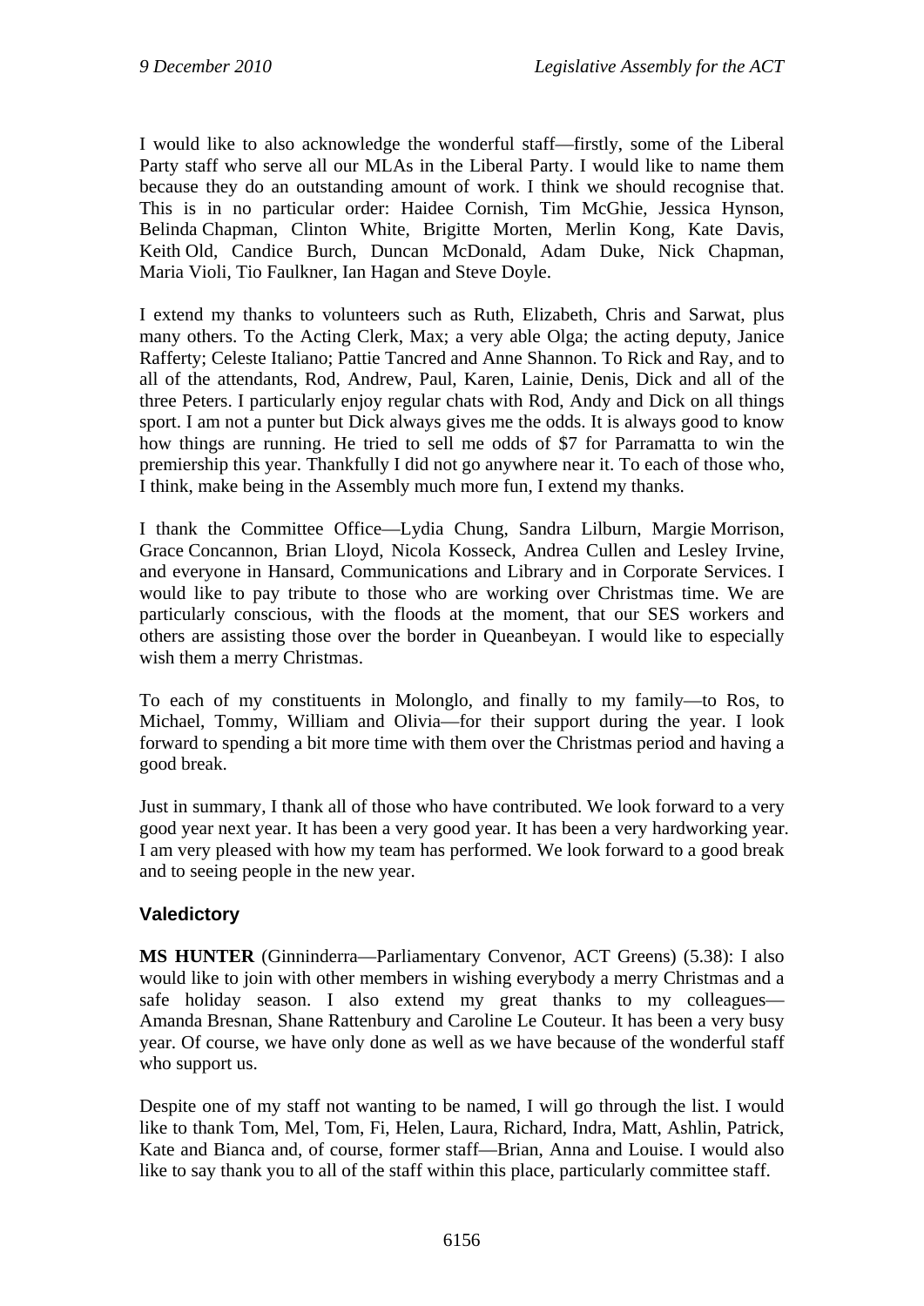I would like to also acknowledge the wonderful staff—firstly, some of the Liberal Party staff who serve all our MLAs in the Liberal Party. I would like to name them because they do an outstanding amount of work. I think we should recognise that. This is in no particular order: Haidee Cornish, Tim McGhie, Jessica Hynson, Belinda Chapman, Clinton White, Brigitte Morten, Merlin Kong, Kate Davis, Keith Old, Candice Burch, Duncan McDonald, Adam Duke, Nick Chapman, Maria Violi, Tio Faulkner, Ian Hagan and Steve Doyle.

I extend my thanks to volunteers such as Ruth, Elizabeth, Chris and Sarwat, plus many others. To the Acting Clerk, Max; a very able Olga; the acting deputy, Janice Rafferty; Celeste Italiano; Pattie Tancred and Anne Shannon. To Rick and Ray, and to all of the attendants, Rod, Andrew, Paul, Karen, Lainie, Denis, Dick and all of the three Peters. I particularly enjoy regular chats with Rod, Andy and Dick on all things sport. I am not a punter but Dick always gives me the odds. It is always good to know how things are running. He tried to sell me odds of $7 for Parramatta to win the premiership this year. Thankfully I did not go anywhere near it. To each of those who, I think, make being in the Assembly much more fun, I extend my thanks.

I thank the Committee Office—Lydia Chung, Sandra Lilburn, Margie Morrison, Grace Concannon, Brian Lloyd, Nicola Kosseck, Andrea Cullen and Lesley Irvine, and everyone in Hansard, Communications and Library and in Corporate Services. I would like to pay tribute to those who are working over Christmas time. We are particularly conscious, with the floods at the moment, that our SES workers and others are assisting those over the border in Queanbeyan. I would like to especially wish them a merry Christmas.

To each of my constituents in Molonglo, and finally to my family—to Ros, to Michael, Tommy, William and Olivia—for their support during the year. I look forward to spending a bit more time with them over the Christmas period and having a good break.

Just in summary, I thank all of those who have contributed. We look forward to a very good year next year. It has been a very good year. It has been a very hardworking year. I am very pleased with how my team has performed. We look forward to a good break and to seeing people in the new year.

## Valedictory

**MS HUNTER** (Ginninderra—Parliamentary Convenor, ACT Greens) (5.38): I also would like to join with other members in wishing everybody a merry Christmas and a safe holiday season. I also extend my great thanks to my colleagues—Amanda Bresnan, Shane Rattenbury and Caroline Le Couteur. It has been a very busy year. Of course, we have only done as well as we have because of the wonderful staff who support us.

Despite one of my staff not wanting to be named, I will go through the list. I would like to thank Tom, Mel, Tom, Fi, Helen, Laura, Richard, Indra, Matt, Ashlin, Patrick, Kate and Bianca and, of course, former staff—Brian, Anna and Louise. I would also like to say thank you to all of the staff within this place, particularly committee staff.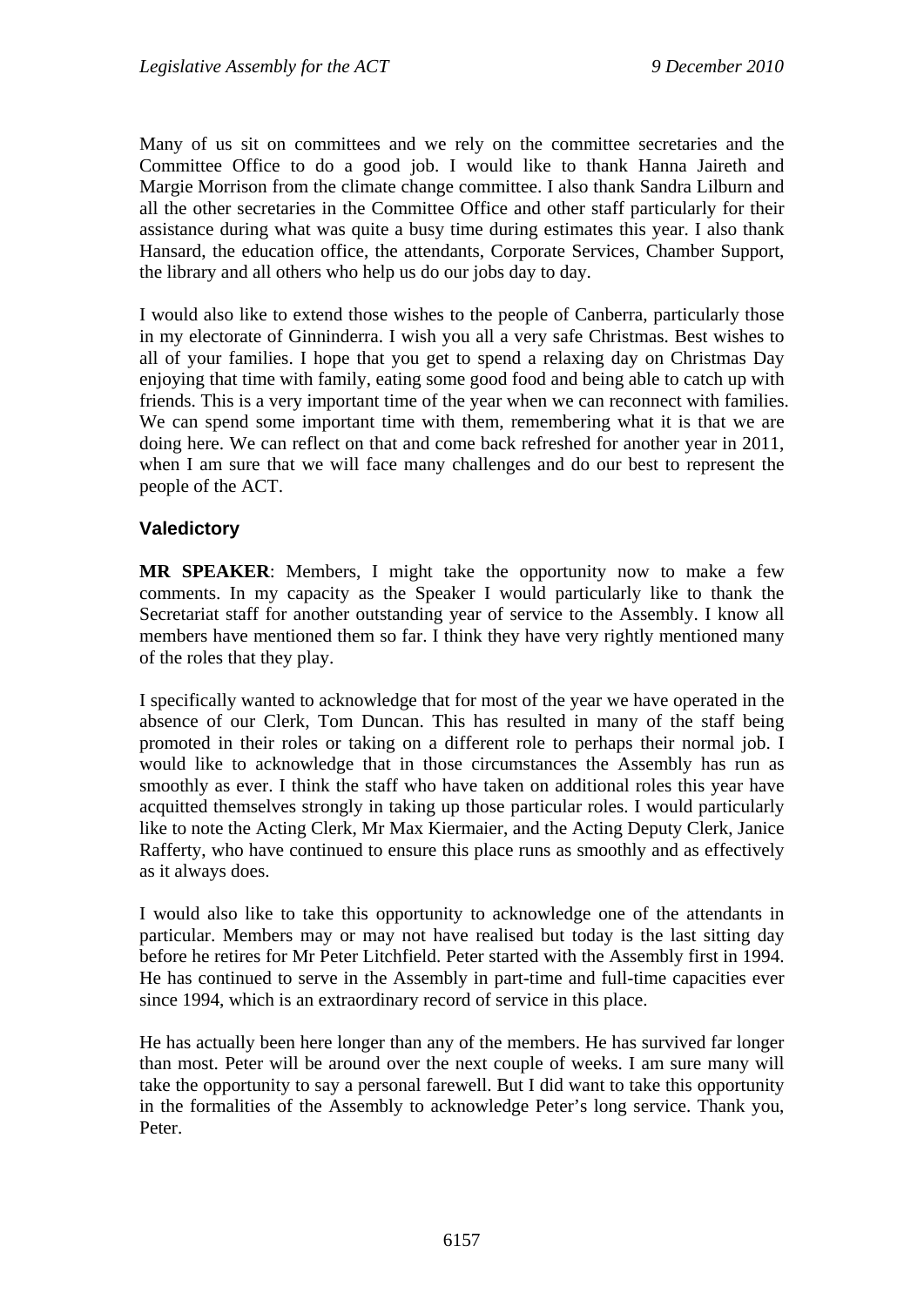Many of us sit on committees and we rely on the committee secretaries and the Committee Office to do a good job. I would like to thank Hanna Jaireth and Margie Morrison from the climate change committee. I also thank Sandra Lilburn and all the other secretaries in the Committee Office and other staff particularly for their assistance during what was quite a busy time during estimates this year. I also thank Hansard, the education office, the attendants, Corporate Services, Chamber Support, the library and all others who help us do our jobs day to day.

I would also like to extend those wishes to the people of Canberra, particularly those in my electorate of Ginninderra. I wish you all a very safe Christmas. Best wishes to all of your families. I hope that you get to spend a relaxing day on Christmas Day enjoying that time with family, eating some good food and being able to catch up with friends. This is a very important time of the year when we can reconnect with families. We can spend some important time with them, remembering what it is that we are doing here. We can reflect on that and come back refreshed for another year in 2011, when I am sure that we will face many challenges and do our best to represent the people of the ACT.

### Valedictory

**MR SPEAKER**: Members, I might take the opportunity now to make a few comments. In my capacity as the Speaker I would particularly like to thank the Secretariat staff for another outstanding year of service to the Assembly. I know all members have mentioned them so far. I think they have very rightly mentioned many of the roles that they play.

I specifically wanted to acknowledge that for most of the year we have operated in the absence of our Clerk, Tom Duncan. This has resulted in many of the staff being promoted in their roles or taking on a different role to perhaps their normal job. I would like to acknowledge that in those circumstances the Assembly has run as smoothly as ever. I think the staff who have taken on additional roles this year have acquitted themselves strongly in taking up those particular roles. I would particularly like to note the Acting Clerk, Mr Max Kiermaier, and the Acting Deputy Clerk, Janice Rafferty, who have continued to ensure this place runs as smoothly and as effectively as it always does.

I would also like to take this opportunity to acknowledge one of the attendants in particular. Members may or may not have realised but today is the last sitting day before he retires for Mr Peter Litchfield. Peter started with the Assembly first in 1994. He has continued to serve in the Assembly in part-time and full-time capacities ever since 1994, which is an extraordinary record of service in this place.

He has actually been here longer than any of the members. He has survived far longer than most. Peter will be around over the next couple of weeks. I am sure many will take the opportunity to say a personal farewell. But I did want to take this opportunity in the formalities of the Assembly to acknowledge Peter's long service. Thank you, Peter.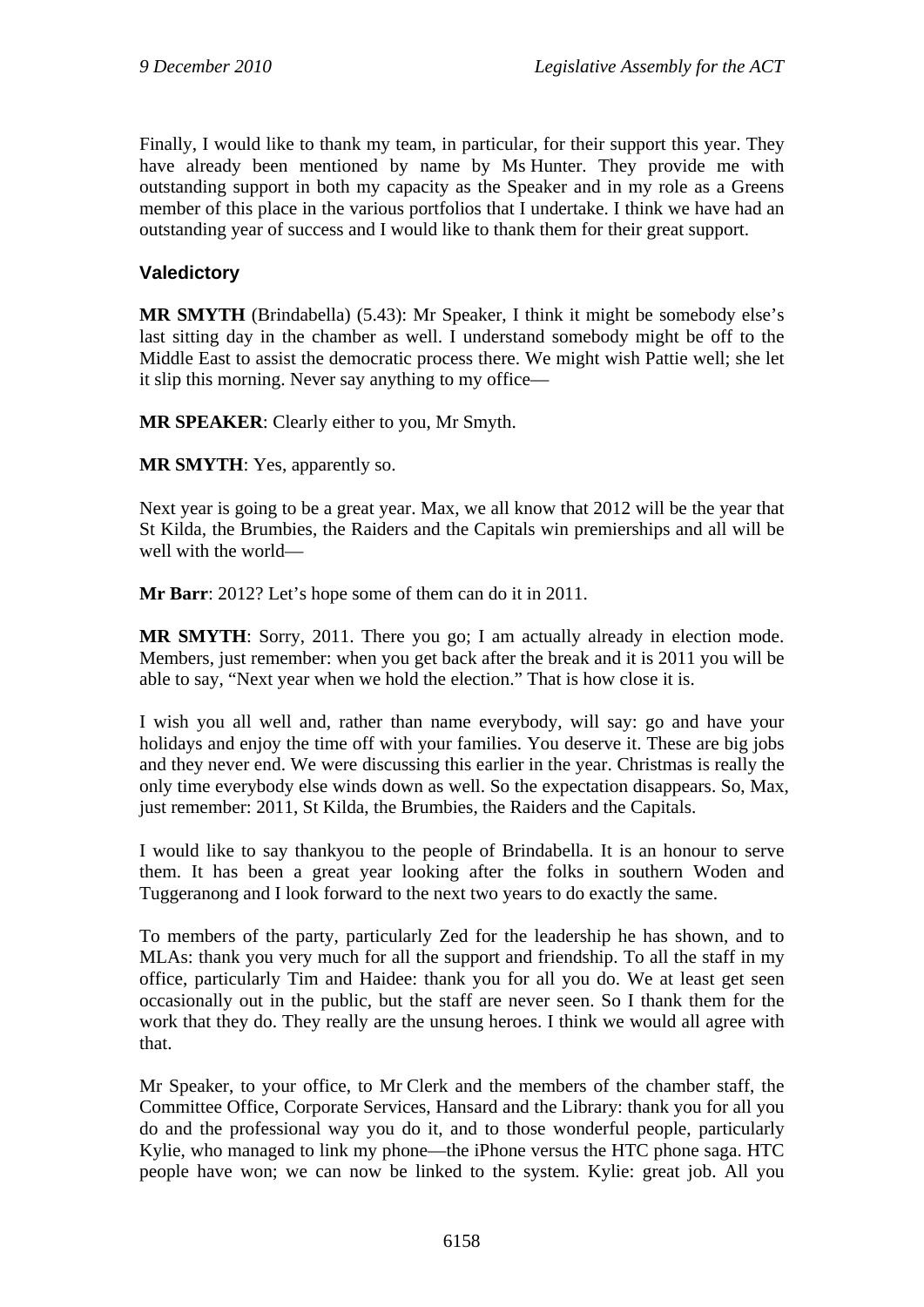Finally, I would like to thank my team, in particular, for their support this year. They have already been mentioned by name by Ms Hunter. They provide me with outstanding support in both my capacity as the Speaker and in my role as a Greens member of this place in the various portfolios that I undertake. I think we have had an outstanding year of success and I would like to thank them for their great support.

### Valedictory

**MR SMYTH** (Brindabella) (5.43): Mr Speaker, I think it might be somebody else's last sitting day in the chamber as well. I understand somebody might be off to the Middle East to assist the democratic process there. We might wish Pattie well; she let it slip this morning. Never say anything to my office—

**MR SPEAKER**: Clearly either to you, Mr Smyth.

**MR SMYTH**: Yes, apparently so.

Next year is going to be a great year. Max, we all know that 2012 will be the year that St Kilda, the Brumbies, the Raiders and the Capitals win premierships and all will be well with the world—

**Mr Barr**: 2012? Let's hope some of them can do it in 2011.

**MR SMYTH**: Sorry, 2011. There you go; I am actually already in election mode. Members, just remember: when you get back after the break and it is 2011 you will be able to say, "Next year when we hold the election." That is how close it is.

I wish you all well and, rather than name everybody, will say: go and have your holidays and enjoy the time off with your families. You deserve it. These are big jobs and they never end. We were discussing this earlier in the year. Christmas is really the only time everybody else winds down as well. So the expectation disappears. So, Max, just remember: 2011, St Kilda, the Brumbies, the Raiders and the Capitals.

I would like to say thankyou to the people of Brindabella. It is an honour to serve them. It has been a great year looking after the folks in southern Woden and Tuggeranong and I look forward to the next two years to do exactly the same.

To members of the party, particularly Zed for the leadership he has shown, and to MLAs: thank you very much for all the support and friendship. To all the staff in my office, particularly Tim and Haidee: thank you for all you do. We at least get seen occasionally out in the public, but the staff are never seen. So I thank them for the work that they do. They really are the unsung heroes. I think we would all agree with that.

Mr Speaker, to your office, to Mr Clerk and the members of the chamber staff, the Committee Office, Corporate Services, Hansard and the Library: thank you for all you do and the professional way you do it, and to those wonderful people, particularly Kylie, who managed to link my phone—the iPhone versus the HTC phone saga. HTC people have won; we can now be linked to the system. Kylie: great job. All you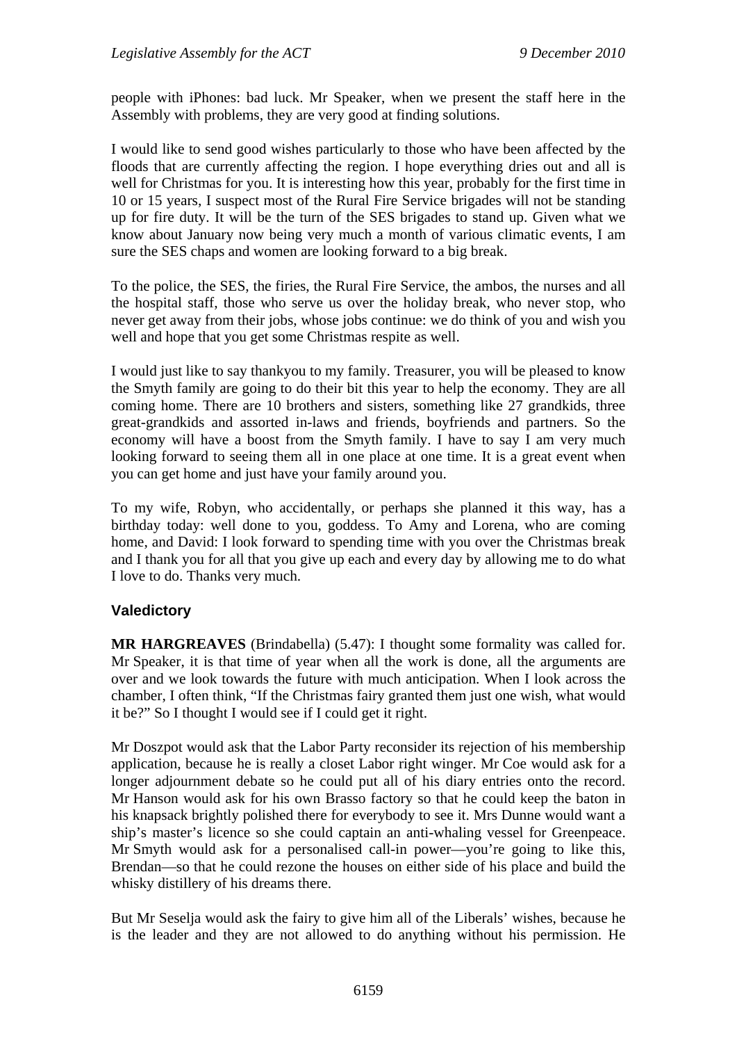people with iPhones: bad luck. Mr Speaker, when we present the staff here in the Assembly with problems, they are very good at finding solutions.

I would like to send good wishes particularly to those who have been affected by the floods that are currently affecting the region. I hope everything dries out and all is well for Christmas for you. It is interesting how this year, probably for the first time in 10 or 15 years, I suspect most of the Rural Fire Service brigades will not be standing up for fire duty. It will be the turn of the SES brigades to stand up. Given what we know about January now being very much a month of various climatic events, I am sure the SES chaps and women are looking forward to a big break.

To the police, the SES, the firies, the Rural Fire Service, the ambos, the nurses and all the hospital staff, those who serve us over the holiday break, who never stop, who never get away from their jobs, whose jobs continue: we do think of you and wish you well and hope that you get some Christmas respite as well.

I would just like to say thankyou to my family. Treasurer, you will be pleased to know the Smyth family are going to do their bit this year to help the economy. They are all coming home. There are 10 brothers and sisters, something like 27 grandkids, three great-grandkids and assorted in-laws and friends, boyfriends and partners. So the economy will have a boost from the Smyth family. I have to say I am very much looking forward to seeing them all in one place at one time. It is a great event when you can get home and just have your family around you.

To my wife, Robyn, who accidentally, or perhaps she planned it this way, has a birthday today: well done to you, goddess. To Amy and Lorena, who are coming home, and David: I look forward to spending time with you over the Christmas break and I thank you for all that you give up each and every day by allowing me to do what I love to do. Thanks very much.

## Valedictory

**MR HARGREAVES** (Brindabella) (5.47): I thought some formality was called for. Mr Speaker, it is that time of year when all the work is done, all the arguments are over and we look towards the future with much anticipation. When I look across the chamber, I often think, "If the Christmas fairy granted them just one wish, what would it be?" So I thought I would see if I could get it right.

Mr Doszpot would ask that the Labor Party reconsider its rejection of his membership application, because he is really a closet Labor right winger. Mr Coe would ask for a longer adjournment debate so he could put all of his diary entries onto the record. Mr Hanson would ask for his own Brasso factory so that he could keep the baton in his knapsack brightly polished there for everybody to see it. Mrs Dunne would want a ship's master's licence so she could captain an anti-whaling vessel for Greenpeace. Mr Smyth would ask for a personalised call-in power—you're going to like this, Brendan—so that he could rezone the houses on either side of his place and build the whisky distillery of his dreams there.

But Mr Seselja would ask the fairy to give him all of the Liberals' wishes, because he is the leader and they are not allowed to do anything without his permission. He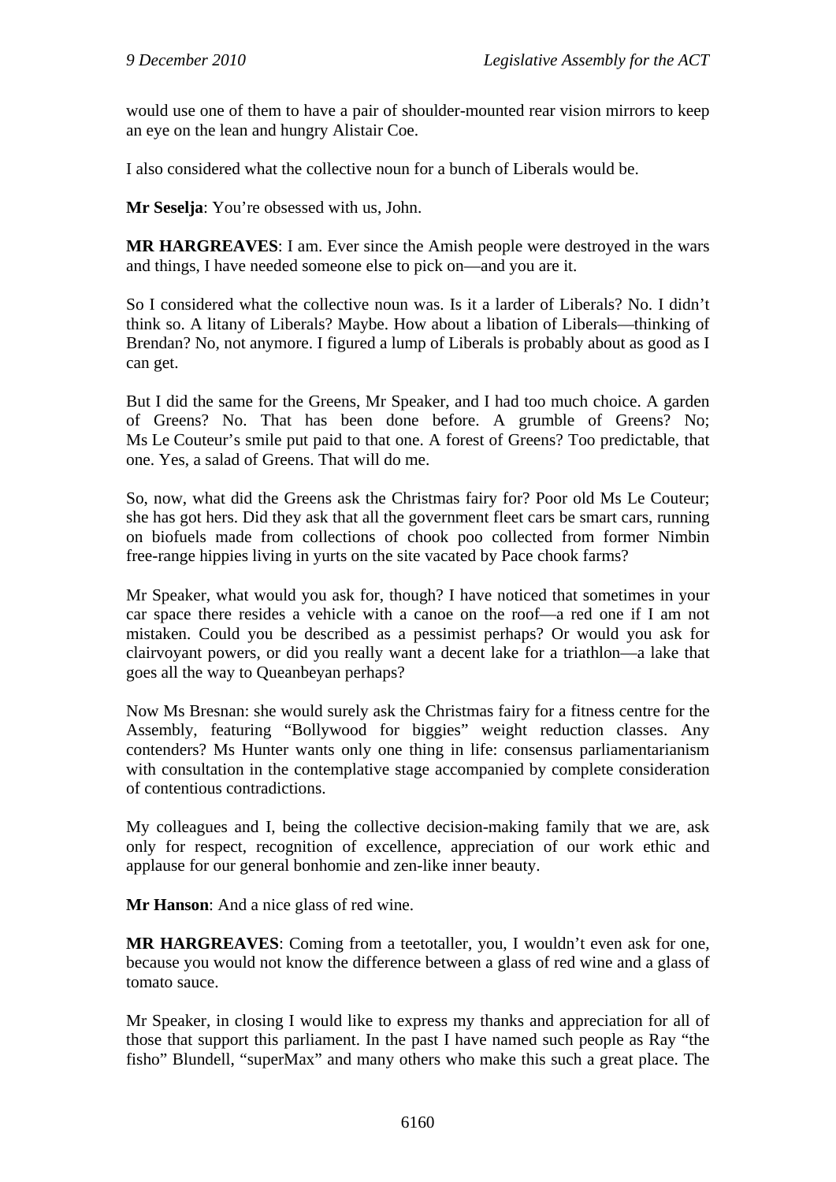would use one of them to have a pair of shoulder-mounted rear vision mirrors to keep an eye on the lean and hungry Alistair Coe.

I also considered what the collective noun for a bunch of Liberals would be.

**Mr Seselja**: You're obsessed with us, John.

**MR HARGREAVES**: I am. Ever since the Amish people were destroyed in the wars and things, I have needed someone else to pick on—and you are it.

So I considered what the collective noun was. Is it a larder of Liberals? No. I didn't think so. A litany of Liberals? Maybe. How about a libation of Liberals—thinking of Brendan? No, not anymore. I figured a lump of Liberals is probably about as good as I can get.

But I did the same for the Greens, Mr Speaker, and I had too much choice. A garden of Greens? No. That has been done before. A grumble of Greens? No; Ms Le Couteur's smile put paid to that one. A forest of Greens? Too predictable, that one. Yes, a salad of Greens. That will do me.

So, now, what did the Greens ask the Christmas fairy for? Poor old Ms Le Couteur; she has got hers. Did they ask that all the government fleet cars be smart cars, running on biofuels made from collections of chook poo collected from former Nimbin free-range hippies living in yurts on the site vacated by Pace chook farms?

Mr Speaker, what would you ask for, though? I have noticed that sometimes in your car space there resides a vehicle with a canoe on the roof—a red one if I am not mistaken. Could you be described as a pessimist perhaps? Or would you ask for clairvoyant powers, or did you really want a decent lake for a triathlon—a lake that goes all the way to Queanbeyan perhaps?

Now Ms Bresnan: she would surely ask the Christmas fairy for a fitness centre for the Assembly, featuring "Bollywood for biggies" weight reduction classes. Any contenders? Ms Hunter wants only one thing in life: consensus parliamentarianism with consultation in the contemplative stage accompanied by complete consideration of contentious contradictions.

My colleagues and I, being the collective decision-making family that we are, ask only for respect, recognition of excellence, appreciation of our work ethic and applause for our general bonhomie and zen-like inner beauty.

**Mr Hanson**: And a nice glass of red wine.

**MR HARGREAVES**: Coming from a teetotaller, you, I wouldn't even ask for one, because you would not know the difference between a glass of red wine and a glass of tomato sauce.

Mr Speaker, in closing I would like to express my thanks and appreciation for all of those that support this parliament. In the past I have named such people as Ray "the fisho" Blundell, "superMax" and many others who make this such a great place. The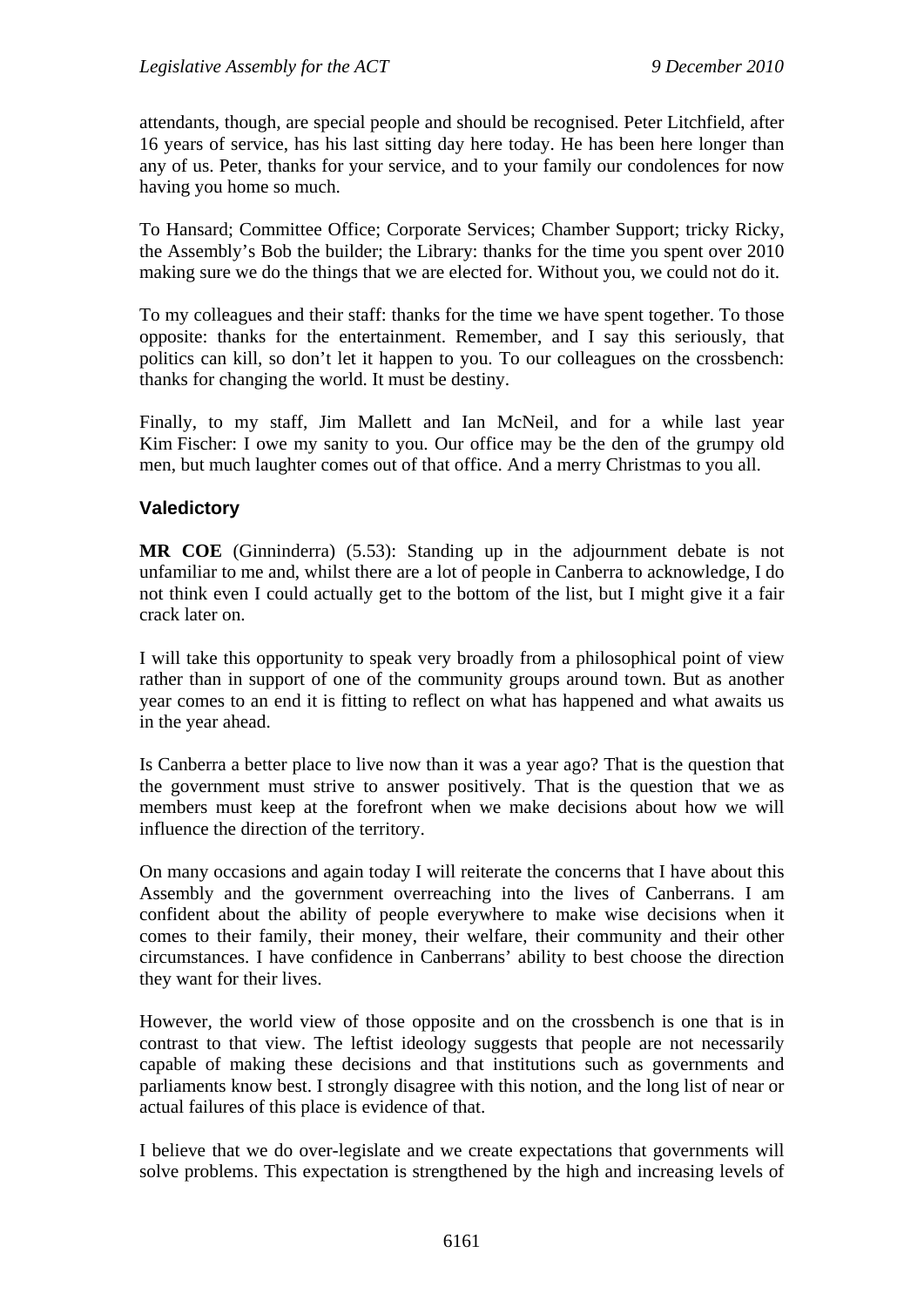attendants, though, are special people and should be recognised. Peter Litchfield, after 16 years of service, has his last sitting day here today. He has been here longer than any of us. Peter, thanks for your service, and to your family our condolences for now having you home so much.

To Hansard; Committee Office; Corporate Services; Chamber Support; tricky Ricky, the Assembly's Bob the builder; the Library: thanks for the time you spent over 2010 making sure we do the things that we are elected for. Without you, we could not do it.

To my colleagues and their staff: thanks for the time we have spent together. To those opposite: thanks for the entertainment. Remember, and I say this seriously, that politics can kill, so don't let it happen to you. To our colleagues on the crossbench: thanks for changing the world. It must be destiny.

Finally, to my staff, Jim Mallett and Ian McNeil, and for a while last year Kim Fischer: I owe my sanity to you. Our office may be the den of the grumpy old men, but much laughter comes out of that office. And a merry Christmas to you all.

## Valedictory

**MR COE** (Ginninderra) (5.53): Standing up in the adjournment debate is not unfamiliar to me and, whilst there are a lot of people in Canberra to acknowledge, I do not think even I could actually get to the bottom of the list, but I might give it a fair crack later on.

I will take this opportunity to speak very broadly from a philosophical point of view rather than in support of one of the community groups around town. But as another year comes to an end it is fitting to reflect on what has happened and what awaits us in the year ahead.

Is Canberra a better place to live now than it was a year ago? That is the question that the government must strive to answer positively. That is the question that we as members must keep at the forefront when we make decisions about how we will influence the direction of the territory.

On many occasions and again today I will reiterate the concerns that I have about this Assembly and the government overreaching into the lives of Canberrans. I am confident about the ability of people everywhere to make wise decisions when it comes to their family, their money, their welfare, their community and their other circumstances. I have confidence in Canberrans' ability to best choose the direction they want for their lives.

However, the world view of those opposite and on the crossbench is one that is in contrast to that view. The leftist ideology suggests that people are not necessarily capable of making these decisions and that institutions such as governments and parliaments know best. I strongly disagree with this notion, and the long list of near or actual failures of this place is evidence of that.

I believe that we do over-legislate and we create expectations that governments will solve problems. This expectation is strengthened by the high and increasing levels of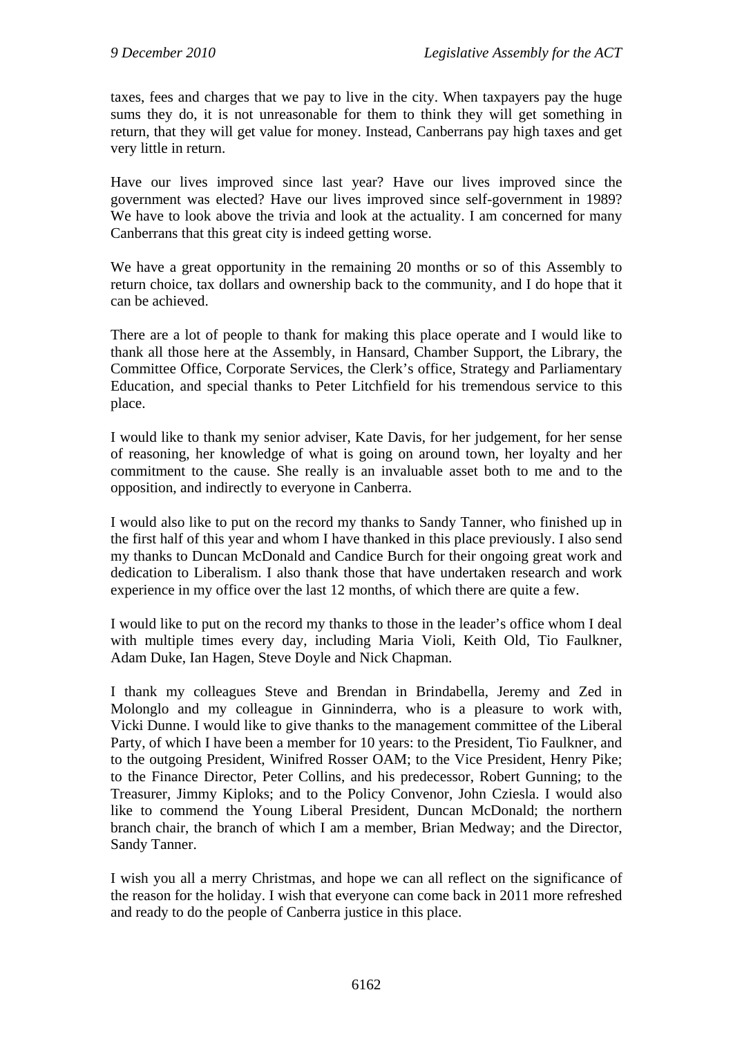taxes, fees and charges that we pay to live in the city. When taxpayers pay the huge sums they do, it is not unreasonable for them to think they will get something in return, that they will get value for money. Instead, Canberrans pay high taxes and get very little in return.

Have our lives improved since last year? Have our lives improved since the government was elected? Have our lives improved since self-government in 1989? We have to look above the trivia and look at the actuality. I am concerned for many Canberrans that this great city is indeed getting worse.

We have a great opportunity in the remaining 20 months or so of this Assembly to return choice, tax dollars and ownership back to the community, and I do hope that it can be achieved.

There are a lot of people to thank for making this place operate and I would like to thank all those here at the Assembly, in Hansard, Chamber Support, the Library, the Committee Office, Corporate Services, the Clerk's office, Strategy and Parliamentary Education, and special thanks to Peter Litchfield for his tremendous service to this place.

I would like to thank my senior adviser, Kate Davis, for her judgement, for her sense of reasoning, her knowledge of what is going on around town, her loyalty and her commitment to the cause. She really is an invaluable asset both to me and to the opposition, and indirectly to everyone in Canberra.

I would also like to put on the record my thanks to Sandy Tanner, who finished up in the first half of this year and whom I have thanked in this place previously. I also send my thanks to Duncan McDonald and Candice Burch for their ongoing great work and dedication to Liberalism. I also thank those that have undertaken research and work experience in my office over the last 12 months, of which there are quite a few.

I would like to put on the record my thanks to those in the leader's office whom I deal with multiple times every day, including Maria Violi, Keith Old, Tio Faulkner, Adam Duke, Ian Hagen, Steve Doyle and Nick Chapman.

I thank my colleagues Steve and Brendan in Brindabella, Jeremy and Zed in Molonglo and my colleague in Ginninderra, who is a pleasure to work with, Vicki Dunne. I would like to give thanks to the management committee of the Liberal Party, of which I have been a member for 10 years: to the President, Tio Faulkner, and to the outgoing President, Winifred Rosser OAM; to the Vice President, Henry Pike; to the Finance Director, Peter Collins, and his predecessor, Robert Gunning; to the Treasurer, Jimmy Kiploks; and to the Policy Convenor, John Cziesla. I would also like to commend the Young Liberal President, Duncan McDonald; the northern branch chair, the branch of which I am a member, Brian Medway; and the Director, Sandy Tanner.

I wish you all a merry Christmas, and hope we can all reflect on the significance of the reason for the holiday. I wish that everyone can come back in 2011 more refreshed and ready to do the people of Canberra justice in this place.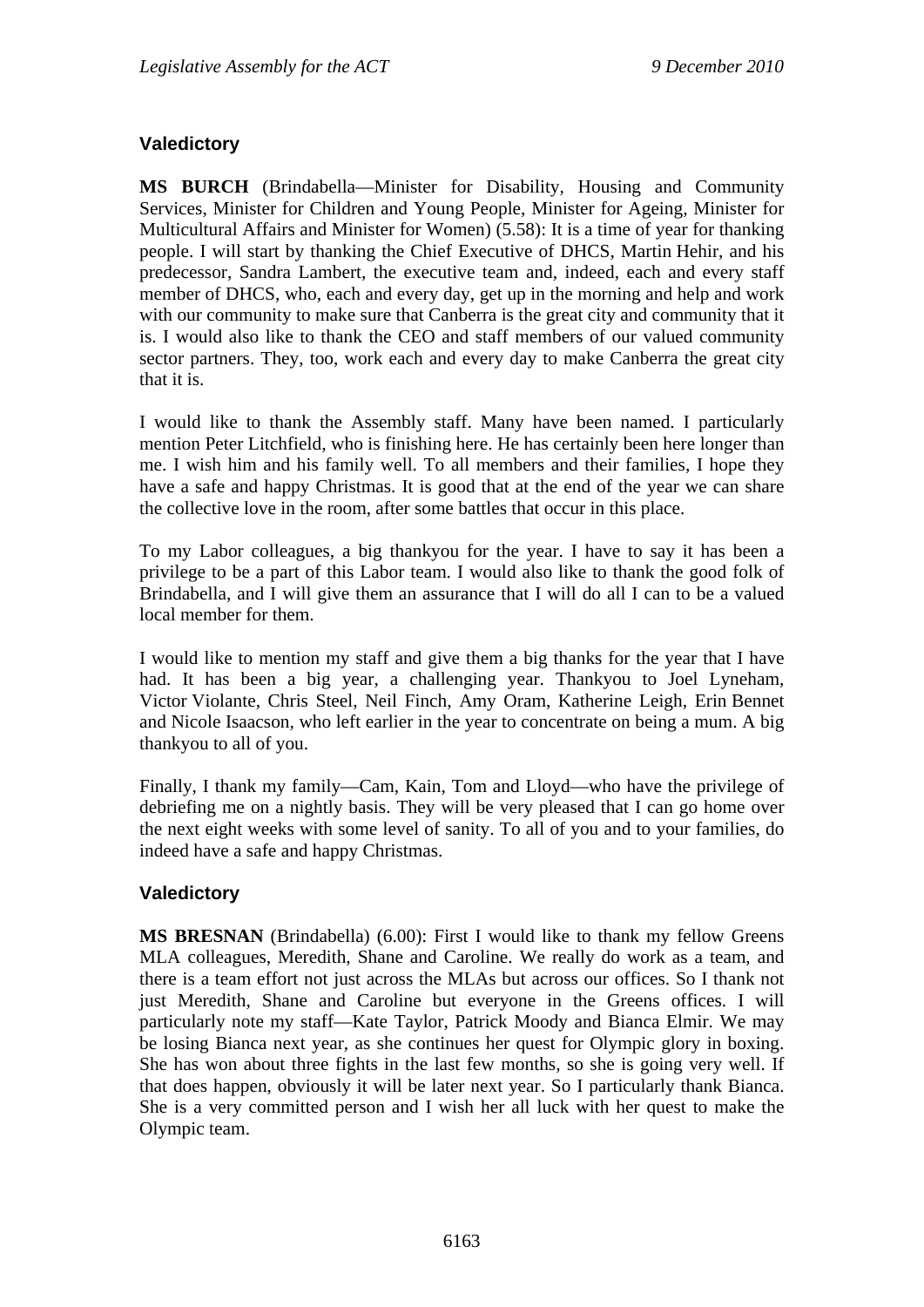## Valedictory

**MS BURCH** (Brindabella—Minister for Disability, Housing and Community Services, Minister for Children and Young People, Minister for Ageing, Minister for Multicultural Affairs and Minister for Women) (5.58): It is a time of year for thanking people. I will start by thanking the Chief Executive of DHCS, Martin Hehir, and his predecessor, Sandra Lambert, the executive team and, indeed, each and every staff member of DHCS, who, each and every day, get up in the morning and help and work with our community to make sure that Canberra is the great city and community that it is. I would also like to thank the CEO and staff members of our valued community sector partners. They, too, work each and every day to make Canberra the great city that it is.

I would like to thank the Assembly staff. Many have been named. I particularly mention Peter Litchfield, who is finishing here. He has certainly been here longer than me. I wish him and his family well. To all members and their families, I hope they have a safe and happy Christmas. It is good that at the end of the year we can share the collective love in the room, after some battles that occur in this place.

To my Labor colleagues, a big thankyou for the year. I have to say it has been a privilege to be a part of this Labor team. I would also like to thank the good folk of Brindabella, and I will give them an assurance that I will do all I can to be a valued local member for them.

I would like to mention my staff and give them a big thanks for the year that I have had. It has been a big year, a challenging year. Thankyou to Joel Lyneham, Victor Violante, Chris Steel, Neil Finch, Amy Oram, Katherine Leigh, Erin Bennet and Nicole Isaacson, who left earlier in the year to concentrate on being a mum. A big thankyou to all of you.

Finally, I thank my family—Cam, Kain, Tom and Lloyd—who have the privilege of debriefing me on a nightly basis. They will be very pleased that I can go home over the next eight weeks with some level of sanity. To all of you and to your families, do indeed have a safe and happy Christmas.

## Valedictory

**MS BRESNAN** (Brindabella) (6.00): First I would like to thank my fellow Greens MLA colleagues, Meredith, Shane and Caroline. We really do work as a team, and there is a team effort not just across the MLAs but across our offices. So I thank not just Meredith, Shane and Caroline but everyone in the Greens offices. I will particularly note my staff—Kate Taylor, Patrick Moody and Bianca Elmir. We may be losing Bianca next year, as she continues her quest for Olympic glory in boxing. She has won about three fights in the last few months, so she is going very well. If that does happen, obviously it will be later next year. So I particularly thank Bianca. She is a very committed person and I wish her all luck with her quest to make the Olympic team.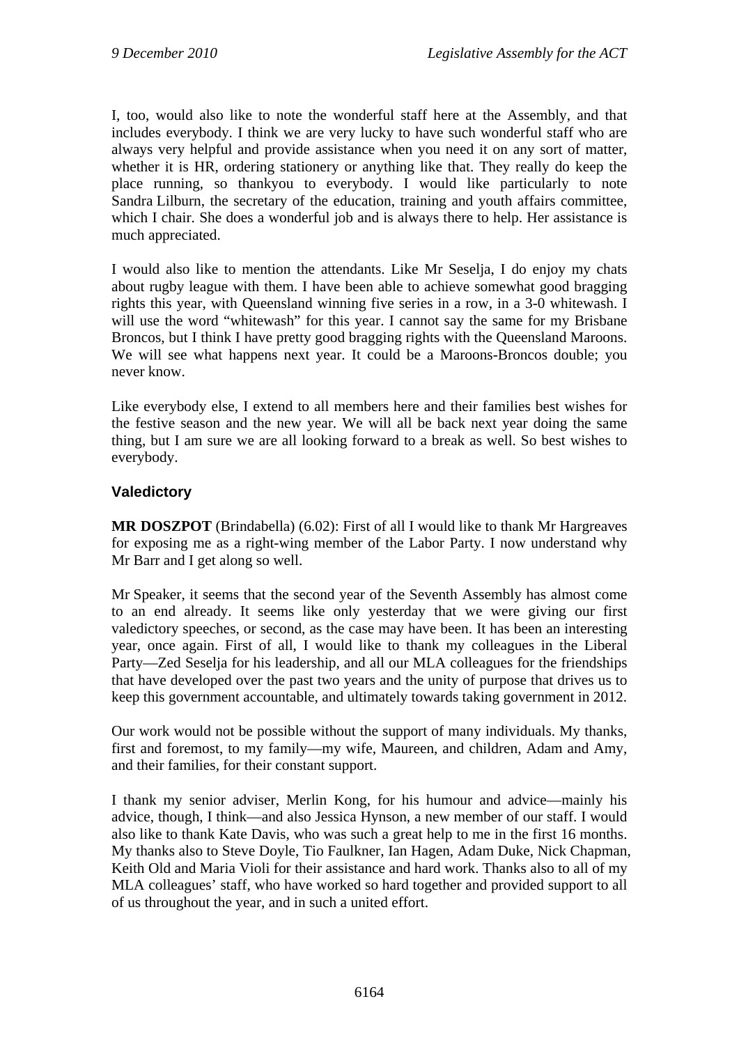I, too, would also like to note the wonderful staff here at the Assembly, and that includes everybody. I think we are very lucky to have such wonderful staff who are always very helpful and provide assistance when you need it on any sort of matter, whether it is HR, ordering stationery or anything like that. They really do keep the place running, so thankyou to everybody. I would like particularly to note Sandra Lilburn, the secretary of the education, training and youth affairs committee, which I chair. She does a wonderful job and is always there to help. Her assistance is much appreciated.

I would also like to mention the attendants. Like Mr Seselja, I do enjoy my chats about rugby league with them. I have been able to achieve somewhat good bragging rights this year, with Queensland winning five series in a row, in a 3-0 whitewash. I will use the word "whitewash" for this year. I cannot say the same for my Brisbane Broncos, but I think I have pretty good bragging rights with the Queensland Maroons. We will see what happens next year. It could be a Maroons-Broncos double; you never know.

Like everybody else, I extend to all members here and their families best wishes for the festive season and the new year. We will all be back next year doing the same thing, but I am sure we are all looking forward to a break as well. So best wishes to everybody.

## Valedictory

**MR DOSZPOT** (Brindabella) (6.02): First of all I would like to thank Mr Hargreaves for exposing me as a right-wing member of the Labor Party. I now understand why Mr Barr and I get along so well.

Mr Speaker, it seems that the second year of the Seventh Assembly has almost come to an end already. It seems like only yesterday that we were giving our first valedictory speeches, or second, as the case may have been. It has been an interesting year, once again. First of all, I would like to thank my colleagues in the Liberal Party—Zed Seselja for his leadership, and all our MLA colleagues for the friendships that have developed over the past two years and the unity of purpose that drives us to keep this government accountable, and ultimately towards taking government in 2012.

Our work would not be possible without the support of many individuals. My thanks, first and foremost, to my family—my wife, Maureen, and children, Adam and Amy, and their families, for their constant support.

I thank my senior adviser, Merlin Kong, for his humour and advice—mainly his advice, though, I think—and also Jessica Hynson, a new member of our staff. I would also like to thank Kate Davis, who was such a great help to me in the first 16 months. My thanks also to Steve Doyle, Tio Faulkner, Ian Hagen, Adam Duke, Nick Chapman, Keith Old and Maria Violi for their assistance and hard work. Thanks also to all of my MLA colleagues' staff, who have worked so hard together and provided support to all of us throughout the year, and in such a united effort.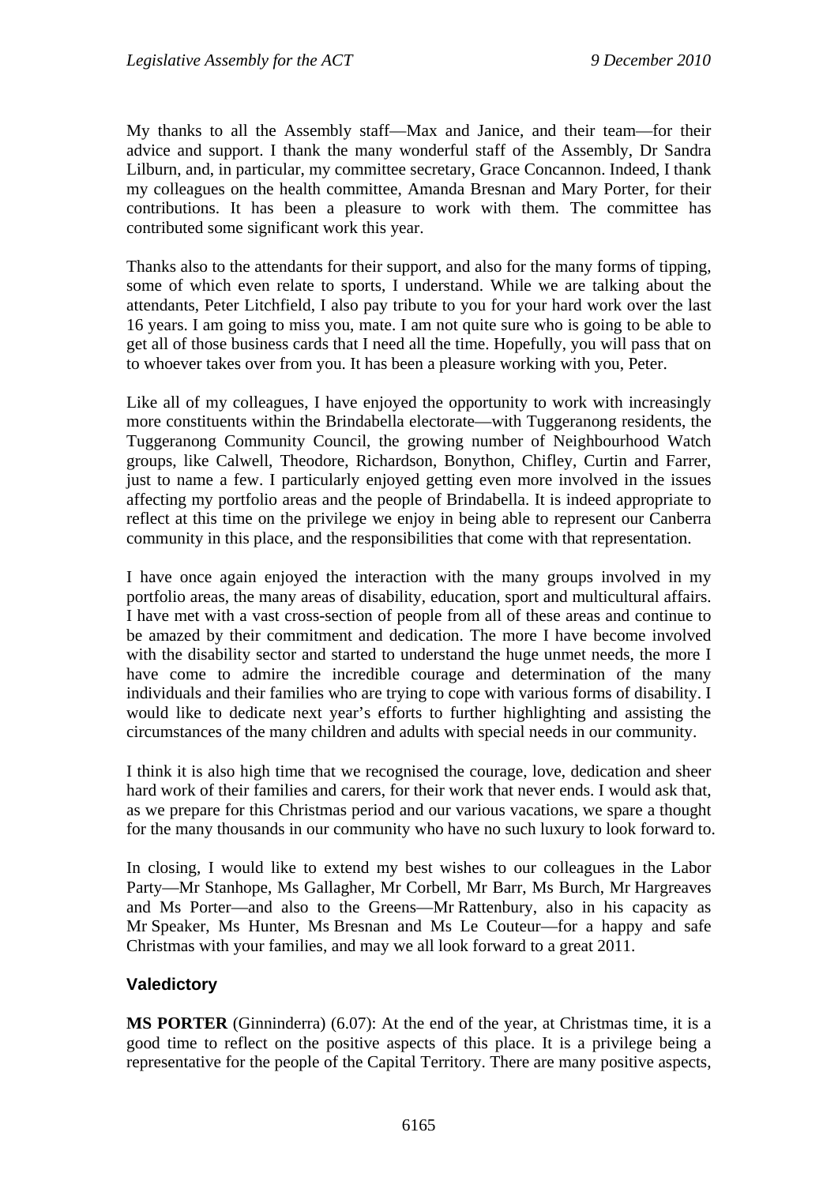My thanks to all the Assembly staff—Max and Janice, and their team—for their advice and support. I thank the many wonderful staff of the Assembly, Dr Sandra Lilburn, and, in particular, my committee secretary, Grace Concannon. Indeed, I thank my colleagues on the health committee, Amanda Bresnan and Mary Porter, for their contributions. It has been a pleasure to work with them. The committee has contributed some significant work this year.

Thanks also to the attendants for their support, and also for the many forms of tipping, some of which even relate to sports, I understand. While we are talking about the attendants, Peter Litchfield, I also pay tribute to you for your hard work over the last 16 years. I am going to miss you, mate. I am not quite sure who is going to be able to get all of those business cards that I need all the time. Hopefully, you will pass that on to whoever takes over from you. It has been a pleasure working with you, Peter.

Like all of my colleagues, I have enjoyed the opportunity to work with increasingly more constituents within the Brindabella electorate—with Tuggeranong residents, the Tuggeranong Community Council, the growing number of Neighbourhood Watch groups, like Calwell, Theodore, Richardson, Bonython, Chifley, Curtin and Farrer, just to name a few. I particularly enjoyed getting even more involved in the issues affecting my portfolio areas and the people of Brindabella. It is indeed appropriate to reflect at this time on the privilege we enjoy in being able to represent our Canberra community in this place, and the responsibilities that come with that representation.

I have once again enjoyed the interaction with the many groups involved in my portfolio areas, the many areas of disability, education, sport and multicultural affairs. I have met with a vast cross-section of people from all of these areas and continue to be amazed by their commitment and dedication. The more I have become involved with the disability sector and started to understand the huge unmet needs, the more I have come to admire the incredible courage and determination of the many individuals and their families who are trying to cope with various forms of disability. I would like to dedicate next year's efforts to further highlighting and assisting the circumstances of the many children and adults with special needs in our community.

I think it is also high time that we recognised the courage, love, dedication and sheer hard work of their families and carers, for their work that never ends. I would ask that, as we prepare for this Christmas period and our various vacations, we spare a thought for the many thousands in our community who have no such luxury to look forward to.

In closing, I would like to extend my best wishes to our colleagues in the Labor Party—Mr Stanhope, Ms Gallagher, Mr Corbell, Mr Barr, Ms Burch, Mr Hargreaves and Ms Porter—and also to the Greens—Mr Rattenbury, also in his capacity as Mr Speaker, Ms Hunter, Ms Bresnan and Ms Le Couteur—for a happy and safe Christmas with your families, and may we all look forward to a great 2011.

## Valedictory

**MS PORTER** (Ginninderra) (6.07): At the end of the year, at Christmas time, it is a good time to reflect on the positive aspects of this place. It is a privilege being a representative for the people of the Capital Territory. There are many positive aspects,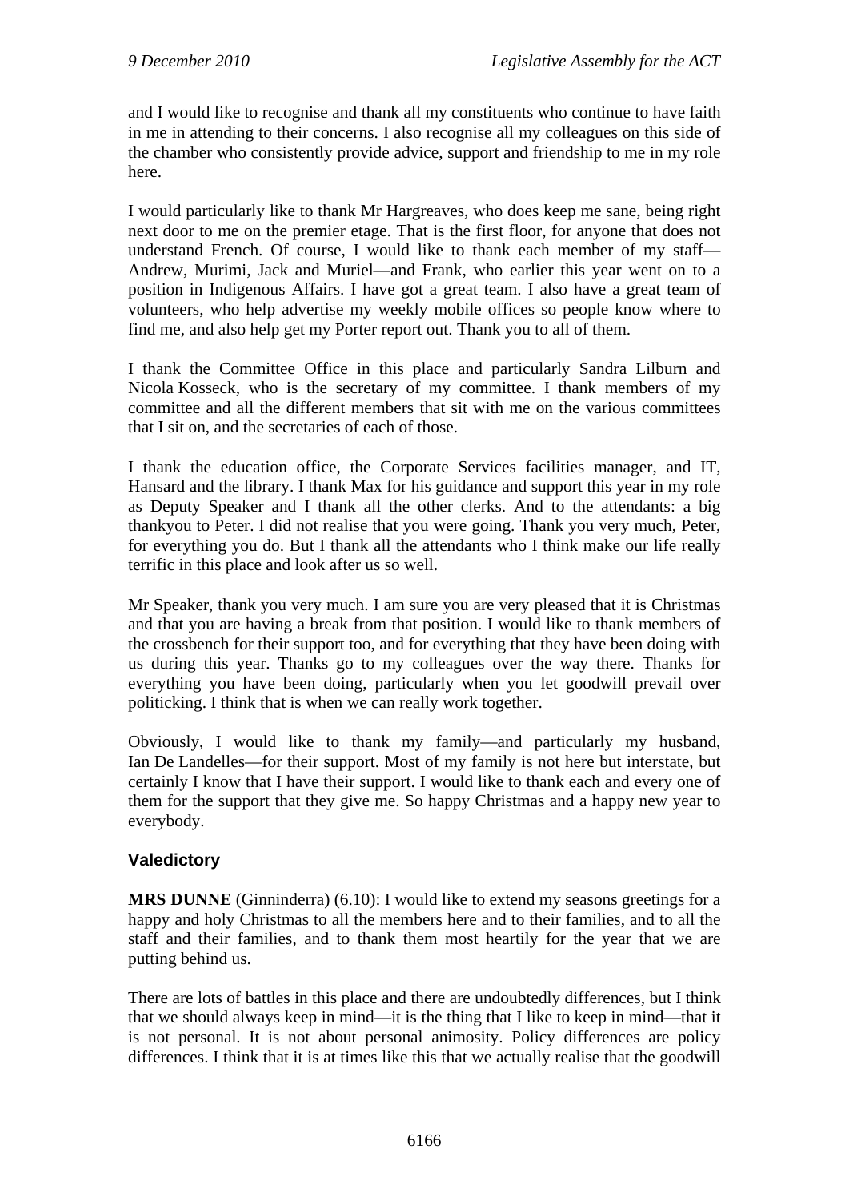and I would like to recognise and thank all my constituents who continue to have faith in me in attending to their concerns. I also recognise all my colleagues on this side of the chamber who consistently provide advice, support and friendship to me in my role here.

I would particularly like to thank Mr Hargreaves, who does keep me sane, being right next door to me on the premier etage. That is the first floor, for anyone that does not understand French. Of course, I would like to thank each member of my staff—Andrew, Murimi, Jack and Muriel—and Frank, who earlier this year went on to a position in Indigenous Affairs. I have got a great team. I also have a great team of volunteers, who help advertise my weekly mobile offices so people know where to find me, and also help get my Porter report out. Thank you to all of them.

I thank the Committee Office in this place and particularly Sandra Lilburn and Nicola Kosseck, who is the secretary of my committee. I thank members of my committee and all the different members that sit with me on the various committees that I sit on, and the secretaries of each of those.

I thank the education office, the Corporate Services facilities manager, and IT, Hansard and the library. I thank Max for his guidance and support this year in my role as Deputy Speaker and I thank all the other clerks. And to the attendants: a big thankyou to Peter. I did not realise that you were going. Thank you very much, Peter, for everything you do. But I thank all the attendants who I think make our life really terrific in this place and look after us so well.

Mr Speaker, thank you very much. I am sure you are very pleased that it is Christmas and that you are having a break from that position. I would like to thank members of the crossbench for their support too, and for everything that they have been doing with us during this year. Thanks go to my colleagues over the way there. Thanks for everything you have been doing, particularly when you let goodwill prevail over politicking. I think that is when we can really work together.

Obviously, I would like to thank my family—and particularly my husband, Ian De Landelles—for their support. Most of my family is not here but interstate, but certainly I know that I have their support. I would like to thank each and every one of them for the support that they give me. So happy Christmas and a happy new year to everybody.

## Valedictory

**MRS DUNNE** (Ginninderra) (6.10): I would like to extend my seasons greetings for a happy and holy Christmas to all the members here and to their families, and to all the staff and their families, and to thank them most heartily for the year that we are putting behind us.

There are lots of battles in this place and there are undoubtedly differences, but I think that we should always keep in mind—it is the thing that I like to keep in mind—that it is not personal. It is not about personal animosity. Policy differences are policy differences. I think that it is at times like this that we actually realise that the goodwill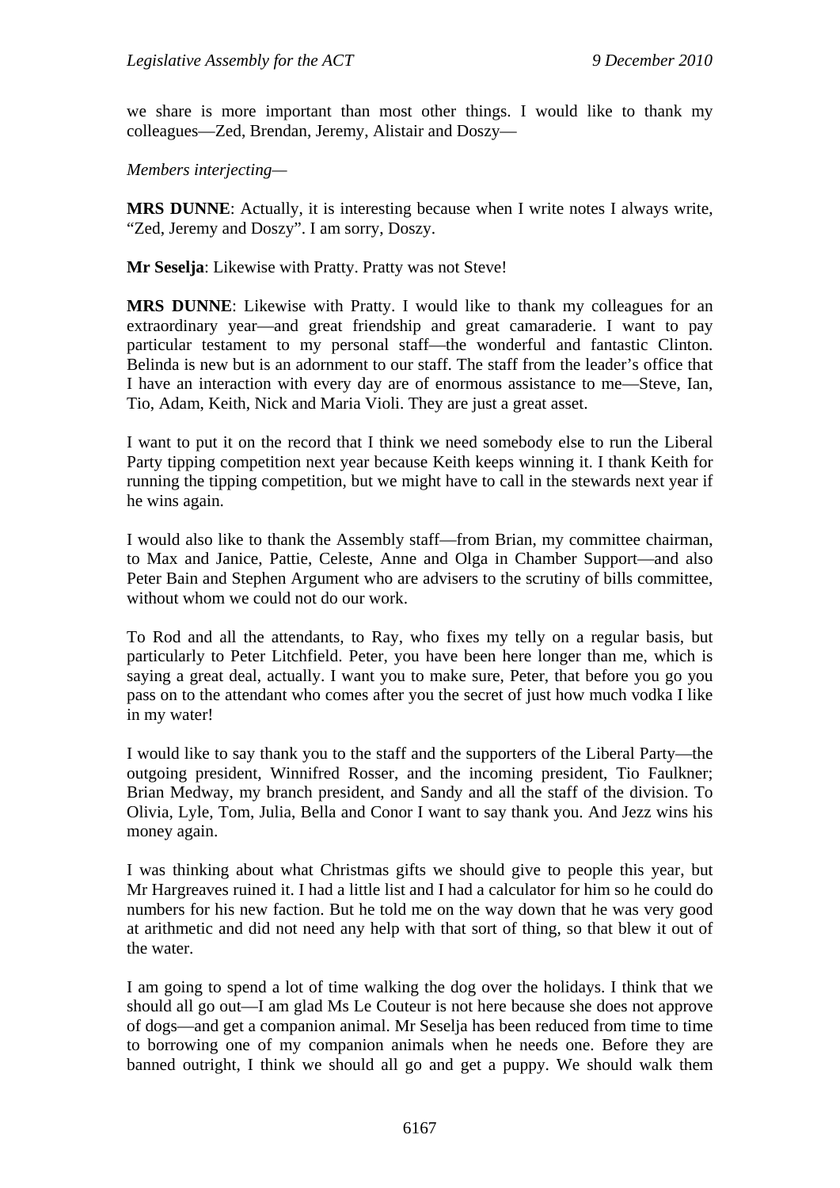we share is more important than most other things. I would like to thank my colleagues—Zed, Brendan, Jeremy, Alistair and Doszy—

*Members interjecting*—

**MRS DUNNE**: Actually, it is interesting because when I write notes I always write, "Zed, Jeremy and Doszy". I am sorry, Doszy.

**Mr Seselja**: Likewise with Pratty. Pratty was not Steve!

**MRS DUNNE**: Likewise with Pratty. I would like to thank my colleagues for an extraordinary year—and great friendship and great camaraderie. I want to pay particular testament to my personal staff—the wonderful and fantastic Clinton. Belinda is new but is an adornment to our staff. The staff from the leader's office that I have an interaction with every day are of enormous assistance to me—Steve, Ian, Tio, Adam, Keith, Nick and Maria Violi. They are just a great asset.

I want to put it on the record that I think we need somebody else to run the Liberal Party tipping competition next year because Keith keeps winning it. I thank Keith for running the tipping competition, but we might have to call in the stewards next year if he wins again.

I would also like to thank the Assembly staff—from Brian, my committee chairman, to Max and Janice, Pattie, Celeste, Anne and Olga in Chamber Support—and also Peter Bain and Stephen Argument who are advisers to the scrutiny of bills committee, without whom we could not do our work.

To Rod and all the attendants, to Ray, who fixes my telly on a regular basis, but particularly to Peter Litchfield. Peter, you have been here longer than me, which is saying a great deal, actually. I want you to make sure, Peter, that before you go you pass on to the attendant who comes after you the secret of just how much vodka I like in my water!

I would like to say thank you to the staff and the supporters of the Liberal Party—the outgoing president, Winnifred Rosser, and the incoming president, Tio Faulkner; Brian Medway, my branch president, and Sandy and all the staff of the division. To Olivia, Lyle, Tom, Julia, Bella and Conor I want to say thank you. And Jezz wins his money again.

I was thinking about what Christmas gifts we should give to people this year, but Mr Hargreaves ruined it. I had a little list and I had a calculator for him so he could do numbers for his new faction. But he told me on the way down that he was very good at arithmetic and did not need any help with that sort of thing, so that blew it out of the water.

I am going to spend a lot of time walking the dog over the holidays. I think that we should all go out—I am glad Ms Le Couteur is not here because she does not approve of dogs—and get a companion animal. Mr Seselja has been reduced from time to time to borrowing one of my companion animals when he needs one. Before they are banned outright, I think we should all go and get a puppy. We should walk them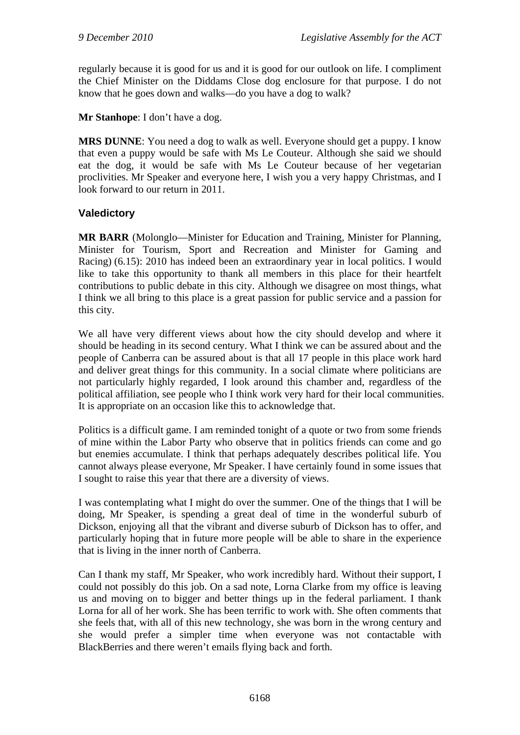regularly because it is good for us and it is good for our outlook on life. I compliment the Chief Minister on the Diddams Close dog enclosure for that purpose. I do not know that he goes down and walks—do you have a dog to walk?

**Mr Stanhope**: I don't have a dog.

**MRS DUNNE**: You need a dog to walk as well. Everyone should get a puppy. I know that even a puppy would be safe with Ms Le Couteur. Although she said we should eat the dog, it would be safe with Ms Le Couteur because of her vegetarian proclivities. Mr Speaker and everyone here, I wish you a very happy Christmas, and I look forward to our return in 2011.

## Valedictory

**MR BARR** (Molonglo—Minister for Education and Training, Minister for Planning, Minister for Tourism, Sport and Recreation and Minister for Gaming and Racing) (6.15): 2010 has indeed been an extraordinary year in local politics. I would like to take this opportunity to thank all members in this place for their heartfelt contributions to public debate in this city. Although we disagree on most things, what I think we all bring to this place is a great passion for public service and a passion for this city.

We all have very different views about how the city should develop and where it should be heading in its second century. What I think we can be assured about and the people of Canberra can be assured about is that all 17 people in this place work hard and deliver great things for this community. In a social climate where politicians are not particularly highly regarded, I look around this chamber and, regardless of the political affiliation, see people who I think work very hard for their local communities. It is appropriate on an occasion like this to acknowledge that.

Politics is a difficult game. I am reminded tonight of a quote or two from some friends of mine within the Labor Party who observe that in politics friends can come and go but enemies accumulate. I think that perhaps adequately describes political life. You cannot always please everyone, Mr Speaker. I have certainly found in some issues that I sought to raise this year that there are a diversity of views.

I was contemplating what I might do over the summer. One of the things that I will be doing, Mr Speaker, is spending a great deal of time in the wonderful suburb of Dickson, enjoying all that the vibrant and diverse suburb of Dickson has to offer, and particularly hoping that in future more people will be able to share in the experience that is living in the inner north of Canberra.

Can I thank my staff, Mr Speaker, who work incredibly hard. Without their support, I could not possibly do this job. On a sad note, Lorna Clarke from my office is leaving us and moving on to bigger and better things up in the federal parliament. I thank Lorna for all of her work. She has been terrific to work with. She often comments that she feels that, with all of this new technology, she was born in the wrong century and she would prefer a simpler time when everyone was not contactable with BlackBerries and there weren't emails flying back and forth.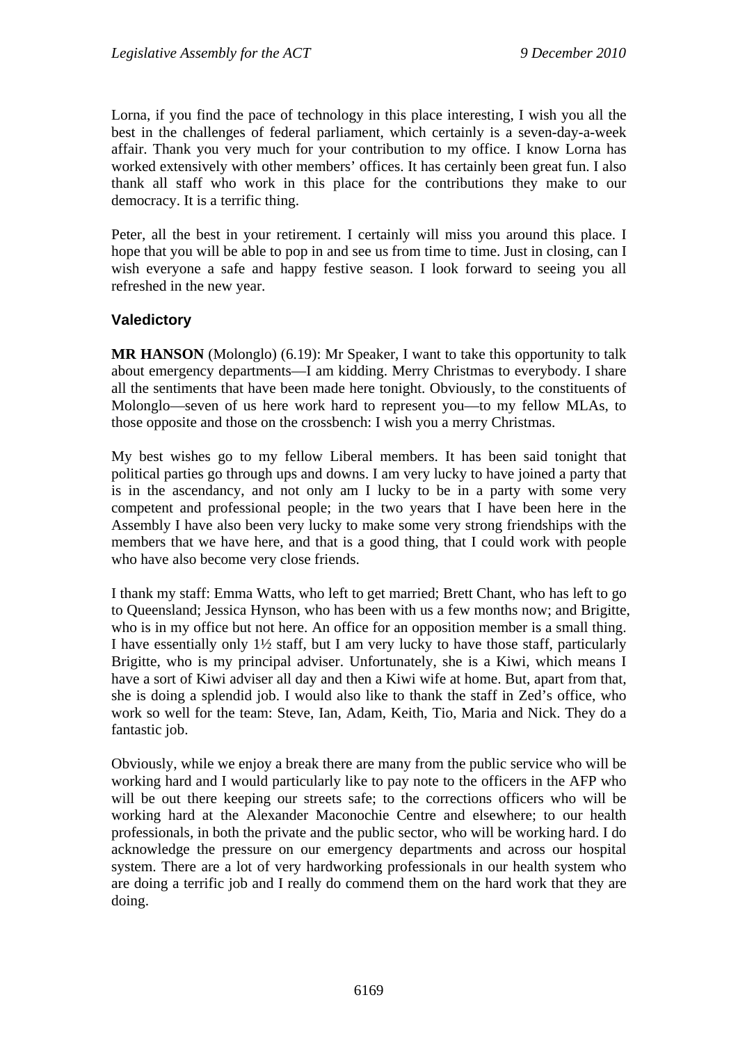Lorna, if you find the pace of technology in this place interesting, I wish you all the best in the challenges of federal parliament, which certainly is a seven-day-a-week affair. Thank you very much for your contribution to my office. I know Lorna has worked extensively with other members' offices. It has certainly been great fun. I also thank all staff who work in this place for the contributions they make to our democracy. It is a terrific thing.

Peter, all the best in your retirement. I certainly will miss you around this place. I hope that you will be able to pop in and see us from time to time. Just in closing, can I wish everyone a safe and happy festive season. I look forward to seeing you all refreshed in the new year.

### Valedictory

**MR HANSON** (Molonglo) (6.19): Mr Speaker, I want to take this opportunity to talk about emergency departments—I am kidding. Merry Christmas to everybody. I share all the sentiments that have been made here tonight. Obviously, to the constituents of Molonglo—seven of us here work hard to represent you—to my fellow MLAs, to those opposite and those on the crossbench: I wish you a merry Christmas.

My best wishes go to my fellow Liberal members. It has been said tonight that political parties go through ups and downs. I am very lucky to have joined a party that is in the ascendancy, and not only am I lucky to be in a party with some very competent and professional people; in the two years that I have been here in the Assembly I have also been very lucky to make some very strong friendships with the members that we have here, and that is a good thing, that I could work with people who have also become very close friends.

I thank my staff: Emma Watts, who left to get married; Brett Chant, who has left to go to Queensland; Jessica Hynson, who has been with us a few months now; and Brigitte, who is in my office but not here. An office for an opposition member is a small thing. I have essentially only 1½ staff, but I am very lucky to have those staff, particularly Brigitte, who is my principal adviser. Unfortunately, she is a Kiwi, which means I have a sort of Kiwi adviser all day and then a Kiwi wife at home. But, apart from that, she is doing a splendid job. I would also like to thank the staff in Zed's office, who work so well for the team: Steve, Ian, Adam, Keith, Tio, Maria and Nick. They do a fantastic job.

Obviously, while we enjoy a break there are many from the public service who will be working hard and I would particularly like to pay note to the officers in the AFP who will be out there keeping our streets safe; to the corrections officers who will be working hard at the Alexander Maconochie Centre and elsewhere; to our health professionals, in both the private and the public sector, who will be working hard. I do acknowledge the pressure on our emergency departments and across our hospital system. There are a lot of very hardworking professionals in our health system who are doing a terrific job and I really do commend them on the hard work that they are doing.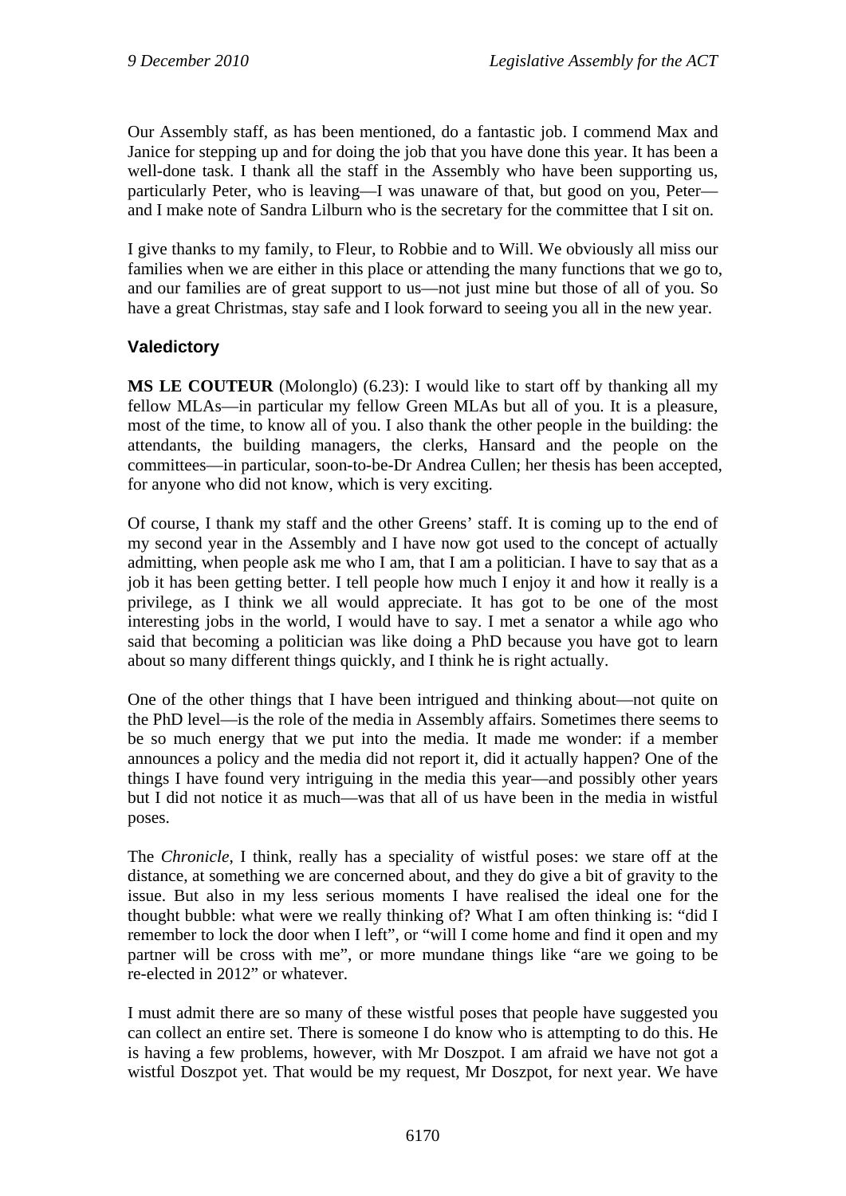Our Assembly staff, as has been mentioned, do a fantastic job. I commend Max and Janice for stepping up and for doing the job that you have done this year. It has been a well-done task. I thank all the staff in the Assembly who have been supporting us, particularly Peter, who is leaving—I was unaware of that, but good on you, Peter—and I make note of Sandra Lilburn who is the secretary for the committee that I sit on.

I give thanks to my family, to Fleur, to Robbie and to Will. We obviously all miss our families when we are either in this place or attending the many functions that we go to, and our families are of great support to us—not just mine but those of all of you. So have a great Christmas, stay safe and I look forward to seeing you all in the new year.

## Valedictory

**MS LE COUTEUR** (Molonglo) (6.23): I would like to start off by thanking all my fellow MLAs—in particular my fellow Green MLAs but all of you. It is a pleasure, most of the time, to know all of you. I also thank the other people in the building: the attendants, the building managers, the clerks, Hansard and the people on the committees—in particular, soon-to-be-Dr Andrea Cullen; her thesis has been accepted, for anyone who did not know, which is very exciting.

Of course, I thank my staff and the other Greens' staff. It is coming up to the end of my second year in the Assembly and I have now got used to the concept of actually admitting, when people ask me who I am, that I am a politician. I have to say that as a job it has been getting better. I tell people how much I enjoy it and how it really is a privilege, as I think we all would appreciate. It has got to be one of the most interesting jobs in the world, I would have to say. I met a senator a while ago who said that becoming a politician was like doing a PhD because you have got to learn about so many different things quickly, and I think he is right actually.

One of the other things that I have been intrigued and thinking about—not quite on the PhD level—is the role of the media in Assembly affairs. Sometimes there seems to be so much energy that we put into the media. It made me wonder: if a member announces a policy and the media did not report it, did it actually happen? One of the things I have found very intriguing in the media this year—and possibly other years but I did not notice it as much—was that all of us have been in the media in wistful poses.

The *Chronicle*, I think, really has a speciality of wistful poses: we stare off at the distance, at something we are concerned about, and they do give a bit of gravity to the issue. But also in my less serious moments I have realised the ideal one for the thought bubble: what were we really thinking of? What I am often thinking is: "did I remember to lock the door when I left", or "will I come home and find it open and my partner will be cross with me", or more mundane things like "are we going to be re-elected in 2012" or whatever.

I must admit there are so many of these wistful poses that people have suggested you can collect an entire set. There is someone I do know who is attempting to do this. He is having a few problems, however, with Mr Doszpot. I am afraid we have not got a wistful Doszpot yet. That would be my request, Mr Doszpot, for next year. We have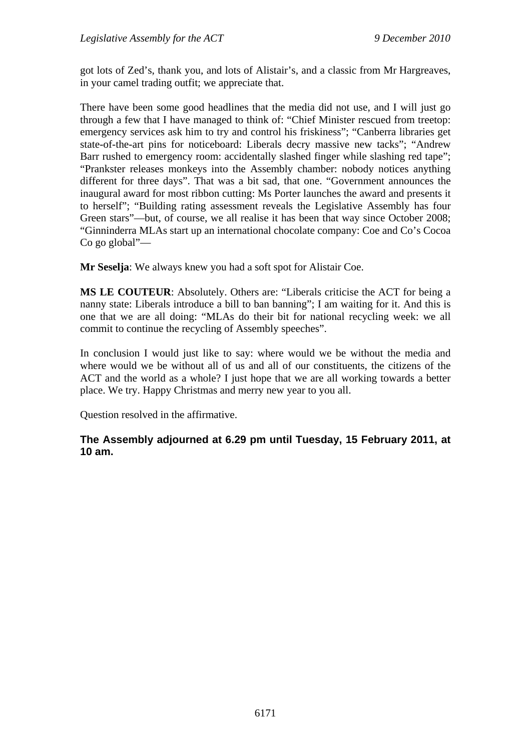got lots of Zed's, thank you, and lots of Alistair's, and a classic from Mr Hargreaves, in your camel trading outfit; we appreciate that.

There have been some good headlines that the media did not use, and I will just go through a few that I have managed to think of: "Chief Minister rescued from treetop: emergency services ask him to try and control his friskiness"; "Canberra libraries get state-of-the-art pins for noticeboard: Liberals decry massive new tacks"; "Andrew Barr rushed to emergency room: accidentally slashed finger while slashing red tape"; "Prankster releases monkeys into the Assembly chamber: nobody notices anything different for three days". That was a bit sad, that one. "Government announces the inaugural award for most ribbon cutting: Ms Porter launches the award and presents it to herself"; "Building rating assessment reveals the Legislative Assembly has four Green stars"—but, of course, we all realise it has been that way since October 2008; "Ginninderra MLAs start up an international chocolate company: Coe and Co's Cocoa Co go global"—

**Mr Seselja**: We always knew you had a soft spot for Alistair Coe.

**MS LE COUTEUR**: Absolutely. Others are: "Liberals criticise the ACT for being a nanny state: Liberals introduce a bill to ban banning"; I am waiting for it. And this is one that we are all doing: "MLAs do their bit for national recycling week: we all commit to continue the recycling of Assembly speeches".

In conclusion I would just like to say: where would we be without the media and where would we be without all of us and all of our constituents, the citizens of the ACT and the world as a whole? I just hope that we are all working towards a better place. We try. Happy Christmas and merry new year to you all.

Question resolved in the affirmative.

**The Assembly adjourned at 6.29 pm until Tuesday, 15 February 2011, at 10 am.**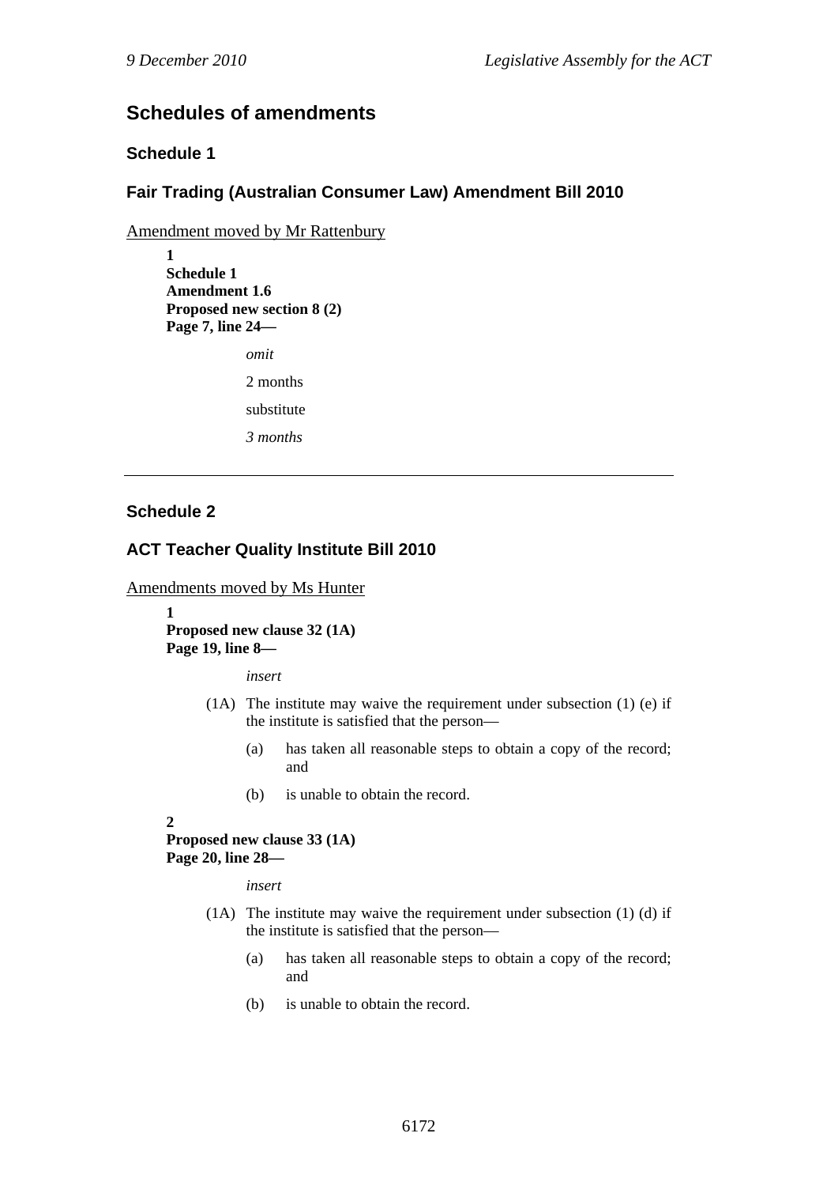## Schedules of amendments

### Schedule 1

### Fair Trading (Australian Consumer Law) Amendment Bill 2010

Amendment moved by Mr Rattenbury

**1**
**Schedule 1**
**Amendment 1.6**
**Proposed new section 8 (2)**
**Page 7, line 24—**

*omit*

2 months

substitute

*3 months*

---

### Schedule 2

### ACT Teacher Quality Institute Bill 2010

Amendments moved by Ms Hunter

**1**
**Proposed new clause 32 (1A)**
**Page 19, line 8—**

*insert*

(1A) The institute may waive the requirement under subsection (1) (e) if the institute is satisfied that the person—

(a) has taken all reasonable steps to obtain a copy of the record; and

(b) is unable to obtain the record.

**2**
**Proposed new clause 33 (1A)**
**Page 20, line 28—**

*insert*

(1A) The institute may waive the requirement under subsection (1) (d) if the institute is satisfied that the person—

(a) has taken all reasonable steps to obtain a copy of the record; and

(b) is unable to obtain the record.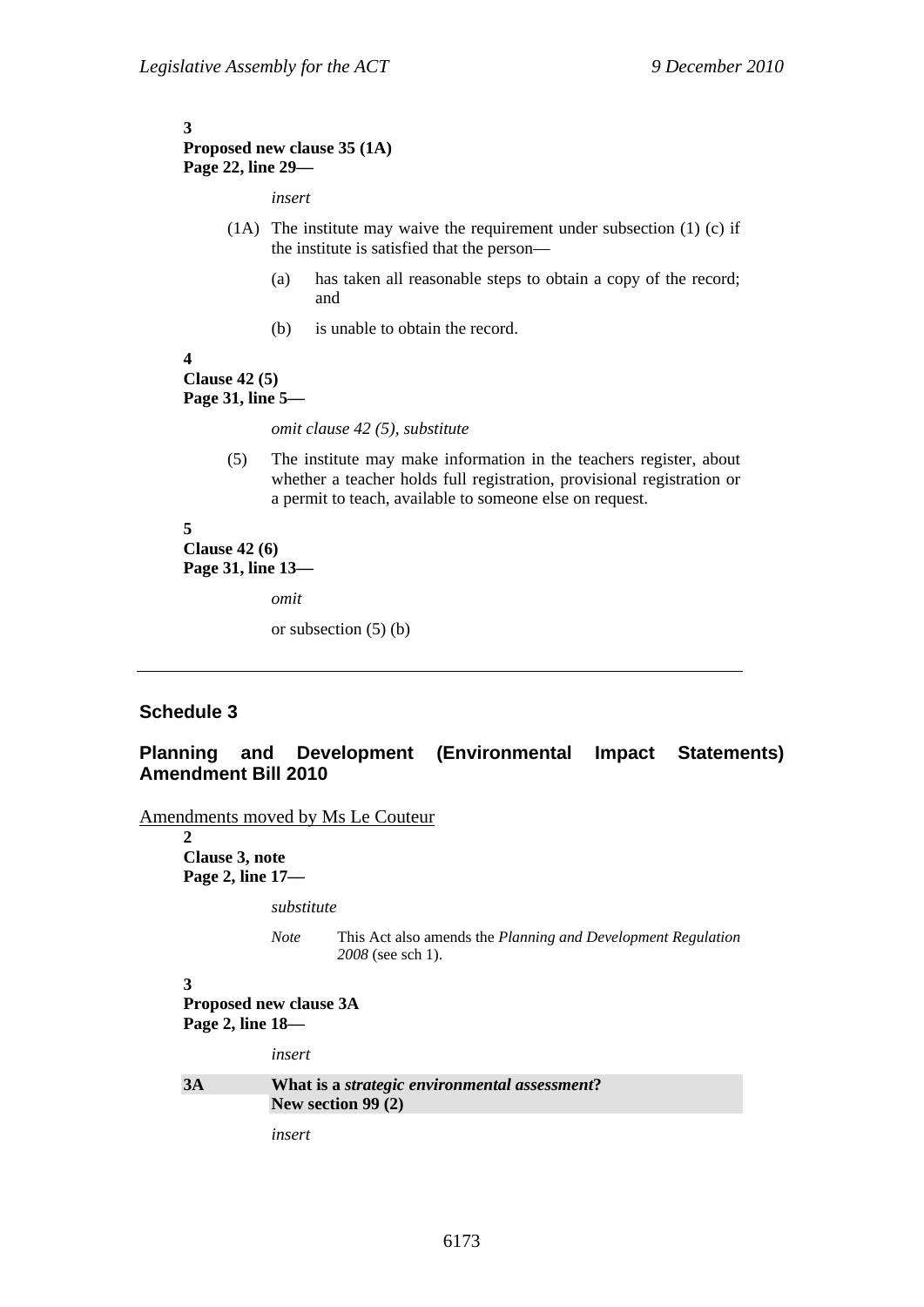**3**
**Proposed new clause 35 (1A)**
**Page 22, line 29—**

*insert*

(1A) The institute may waive the requirement under subsection (1) (c) if the institute is satisfied that the person—

(a) has taken all reasonable steps to obtain a copy of the record; and

(b) is unable to obtain the record.

**4**
**Clause 42 (5)**
**Page 31, line 5—**

*omit clause 42 (5), substitute*

(5) The institute may make information in the teachers register, about whether a teacher holds full registration, provisional registration or a permit to teach, available to someone else on request.

**5**
**Clause 42 (6)**
**Page 31, line 13—**

*omit*

or subsection (5) (b)

---

## Schedule 3

## Planning and Development (Environmental Impact Statements) Amendment Bill 2010

Amendments moved by Ms Le Couteur

**2**
**Clause 3, note**
**Page 2, line 17—**

*substitute*

*Note* This Act also amends the *Planning and Development Regulation 2008* (see sch 1).

**3**
**Proposed new clause 3A**
**Page 2, line 18—**

*insert*

**3A What is a *strategic environmental assessment*?**
**New section 99 (2)**

*insert*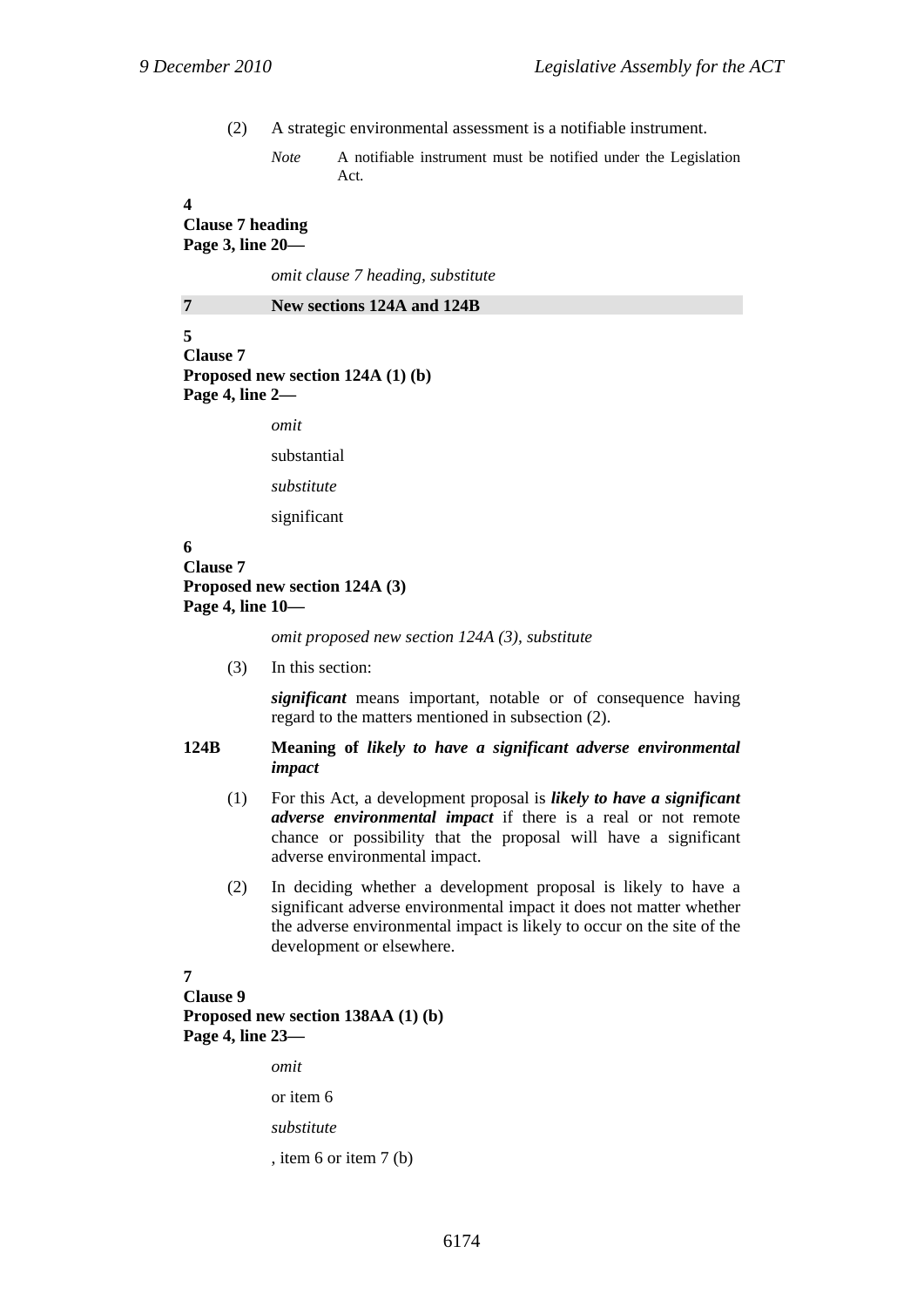(2) A strategic environmental assessment is a notifiable instrument.

*Note* A notifiable instrument must be notified under the Legislation Act.

**4**
**Clause 7 heading**
**Page 3, line 20—**

*omit clause 7 heading, substitute*

**7 New sections 124A and 124B**

**5**
**Clause 7**
**Proposed new section 124A (1) (b)**
**Page 4, line 2—**

*omit*

substantial

*substitute*

significant

**6**
**Clause 7**
**Proposed new section 124A (3)**
**Page 4, line 10—**

*omit proposed new section 124A (3), substitute*

(3) In this section:

***significant*** means important, notable or of consequence having regard to the matters mentioned in subsection (2).

**124B Meaning of *likely to have a significant adverse environmental impact***

(1) For this Act, a development proposal is ***likely to have a significant adverse environmental impact*** if there is a real or not remote chance or possibility that the proposal will have a significant adverse environmental impact.

(2) In deciding whether a development proposal is likely to have a significant adverse environmental impact it does not matter whether the adverse environmental impact is likely to occur on the site of the development or elsewhere.

**7**
**Clause 9**
**Proposed new section 138AA (1) (b)**
**Page 4, line 23—**

*omit*

or item 6

*substitute*

, item 6 or item 7 (b)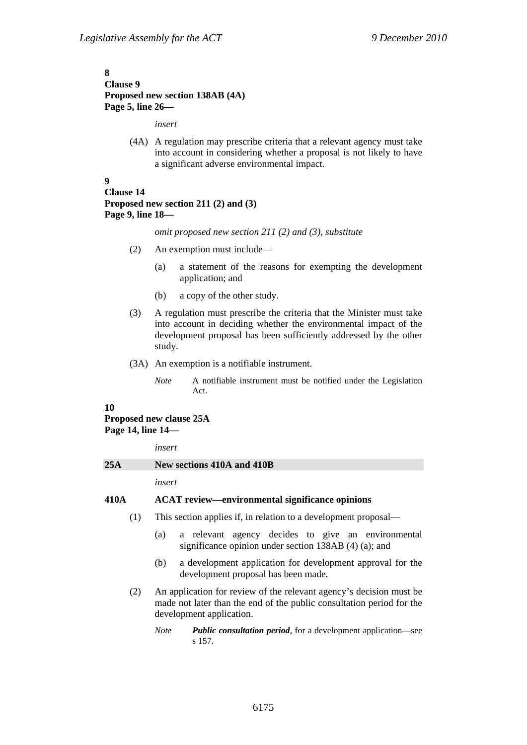**8**
**Clause 9**
**Proposed new section 138AB (4A)**
**Page 5, line 26—**

*insert*

(4A) A regulation may prescribe criteria that a relevant agency must take into account in considering whether a proposal is not likely to have a significant adverse environmental impact.

**9**
**Clause 14**
**Proposed new section 211 (2) and (3)**
**Page 9, line 18—**

*omit proposed new section 211 (2) and (3), substitute*

(2) An exemption must include—

(a) a statement of the reasons for exempting the development application; and

(b) a copy of the other study.

(3) A regulation must prescribe the criteria that the Minister must take into account in deciding whether the environmental impact of the development proposal has been sufficiently addressed by the other study.

(3A) An exemption is a notifiable instrument.

*Note* A notifiable instrument must be notified under the Legislation Act.

**10**
**Proposed new clause 25A**
**Page 14, line 14—**

*insert*

**25A New sections 410A and 410B**

*insert*

**410A ACAT review—environmental significance opinions**

(1) This section applies if, in relation to a development proposal—

(a) a relevant agency decides to give an environmental significance opinion under section 138AB (4) (a); and

(b) a development application for development approval for the development proposal has been made.

(2) An application for review of the relevant agency's decision must be made not later than the end of the public consultation period for the development application.

*Note* ***Public consultation period***, for a development application—see s 157.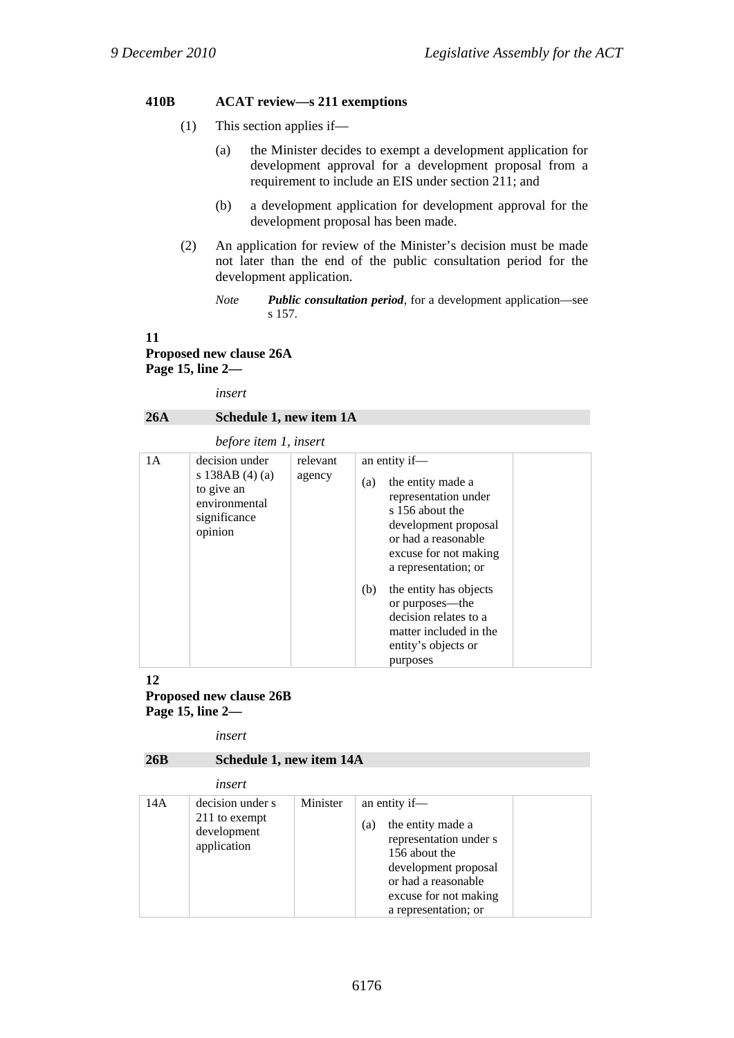**410B ACAT review—s 211 exemptions**

(1) This section applies if—

(a) the Minister decides to exempt a development application for development approval for a development proposal from a requirement to include an EIS under section 211; and

(b) a development application for development approval for the development proposal has been made.

(2) An application for review of the Minister's decision must be made not later than the end of the public consultation period for the development application.

*Note* ***Public consultation period***, for a development application—see s 157.

**11**
**Proposed new clause 26A**
**Page 15, line 2—**

*insert*

**26A Schedule 1, new item 1A**

*before item 1, insert*

| | | | | |
|---|---|---|---|---|
| 1A | decision under s 138AB (4) (a) to give an environmental significance opinion | relevant agency | an entity if—<br>(a) the entity made a representation under s 156 about the development proposal or had a reasonable excuse for not making a representation; or<br>(b) the entity has objects or purposes—the decision relates to a matter included in the entity's objects or purposes | |

**12**
**Proposed new clause 26B**
**Page 15, line 2—**

*insert*

**26B Schedule 1, new item 14A**

*insert*

| | | | | |
|---|---|---|---|---|
| 14A | decision under s 211 to exempt development application | Minister | an entity if—<br>(a) the entity made a representation under s 156 about the development proposal or had a reasonable excuse for not making a representation; or | |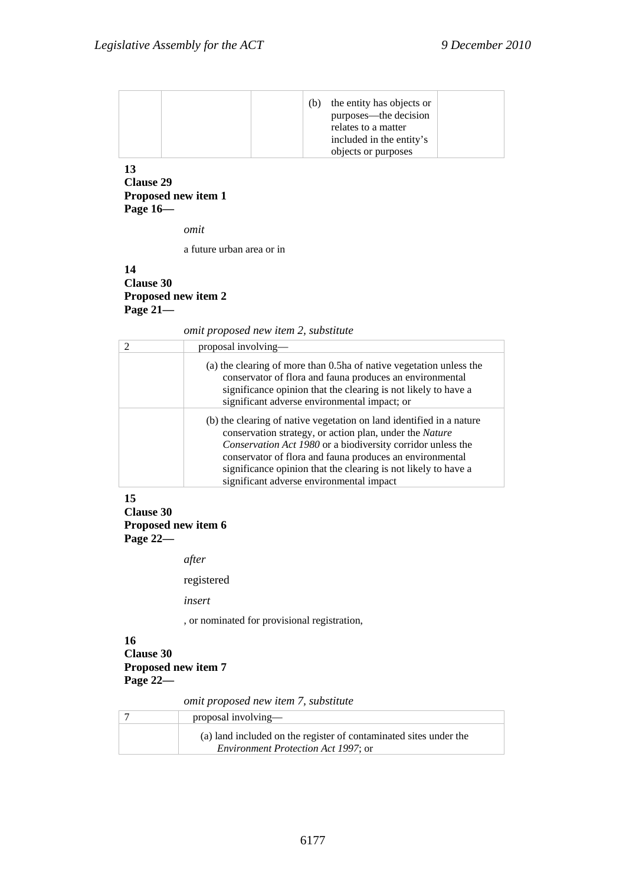| | | | (b) the entity has objects or purposes—the decision relates to a matter included in the entity's objects or purposes | |
|---|---|---|---|---|

**13**
**Clause 29**
**Proposed new item 1**
**Page 16—**

*omit*

a future urban area or in

**14**
**Clause 30**
**Proposed new item 2**
**Page 21—**

*omit proposed new item 2, substitute*

| 2 | proposal involving— |
|---|---|
| | (a) the clearing of more than 0.5ha of native vegetation unless the conservator of flora and fauna produces an environmental significance opinion that the clearing is not likely to have a significant adverse environmental impact; or |
| | (b) the clearing of native vegetation on land identified in a nature conservation strategy, or action plan, under the *Nature Conservation Act 1980* or a biodiversity corridor unless the conservator of flora and fauna produces an environmental significance opinion that the clearing is not likely to have a significant adverse environmental impact |

**15**
**Clause 30**
**Proposed new item 6**
**Page 22—**

*after*

registered

*insert*

, or nominated for provisional registration,

**16**
**Clause 30**
**Proposed new item 7**
**Page 22—**

*omit proposed new item 7, substitute*

| 7 | proposal involving— |
|---|---|
| | (a) land included on the register of contaminated sites under the *Environment Protection Act 1997*; or |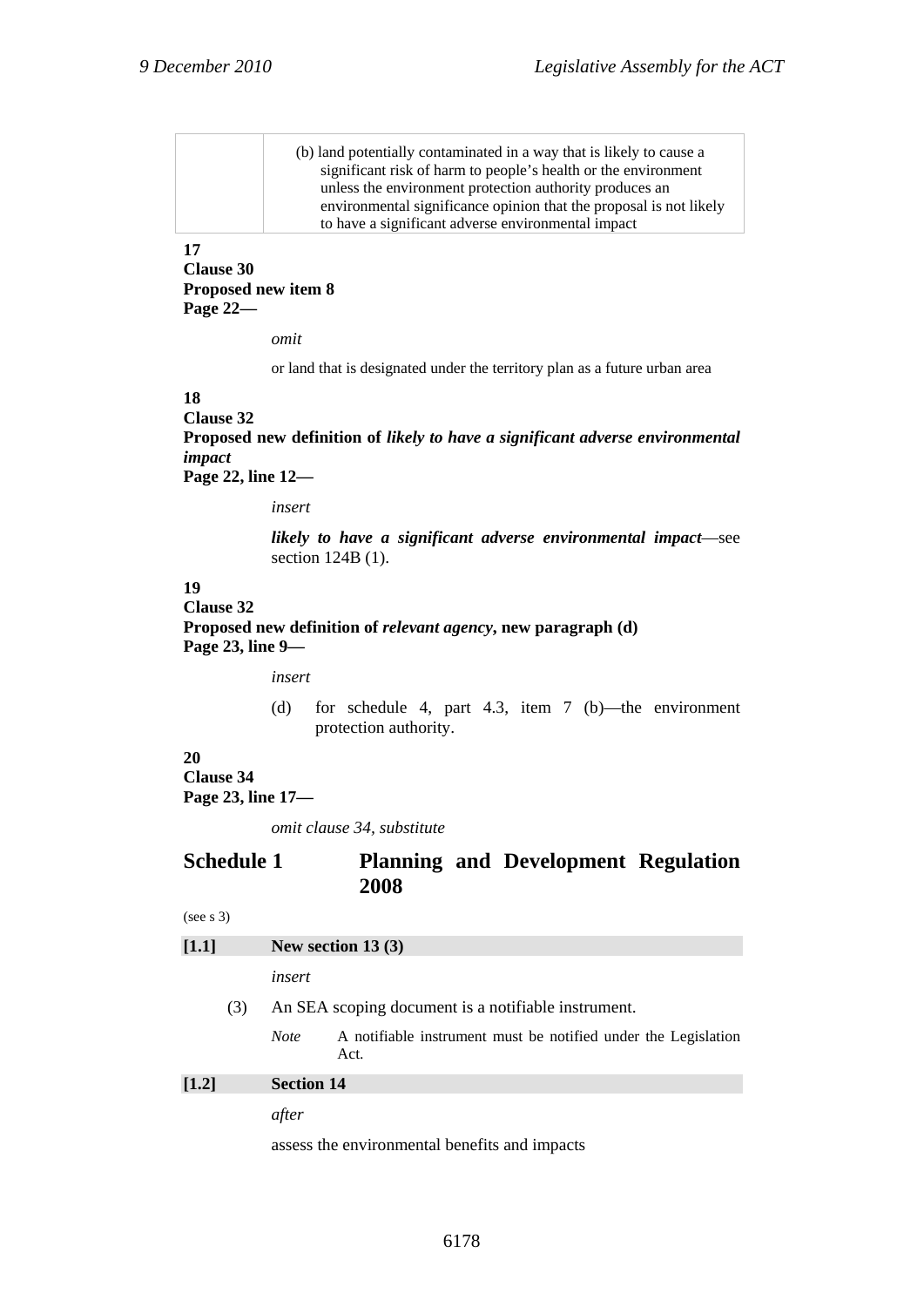| | (b) land potentially contaminated in a way that is likely to cause a significant risk of harm to people's health or the environment unless the environment protection authority produces an environmental significance opinion that the proposal is not likely to have a significant adverse environmental impact |
|---|---|

**17**
**Clause 30**
**Proposed new item 8**
**Page 22—**

*omit*

or land that is designated under the territory plan as a future urban area

**18**
**Clause 32**
**Proposed new definition of *likely to have a significant adverse environmental impact***
**Page 22, line 12—**

*insert*

***likely to have a significant adverse environmental impact***—see section 124B (1).

**19**
**Clause 32**
**Proposed new definition of *relevant agency*, new paragraph (d)**
**Page 23, line 9—**

*insert*

(d) for schedule 4, part 4.3, item 7 (b)—the environment protection authority.

**20**
**Clause 34**
**Page 23, line 17—**

*omit clause 34, substitute*

## Schedule 1 Planning and Development Regulation 2008

(see s 3)

**[1.1] New section 13 (3)**

*insert*

(3) An SEA scoping document is a notifiable instrument.

*Note* A notifiable instrument must be notified under the Legislation Act.

**[1.2] Section 14**

*after*

assess the environmental benefits and impacts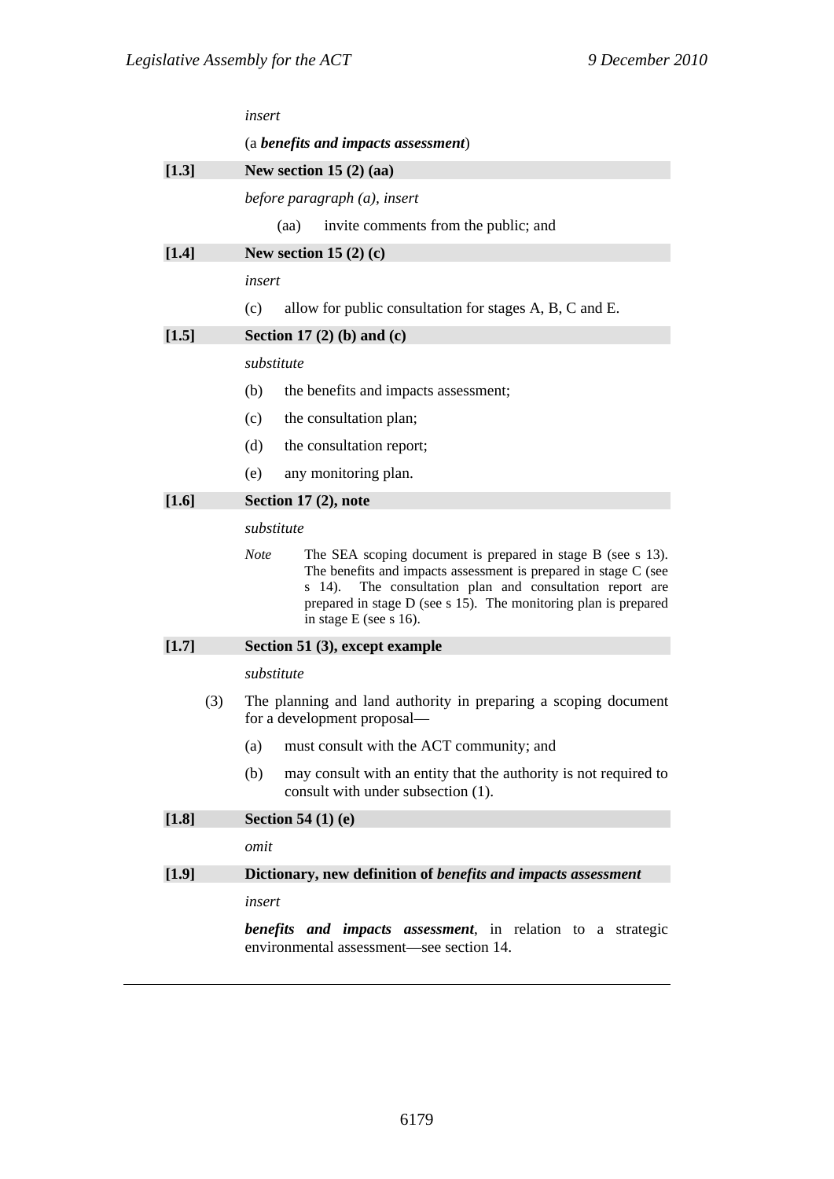*insert*

(a ***benefits and impacts assessment***)

**[1.3] New section 15 (2) (aa)**

*before paragraph (a), insert*

(aa) invite comments from the public; and

**[1.4] New section 15 (2) (c)**

*insert*

(c) allow for public consultation for stages A, B, C and E.

**[1.5] Section 17 (2) (b) and (c)**

*substitute*

(b) the benefits and impacts assessment;

(c) the consultation plan;

(d) the consultation report;

(e) any monitoring plan.

**[1.6] Section 17 (2), note**

*substitute*

*Note* The SEA scoping document is prepared in stage B (see s 13). The benefits and impacts assessment is prepared in stage C (see s 14). The consultation plan and consultation report are prepared in stage D (see s 15). The monitoring plan is prepared in stage E (see s 16).

**[1.7] Section 51 (3), except example**

*substitute*

(3) The planning and land authority in preparing a scoping document for a development proposal—

(a) must consult with the ACT community; and

(b) may consult with an entity that the authority is not required to consult with under subsection (1).

**[1.8] Section 54 (1) (e)**

*omit*

**[1.9] Dictionary, new definition of *benefits and impacts assessment***

*insert*

***benefits and impacts assessment***, in relation to a strategic environmental assessment—see section 14.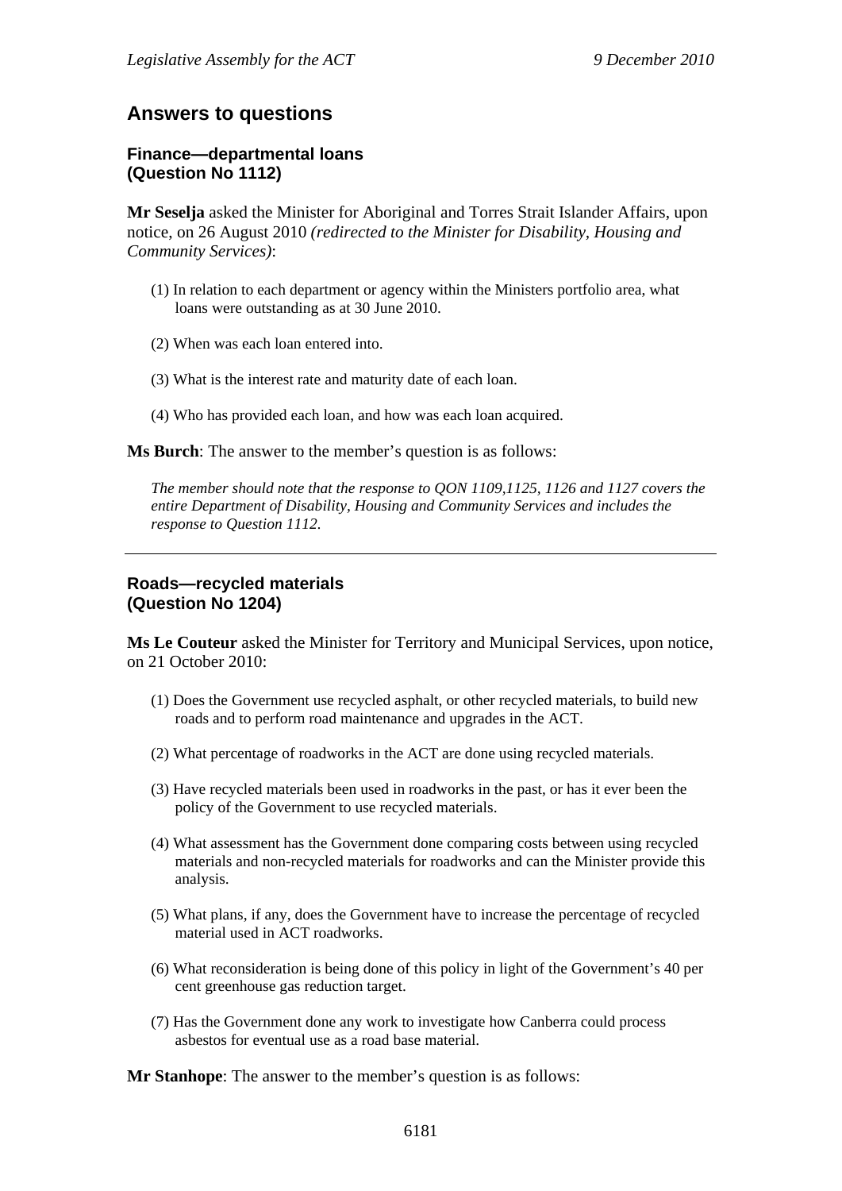## Answers to questions

### Finance—departmental loans (Question No 1112)

**Mr Seselja** asked the Minister for Aboriginal and Torres Strait Islander Affairs, upon notice, on 26 August 2010 *(redirected to the Minister for Disability, Housing and Community Services)*:

(1) In relation to each department or agency within the Ministers portfolio area, what loans were outstanding as at 30 June 2010.

(2) When was each loan entered into.

(3) What is the interest rate and maturity date of each loan.

(4) Who has provided each loan, and how was each loan acquired.

**Ms Burch**: The answer to the member's question is as follows:

*The member should note that the response to QON 1109,1125, 1126 and 1127 covers the entire Department of Disability, Housing and Community Services and includes the response to Question 1112.*

---

### Roads—recycled materials (Question No 1204)

**Ms Le Couteur** asked the Minister for Territory and Municipal Services, upon notice, on 21 October 2010:

(1) Does the Government use recycled asphalt, or other recycled materials, to build new roads and to perform road maintenance and upgrades in the ACT.

(2) What percentage of roadworks in the ACT are done using recycled materials.

(3) Have recycled materials been used in roadworks in the past, or has it ever been the policy of the Government to use recycled materials.

(4) What assessment has the Government done comparing costs between using recycled materials and non-recycled materials for roadworks and can the Minister provide this analysis.

(5) What plans, if any, does the Government have to increase the percentage of recycled material used in ACT roadworks.

(6) What reconsideration is being done of this policy in light of the Government's 40 per cent greenhouse gas reduction target.

(7) Has the Government done any work to investigate how Canberra could process asbestos for eventual use as a road base material.

**Mr Stanhope**: The answer to the member's question is as follows: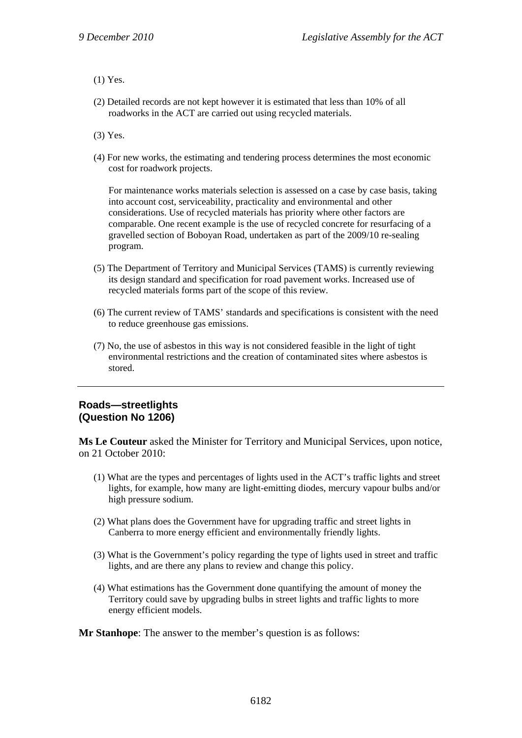(1) Yes.

(2) Detailed records are not kept however it is estimated that less than 10% of all roadworks in the ACT are carried out using recycled materials.

(3) Yes.

(4) For new works, the estimating and tendering process determines the most economic cost for roadwork projects.

For maintenance works materials selection is assessed on a case by case basis, taking into account cost, serviceability, practicality and environmental and other considerations. Use of recycled materials has priority where other factors are comparable. One recent example is the use of recycled concrete for resurfacing of a gravelled section of Boboyan Road, undertaken as part of the 2009/10 re-sealing program.

(5) The Department of Territory and Municipal Services (TAMS) is currently reviewing its design standard and specification for road pavement works. Increased use of recycled materials forms part of the scope of this review.

(6) The current review of TAMS' standards and specifications is consistent with the need to reduce greenhouse gas emissions.

(7) No, the use of asbestos in this way is not considered feasible in the light of tight environmental restrictions and the creation of contaminated sites where asbestos is stored.

---

## Roads—streetlights (Question No 1206)

**Ms Le Couteur** asked the Minister for Territory and Municipal Services, upon notice, on 21 October 2010:

(1) What are the types and percentages of lights used in the ACT's traffic lights and street lights, for example, how many are light-emitting diodes, mercury vapour bulbs and/or high pressure sodium.

(2) What plans does the Government have for upgrading traffic and street lights in Canberra to more energy efficient and environmentally friendly lights.

(3) What is the Government's policy regarding the type of lights used in street and traffic lights, and are there any plans to review and change this policy.

(4) What estimations has the Government done quantifying the amount of money the Territory could save by upgrading bulbs in street lights and traffic lights to more energy efficient models.

**Mr Stanhope**: The answer to the member's question is as follows: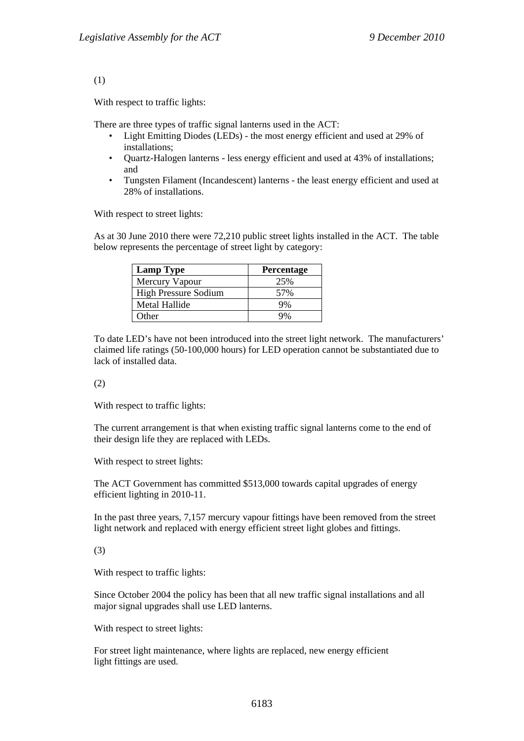(1)

With respect to traffic lights:

There are three types of traffic signal lanterns used in the ACT:

- Light Emitting Diodes (LEDs) - the most energy efficient and used at 29% of installations;
- Quartz-Halogen lanterns - less energy efficient and used at 43% of installations; and
- Tungsten Filament (Incandescent) lanterns - the least energy efficient and used at 28% of installations.

With respect to street lights:

As at 30 June 2010 there were 72,210 public street lights installed in the ACT. The table below represents the percentage of street light by category:

| Lamp Type | Percentage |
|---|---|
| Mercury Vapour | 25% |
| High Pressure Sodium | 57% |
| Metal Hallide | 9% |
| Other | 9% |

To date LED's have not been introduced into the street light network. The manufacturers' claimed life ratings (50-100,000 hours) for LED operation cannot be substantiated due to lack of installed data.

(2)

With respect to traffic lights:

The current arrangement is that when existing traffic signal lanterns come to the end of their design life they are replaced with LEDs.

With respect to street lights:

The ACT Government has committed $513,000 towards capital upgrades of energy efficient lighting in 2010-11.

In the past three years, 7,157 mercury vapour fittings have been removed from the street light network and replaced with energy efficient street light globes and fittings.

(3)

With respect to traffic lights:

Since October 2004 the policy has been that all new traffic signal installations and all major signal upgrades shall use LED lanterns.

With respect to street lights:

For street light maintenance, where lights are replaced, new energy efficient light fittings are used.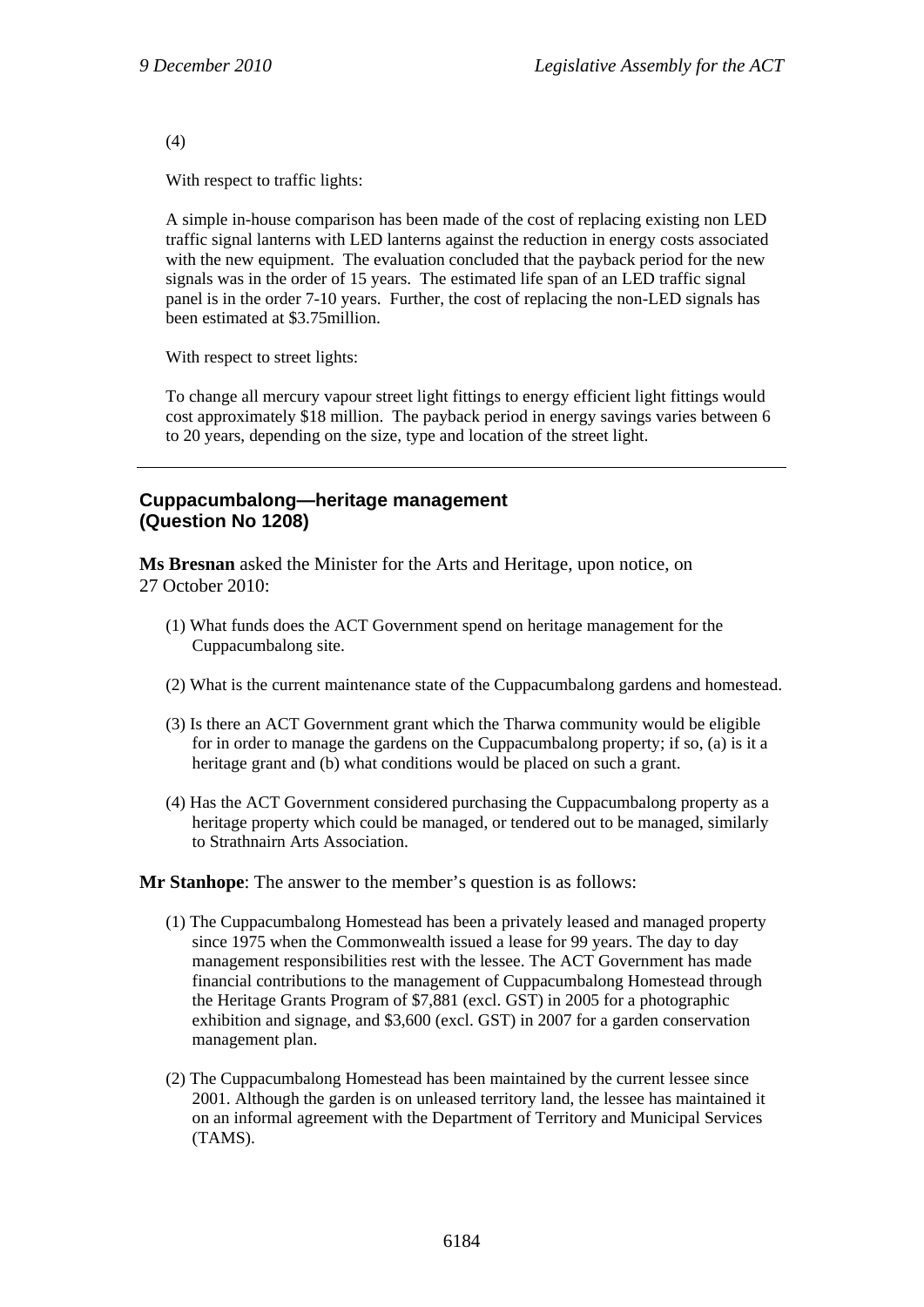(4)

With respect to traffic lights:

A simple in-house comparison has been made of the cost of replacing existing non LED traffic signal lanterns with LED lanterns against the reduction in energy costs associated with the new equipment. The evaluation concluded that the payback period for the new signals was in the order of 15 years. The estimated life span of an LED traffic signal panel is in the order 7-10 years. Further, the cost of replacing the non-LED signals has been estimated at $3.75million.

With respect to street lights:

To change all mercury vapour street light fittings to energy efficient light fittings would cost approximately $18 million. The payback period in energy savings varies between 6 to 20 years, depending on the size, type and location of the street light.

---

### Cuppacumbalong—heritage management (Question No 1208)

**Ms Bresnan** asked the Minister for the Arts and Heritage, upon notice, on 27 October 2010:

(1) What funds does the ACT Government spend on heritage management for the Cuppacumbalong site.

(2) What is the current maintenance state of the Cuppacumbalong gardens and homestead.

(3) Is there an ACT Government grant which the Tharwa community would be eligible for in order to manage the gardens on the Cuppacumbalong property; if so, (a) is it a heritage grant and (b) what conditions would be placed on such a grant.

(4) Has the ACT Government considered purchasing the Cuppacumbalong property as a heritage property which could be managed, or tendered out to be managed, similarly to Strathnairn Arts Association.

**Mr Stanhope**: The answer to the member's question is as follows:

(1) The Cuppacumbalong Homestead has been a privately leased and managed property since 1975 when the Commonwealth issued a lease for 99 years. The day to day management responsibilities rest with the lessee. The ACT Government has made financial contributions to the management of Cuppacumbalong Homestead through the Heritage Grants Program of $7,881 (excl. GST) in 2005 for a photographic exhibition and signage, and $3,600 (excl. GST) in 2007 for a garden conservation management plan.

(2) The Cuppacumbalong Homestead has been maintained by the current lessee since 2001. Although the garden is on unleased territory land, the lessee has maintained it on an informal agreement with the Department of Territory and Municipal Services (TAMS).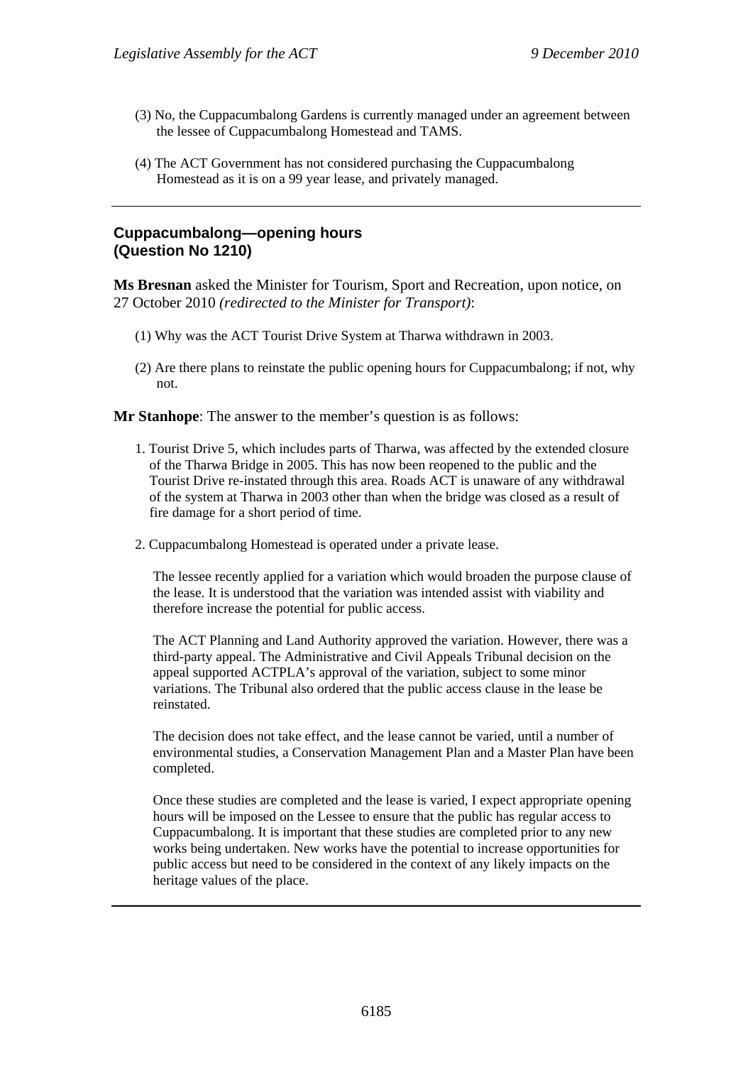(3) No, the Cuppacumbalong Gardens is currently managed under an agreement between the lessee of Cuppacumbalong Homestead and TAMS.

(4) The ACT Government has not considered purchasing the Cuppacumbalong Homestead as it is on a 99 year lease, and privately managed.

---

## Cuppacumbalong—opening hours (Question No 1210)

**Ms Bresnan** asked the Minister for Tourism, Sport and Recreation, upon notice, on 27 October 2010 *(redirected to the Minister for Transport)*:

(1) Why was the ACT Tourist Drive System at Tharwa withdrawn in 2003.

(2) Are there plans to reinstate the public opening hours for Cuppacumbalong; if not, why not.

**Mr Stanhope**: The answer to the member's question is as follows:

1. Tourist Drive 5, which includes parts of Tharwa, was affected by the extended closure of the Tharwa Bridge in 2005. This has now been reopened to the public and the Tourist Drive re-instated through this area. Roads ACT is unaware of any withdrawal of the system at Tharwa in 2003 other than when the bridge was closed as a result of fire damage for a short period of time.

2. Cuppacumbalong Homestead is operated under a private lease.

   The lessee recently applied for a variation which would broaden the purpose clause of the lease. It is understood that the variation was intended assist with viability and therefore increase the potential for public access.

   The ACT Planning and Land Authority approved the variation. However, there was a third-party appeal. The Administrative and Civil Appeals Tribunal decision on the appeal supported ACTPLA's approval of the variation, subject to some minor variations. The Tribunal also ordered that the public access clause in the lease be reinstated.

   The decision does not take effect, and the lease cannot be varied, until a number of environmental studies, a Conservation Management Plan and a Master Plan have been completed.

   Once these studies are completed and the lease is varied, I expect appropriate opening hours will be imposed on the Lessee to ensure that the public has regular access to Cuppacumbalong. It is important that these studies are completed prior to any new works being undertaken. New works have the potential to increase opportunities for public access but need to be considered in the context of any likely impacts on the heritage values of the place.

---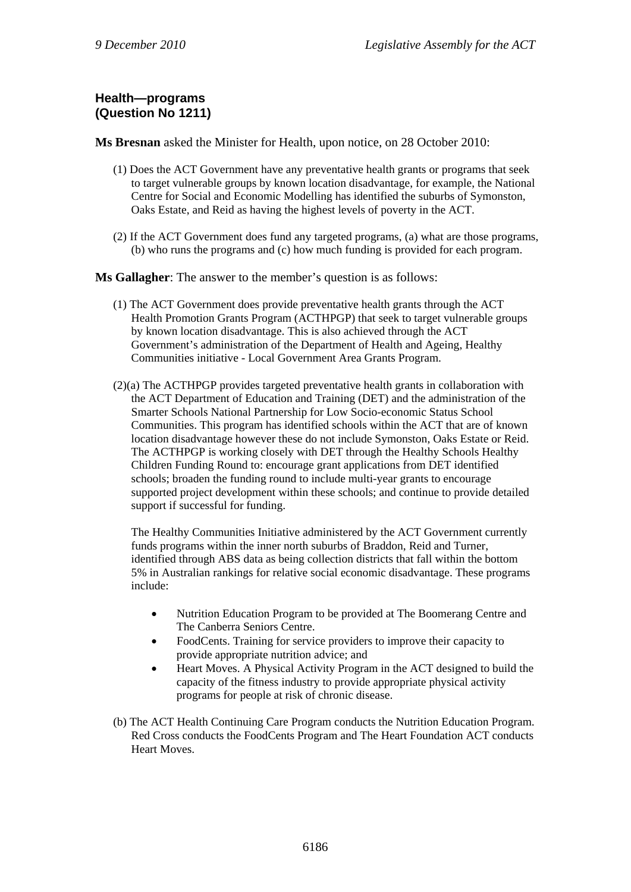## Health—programs
## (Question No 1211)

**Ms Bresnan** asked the Minister for Health, upon notice, on 28 October 2010:

(1) Does the ACT Government have any preventative health grants or programs that seek to target vulnerable groups by known location disadvantage, for example, the National Centre for Social and Economic Modelling has identified the suburbs of Symonston, Oaks Estate, and Reid as having the highest levels of poverty in the ACT.

(2) If the ACT Government does fund any targeted programs, (a) what are those programs, (b) who runs the programs and (c) how much funding is provided for each program.

**Ms Gallagher**: The answer to the member's question is as follows:

(1) The ACT Government does provide preventative health grants through the ACT Health Promotion Grants Program (ACTHPGP) that seek to target vulnerable groups by known location disadvantage. This is also achieved through the ACT Government's administration of the Department of Health and Ageing, Healthy Communities initiative - Local Government Area Grants Program.

(2)(a) The ACTHPGP provides targeted preventative health grants in collaboration with the ACT Department of Education and Training (DET) and the administration of the Smarter Schools National Partnership for Low Socio-economic Status School Communities. This program has identified schools within the ACT that are of known location disadvantage however these do not include Symonston, Oaks Estate or Reid. The ACTHPGP is working closely with DET through the Healthy Schools Healthy Children Funding Round to: encourage grant applications from DET identified schools; broaden the funding round to include multi-year grants to encourage supported project development within these schools; and continue to provide detailed support if successful for funding.

The Healthy Communities Initiative administered by the ACT Government currently funds programs within the inner north suburbs of Braddon, Reid and Turner, identified through ABS data as being collection districts that fall within the bottom 5% in Australian rankings for relative social economic disadvantage. These programs include:

- Nutrition Education Program to be provided at The Boomerang Centre and The Canberra Seniors Centre.
- FoodCents. Training for service providers to improve their capacity to provide appropriate nutrition advice; and
- Heart Moves. A Physical Activity Program in the ACT designed to build the capacity of the fitness industry to provide appropriate physical activity programs for people at risk of chronic disease.

(b) The ACT Health Continuing Care Program conducts the Nutrition Education Program. Red Cross conducts the FoodCents Program and The Heart Foundation ACT conducts Heart Moves.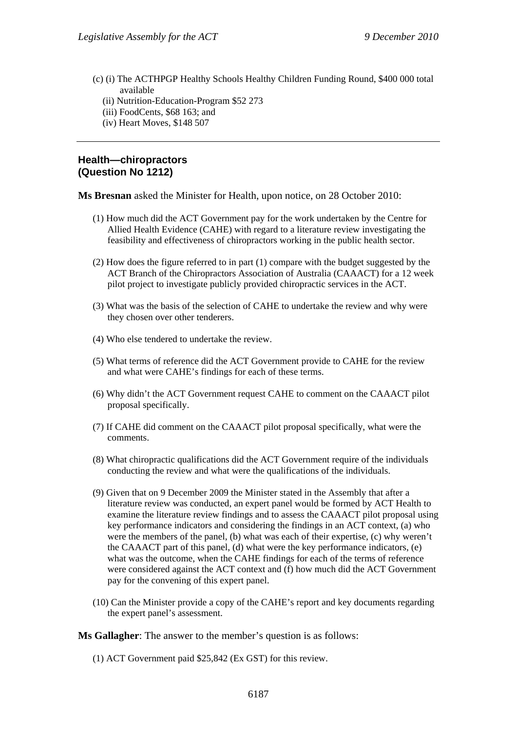(c) (i) The ACTHPGP Healthy Schools Healthy Children Funding Round, $400 000 total available
   (ii) Nutrition-Education-Program $52 273
   (iii) FoodCents, $68 163; and
   (iv) Heart Moves, $148 507

---

## Health—chiropractors (Question No 1212)

**Ms Bresnan** asked the Minister for Health, upon notice, on 28 October 2010:

(1) How much did the ACT Government pay for the work undertaken by the Centre for Allied Health Evidence (CAHE) with regard to a literature review investigating the feasibility and effectiveness of chiropractors working in the public health sector.

(2) How does the figure referred to in part (1) compare with the budget suggested by the ACT Branch of the Chiropractors Association of Australia (CAAACT) for a 12 week pilot project to investigate publicly provided chiropractic services in the ACT.

(3) What was the basis of the selection of CAHE to undertake the review and why were they chosen over other tenderers.

(4) Who else tendered to undertake the review.

(5) What terms of reference did the ACT Government provide to CAHE for the review and what were CAHE's findings for each of these terms.

(6) Why didn't the ACT Government request CAHE to comment on the CAAACT pilot proposal specifically.

(7) If CAHE did comment on the CAAACT pilot proposal specifically, what were the comments.

(8) What chiropractic qualifications did the ACT Government require of the individuals conducting the review and what were the qualifications of the individuals.

(9) Given that on 9 December 2009 the Minister stated in the Assembly that after a literature review was conducted, an expert panel would be formed by ACT Health to examine the literature review findings and to assess the CAAACT pilot proposal using key performance indicators and considering the findings in an ACT context, (a) who were the members of the panel, (b) what was each of their expertise, (c) why weren't the CAAACT part of this panel, (d) what were the key performance indicators, (e) what was the outcome, when the CAHE findings for each of the terms of reference were considered against the ACT context and (f) how much did the ACT Government pay for the convening of this expert panel.

(10) Can the Minister provide a copy of the CAHE's report and key documents regarding the expert panel's assessment.

**Ms Gallagher**: The answer to the member's question is as follows:

(1) ACT Government paid $25,842 (Ex GST) for this review.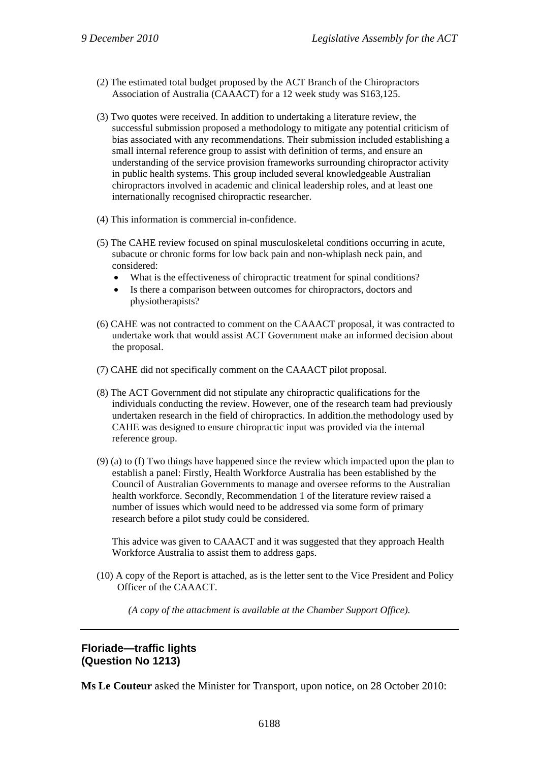(2) The estimated total budget proposed by the ACT Branch of the Chiropractors Association of Australia (CAAACT) for a 12 week study was $163,125.

(3) Two quotes were received. In addition to undertaking a literature review, the successful submission proposed a methodology to mitigate any potential criticism of bias associated with any recommendations. Their submission included establishing a small internal reference group to assist with definition of terms, and ensure an understanding of the service provision frameworks surrounding chiropractor activity in public health systems. This group included several knowledgeable Australian chiropractors involved in academic and clinical leadership roles, and at least one internationally recognised chiropractic researcher.

(4) This information is commercial in-confidence.

(5) The CAHE review focused on spinal musculoskeletal conditions occurring in acute, subacute or chronic forms for low back pain and non-whiplash neck pain, and considered:

- What is the effectiveness of chiropractic treatment for spinal conditions?
- Is there a comparison between outcomes for chiropractors, doctors and physiotherapists?

(6) CAHE was not contracted to comment on the CAAACT proposal, it was contracted to undertake work that would assist ACT Government make an informed decision about the proposal.

(7) CAHE did not specifically comment on the CAAACT pilot proposal.

(8) The ACT Government did not stipulate any chiropractic qualifications for the individuals conducting the review. However, one of the research team had previously undertaken research in the field of chiropractics. In addition.the methodology used by CAHE was designed to ensure chiropractic input was provided via the internal reference group.

(9) (a) to (f) Two things have happened since the review which impacted upon the plan to establish a panel: Firstly, Health Workforce Australia has been established by the Council of Australian Governments to manage and oversee reforms to the Australian health workforce. Secondly, Recommendation 1 of the literature review raised a number of issues which would need to be addressed via some form of primary research before a pilot study could be considered.

This advice was given to CAAACT and it was suggested that they approach Health Workforce Australia to assist them to address gaps.

(10) A copy of the Report is attached, as is the letter sent to the Vice President and Policy Officer of the CAAACT.

*(A copy of the attachment is available at the Chamber Support Office).*

---

### Floriade—traffic lights
### (Question No 1213)

**Ms Le Couteur** asked the Minister for Transport, upon notice, on 28 October 2010: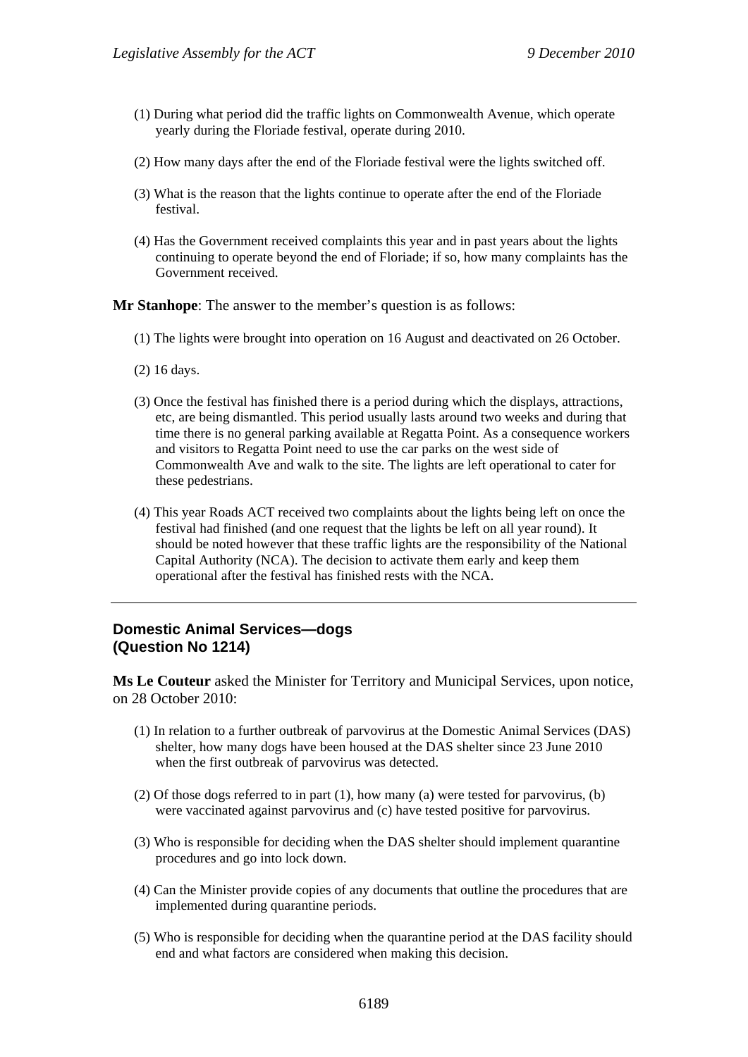(1) During what period did the traffic lights on Commonwealth Avenue, which operate yearly during the Floriade festival, operate during 2010.

(2) How many days after the end of the Floriade festival were the lights switched off.

(3) What is the reason that the lights continue to operate after the end of the Floriade festival.

(4) Has the Government received complaints this year and in past years about the lights continuing to operate beyond the end of Floriade; if so, how many complaints has the Government received.

**Mr Stanhope**: The answer to the member's question is as follows:

(1) The lights were brought into operation on 16 August and deactivated on 26 October.

(2) 16 days.

(3) Once the festival has finished there is a period during which the displays, attractions, etc, are being dismantled. This period usually lasts around two weeks and during that time there is no general parking available at Regatta Point. As a consequence workers and visitors to Regatta Point need to use the car parks on the west side of Commonwealth Ave and walk to the site. The lights are left operational to cater for these pedestrians.

(4) This year Roads ACT received two complaints about the lights being left on once the festival had finished (and one request that the lights be left on all year round). It should be noted however that these traffic lights are the responsibility of the National Capital Authority (NCA). The decision to activate them early and keep them operational after the festival has finished rests with the NCA.

---

## Domestic Animal Services—dogs (Question No 1214)

**Ms Le Couteur** asked the Minister for Territory and Municipal Services, upon notice, on 28 October 2010:

(1) In relation to a further outbreak of parvovirus at the Domestic Animal Services (DAS) shelter, how many dogs have been housed at the DAS shelter since 23 June 2010 when the first outbreak of parvovirus was detected.

(2) Of those dogs referred to in part (1), how many (a) were tested for parvovirus, (b) were vaccinated against parvovirus and (c) have tested positive for parvovirus.

(3) Who is responsible for deciding when the DAS shelter should implement quarantine procedures and go into lock down.

(4) Can the Minister provide copies of any documents that outline the procedures that are implemented during quarantine periods.

(5) Who is responsible for deciding when the quarantine period at the DAS facility should end and what factors are considered when making this decision.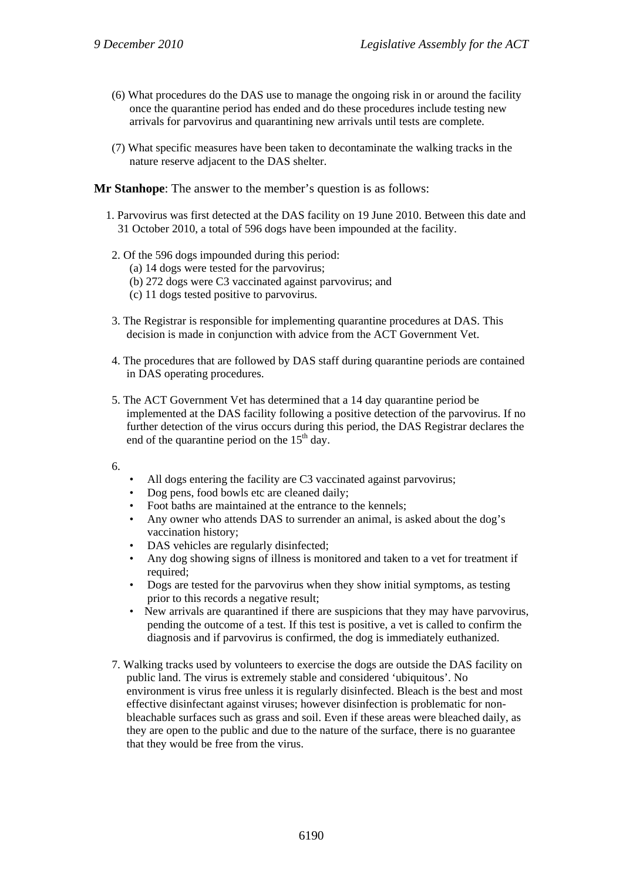(6) What procedures do the DAS use to manage the ongoing risk in or around the facility once the quarantine period has ended and do these procedures include testing new arrivals for parvovirus and quarantining new arrivals until tests are complete.

(7) What specific measures have been taken to decontaminate the walking tracks in the nature reserve adjacent to the DAS shelter.

**Mr Stanhope**: The answer to the member's question is as follows:

1. Parvovirus was first detected at the DAS facility on 19 June 2010. Between this date and 31 October 2010, a total of 596 dogs have been impounded at the facility.

2. Of the 596 dogs impounded during this period:
   (a) 14 dogs were tested for the parvovirus;
   (b) 272 dogs were C3 vaccinated against parvovirus; and
   (c) 11 dogs tested positive to parvovirus.

3. The Registrar is responsible for implementing quarantine procedures at DAS. This decision is made in conjunction with advice from the ACT Government Vet.

4. The procedures that are followed by DAS staff during quarantine periods are contained in DAS operating procedures.

5. The ACT Government Vet has determined that a 14 day quarantine period be implemented at the DAS facility following a positive detection of the parvovirus. If no further detection of the virus occurs during this period, the DAS Registrar declares the end of the quarantine period on the 15th day.

6.
   - All dogs entering the facility are C3 vaccinated against parvovirus;
   - Dog pens, food bowls etc are cleaned daily;
   - Foot baths are maintained at the entrance to the kennels;
   - Any owner who attends DAS to surrender an animal, is asked about the dog's vaccination history;
   - DAS vehicles are regularly disinfected;
   - Any dog showing signs of illness is monitored and taken to a vet for treatment if required;
   - Dogs are tested for the parvovirus when they show initial symptoms, as testing prior to this records a negative result;
   - New arrivals are quarantined if there are suspicions that they may have parvovirus, pending the outcome of a test. If this test is positive, a vet is called to confirm the diagnosis and if parvovirus is confirmed, the dog is immediately euthanized.

7. Walking tracks used by volunteers to exercise the dogs are outside the DAS facility on public land. The virus is extremely stable and considered 'ubiquitous'. No environment is virus free unless it is regularly disinfected. Bleach is the best and most effective disinfectant against viruses; however disinfection is problematic for non-bleachable surfaces such as grass and soil. Even if these areas were bleached daily, as they are open to the public and due to the nature of the surface, there is no guarantee that they would be free from the virus.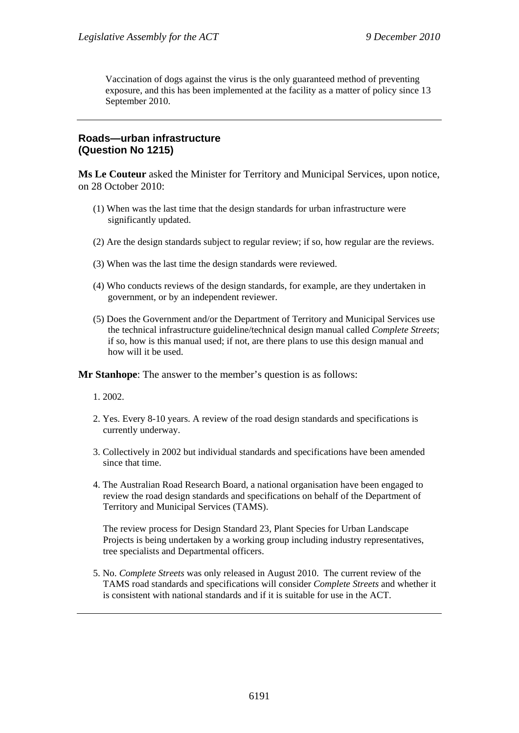Vaccination of dogs against the virus is the only guaranteed method of preventing exposure, and this has been implemented at the facility as a matter of policy since 13 September 2010.

---

## Roads—urban infrastructure
## (Question No 1215)

**Ms Le Couteur** asked the Minister for Territory and Municipal Services, upon notice, on 28 October 2010:

(1) When was the last time that the design standards for urban infrastructure were significantly updated.

(2) Are the design standards subject to regular review; if so, how regular are the reviews.

(3) When was the last time the design standards were reviewed.

(4) Who conducts reviews of the design standards, for example, are they undertaken in government, or by an independent reviewer.

(5) Does the Government and/or the Department of Territory and Municipal Services use the technical infrastructure guideline/technical design manual called *Complete Streets*; if so, how is this manual used; if not, are there plans to use this design manual and how will it be used.

**Mr Stanhope**: The answer to the member's question is as follows:

1. 2002.

2. Yes. Every 8-10 years. A review of the road design standards and specifications is currently underway.

3. Collectively in 2002 but individual standards and specifications have been amended since that time.

4. The Australian Road Research Board, a national organisation have been engaged to review the road design standards and specifications on behalf of the Department of Territory and Municipal Services (TAMS).

   The review process for Design Standard 23, Plant Species for Urban Landscape Projects is being undertaken by a working group including industry representatives, tree specialists and Departmental officers.

5. No. *Complete Streets* was only released in August 2010. The current review of the TAMS road standards and specifications will consider *Complete Streets* and whether it is consistent with national standards and if it is suitable for use in the ACT.

---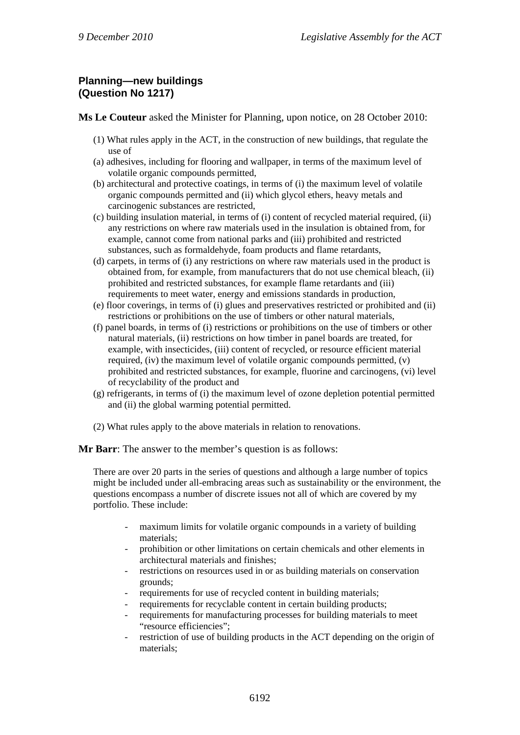**Planning—new buildings**
**(Question No 1217)**

**Ms Le Couteur** asked the Minister for Planning, upon notice, on 28 October 2010:

(1) What rules apply in the ACT, in the construction of new buildings, that regulate the use of

(a) adhesives, including for flooring and wallpaper, in terms of the maximum level of volatile organic compounds permitted,

(b) architectural and protective coatings, in terms of (i) the maximum level of volatile organic compounds permitted and (ii) which glycol ethers, heavy metals and carcinogenic substances are restricted,

(c) building insulation material, in terms of (i) content of recycled material required, (ii) any restrictions on where raw materials used in the insulation is obtained from, for example, cannot come from national parks and (iii) prohibited and restricted substances, such as formaldehyde, foam products and flame retardants,

(d) carpets, in terms of (i) any restrictions on where raw materials used in the product is obtained from, for example, from manufacturers that do not use chemical bleach, (ii) prohibited and restricted substances, for example flame retardants and (iii) requirements to meet water, energy and emissions standards in production,

(e) floor coverings, in terms of (i) glues and preservatives restricted or prohibited and (ii) restrictions or prohibitions on the use of timbers or other natural materials,

(f) panel boards, in terms of (i) restrictions or prohibitions on the use of timbers or other natural materials, (ii) restrictions on how timber in panel boards are treated, for example, with insecticides, (iii) content of recycled, or resource efficient material required, (iv) the maximum level of volatile organic compounds permitted, (v) prohibited and restricted substances, for example, fluorine and carcinogens, (vi) level of recyclability of the product and

(g) refrigerants, in terms of (i) the maximum level of ozone depletion potential permitted and (ii) the global warming potential permitted.

(2) What rules apply to the above materials in relation to renovations.

**Mr Barr**: The answer to the member's question is as follows:

There are over 20 parts in the series of questions and although a large number of topics might be included under all-embracing areas such as sustainability or the environment, the questions encompass a number of discrete issues not all of which are covered by my portfolio. These include:

- maximum limits for volatile organic compounds in a variety of building materials;
- prohibition or other limitations on certain chemicals and other elements in architectural materials and finishes;
- restrictions on resources used in or as building materials on conservation grounds;
- requirements for use of recycled content in building materials;
- requirements for recyclable content in certain building products;
- requirements for manufacturing processes for building materials to meet "resource efficiencies";
- restriction of use of building products in the ACT depending on the origin of materials;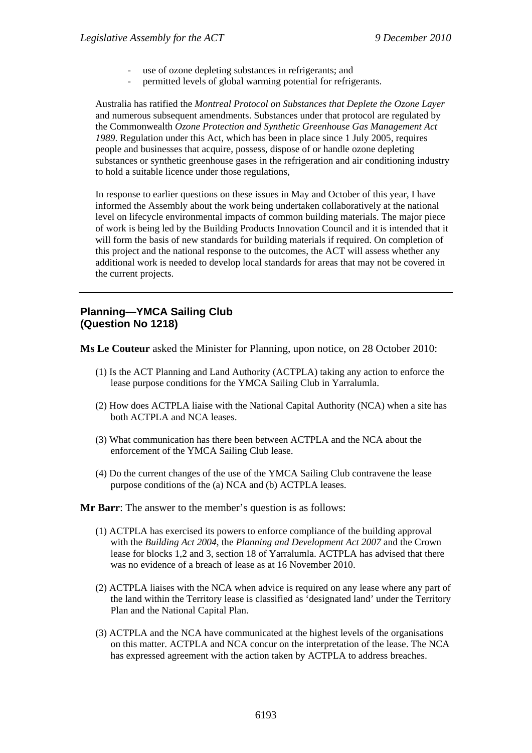- use of ozone depleting substances in refrigerants; and
- permitted levels of global warming potential for refrigerants.

Australia has ratified the *Montreal Protocol on Substances that Deplete the Ozone Layer* and numerous subsequent amendments. Substances under that protocol are regulated by the Commonwealth *Ozone Protection and Synthetic Greenhouse Gas Management Act 1989*. Regulation under this Act, which has been in place since 1 July 2005, requires people and businesses that acquire, possess, dispose of or handle ozone depleting substances or synthetic greenhouse gases in the refrigeration and air conditioning industry to hold a suitable licence under those regulations,

In response to earlier questions on these issues in May and October of this year, I have informed the Assembly about the work being undertaken collaboratively at the national level on lifecycle environmental impacts of common building materials. The major piece of work is being led by the Building Products Innovation Council and it is intended that it will form the basis of new standards for building materials if required. On completion of this project and the national response to the outcomes, the ACT will assess whether any additional work is needed to develop local standards for areas that may not be covered in the current projects.

---

## Planning—YMCA Sailing Club (Question No 1218)

**Ms Le Couteur** asked the Minister for Planning, upon notice, on 28 October 2010:

(1) Is the ACT Planning and Land Authority (ACTPLA) taking any action to enforce the lease purpose conditions for the YMCA Sailing Club in Yarralumla.

(2) How does ACTPLA liaise with the National Capital Authority (NCA) when a site has both ACTPLA and NCA leases.

(3) What communication has there been between ACTPLA and the NCA about the enforcement of the YMCA Sailing Club lease.

(4) Do the current changes of the use of the YMCA Sailing Club contravene the lease purpose conditions of the (a) NCA and (b) ACTPLA leases.

**Mr Barr**: The answer to the member's question is as follows:

(1) ACTPLA has exercised its powers to enforce compliance of the building approval with the *Building Act 2004*, the *Planning and Development Act 2007* and the Crown lease for blocks 1,2 and 3, section 18 of Yarralumla. ACTPLA has advised that there was no evidence of a breach of lease as at 16 November 2010.

(2) ACTPLA liaises with the NCA when advice is required on any lease where any part of the land within the Territory lease is classified as 'designated land' under the Territory Plan and the National Capital Plan.

(3) ACTPLA and the NCA have communicated at the highest levels of the organisations on this matter. ACTPLA and NCA concur on the interpretation of the lease. The NCA has expressed agreement with the action taken by ACTPLA to address breaches.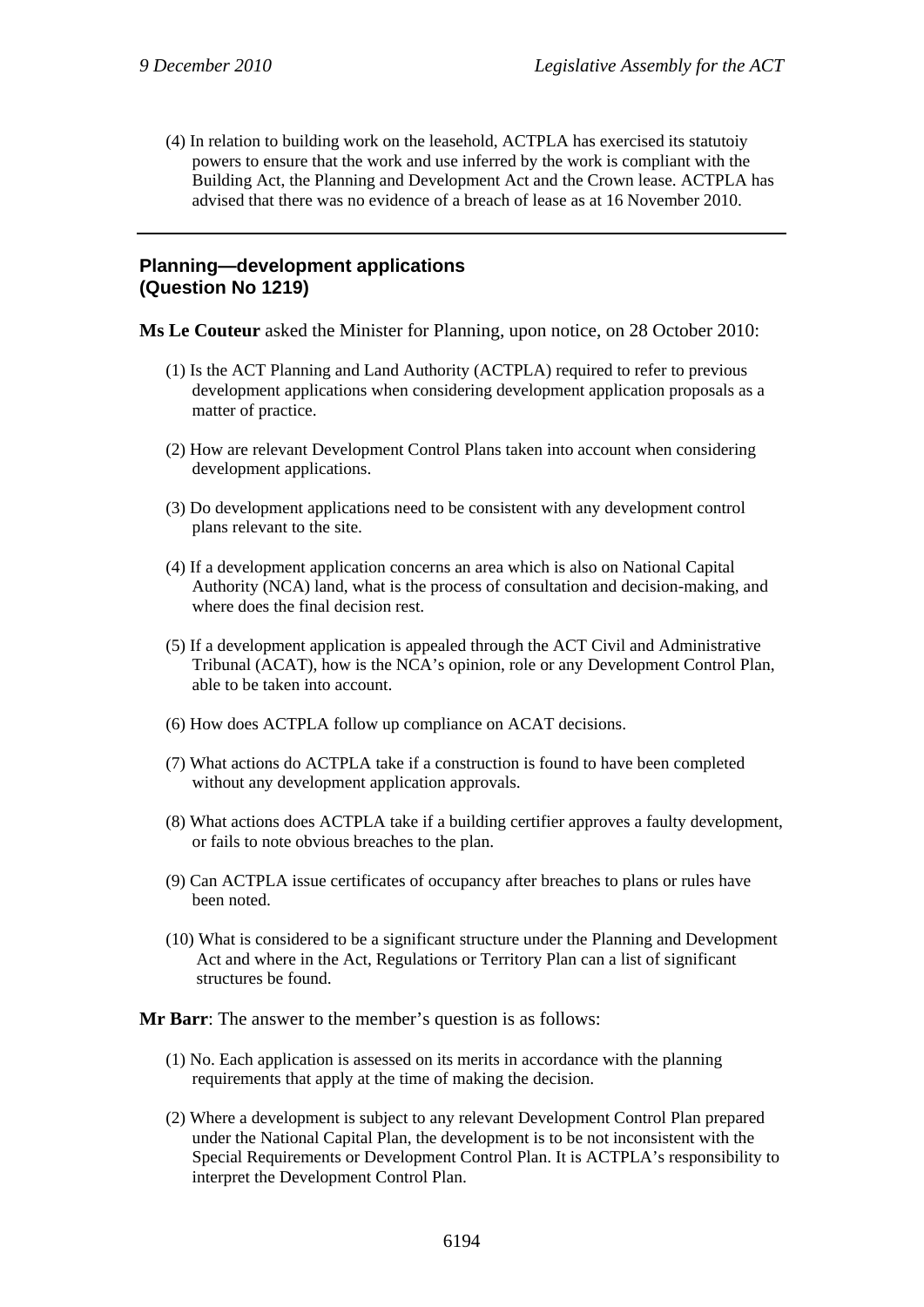(4) In relation to building work on the leasehold, ACTPLA has exercised its statutoiy powers to ensure that the work and use inferred by the work is compliant with the Building Act, the Planning and Development Act and the Crown lease. ACTPLA has advised that there was no evidence of a breach of lease as at 16 November 2010.

---

## Planning—development applications (Question No 1219)

**Ms Le Couteur** asked the Minister for Planning, upon notice, on 28 October 2010:

(1) Is the ACT Planning and Land Authority (ACTPLA) required to refer to previous development applications when considering development application proposals as a matter of practice.

(2) How are relevant Development Control Plans taken into account when considering development applications.

(3) Do development applications need to be consistent with any development control plans relevant to the site.

(4) If a development application concerns an area which is also on National Capital Authority (NCA) land, what is the process of consultation and decision-making, and where does the final decision rest.

(5) If a development application is appealed through the ACT Civil and Administrative Tribunal (ACAT), how is the NCA's opinion, role or any Development Control Plan, able to be taken into account.

(6) How does ACTPLA follow up compliance on ACAT decisions.

(7) What actions do ACTPLA take if a construction is found to have been completed without any development application approvals.

(8) What actions does ACTPLA take if a building certifier approves a faulty development, or fails to note obvious breaches to the plan.

(9) Can ACTPLA issue certificates of occupancy after breaches to plans or rules have been noted.

(10) What is considered to be a significant structure under the Planning and Development Act and where in the Act, Regulations or Territory Plan can a list of significant structures be found.

**Mr Barr**: The answer to the member's question is as follows:

(1) No. Each application is assessed on its merits in accordance with the planning requirements that apply at the time of making the decision.

(2) Where a development is subject to any relevant Development Control Plan prepared under the National Capital Plan, the development is to be not inconsistent with the Special Requirements or Development Control Plan. It is ACTPLA's responsibility to interpret the Development Control Plan.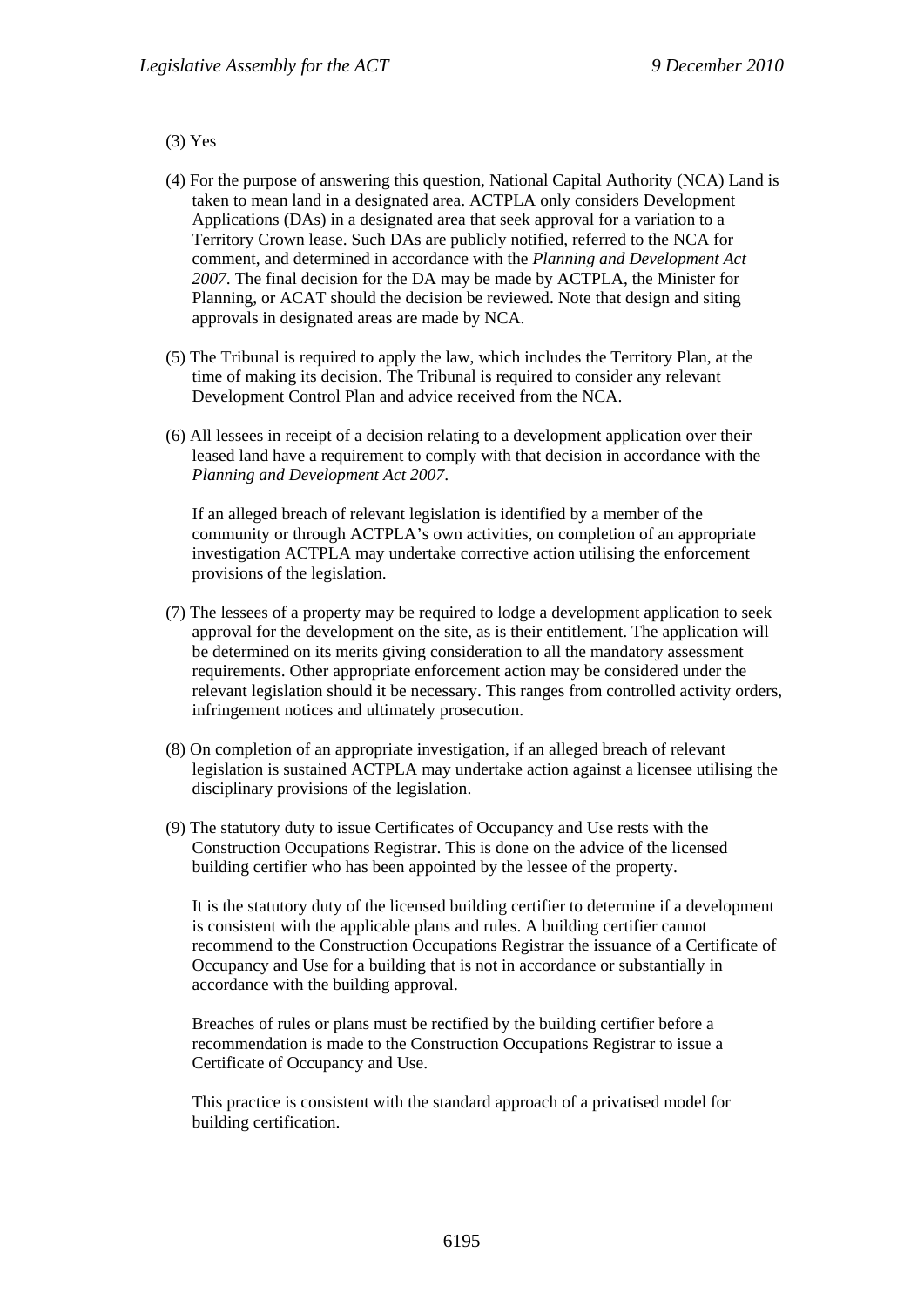(3) Yes

(4) For the purpose of answering this question, National Capital Authority (NCA) Land is taken to mean land in a designated area. ACTPLA only considers Development Applications (DAs) in a designated area that seek approval for a variation to a Territory Crown lease. Such DAs are publicly notified, referred to the NCA for comment, and determined in accordance with the *Planning and Development Act 2007*. The final decision for the DA may be made by ACTPLA, the Minister for Planning, or ACAT should the decision be reviewed. Note that design and siting approvals in designated areas are made by NCA.

(5) The Tribunal is required to apply the law, which includes the Territory Plan, at the time of making its decision. The Tribunal is required to consider any relevant Development Control Plan and advice received from the NCA.

(6) All lessees in receipt of a decision relating to a development application over their leased land have a requirement to comply with that decision in accordance with the *Planning and Development Act 2007*.

If an alleged breach of relevant legislation is identified by a member of the community or through ACTPLA's own activities, on completion of an appropriate investigation ACTPLA may undertake corrective action utilising the enforcement provisions of the legislation.

(7) The lessees of a property may be required to lodge a development application to seek approval for the development on the site, as is their entitlement. The application will be determined on its merits giving consideration to all the mandatory assessment requirements. Other appropriate enforcement action may be considered under the relevant legislation should it be necessary. This ranges from controlled activity orders, infringement notices and ultimately prosecution.

(8) On completion of an appropriate investigation, if an alleged breach of relevant legislation is sustained ACTPLA may undertake action against a licensee utilising the disciplinary provisions of the legislation.

(9) The statutory duty to issue Certificates of Occupancy and Use rests with the Construction Occupations Registrar. This is done on the advice of the licensed building certifier who has been appointed by the lessee of the property.

It is the statutory duty of the licensed building certifier to determine if a development is consistent with the applicable plans and rules. A building certifier cannot recommend to the Construction Occupations Registrar the issuance of a Certificate of Occupancy and Use for a building that is not in accordance or substantially in accordance with the building approval.

Breaches of rules or plans must be rectified by the building certifier before a recommendation is made to the Construction Occupations Registrar to issue a Certificate of Occupancy and Use.

This practice is consistent with the standard approach of a privatised model for building certification.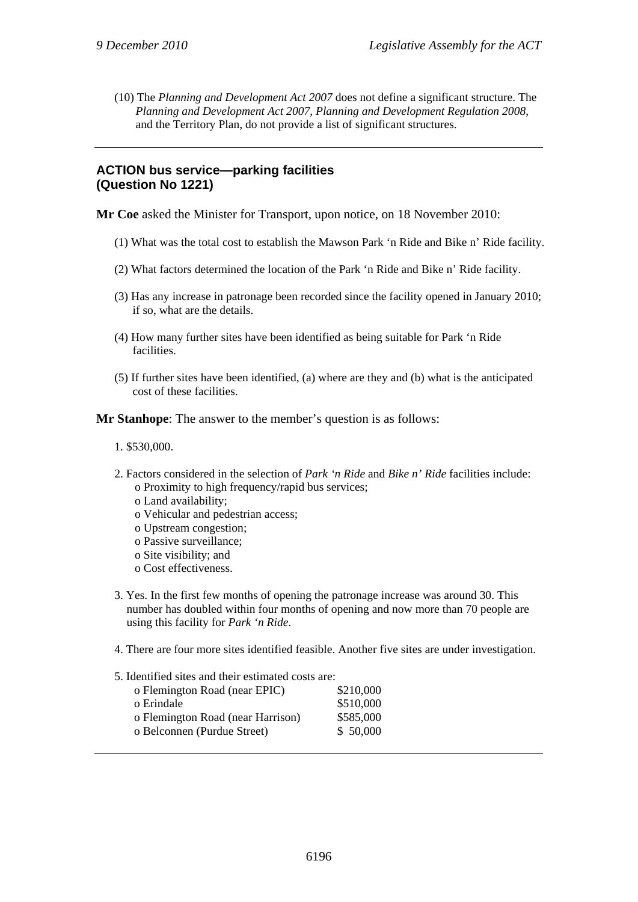(10) The *Planning and Development Act 2007* does not define a significant structure. The *Planning and Development Act 2007*, *Planning and Development Regulation 2008*, and the Territory Plan, do not provide a list of significant structures.

---

## ACTION bus service—parking facilities (Question No 1221)

**Mr Coe** asked the Minister for Transport, upon notice, on 18 November 2010:

(1) What was the total cost to establish the Mawson Park 'n Ride and Bike n' Ride facility.

(2) What factors determined the location of the Park 'n Ride and Bike n' Ride facility.

(3) Has any increase in patronage been recorded since the facility opened in January 2010; if so, what are the details.

(4) How many further sites have been identified as being suitable for Park 'n Ride facilities.

(5) If further sites have been identified, (a) where are they and (b) what is the anticipated cost of these facilities.

**Mr Stanhope**: The answer to the member's question is as follows:

1. $530,000.

2. Factors considered in the selection of *Park 'n Ride* and *Bike n' Ride* facilities include:
   - o Proximity to high frequency/rapid bus services;
   - o Land availability;
   - o Vehicular and pedestrian access;
   - o Upstream congestion;
   - o Passive surveillance;
   - o Site visibility; and
   - o Cost effectiveness.

3. Yes. In the first few months of opening the patronage increase was around 30. This number has doubled within four months of opening and now more than 70 people are using this facility for *Park 'n Ride*.

4. There are four more sites identified feasible. Another five sites are under investigation.

5. Identified sites and their estimated costs are:

| Site | Estimated cost |
|---|---|
| o Flemington Road (near EPIC) | $210,000 |
| o Erindale | $510,000 |
| o Flemington Road (near Harrison) | $585,000 |
| o Belconnen (Purdue Street) | $ 50,000 |

---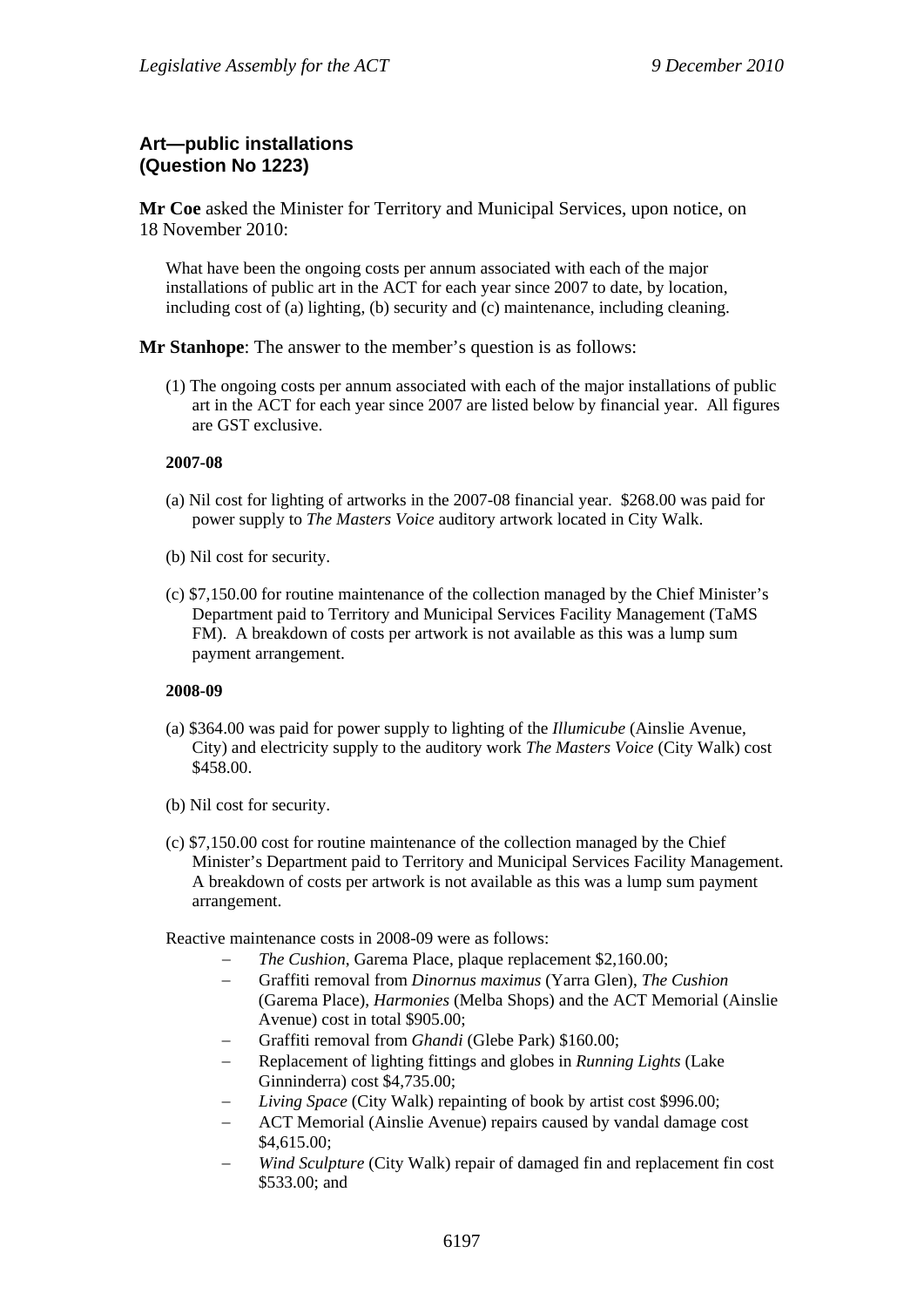## Art—public installations (Question No 1223)

**Mr Coe** asked the Minister for Territory and Municipal Services, upon notice, on 18 November 2010:

> What have been the ongoing costs per annum associated with each of the major installations of public art in the ACT for each year since 2007 to date, by location, including cost of (a) lighting, (b) security and (c) maintenance, including cleaning.

**Mr Stanhope**: The answer to the member's question is as follows:

(1) The ongoing costs per annum associated with each of the major installations of public art in the ACT for each year since 2007 are listed below by financial year. All figures are GST exclusive.

**2007-08**

(a) Nil cost for lighting of artworks in the 2007-08 financial year. $268.00 was paid for power supply to *The Masters Voice* auditory artwork located in City Walk.

(b) Nil cost for security.

(c) $7,150.00 for routine maintenance of the collection managed by the Chief Minister's Department paid to Territory and Municipal Services Facility Management (TaMS FM). A breakdown of costs per artwork is not available as this was a lump sum payment arrangement.

**2008-09**

(a) $364.00 was paid for power supply to lighting of the *Illumicube* (Ainslie Avenue, City) and electricity supply to the auditory work *The Masters Voice* (City Walk) cost $458.00.

(b) Nil cost for security.

(c) $7,150.00 cost for routine maintenance of the collection managed by the Chief Minister's Department paid to Territory and Municipal Services Facility Management. A breakdown of costs per artwork is not available as this was a lump sum payment arrangement.

Reactive maintenance costs in 2008-09 were as follows:

- *The Cushion*, Garema Place, plaque replacement $2,160.00;
- Graffiti removal from *Dinornus maximus* (Yarra Glen), *The Cushion* (Garema Place), *Harmonies* (Melba Shops) and the ACT Memorial (Ainslie Avenue) cost in total $905.00;
- Graffiti removal from *Ghandi* (Glebe Park) $160.00;
- Replacement of lighting fittings and globes in *Running Lights* (Lake Ginninderra) cost $4,735.00;
- *Living Space* (City Walk) repainting of book by artist cost $996.00;
- ACT Memorial (Ainslie Avenue) repairs caused by vandal damage cost $4,615.00;
- *Wind Sculpture* (City Walk) repair of damaged fin and replacement fin cost $533.00; and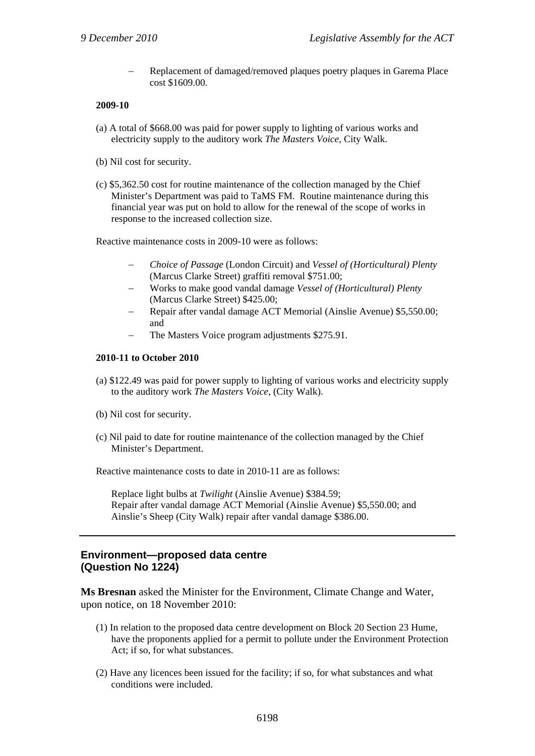- Replacement of damaged/removed plaques poetry plaques in Garema Place cost $1609.00.

**2009-10**

(a) A total of $668.00 was paid for power supply to lighting of various works and electricity supply to the auditory work *The Masters Voice*, City Walk.

(b) Nil cost for security.

(c) $5,362.50 cost for routine maintenance of the collection managed by the Chief Minister's Department was paid to TaMS FM. Routine maintenance during this financial year was put on hold to allow for the renewal of the scope of works in response to the increased collection size.

Reactive maintenance costs in 2009-10 were as follows:

- *Choice of Passage* (London Circuit) and *Vessel of (Horticultural) Plenty* (Marcus Clarke Street) graffiti removal $751.00;
- Works to make good vandal damage *Vessel of (Horticultural) Plenty* (Marcus Clarke Street) $425.00;
- Repair after vandal damage ACT Memorial (Ainslie Avenue) $5,550.00; and
- The Masters Voice program adjustments $275.91.

**2010-11 to October 2010**

(a) $122.49 was paid for power supply to lighting of various works and electricity supply to the auditory work *The Masters Voice*, (City Walk).

(b) Nil cost for security.

(c) Nil paid to date for routine maintenance of the collection managed by the Chief Minister's Department.

Reactive maintenance costs to date in 2010-11 are as follows:

Replace light bulbs at *Twilight* (Ainslie Avenue) $384.59;
Repair after vandal damage ACT Memorial (Ainslie Avenue) $5,550.00; and
Ainslie's Sheep (City Walk) repair after vandal damage $386.00.

---

## Environment—proposed data centre (Question No 1224)

**Ms Bresnan** asked the Minister for the Environment, Climate Change and Water, upon notice, on 18 November 2010:

(1) In relation to the proposed data centre development on Block 20 Section 23 Hume, have the proponents applied for a permit to pollute under the Environment Protection Act; if so, for what substances.

(2) Have any licences been issued for the facility; if so, for what substances and what conditions were included.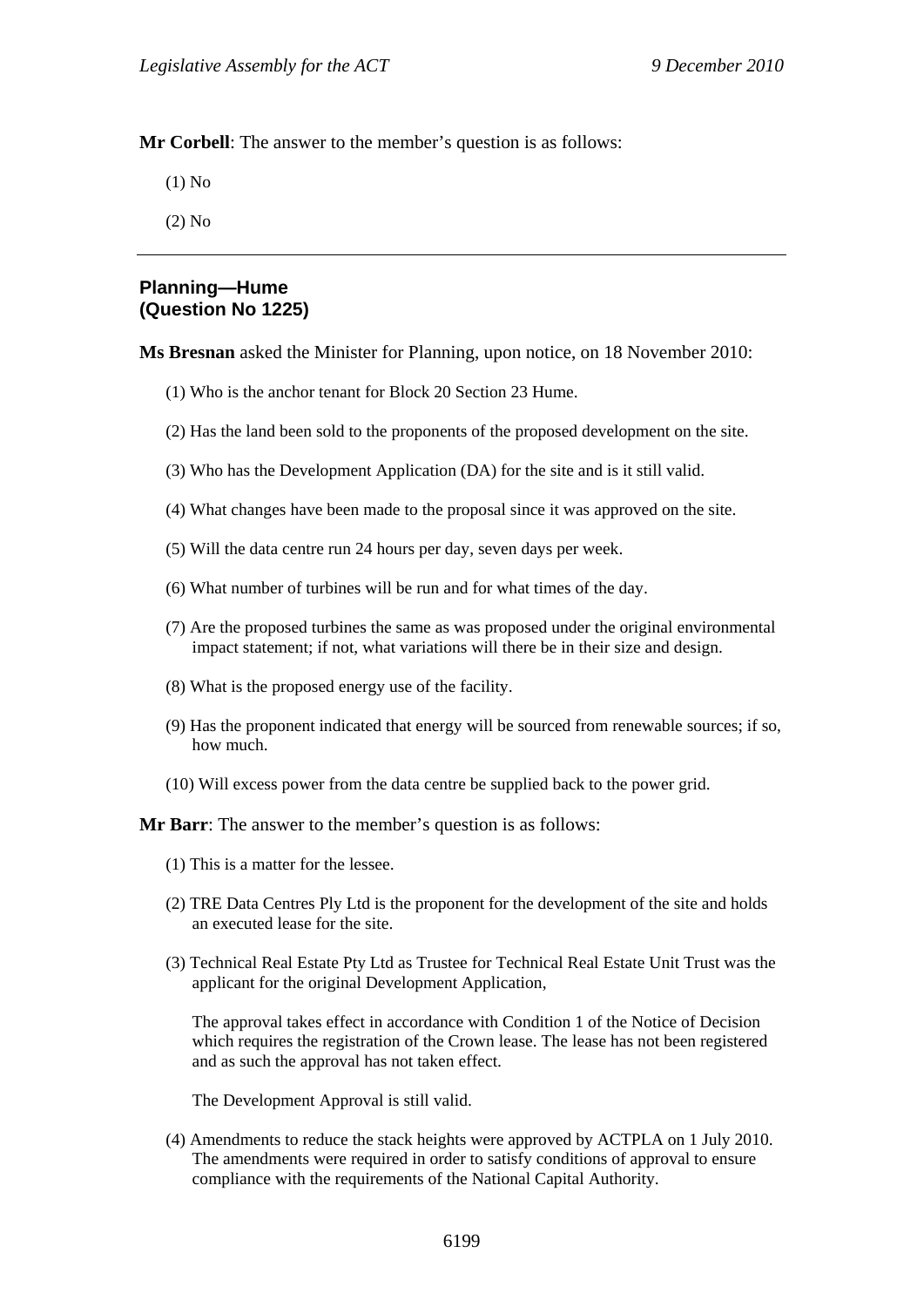**Mr Corbell**: The answer to the member's question is as follows:

(1) No

(2) No

---

**Planning—Hume**
**(Question No 1225)**

**Ms Bresnan** asked the Minister for Planning, upon notice, on 18 November 2010:

(1) Who is the anchor tenant for Block 20 Section 23 Hume.

(2) Has the land been sold to the proponents of the proposed development on the site.

(3) Who has the Development Application (DA) for the site and is it still valid.

(4) What changes have been made to the proposal since it was approved on the site.

(5) Will the data centre run 24 hours per day, seven days per week.

(6) What number of turbines will be run and for what times of the day.

(7) Are the proposed turbines the same as was proposed under the original environmental impact statement; if not, what variations will there be in their size and design.

(8) What is the proposed energy use of the facility.

(9) Has the proponent indicated that energy will be sourced from renewable sources; if so, how much.

(10) Will excess power from the data centre be supplied back to the power grid.

**Mr Barr**: The answer to the member's question is as follows:

(1) This is a matter for the lessee.

(2) TRE Data Centres Ply Ltd is the proponent for the development of the site and holds an executed lease for the site.

(3) Technical Real Estate Pty Ltd as Trustee for Technical Real Estate Unit Trust was the applicant for the original Development Application,

The approval takes effect in accordance with Condition 1 of the Notice of Decision which requires the registration of the Crown lease. The lease has not been registered and as such the approval has not taken effect.

The Development Approval is still valid.

(4) Amendments to reduce the stack heights were approved by ACTPLA on 1 July 2010. The amendments were required in order to satisfy conditions of approval to ensure compliance with the requirements of the National Capital Authority.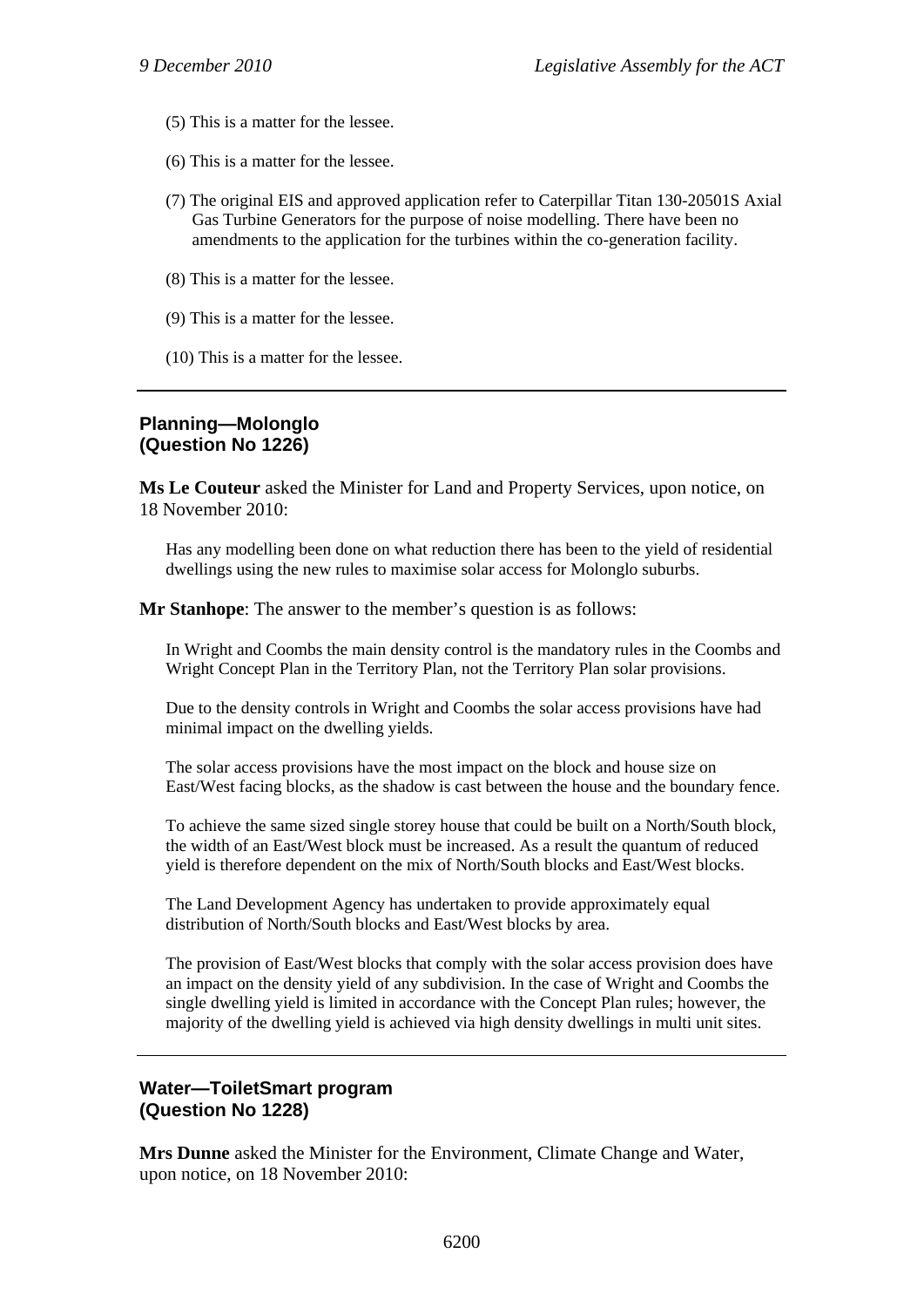(5) This is a matter for the lessee.

(6) This is a matter for the lessee.

(7) The original EIS and approved application refer to Caterpillar Titan 130-20501S Axial Gas Turbine Generators for the purpose of noise modelling. There have been no amendments to the application for the turbines within the co-generation facility.

(8) This is a matter for the lessee.

(9) This is a matter for the lessee.

(10) This is a matter for the lessee.

---

### Planning—Molonglo (Question No 1226)

**Ms Le Couteur** asked the Minister for Land and Property Services, upon notice, on 18 November 2010:

Has any modelling been done on what reduction there has been to the yield of residential dwellings using the new rules to maximise solar access for Molonglo suburbs.

**Mr Stanhope**: The answer to the member's question is as follows:

In Wright and Coombs the main density control is the mandatory rules in the Coombs and Wright Concept Plan in the Territory Plan, not the Territory Plan solar provisions.

Due to the density controls in Wright and Coombs the solar access provisions have had minimal impact on the dwelling yields.

The solar access provisions have the most impact on the block and house size on East/West facing blocks, as the shadow is cast between the house and the boundary fence.

To achieve the same sized single storey house that could be built on a North/South block, the width of an East/West block must be increased. As a result the quantum of reduced yield is therefore dependent on the mix of North/South blocks and East/West blocks.

The Land Development Agency has undertaken to provide approximately equal distribution of North/South blocks and East/West blocks by area.

The provision of East/West blocks that comply with the solar access provision does have an impact on the density yield of any subdivision. In the case of Wright and Coombs the single dwelling yield is limited in accordance with the Concept Plan rules; however, the majority of the dwelling yield is achieved via high density dwellings in multi unit sites.

---

### Water—ToiletSmart program (Question No 1228)

**Mrs Dunne** asked the Minister for the Environment, Climate Change and Water, upon notice, on 18 November 2010: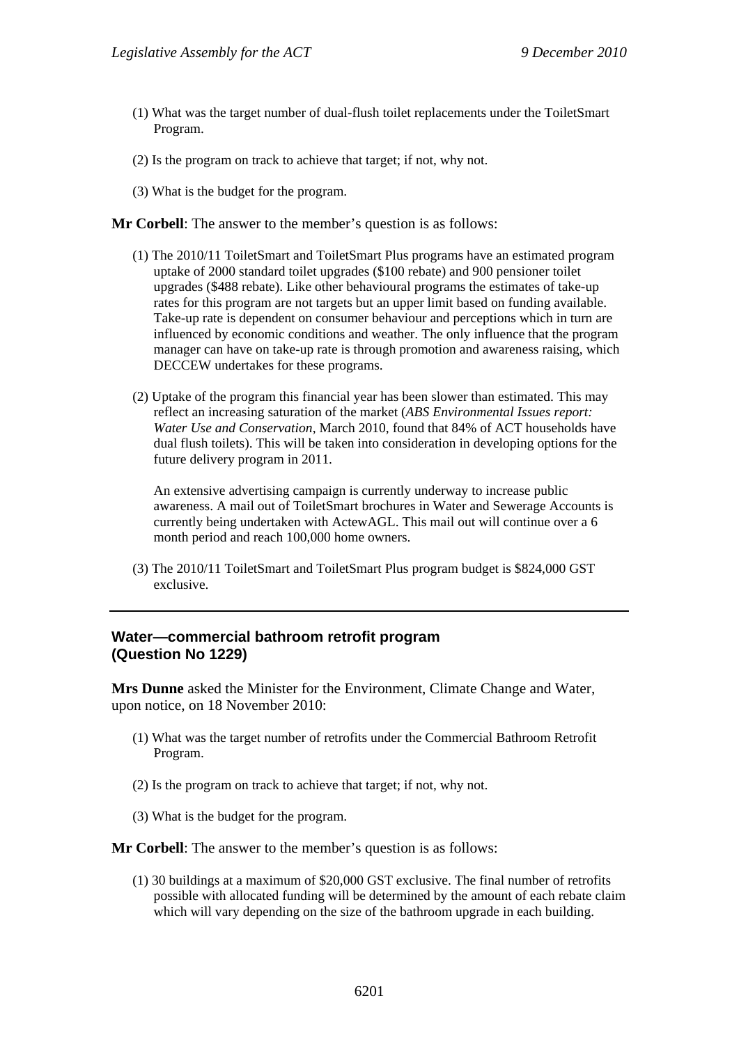(1) What was the target number of dual-flush toilet replacements under the ToiletSmart Program.

(2) Is the program on track to achieve that target; if not, why not.

(3) What is the budget for the program.

**Mr Corbell**: The answer to the member's question is as follows:

(1) The 2010/11 ToiletSmart and ToiletSmart Plus programs have an estimated program uptake of 2000 standard toilet upgrades ($100 rebate) and 900 pensioner toilet upgrades ($488 rebate). Like other behavioural programs the estimates of take-up rates for this program are not targets but an upper limit based on funding available. Take-up rate is dependent on consumer behaviour and perceptions which in turn are influenced by economic conditions and weather. The only influence that the program manager can have on take-up rate is through promotion and awareness raising, which DECCEW undertakes for these programs.

(2) Uptake of the program this financial year has been slower than estimated. This may reflect an increasing saturation of the market (*ABS Environmental Issues report: Water Use and Conservation*, March 2010, found that 84% of ACT households have dual flush toilets). This will be taken into consideration in developing options for the future delivery program in 2011.

An extensive advertising campaign is currently underway to increase public awareness. A mail out of ToiletSmart brochures in Water and Sewerage Accounts is currently being undertaken with ActewAGL. This mail out will continue over a 6 month period and reach 100,000 home owners.

(3) The 2010/11 ToiletSmart and ToiletSmart Plus program budget is $824,000 GST exclusive.

---

### Water—commercial bathroom retrofit program (Question No 1229)

**Mrs Dunne** asked the Minister for the Environment, Climate Change and Water, upon notice, on 18 November 2010:

(1) What was the target number of retrofits under the Commercial Bathroom Retrofit Program.

(2) Is the program on track to achieve that target; if not, why not.

(3) What is the budget for the program.

**Mr Corbell**: The answer to the member's question is as follows:

(1) 30 buildings at a maximum of $20,000 GST exclusive. The final number of retrofits possible with allocated funding will be determined by the amount of each rebate claim which will vary depending on the size of the bathroom upgrade in each building.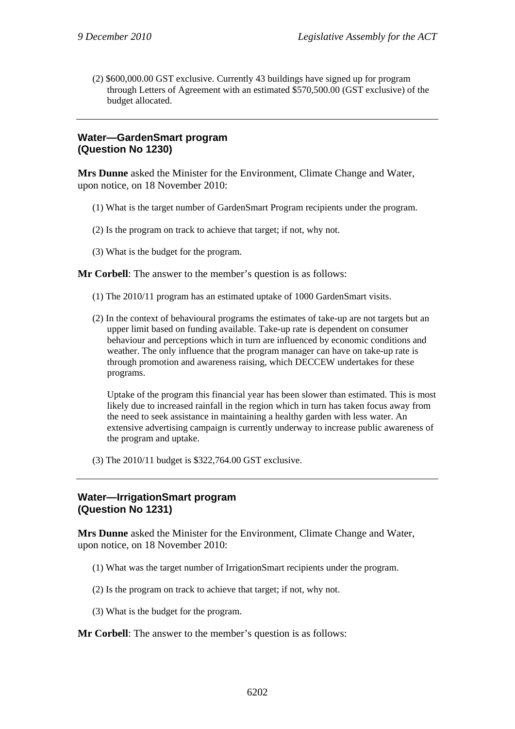(2) $600,000.00 GST exclusive. Currently 43 buildings have signed up for program through Letters of Agreement with an estimated $570,500.00 (GST exclusive) of the budget allocated.

---

## Water—GardenSmart program
## (Question No 1230)

**Mrs Dunne** asked the Minister for the Environment, Climate Change and Water, upon notice, on 18 November 2010:

(1) What is the target number of GardenSmart Program recipients under the program.

(2) Is the program on track to achieve that target; if not, why not.

(3) What is the budget for the program.

**Mr Corbell**: The answer to the member's question is as follows:

(1) The 2010/11 program has an estimated uptake of 1000 GardenSmart visits.

(2) In the context of behavioural programs the estimates of take-up are not targets but an upper limit based on funding available. Take-up rate is dependent on consumer behaviour and perceptions which in turn are influenced by economic conditions and weather. The only influence that the program manager can have on take-up rate is through promotion and awareness raising, which DECCEW undertakes for these programs.

Uptake of the program this financial year has been slower than estimated. This is most likely due to increased rainfall in the region which in turn has taken focus away from the need to seek assistance in maintaining a healthy garden with less water. An extensive advertising campaign is currently underway to increase public awareness of the program and uptake.

(3) The 2010/11 budget is $322,764.00 GST exclusive.

---

## Water—IrrigationSmart program
## (Question No 1231)

**Mrs Dunne** asked the Minister for the Environment, Climate Change and Water, upon notice, on 18 November 2010:

(1) What was the target number of IrrigationSmart recipients under the program.

(2) Is the program on track to achieve that target; if not, why not.

(3) What is the budget for the program.

**Mr Corbell**: The answer to the member's question is as follows: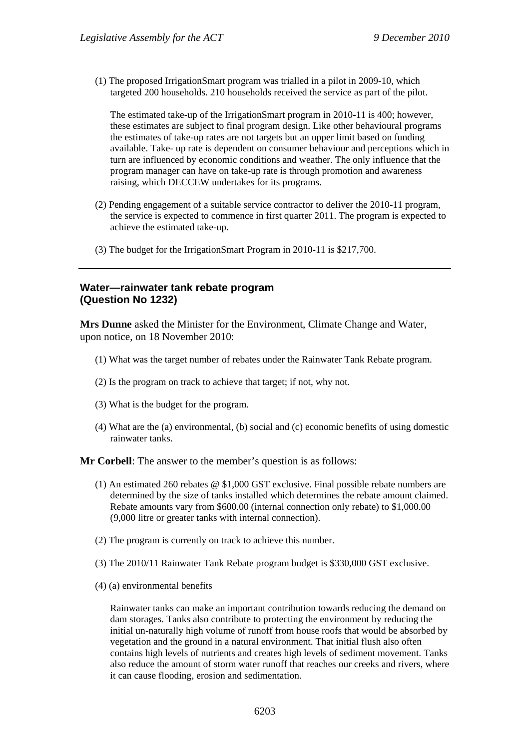(1) The proposed IrrigationSmart program was trialled in a pilot in 2009-10, which targeted 200 households. 210 households received the service as part of the pilot.

The estimated take-up of the IrrigationSmart program in 2010-11 is 400; however, these estimates are subject to final program design. Like other behavioural programs the estimates of take-up rates are not targets but an upper limit based on funding available. Take- up rate is dependent on consumer behaviour and perceptions which in turn are influenced by economic conditions and weather. The only influence that the program manager can have on take-up rate is through promotion and awareness raising, which DECCEW undertakes for its programs.

(2) Pending engagement of a suitable service contractor to deliver the 2010-11 program, the service is expected to commence in first quarter 2011. The program is expected to achieve the estimated take-up.

(3) The budget for the IrrigationSmart Program in 2010-11 is $217,700.

---

### Water—rainwater tank rebate program (Question No 1232)

**Mrs Dunne** asked the Minister for the Environment, Climate Change and Water, upon notice, on 18 November 2010:

(1) What was the target number of rebates under the Rainwater Tank Rebate program.

(2) Is the program on track to achieve that target; if not, why not.

(3) What is the budget for the program.

(4) What are the (a) environmental, (b) social and (c) economic benefits of using domestic rainwater tanks.

**Mr Corbell**: The answer to the member's question is as follows:

(1) An estimated 260 rebates @ $1,000 GST exclusive. Final possible rebate numbers are determined by the size of tanks installed which determines the rebate amount claimed. Rebate amounts vary from $600.00 (internal connection only rebate) to $1,000.00 (9,000 litre or greater tanks with internal connection).

(2) The program is currently on track to achieve this number.

(3) The 2010/11 Rainwater Tank Rebate program budget is $330,000 GST exclusive.

(4) (a) environmental benefits

Rainwater tanks can make an important contribution towards reducing the demand on dam storages. Tanks also contribute to protecting the environment by reducing the initial un-naturally high volume of runoff from house roofs that would be absorbed by vegetation and the ground in a natural environment. That initial flush also often contains high levels of nutrients and creates high levels of sediment movement. Tanks also reduce the amount of storm water runoff that reaches our creeks and rivers, where it can cause flooding, erosion and sedimentation.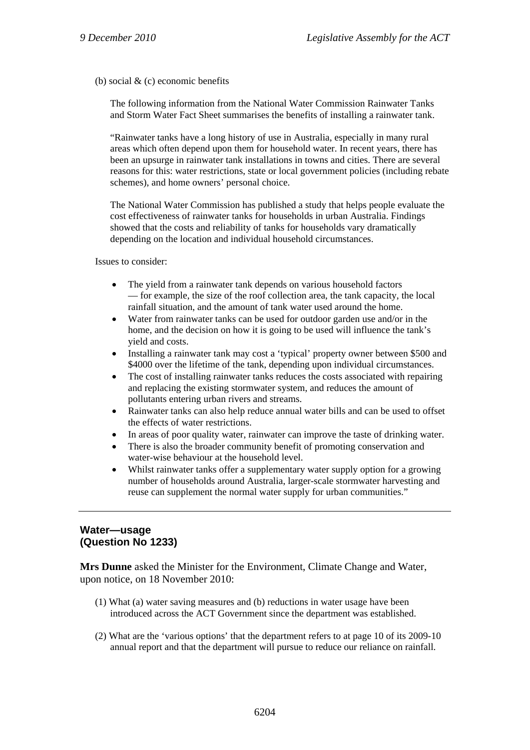(b) social & (c) economic benefits

The following information from the National Water Commission Rainwater Tanks and Storm Water Fact Sheet summarises the benefits of installing a rainwater tank.

"Rainwater tanks have a long history of use in Australia, especially in many rural areas which often depend upon them for household water. In recent years, there has been an upsurge in rainwater tank installations in towns and cities. There are several reasons for this: water restrictions, state or local government policies (including rebate schemes), and home owners' personal choice.

The National Water Commission has published a study that helps people evaluate the cost effectiveness of rainwater tanks for households in urban Australia. Findings showed that the costs and reliability of tanks for households vary dramatically depending on the location and individual household circumstances.

Issues to consider:

- The yield from a rainwater tank depends on various household factors — for example, the size of the roof collection area, the tank capacity, the local rainfall situation, and the amount of tank water used around the home.
- Water from rainwater tanks can be used for outdoor garden use and/or in the home, and the decision on how it is going to be used will influence the tank's yield and costs.
- Installing a rainwater tank may cost a 'typical' property owner between $500 and $4000 over the lifetime of the tank, depending upon individual circumstances.
- The cost of installing rainwater tanks reduces the costs associated with repairing and replacing the existing stormwater system, and reduces the amount of pollutants entering urban rivers and streams.
- Rainwater tanks can also help reduce annual water bills and can be used to offset the effects of water restrictions.
- In areas of poor quality water, rainwater can improve the taste of drinking water.
- There is also the broader community benefit of promoting conservation and water-wise behaviour at the household level.
- Whilst rainwater tanks offer a supplementary water supply option for a growing number of households around Australia, larger-scale stormwater harvesting and reuse can supplement the normal water supply for urban communities."

---

## Water—usage (Question No 1233)

**Mrs Dunne** asked the Minister for the Environment, Climate Change and Water, upon notice, on 18 November 2010:

(1) What (a) water saving measures and (b) reductions in water usage have been introduced across the ACT Government since the department was established.

(2) What are the 'various options' that the department refers to at page 10 of its 2009-10 annual report and that the department will pursue to reduce our reliance on rainfall.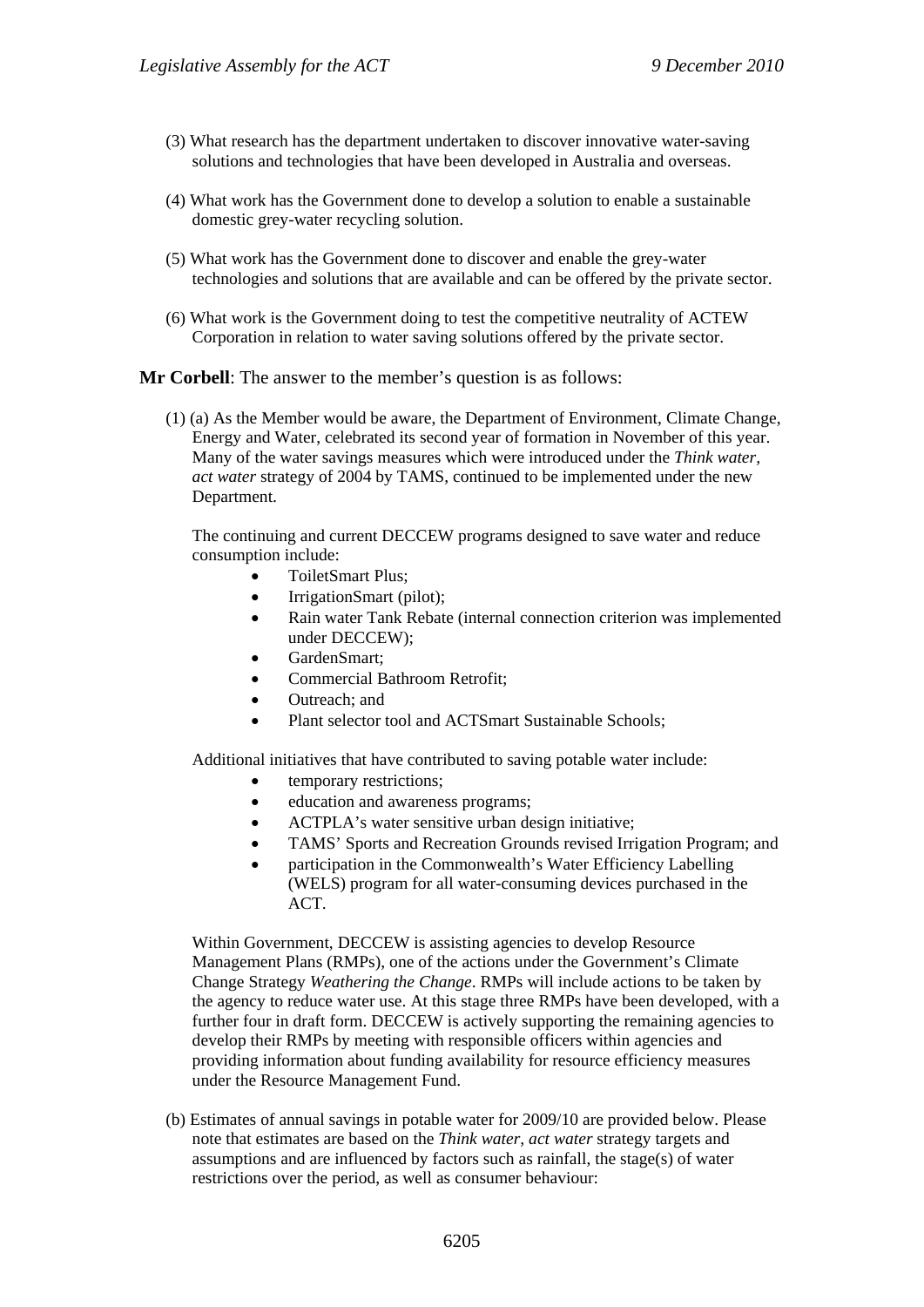(3) What research has the department undertaken to discover innovative water-saving solutions and technologies that have been developed in Australia and overseas.

(4) What work has the Government done to develop a solution to enable a sustainable domestic grey-water recycling solution.

(5) What work has the Government done to discover and enable the grey-water technologies and solutions that are available and can be offered by the private sector.

(6) What work is the Government doing to test the competitive neutrality of ACTEW Corporation in relation to water saving solutions offered by the private sector.

**Mr Corbell**: The answer to the member's question is as follows:

(1) (a) As the Member would be aware, the Department of Environment, Climate Change, Energy and Water, celebrated its second year of formation in November of this year. Many of the water savings measures which were introduced under the *Think water, act water* strategy of 2004 by TAMS, continued to be implemented under the new Department.

The continuing and current DECCEW programs designed to save water and reduce consumption include:

- ToiletSmart Plus;
- IrrigationSmart (pilot);
- Rain water Tank Rebate (internal connection criterion was implemented under DECCEW);
- GardenSmart;
- Commercial Bathroom Retrofit;
- Outreach; and
- Plant selector tool and ACTSmart Sustainable Schools;

Additional initiatives that have contributed to saving potable water include:

- temporary restrictions;
- education and awareness programs;
- ACTPLA's water sensitive urban design initiative;
- TAMS' Sports and Recreation Grounds revised Irrigation Program; and
- participation in the Commonwealth's Water Efficiency Labelling (WELS) program for all water-consuming devices purchased in the ACT.

Within Government, DECCEW is assisting agencies to develop Resource Management Plans (RMPs), one of the actions under the Government's Climate Change Strategy *Weathering the Change*. RMPs will include actions to be taken by the agency to reduce water use. At this stage three RMPs have been developed, with a further four in draft form. DECCEW is actively supporting the remaining agencies to develop their RMPs by meeting with responsible officers within agencies and providing information about funding availability for resource efficiency measures under the Resource Management Fund.

(b) Estimates of annual savings in potable water for 2009/10 are provided below. Please note that estimates are based on the *Think water, act water* strategy targets and assumptions and are influenced by factors such as rainfall, the stage(s) of water restrictions over the period, as well as consumer behaviour: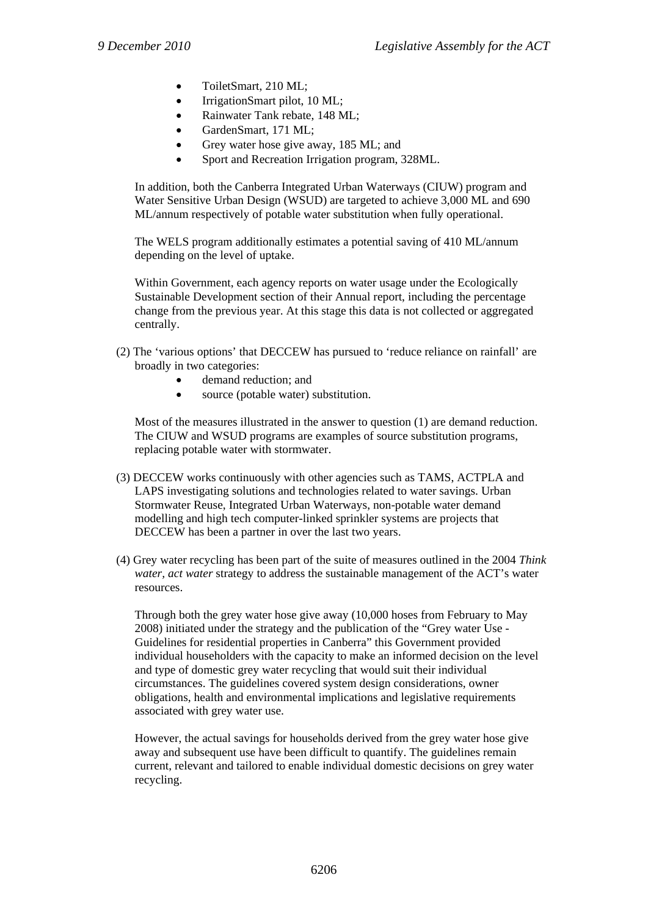- ToiletSmart, 210 ML;
- IrrigationSmart pilot, 10 ML;
- Rainwater Tank rebate, 148 ML;
- GardenSmart, 171 ML;
- Grey water hose give away, 185 ML; and
- Sport and Recreation Irrigation program, 328ML.

In addition, both the Canberra Integrated Urban Waterways (CIUW) program and Water Sensitive Urban Design (WSUD) are targeted to achieve 3,000 ML and 690 ML/annum respectively of potable water substitution when fully operational.

The WELS program additionally estimates a potential saving of 410 ML/annum depending on the level of uptake.

Within Government, each agency reports on water usage under the Ecologically Sustainable Development section of their Annual report, including the percentage change from the previous year. At this stage this data is not collected or aggregated centrally.

(2) The 'various options' that DECCEW has pursued to 'reduce reliance on rainfall' are broadly in two categories:

- demand reduction; and
- source (potable water) substitution.

Most of the measures illustrated in the answer to question (1) are demand reduction. The CIUW and WSUD programs are examples of source substitution programs, replacing potable water with stormwater.

(3) DECCEW works continuously with other agencies such as TAMS, ACTPLA and LAPS investigating solutions and technologies related to water savings. Urban Stormwater Reuse, Integrated Urban Waterways, non-potable water demand modelling and high tech computer-linked sprinkler systems are projects that DECCEW has been a partner in over the last two years.

(4) Grey water recycling has been part of the suite of measures outlined in the 2004 *Think water, act water* strategy to address the sustainable management of the ACT's water resources.

Through both the grey water hose give away (10,000 hoses from February to May 2008) initiated under the strategy and the publication of the "Grey water Use - Guidelines for residential properties in Canberra" this Government provided individual householders with the capacity to make an informed decision on the level and type of domestic grey water recycling that would suit their individual circumstances. The guidelines covered system design considerations, owner obligations, health and environmental implications and legislative requirements associated with grey water use.

However, the actual savings for households derived from the grey water hose give away and subsequent use have been difficult to quantify. The guidelines remain current, relevant and tailored to enable individual domestic decisions on grey water recycling.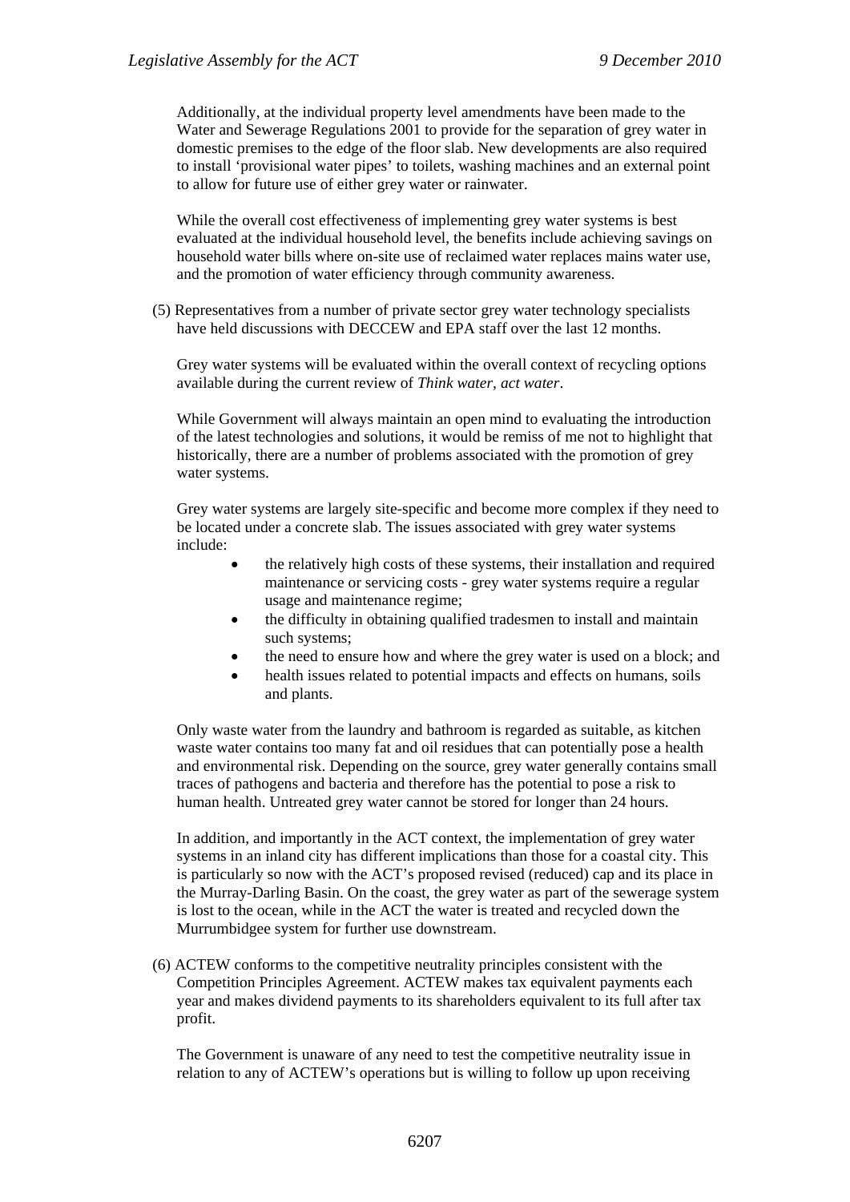Additionally, at the individual property level amendments have been made to the Water and Sewerage Regulations 2001 to provide for the separation of grey water in domestic premises to the edge of the floor slab. New developments are also required to install 'provisional water pipes' to toilets, washing machines and an external point to allow for future use of either grey water or rainwater.

While the overall cost effectiveness of implementing grey water systems is best evaluated at the individual household level, the benefits include achieving savings on household water bills where on-site use of reclaimed water replaces mains water use, and the promotion of water efficiency through community awareness.

(5) Representatives from a number of private sector grey water technology specialists have held discussions with DECCEW and EPA staff over the last 12 months.

Grey water systems will be evaluated within the overall context of recycling options available during the current review of *Think water, act water*.

While Government will always maintain an open mind to evaluating the introduction of the latest technologies and solutions, it would be remiss of me not to highlight that historically, there are a number of problems associated with the promotion of grey water systems.

Grey water systems are largely site-specific and become more complex if they need to be located under a concrete slab. The issues associated with grey water systems include:

- the relatively high costs of these systems, their installation and required maintenance or servicing costs - grey water systems require a regular usage and maintenance regime;
- the difficulty in obtaining qualified tradesmen to install and maintain such systems;
- the need to ensure how and where the grey water is used on a block; and
- health issues related to potential impacts and effects on humans, soils and plants.

Only waste water from the laundry and bathroom is regarded as suitable, as kitchen waste water contains too many fat and oil residues that can potentially pose a health and environmental risk. Depending on the source, grey water generally contains small traces of pathogens and bacteria and therefore has the potential to pose a risk to human health. Untreated grey water cannot be stored for longer than 24 hours.

In addition, and importantly in the ACT context, the implementation of grey water systems in an inland city has different implications than those for a coastal city. This is particularly so now with the ACT's proposed revised (reduced) cap and its place in the Murray-Darling Basin. On the coast, the grey water as part of the sewerage system is lost to the ocean, while in the ACT the water is treated and recycled down the Murrumbidgee system for further use downstream.

(6) ACTEW conforms to the competitive neutrality principles consistent with the Competition Principles Agreement. ACTEW makes tax equivalent payments each year and makes dividend payments to its shareholders equivalent to its full after tax profit.

The Government is unaware of any need to test the competitive neutrality issue in relation to any of ACTEW's operations but is willing to follow up upon receiving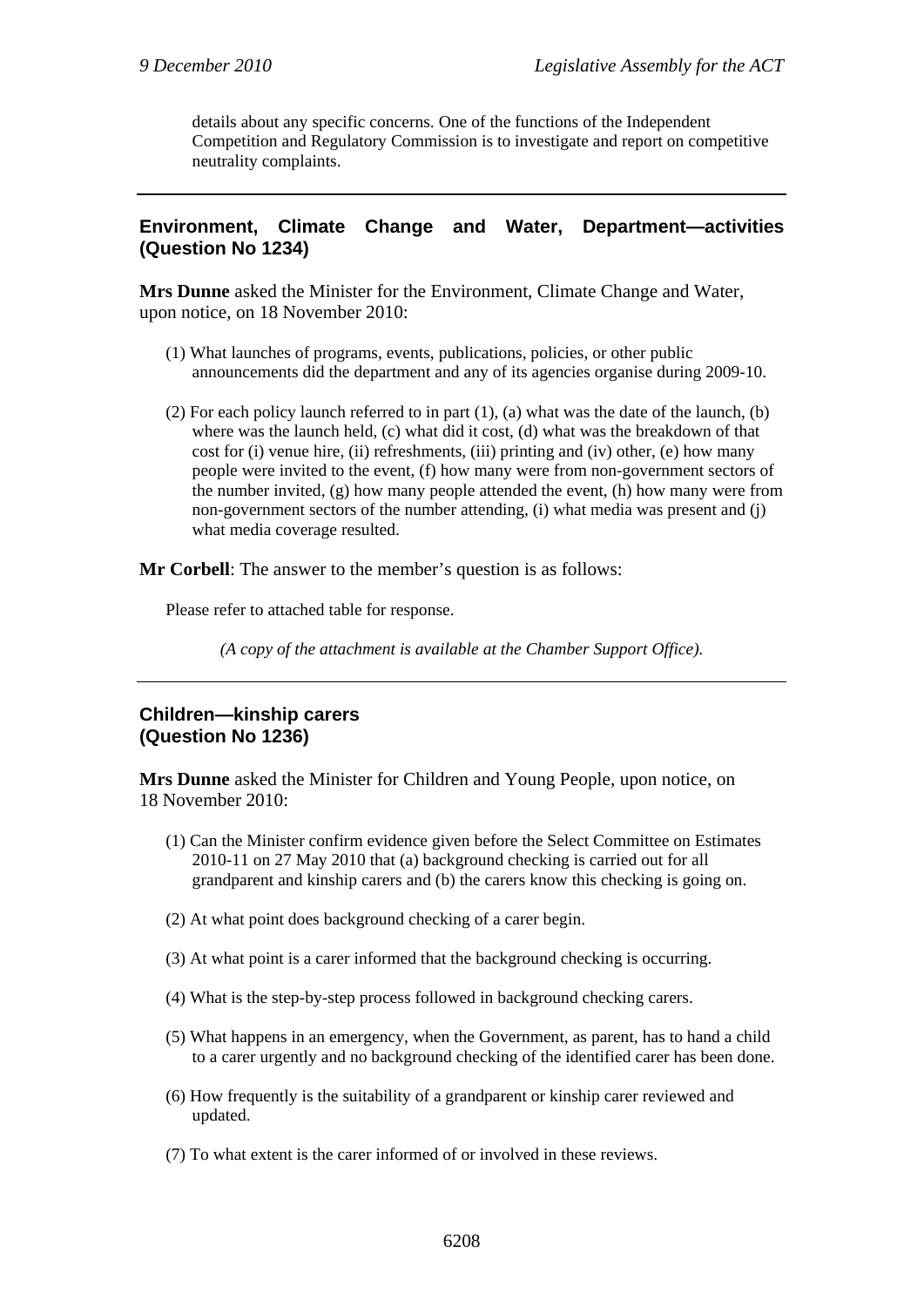details about any specific concerns. One of the functions of the Independent Competition and Regulatory Commission is to investigate and report on competitive neutrality complaints.

---

## Environment, Climate Change and Water, Department—activities (Question No 1234)

**Mrs Dunne** asked the Minister for the Environment, Climate Change and Water, upon notice, on 18 November 2010:

(1) What launches of programs, events, publications, policies, or other public announcements did the department and any of its agencies organise during 2009-10.

(2) For each policy launch referred to in part (1), (a) what was the date of the launch, (b) where was the launch held, (c) what did it cost, (d) what was the breakdown of that cost for (i) venue hire, (ii) refreshments, (iii) printing and (iv) other, (e) how many people were invited to the event, (f) how many were from non-government sectors of the number invited, (g) how many people attended the event, (h) how many were from non-government sectors of the number attending, (i) what media was present and (j) what media coverage resulted.

**Mr Corbell**: The answer to the member's question is as follows:

Please refer to attached table for response.

*(A copy of the attachment is available at the Chamber Support Office).*

---

## Children—kinship carers (Question No 1236)

**Mrs Dunne** asked the Minister for Children and Young People, upon notice, on 18 November 2010:

(1) Can the Minister confirm evidence given before the Select Committee on Estimates 2010-11 on 27 May 2010 that (a) background checking is carried out for all grandparent and kinship carers and (b) the carers know this checking is going on.

(2) At what point does background checking of a carer begin.

(3) At what point is a carer informed that the background checking is occurring.

(4) What is the step-by-step process followed in background checking carers.

(5) What happens in an emergency, when the Government, as parent, has to hand a child to a carer urgently and no background checking of the identified carer has been done.

(6) How frequently is the suitability of a grandparent or kinship carer reviewed and updated.

(7) To what extent is the carer informed of or involved in these reviews.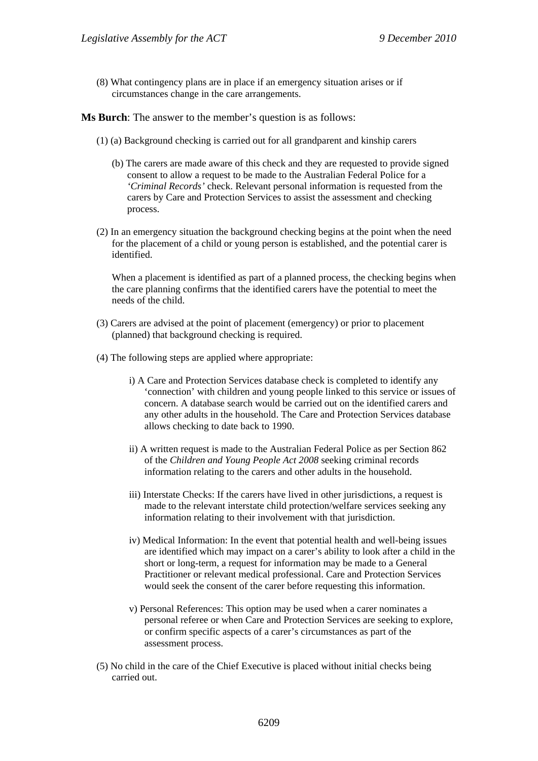(8) What contingency plans are in place if an emergency situation arises or if circumstances change in the care arrangements.

**Ms Burch**: The answer to the member's question is as follows:

(1) (a) Background checking is carried out for all grandparent and kinship carers

(b) The carers are made aware of this check and they are requested to provide signed consent to allow a request to be made to the Australian Federal Police for a '*Criminal Records'* check. Relevant personal information is requested from the carers by Care and Protection Services to assist the assessment and checking process.

(2) In an emergency situation the background checking begins at the point when the need for the placement of a child or young person is established, and the potential carer is identified.

When a placement is identified as part of a planned process, the checking begins when the care planning confirms that the identified carers have the potential to meet the needs of the child.

(3) Carers are advised at the point of placement (emergency) or prior to placement (planned) that background checking is required.

(4) The following steps are applied where appropriate:

i) A Care and Protection Services database check is completed to identify any 'connection' with children and young people linked to this service or issues of concern. A database search would be carried out on the identified carers and any other adults in the household. The Care and Protection Services database allows checking to date back to 1990.

ii) A written request is made to the Australian Federal Police as per Section 862 of the *Children and Young People Act 2008* seeking criminal records information relating to the carers and other adults in the household.

iii) Interstate Checks: If the carers have lived in other jurisdictions, a request is made to the relevant interstate child protection/welfare services seeking any information relating to their involvement with that jurisdiction.

iv) Medical Information: In the event that potential health and well-being issues are identified which may impact on a carer's ability to look after a child in the short or long-term, a request for information may be made to a General Practitioner or relevant medical professional. Care and Protection Services would seek the consent of the carer before requesting this information.

v) Personal References: This option may be used when a carer nominates a personal referee or when Care and Protection Services are seeking to explore, or confirm specific aspects of a carer's circumstances as part of the assessment process.

(5) No child in the care of the Chief Executive is placed without initial checks being carried out.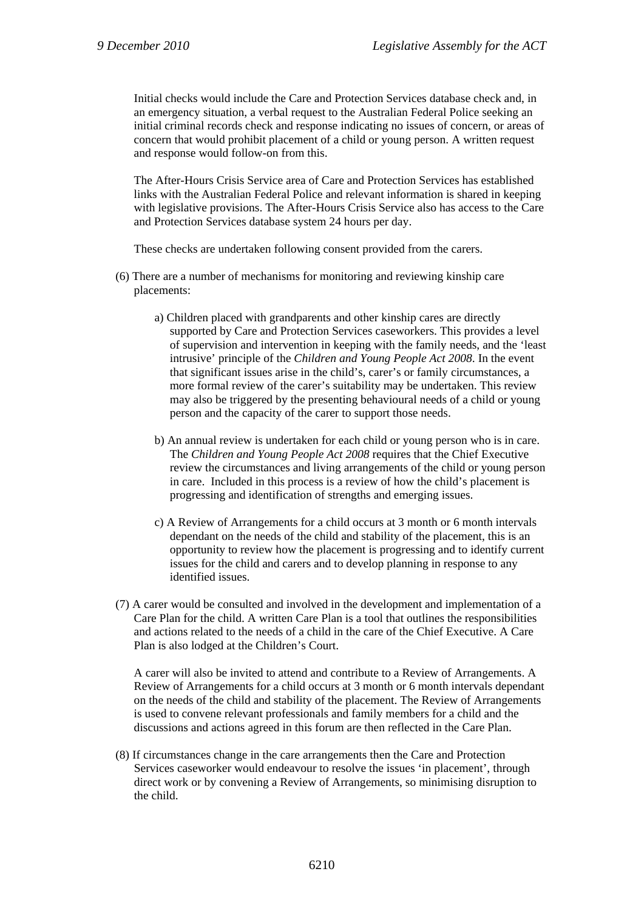Initial checks would include the Care and Protection Services database check and, in an emergency situation, a verbal request to the Australian Federal Police seeking an initial criminal records check and response indicating no issues of concern, or areas of concern that would prohibit placement of a child or young person. A written request and response would follow-on from this.

The After-Hours Crisis Service area of Care and Protection Services has established links with the Australian Federal Police and relevant information is shared in keeping with legislative provisions. The After-Hours Crisis Service also has access to the Care and Protection Services database system 24 hours per day.

These checks are undertaken following consent provided from the carers.

(6) There are a number of mechanisms for monitoring and reviewing kinship care placements:

a) Children placed with grandparents and other kinship cares are directly supported by Care and Protection Services caseworkers. This provides a level of supervision and intervention in keeping with the family needs, and the 'least intrusive' principle of the *Children and Young People Act 2008*. In the event that significant issues arise in the child's, carer's or family circumstances, a more formal review of the carer's suitability may be undertaken. This review may also be triggered by the presenting behavioural needs of a child or young person and the capacity of the carer to support those needs.

b) An annual review is undertaken for each child or young person who is in care. The *Children and Young People Act 2008* requires that the Chief Executive review the circumstances and living arrangements of the child or young person in care. Included in this process is a review of how the child's placement is progressing and identification of strengths and emerging issues.

c) A Review of Arrangements for a child occurs at 3 month or 6 month intervals dependant on the needs of the child and stability of the placement, this is an opportunity to review how the placement is progressing and to identify current issues for the child and carers and to develop planning in response to any identified issues.

(7) A carer would be consulted and involved in the development and implementation of a Care Plan for the child. A written Care Plan is a tool that outlines the responsibilities and actions related to the needs of a child in the care of the Chief Executive. A Care Plan is also lodged at the Children's Court.

A carer will also be invited to attend and contribute to a Review of Arrangements. A Review of Arrangements for a child occurs at 3 month or 6 month intervals dependant on the needs of the child and stability of the placement. The Review of Arrangements is used to convene relevant professionals and family members for a child and the discussions and actions agreed in this forum are then reflected in the Care Plan.

(8) If circumstances change in the care arrangements then the Care and Protection Services caseworker would endeavour to resolve the issues 'in placement', through direct work or by convening a Review of Arrangements, so minimising disruption to the child.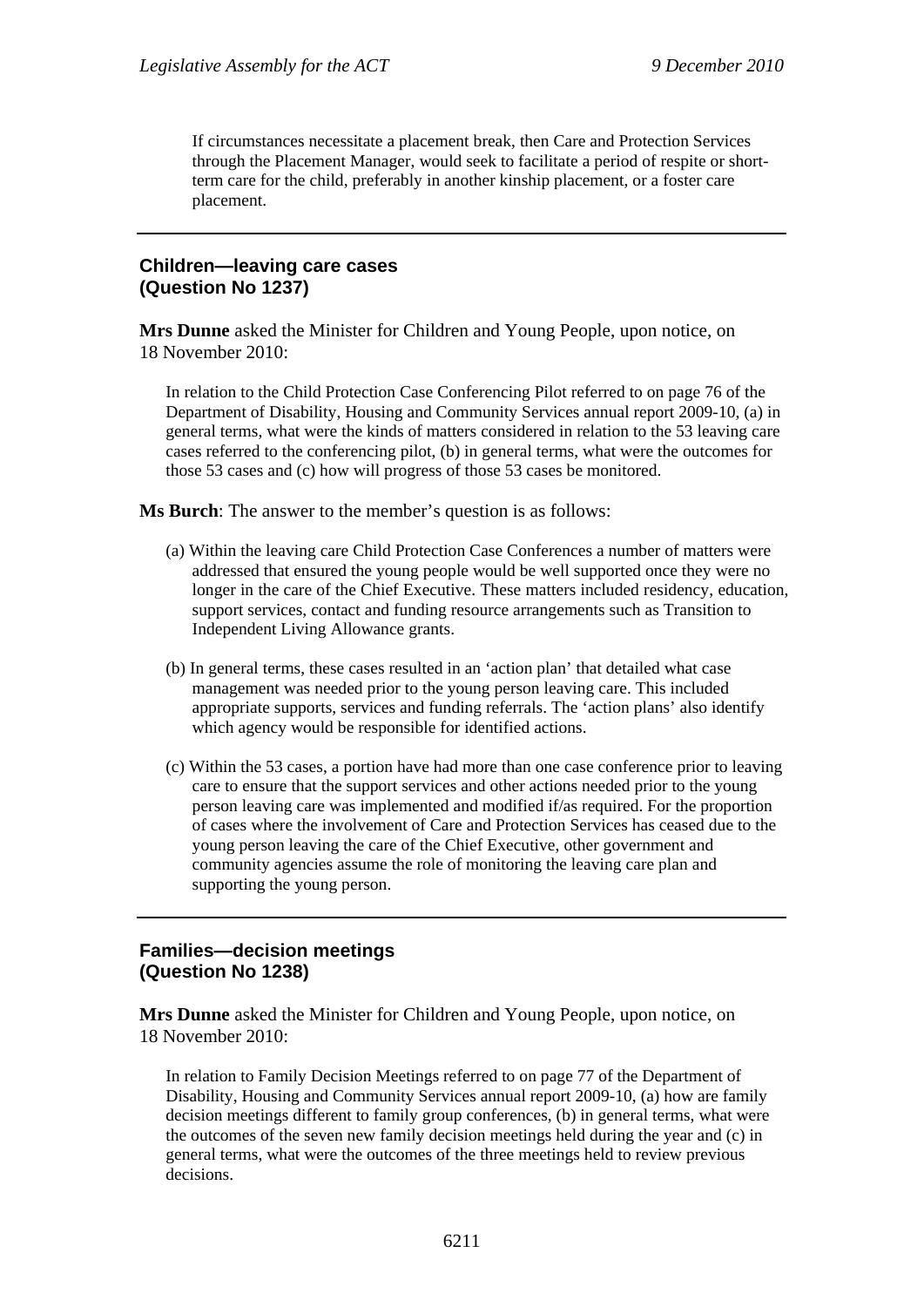If circumstances necessitate a placement break, then Care and Protection Services through the Placement Manager, would seek to facilitate a period of respite or short-term care for the child, preferably in another kinship placement, or a foster care placement.

---

### Children—leaving care cases (Question No 1237)

**Mrs Dunne** asked the Minister for Children and Young People, upon notice, on 18 November 2010:

> In relation to the Child Protection Case Conferencing Pilot referred to on page 76 of the Department of Disability, Housing and Community Services annual report 2009-10, (a) in general terms, what were the kinds of matters considered in relation to the 53 leaving care cases referred to the conferencing pilot, (b) in general terms, what were the outcomes for those 53 cases and (c) how will progress of those 53 cases be monitored.

**Ms Burch**: The answer to the member's question is as follows:

(a) Within the leaving care Child Protection Case Conferences a number of matters were addressed that ensured the young people would be well supported once they were no longer in the care of the Chief Executive. These matters included residency, education, support services, contact and funding resource arrangements such as Transition to Independent Living Allowance grants.

(b) In general terms, these cases resulted in an 'action plan' that detailed what case management was needed prior to the young person leaving care. This included appropriate supports, services and funding referrals. The 'action plans' also identify which agency would be responsible for identified actions.

(c) Within the 53 cases, a portion have had more than one case conference prior to leaving care to ensure that the support services and other actions needed prior to the young person leaving care was implemented and modified if/as required. For the proportion of cases where the involvement of Care and Protection Services has ceased due to the young person leaving the care of the Chief Executive, other government and community agencies assume the role of monitoring the leaving care plan and supporting the young person.

---

### Families—decision meetings (Question No 1238)

**Mrs Dunne** asked the Minister for Children and Young People, upon notice, on 18 November 2010:

> In relation to Family Decision Meetings referred to on page 77 of the Department of Disability, Housing and Community Services annual report 2009-10, (a) how are family decision meetings different to family group conferences, (b) in general terms, what were the outcomes of the seven new family decision meetings held during the year and (c) in general terms, what were the outcomes of the three meetings held to review previous decisions.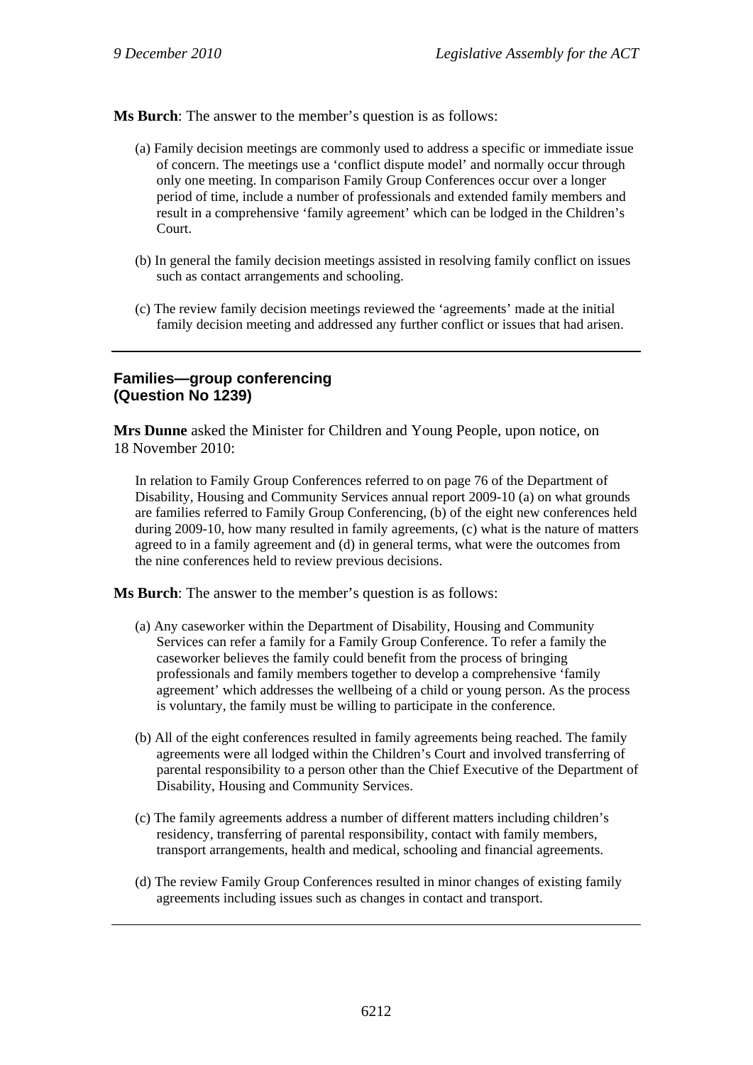**Ms Burch**: The answer to the member's question is as follows:

(a) Family decision meetings are commonly used to address a specific or immediate issue of concern. The meetings use a 'conflict dispute model' and normally occur through only one meeting. In comparison Family Group Conferences occur over a longer period of time, include a number of professionals and extended family members and result in a comprehensive 'family agreement' which can be lodged in the Children's Court.

(b) In general the family decision meetings assisted in resolving family conflict on issues such as contact arrangements and schooling.

(c) The review family decision meetings reviewed the 'agreements' made at the initial family decision meeting and addressed any further conflict or issues that had arisen.

---

### Families—group conferencing (Question No 1239)

**Mrs Dunne** asked the Minister for Children and Young People, upon notice, on 18 November 2010:

In relation to Family Group Conferences referred to on page 76 of the Department of Disability, Housing and Community Services annual report 2009-10 (a) on what grounds are families referred to Family Group Conferencing, (b) of the eight new conferences held during 2009-10, how many resulted in family agreements, (c) what is the nature of matters agreed to in a family agreement and (d) in general terms, what were the outcomes from the nine conferences held to review previous decisions.

**Ms Burch**: The answer to the member's question is as follows:

(a) Any caseworker within the Department of Disability, Housing and Community Services can refer a family for a Family Group Conference. To refer a family the caseworker believes the family could benefit from the process of bringing professionals and family members together to develop a comprehensive 'family agreement' which addresses the wellbeing of a child or young person. As the process is voluntary, the family must be willing to participate in the conference.

(b) All of the eight conferences resulted in family agreements being reached. The family agreements were all lodged within the Children's Court and involved transferring of parental responsibility to a person other than the Chief Executive of the Department of Disability, Housing and Community Services.

(c) The family agreements address a number of different matters including children's residency, transferring of parental responsibility, contact with family members, transport arrangements, health and medical, schooling and financial agreements.

(d) The review Family Group Conferences resulted in minor changes of existing family agreements including issues such as changes in contact and transport.

---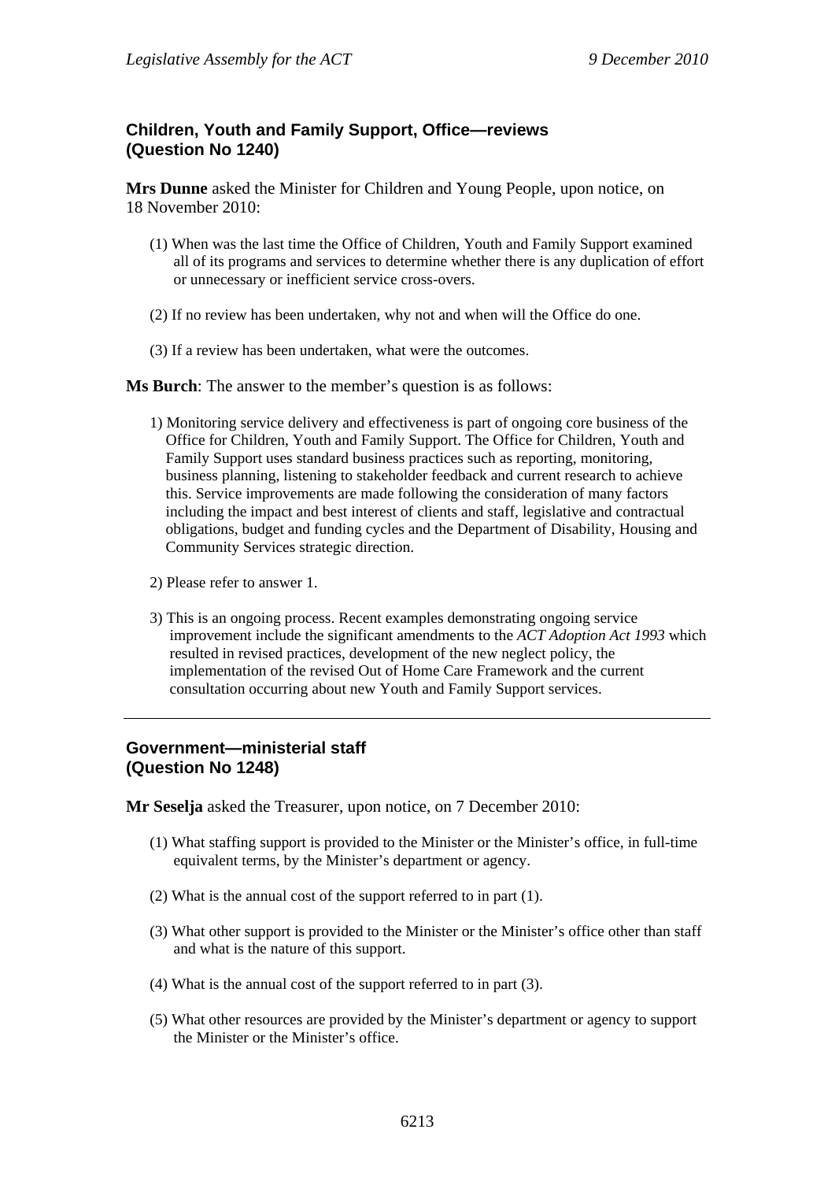### Children, Youth and Family Support, Office—reviews
### (Question No 1240)

**Mrs Dunne** asked the Minister for Children and Young People, upon notice, on 18 November 2010:

(1) When was the last time the Office of Children, Youth and Family Support examined all of its programs and services to determine whether there is any duplication of effort or unnecessary or inefficient service cross-overs.

(2) If no review has been undertaken, why not and when will the Office do one.

(3) If a review has been undertaken, what were the outcomes.

**Ms Burch**: The answer to the member's question is as follows:

1) Monitoring service delivery and effectiveness is part of ongoing core business of the Office for Children, Youth and Family Support. The Office for Children, Youth and Family Support uses standard business practices such as reporting, monitoring, business planning, listening to stakeholder feedback and current research to achieve this. Service improvements are made following the consideration of many factors including the impact and best interest of clients and staff, legislative and contractual obligations, budget and funding cycles and the Department of Disability, Housing and Community Services strategic direction.

2) Please refer to answer 1.

3) This is an ongoing process. Recent examples demonstrating ongoing service improvement include the significant amendments to the *ACT Adoption Act 1993* which resulted in revised practices, development of the new neglect policy, the implementation of the revised Out of Home Care Framework and the current consultation occurring about new Youth and Family Support services.

---

### Government—ministerial staff
### (Question No 1248)

**Mr Seselja** asked the Treasurer, upon notice, on 7 December 2010:

(1) What staffing support is provided to the Minister or the Minister's office, in full-time equivalent terms, by the Minister's department or agency.

(2) What is the annual cost of the support referred to in part (1).

(3) What other support is provided to the Minister or the Minister's office other than staff and what is the nature of this support.

(4) What is the annual cost of the support referred to in part (3).

(5) What other resources are provided by the Minister's department or agency to support the Minister or the Minister's office.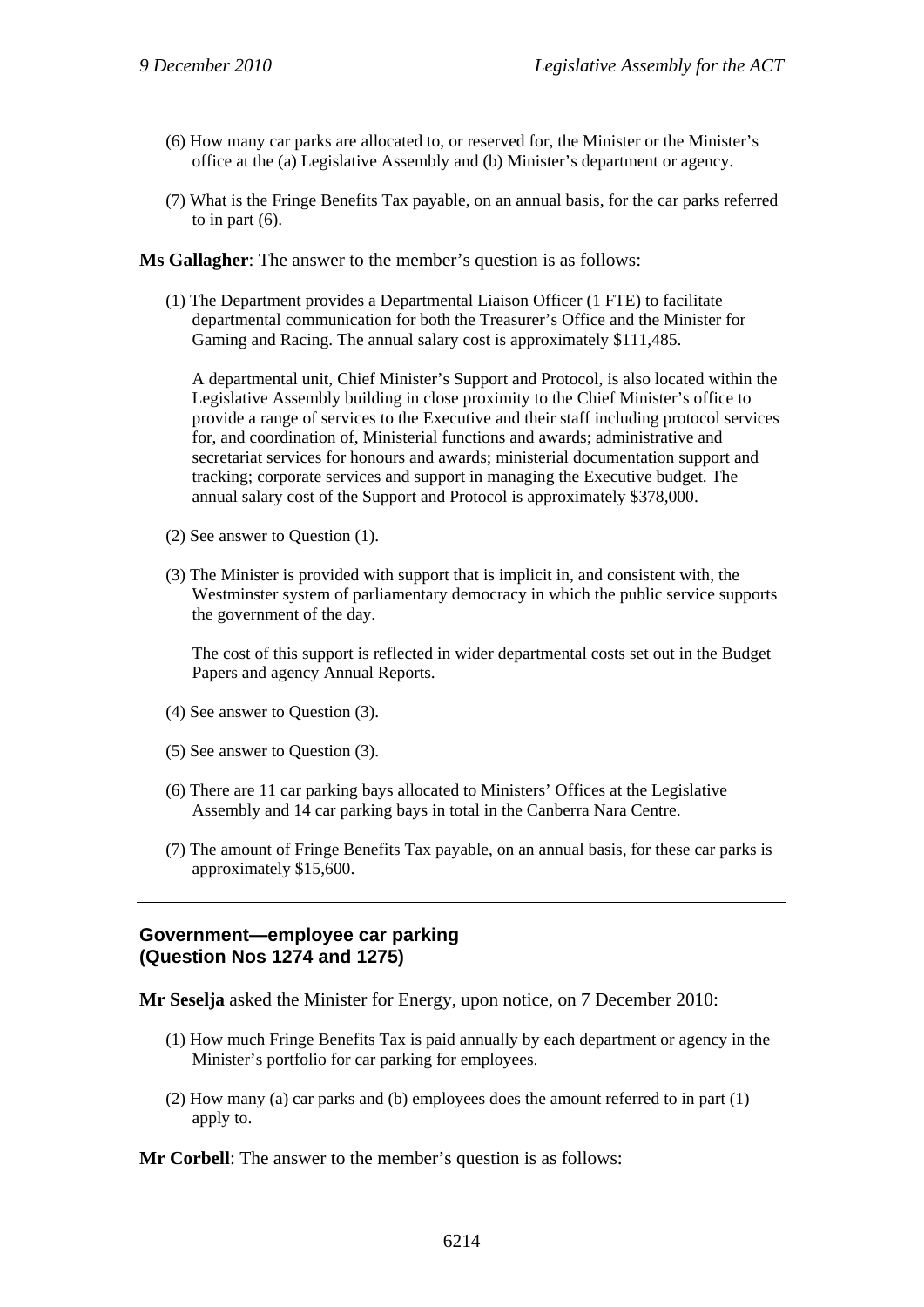(6) How many car parks are allocated to, or reserved for, the Minister or the Minister's office at the (a) Legislative Assembly and (b) Minister's department or agency.

(7) What is the Fringe Benefits Tax payable, on an annual basis, for the car parks referred to in part (6).

**Ms Gallagher**: The answer to the member's question is as follows:

(1) The Department provides a Departmental Liaison Officer (1 FTE) to facilitate departmental communication for both the Treasurer's Office and the Minister for Gaming and Racing. The annual salary cost is approximately $111,485.

A departmental unit, Chief Minister's Support and Protocol, is also located within the Legislative Assembly building in close proximity to the Chief Minister's office to provide a range of services to the Executive and their staff including protocol services for, and coordination of, Ministerial functions and awards; administrative and secretariat services for honours and awards; ministerial documentation support and tracking; corporate services and support in managing the Executive budget. The annual salary cost of the Support and Protocol is approximately $378,000.

(2) See answer to Question (1).

(3) The Minister is provided with support that is implicit in, and consistent with, the Westminster system of parliamentary democracy in which the public service supports the government of the day.

The cost of this support is reflected in wider departmental costs set out in the Budget Papers and agency Annual Reports.

(4) See answer to Question (3).

(5) See answer to Question (3).

(6) There are 11 car parking bays allocated to Ministers' Offices at the Legislative Assembly and 14 car parking bays in total in the Canberra Nara Centre.

(7) The amount of Fringe Benefits Tax payable, on an annual basis, for these car parks is approximately $15,600.

---

## Government—employee car parking (Question Nos 1274 and 1275)

**Mr Seselja** asked the Minister for Energy, upon notice, on 7 December 2010:

(1) How much Fringe Benefits Tax is paid annually by each department or agency in the Minister's portfolio for car parking for employees.

(2) How many (a) car parks and (b) employees does the amount referred to in part (1) apply to.

**Mr Corbell**: The answer to the member's question is as follows: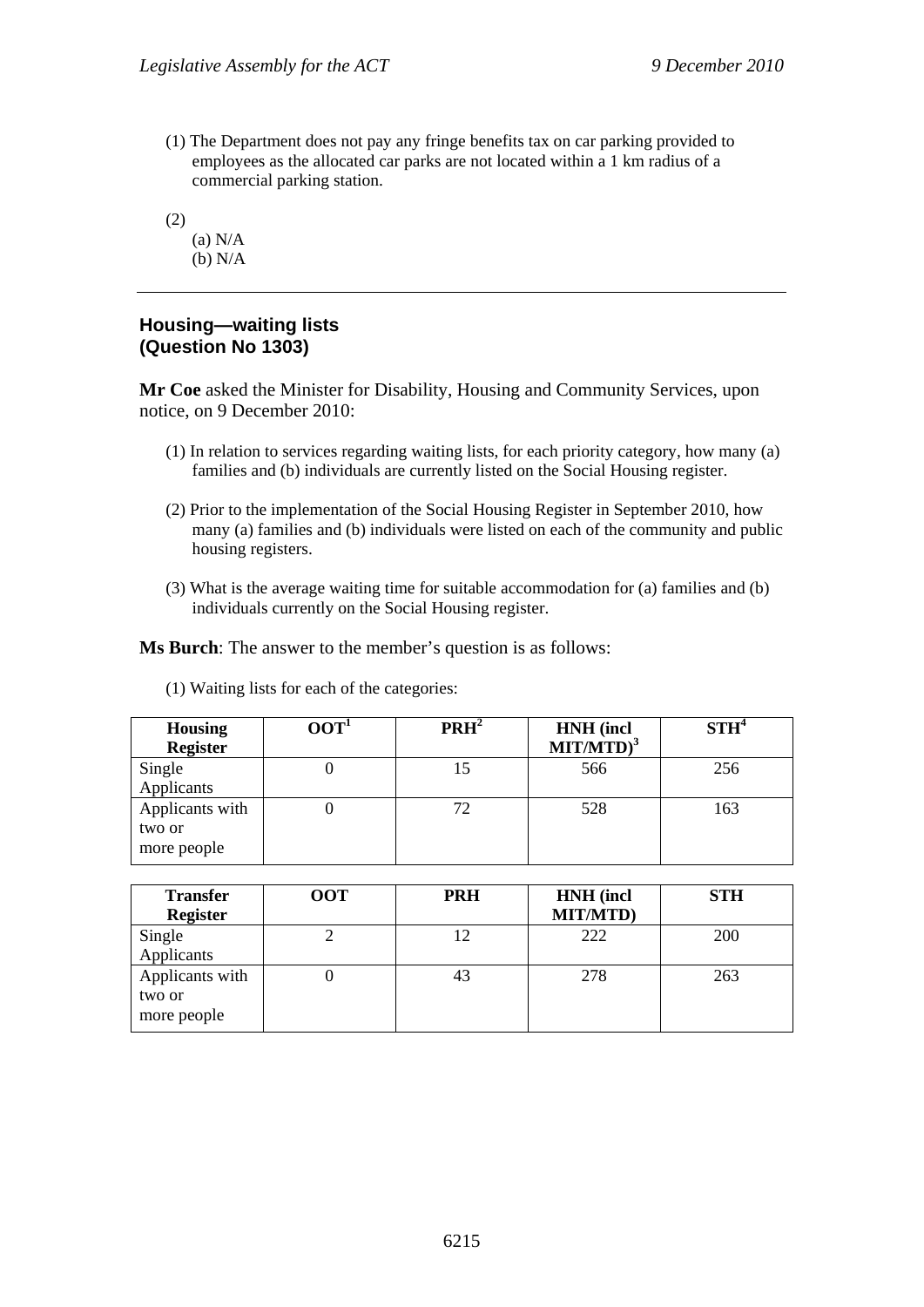(1) The Department does not pay any fringe benefits tax on car parking provided to employees as the allocated car parks are not located within a 1 km radius of a commercial parking station.

(2)

(a) N/A
(b) N/A

---

## Housing—waiting lists (Question No 1303)

**Mr Coe** asked the Minister for Disability, Housing and Community Services, upon notice, on 9 December 2010:

(1) In relation to services regarding waiting lists, for each priority category, how many (a) families and (b) individuals are currently listed on the Social Housing register.

(2) Prior to the implementation of the Social Housing Register in September 2010, how many (a) families and (b) individuals were listed on each of the community and public housing registers.

(3) What is the average waiting time for suitable accommodation for (a) families and (b) individuals currently on the Social Housing register.

**Ms Burch**: The answer to the member's question is as follows:

(1) Waiting lists for each of the categories:

| Housing Register | OOT[1] | PRH[2] | HNH (incl MIT/MTD)[3] | STH[4] |
|---|---|---|---|---|
| Single Applicants | 0 | 15 | 566 | 256 |
| Applicants with two or more people | 0 | 72 | 528 | 163 |

| Transfer Register | OOT | PRH | HNH (incl MIT/MTD) | STH |
|---|---|---|---|---|
| Single Applicants | 2 | 12 | 222 | 200 |
| Applicants with two or more people | 0 | 43 | 278 | 263 |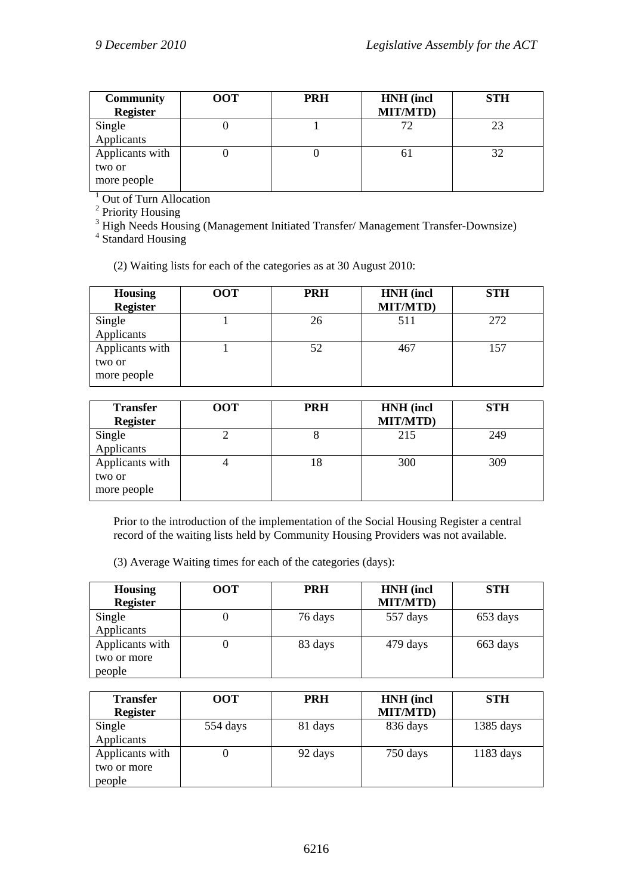| Community Register | OOT | PRH | HNH (incl MIT/MTD) | STH |
|---|---|---|---|---|
| Single Applicants | 0 | 1 | 72 | 23 |
| Applicants with two or more people | 0 | 0 | 61 | 32 |

[1] Out of Turn Allocation
[2] Priority Housing
[3] High Needs Housing (Management Initiated Transfer/ Management Transfer-Downsize)
[4] Standard Housing

(2) Waiting lists for each of the categories as at 30 August 2010:

| Housing Register | OOT | PRH | HNH (incl MIT/MTD) | STH |
|---|---|---|---|---|
| Single Applicants | 1 | 26 | 511 | 272 |
| Applicants with two or more people | 1 | 52 | 467 | 157 |

| Transfer Register | OOT | PRH | HNH (incl MIT/MTD) | STH |
|---|---|---|---|---|
| Single Applicants | 2 | 8 | 215 | 249 |
| Applicants with two or more people | 4 | 18 | 300 | 309 |

Prior to the introduction of the implementation of the Social Housing Register a central record of the waiting lists held by Community Housing Providers was not available.

(3) Average Waiting times for each of the categories (days):

| Housing Register | OOT | PRH | HNH (incl MIT/MTD) | STH |
|---|---|---|---|---|
| Single Applicants | 0 | 76 days | 557 days | 653 days |
| Applicants with two or more people | 0 | 83 days | 479 days | 663 days |

| Transfer Register | OOT | PRH | HNH (incl MIT/MTD) | STH |
|---|---|---|---|---|
| Single Applicants | 554 days | 81 days | 836 days | 1385 days |
| Applicants with two or more people | 0 | 92 days | 750 days | 1183 days |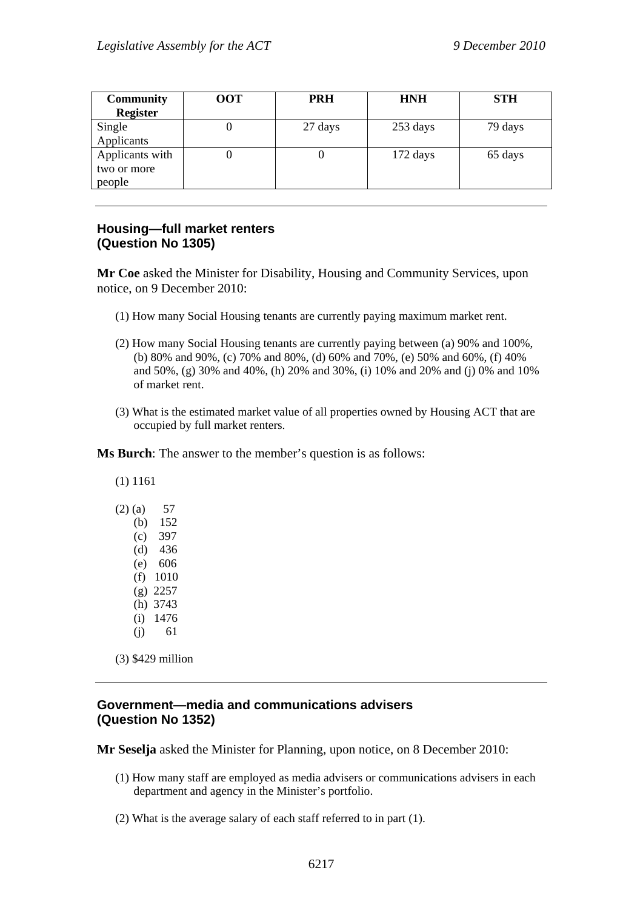| Community Register | OOT | PRH | HNH | STH |
|---|---|---|---|---|
| Single Applicants | 0 | 27 days | 253 days | 79 days |
| Applicants with two or more people | 0 | 0 | 172 days | 65 days |

---

### Housing—full market renters (Question No 1305)

**Mr Coe** asked the Minister for Disability, Housing and Community Services, upon notice, on 9 December 2010:

(1) How many Social Housing tenants are currently paying maximum market rent.

(2) How many Social Housing tenants are currently paying between (a) 90% and 100%, (b) 80% and 90%, (c) 70% and 80%, (d) 60% and 70%, (e) 50% and 60%, (f) 40% and 50%, (g) 30% and 40%, (h) 20% and 30%, (i) 10% and 20% and (j) 0% and 10% of market rent.

(3) What is the estimated market value of all properties owned by Housing ACT that are occupied by full market renters.

**Ms Burch**: The answer to the member's question is as follows:

(1) 1161

(2) (a) 57
(b) 152
(c) 397
(d) 436
(e) 606
(f) 1010
(g) 2257
(h) 3743
(i) 1476
(j) 61

(3) $429 million

---

### Government—media and communications advisers (Question No 1352)

**Mr Seselja** asked the Minister for Planning, upon notice, on 8 December 2010:

(1) How many staff are employed as media advisers or communications advisers in each department and agency in the Minister's portfolio.

(2) What is the average salary of each staff referred to in part (1).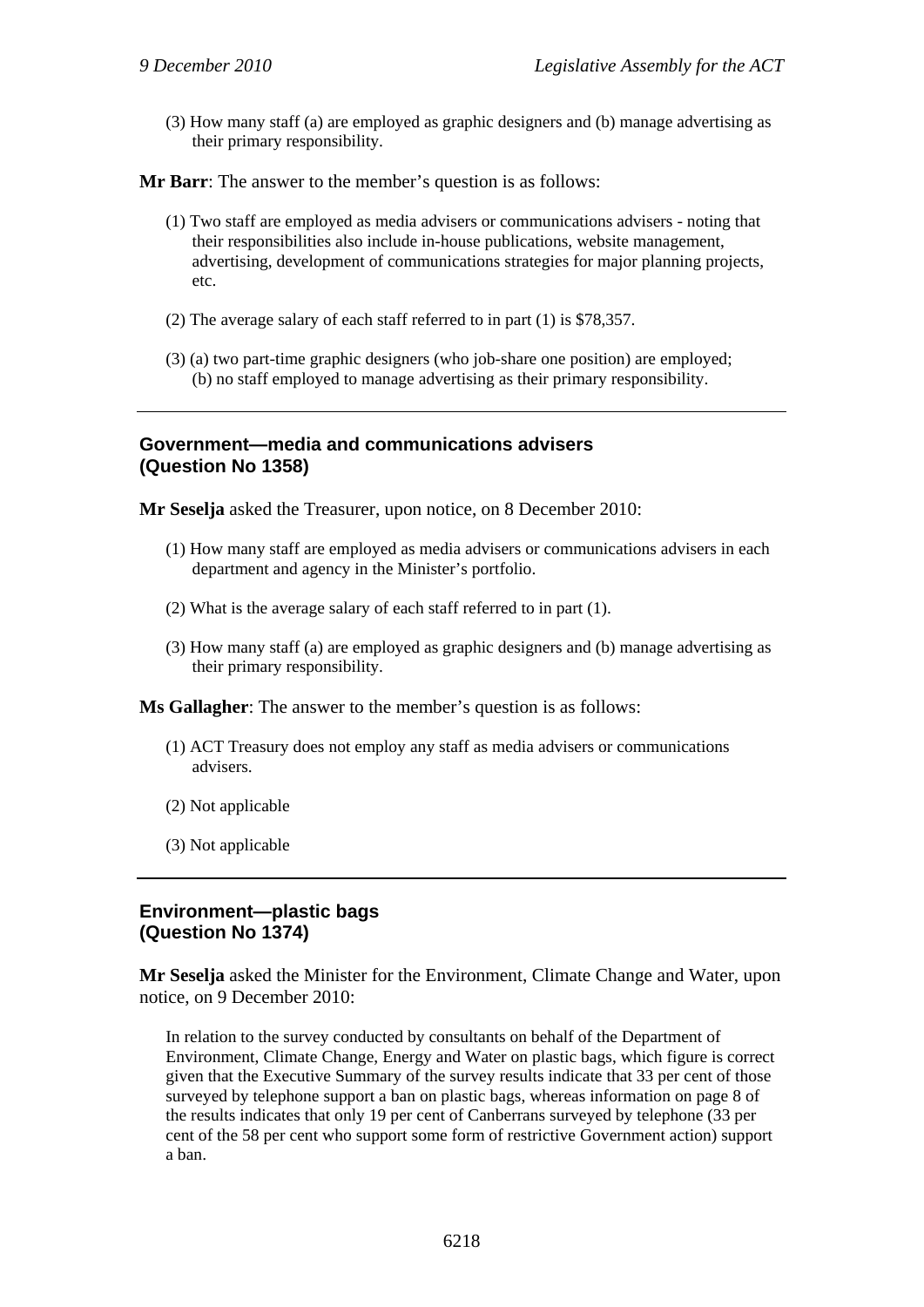(3) How many staff (a) are employed as graphic designers and (b) manage advertising as their primary responsibility.

**Mr Barr**: The answer to the member's question is as follows:

(1) Two staff are employed as media advisers or communications advisers - noting that their responsibilities also include in-house publications, website management, advertising, development of communications strategies for major planning projects, etc.

(2) The average salary of each staff referred to in part (1) is $78,357.

(3) (a) two part-time graphic designers (who job-share one position) are employed;
(b) no staff employed to manage advertising as their primary responsibility.

---

### Government—media and communications advisers (Question No 1358)

**Mr Seselja** asked the Treasurer, upon notice, on 8 December 2010:

(1) How many staff are employed as media advisers or communications advisers in each department and agency in the Minister's portfolio.

(2) What is the average salary of each staff referred to in part (1).

(3) How many staff (a) are employed as graphic designers and (b) manage advertising as their primary responsibility.

**Ms Gallagher**: The answer to the member's question is as follows:

(1) ACT Treasury does not employ any staff as media advisers or communications advisers.

(2) Not applicable

(3) Not applicable

---

### Environment—plastic bags (Question No 1374)

**Mr Seselja** asked the Minister for the Environment, Climate Change and Water, upon notice, on 9 December 2010:

In relation to the survey conducted by consultants on behalf of the Department of Environment, Climate Change, Energy and Water on plastic bags, which figure is correct given that the Executive Summary of the survey results indicate that 33 per cent of those surveyed by telephone support a ban on plastic bags, whereas information on page 8 of the results indicates that only 19 per cent of Canberrans surveyed by telephone (33 per cent of the 58 per cent who support some form of restrictive Government action) support a ban.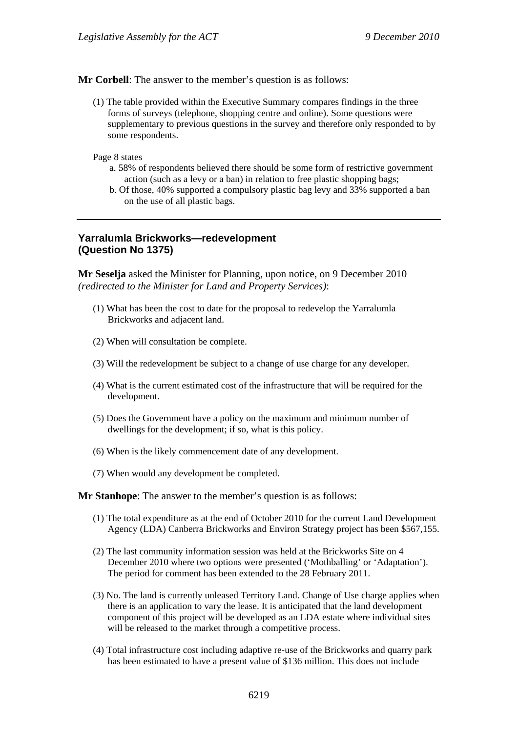**Mr Corbell**: The answer to the member's question is as follows:

(1) The table provided within the Executive Summary compares findings in the three forms of surveys (telephone, shopping centre and online). Some questions were supplementary to previous questions in the survey and therefore only responded to by some respondents.

Page 8 states

a. 58% of respondents believed there should be some form of restrictive government action (such as a levy or a ban) in relation to free plastic shopping bags;
b. Of those, 40% supported a compulsory plastic bag levy and 33% supported a ban on the use of all plastic bags.

---

## Yarralumla Brickworks—redevelopment (Question No 1375)

**Mr Seselja** asked the Minister for Planning, upon notice, on 9 December 2010 *(redirected to the Minister for Land and Property Services)*:

(1) What has been the cost to date for the proposal to redevelop the Yarralumla Brickworks and adjacent land.

(2) When will consultation be complete.

(3) Will the redevelopment be subject to a change of use charge for any developer.

(4) What is the current estimated cost of the infrastructure that will be required for the development.

(5) Does the Government have a policy on the maximum and minimum number of dwellings for the development; if so, what is this policy.

(6) When is the likely commencement date of any development.

(7) When would any development be completed.

**Mr Stanhope**: The answer to the member's question is as follows:

(1) The total expenditure as at the end of October 2010 for the current Land Development Agency (LDA) Canberra Brickworks and Environ Strategy project has been $567,155.

(2) The last community information session was held at the Brickworks Site on 4 December 2010 where two options were presented ('Mothballing' or 'Adaptation'). The period for comment has been extended to the 28 February 2011.

(3) No. The land is currently unleased Territory Land. Change of Use charge applies when there is an application to vary the lease. It is anticipated that the land development component of this project will be developed as an LDA estate where individual sites will be released to the market through a competitive process.

(4) Total infrastructure cost including adaptive re-use of the Brickworks and quarry park has been estimated to have a present value of $136 million. This does not include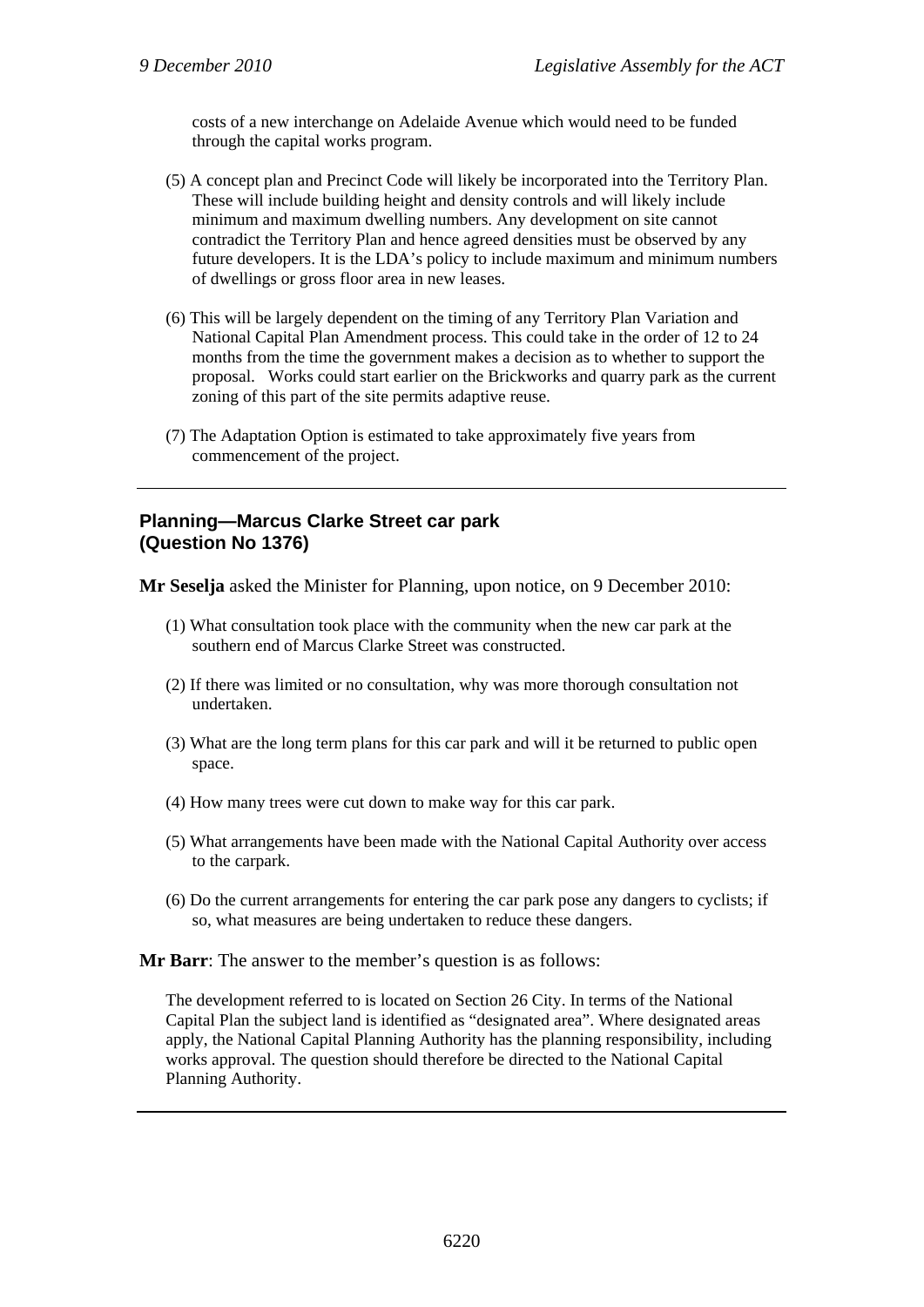costs of a new interchange on Adelaide Avenue which would need to be funded through the capital works program.

(5) A concept plan and Precinct Code will likely be incorporated into the Territory Plan. These will include building height and density controls and will likely include minimum and maximum dwelling numbers. Any development on site cannot contradict the Territory Plan and hence agreed densities must be observed by any future developers. It is the LDA's policy to include maximum and minimum numbers of dwellings or gross floor area in new leases.

(6) This will be largely dependent on the timing of any Territory Plan Variation and National Capital Plan Amendment process. This could take in the order of 12 to 24 months from the time the government makes a decision as to whether to support the proposal. Works could start earlier on the Brickworks and quarry park as the current zoning of this part of the site permits adaptive reuse.

(7) The Adaptation Option is estimated to take approximately five years from commencement of the project.

---

### Planning—Marcus Clarke Street car park (Question No 1376)

**Mr Seselja** asked the Minister for Planning, upon notice, on 9 December 2010:

(1) What consultation took place with the community when the new car park at the southern end of Marcus Clarke Street was constructed.

(2) If there was limited or no consultation, why was more thorough consultation not undertaken.

(3) What are the long term plans for this car park and will it be returned to public open space.

(4) How many trees were cut down to make way for this car park.

(5) What arrangements have been made with the National Capital Authority over access to the carpark.

(6) Do the current arrangements for entering the car park pose any dangers to cyclists; if so, what measures are being undertaken to reduce these dangers.

**Mr Barr**: The answer to the member's question is as follows:

The development referred to is located on Section 26 City. In terms of the National Capital Plan the subject land is identified as "designated area". Where designated areas apply, the National Capital Planning Authority has the planning responsibility, including works approval. The question should therefore be directed to the National Capital Planning Authority.

---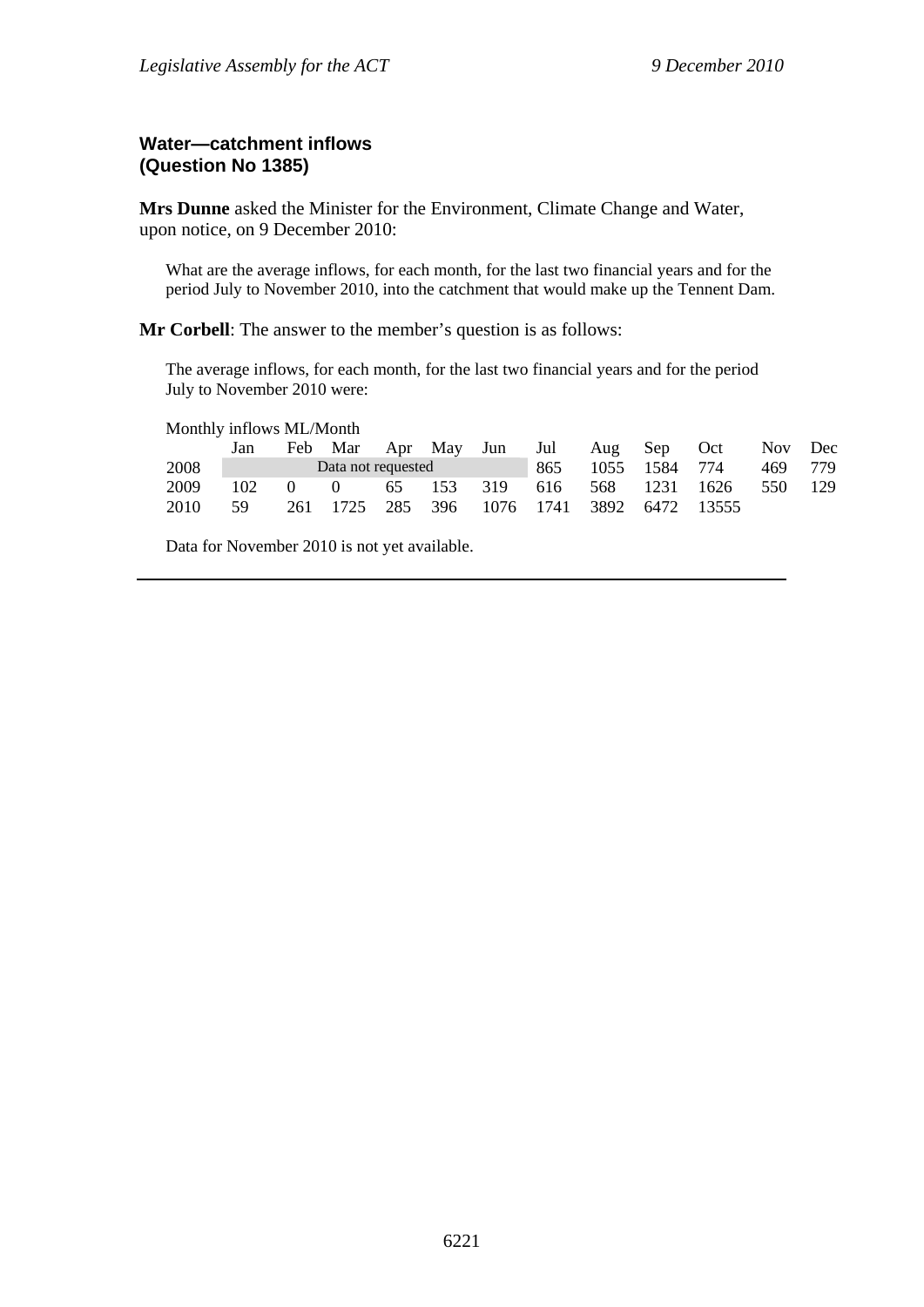**Water—catchment inflows**
**(Question No 1385)**

**Mrs Dunne** asked the Minister for the Environment, Climate Change and Water, upon notice, on 9 December 2010:

What are the average inflows, for each month, for the last two financial years and for the period July to November 2010, into the catchment that would make up the Tennent Dam.

**Mr Corbell**: The answer to the member's question is as follows:

The average inflows, for each month, for the last two financial years and for the period July to November 2010 were:

Monthly inflows ML/Month

| | Jan | Feb | Mar | Apr | May | Jun | Jul | Aug | Sep | Oct | Nov | Dec |
|---|---|---|---|---|---|---|---|---|---|---|---|---|
| 2008 | Data not requested | | | | | | 865 | 1055 | 1584 | 774 | 469 | 779 |
| 2009 | 102 | 0 | 0 | 65 | 153 | 319 | 616 | 568 | 1231 | 1626 | 550 | 129 |
| 2010 | 59 | 261 | 1725 | 285 | 396 | 1076 | 1741 | 3892 | 6472 | 13555 | | |

Data for November 2010 is not yet available.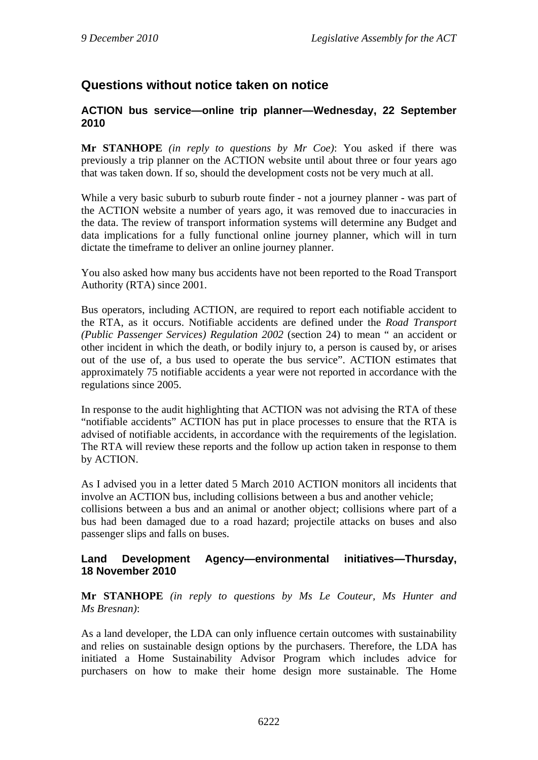## Questions without notice taken on notice

### ACTION bus service—online trip planner—Wednesday, 22 September 2010

**Mr STANHOPE** *(in reply to questions by Mr Coe)*: You asked if there was previously a trip planner on the ACTION website until about three or four years ago that was taken down. If so, should the development costs not be very much at all.

While a very basic suburb to suburb route finder - not a journey planner - was part of the ACTION website a number of years ago, it was removed due to inaccuracies in the data. The review of transport information systems will determine any Budget and data implications for a fully functional online journey planner, which will in turn dictate the timeframe to deliver an online journey planner.

You also asked how many bus accidents have not been reported to the Road Transport Authority (RTA) since 2001.

Bus operators, including ACTION, are required to report each notifiable accident to the RTA, as it occurs. Notifiable accidents are defined under the *Road Transport (Public Passenger Services) Regulation 2002* (section 24) to mean " an accident or other incident in which the death, or bodily injury to, a person is caused by, or arises out of the use of, a bus used to operate the bus service". ACTION estimates that approximately 75 notifiable accidents a year were not reported in accordance with the regulations since 2005.

In response to the audit highlighting that ACTION was not advising the RTA of these "notifiable accidents" ACTION has put in place processes to ensure that the RTA is advised of notifiable accidents, in accordance with the requirements of the legislation. The RTA will review these reports and the follow up action taken in response to them by ACTION.

As I advised you in a letter dated 5 March 2010 ACTION monitors all incidents that involve an ACTION bus, including collisions between a bus and another vehicle; collisions between a bus and an animal or another object; collisions where part of a bus had been damaged due to a road hazard; projectile attacks on buses and also passenger slips and falls on buses.

### Land Development Agency—environmental initiatives—Thursday, 18 November 2010

**Mr STANHOPE** *(in reply to questions by Ms Le Couteur, Ms Hunter and Ms Bresnan)*:

As a land developer, the LDA can only influence certain outcomes with sustainability and relies on sustainable design options by the purchasers. Therefore, the LDA has initiated a Home Sustainability Advisor Program which includes advice for purchasers on how to make their home design more sustainable. The Home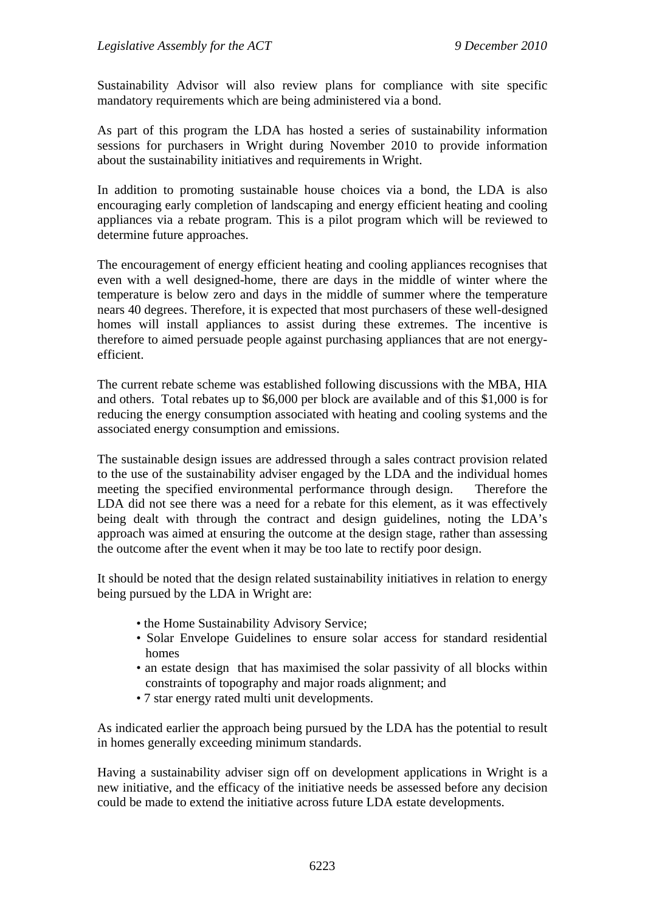Sustainability Advisor will also review plans for compliance with site specific mandatory requirements which are being administered via a bond.

As part of this program the LDA has hosted a series of sustainability information sessions for purchasers in Wright during November 2010 to provide information about the sustainability initiatives and requirements in Wright.

In addition to promoting sustainable house choices via a bond, the LDA is also encouraging early completion of landscaping and energy efficient heating and cooling appliances via a rebate program. This is a pilot program which will be reviewed to determine future approaches.

The encouragement of energy efficient heating and cooling appliances recognises that even with a well designed-home, there are days in the middle of winter where the temperature is below zero and days in the middle of summer where the temperature nears 40 degrees. Therefore, it is expected that most purchasers of these well-designed homes will install appliances to assist during these extremes. The incentive is therefore to aimed persuade people against purchasing appliances that are not energy-efficient.

The current rebate scheme was established following discussions with the MBA, HIA and others. Total rebates up to $6,000 per block are available and of this $1,000 is for reducing the energy consumption associated with heating and cooling systems and the associated energy consumption and emissions.

The sustainable design issues are addressed through a sales contract provision related to the use of the sustainability adviser engaged by the LDA and the individual homes meeting the specified environmental performance through design. Therefore the LDA did not see there was a need for a rebate for this element, as it was effectively being dealt with through the contract and design guidelines, noting the LDA's approach was aimed at ensuring the outcome at the design stage, rather than assessing the outcome after the event when it may be too late to rectify poor design.

It should be noted that the design related sustainability initiatives in relation to energy being pursued by the LDA in Wright are:

- the Home Sustainability Advisory Service;
- Solar Envelope Guidelines to ensure solar access for standard residential homes
- an estate design that has maximised the solar passivity of all blocks within constraints of topography and major roads alignment; and
- 7 star energy rated multi unit developments.

As indicated earlier the approach being pursued by the LDA has the potential to result in homes generally exceeding minimum standards.

Having a sustainability adviser sign off on development applications in Wright is a new initiative, and the efficacy of the initiative needs be assessed before any decision could be made to extend the initiative across future LDA estate developments.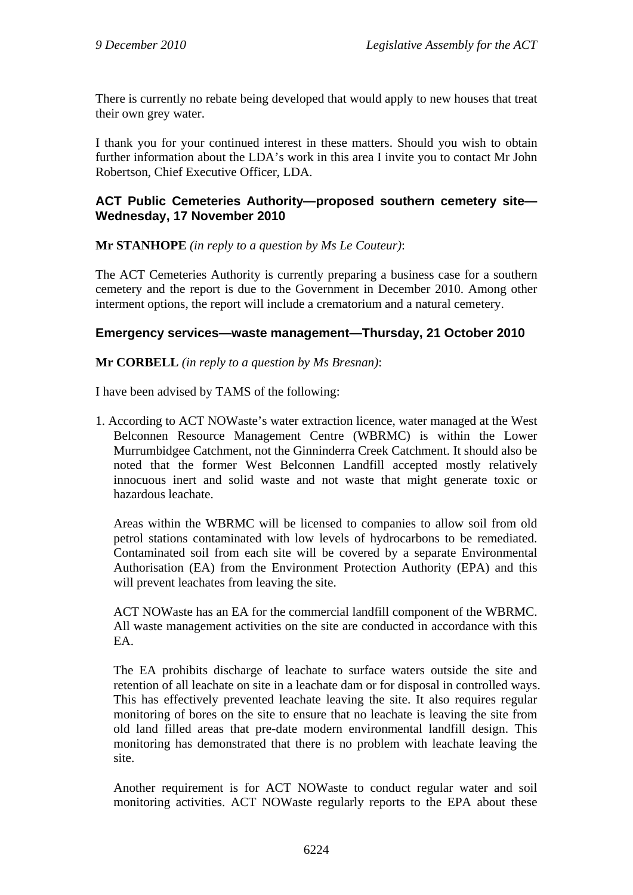There is currently no rebate being developed that would apply to new houses that treat their own grey water.

I thank you for your continued interest in these matters. Should you wish to obtain further information about the LDA's work in this area I invite you to contact Mr John Robertson, Chief Executive Officer, LDA.

### ACT Public Cemeteries Authority—proposed southern cemetery site—Wednesday, 17 November 2010

**Mr STANHOPE** *(in reply to a question by Ms Le Couteur)*:

The ACT Cemeteries Authority is currently preparing a business case for a southern cemetery and the report is due to the Government in December 2010. Among other interment options, the report will include a crematorium and a natural cemetery.

### Emergency services—waste management—Thursday, 21 October 2010

**Mr CORBELL** *(in reply to a question by Ms Bresnan)*:

I have been advised by TAMS of the following:

1. According to ACT NOWaste's water extraction licence, water managed at the West Belconnen Resource Management Centre (WBRMC) is within the Lower Murrumbidgee Catchment, not the Ginninderra Creek Catchment. It should also be noted that the former West Belconnen Landfill accepted mostly relatively innocuous inert and solid waste and not waste that might generate toxic or hazardous leachate.

   Areas within the WBRMC will be licensed to companies to allow soil from old petrol stations contaminated with low levels of hydrocarbons to be remediated. Contaminated soil from each site will be covered by a separate Environmental Authorisation (EA) from the Environment Protection Authority (EPA) and this will prevent leachates from leaving the site.

   ACT NOWaste has an EA for the commercial landfill component of the WBRMC. All waste management activities on the site are conducted in accordance with this EA.

   The EA prohibits discharge of leachate to surface waters outside the site and retention of all leachate on site in a leachate dam or for disposal in controlled ways. This has effectively prevented leachate leaving the site. It also requires regular monitoring of bores on the site to ensure that no leachate is leaving the site from old land filled areas that pre-date modern environmental landfill design. This monitoring has demonstrated that there is no problem with leachate leaving the site.

   Another requirement is for ACT NOWaste to conduct regular water and soil monitoring activities. ACT NOWaste regularly reports to the EPA about these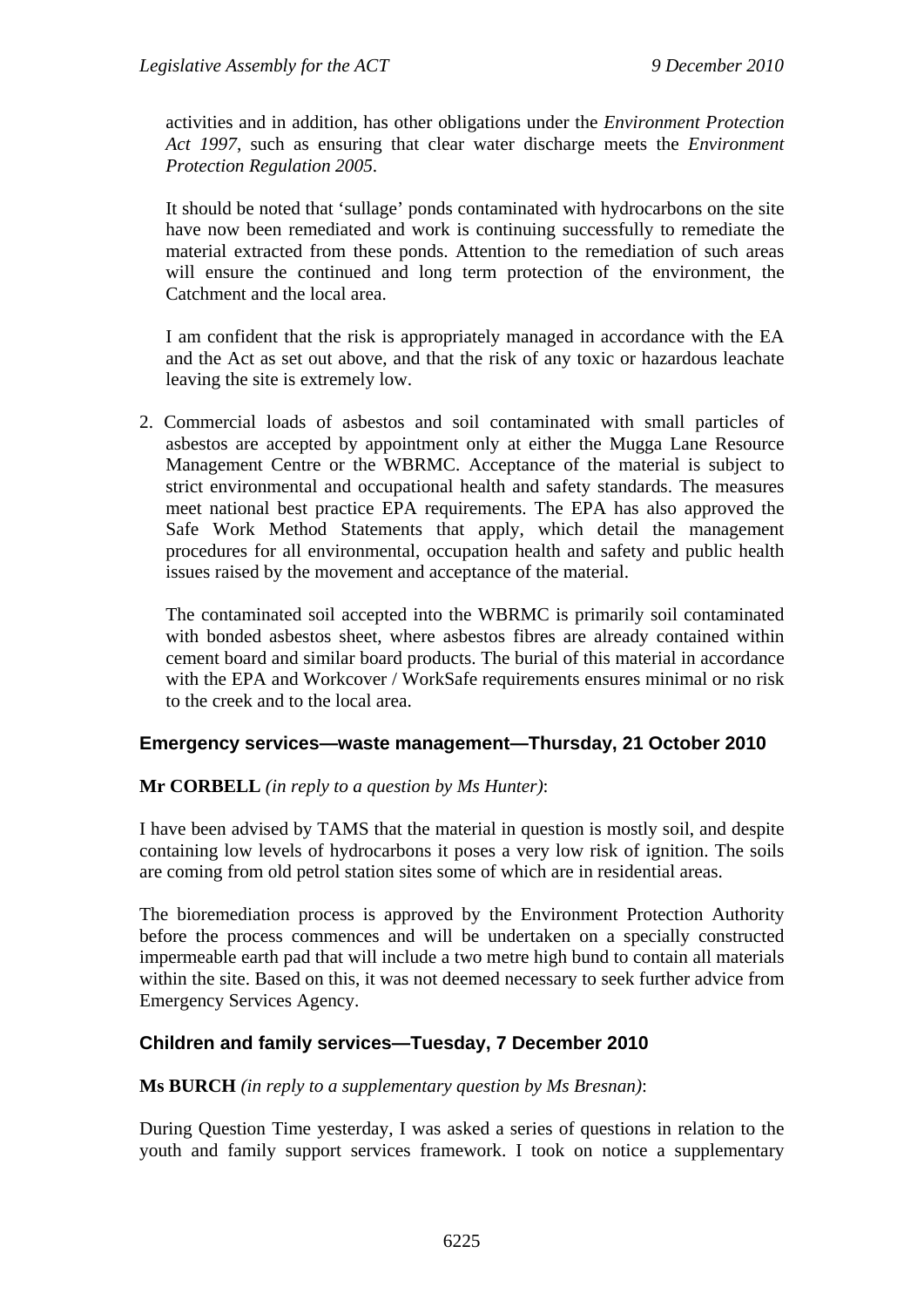activities and in addition, has other obligations under the *Environment Protection Act 1997*, such as ensuring that clear water discharge meets the *Environment Protection Regulation 2005*.

It should be noted that 'sullage' ponds contaminated with hydrocarbons on the site have now been remediated and work is continuing successfully to remediate the material extracted from these ponds. Attention to the remediation of such areas will ensure the continued and long term protection of the environment, the Catchment and the local area.

I am confident that the risk is appropriately managed in accordance with the EA and the Act as set out above, and that the risk of any toxic or hazardous leachate leaving the site is extremely low.

2. Commercial loads of asbestos and soil contaminated with small particles of asbestos are accepted by appointment only at either the Mugga Lane Resource Management Centre or the WBRMC. Acceptance of the material is subject to strict environmental and occupational health and safety standards. The measures meet national best practice EPA requirements. The EPA has also approved the Safe Work Method Statements that apply, which detail the management procedures for all environmental, occupation health and safety and public health issues raised by the movement and acceptance of the material.

   The contaminated soil accepted into the WBRMC is primarily soil contaminated with bonded asbestos sheet, where asbestos fibres are already contained within cement board and similar board products. The burial of this material in accordance with the EPA and Workcover / WorkSafe requirements ensures minimal or no risk to the creek and to the local area.

## Emergency services—waste management—Thursday, 21 October 2010

**Mr CORBELL** *(in reply to a question by Ms Hunter)*:

I have been advised by TAMS that the material in question is mostly soil, and despite containing low levels of hydrocarbons it poses a very low risk of ignition. The soils are coming from old petrol station sites some of which are in residential areas.

The bioremediation process is approved by the Environment Protection Authority before the process commences and will be undertaken on a specially constructed impermeable earth pad that will include a two metre high bund to contain all materials within the site. Based on this, it was not deemed necessary to seek further advice from Emergency Services Agency.

## Children and family services—Tuesday, 7 December 2010

**Ms BURCH** *(in reply to a supplementary question by Ms Bresnan)*:

During Question Time yesterday, I was asked a series of questions in relation to the youth and family support services framework. I took on notice a supplementary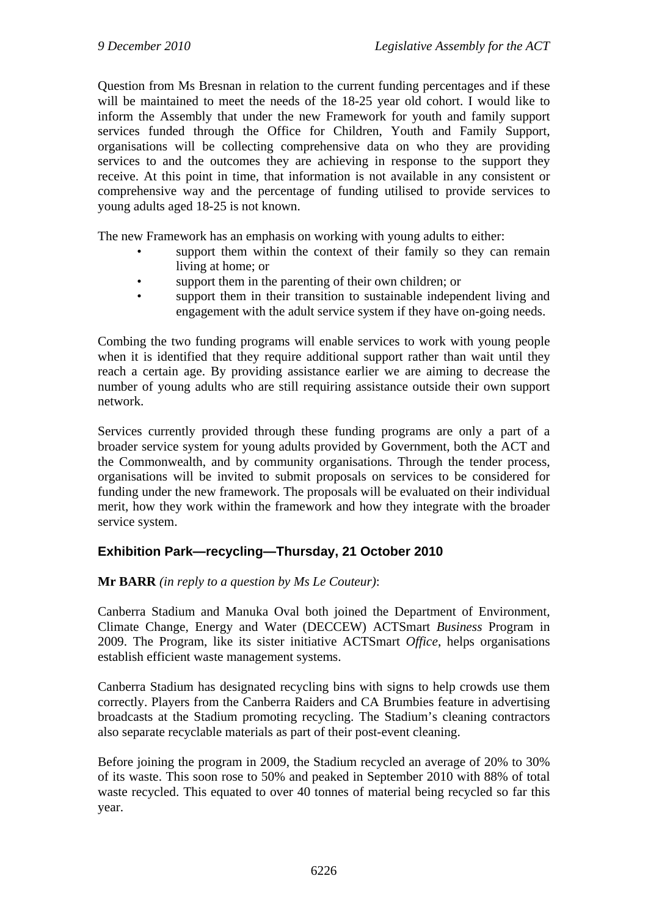Question from Ms Bresnan in relation to the current funding percentages and if these will be maintained to meet the needs of the 18-25 year old cohort. I would like to inform the Assembly that under the new Framework for youth and family support services funded through the Office for Children, Youth and Family Support, organisations will be collecting comprehensive data on who they are providing services to and the outcomes they are achieving in response to the support they receive. At this point in time, that information is not available in any consistent or comprehensive way and the percentage of funding utilised to provide services to young adults aged 18-25 is not known.

The new Framework has an emphasis on working with young adults to either:

- support them within the context of their family so they can remain living at home; or
- support them in the parenting of their own children; or
- support them in their transition to sustainable independent living and engagement with the adult service system if they have on-going needs.

Combing the two funding programs will enable services to work with young people when it is identified that they require additional support rather than wait until they reach a certain age. By providing assistance earlier we are aiming to decrease the number of young adults who are still requiring assistance outside their own support network.

Services currently provided through these funding programs are only a part of a broader service system for young adults provided by Government, both the ACT and the Commonwealth, and by community organisations. Through the tender process, organisations will be invited to submit proposals on services to be considered for funding under the new framework. The proposals will be evaluated on their individual merit, how they work within the framework and how they integrate with the broader service system.

### Exhibition Park—recycling—Thursday, 21 October 2010

**Mr BARR** *(in reply to a question by Ms Le Couteur)*:

Canberra Stadium and Manuka Oval both joined the Department of Environment, Climate Change, Energy and Water (DECCEW) ACTSmart *Business* Program in 2009. The Program, like its sister initiative ACTSmart *Office*, helps organisations establish efficient waste management systems.

Canberra Stadium has designated recycling bins with signs to help crowds use them correctly. Players from the Canberra Raiders and CA Brumbies feature in advertising broadcasts at the Stadium promoting recycling. The Stadium's cleaning contractors also separate recyclable materials as part of their post-event cleaning.

Before joining the program in 2009, the Stadium recycled an average of 20% to 30% of its waste. This soon rose to 50% and peaked in September 2010 with 88% of total waste recycled. This equated to over 40 tonnes of material being recycled so far this year.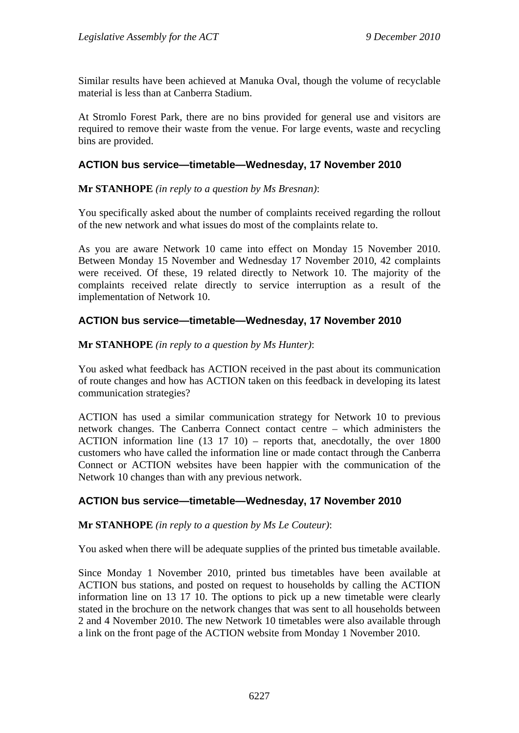Similar results have been achieved at Manuka Oval, though the volume of recyclable material is less than at Canberra Stadium.

At Stromlo Forest Park, there are no bins provided for general use and visitors are required to remove their waste from the venue. For large events, waste and recycling bins are provided.

## ACTION bus service—timetable—Wednesday, 17 November 2010

**Mr STANHOPE** *(in reply to a question by Ms Bresnan)*:

You specifically asked about the number of complaints received regarding the rollout of the new network and what issues do most of the complaints relate to.

As you are aware Network 10 came into effect on Monday 15 November 2010. Between Monday 15 November and Wednesday 17 November 2010, 42 complaints were received. Of these, 19 related directly to Network 10. The majority of the complaints received relate directly to service interruption as a result of the implementation of Network 10.

## ACTION bus service—timetable—Wednesday, 17 November 2010

**Mr STANHOPE** *(in reply to a question by Ms Hunter)*:

You asked what feedback has ACTION received in the past about its communication of route changes and how has ACTION taken on this feedback in developing its latest communication strategies?

ACTION has used a similar communication strategy for Network 10 to previous network changes. The Canberra Connect contact centre – which administers the ACTION information line (13 17 10) – reports that, anecdotally, the over 1800 customers who have called the information line or made contact through the Canberra Connect or ACTION websites have been happier with the communication of the Network 10 changes than with any previous network.

## ACTION bus service—timetable—Wednesday, 17 November 2010

**Mr STANHOPE** *(in reply to a question by Ms Le Couteur)*:

You asked when there will be adequate supplies of the printed bus timetable available.

Since Monday 1 November 2010, printed bus timetables have been available at ACTION bus stations, and posted on request to households by calling the ACTION information line on 13 17 10. The options to pick up a new timetable were clearly stated in the brochure on the network changes that was sent to all households between 2 and 4 November 2010. The new Network 10 timetables were also available through a link on the front page of the ACTION website from Monday 1 November 2010.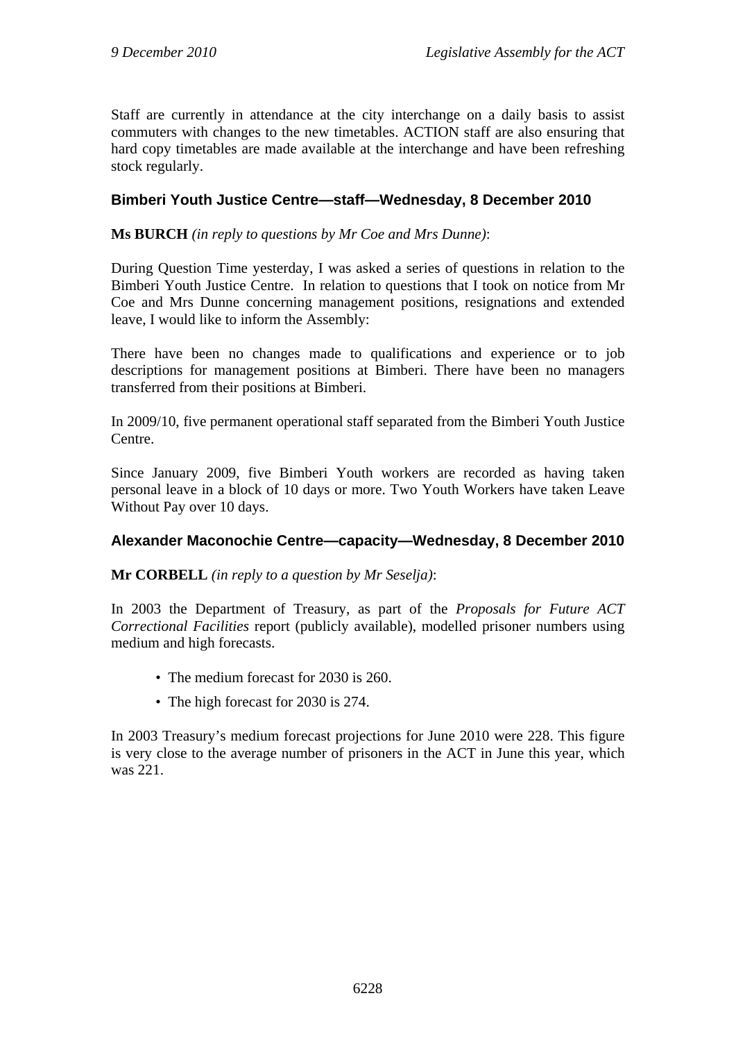Staff are currently in attendance at the city interchange on a daily basis to assist commuters with changes to the new timetables. ACTION staff are also ensuring that hard copy timetables are made available at the interchange and have been refreshing stock regularly.

### Bimberi Youth Justice Centre—staff—Wednesday, 8 December 2010

**Ms BURCH** *(in reply to questions by Mr Coe and Mrs Dunne)*:

During Question Time yesterday, I was asked a series of questions in relation to the Bimberi Youth Justice Centre. In relation to questions that I took on notice from Mr Coe and Mrs Dunne concerning management positions, resignations and extended leave, I would like to inform the Assembly:

There have been no changes made to qualifications and experience or to job descriptions for management positions at Bimberi. There have been no managers transferred from their positions at Bimberi.

In 2009/10, five permanent operational staff separated from the Bimberi Youth Justice Centre.

Since January 2009, five Bimberi Youth workers are recorded as having taken personal leave in a block of 10 days or more. Two Youth Workers have taken Leave Without Pay over 10 days.

### Alexander Maconochie Centre—capacity—Wednesday, 8 December 2010

**Mr CORBELL** *(in reply to a question by Mr Seselja)*:

In 2003 the Department of Treasury, as part of the *Proposals for Future ACT Correctional Facilities* report (publicly available), modelled prisoner numbers using medium and high forecasts.

- The medium forecast for 2030 is 260.
- The high forecast for 2030 is 274.

In 2003 Treasury's medium forecast projections for June 2010 were 228. This figure is very close to the average number of prisoners in the ACT in June this year, which was 221.